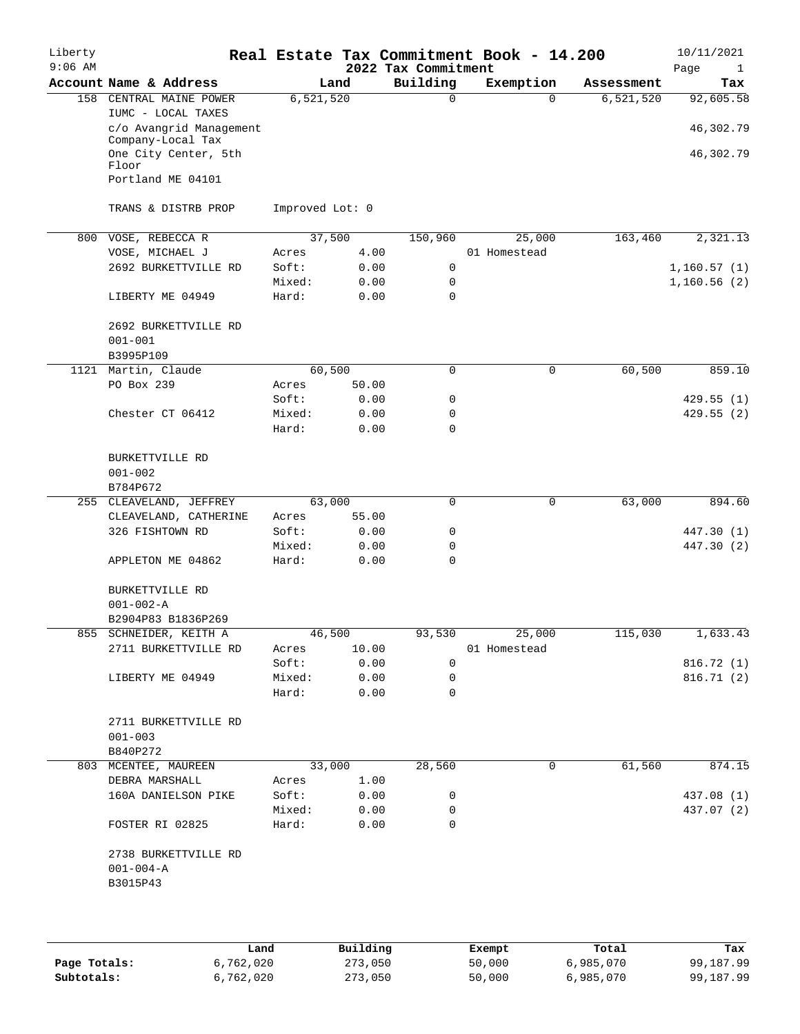# Real Estate Tax Commitment Book - 14.200

Liberty
9:06 AM

2022 Tax Commitment

10/11/2021

| Account Name & Address | Land | | Building | Exemption | Assessment | Tax |
|---|---|---|---|---|---|---|
| 158 CENTRAL MAINE POWER | 6,521,520 | | 0 | 0 | 6,521,520 | 92,605.58 |
| IUMC - LOCAL TAXES | | | | | | |
| c/o Avangrid Management Company-Local Tax | | | | | | 46,302.79 |
| One City Center, 5th Floor | | | | | | 46,302.79 |
| Portland ME 04101 | | | | | | |
| TRANS & DISTRB PROP | Improved Lot: 0 | | | | | |
| 800 VOSE, REBECCA R | 37,500 | | 150,960 | 25,000 | 163,460 | 2,321.13 |
| VOSE, MICHAEL J | Acres | 4.00 | | 01 Homestead | | |
| 2692 BURKETTVILLE RD | Soft: | 0.00 | 0 | | | 1,160.57 (1) |
| | Mixed: | 0.00 | 0 | | | 1,160.56 (2) |
| LIBERTY ME 04949 | Hard: | 0.00 | 0 | | | |
| 2692 BURKETTVILLE RD | | | | | | |
| 001-001 | | | | | | |
| B3995P109 | | | | | | |
| 1121 Martin, Claude | 60,500 | | 0 | 0 | 60,500 | 859.10 |
| PO Box 239 | Acres | 50.00 | | | | |
| | Soft: | 0.00 | 0 | | | 429.55 (1) |
| Chester CT 06412 | Mixed: | 0.00 | 0 | | | 429.55 (2) |
| | Hard: | 0.00 | 0 | | | |
| BURKETTVILLE RD | | | | | | |
| 001-002 | | | | | | |
| B784P672 | | | | | | |
| 255 CLEAVELAND, JEFFREY | 63,000 | | 0 | 0 | 63,000 | 894.60 |
| CLEAVELAND, CATHERINE | Acres | 55.00 | | | | |
| 326 FISHTOWN RD | Soft: | 0.00 | 0 | | | 447.30 (1) |
| | Mixed: | 0.00 | 0 | | | 447.30 (2) |
| APPLETON ME 04862 | Hard: | 0.00 | 0 | | | |
| BURKETTVILLE RD | | | | | | |
| 001-002-A | | | | | | |
| B2904P83 B1836P269 | | | | | | |
| 855 SCHNEIDER, KEITH A | 46,500 | | 93,530 | 25,000 | 115,030 | 1,633.43 |
| 2711 BURKETTVILLE RD | Acres | 10.00 | | 01 Homestead | | |
| | Soft: | 0.00 | 0 | | | 816.72 (1) |
| LIBERTY ME 04949 | Mixed: | 0.00 | 0 | | | 816.71 (2) |
| | Hard: | 0.00 | 0 | | | |
| 2711 BURKETTVILLE RD | | | | | | |
| 001-003 | | | | | | |
| B840P272 | | | | | | |
| 803 MCENTEE, MAUREEN | 33,000 | | 28,560 | 0 | 61,560 | 874.15 |
| DEBRA MARSHALL | Acres | 1.00 | | | | |
| 160A DANIELSON PIKE | Soft: | 0.00 | 0 | | | 437.08 (1) |
| | Mixed: | 0.00 | 0 | | | 437.07 (2) |
| FOSTER RI 02825 | Hard: | 0.00 | 0 | | | |
| 2738 BURKETTVILLE RD | | | | | | |
| 001-004-A | | | | | | |
| B3015P43 | | | | | | |

| | Land | Building | Exempt | Total | Tax |
|---|---|---|---|---|---|
| Page Totals: | 6,762,020 | 273,050 | 50,000 | 6,985,070 | 99,187.99 |
| Subtotals: | 6,762,020 | 273,050 | 50,000 | 6,985,070 | 99,187.99 |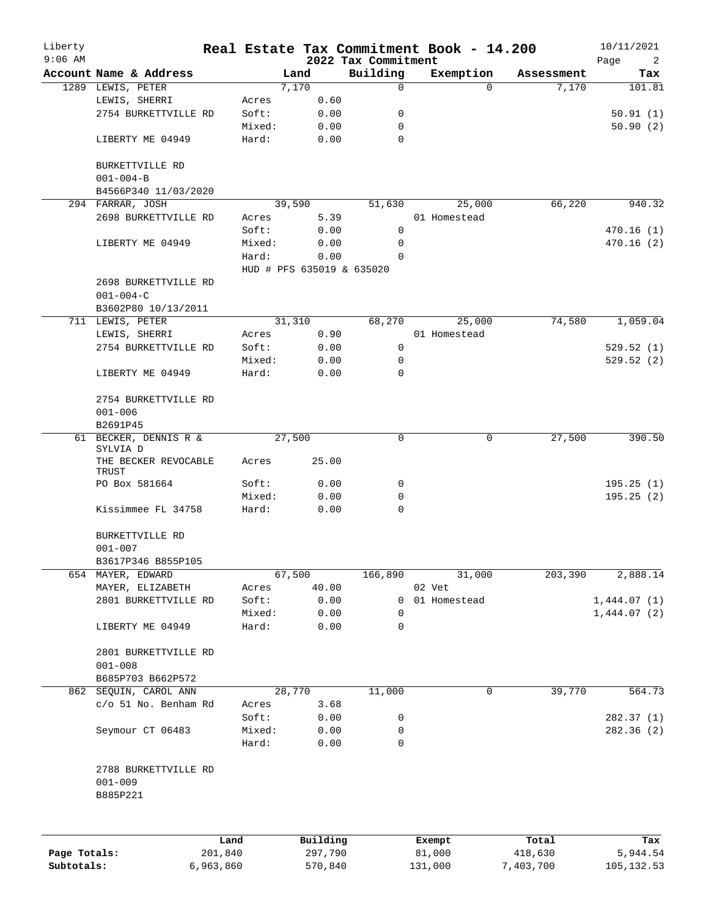# Real Estate Tax Commitment Book - 14.200

Liberty
9:06 AM

2022 Tax Commitment

10/11/2021

| Account Name & Address | | Land | Building | Exemption | Assessment | Tax |
|---|---|---|---|---|---|---|
| 1289 LEWIS, PETER | | 7,170 | 0 | 0 | 7,170 | 101.81 |
| LEWIS, SHERRI | Acres | 0.60 | | | | |
| 2754 BURKETTVILLE RD | Soft: | 0.00 | 0 | | | 50.91 (1) |
| | Mixed: | 0.00 | 0 | | | 50.90 (2) |
| LIBERTY ME 04949 | Hard: | 0.00 | 0 | | | |
| BURKETTVILLE RD | | | | | | |
| 001-004-B | | | | | | |
| B4566P340 11/03/2020 | | | | | | |
| 294 FARRAR, JOSH | | 39,590 | 51,630 | 25,000 | 66,220 | 940.32 |
| 2698 BURKETTVILLE RD | Acres | 5.39 | | 01 Homestead | | |
| | Soft: | 0.00 | 0 | | | 470.16 (1) |
| LIBERTY ME 04949 | Mixed: | 0.00 | 0 | | | 470.16 (2) |
| | Hard: | 0.00 | 0 | | | |
| | HUD # PFS 635019 & 635020 | | | | | |
| 2698 BURKETTVILLE RD | | | | | | |
| 001-004-C | | | | | | |
| B3602P80 10/13/2011 | | | | | | |
| 711 LEWIS, PETER | | 31,310 | 68,270 | 25,000 | 74,580 | 1,059.04 |
| LEWIS, SHERRI | Acres | 0.90 | | 01 Homestead | | |
| 2754 BURKETTVILLE RD | Soft: | 0.00 | 0 | | | 529.52 (1) |
| | Mixed: | 0.00 | 0 | | | 529.52 (2) |
| LIBERTY ME 04949 | Hard: | 0.00 | 0 | | | |
| 2754 BURKETTVILLE RD | | | | | | |
| 001-006 | | | | | | |
| B2691P45 | | | | | | |
| 61 BECKER, DENNIS R & SYLVIA D | | 27,500 | 0 | 0 | 27,500 | 390.50 |
| THE BECKER REVOCABLE TRUST | Acres | 25.00 | | | | |
| PO Box 581664 | Soft: | 0.00 | 0 | | | 195.25 (1) |
| | Mixed: | 0.00 | 0 | | | 195.25 (2) |
| Kissimmee FL 34758 | Hard: | 0.00 | 0 | | | |
| BURKETTVILLE RD | | | | | | |
| 001-007 | | | | | | |
| B3617P346 B855P105 | | | | | | |
| 654 MAYER, EDWARD | | 67,500 | 166,890 | 31,000 | 203,390 | 2,888.14 |
| MAYER, ELIZABETH | Acres | 40.00 | | 02 Vet | | |
| 2801 BURKETTVILLE RD | Soft: | 0.00 | 0 | 01 Homestead | | 1,444.07 (1) |
| | Mixed: | 0.00 | 0 | | | 1,444.07 (2) |
| LIBERTY ME 04949 | Hard: | 0.00 | 0 | | | |
| 2801 BURKETTVILLE RD | | | | | | |
| 001-008 | | | | | | |
| B685P703 B662P572 | | | | | | |
| 862 SEQUIN, CAROL ANN | | 28,770 | 11,000 | 0 | 39,770 | 564.73 |
| c/o 51 No. Benham Rd | Acres | 3.68 | | | | |
| | Soft: | 0.00 | 0 | | | 282.37 (1) |
| Seymour CT 06483 | Mixed: | 0.00 | 0 | | | 282.36 (2) |
| | Hard: | 0.00 | 0 | | | |
| 2788 BURKETTVILLE RD | | | | | | |
| 001-009 | | | | | | |
| B885P221 | | | | | | |

| | Land | Building | Exempt | Total | Tax |
|---|---|---|---|---|---|
| Page Totals: | 201,840 | 297,790 | 81,000 | 418,630 | 5,944.54 |
| Subtotals: | 6,963,860 | 570,840 | 131,000 | 7,403,700 | 105,132.53 |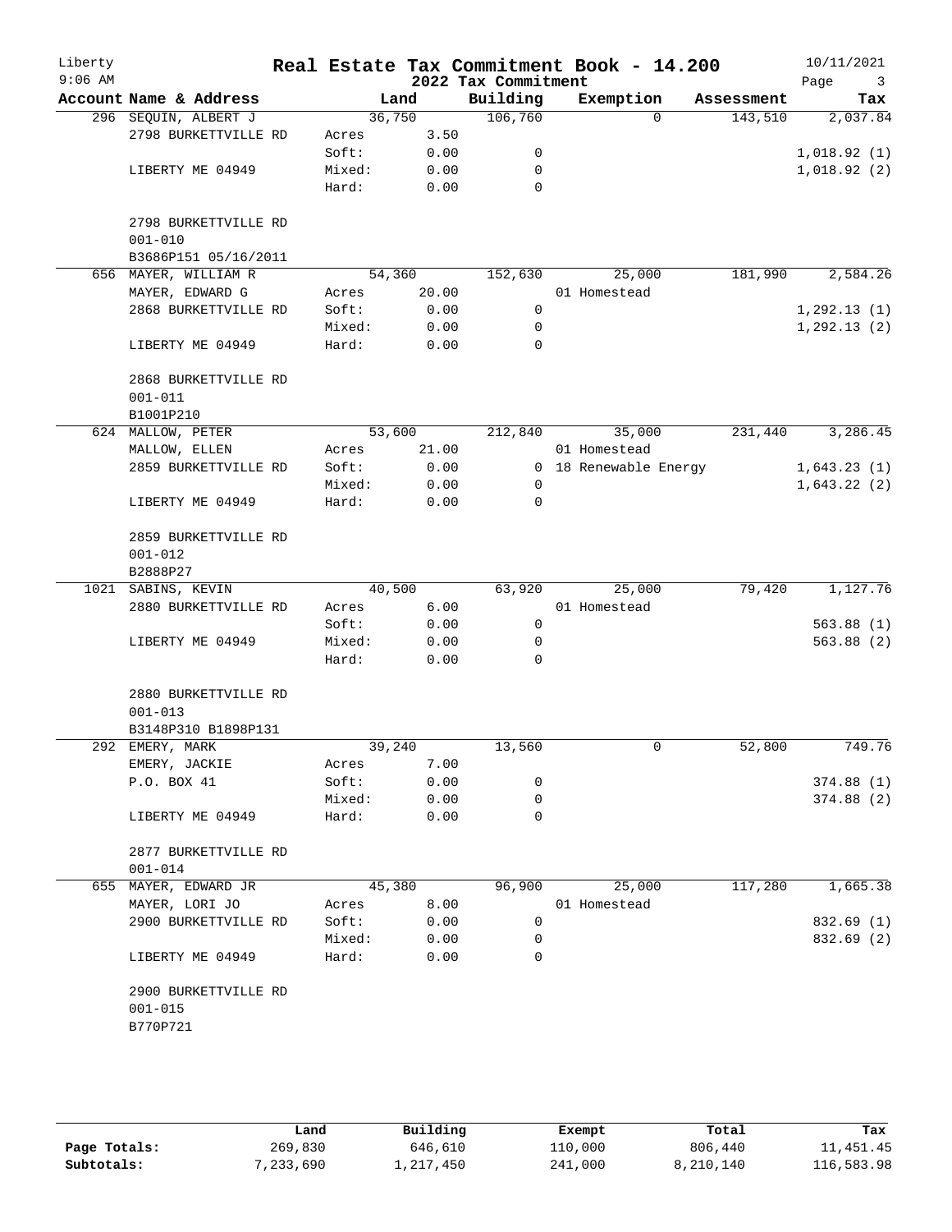# Real Estate Tax Commitment Book - 14.200

Liberty
9:06 AM

2022 Tax Commitment

10/11/2021

| Account Name & Address | Land | | Building | Exemption | Assessment | Tax |
|---|---|---|---|---|---|---|
| 296 SEQUIN, ALBERT J | 36,750 | | 106,760 | 0 | 143,510 | 2,037.84 |
| 2798 BURKETTVILLE RD | Acres | 3.50 | | | | |
| | Soft: | 0.00 | 0 | | | 1,018.92 (1) |
| LIBERTY ME 04949 | Mixed: | 0.00 | 0 | | | 1,018.92 (2) |
| | Hard: | 0.00 | 0 | | | |
| 2798 BURKETTVILLE RD | | | | | | |
| 001-010 | | | | | | |
| B3686P151 05/16/2011 | | | | | | |
| 656 MAYER, WILLIAM R | 54,360 | | 152,630 | 25,000 | 181,990 | 2,584.26 |
| MAYER, EDWARD G | Acres | 20.00 | | 01 Homestead | | |
| 2868 BURKETTVILLE RD | Soft: | 0.00 | 0 | | | 1,292.13 (1) |
| | Mixed: | 0.00 | 0 | | | 1,292.13 (2) |
| LIBERTY ME 04949 | Hard: | 0.00 | 0 | | | |
| 2868 BURKETTVILLE RD | | | | | | |
| 001-011 | | | | | | |
| B1001P210 | | | | | | |
| 624 MALLOW, PETER | 53,600 | | 212,840 | 35,000 | 231,440 | 3,286.45 |
| MALLOW, ELLEN | Acres | 21.00 | | 01 Homestead | | |
| 2859 BURKETTVILLE RD | Soft: | 0.00 | 0 | 18 Renewable Energy | | 1,643.23 (1) |
| | Mixed: | 0.00 | 0 | | | 1,643.22 (2) |
| LIBERTY ME 04949 | Hard: | 0.00 | 0 | | | |
| 2859 BURKETTVILLE RD | | | | | | |
| 001-012 | | | | | | |
| B2888P27 | | | | | | |
| 1021 SABINS, KEVIN | 40,500 | | 63,920 | 25,000 | 79,420 | 1,127.76 |
| 2880 BURKETTVILLE RD | Acres | 6.00 | | 01 Homestead | | |
| | Soft: | 0.00 | 0 | | | 563.88 (1) |
| LIBERTY ME 04949 | Mixed: | 0.00 | 0 | | | 563.88 (2) |
| | Hard: | 0.00 | 0 | | | |
| 2880 BURKETTVILLE RD | | | | | | |
| 001-013 | | | | | | |
| B3148P310 B1898P131 | | | | | | |
| 292 EMERY, MARK | 39,240 | | 13,560 | 0 | 52,800 | 749.76 |
| EMERY, JACKIE | Acres | 7.00 | | | | |
| P.O. BOX 41 | Soft: | 0.00 | 0 | | | 374.88 (1) |
| | Mixed: | 0.00 | 0 | | | 374.88 (2) |
| LIBERTY ME 04949 | Hard: | 0.00 | 0 | | | |
| 2877 BURKETTVILLE RD | | | | | | |
| 001-014 | | | | | | |
| 655 MAYER, EDWARD JR | 45,380 | | 96,900 | 25,000 | 117,280 | 1,665.38 |
| MAYER, LORI JO | Acres | 8.00 | | 01 Homestead | | |
| 2900 BURKETTVILLE RD | Soft: | 0.00 | 0 | | | 832.69 (1) |
| | Mixed: | 0.00 | 0 | | | 832.69 (2) |
| LIBERTY ME 04949 | Hard: | 0.00 | 0 | | | |
| 2900 BURKETTVILLE RD | | | | | | |
| 001-015 | | | | | | |
| B770P721 | | | | | | |

| | Land | Building | Exempt | Total | Tax |
|---|---|---|---|---|---|
| **Page Totals:** | 269,830 | 646,610 | 110,000 | 806,440 | 11,451.45 |
| **Subtotals:** | 7,233,690 | 1,217,450 | 241,000 | 8,210,140 | 116,583.98 |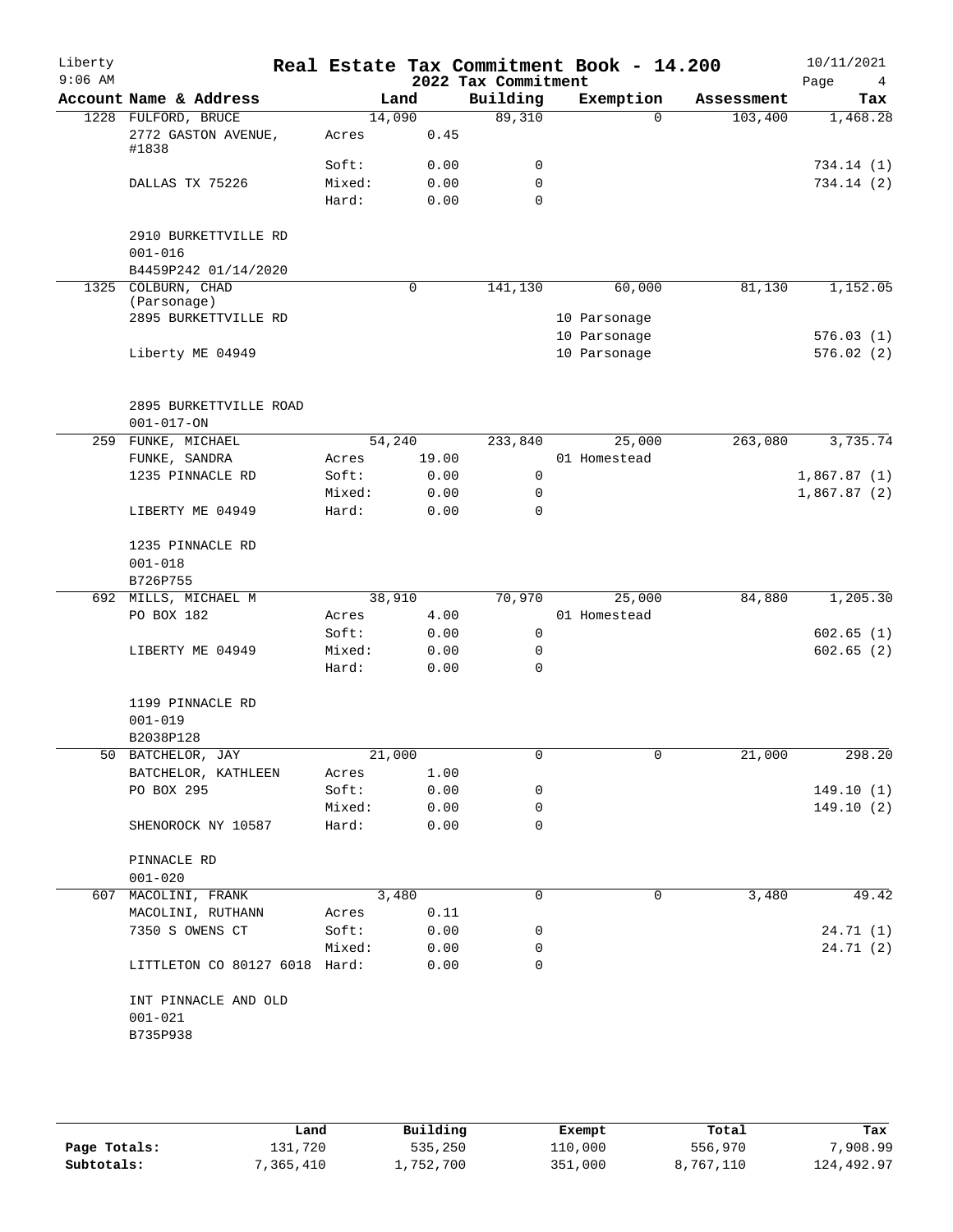# Real Estate Tax Commitment Book - 14.200

Liberty
9:06 AM

2022 Tax Commitment

10/11/2021

| Account Name & Address | | Land | Building | Exemption | Assessment | Tax |
|---|---|---|---|---|---|---|
| 1228 FULFORD, BRUCE | | 14,090 | 89,310 | 0 | 103,400 | 1,468.28 |
| 2772 GASTON AVENUE, #1838 | Acres | 0.45 | | | | |
| | Soft: | 0.00 | 0 | | | 734.14 (1) |
| DALLAS TX 75226 | Mixed: | 0.00 | 0 | | | 734.14 (2) |
| | Hard: | 0.00 | 0 | | | |
| 2910 BURKETTVILLE RD | | | | | | |
| 001-016 | | | | | | |
| B4459P242 01/14/2020 | | | | | | |
| 1325 COLBURN, CHAD (Parsonage) | | 0 | 141,130 | 60,000 | 81,130 | 1,152.05 |
| 2895 BURKETTVILLE RD | | | | 10 Parsonage | | |
| | | | | 10 Parsonage | | 576.03 (1) |
| Liberty ME 04949 | | | | 10 Parsonage | | 576.02 (2) |
| 2895 BURKETTVILLE ROAD | | | | | | |
| 001-017-ON | | | | | | |
| 259 FUNKE, MICHAEL | | 54,240 | 233,840 | 25,000 | 263,080 | 3,735.74 |
| FUNKE, SANDRA | Acres | 19.00 | | 01 Homestead | | |
| 1235 PINNACLE RD | Soft: | 0.00 | 0 | | | 1,867.87 (1) |
| | Mixed: | 0.00 | 0 | | | 1,867.87 (2) |
| LIBERTY ME 04949 | Hard: | 0.00 | 0 | | | |
| 1235 PINNACLE RD | | | | | | |
| 001-018 | | | | | | |
| B726P755 | | | | | | |
| 692 MILLS, MICHAEL M | | 38,910 | 70,970 | 25,000 | 84,880 | 1,205.30 |
| PO BOX 182 | Acres | 4.00 | | 01 Homestead | | |
| | Soft: | 0.00 | 0 | | | 602.65 (1) |
| LIBERTY ME 04949 | Mixed: | 0.00 | 0 | | | 602.65 (2) |
| | Hard: | 0.00 | 0 | | | |
| 1199 PINNACLE RD | | | | | | |
| 001-019 | | | | | | |
| B2038P128 | | | | | | |
| 50 BATCHELOR, JAY | | 21,000 | 0 | 0 | 21,000 | 298.20 |
| BATCHELOR, KATHLEEN | Acres | 1.00 | | | | |
| PO BOX 295 | Soft: | 0.00 | 0 | | | 149.10 (1) |
| | Mixed: | 0.00 | 0 | | | 149.10 (2) |
| SHENOROCK NY 10587 | Hard: | 0.00 | 0 | | | |
| PINNACLE RD | | | | | | |
| 001-020 | | | | | | |
| 607 MACOLINI, FRANK | | 3,480 | 0 | 0 | 3,480 | 49.42 |
| MACOLINI, RUTHANN | Acres | 0.11 | | | | |
| 7350 S OWENS CT | Soft: | 0.00 | 0 | | | 24.71 (1) |
| | Mixed: | 0.00 | 0 | | | 24.71 (2) |
| LITTLETON CO 80127 6018 | Hard: | 0.00 | 0 | | | |
| INT PINNACLE AND OLD | | | | | | |
| 001-021 | | | | | | |
| B735P938 | | | | | | |

| | Land | Building | Exempt | Total | Tax |
|---|---|---|---|---|---|
| Page Totals: | 131,720 | 535,250 | 110,000 | 556,970 | 7,908.99 |
| Subtotals: | 7,365,410 | 1,752,700 | 351,000 | 8,767,110 | 124,492.97 |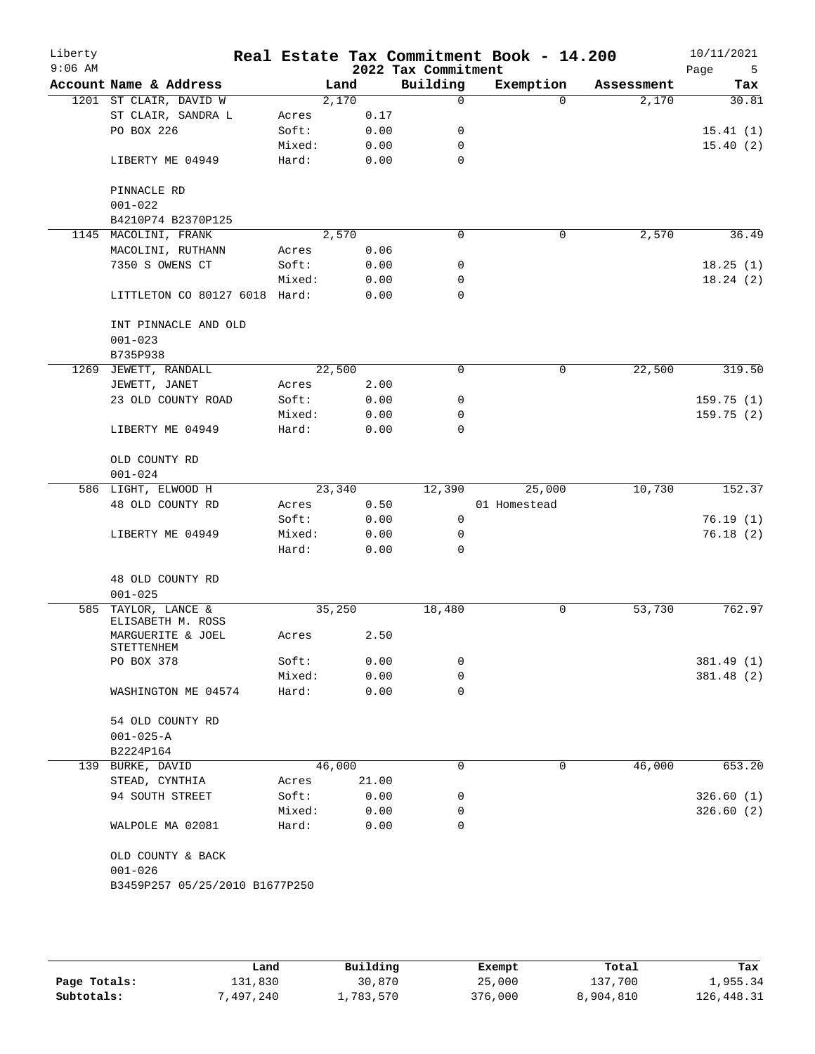# Real Estate Tax Commitment Book - 14.200

Liberty
9:06 AM

2022 Tax Commitment

10/11/2021

| Account | Name & Address | | Land | Building | Exemption | Assessment | Tax |
|---|---|---|---|---|---|---|---|
| 1201 | ST CLAIR, DAVID W | | 2,170 | 0 | 0 | 2,170 | 30.81 |
| | ST CLAIR, SANDRA L | Acres | 0.17 | | | | |
| | PO BOX 226 | Soft: | 0.00 | 0 | | | 15.41 (1) |
| | | Mixed: | 0.00 | 0 | | | 15.40 (2) |
| | LIBERTY ME 04949 | Hard: | 0.00 | 0 | | | |
| | PINNACLE RD | | | | | | |
| | 001-022 | | | | | | |
| | B4210P74 B2370P125 | | | | | | |
| 1145 | MACOLINI, FRANK | | 2,570 | 0 | 0 | 2,570 | 36.49 |
| | MACOLINI, RUTHANN | Acres | 0.06 | | | | |
| | 7350 S OWENS CT | Soft: | 0.00 | 0 | | | 18.25 (1) |
| | | Mixed: | 0.00 | 0 | | | 18.24 (2) |
| | LITTLETON CO 80127 6018 | Hard: | 0.00 | 0 | | | |
| | INT PINNACLE AND OLD | | | | | | |
| | 001-023 | | | | | | |
| | B735P938 | | | | | | |
| 1269 | JEWETT, RANDALL | | 22,500 | 0 | 0 | 22,500 | 319.50 |
| | JEWETT, JANET | Acres | 2.00 | | | | |
| | 23 OLD COUNTY ROAD | Soft: | 0.00 | 0 | | | 159.75 (1) |
| | | Mixed: | 0.00 | 0 | | | 159.75 (2) |
| | LIBERTY ME 04949 | Hard: | 0.00 | 0 | | | |
| | OLD COUNTY RD | | | | | | |
| | 001-024 | | | | | | |
| 586 | LIGHT, ELWOOD H | | 23,340 | 12,390 | 25,000 | 10,730 | 152.37 |
| | 48 OLD COUNTY RD | Acres | 0.50 | | 01 Homestead | | |
| | | Soft: | 0.00 | 0 | | | 76.19 (1) |
| | LIBERTY ME 04949 | Mixed: | 0.00 | 0 | | | 76.18 (2) |
| | | Hard: | 0.00 | 0 | | | |
| | 48 OLD COUNTY RD | | | | | | |
| | 001-025 | | | | | | |
| 585 | TAYLOR, LANCE & ELISABETH M. ROSS | | 35,250 | 18,480 | 0 | 53,730 | 762.97 |
| | MARGUERITE & JOEL STETTENHEM | Acres | 2.50 | | | | |
| | PO BOX 378 | Soft: | 0.00 | 0 | | | 381.49 (1) |
| | | Mixed: | 0.00 | 0 | | | 381.48 (2) |
| | WASHINGTON ME 04574 | Hard: | 0.00 | 0 | | | |
| | 54 OLD COUNTY RD | | | | | | |
| | 001-025-A | | | | | | |
| | B2224P164 | | | | | | |
| 139 | BURKE, DAVID | | 46,000 | 0 | 0 | 46,000 | 653.20 |
| | STEAD, CYNTHIA | Acres | 21.00 | | | | |
| | 94 SOUTH STREET | Soft: | 0.00 | 0 | | | 326.60 (1) |
| | | Mixed: | 0.00 | 0 | | | 326.60 (2) |
| | WALPOLE MA 02081 | Hard: | 0.00 | 0 | | | |
| | OLD COUNTY & BACK | | | | | | |
| | 001-026 | | | | | | |
| | B3459P257 05/25/2010 B1677P250 | | | | | | |

| | Land | Building | Exempt | Total | Tax |
|---|---|---|---|---|---|
| Page Totals: | 131,830 | 30,870 | 25,000 | 137,700 | 1,955.34 |
| Subtotals: | 7,497,240 | 1,783,570 | 376,000 | 8,904,810 | 126,448.31 |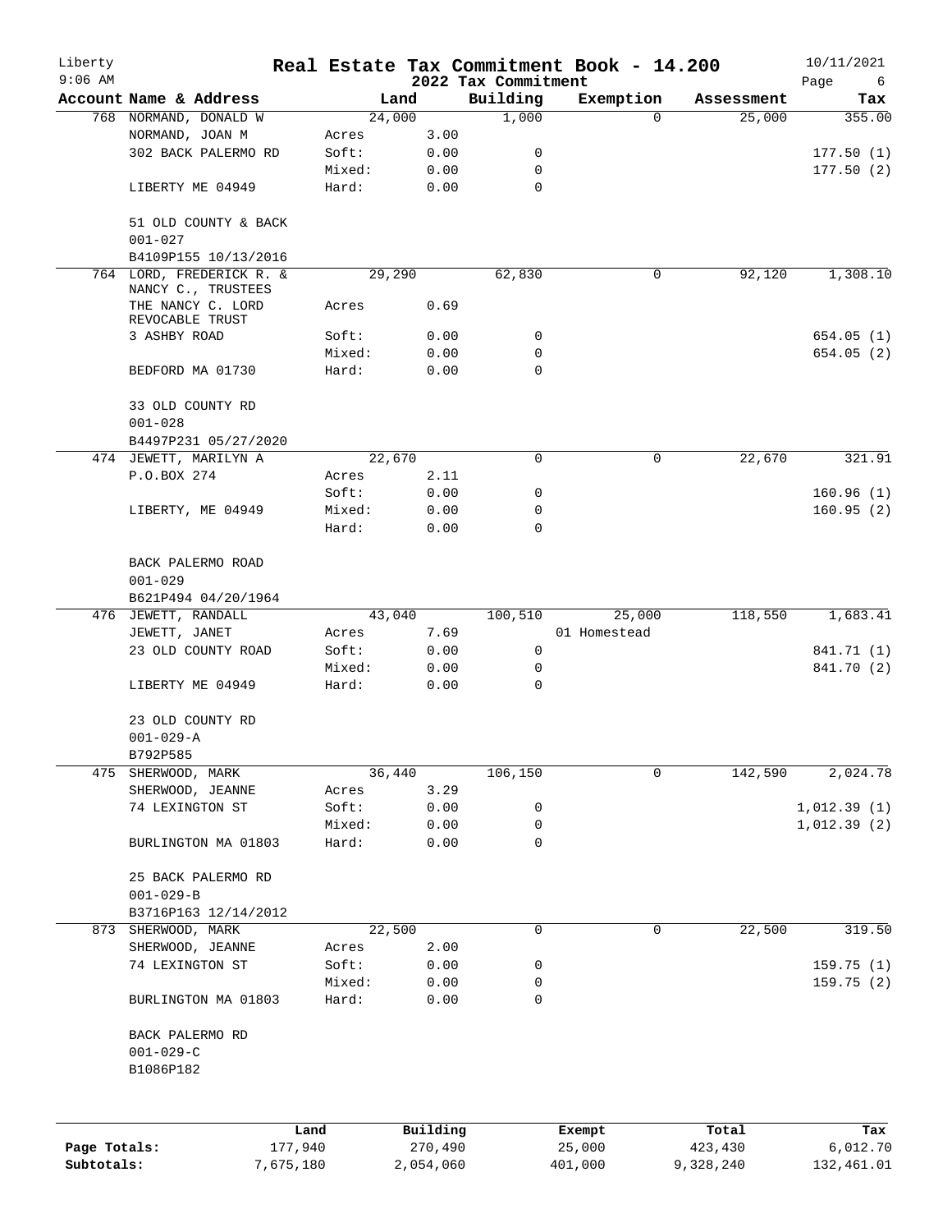# Real Estate Tax Commitment Book - 14.200

## 2022 Tax Commitment

Liberty
9:06 AM
10/11/2021

| Account Name & Address | Land | | Building | Exemption | Assessment | Tax |
|---|---|---|---|---|---|---|
| 768 NORMAND, DONALD W | 24,000 | | 1,000 | 0 | 25,000 | 355.00 |
| NORMAND, JOAN M | Acres | 3.00 | | | | |
| 302 BACK PALERMO RD | Soft: | 0.00 | 0 | | | 177.50 (1) |
| | Mixed: | 0.00 | 0 | | | 177.50 (2) |
| LIBERTY ME 04949 | Hard: | 0.00 | 0 | | | |
| 51 OLD COUNTY & BACK | | | | | | |
| 001-027 | | | | | | |
| B4109P155 10/13/2016 | | | | | | |
| 764 LORD, FREDERICK R. & NANCY C., TRUSTEES | 29,290 | | 62,830 | 0 | 92,120 | 1,308.10 |
| THE NANCY C. LORD REVOCABLE TRUST | Acres | 0.69 | | | | |
| 3 ASHBY ROAD | Soft: | 0.00 | 0 | | | 654.05 (1) |
| | Mixed: | 0.00 | 0 | | | 654.05 (2) |
| BEDFORD MA 01730 | Hard: | 0.00 | 0 | | | |
| 33 OLD COUNTY RD | | | | | | |
| 001-028 | | | | | | |
| B4497P231 05/27/2020 | | | | | | |
| 474 JEWETT, MARILYN A | 22,670 | | 0 | 0 | 22,670 | 321.91 |
| P.O.BOX 274 | Acres | 2.11 | | | | |
| | Soft: | 0.00 | 0 | | | 160.96 (1) |
| LIBERTY, ME 04949 | Mixed: | 0.00 | 0 | | | 160.95 (2) |
| | Hard: | 0.00 | 0 | | | |
| BACK PALERMO ROAD | | | | | | |
| 001-029 | | | | | | |
| B621P494 04/20/1964 | | | | | | |
| 476 JEWETT, RANDALL | 43,040 | | 100,510 | 25,000 | 118,550 | 1,683.41 |
| JEWETT, JANET | Acres | 7.69 | | 01 Homestead | | |
| 23 OLD COUNTY ROAD | Soft: | 0.00 | 0 | | | 841.71 (1) |
| | Mixed: | 0.00 | 0 | | | 841.70 (2) |
| LIBERTY ME 04949 | Hard: | 0.00 | 0 | | | |
| 23 OLD COUNTY RD | | | | | | |
| 001-029-A | | | | | | |
| B792P585 | | | | | | |
| 475 SHERWOOD, MARK | 36,440 | | 106,150 | 0 | 142,590 | 2,024.78 |
| SHERWOOD, JEANNE | Acres | 3.29 | | | | |
| 74 LEXINGTON ST | Soft: | 0.00 | 0 | | | 1,012.39 (1) |
| | Mixed: | 0.00 | 0 | | | 1,012.39 (2) |
| BURLINGTON MA 01803 | Hard: | 0.00 | 0 | | | |
| 25 BACK PALERMO RD | | | | | | |
| 001-029-B | | | | | | |
| B3716P163 12/14/2012 | | | | | | |
| 873 SHERWOOD, MARK | 22,500 | | 0 | 0 | 22,500 | 319.50 |
| SHERWOOD, JEANNE | Acres | 2.00 | | | | |
| 74 LEXINGTON ST | Soft: | 0.00 | 0 | | | 159.75 (1) |
| | Mixed: | 0.00 | 0 | | | 159.75 (2) |
| BURLINGTON MA 01803 | Hard: | 0.00 | 0 | | | |
| BACK PALERMO RD | | | | | | |
| 001-029-C | | | | | | |
| B1086P182 | | | | | | |

| | Land | Building | Exempt | Total | Tax |
|---|---|---|---|---|---|
| Page Totals: | 177,940 | 270,490 | 25,000 | 423,430 | 6,012.70 |
| Subtotals: | 7,675,180 | 2,054,060 | 401,000 | 9,328,240 | 132,461.01 |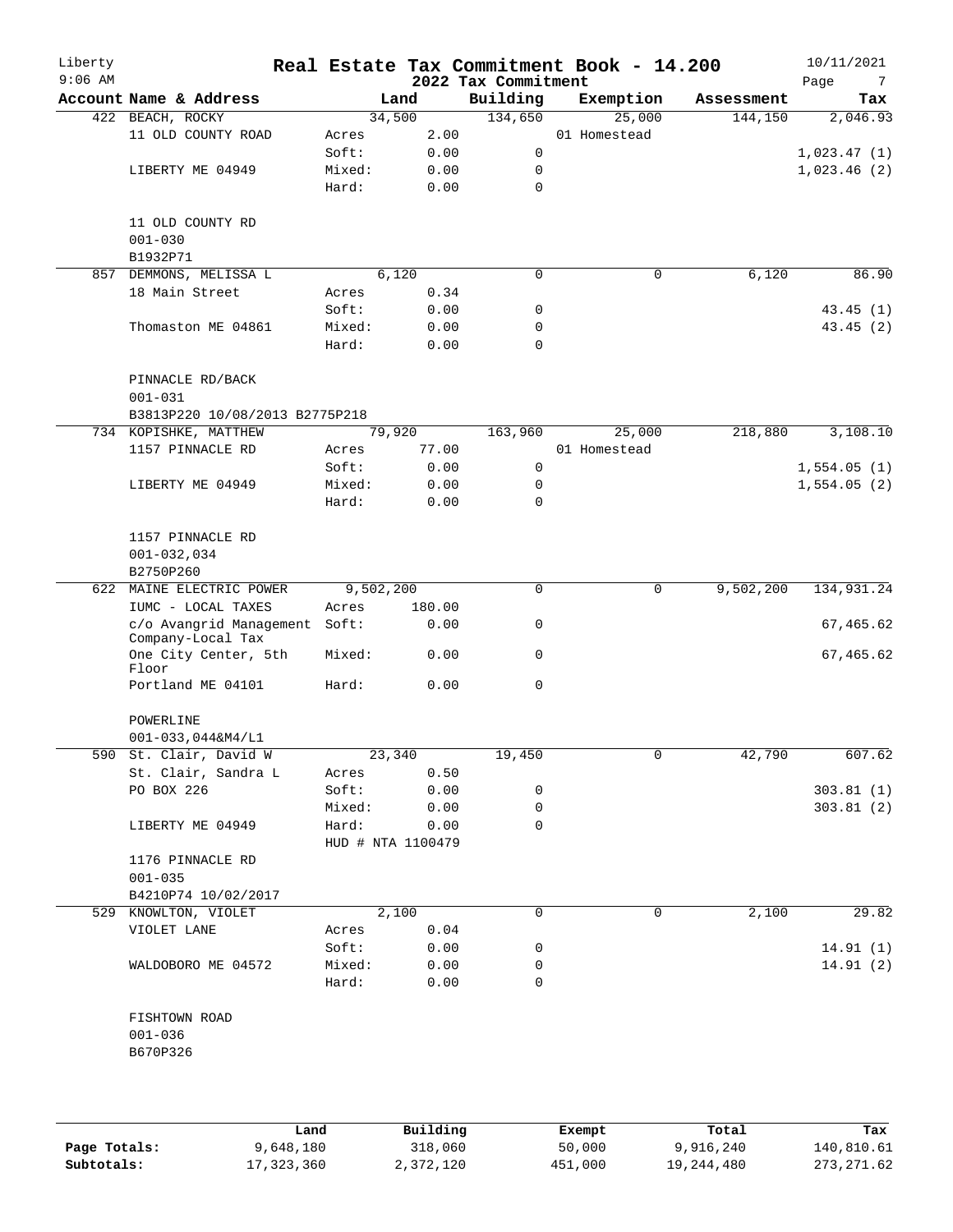# Real Estate Tax Commitment Book - 14.200

Liberty
9:06 AM

2022 Tax Commitment

10/11/2021

| Account Name & Address | | Land | Building | Exemption | Assessment | Tax |
|---|---|---|---|---|---|---|
| 422 BEACH, ROCKY | | 34,500 | 134,650 | 25,000 | 144,150 | 2,046.93 |
| 11 OLD COUNTY ROAD | Acres | 2.00 | | 01 Homestead | | |
| | Soft: | 0.00 | 0 | | | 1,023.47 (1) |
| LIBERTY ME 04949 | Mixed: | 0.00 | 0 | | | 1,023.46 (2) |
| | Hard: | 0.00 | 0 | | | |
| 11 OLD COUNTY RD | | | | | | |
| 001-030 | | | | | | |
| B1932P71 | | | | | | |
| 857 DEMMONS, MELISSA L | | 6,120 | 0 | 0 | 6,120 | 86.90 |
| 18 Main Street | Acres | 0.34 | | | | |
| | Soft: | 0.00 | 0 | | | 43.45 (1) |
| Thomaston ME 04861 | Mixed: | 0.00 | 0 | | | 43.45 (2) |
| | Hard: | 0.00 | 0 | | | |
| PINNACLE RD/BACK | | | | | | |
| 001-031 | | | | | | |
| B3813P220 10/08/2013 B2775P218 | | | | | | |
| 734 KOPISHKE, MATTHEW | | 79,920 | 163,960 | 25,000 | 218,880 | 3,108.10 |
| 1157 PINNACLE RD | Acres | 77.00 | | 01 Homestead | | |
| | Soft: | 0.00 | 0 | | | 1,554.05 (1) |
| LIBERTY ME 04949 | Mixed: | 0.00 | 0 | | | 1,554.05 (2) |
| | Hard: | 0.00 | 0 | | | |
| 1157 PINNACLE RD | | | | | | |
| 001-032,034 | | | | | | |
| B2750P260 | | | | | | |
| 622 MAINE ELECTRIC POWER | | 9,502,200 | 0 | 0 | 9,502,200 | 134,931.24 |
| IUMC - LOCAL TAXES | Acres | 180.00 | | | | |
| c/o Avangrid Management Company-Local Tax | Soft: | 0.00 | 0 | | | 67,465.62 |
| One City Center, 5th Floor | Mixed: | 0.00 | 0 | | | 67,465.62 |
| Portland ME 04101 | Hard: | 0.00 | 0 | | | |
| POWERLINE | | | | | | |
| 001-033,044&M4/L1 | | | | | | |
| 590 St. Clair, David W | | 23,340 | 19,450 | 0 | 42,790 | 607.62 |
| St. Clair, Sandra L | Acres | 0.50 | | | | |
| PO BOX 226 | Soft: | 0.00 | 0 | | | 303.81 (1) |
| | Mixed: | 0.00 | 0 | | | 303.81 (2) |
| LIBERTY ME 04949 | Hard: | 0.00 | 0 | | | |
| | HUD # NTA 1100479 | | | | | |
| 1176 PINNACLE RD | | | | | | |
| 001-035 | | | | | | |
| B4210P74 10/02/2017 | | | | | | |
| 529 KNOWLTON, VIOLET | | 2,100 | 0 | 0 | 2,100 | 29.82 |
| VIOLET LANE | Acres | 0.04 | | | | |
| | Soft: | 0.00 | 0 | | | 14.91 (1) |
| WALDOBORO ME 04572 | Mixed: | 0.00 | 0 | | | 14.91 (2) |
| | Hard: | 0.00 | 0 | | | |
| FISHTOWN ROAD | | | | | | |
| 001-036 | | | | | | |
| B670P326 | | | | | | |

| | Land | Building | Exempt | Total | Tax |
|---|---|---|---|---|---|
| Page Totals: | 9,648,180 | 318,060 | 50,000 | 9,916,240 | 140,810.61 |
| Subtotals: | 17,323,360 | 2,372,120 | 451,000 | 19,244,480 | 273,271.62 |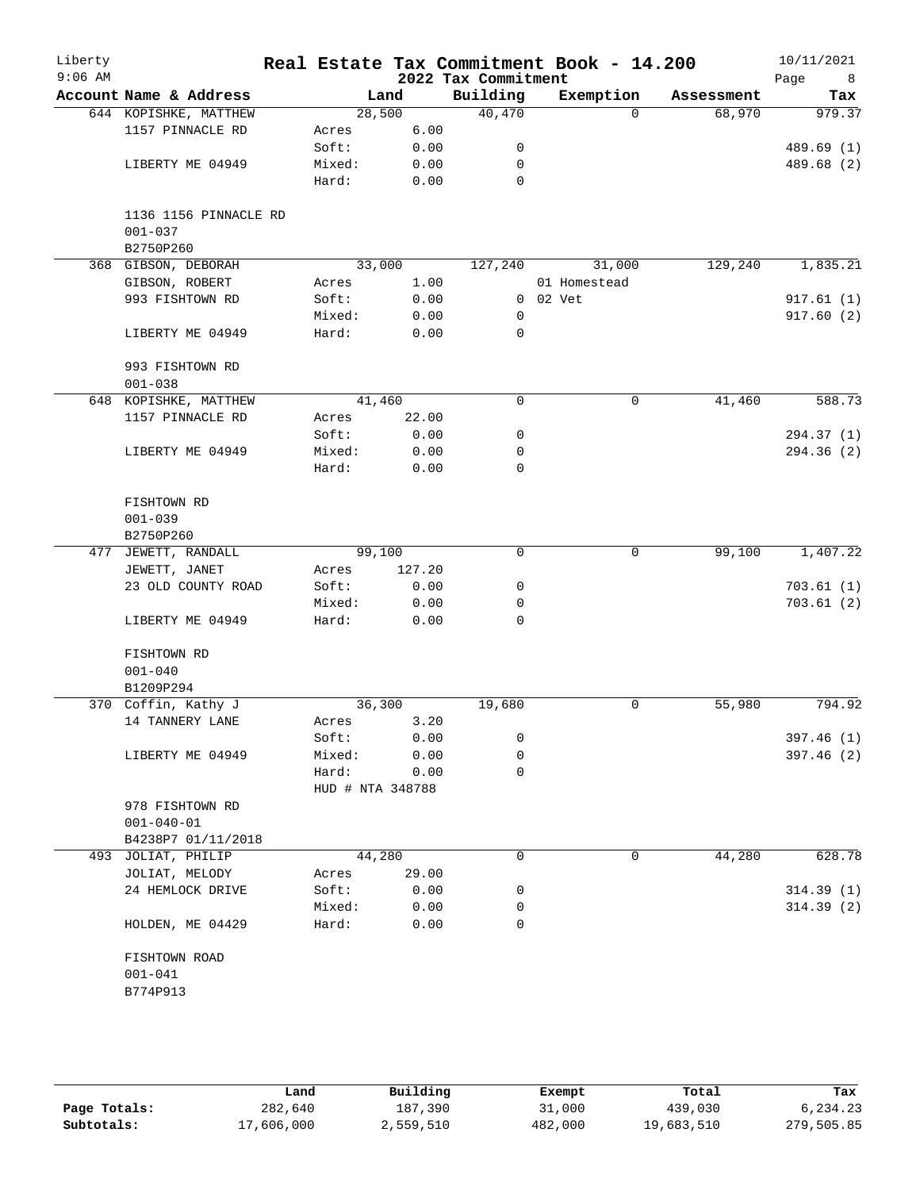# Real Estate Tax Commitment Book - 14.200

Liberty
9:06 AM

2022 Tax Commitment

10/11/2021

| Account Name & Address | Land | | Building | Exemption | Assessment | Tax |
|---|---|---|---|---|---|---|
| 644 KOPISHKE, MATTHEW | | 28,500 | 40,470 | 0 | 68,970 | 979.37 |
| 1157 PINNACLE RD | Acres | 6.00 | | | | |
| | Soft: | 0.00 | 0 | | | 489.69 (1) |
| LIBERTY ME 04949 | Mixed: | 0.00 | 0 | | | 489.68 (2) |
| | Hard: | 0.00 | 0 | | | |
| 1136 1156 PINNACLE RD | | | | | | |
| 001-037 | | | | | | |
| B2750P260 | | | | | | |
| 368 GIBSON, DEBORAH | | 33,000 | 127,240 | 31,000 | 129,240 | 1,835.21 |
| GIBSON, ROBERT | Acres | 1.00 | | 01 Homestead | | |
| 993 FISHTOWN RD | Soft: | 0.00 | 0 | 02 Vet | | 917.61 (1) |
| | Mixed: | 0.00 | 0 | | | 917.60 (2) |
| LIBERTY ME 04949 | Hard: | 0.00 | 0 | | | |
| 993 FISHTOWN RD | | | | | | |
| 001-038 | | | | | | |
| 648 KOPISHKE, MATTHEW | | 41,460 | 0 | 0 | 41,460 | 588.73 |
| 1157 PINNACLE RD | Acres | 22.00 | | | | |
| | Soft: | 0.00 | 0 | | | 294.37 (1) |
| LIBERTY ME 04949 | Mixed: | 0.00 | 0 | | | 294.36 (2) |
| | Hard: | 0.00 | 0 | | | |
| FISHTOWN RD | | | | | | |
| 001-039 | | | | | | |
| B2750P260 | | | | | | |
| 477 JEWETT, RANDALL | | 99,100 | 0 | 0 | 99,100 | 1,407.22 |
| JEWETT, JANET | Acres | 127.20 | | | | |
| 23 OLD COUNTY ROAD | Soft: | 0.00 | 0 | | | 703.61 (1) |
| | Mixed: | 0.00 | 0 | | | 703.61 (2) |
| LIBERTY ME 04949 | Hard: | 0.00 | 0 | | | |
| FISHTOWN RD | | | | | | |
| 001-040 | | | | | | |
| B1209P294 | | | | | | |
| 370 Coffin, Kathy J | | 36,300 | 19,680 | 0 | 55,980 | 794.92 |
| 14 TANNERY LANE | Acres | 3.20 | | | | |
| | Soft: | 0.00 | 0 | | | 397.46 (1) |
| LIBERTY ME 04949 | Mixed: | 0.00 | 0 | | | 397.46 (2) |
| | Hard: | 0.00 | 0 | | | |
| | HUD # NTA 348788 | | | | | |
| 978 FISHTOWN RD | | | | | | |
| 001-040-01 | | | | | | |
| B4238P7 01/11/2018 | | | | | | |
| 493 JOLIAT, PHILIP | | 44,280 | 0 | 0 | 44,280 | 628.78 |
| JOLIAT, MELODY | Acres | 29.00 | | | | |
| 24 HEMLOCK DRIVE | Soft: | 0.00 | 0 | | | 314.39 (1) |
| | Mixed: | 0.00 | 0 | | | 314.39 (2) |
| HOLDEN, ME 04429 | Hard: | 0.00 | 0 | | | |
| FISHTOWN ROAD | | | | | | |
| 001-041 | | | | | | |
| B774P913 | | | | | | |

| | Land | Building | Exempt | Total | Tax |
|---|---|---|---|---|---|
| Page Totals: | 282,640 | 187,390 | 31,000 | 439,030 | 6,234.23 |
| Subtotals: | 17,606,000 | 2,559,510 | 482,000 | 19,683,510 | 279,505.85 |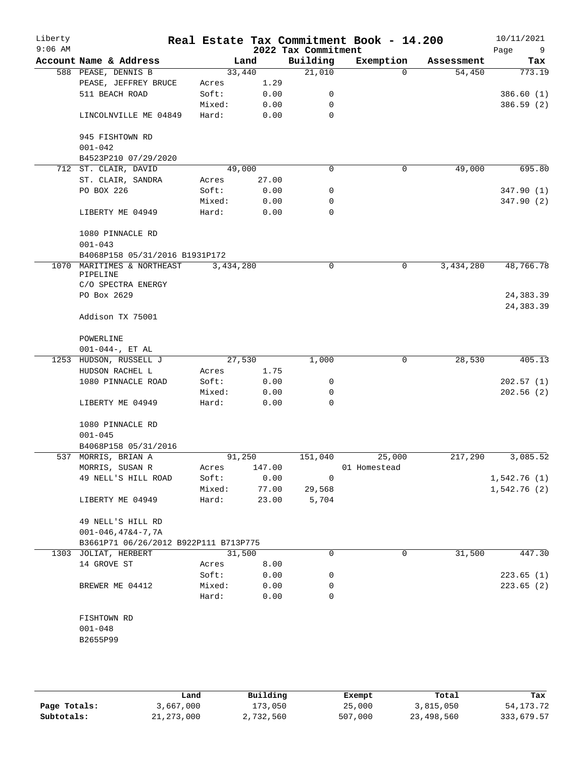# Real Estate Tax Commitment Book - 14.200

Liberty
9:06 AM

2022 Tax Commitment

10/11/2021

| Account Name & Address | | Land | Building | Exemption | Assessment | Tax |
|---|---|---|---|---|---|---|
| 588 PEASE, DENNIS B | | 33,440 | 21,010 | 0 | 54,450 | 773.19 |
| PEASE, JEFFREY BRUCE | Acres | 1.29 | | | | |
| 511 BEACH ROAD | Soft: | 0.00 | 0 | | | 386.60 (1) |
| | Mixed: | 0.00 | 0 | | | 386.59 (2) |
| LINCOLNVILLE ME 04849 | Hard: | 0.00 | 0 | | | |
| 945 FISHTOWN RD | | | | | | |
| 001-042 | | | | | | |
| B4523P210 07/29/2020 | | | | | | |
| 712 ST. CLAIR, DAVID | | 49,000 | 0 | 0 | 49,000 | 695.80 |
| ST. CLAIR, SANDRA | Acres | 27.00 | | | | |
| PO BOX 226 | Soft: | 0.00 | 0 | | | 347.90 (1) |
| | Mixed: | 0.00 | 0 | | | 347.90 (2) |
| LIBERTY ME 04949 | Hard: | 0.00 | 0 | | | |
| 1080 PINNACLE RD | | | | | | |
| 001-043 | | | | | | |
| B4068P158 05/31/2016 B1931P172 | | | | | | |
| 1070 MARITIMES & NORTHEAST PIPELINE | | 3,434,280 | 0 | 0 | 3,434,280 | 48,766.78 |
| C/O SPECTRA ENERGY | | | | | | |
| PO Box 2629 | | | | | | 24,383.39 |
| | | | | | | 24,383.39 |
| Addison TX 75001 | | | | | | |
| POWERLINE | | | | | | |
| 001-044-, ET AL | | | | | | |
| 1253 HUDSON, RUSSELL J | | 27,530 | 1,000 | 0 | 28,530 | 405.13 |
| HUDSON RACHEL L | Acres | 1.75 | | | | |
| 1080 PINNACLE ROAD | Soft: | 0.00 | 0 | | | 202.57 (1) |
| | Mixed: | 0.00 | 0 | | | 202.56 (2) |
| LIBERTY ME 04949 | Hard: | 0.00 | 0 | | | |
| 1080 PINNACLE RD | | | | | | |
| 001-045 | | | | | | |
| B4068P158 05/31/2016 | | | | | | |
| 537 MORRIS, BRIAN A | | 91,250 | 151,040 | 25,000 | 217,290 | 3,085.52 |
| MORRIS, SUSAN R | Acres | 147.00 | | 01 Homestead | | |
| 49 NELL'S HILL ROAD | Soft: | 0.00 | 0 | | | 1,542.76 (1) |
| | Mixed: | 77.00 | 29,568 | | | 1,542.76 (2) |
| LIBERTY ME 04949 | Hard: | 23.00 | 5,704 | | | |
| 49 NELL'S HILL RD | | | | | | |
| 001-046,47&4-7,7A | | | | | | |
| B3661P71 06/26/2012 B922P111 B713P775 | | | | | | |
| 1303 JOLIAT, HERBERT | | 31,500 | 0 | 0 | 31,500 | 447.30 |
| 14 GROVE ST | Acres | 8.00 | | | | |
| | Soft: | 0.00 | 0 | | | 223.65 (1) |
| BREWER ME 04412 | Mixed: | 0.00 | 0 | | | 223.65 (2) |
| | Hard: | 0.00 | 0 | | | |
| FISHTOWN RD | | | | | | |
| 001-048 | | | | | | |
| B2655P99 | | | | | | |

| | Land | Building | Exempt | Total | Tax |
|---|---|---|---|---|---|
| Page Totals: | 3,667,000 | 173,050 | 25,000 | 3,815,050 | 54,173.72 |
| Subtotals: | 21,273,000 | 2,732,560 | 507,000 | 23,498,560 | 333,679.57 |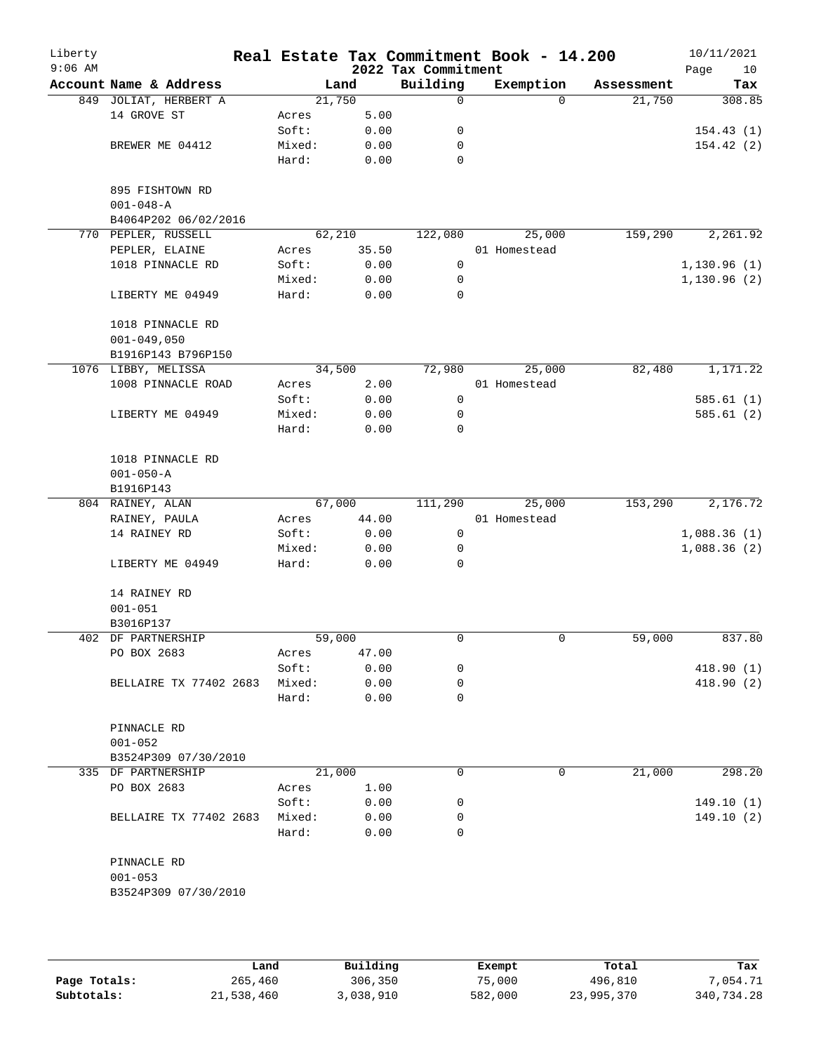# Real Estate Tax Commitment Book - 14.200

Liberty
9:06 AM

2022 Tax Commitment

10/11/2021

| Account | Name & Address | Land | | Building | Exemption | Assessment | Tax |
|---|---|---|---|---|---|---|---|
| 849 | JOLIAT, HERBERT A | 21,750 | | 0 | 0 | 21,750 | 308.85 |
| | 14 GROVE ST | Acres | 5.00 | | | | |
| | | Soft: | 0.00 | 0 | | | 154.43 (1) |
| | BREWER ME 04412 | Mixed: | 0.00 | 0 | | | 154.42 (2) |
| | | Hard: | 0.00 | 0 | | | |
| | 895 FISHTOWN RD | | | | | | |
| | 001-048-A | | | | | | |
| | B4064P202 06/02/2016 | | | | | | |
| 770 | PEPLER, RUSSELL | 62,210 | | 122,080 | 25,000 | 159,290 | 2,261.92 |
| | PEPLER, ELAINE | Acres | 35.50 | | 01 Homestead | | |
| | 1018 PINNACLE RD | Soft: | 0.00 | 0 | | | 1,130.96 (1) |
| | | Mixed: | 0.00 | 0 | | | 1,130.96 (2) |
| | LIBERTY ME 04949 | Hard: | 0.00 | 0 | | | |
| | 1018 PINNACLE RD | | | | | | |
| | 001-049,050 | | | | | | |
| | B1916P143 B796P150 | | | | | | |
| 1076 | LIBBY, MELISSA | 34,500 | | 72,980 | 25,000 | 82,480 | 1,171.22 |
| | 1008 PINNACLE ROAD | Acres | 2.00 | | 01 Homestead | | |
| | | Soft: | 0.00 | 0 | | | 585.61 (1) |
| | LIBERTY ME 04949 | Mixed: | 0.00 | 0 | | | 585.61 (2) |
| | | Hard: | 0.00 | 0 | | | |
| | 1018 PINNACLE RD | | | | | | |
| | 001-050-A | | | | | | |
| | B1916P143 | | | | | | |
| 804 | RAINEY, ALAN | 67,000 | | 111,290 | 25,000 | 153,290 | 2,176.72 |
| | RAINEY, PAULA | Acres | 44.00 | | 01 Homestead | | |
| | 14 RAINEY RD | Soft: | 0.00 | 0 | | | 1,088.36 (1) |
| | | Mixed: | 0.00 | 0 | | | 1,088.36 (2) |
| | LIBERTY ME 04949 | Hard: | 0.00 | 0 | | | |
| | 14 RAINEY RD | | | | | | |
| | 001-051 | | | | | | |
| | B3016P137 | | | | | | |
| 402 | DF PARTNERSHIP | 59,000 | | 0 | 0 | 59,000 | 837.80 |
| | PO BOX 2683 | Acres | 47.00 | | | | |
| | | Soft: | 0.00 | 0 | | | 418.90 (1) |
| | BELLAIRE TX 77402 2683 | Mixed: | 0.00 | 0 | | | 418.90 (2) |
| | | Hard: | 0.00 | 0 | | | |
| | PINNACLE RD | | | | | | |
| | 001-052 | | | | | | |
| | B3524P309 07/30/2010 | | | | | | |
| 335 | DF PARTNERSHIP | 21,000 | | 0 | 0 | 21,000 | 298.20 |
| | PO BOX 2683 | Acres | 1.00 | | | | |
| | | Soft: | 0.00 | 0 | | | 149.10 (1) |
| | BELLAIRE TX 77402 2683 | Mixed: | 0.00 | 0 | | | 149.10 (2) |
| | | Hard: | 0.00 | 0 | | | |
| | PINNACLE RD | | | | | | |
| | 001-053 | | | | | | |
| | B3524P309 07/30/2010 | | | | | | |

| | Land | Building | Exempt | Total | Tax |
|---|---|---|---|---|---|
| Page Totals: | 265,460 | 306,350 | 75,000 | 496,810 | 7,054.71 |
| Subtotals: | 21,538,460 | 3,038,910 | 582,000 | 23,995,370 | 340,734.28 |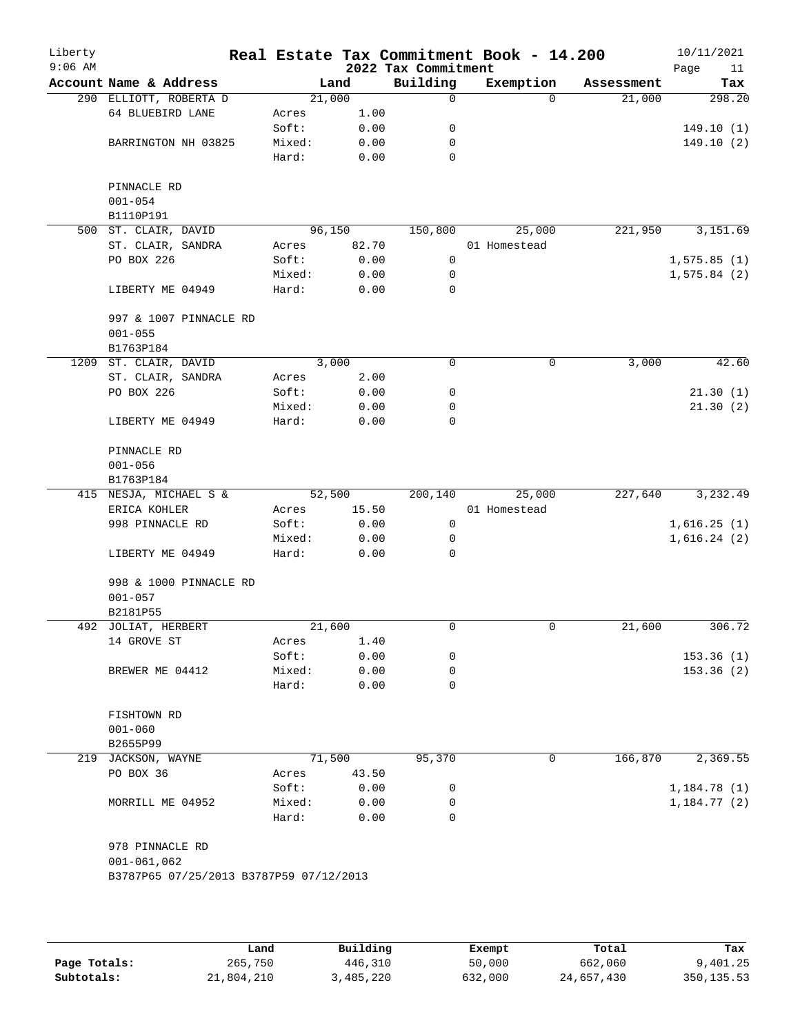# Real Estate Tax Commitment Book - 14.200

Liberty
9:06 AM

2022 Tax Commitment

10/11/2021

| Account Name & Address | Land | | Building | Exemption | Assessment | Tax |
|---|---|---|---|---|---|---|
| 290 ELLIOTT, ROBERTA D | 21,000 | | 0 | 0 | 21,000 | 298.20 |
| 64 BLUEBIRD LANE | Acres | 1.00 | | | | |
| | Soft: | 0.00 | 0 | | | 149.10 (1) |
| BARRINGTON NH 03825 | Mixed: | 0.00 | 0 | | | 149.10 (2) |
| | Hard: | 0.00 | 0 | | | |
| PINNACLE RD | | | | | | |
| 001-054 | | | | | | |
| B1110P191 | | | | | | |
| 500 ST. CLAIR, DAVID | 96,150 | | 150,800 | 25,000 | 221,950 | 3,151.69 |
| ST. CLAIR, SANDRA | Acres | 82.70 | | 01 Homestead | | |
| PO BOX 226 | Soft: | 0.00 | 0 | | | 1,575.85 (1) |
| | Mixed: | 0.00 | 0 | | | 1,575.84 (2) |
| LIBERTY ME 04949 | Hard: | 0.00 | 0 | | | |
| 997 & 1007 PINNACLE RD | | | | | | |
| 001-055 | | | | | | |
| B1763P184 | | | | | | |
| 1209 ST. CLAIR, DAVID | 3,000 | | 0 | 0 | 3,000 | 42.60 |
| ST. CLAIR, SANDRA | Acres | 2.00 | | | | |
| PO BOX 226 | Soft: | 0.00 | 0 | | | 21.30 (1) |
| | Mixed: | 0.00 | 0 | | | 21.30 (2) |
| LIBERTY ME 04949 | Hard: | 0.00 | 0 | | | |
| PINNACLE RD | | | | | | |
| 001-056 | | | | | | |
| B1763P184 | | | | | | |
| 415 NESJA, MICHAEL S & | 52,500 | | 200,140 | 25,000 | 227,640 | 3,232.49 |
| ERICA KOHLER | Acres | 15.50 | | 01 Homestead | | |
| 998 PINNACLE RD | Soft: | 0.00 | 0 | | | 1,616.25 (1) |
| | Mixed: | 0.00 | 0 | | | 1,616.24 (2) |
| LIBERTY ME 04949 | Hard: | 0.00 | 0 | | | |
| 998 & 1000 PINNACLE RD | | | | | | |
| 001-057 | | | | | | |
| B2181P55 | | | | | | |
| 492 JOLIAT, HERBERT | 21,600 | | 0 | 0 | 21,600 | 306.72 |
| 14 GROVE ST | Acres | 1.40 | | | | |
| | Soft: | 0.00 | 0 | | | 153.36 (1) |
| BREWER ME 04412 | Mixed: | 0.00 | 0 | | | 153.36 (2) |
| | Hard: | 0.00 | 0 | | | |
| FISHTOWN RD | | | | | | |
| 001-060 | | | | | | |
| B2655P99 | | | | | | |
| 219 JACKSON, WAYNE | 71,500 | | 95,370 | 0 | 166,870 | 2,369.55 |
| PO BOX 36 | Acres | 43.50 | | | | |
| | Soft: | 0.00 | 0 | | | 1,184.78 (1) |
| MORRILL ME 04952 | Mixed: | 0.00 | 0 | | | 1,184.77 (2) |
| | Hard: | 0.00 | 0 | | | |
| 978 PINNACLE RD | | | | | | |
| 001-061,062 | | | | | | |
| B3787P65 07/25/2013 B3787P59 07/12/2013 | | | | | | |

| | Land | Building | Exempt | Total | Tax |
|---|---|---|---|---|---|
| Page Totals: | 265,750 | 446,310 | 50,000 | 662,060 | 9,401.25 |
| Subtotals: | 21,804,210 | 3,485,220 | 632,000 | 24,657,430 | 350,135.53 |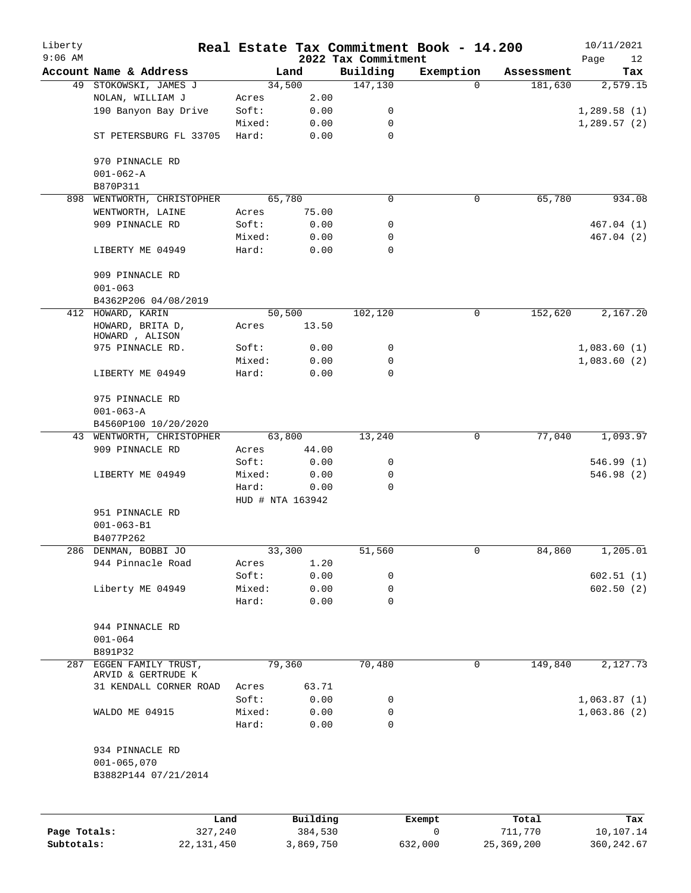Liberty
9:06 AM

# Real Estate Tax Commitment Book - 14.200

## 2022 Tax Commitment

10/11/2021

| Account Name & Address | Land | | Building | Exemption | Assessment | Tax |
|---|---|---|---|---|---|---|
| 49 STOKOWSKI, JAMES J | | 34,500 | 147,130 | 0 | 181,630 | 2,579.15 |
| NOLAN, WILLIAM J | Acres | 2.00 | | | | |
| 190 Banyon Bay Drive | Soft: | 0.00 | 0 | | | 1,289.58 (1) |
| | Mixed: | 0.00 | 0 | | | 1,289.57 (2) |
| ST PETERSBURG FL 33705 | Hard: | 0.00 | 0 | | | |
| 970 PINNACLE RD | | | | | | |
| 001-062-A | | | | | | |
| B870P311 | | | | | | |
| 898 WENTWORTH, CHRISTOPHER | | 65,780 | 0 | 0 | 65,780 | 934.08 |
| WENTWORTH, LAINE | Acres | 75.00 | | | | |
| 909 PINNACLE RD | Soft: | 0.00 | 0 | | | 467.04 (1) |
| | Mixed: | 0.00 | 0 | | | 467.04 (2) |
| LIBERTY ME 04949 | Hard: | 0.00 | 0 | | | |
| 909 PINNACLE RD | | | | | | |
| 001-063 | | | | | | |
| B4362P206 04/08/2019 | | | | | | |
| 412 HOWARD, KARIN | | 50,500 | 102,120 | 0 | 152,620 | 2,167.20 |
| HOWARD, BRITA D, HOWARD , ALISON | Acres | 13.50 | | | | |
| 975 PINNACLE RD. | Soft: | 0.00 | 0 | | | 1,083.60 (1) |
| | Mixed: | 0.00 | 0 | | | 1,083.60 (2) |
| LIBERTY ME 04949 | Hard: | 0.00 | 0 | | | |
| 975 PINNACLE RD | | | | | | |
| 001-063-A | | | | | | |
| B4560P100 10/20/2020 | | | | | | |
| 43 WENTWORTH, CHRISTOPHER | | 63,800 | 13,240 | 0 | 77,040 | 1,093.97 |
| 909 PINNACLE RD | Acres | 44.00 | | | | |
| | Soft: | 0.00 | 0 | | | 546.99 (1) |
| LIBERTY ME 04949 | Mixed: | 0.00 | 0 | | | 546.98 (2) |
| | Hard: | 0.00 | 0 | | | |
| | HUD # NTA 163942 | | | | | |
| 951 PINNACLE RD | | | | | | |
| 001-063-B1 | | | | | | |
| B4077P262 | | | | | | |
| 286 DENMAN, BOBBI JO | | 33,300 | 51,560 | 0 | 84,860 | 1,205.01 |
| 944 Pinnacle Road | Acres | 1.20 | | | | |
| | Soft: | 0.00 | 0 | | | 602.51 (1) |
| Liberty ME 04949 | Mixed: | 0.00 | 0 | | | 602.50 (2) |
| | Hard: | 0.00 | 0 | | | |
| 944 PINNACLE RD | | | | | | |
| 001-064 | | | | | | |
| B891P32 | | | | | | |
| 287 EGGEN FAMILY TRUST, ARVID & GERTRUDE K | | 79,360 | 70,480 | 0 | 149,840 | 2,127.73 |
| 31 KENDALL CORNER ROAD | Acres | 63.71 | | | | |
| | Soft: | 0.00 | 0 | | | 1,063.87 (1) |
| WALDO ME 04915 | Mixed: | 0.00 | 0 | | | 1,063.86 (2) |
| | Hard: | 0.00 | 0 | | | |
| 934 PINNACLE RD | | | | | | |
| 001-065,070 | | | | | | |
| B3882P144 07/21/2014 | | | | | | |

| | Land | Building | Exempt | Total | Tax |
|---|---|---|---|---|---|
| Page Totals: | 327,240 | 384,530 | 0 | 711,770 | 10,107.14 |
| Subtotals: | 22,131,450 | 3,869,750 | 632,000 | 25,369,200 | 360,242.67 |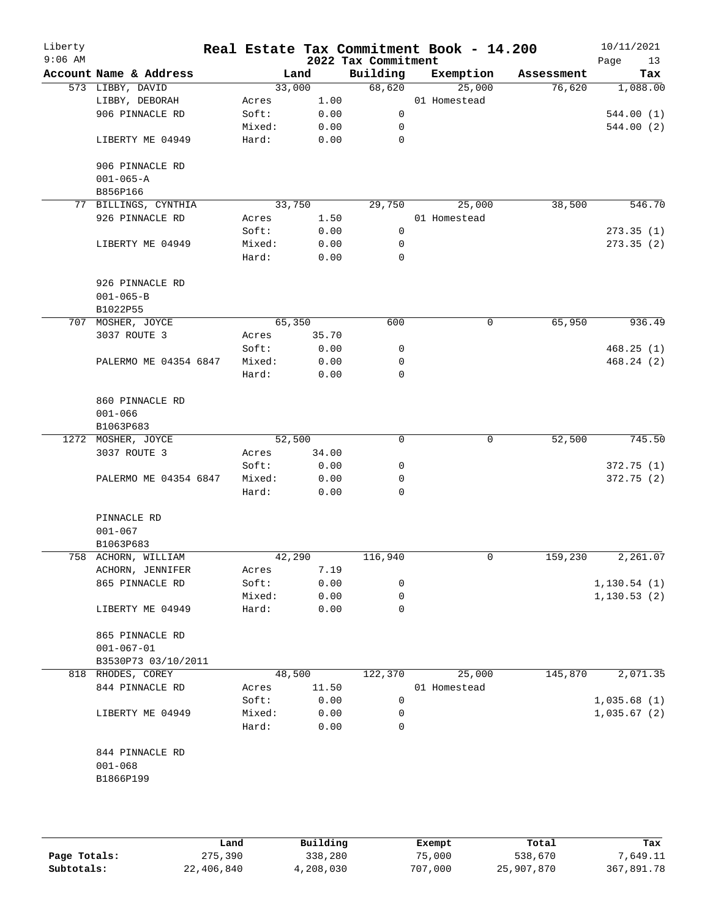# Real Estate Tax Commitment Book - 14.200

Liberty
9:06 AM

2022 Tax Commitment

10/11/2021

| Account Name & Address | | Land | Building | Exemption | Assessment | Tax |
|---|---|---|---|---|---|---|
| 573 LIBBY, DAVID | | 33,000 | 68,620 | 25,000 | 76,620 | 1,088.00 |
| LIBBY, DEBORAH | Acres | 1.00 | | 01 Homestead | | |
| 906 PINNACLE RD | Soft: | 0.00 | 0 | | | 544.00 (1) |
| | Mixed: | 0.00 | 0 | | | 544.00 (2) |
| LIBERTY ME 04949 | Hard: | 0.00 | 0 | | | |
| 906 PINNACLE RD | | | | | | |
| 001-065-A | | | | | | |
| B856P166 | | | | | | |
| 77 BILLINGS, CYNTHIA | | 33,750 | 29,750 | 25,000 | 38,500 | 546.70 |
| 926 PINNACLE RD | Acres | 1.50 | | 01 Homestead | | |
| | Soft: | 0.00 | 0 | | | 273.35 (1) |
| LIBERTY ME 04949 | Mixed: | 0.00 | 0 | | | 273.35 (2) |
| | Hard: | 0.00 | 0 | | | |
| 926 PINNACLE RD | | | | | | |
| 001-065-B | | | | | | |
| B1022P55 | | | | | | |
| 707 MOSHER, JOYCE | | 65,350 | 600 | 0 | 65,950 | 936.49 |
| 3037 ROUTE 3 | Acres | 35.70 | | | | |
| | Soft: | 0.00 | 0 | | | 468.25 (1) |
| PALERMO ME 04354 6847 | Mixed: | 0.00 | 0 | | | 468.24 (2) |
| | Hard: | 0.00 | 0 | | | |
| 860 PINNACLE RD | | | | | | |
| 001-066 | | | | | | |
| B1063P683 | | | | | | |
| 1272 MOSHER, JOYCE | | 52,500 | 0 | 0 | 52,500 | 745.50 |
| 3037 ROUTE 3 | Acres | 34.00 | | | | |
| | Soft: | 0.00 | 0 | | | 372.75 (1) |
| PALERMO ME 04354 6847 | Mixed: | 0.00 | 0 | | | 372.75 (2) |
| | Hard: | 0.00 | 0 | | | |
| PINNACLE RD | | | | | | |
| 001-067 | | | | | | |
| B1063P683 | | | | | | |
| 758 ACHORN, WILLIAM | | 42,290 | 116,940 | 0 | 159,230 | 2,261.07 |
| ACHORN, JENNIFER | Acres | 7.19 | | | | |
| 865 PINNACLE RD | Soft: | 0.00 | 0 | | | 1,130.54 (1) |
| | Mixed: | 0.00 | 0 | | | 1,130.53 (2) |
| LIBERTY ME 04949 | Hard: | 0.00 | 0 | | | |
| 865 PINNACLE RD | | | | | | |
| 001-067-01 | | | | | | |
| B3530P73 03/10/2011 | | | | | | |
| 818 RHODES, COREY | | 48,500 | 122,370 | 25,000 | 145,870 | 2,071.35 |
| 844 PINNACLE RD | Acres | 11.50 | | 01 Homestead | | |
| | Soft: | 0.00 | 0 | | | 1,035.68 (1) |
| LIBERTY ME 04949 | Mixed: | 0.00 | 0 | | | 1,035.67 (2) |
| | Hard: | 0.00 | 0 | | | |
| 844 PINNACLE RD | | | | | | |
| 001-068 | | | | | | |
| B1866P199 | | | | | | |

| | Land | Building | Exempt | Total | Tax |
|---|---|---|---|---|---|
| Page Totals: | 275,390 | 338,280 | 75,000 | 538,670 | 7,649.11 |
| Subtotals: | 22,406,840 | 4,208,030 | 707,000 | 25,907,870 | 367,891.78 |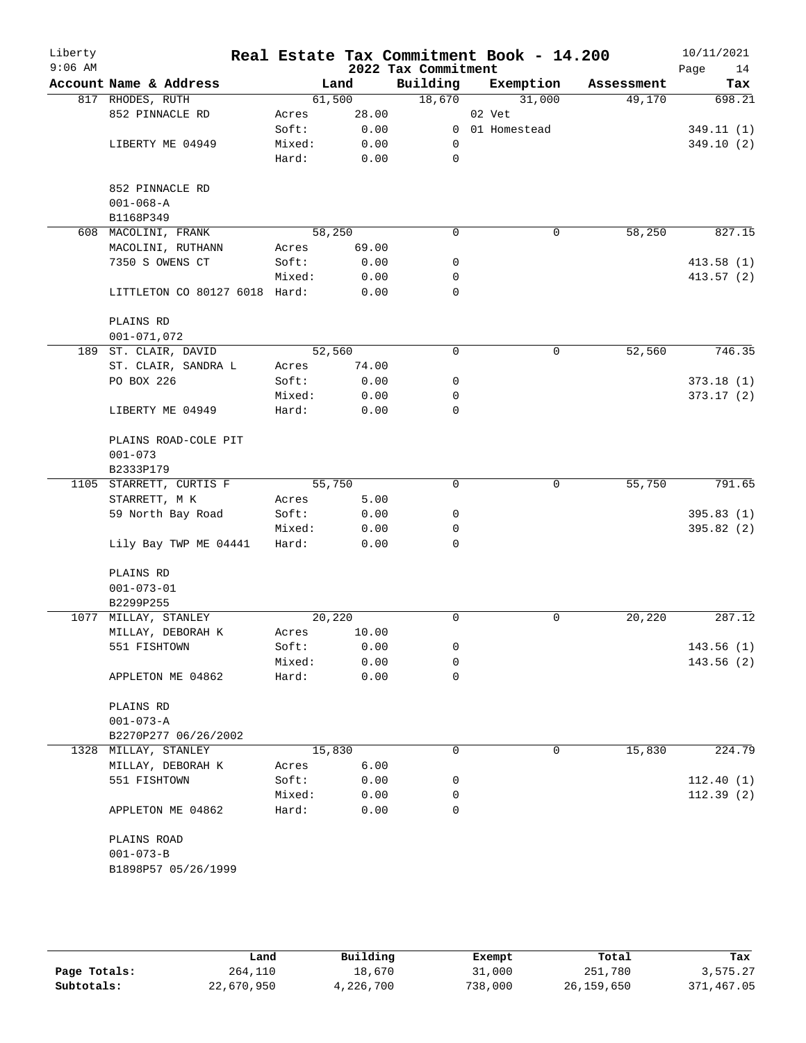# Real Estate Tax Commitment Book - 14.200

Liberty
9:06 AM

2022 Tax Commitment

10/11/2021

| Account Name & Address | | Land | Building | Exemption | Assessment | Tax |
|---|---|---|---|---|---|---|
| 817 RHODES, RUTH | | 61,500 | 18,670 | 31,000 | 49,170 | 698.21 |
| 852 PINNACLE RD | Acres | 28.00 | | 02 Vet | | |
| | Soft: | 0.00 | 0 | 01 Homestead | | 349.11 (1) |
| LIBERTY ME 04949 | Mixed: | 0.00 | 0 | | | 349.10 (2) |
| | Hard: | 0.00 | 0 | | | |
| 852 PINNACLE RD | | | | | | |
| 001-068-A | | | | | | |
| B1168P349 | | | | | | |
| 608 MACOLINI, FRANK | | 58,250 | 0 | 0 | 58,250 | 827.15 |
| MACOLINI, RUTHANN | Acres | 69.00 | | | | |
| 7350 S OWENS CT | Soft: | 0.00 | 0 | | | 413.58 (1) |
| | Mixed: | 0.00 | 0 | | | 413.57 (2) |
| LITTLETON CO 80127 6018 | Hard: | 0.00 | 0 | | | |
| PLAINS RD | | | | | | |
| 001-071,072 | | | | | | |
| 189 ST. CLAIR, DAVID | | 52,560 | 0 | 0 | 52,560 | 746.35 |
| ST. CLAIR, SANDRA L | Acres | 74.00 | | | | |
| PO BOX 226 | Soft: | 0.00 | 0 | | | 373.18 (1) |
| | Mixed: | 0.00 | 0 | | | 373.17 (2) |
| LIBERTY ME 04949 | Hard: | 0.00 | 0 | | | |
| PLAINS ROAD-COLE PIT | | | | | | |
| 001-073 | | | | | | |
| B2333P179 | | | | | | |
| 1105 STARRETT, CURTIS F | | 55,750 | 0 | 0 | 55,750 | 791.65 |
| STARRETT, M K | Acres | 5.00 | | | | |
| 59 North Bay Road | Soft: | 0.00 | 0 | | | 395.83 (1) |
| | Mixed: | 0.00 | 0 | | | 395.82 (2) |
| Lily Bay TWP ME 04441 | Hard: | 0.00 | 0 | | | |
| PLAINS RD | | | | | | |
| 001-073-01 | | | | | | |
| B2299P255 | | | | | | |
| 1077 MILLAY, STANLEY | | 20,220 | 0 | 0 | 20,220 | 287.12 |
| MILLAY, DEBORAH K | Acres | 10.00 | | | | |
| 551 FISHTOWN | Soft: | 0.00 | 0 | | | 143.56 (1) |
| | Mixed: | 0.00 | 0 | | | 143.56 (2) |
| APPLETON ME 04862 | Hard: | 0.00 | 0 | | | |
| PLAINS RD | | | | | | |
| 001-073-A | | | | | | |
| B2270P277 06/26/2002 | | | | | | |
| 1328 MILLAY, STANLEY | | 15,830 | 0 | 0 | 15,830 | 224.79 |
| MILLAY, DEBORAH K | Acres | 6.00 | | | | |
| 551 FISHTOWN | Soft: | 0.00 | 0 | | | 112.40 (1) |
| | Mixed: | 0.00 | 0 | | | 112.39 (2) |
| APPLETON ME 04862 | Hard: | 0.00 | 0 | | | |
| PLAINS ROAD | | | | | | |
| 001-073-B | | | | | | |
| B1898P57 05/26/1999 | | | | | | |

| | Land | Building | Exempt | Total | Tax |
|---|---|---|---|---|---|
| Page Totals: | 264,110 | 18,670 | 31,000 | 251,780 | 3,575.27 |
| Subtotals: | 22,670,950 | 4,226,700 | 738,000 | 26,159,650 | 371,467.05 |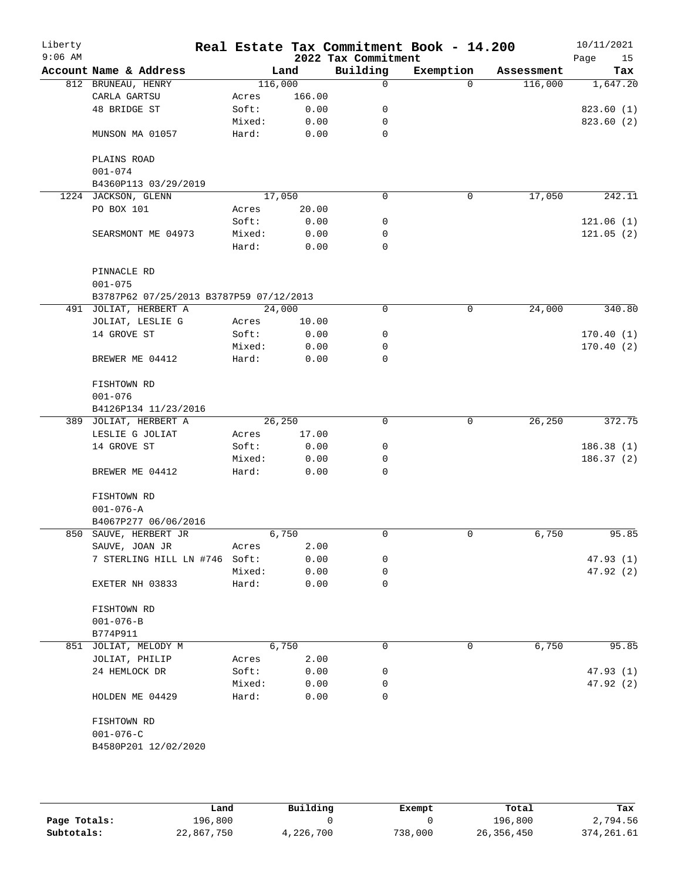# Real Estate Tax Commitment Book - 14.200

Liberty
9:06 AM

2022 Tax Commitment

10/11/2021

| Account Name & Address | Land | | Building | Exemption | Assessment | Tax |
|---|---|---|---|---|---|---|
| 812 BRUNEAU, HENRY | 116,000 | | 0 | 0 | 116,000 | 1,647.20 |
| CARLA GARTSU | Acres | 166.00 | | | | |
| 48 BRIDGE ST | Soft: | 0.00 | 0 | | | 823.60 (1) |
| | Mixed: | 0.00 | 0 | | | 823.60 (2) |
| MUNSON MA 01057 | Hard: | 0.00 | 0 | | | |
| PLAINS ROAD | | | | | | |
| 001-074 | | | | | | |
| B4360P113 03/29/2019 | | | | | | |
| 1224 JACKSON, GLENN | 17,050 | | 0 | 0 | 17,050 | 242.11 |
| PO BOX 101 | Acres | 20.00 | | | | |
| | Soft: | 0.00 | 0 | | | 121.06 (1) |
| SEARSMONT ME 04973 | Mixed: | 0.00 | 0 | | | 121.05 (2) |
| | Hard: | 0.00 | 0 | | | |
| PINNACLE RD | | | | | | |
| 001-075 | | | | | | |
| B3787P62 07/25/2013 B3787P59 07/12/2013 | | | | | | |
| 491 JOLIAT, HERBERT A | 24,000 | | 0 | 0 | 24,000 | 340.80 |
| JOLIAT, LESLIE G | Acres | 10.00 | | | | |
| 14 GROVE ST | Soft: | 0.00 | 0 | | | 170.40 (1) |
| | Mixed: | 0.00 | 0 | | | 170.40 (2) |
| BREWER ME 04412 | Hard: | 0.00 | 0 | | | |
| FISHTOWN RD | | | | | | |
| 001-076 | | | | | | |
| B4126P134 11/23/2016 | | | | | | |
| 389 JOLIAT, HERBERT A | 26,250 | | 0 | 0 | 26,250 | 372.75 |
| LESLIE G JOLIAT | Acres | 17.00 | | | | |
| 14 GROVE ST | Soft: | 0.00 | 0 | | | 186.38 (1) |
| | Mixed: | 0.00 | 0 | | | 186.37 (2) |
| BREWER ME 04412 | Hard: | 0.00 | 0 | | | |
| FISHTOWN RD | | | | | | |
| 001-076-A | | | | | | |
| B4067P277 06/06/2016 | | | | | | |
| 850 SAUVE, HERBERT JR | 6,750 | | 0 | 0 | 6,750 | 95.85 |
| SAUVE, JOAN JR | Acres | 2.00 | | | | |
| 7 STERLING HILL LN #746 | Soft: | 0.00 | 0 | | | 47.93 (1) |
| | Mixed: | 0.00 | 0 | | | 47.92 (2) |
| EXETER NH 03833 | Hard: | 0.00 | 0 | | | |
| FISHTOWN RD | | | | | | |
| 001-076-B | | | | | | |
| B774P911 | | | | | | |
| 851 JOLIAT, MELODY M | 6,750 | | 0 | 0 | 6,750 | 95.85 |
| JOLIAT, PHILIP | Acres | 2.00 | | | | |
| 24 HEMLOCK DR | Soft: | 0.00 | 0 | | | 47.93 (1) |
| | Mixed: | 0.00 | 0 | | | 47.92 (2) |
| HOLDEN ME 04429 | Hard: | 0.00 | 0 | | | |
| FISHTOWN RD | | | | | | |
| 001-076-C | | | | | | |
| B4580P201 12/02/2020 | | | | | | |

| | Land | Building | Exempt | Total | Tax |
|---|---|---|---|---|---|
| Page Totals: | 196,800 | 0 | 0 | 196,800 | 2,794.56 |
| Subtotals: | 22,867,750 | 4,226,700 | 738,000 | 26,356,450 | 374,261.61 |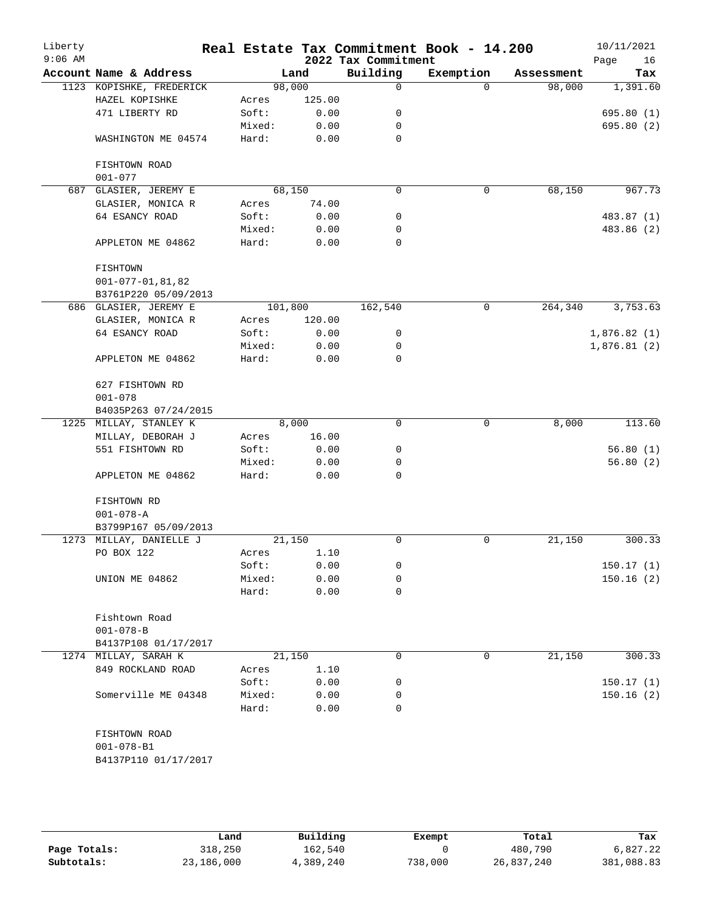# Liberty Real Estate Tax Commitment Book - 14.200

9:06 AM — 2022 Tax Commitment — 10/11/2021

| Account Name & Address | Land | | Building | Exemption | Assessment | Tax |
|---|---|---|---|---|---|---|
| 1123 KOPISHKE, FREDERICK | 98,000 | | 0 | 0 | 98,000 | 1,391.60 |
| HAZEL KOPISHKE | Acres | 125.00 | | | | |
| 471 LIBERTY RD | Soft: | 0.00 | 0 | | | 695.80 (1) |
| | Mixed: | 0.00 | 0 | | | 695.80 (2) |
| WASHINGTON ME 04574 | Hard: | 0.00 | 0 | | | |
| FISHTOWN ROAD | | | | | | |
| 001-077 | | | | | | |
| 687 GLASIER, JEREMY E | 68,150 | | 0 | 0 | 68,150 | 967.73 |
| GLASIER, MONICA R | Acres | 74.00 | | | | |
| 64 ESANCY ROAD | Soft: | 0.00 | 0 | | | 483.87 (1) |
| | Mixed: | 0.00 | 0 | | | 483.86 (2) |
| APPLETON ME 04862 | Hard: | 0.00 | 0 | | | |
| FISHTOWN | | | | | | |
| 001-077-01,81,82 | | | | | | |
| B3761P220 05/09/2013 | | | | | | |
| 686 GLASIER, JEREMY E | 101,800 | | 162,540 | 0 | 264,340 | 3,753.63 |
| GLASIER, MONICA R | Acres | 120.00 | | | | |
| 64 ESANCY ROAD | Soft: | 0.00 | 0 | | | 1,876.82 (1) |
| | Mixed: | 0.00 | 0 | | | 1,876.81 (2) |
| APPLETON ME 04862 | Hard: | 0.00 | 0 | | | |
| 627 FISHTOWN RD | | | | | | |
| 001-078 | | | | | | |
| B4035P263 07/24/2015 | | | | | | |
| 1225 MILLAY, STANLEY K | 8,000 | | 0 | 0 | 8,000 | 113.60 |
| MILLAY, DEBORAH J | Acres | 16.00 | | | | |
| 551 FISHTOWN RD | Soft: | 0.00 | 0 | | | 56.80 (1) |
| | Mixed: | 0.00 | 0 | | | 56.80 (2) |
| APPLETON ME 04862 | Hard: | 0.00 | 0 | | | |
| FISHTOWN RD | | | | | | |
| 001-078-A | | | | | | |
| B3799P167 05/09/2013 | | | | | | |
| 1273 MILLAY, DANIELLE J | 21,150 | | 0 | 0 | 21,150 | 300.33 |
| PO BOX 122 | Acres | 1.10 | | | | |
| | Soft: | 0.00 | 0 | | | 150.17 (1) |
| UNION ME 04862 | Mixed: | 0.00 | 0 | | | 150.16 (2) |
| | Hard: | 0.00 | 0 | | | |
| Fishtown Road | | | | | | |
| 001-078-B | | | | | | |
| B4137P108 01/17/2017 | | | | | | |
| 1274 MILLAY, SARAH K | 21,150 | | 0 | 0 | 21,150 | 300.33 |
| 849 ROCKLAND ROAD | Acres | 1.10 | | | | |
| | Soft: | 0.00 | 0 | | | 150.17 (1) |
| Somerville ME 04348 | Mixed: | 0.00 | 0 | | | 150.16 (2) |
| | Hard: | 0.00 | 0 | | | |
| FISHTOWN ROAD | | | | | | |
| 001-078-B1 | | | | | | |
| B4137P110 01/17/2017 | | | | | | |

| | Land | Building | Exempt | Total | Tax |
|---|---|---|---|---|---|
| Page Totals: | 318,250 | 162,540 | 0 | 480,790 | 6,827.22 |
| Subtotals: | 23,186,000 | 4,389,240 | 738,000 | 26,837,240 | 381,088.83 |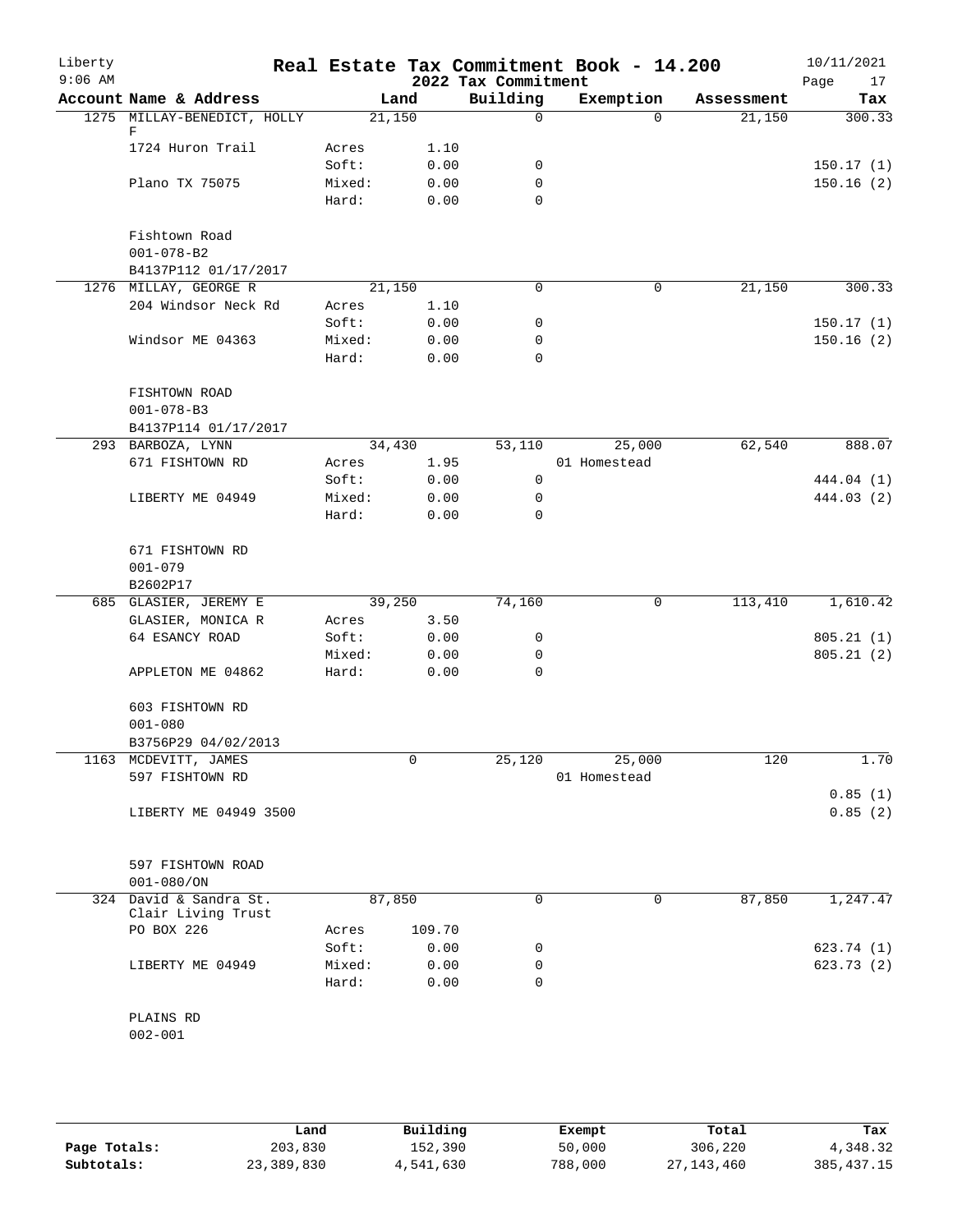# Real Estate Tax Commitment Book - 14.200

## 2022 Tax Commitment

Liberty 9:06 AM — 10/11/2021

| Account Name & Address | Land | | Building | Exemption | Assessment | Tax |
|---|---|---|---|---|---|---|
| 1275 MILLAY-BENEDICT, HOLLY F | 21,150 | | 0 | 0 | 21,150 | 300.33 |
| 1724 Huron Trail | Acres | 1.10 | | | | |
| | Soft: | 0.00 | 0 | | | 150.17 (1) |
| Plano TX 75075 | Mixed: | 0.00 | 0 | | | 150.16 (2) |
| | Hard: | 0.00 | 0 | | | |
| Fishtown Road | | | | | | |
| 001-078-B2 | | | | | | |
| B4137P112 01/17/2017 | | | | | | |
| 1276 MILLAY, GEORGE R | 21,150 | | 0 | 0 | 21,150 | 300.33 |
| 204 Windsor Neck Rd | Acres | 1.10 | | | | |
| | Soft: | 0.00 | 0 | | | 150.17 (1) |
| Windsor ME 04363 | Mixed: | 0.00 | 0 | | | 150.16 (2) |
| | Hard: | 0.00 | 0 | | | |
| FISHTOWN ROAD | | | | | | |
| 001-078-B3 | | | | | | |
| B4137P114 01/17/2017 | | | | | | |
| 293 BARBOZA, LYNN | 34,430 | | 53,110 | 25,000 | 62,540 | 888.07 |
| 671 FISHTOWN RD | Acres | 1.95 | | 01 Homestead | | |
| | Soft: | 0.00 | 0 | | | 444.04 (1) |
| LIBERTY ME 04949 | Mixed: | 0.00 | 0 | | | 444.03 (2) |
| | Hard: | 0.00 | 0 | | | |
| 671 FISHTOWN RD | | | | | | |
| 001-079 | | | | | | |
| B2602P17 | | | | | | |
| 685 GLASIER, JEREMY E | 39,250 | | 74,160 | 0 | 113,410 | 1,610.42 |
| GLASIER, MONICA R | Acres | 3.50 | | | | |
| 64 ESANCY ROAD | Soft: | 0.00 | 0 | | | 805.21 (1) |
| | Mixed: | 0.00 | 0 | | | 805.21 (2) |
| APPLETON ME 04862 | Hard: | 0.00 | 0 | | | |
| 603 FISHTOWN RD | | | | | | |
| 001-080 | | | | | | |
| B3756P29 04/02/2013 | | | | | | |
| 1163 MCDEVITT, JAMES | 0 | | 25,120 | 25,000 | 120 | 1.70 |
| 597 FISHTOWN RD | | | | 01 Homestead | | |
| | | | | | | 0.85 (1) |
| LIBERTY ME 04949 3500 | | | | | | 0.85 (2) |
| 597 FISHTOWN ROAD | | | | | | |
| 001-080/ON | | | | | | |
| 324 David & Sandra St. Clair Living Trust | 87,850 | | 0 | 0 | 87,850 | 1,247.47 |
| PO BOX 226 | Acres | 109.70 | | | | |
| | Soft: | 0.00 | 0 | | | 623.74 (1) |
| LIBERTY ME 04949 | Mixed: | 0.00 | 0 | | | 623.73 (2) |
| | Hard: | 0.00 | 0 | | | |
| PLAINS RD | | | | | | |
| 002-001 | | | | | | |

| | Land | Building | Exempt | Total | Tax |
|---|---|---|---|---|---|
| Page Totals: | 203,830 | 152,390 | 50,000 | 306,220 | 4,348.32 |
| Subtotals: | 23,389,830 | 4,541,630 | 788,000 | 27,143,460 | 385,437.15 |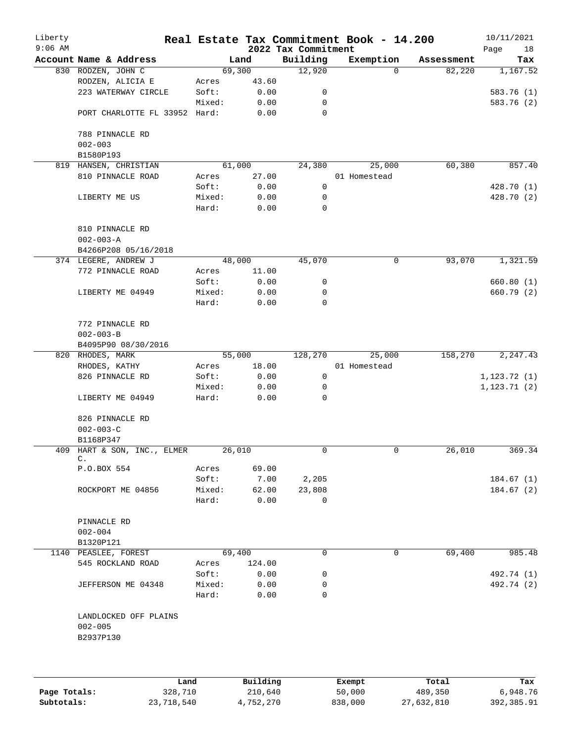# Real Estate Tax Commitment Book - 14.200

## 2022 Tax Commitment

Liberty 9:06 AM — 10/11/2021

| Account | Name & Address | | Land | Building | Exemption | Assessment | Tax |
|---|---|---|---|---|---|---|---|
| 830 | RODZEN, JOHN C | | 69,300 | 12,920 | 0 | 82,220 | 1,167.52 |
| | RODZEN, ALICIA E | Acres | 43.60 | | | | |
| | 223 WATERWAY CIRCLE | Soft: | 0.00 | 0 | | | 583.76 (1) |
| | | Mixed: | 0.00 | 0 | | | 583.76 (2) |
| | PORT CHARLOTTE FL 33952 | Hard: | 0.00 | 0 | | | |
| | 788 PINNACLE RD | | | | | | |
| | 002-003 | | | | | | |
| | B1580P193 | | | | | | |
| 819 | HANSEN, CHRISTIAN | | 61,000 | 24,380 | 25,000 | 60,380 | 857.40 |
| | 810 PINNACLE ROAD | Acres | 27.00 | | 01 Homestead | | |
| | | Soft: | 0.00 | 0 | | | 428.70 (1) |
| | LIBERTY ME US | Mixed: | 0.00 | 0 | | | 428.70 (2) |
| | | Hard: | 0.00 | 0 | | | |
| | 810 PINNACLE RD | | | | | | |
| | 002-003-A | | | | | | |
| | B4266P208 05/16/2018 | | | | | | |
| 374 | LEGERE, ANDREW J | | 48,000 | 45,070 | 0 | 93,070 | 1,321.59 |
| | 772 PINNACLE ROAD | Acres | 11.00 | | | | |
| | | Soft: | 0.00 | 0 | | | 660.80 (1) |
| | LIBERTY ME 04949 | Mixed: | 0.00 | 0 | | | 660.79 (2) |
| | | Hard: | 0.00 | 0 | | | |
| | 772 PINNACLE RD | | | | | | |
| | 002-003-B | | | | | | |
| | B4095P90 08/30/2016 | | | | | | |
| 820 | RHODES, MARK | | 55,000 | 128,270 | 25,000 | 158,270 | 2,247.43 |
| | RHODES, KATHY | Acres | 18.00 | | 01 Homestead | | |
| | 826 PINNACLE RD | Soft: | 0.00 | 0 | | | 1,123.72 (1) |
| | | Mixed: | 0.00 | 0 | | | 1,123.71 (2) |
| | LIBERTY ME 04949 | Hard: | 0.00 | 0 | | | |
| | 826 PINNACLE RD | | | | | | |
| | 002-003-C | | | | | | |
| | B1168P347 | | | | | | |
| 409 | HART & SON, INC., ELMER C. | | 26,010 | 0 | 0 | 26,010 | 369.34 |
| | P.O.BOX 554 | Acres | 69.00 | | | | |
| | | Soft: | 7.00 | 2,205 | | | 184.67 (1) |
| | ROCKPORT ME 04856 | Mixed: | 62.00 | 23,808 | | | 184.67 (2) |
| | | Hard: | 0.00 | 0 | | | |
| | PINNACLE RD | | | | | | |
| | 002-004 | | | | | | |
| | B1320P121 | | | | | | |
| 1140 | PEASLEE, FOREST | | 69,400 | 0 | 0 | 69,400 | 985.48 |
| | 545 ROCKLAND ROAD | Acres | 124.00 | | | | |
| | | Soft: | 0.00 | 0 | | | 492.74 (1) |
| | JEFFERSON ME 04348 | Mixed: | 0.00 | 0 | | | 492.74 (2) |
| | | Hard: | 0.00 | 0 | | | |
| | LANDLOCKED OFF PLAINS | | | | | | |
| | 002-005 | | | | | | |
| | B2937P130 | | | | | | |

| | Land | Building | Exempt | Total | Tax |
|---|---|---|---|---|---|
| Page Totals: | 328,710 | 210,640 | 50,000 | 489,350 | 6,948.76 |
| Subtotals: | 23,718,540 | 4,752,270 | 838,000 | 27,632,810 | 392,385.91 |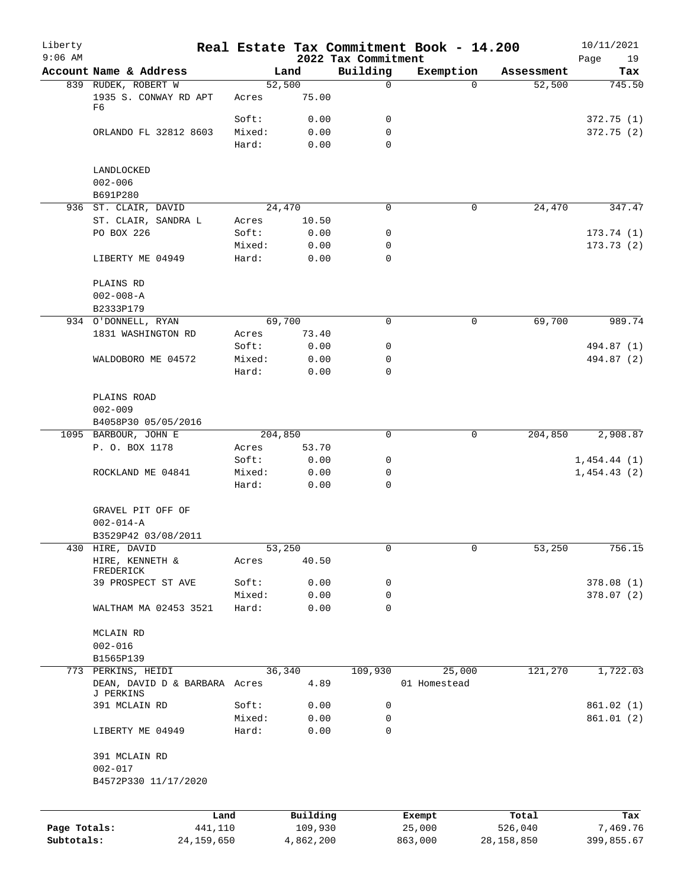# Real Estate Tax Commitment Book - 14.200

Liberty
9:06 AM

2022 Tax Commitment

10/11/2021

| Account Name & Address | | Land | Building | Exemption | Assessment | Tax |
|---|---|---|---|---|---|---|
| 839 RUDEK, ROBERT W | | 52,500 | 0 | 0 | 52,500 | 745.50 |
| 1935 S. CONWAY RD APT F6 | Acres | 75.00 | | | | |
| | Soft: | 0.00 | 0 | | | 372.75 (1) |
| ORLANDO FL 32812 8603 | Mixed: | 0.00 | 0 | | | 372.75 (2) |
| | Hard: | 0.00 | 0 | | | |
| LANDLOCKED | | | | | | |
| 002-006 | | | | | | |
| B691P280 | | | | | | |
| 936 ST. CLAIR, DAVID | | 24,470 | 0 | 0 | 24,470 | 347.47 |
| ST. CLAIR, SANDRA L | Acres | 10.50 | | | | |
| PO BOX 226 | Soft: | 0.00 | 0 | | | 173.74 (1) |
| | Mixed: | 0.00 | 0 | | | 173.73 (2) |
| LIBERTY ME 04949 | Hard: | 0.00 | 0 | | | |
| PLAINS RD | | | | | | |
| 002-008-A | | | | | | |
| B2333P179 | | | | | | |
| 934 O'DONNELL, RYAN | | 69,700 | 0 | 0 | 69,700 | 989.74 |
| 1831 WASHINGTON RD | Acres | 73.40 | | | | |
| | Soft: | 0.00 | 0 | | | 494.87 (1) |
| WALDOBORO ME 04572 | Mixed: | 0.00 | 0 | | | 494.87 (2) |
| | Hard: | 0.00 | 0 | | | |
| PLAINS ROAD | | | | | | |
| 002-009 | | | | | | |
| B4058P30 05/05/2016 | | | | | | |
| 1095 BARBOUR, JOHN E | | 204,850 | 0 | 0 | 204,850 | 2,908.87 |
| P. O. BOX 1178 | Acres | 53.70 | | | | |
| | Soft: | 0.00 | 0 | | | 1,454.44 (1) |
| ROCKLAND ME 04841 | Mixed: | 0.00 | 0 | | | 1,454.43 (2) |
| | Hard: | 0.00 | 0 | | | |
| GRAVEL PIT OFF OF | | | | | | |
| 002-014-A | | | | | | |
| B3529P42 03/08/2011 | | | | | | |
| 430 HIRE, DAVID | | 53,250 | 0 | 0 | 53,250 | 756.15 |
| HIRE, KENNETH & FREDERICK | Acres | 40.50 | | | | |
| 39 PROSPECT ST AVE | Soft: | 0.00 | 0 | | | 378.08 (1) |
| | Mixed: | 0.00 | 0 | | | 378.07 (2) |
| WALTHAM MA 02453 3521 | Hard: | 0.00 | 0 | | | |
| MCLAIN RD | | | | | | |
| 002-016 | | | | | | |
| B1565P139 | | | | | | |
| 773 PERKINS, HEIDI | | 36,340 | 109,930 | 25,000 | 121,270 | 1,722.03 |
| DEAN, DAVID D & BARBARA J PERKINS | Acres | 4.89 | | 01 Homestead | | |
| 391 MCLAIN RD | Soft: | 0.00 | 0 | | | 861.02 (1) |
| | Mixed: | 0.00 | 0 | | | 861.01 (2) |
| LIBERTY ME 04949 | Hard: | 0.00 | 0 | | | |
| 391 MCLAIN RD | | | | | | |
| 002-017 | | | | | | |
| B4572P330 11/17/2020 | | | | | | |

| | Land | Building | Exempt | Total | Tax |
|---|---|---|---|---|---|
| Page Totals: | 441,110 | 109,930 | 25,000 | 526,040 | 7,469.76 |
| Subtotals: | 24,159,650 | 4,862,200 | 863,000 | 28,158,850 | 399,855.67 |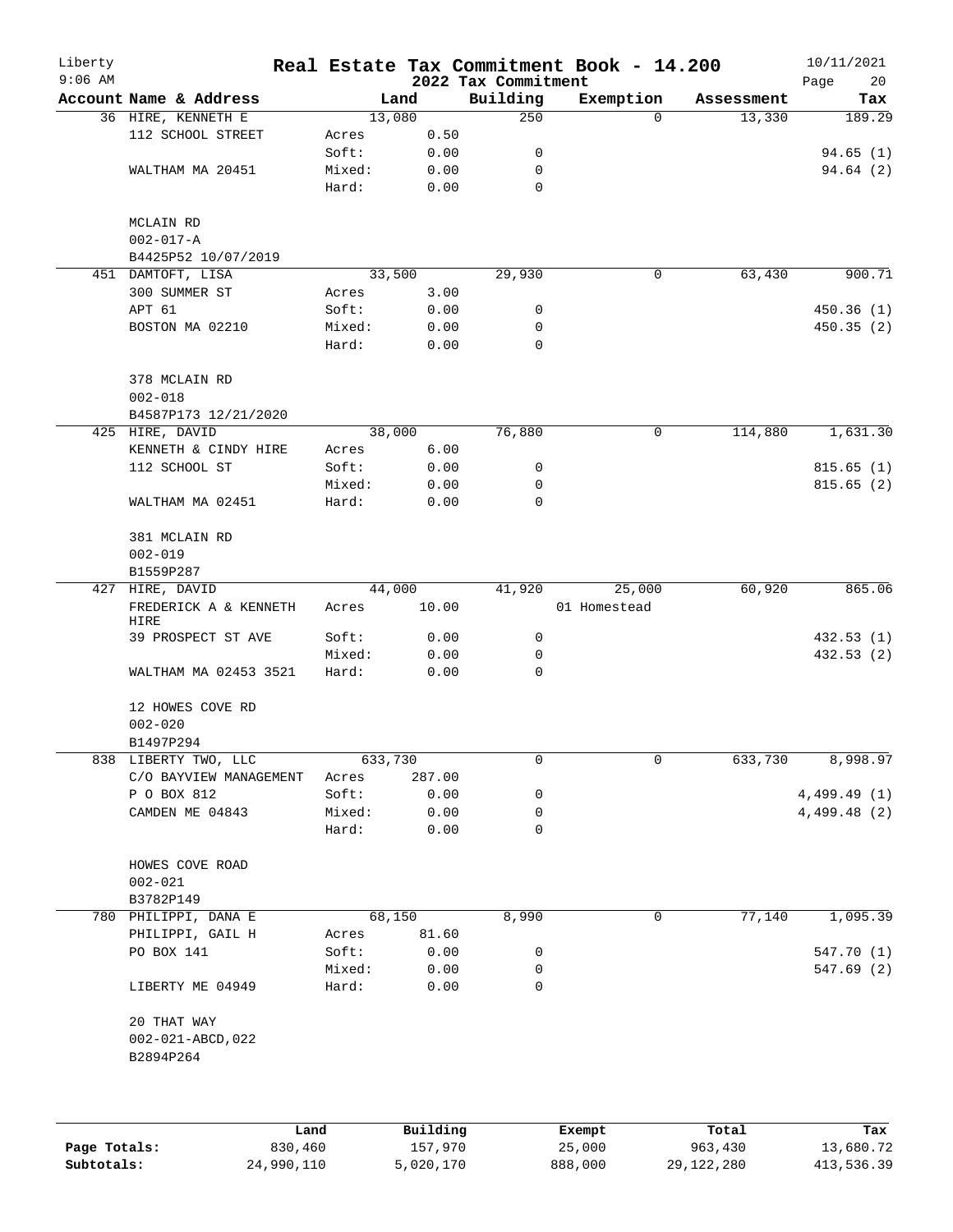# Real Estate Tax Commitment Book - 14.200

## 2022 Tax Commitment

Liberty
9:06 AM

10/11/2021

| Account | Name & Address | | Land | Building | Exemption | Assessment | Tax |
|---|---|---|---|---|---|---|---|
| 36 | HIRE, KENNETH E | | 13,080 | 250 | 0 | 13,330 | 189.29 |
| | 112 SCHOOL STREET | Acres | 0.50 | | | | |
| | | Soft: | 0.00 | 0 | | | 94.65 (1) |
| | WALTHAM MA 20451 | Mixed: | 0.00 | 0 | | | 94.64 (2) |
| | | Hard: | 0.00 | 0 | | | |
| | MCLAIN RD | | | | | | |
| | 002-017-A | | | | | | |
| | B4425P52 10/07/2019 | | | | | | |
| 451 | DAMTOFT, LISA | | 33,500 | 29,930 | 0 | 63,430 | 900.71 |
| | 300 SUMMER ST | Acres | 3.00 | | | | |
| | APT 61 | Soft: | 0.00 | 0 | | | 450.36 (1) |
| | BOSTON MA 02210 | Mixed: | 0.00 | 0 | | | 450.35 (2) |
| | | Hard: | 0.00 | 0 | | | |
| | 378 MCLAIN RD | | | | | | |
| | 002-018 | | | | | | |
| | B4587P173 12/21/2020 | | | | | | |
| 425 | HIRE, DAVID | | 38,000 | 76,880 | 0 | 114,880 | 1,631.30 |
| | KENNETH & CINDY HIRE | Acres | 6.00 | | | | |
| | 112 SCHOOL ST | Soft: | 0.00 | 0 | | | 815.65 (1) |
| | | Mixed: | 0.00 | 0 | | | 815.65 (2) |
| | WALTHAM MA 02451 | Hard: | 0.00 | 0 | | | |
| | 381 MCLAIN RD | | | | | | |
| | 002-019 | | | | | | |
| | B1559P287 | | | | | | |
| 427 | HIRE, DAVID | | 44,000 | 41,920 | 25,000 | 60,920 | 865.06 |
| | FREDERICK A & KENNETH HIRE | Acres | 10.00 | | 01 Homestead | | |
| | 39 PROSPECT ST AVE | Soft: | 0.00 | 0 | | | 432.53 (1) |
| | | Mixed: | 0.00 | 0 | | | 432.53 (2) |
| | WALTHAM MA 02453 3521 | Hard: | 0.00 | 0 | | | |
| | 12 HOWES COVE RD | | | | | | |
| | 002-020 | | | | | | |
| | B1497P294 | | | | | | |
| 838 | LIBERTY TWO, LLC | | 633,730 | 0 | 0 | 633,730 | 8,998.97 |
| | C/O BAYVIEW MANAGEMENT | Acres | 287.00 | | | | |
| | P O BOX 812 | Soft: | 0.00 | 0 | | | 4,499.49 (1) |
| | CAMDEN ME 04843 | Mixed: | 0.00 | 0 | | | 4,499.48 (2) |
| | | Hard: | 0.00 | 0 | | | |
| | HOWES COVE ROAD | | | | | | |
| | 002-021 | | | | | | |
| | B3782P149 | | | | | | |
| 780 | PHILIPPI, DANA E | | 68,150 | 8,990 | 0 | 77,140 | 1,095.39 |
| | PHILIPPI, GAIL H | Acres | 81.60 | | | | |
| | PO BOX 141 | Soft: | 0.00 | 0 | | | 547.70 (1) |
| | | Mixed: | 0.00 | 0 | | | 547.69 (2) |
| | LIBERTY ME 04949 | Hard: | 0.00 | 0 | | | |
| | 20 THAT WAY | | | | | | |
| | 002-021-ABCD,022 | | | | | | |
| | B2894P264 | | | | | | |

| | Land | Building | Exempt | Total | Tax |
|---|---|---|---|---|---|
| Page Totals: | 830,460 | 157,970 | 25,000 | 963,430 | 13,680.72 |
| Subtotals: | 24,990,110 | 5,020,170 | 888,000 | 29,122,280 | 413,536.39 |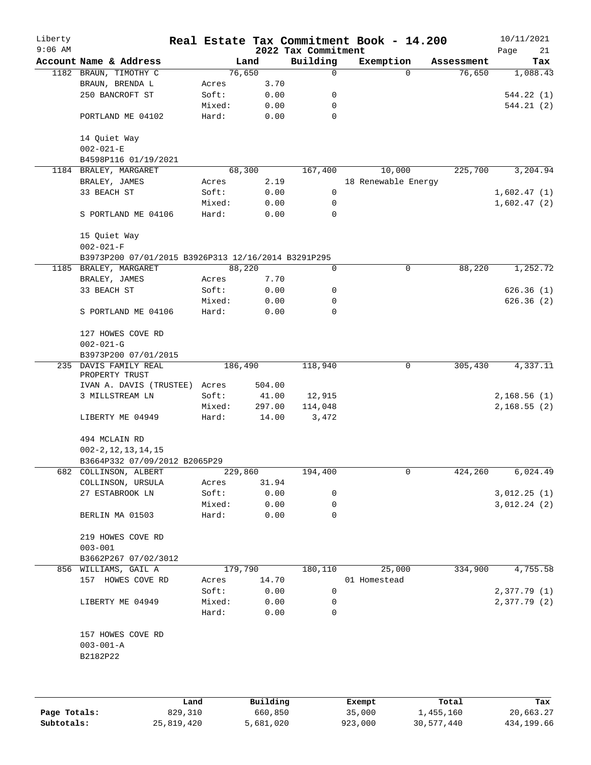# Real Estate Tax Commitment Book - 14.200

Liberty
9:06 AM

2022 Tax Commitment

10/11/2021

| Account Name & Address | | Land | Building | Exemption | Assessment | Tax |
|---|---|---|---|---|---|---|
| 1182 BRAUN, TIMOTHY C | | 76,650 | 0 | 0 | 76,650 | 1,088.43 |
| BRAUN, BRENDA L | Acres | 3.70 | | | | |
| 250 BANCROFT ST | Soft: | 0.00 | 0 | | | 544.22 (1) |
| | Mixed: | 0.00 | 0 | | | 544.21 (2) |
| PORTLAND ME 04102 | Hard: | 0.00 | 0 | | | |
| 14 Quiet Way | | | | | | |
| 002-021-E | | | | | | |
| B4598P116 01/19/2021 | | | | | | |
| 1184 BRALEY, MARGARET | | 68,300 | 167,400 | 10,000 | 225,700 | 3,204.94 |
| BRALEY, JAMES | Acres | 2.19 | | 18 Renewable Energy | | |
| 33 BEACH ST | Soft: | 0.00 | 0 | | | 1,602.47 (1) |
| | Mixed: | 0.00 | 0 | | | 1,602.47 (2) |
| S PORTLAND ME 04106 | Hard: | 0.00 | 0 | | | |
| 15 Quiet Way | | | | | | |
| 002-021-F | | | | | | |
| B3973P200 07/01/2015 B3926P313 12/16/2014 B3291P295 | | | | | | |
| 1185 BRALEY, MARGARET | | 88,220 | 0 | 0 | 88,220 | 1,252.72 |
| BRALEY, JAMES | Acres | 7.70 | | | | |
| 33 BEACH ST | Soft: | 0.00 | 0 | | | 626.36 (1) |
| | Mixed: | 0.00 | 0 | | | 626.36 (2) |
| S PORTLAND ME 04106 | Hard: | 0.00 | 0 | | | |
| 127 HOWES COVE RD | | | | | | |
| 002-021-G | | | | | | |
| B3973P200 07/01/2015 | | | | | | |
| 235 DAVIS FAMILY REAL PROPERTY TRUST | | 186,490 | 118,940 | 0 | 305,430 | 4,337.11 |
| IVAN A. DAVIS (TRUSTEE) | Acres | 504.00 | | | | |
| 3 MILLSTREAM LN | Soft: | 41.00 | 12,915 | | | 2,168.56 (1) |
| | Mixed: | 297.00 | 114,048 | | | 2,168.55 (2) |
| LIBERTY ME 04949 | Hard: | 14.00 | 3,472 | | | |
| 494 MCLAIN RD | | | | | | |
| 002-2,12,13,14,15 | | | | | | |
| B3664P332 07/09/2012 B2065P29 | | | | | | |
| 682 COLLINSON, ALBERT | | 229,860 | 194,400 | 0 | 424,260 | 6,024.49 |
| COLLINSON, URSULA | Acres | 31.94 | | | | |
| 27 ESTABROOK LN | Soft: | 0.00 | 0 | | | 3,012.25 (1) |
| | Mixed: | 0.00 | 0 | | | 3,012.24 (2) |
| BERLIN MA 01503 | Hard: | 0.00 | 0 | | | |
| 219 HOWES COVE RD | | | | | | |
| 003-001 | | | | | | |
| B3662P267 07/02/3012 | | | | | | |
| 856 WILLIAMS, GAIL A | | 179,790 | 180,110 | 25,000 | 334,900 | 4,755.58 |
| 157 HOWES COVE RD | Acres | 14.70 | | 01 Homestead | | |
| | Soft: | 0.00 | 0 | | | 2,377.79 (1) |
| LIBERTY ME 04949 | Mixed: | 0.00 | 0 | | | 2,377.79 (2) |
| | Hard: | 0.00 | 0 | | | |
| 157 HOWES COVE RD | | | | | | |
| 003-001-A | | | | | | |
| B2182P22 | | | | | | |

| | Land | Building | Exempt | Total | Tax |
|---|---|---|---|---|---|
| Page Totals: | 829,310 | 660,850 | 35,000 | 1,455,160 | 20,663.27 |
| Subtotals: | 25,819,420 | 5,681,020 | 923,000 | 30,577,440 | 434,199.66 |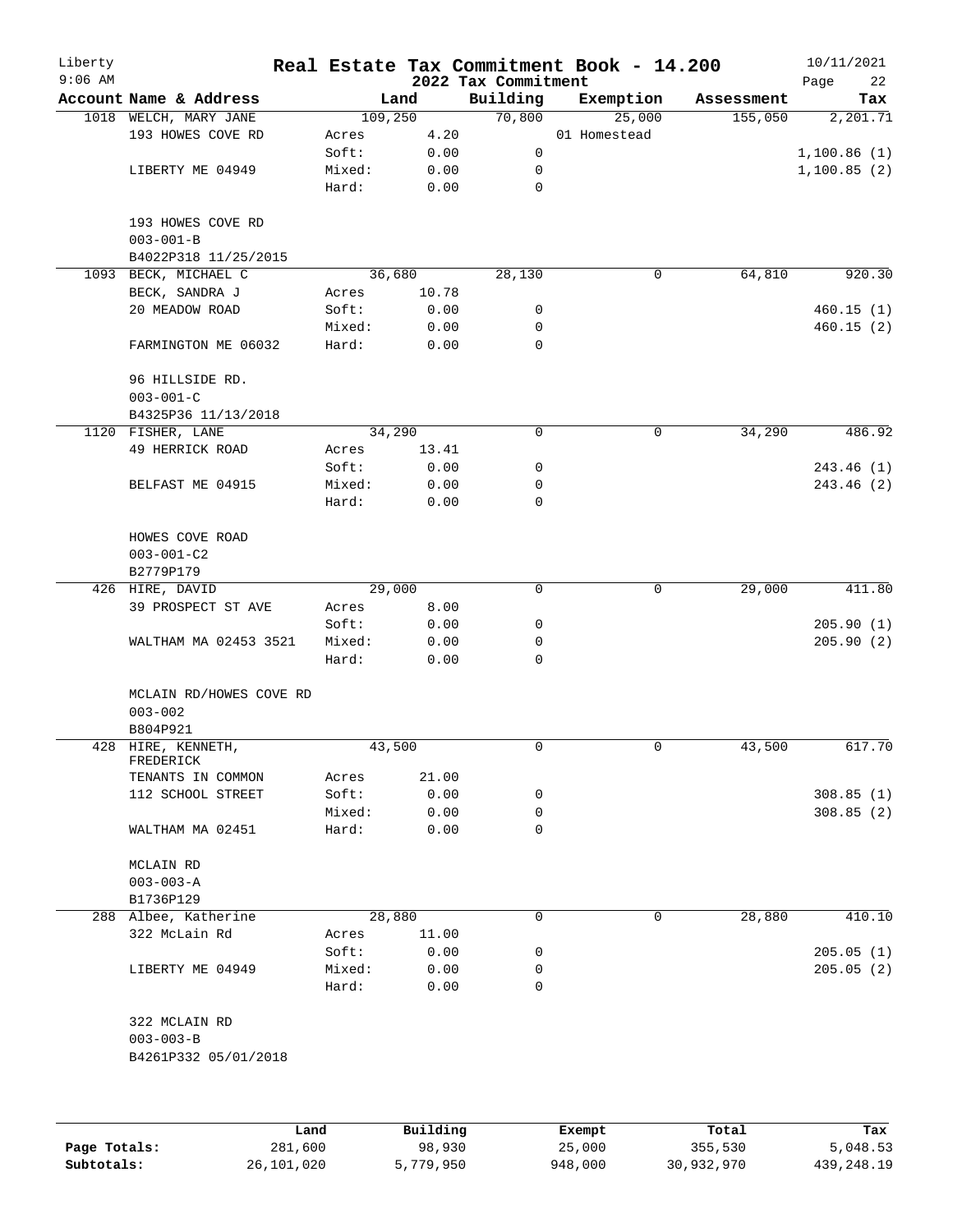# Real Estate Tax Commitment Book - 14.200

Liberty
9:06 AM

2022 Tax Commitment

10/11/2021

| Account Name & Address | Land | | Building | Exemption | Assessment | Tax |
|---|---|---|---|---|---|---|
| 1018 WELCH, MARY JANE | 109,250 | | 70,800 | 25,000 | 155,050 | 2,201.71 |
| 193 HOWES COVE RD | Acres | 4.20 | | 01 Homestead | | |
| | Soft: | 0.00 | 0 | | | 1,100.86 (1) |
| LIBERTY ME 04949 | Mixed: | 0.00 | 0 | | | 1,100.85 (2) |
| | Hard: | 0.00 | 0 | | | |
| 193 HOWES COVE RD | | | | | | |
| 003-001-B | | | | | | |
| B4022P318 11/25/2015 | | | | | | |
| 1093 BECK, MICHAEL C | 36,680 | | 28,130 | 0 | 64,810 | 920.30 |
| BECK, SANDRA J | Acres | 10.78 | | | | |
| 20 MEADOW ROAD | Soft: | 0.00 | 0 | | | 460.15 (1) |
| | Mixed: | 0.00 | 0 | | | 460.15 (2) |
| FARMINGTON ME 06032 | Hard: | 0.00 | 0 | | | |
| 96 HILLSIDE RD. | | | | | | |
| 003-001-C | | | | | | |
| B4325P36 11/13/2018 | | | | | | |
| 1120 FISHER, LANE | 34,290 | | 0 | 0 | 34,290 | 486.92 |
| 49 HERRICK ROAD | Acres | 13.41 | | | | |
| | Soft: | 0.00 | 0 | | | 243.46 (1) |
| BELFAST ME 04915 | Mixed: | 0.00 | 0 | | | 243.46 (2) |
| | Hard: | 0.00 | 0 | | | |
| HOWES COVE ROAD | | | | | | |
| 003-001-C2 | | | | | | |
| B2779P179 | | | | | | |
| 426 HIRE, DAVID | 29,000 | | 0 | 0 | 29,000 | 411.80 |
| 39 PROSPECT ST AVE | Acres | 8.00 | | | | |
| | Soft: | 0.00 | 0 | | | 205.90 (1) |
| WALTHAM MA 02453 3521 | Mixed: | 0.00 | 0 | | | 205.90 (2) |
| | Hard: | 0.00 | 0 | | | |
| MCLAIN RD/HOWES COVE RD | | | | | | |
| 003-002 | | | | | | |
| B804P921 | | | | | | |
| 428 HIRE, KENNETH, FREDERICK | 43,500 | | 0 | 0 | 43,500 | 617.70 |
| TENANTS IN COMMON | Acres | 21.00 | | | | |
| 112 SCHOOL STREET | Soft: | 0.00 | 0 | | | 308.85 (1) |
| | Mixed: | 0.00 | 0 | | | 308.85 (2) |
| WALTHAM MA 02451 | Hard: | 0.00 | 0 | | | |
| MCLAIN RD | | | | | | |
| 003-003-A | | | | | | |
| B1736P129 | | | | | | |
| 288 Albee, Katherine | 28,880 | | 0 | 0 | 28,880 | 410.10 |
| 322 McLain Rd | Acres | 11.00 | | | | |
| | Soft: | 0.00 | 0 | | | 205.05 (1) |
| LIBERTY ME 04949 | Mixed: | 0.00 | 0 | | | 205.05 (2) |
| | Hard: | 0.00 | 0 | | | |
| 322 MCLAIN RD | | | | | | |
| 003-003-B | | | | | | |
| B4261P332 05/01/2018 | | | | | | |

| | Land | Building | Exempt | Total | Tax |
|---|---|---|---|---|---|
| Page Totals: | 281,600 | 98,930 | 25,000 | 355,530 | 5,048.53 |
| Subtotals: | 26,101,020 | 5,779,950 | 948,000 | 30,932,970 | 439,248.19 |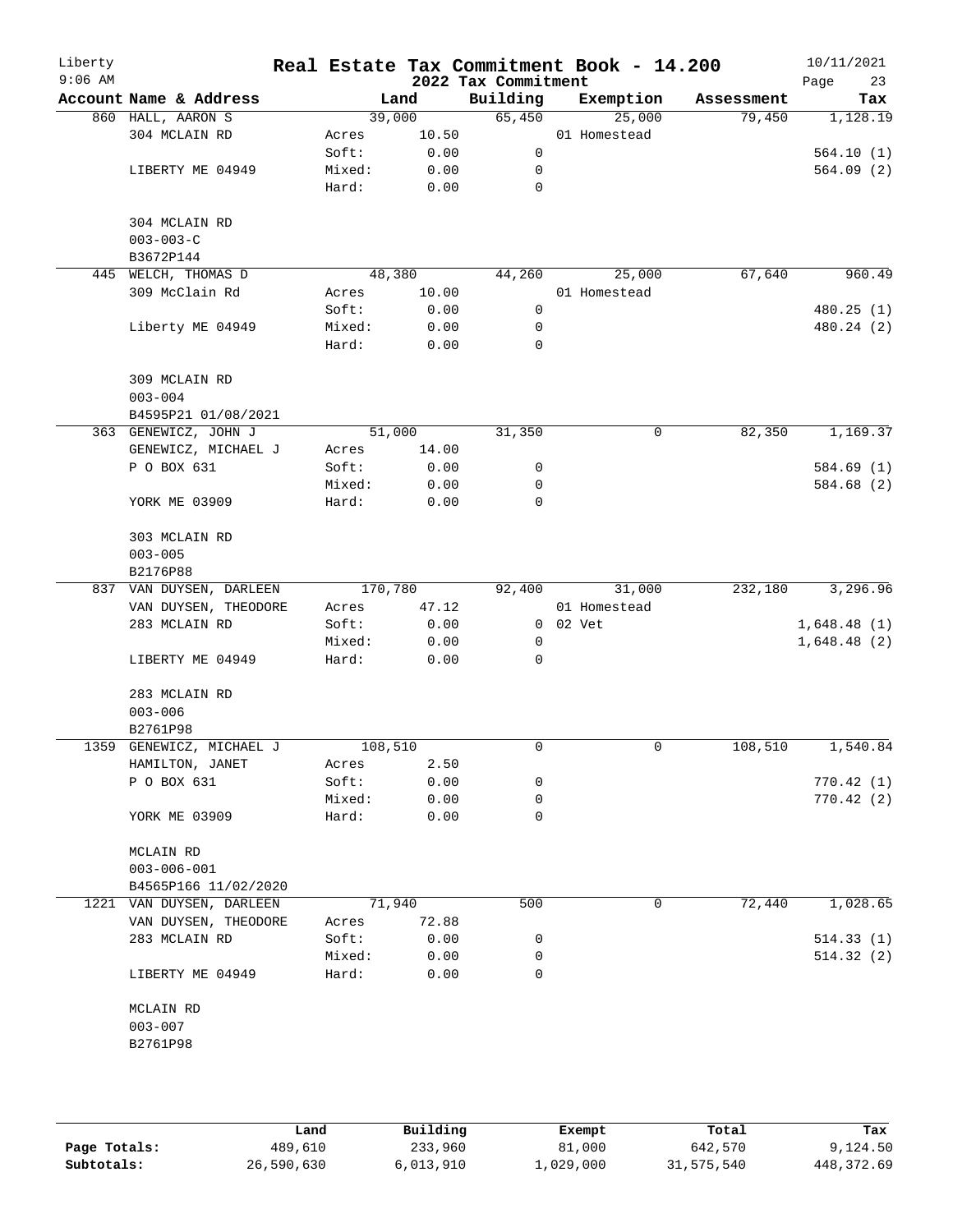# Real Estate Tax Commitment Book - 14.200

Liberty 9:06 AM — 2022 Tax Commitment — 10/11/2021

| Account | Name & Address | | Land | Building | Exemption | Assessment | Tax |
|---|---|---|---|---|---|---|---|
| 860 | HALL, AARON S | | 39,000 | 65,450 | 25,000 | 79,450 | 1,128.19 |
| | 304 MCLAIN RD | Acres | 10.50 | | 01 Homestead | | |
| | | Soft: | 0.00 | 0 | | | 564.10 (1) |
| | LIBERTY ME 04949 | Mixed: | 0.00 | 0 | | | 564.09 (2) |
| | | Hard: | 0.00 | 0 | | | |
| | 304 MCLAIN RD | | | | | | |
| | 003-003-C | | | | | | |
| | B3672P144 | | | | | | |
| 445 | WELCH, THOMAS D | | 48,380 | 44,260 | 25,000 | 67,640 | 960.49 |
| | 309 McClain Rd | Acres | 10.00 | | 01 Homestead | | |
| | | Soft: | 0.00 | 0 | | | 480.25 (1) |
| | Liberty ME 04949 | Mixed: | 0.00 | 0 | | | 480.24 (2) |
| | | Hard: | 0.00 | 0 | | | |
| | 309 MCLAIN RD | | | | | | |
| | 003-004 | | | | | | |
| | B4595P21 01/08/2021 | | | | | | |
| 363 | GENEWICZ, JOHN J | | 51,000 | 31,350 | 0 | 82,350 | 1,169.37 |
| | GENEWICZ, MICHAEL J | Acres | 14.00 | | | | |
| | P O BOX 631 | Soft: | 0.00 | 0 | | | 584.69 (1) |
| | | Mixed: | 0.00 | 0 | | | 584.68 (2) |
| | YORK ME 03909 | Hard: | 0.00 | 0 | | | |
| | 303 MCLAIN RD | | | | | | |
| | 003-005 | | | | | | |
| | B2176P88 | | | | | | |
| 837 | VAN DUYSEN, DARLEEN | | 170,780 | 92,400 | 31,000 | 232,180 | 3,296.96 |
| | VAN DUYSEN, THEODORE | Acres | 47.12 | | 01 Homestead | | |
| | 283 MCLAIN RD | Soft: | 0.00 | 0 | 02 Vet | | 1,648.48 (1) |
| | | Mixed: | 0.00 | 0 | | | 1,648.48 (2) |
| | LIBERTY ME 04949 | Hard: | 0.00 | 0 | | | |
| | 283 MCLAIN RD | | | | | | |
| | 003-006 | | | | | | |
| | B2761P98 | | | | | | |
| 1359 | GENEWICZ, MICHAEL J | | 108,510 | 0 | 0 | 108,510 | 1,540.84 |
| | HAMILTON, JANET | Acres | 2.50 | | | | |
| | P O BOX 631 | Soft: | 0.00 | 0 | | | 770.42 (1) |
| | | Mixed: | 0.00 | 0 | | | 770.42 (2) |
| | YORK ME 03909 | Hard: | 0.00 | 0 | | | |
| | MCLAIN RD | | | | | | |
| | 003-006-001 | | | | | | |
| | B4565P166 11/02/2020 | | | | | | |
| 1221 | VAN DUYSEN, DARLEEN | | 71,940 | 500 | 0 | 72,440 | 1,028.65 |
| | VAN DUYSEN, THEODORE | Acres | 72.88 | | | | |
| | 283 MCLAIN RD | Soft: | 0.00 | 0 | | | 514.33 (1) |
| | | Mixed: | 0.00 | 0 | | | 514.32 (2) |
| | LIBERTY ME 04949 | Hard: | 0.00 | 0 | | | |
| | MCLAIN RD | | | | | | |
| | 003-007 | | | | | | |
| | B2761P98 | | | | | | |

| | Land | Building | Exempt | Total | Tax |
|---|---|---|---|---|---|
| Page Totals: | 489,610 | 233,960 | 81,000 | 642,570 | 9,124.50 |
| Subtotals: | 26,590,630 | 6,013,910 | 1,029,000 | 31,575,540 | 448,372.69 |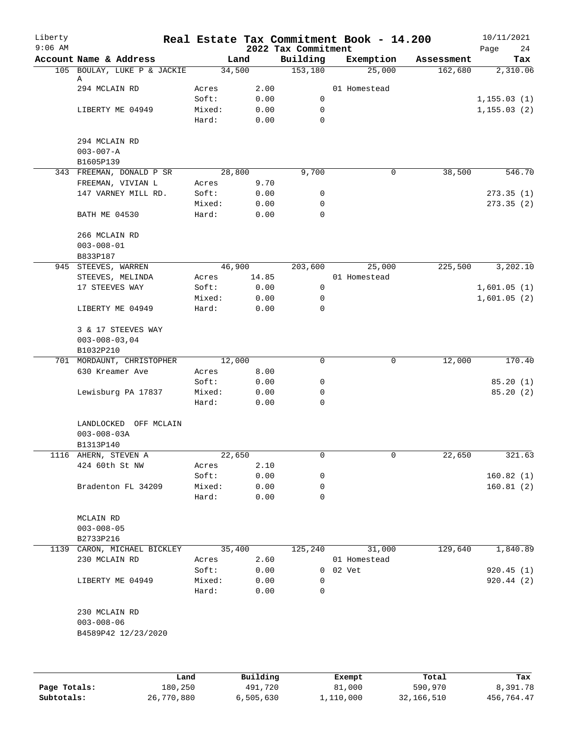# Real Estate Tax Commitment Book - 14.200

Liberty
9:06 AM

2022 Tax Commitment

10/11/2021

| Account Name & Address | Land | | Building | Exemption | Assessment | Tax |
|---|---|---|---|---|---|---|
| 105 BOULAY, LUKE P & JACKIE A | 34,500 | | 153,180 | 25,000 | 162,680 | 2,310.06 |
| 294 MCLAIN RD | Acres | 2.00 | | 01 Homestead | | |
| | Soft: | 0.00 | 0 | | | 1,155.03 (1) |
| LIBERTY ME 04949 | Mixed: | 0.00 | 0 | | | 1,155.03 (2) |
| | Hard: | 0.00 | 0 | | | |
| 294 MCLAIN RD | | | | | | |
| 003-007-A | | | | | | |
| B1605P139 | | | | | | |
| 343 FREEMAN, DONALD P SR | 28,800 | | 9,700 | 0 | 38,500 | 546.70 |
| FREEMAN, VIVIAN L | Acres | 9.70 | | | | |
| 147 VARNEY MILL RD. | Soft: | 0.00 | 0 | | | 273.35 (1) |
| | Mixed: | 0.00 | 0 | | | 273.35 (2) |
| BATH ME 04530 | Hard: | 0.00 | 0 | | | |
| 266 MCLAIN RD | | | | | | |
| 003-008-01 | | | | | | |
| B833P187 | | | | | | |
| 945 STEEVES, WARREN | 46,900 | | 203,600 | 25,000 | 225,500 | 3,202.10 |
| STEEVES, MELINDA | Acres | 14.85 | | 01 Homestead | | |
| 17 STEEVES WAY | Soft: | 0.00 | 0 | | | 1,601.05 (1) |
| | Mixed: | 0.00 | 0 | | | 1,601.05 (2) |
| LIBERTY ME 04949 | Hard: | 0.00 | 0 | | | |
| 3 & 17 STEEVES WAY | | | | | | |
| 003-008-03,04 | | | | | | |
| B1032P210 | | | | | | |
| 701 MORDAUNT, CHRISTOPHER | 12,000 | | 0 | 0 | 12,000 | 170.40 |
| 630 Kreamer Ave | Acres | 8.00 | | | | |
| | Soft: | 0.00 | 0 | | | 85.20 (1) |
| Lewisburg PA 17837 | Mixed: | 0.00 | 0 | | | 85.20 (2) |
| | Hard: | 0.00 | 0 | | | |
| LANDLOCKED OFF MCLAIN | | | | | | |
| 003-008-03A | | | | | | |
| B1313P140 | | | | | | |
| 1116 AHERN, STEVEN A | 22,650 | | 0 | 0 | 22,650 | 321.63 |
| 424 60th St NW | Acres | 2.10 | | | | |
| | Soft: | 0.00 | 0 | | | 160.82 (1) |
| Bradenton FL 34209 | Mixed: | 0.00 | 0 | | | 160.81 (2) |
| | Hard: | 0.00 | 0 | | | |
| MCLAIN RD | | | | | | |
| 003-008-05 | | | | | | |
| B2733P216 | | | | | | |
| 1139 CARON, MICHAEL BICKLEY | 35,400 | | 125,240 | 31,000 | 129,640 | 1,840.89 |
| 230 MCLAIN RD | Acres | 2.60 | | 01 Homestead | | |
| | Soft: | 0.00 | 0 | 02 Vet | | 920.45 (1) |
| LIBERTY ME 04949 | Mixed: | 0.00 | 0 | | | 920.44 (2) |
| | Hard: | 0.00 | 0 | | | |
| 230 MCLAIN RD | | | | | | |
| 003-008-06 | | | | | | |
| B4589P42 12/23/2020 | | | | | | |

| | Land | Building | Exempt | Total | Tax |
|---|---|---|---|---|---|
| Page Totals: | 180,250 | 491,720 | 81,000 | 590,970 | 8,391.78 |
| Subtotals: | 26,770,880 | 6,505,630 | 1,110,000 | 32,166,510 | 456,764.47 |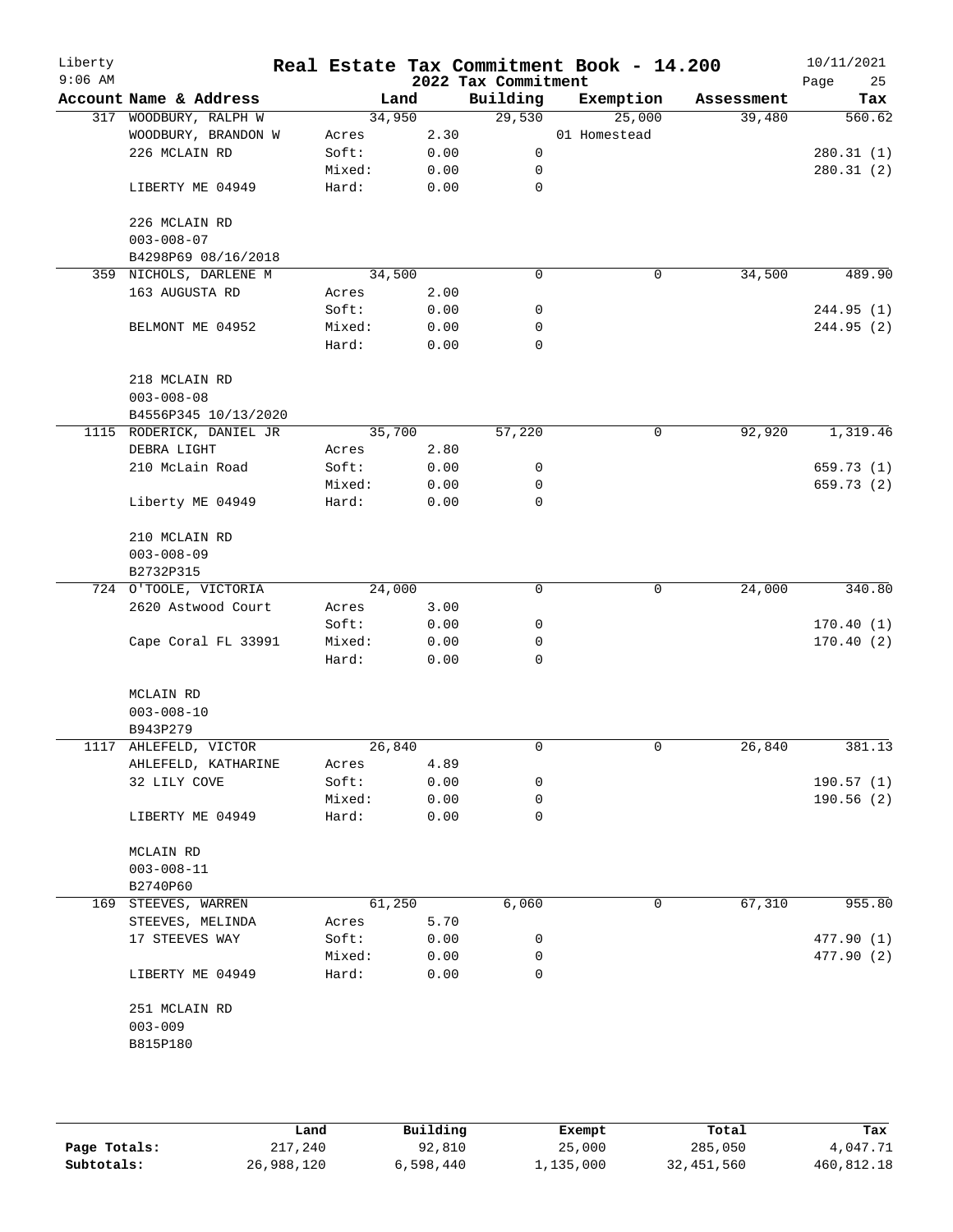# Real Estate Tax Commitment Book - 14.200

Liberty
9:06 AM

2022 Tax Commitment

10/11/2021

| Account Name & Address | Land | | Building | Exemption | Assessment | Tax |
|---|---|---|---|---|---|---|
| 317 WOODBURY, RALPH W | 34,950 | | 29,530 | 25,000 | 39,480 | 560.62 |
| WOODBURY, BRANDON W | Acres | 2.30 | | 01 Homestead | | |
| 226 MCLAIN RD | Soft: | 0.00 | 0 | | | 280.31 (1) |
| | Mixed: | 0.00 | 0 | | | 280.31 (2) |
| LIBERTY ME 04949 | Hard: | 0.00 | 0 | | | |
| 226 MCLAIN RD | | | | | | |
| 003-008-07 | | | | | | |
| B4298P69 08/16/2018 | | | | | | |
| 359 NICHOLS, DARLENE M | 34,500 | | 0 | 0 | 34,500 | 489.90 |
| 163 AUGUSTA RD | Acres | 2.00 | | | | |
| | Soft: | 0.00 | 0 | | | 244.95 (1) |
| BELMONT ME 04952 | Mixed: | 0.00 | 0 | | | 244.95 (2) |
| | Hard: | 0.00 | 0 | | | |
| 218 MCLAIN RD | | | | | | |
| 003-008-08 | | | | | | |
| B4556P345 10/13/2020 | | | | | | |
| 1115 RODERICK, DANIEL JR | 35,700 | | 57,220 | 0 | 92,920 | 1,319.46 |
| DEBRA LIGHT | Acres | 2.80 | | | | |
| 210 McLain Road | Soft: | 0.00 | 0 | | | 659.73 (1) |
| | Mixed: | 0.00 | 0 | | | 659.73 (2) |
| Liberty ME 04949 | Hard: | 0.00 | 0 | | | |
| 210 MCLAIN RD | | | | | | |
| 003-008-09 | | | | | | |
| B2732P315 | | | | | | |
| 724 O'TOOLE, VICTORIA | 24,000 | | 0 | 0 | 24,000 | 340.80 |
| 2620 Astwood Court | Acres | 3.00 | | | | |
| | Soft: | 0.00 | 0 | | | 170.40 (1) |
| Cape Coral FL 33991 | Mixed: | 0.00 | 0 | | | 170.40 (2) |
| | Hard: | 0.00 | 0 | | | |
| MCLAIN RD | | | | | | |
| 003-008-10 | | | | | | |
| B943P279 | | | | | | |
| 1117 AHLEFELD, VICTOR | 26,840 | | 0 | 0 | 26,840 | 381.13 |
| AHLEFELD, KATHARINE | Acres | 4.89 | | | | |
| 32 LILY COVE | Soft: | 0.00 | 0 | | | 190.57 (1) |
| | Mixed: | 0.00 | 0 | | | 190.56 (2) |
| LIBERTY ME 04949 | Hard: | 0.00 | 0 | | | |
| MCLAIN RD | | | | | | |
| 003-008-11 | | | | | | |
| B2740P60 | | | | | | |
| 169 STEEVES, WARREN | 61,250 | | 6,060 | 0 | 67,310 | 955.80 |
| STEEVES, MELINDA | Acres | 5.70 | | | | |
| 17 STEEVES WAY | Soft: | 0.00 | 0 | | | 477.90 (1) |
| | Mixed: | 0.00 | 0 | | | 477.90 (2) |
| LIBERTY ME 04949 | Hard: | 0.00 | 0 | | | |
| 251 MCLAIN RD | | | | | | |
| 003-009 | | | | | | |
| B815P180 | | | | | | |

| | Land | Building | Exempt | Total | Tax |
|---|---|---|---|---|---|
| Page Totals: | 217,240 | 92,810 | 25,000 | 285,050 | 4,047.71 |
| Subtotals: | 26,988,120 | 6,598,440 | 1,135,000 | 32,451,560 | 460,812.18 |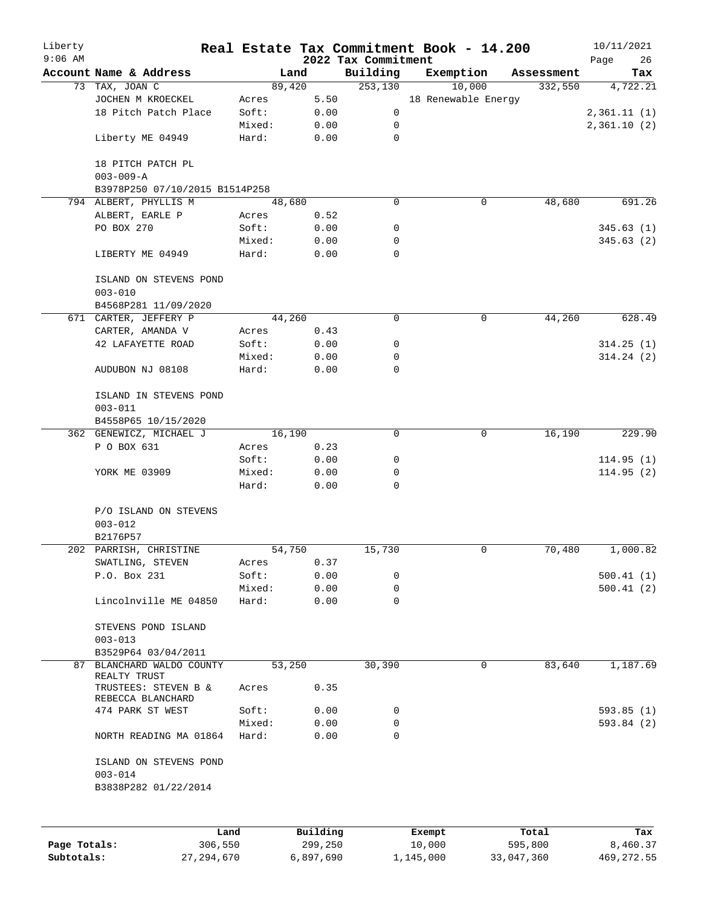# Real Estate Tax Commitment Book - 14.200

Liberty
9:06 AM

2022 Tax Commitment

10/11/2021

| Account Name & Address | | Land | Building | Exemption | Assessment | Tax |
|---|---|---|---|---|---|---|
| 73 TAX, JOAN C | | 89,420 | 253,130 | 10,000 | 332,550 | 4,722.21 |
| JOCHEN M KROECKEL | Acres | 5.50 | | 18 Renewable Energy | | |
| 18 Pitch Patch Place | Soft: | 0.00 | 0 | | | 2,361.11 (1) |
| | Mixed: | 0.00 | 0 | | | 2,361.10 (2) |
| Liberty ME 04949 | Hard: | 0.00 | 0 | | | |
| 18 PITCH PATCH PL | | | | | | |
| 003-009-A | | | | | | |
| B3978P250 07/10/2015 B1514P258 | | | | | | |
| 794 ALBERT, PHYLLIS M | | 48,680 | 0 | 0 | 48,680 | 691.26 |
| ALBERT, EARLE P | Acres | 0.52 | | | | |
| PO BOX 270 | Soft: | 0.00 | 0 | | | 345.63 (1) |
| | Mixed: | 0.00 | 0 | | | 345.63 (2) |
| LIBERTY ME 04949 | Hard: | 0.00 | 0 | | | |
| ISLAND ON STEVENS POND | | | | | | |
| 003-010 | | | | | | |
| B4568P281 11/09/2020 | | | | | | |
| 671 CARTER, JEFFERY P | | 44,260 | 0 | 0 | 44,260 | 628.49 |
| CARTER, AMANDA V | Acres | 0.43 | | | | |
| 42 LAFAYETTE ROAD | Soft: | 0.00 | 0 | | | 314.25 (1) |
| | Mixed: | 0.00 | 0 | | | 314.24 (2) |
| AUDUBON NJ 08108 | Hard: | 0.00 | 0 | | | |
| ISLAND IN STEVENS POND | | | | | | |
| 003-011 | | | | | | |
| B4558P65 10/15/2020 | | | | | | |
| 362 GENEWICZ, MICHAEL J | | 16,190 | 0 | 0 | 16,190 | 229.90 |
| P O BOX 631 | Acres | 0.23 | | | | |
| | Soft: | 0.00 | 0 | | | 114.95 (1) |
| YORK ME 03909 | Mixed: | 0.00 | 0 | | | 114.95 (2) |
| | Hard: | 0.00 | 0 | | | |
| P/O ISLAND ON STEVENS | | | | | | |
| 003-012 | | | | | | |
| B2176P57 | | | | | | |
| 202 PARRISH, CHRISTINE | | 54,750 | 15,730 | 0 | 70,480 | 1,000.82 |
| SWATLING, STEVEN | Acres | 0.37 | | | | |
| P.O. Box 231 | Soft: | 0.00 | 0 | | | 500.41 (1) |
| | Mixed: | 0.00 | 0 | | | 500.41 (2) |
| Lincolnville ME 04850 | Hard: | 0.00 | 0 | | | |
| STEVENS POND ISLAND | | | | | | |
| 003-013 | | | | | | |
| B3529P64 03/04/2011 | | | | | | |
| 87 BLANCHARD WALDO COUNTY REALTY TRUST | | 53,250 | 30,390 | 0 | 83,640 | 1,187.69 |
| TRUSTEES: STEVEN B & REBECCA BLANCHARD | Acres | 0.35 | | | | |
| 474 PARK ST WEST | Soft: | 0.00 | 0 | | | 593.85 (1) |
| | Mixed: | 0.00 | 0 | | | 593.84 (2) |
| NORTH READING MA 01864 | Hard: | 0.00 | 0 | | | |
| ISLAND ON STEVENS POND | | | | | | |
| 003-014 | | | | | | |
| B3838P282 01/22/2014 | | | | | | |

| | Land | Building | Exempt | Total | Tax |
|---|---|---|---|---|---|
| Page Totals: | 306,550 | 299,250 | 10,000 | 595,800 | 8,460.37 |
| Subtotals: | 27,294,670 | 6,897,690 | 1,145,000 | 33,047,360 | 469,272.55 |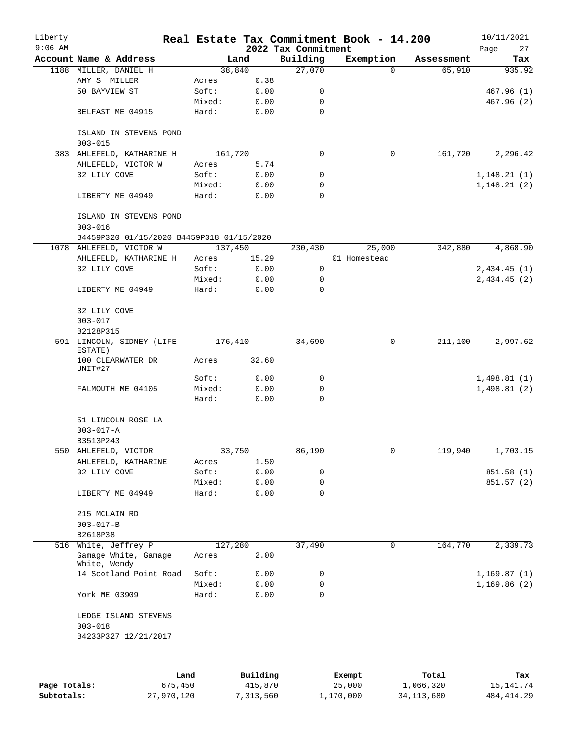# Real Estate Tax Commitment Book - 14.200

Liberty
9:06 AM

2022 Tax Commitment

10/11/2021

| Account Name & Address | Land | | Building | Exemption | Assessment | Tax |
|---|---|---|---|---|---|---|
| 1188 MILLER, DANIEL H | 38,840 | | 27,070 | 0 | 65,910 | 935.92 |
| AMY S. MILLER | Acres | 0.38 | | | | |
| 50 BAYVIEW ST | Soft: | 0.00 | 0 | | | 467.96 (1) |
| | Mixed: | 0.00 | 0 | | | 467.96 (2) |
| BELFAST ME 04915 | Hard: | 0.00 | 0 | | | |
| ISLAND IN STEVENS POND | | | | | | |
| 003-015 | | | | | | |
| 383 AHLEFELD, KATHARINE H | 161,720 | | 0 | 0 | 161,720 | 2,296.42 |
| AHLEFELD, VICTOR W | Acres | 5.74 | | | | |
| 32 LILY COVE | Soft: | 0.00 | 0 | | | 1,148.21 (1) |
| | Mixed: | 0.00 | 0 | | | 1,148.21 (2) |
| LIBERTY ME 04949 | Hard: | 0.00 | 0 | | | |
| ISLAND IN STEVENS POND | | | | | | |
| 003-016 | | | | | | |
| B4459P320 01/15/2020 B4459P318 01/15/2020 | | | | | | |
| 1078 AHLEFELD, VICTOR W | 137,450 | | 230,430 | 25,000 | 342,880 | 4,868.90 |
| AHLEFELD, KATHARINE H | Acres | 15.29 | | 01 Homestead | | |
| 32 LILY COVE | Soft: | 0.00 | 0 | | | 2,434.45 (1) |
| | Mixed: | 0.00 | 0 | | | 2,434.45 (2) |
| LIBERTY ME 04949 | Hard: | 0.00 | 0 | | | |
| 32 LILY COVE | | | | | | |
| 003-017 | | | | | | |
| B2128P315 | | | | | | |
| 591 LINCOLN, SIDNEY (LIFE ESTATE) | 176,410 | | 34,690 | 0 | 211,100 | 2,997.62 |
| 100 CLEARWATER DR UNIT#27 | Acres | 32.60 | | | | |
| | Soft: | 0.00 | 0 | | | 1,498.81 (1) |
| FALMOUTH ME 04105 | Mixed: | 0.00 | 0 | | | 1,498.81 (2) |
| | Hard: | 0.00 | 0 | | | |
| 51 LINCOLN ROSE LA | | | | | | |
| 003-017-A | | | | | | |
| B3513P243 | | | | | | |
| 550 AHLEFELD, VICTOR | 33,750 | | 86,190 | 0 | 119,940 | 1,703.15 |
| AHLEFELD, KATHARINE | Acres | 1.50 | | | | |
| 32 LILY COVE | Soft: | 0.00 | 0 | | | 851.58 (1) |
| | Mixed: | 0.00 | 0 | | | 851.57 (2) |
| LIBERTY ME 04949 | Hard: | 0.00 | 0 | | | |
| 215 MCLAIN RD | | | | | | |
| 003-017-B | | | | | | |
| B2618P38 | | | | | | |
| 516 White, Jeffrey P | 127,280 | | 37,490 | 0 | 164,770 | 2,339.73 |
| Gamage White, Gamage White, Wendy | Acres | 2.00 | | | | |
| 14 Scotland Point Road | Soft: | 0.00 | 0 | | | 1,169.87 (1) |
| | Mixed: | 0.00 | 0 | | | 1,169.86 (2) |
| York ME 03909 | Hard: | 0.00 | 0 | | | |
| LEDGE ISLAND STEVENS | | | | | | |
| 003-018 | | | | | | |
| B4233P327 12/21/2017 | | | | | | |

| | Land | Building | Exempt | Total | Tax |
|---|---|---|---|---|---|
| Page Totals: | 675,450 | 415,870 | 25,000 | 1,066,320 | 15,141.74 |
| Subtotals: | 27,970,120 | 7,313,560 | 1,170,000 | 34,113,680 | 484,414.29 |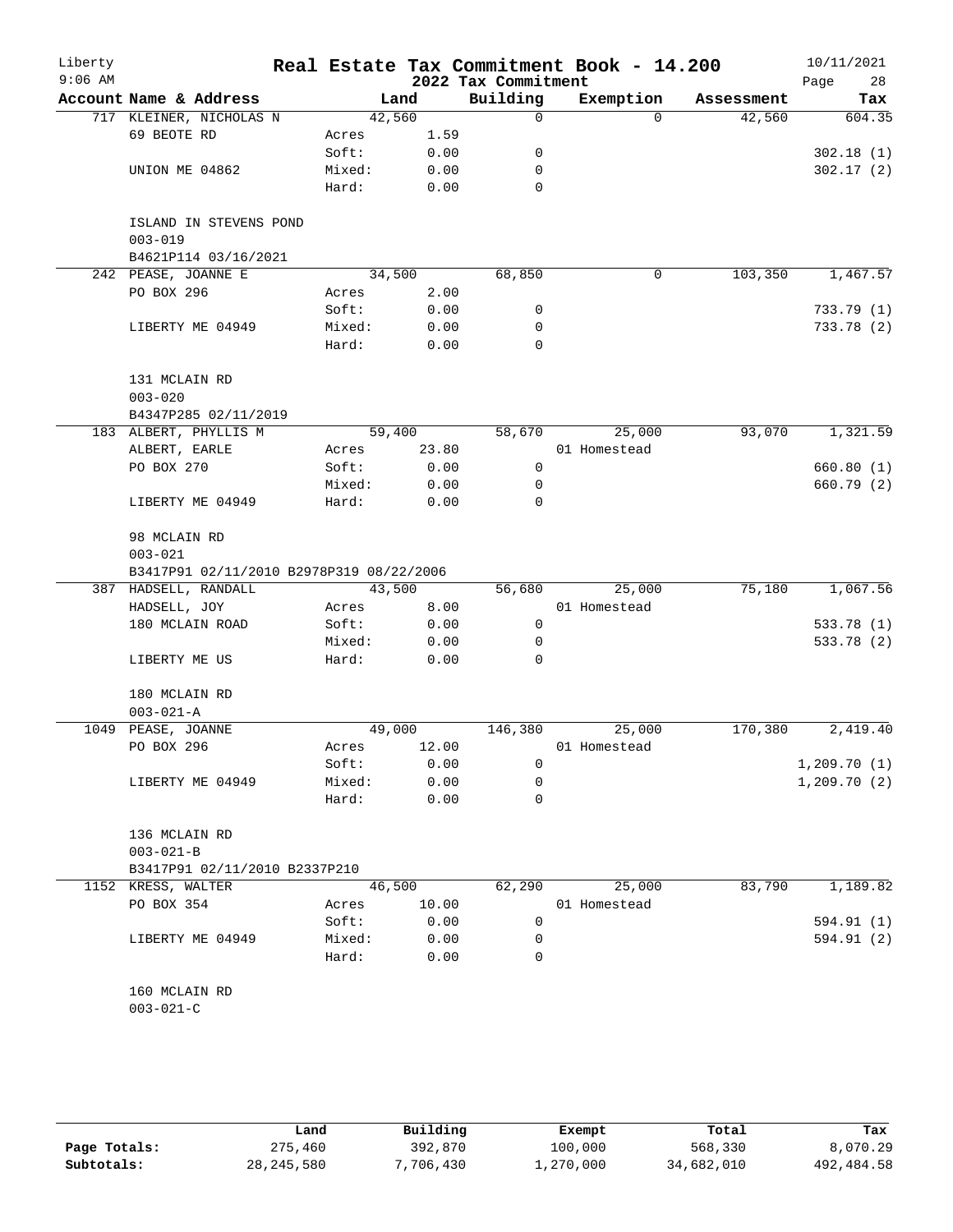# Real Estate Tax Commitment Book - 14.200

Liberty
9:06 AM

2022 Tax Commitment

10/11/2021

| Account Name & Address | | Land | Building | Exemption | Assessment | Tax |
|---|---|---|---|---|---|---|
| 717 KLEINER, NICHOLAS N | | 42,560 | 0 | 0 | 42,560 | 604.35 |
| 69 BEOTE RD | Acres | 1.59 | | | | |
| | Soft: | 0.00 | 0 | | | 302.18 (1) |
| UNION ME 04862 | Mixed: | 0.00 | 0 | | | 302.17 (2) |
| | Hard: | 0.00 | 0 | | | |
| ISLAND IN STEVENS POND | | | | | | |
| 003-019 | | | | | | |
| B4621P114 03/16/2021 | | | | | | |
| 242 PEASE, JOANNE E | | 34,500 | 68,850 | 0 | 103,350 | 1,467.57 |
| PO BOX 296 | Acres | 2.00 | | | | |
| | Soft: | 0.00 | 0 | | | 733.79 (1) |
| LIBERTY ME 04949 | Mixed: | 0.00 | 0 | | | 733.78 (2) |
| | Hard: | 0.00 | 0 | | | |
| 131 MCLAIN RD | | | | | | |
| 003-020 | | | | | | |
| B4347P285 02/11/2019 | | | | | | |
| 183 ALBERT, PHYLLIS M | | 59,400 | 58,670 | 25,000 | 93,070 | 1,321.59 |
| ALBERT, EARLE | Acres | 23.80 | | 01 Homestead | | |
| PO BOX 270 | Soft: | 0.00 | 0 | | | 660.80 (1) |
| | Mixed: | 0.00 | 0 | | | 660.79 (2) |
| LIBERTY ME 04949 | Hard: | 0.00 | 0 | | | |
| 98 MCLAIN RD | | | | | | |
| 003-021 | | | | | | |
| B3417P91 02/11/2010 B2978P319 08/22/2006 | | | | | | |
| 387 HADSELL, RANDALL | | 43,500 | 56,680 | 25,000 | 75,180 | 1,067.56 |
| HADSELL, JOY | Acres | 8.00 | | 01 Homestead | | |
| 180 MCLAIN ROAD | Soft: | 0.00 | 0 | | | 533.78 (1) |
| | Mixed: | 0.00 | 0 | | | 533.78 (2) |
| LIBERTY ME US | Hard: | 0.00 | 0 | | | |
| 180 MCLAIN RD | | | | | | |
| 003-021-A | | | | | | |
| 1049 PEASE, JOANNE | | 49,000 | 146,380 | 25,000 | 170,380 | 2,419.40 |
| PO BOX 296 | Acres | 12.00 | | 01 Homestead | | |
| | Soft: | 0.00 | 0 | | | 1,209.70 (1) |
| LIBERTY ME 04949 | Mixed: | 0.00 | 0 | | | 1,209.70 (2) |
| | Hard: | 0.00 | 0 | | | |
| 136 MCLAIN RD | | | | | | |
| 003-021-B | | | | | | |
| B3417P91 02/11/2010 B2337P210 | | | | | | |
| 1152 KRESS, WALTER | | 46,500 | 62,290 | 25,000 | 83,790 | 1,189.82 |
| PO BOX 354 | Acres | 10.00 | | 01 Homestead | | |
| | Soft: | 0.00 | 0 | | | 594.91 (1) |
| LIBERTY ME 04949 | Mixed: | 0.00 | 0 | | | 594.91 (2) |
| | Hard: | 0.00 | 0 | | | |
| 160 MCLAIN RD | | | | | | |
| 003-021-C | | | | | | |

| | Land | Building | Exempt | Total | Tax |
|---|---|---|---|---|---|
| Page Totals: | 275,460 | 392,870 | 100,000 | 568,330 | 8,070.29 |
| Subtotals: | 28,245,580 | 7,706,430 | 1,270,000 | 34,682,010 | 492,484.58 |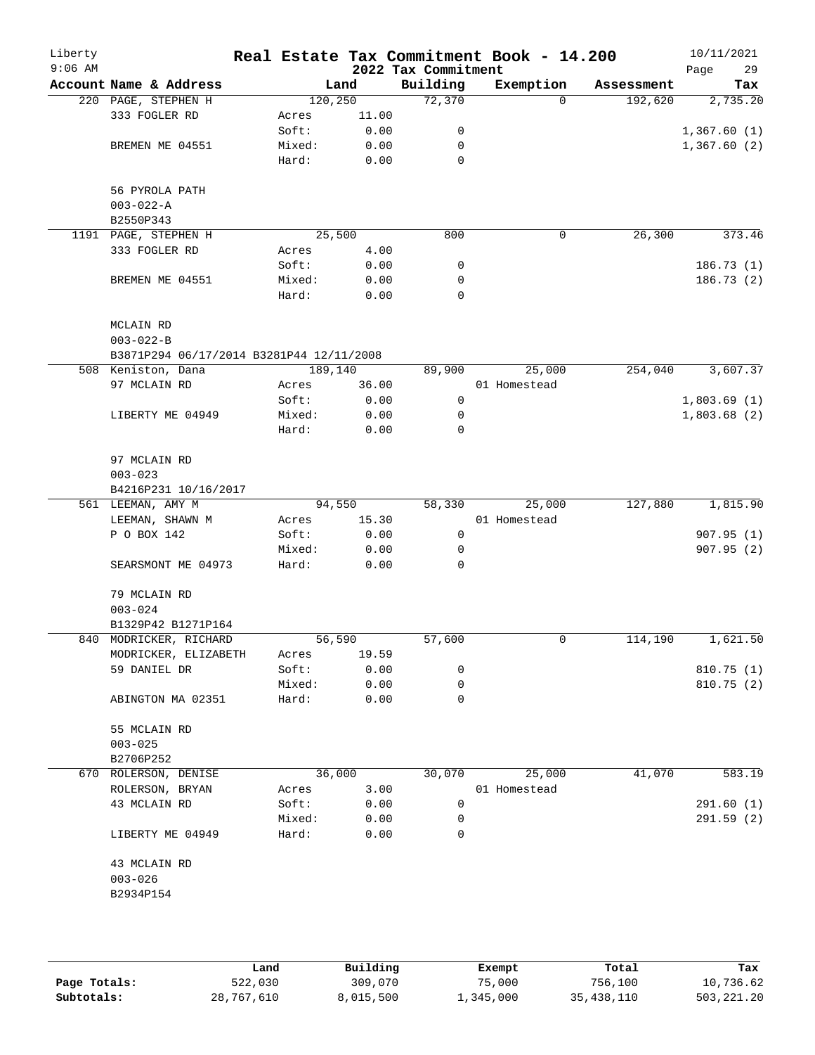# Liberty — Real Estate Tax Commitment Book - 14.200

2022 Tax Commitment

9:06 AM — 10/11/2021

| Account Name & Address | Land | | Building | Exemption | Assessment | Tax |
|---|---|---|---|---|---|---|
| 220 PAGE, STEPHEN H | 120,250 | | 72,370 | 0 | 192,620 | 2,735.20 |
| 333 FOGLER RD | Acres | 11.00 | | | | |
| | Soft: | 0.00 | 0 | | | 1,367.60 (1) |
| BREMEN ME 04551 | Mixed: | 0.00 | 0 | | | 1,367.60 (2) |
| | Hard: | 0.00 | 0 | | | |
| 56 PYROLA PATH | | | | | | |
| 003-022-A | | | | | | |
| B2550P343 | | | | | | |
| 1191 PAGE, STEPHEN H | 25,500 | | 800 | 0 | 26,300 | 373.46 |
| 333 FOGLER RD | Acres | 4.00 | | | | |
| | Soft: | 0.00 | 0 | | | 186.73 (1) |
| BREMEN ME 04551 | Mixed: | 0.00 | 0 | | | 186.73 (2) |
| | Hard: | 0.00 | 0 | | | |
| MCLAIN RD | | | | | | |
| 003-022-B | | | | | | |
| B3871P294 06/17/2014 B3281P44 12/11/2008 | | | | | | |
| 508 Keniston, Dana | 189,140 | | 89,900 | 25,000 | 254,040 | 3,607.37 |
| 97 MCLAIN RD | Acres | 36.00 | | 01 Homestead | | |
| | Soft: | 0.00 | 0 | | | 1,803.69 (1) |
| LIBERTY ME 04949 | Mixed: | 0.00 | 0 | | | 1,803.68 (2) |
| | Hard: | 0.00 | 0 | | | |
| 97 MCLAIN RD | | | | | | |
| 003-023 | | | | | | |
| B4216P231 10/16/2017 | | | | | | |
| 561 LEEMAN, AMY M | 94,550 | | 58,330 | 25,000 | 127,880 | 1,815.90 |
| LEEMAN, SHAWN M | Acres | 15.30 | | 01 Homestead | | |
| P O BOX 142 | Soft: | 0.00 | 0 | | | 907.95 (1) |
| | Mixed: | 0.00 | 0 | | | 907.95 (2) |
| SEARSMONT ME 04973 | Hard: | 0.00 | 0 | | | |
| 79 MCLAIN RD | | | | | | |
| 003-024 | | | | | | |
| B1329P42 B1271P164 | | | | | | |
| 840 MODRICKER, RICHARD | 56,590 | | 57,600 | 0 | 114,190 | 1,621.50 |
| MODRICKER, ELIZABETH | Acres | 19.59 | | | | |
| 59 DANIEL DR | Soft: | 0.00 | 0 | | | 810.75 (1) |
| | Mixed: | 0.00 | 0 | | | 810.75 (2) |
| ABINGTON MA 02351 | Hard: | 0.00 | 0 | | | |
| 55 MCLAIN RD | | | | | | |
| 003-025 | | | | | | |
| B2706P252 | | | | | | |
| 670 ROLERSON, DENISE | 36,000 | | 30,070 | 25,000 | 41,070 | 583.19 |
| ROLERSON, BRYAN | Acres | 3.00 | | 01 Homestead | | |
| 43 MCLAIN RD | Soft: | 0.00 | 0 | | | 291.60 (1) |
| | Mixed: | 0.00 | 0 | | | 291.59 (2) |
| LIBERTY ME 04949 | Hard: | 0.00 | 0 | | | |
| 43 MCLAIN RD | | | | | | |
| 003-026 | | | | | | |
| B2934P154 | | | | | | |

| | Land | Building | Exempt | Total | Tax |
|---|---|---|---|---|---|
| Page Totals: | 522,030 | 309,070 | 75,000 | 756,100 | 10,736.62 |
| Subtotals: | 28,767,610 | 8,015,500 | 1,345,000 | 35,438,110 | 503,221.20 |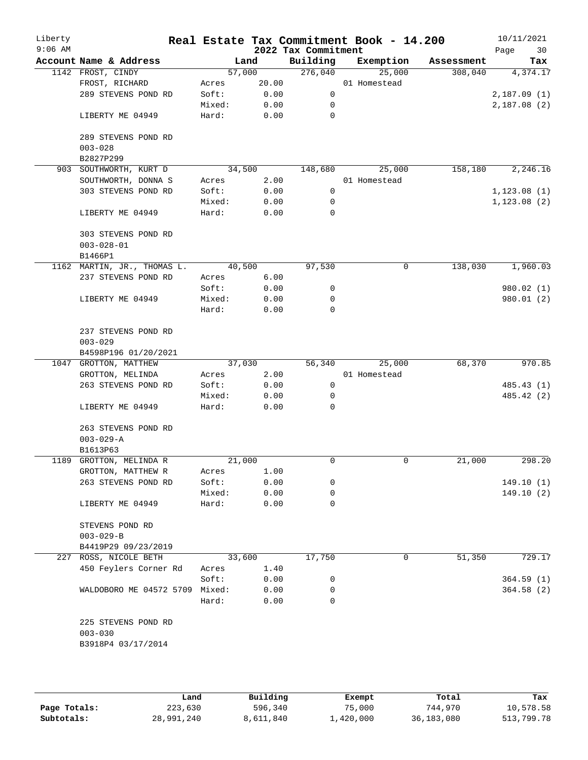# Real Estate Tax Commitment Book - 14.200

Liberty
9:06 AM

2022 Tax Commitment

10/11/2021

| Account Name & Address | Land | | Building | Exemption | Assessment | Tax |
|---|---|---|---|---|---|---|
| 1142 FROST, CINDY | 57,000 | | 276,040 | 25,000 | 308,040 | 4,374.17 |
| FROST, RICHARD | Acres | 20.00 | | 01 Homestead | | |
| 289 STEVENS POND RD | Soft: | 0.00 | 0 | | | 2,187.09 (1) |
| | Mixed: | 0.00 | 0 | | | 2,187.08 (2) |
| LIBERTY ME 04949 | Hard: | 0.00 | 0 | | | |
| 289 STEVENS POND RD | | | | | | |
| 003-028 | | | | | | |
| B2827P299 | | | | | | |
| 903 SOUTHWORTH, KURT D | 34,500 | | 148,680 | 25,000 | 158,180 | 2,246.16 |
| SOUTHWORTH, DONNA S | Acres | 2.00 | | 01 Homestead | | |
| 303 STEVENS POND RD | Soft: | 0.00 | 0 | | | 1,123.08 (1) |
| | Mixed: | 0.00 | 0 | | | 1,123.08 (2) |
| LIBERTY ME 04949 | Hard: | 0.00 | 0 | | | |
| 303 STEVENS POND RD | | | | | | |
| 003-028-01 | | | | | | |
| B1466P1 | | | | | | |
| 1162 MARTIN, JR., THOMAS L. | 40,500 | | 97,530 | 0 | 138,030 | 1,960.03 |
| 237 STEVENS POND RD | Acres | 6.00 | | | | |
| | Soft: | 0.00 | 0 | | | 980.02 (1) |
| LIBERTY ME 04949 | Mixed: | 0.00 | 0 | | | 980.01 (2) |
| | Hard: | 0.00 | 0 | | | |
| 237 STEVENS POND RD | | | | | | |
| 003-029 | | | | | | |
| B4598P196 01/20/2021 | | | | | | |
| 1047 GROTTON, MATTHEW | 37,030 | | 56,340 | 25,000 | 68,370 | 970.85 |
| GROTTON, MELINDA | Acres | 2.00 | | 01 Homestead | | |
| 263 STEVENS POND RD | Soft: | 0.00 | 0 | | | 485.43 (1) |
| | Mixed: | 0.00 | 0 | | | 485.42 (2) |
| LIBERTY ME 04949 | Hard: | 0.00 | 0 | | | |
| 263 STEVENS POND RD | | | | | | |
| 003-029-A | | | | | | |
| B1613P63 | | | | | | |
| 1189 GROTTON, MELINDA R | 21,000 | | 0 | 0 | 21,000 | 298.20 |
| GROTTON, MATTHEW R | Acres | 1.00 | | | | |
| 263 STEVENS POND RD | Soft: | 0.00 | 0 | | | 149.10 (1) |
| | Mixed: | 0.00 | 0 | | | 149.10 (2) |
| LIBERTY ME 04949 | Hard: | 0.00 | 0 | | | |
| STEVENS POND RD | | | | | | |
| 003-029-B | | | | | | |
| B4419P29 09/23/2019 | | | | | | |
| 227 ROSS, NICOLE BETH | 33,600 | | 17,750 | 0 | 51,350 | 729.17 |
| 450 Feylers Corner Rd | Acres | 1.40 | | | | |
| | Soft: | 0.00 | 0 | | | 364.59 (1) |
| WALDOBORO ME 04572 5709 | Mixed: | 0.00 | 0 | | | 364.58 (2) |
| | Hard: | 0.00 | 0 | | | |
| 225 STEVENS POND RD | | | | | | |
| 003-030 | | | | | | |
| B3918P4 03/17/2014 | | | | | | |

| | Land | Building | Exempt | Total | Tax |
|---|---|---|---|---|---|
| Page Totals: | 223,630 | 596,340 | 75,000 | 744,970 | 10,578.58 |
| Subtotals: | 28,991,240 | 8,611,840 | 1,420,000 | 36,183,080 | 513,799.78 |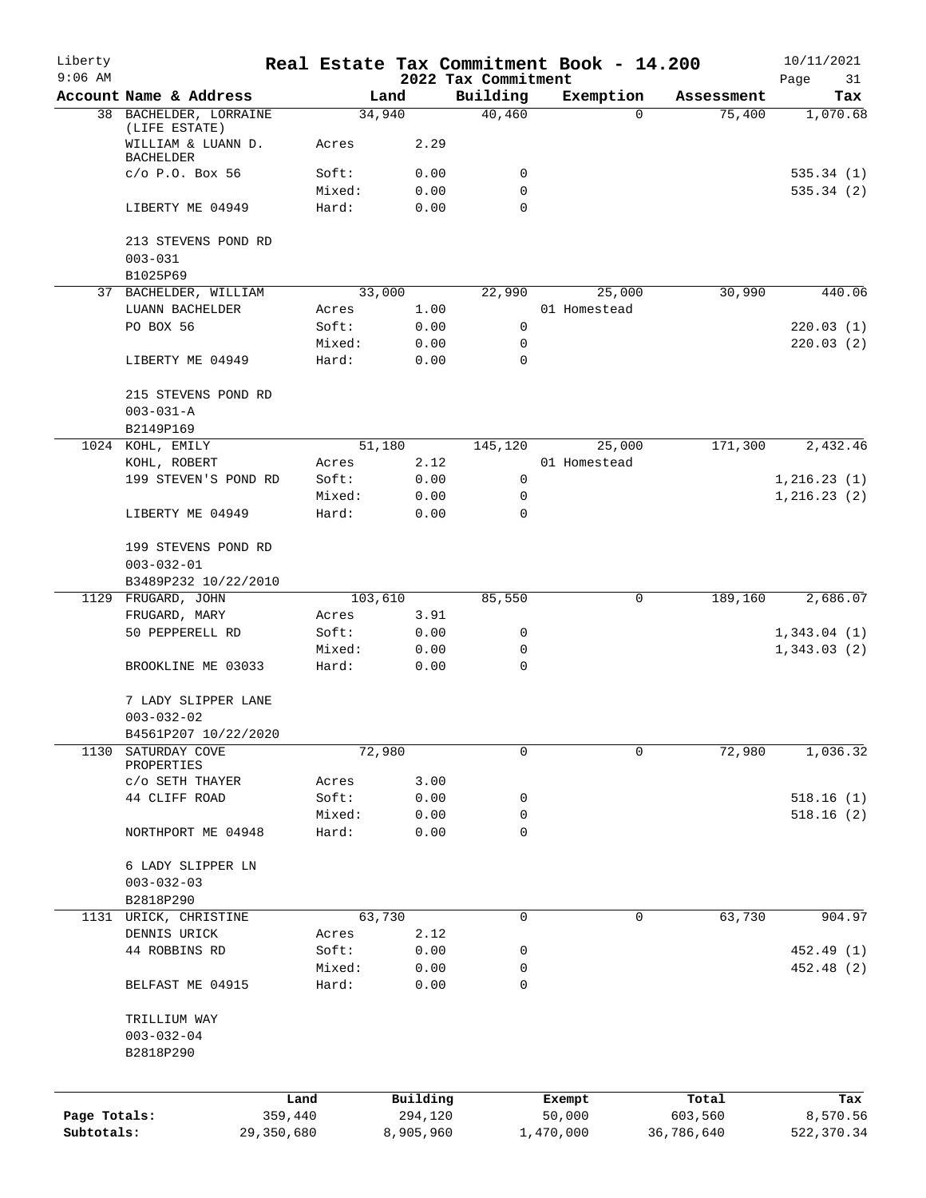# Liberty — Real Estate Tax Commitment Book - 14.200 — 2022 Tax Commitment

10/11/2021 9:06 AM

| Account Name & Address | Land | | Building | Exemption | Assessment | Tax |
|---|---|---|---|---|---|---|
| 38 BACHELDER, LORRAINE (LIFE ESTATE) | 34,940 | | 40,460 | 0 | 75,400 | 1,070.68 |
| WILLIAM & LUANN D. BACHELDER | Acres | 2.29 | | | | |
| c/o P.O. Box 56 | Soft: | 0.00 | 0 | | | 535.34 (1) |
| | Mixed: | 0.00 | 0 | | | 535.34 (2) |
| LIBERTY ME 04949 | Hard: | 0.00 | 0 | | | |
| 213 STEVENS POND RD | | | | | | |
| 003-031 | | | | | | |
| B1025P69 | | | | | | |
| 37 BACHELDER, WILLIAM | 33,000 | | 22,990 | 25,000 | 30,990 | 440.06 |
| LUANN BACHELDER | Acres | 1.00 | | 01 Homestead | | |
| PO BOX 56 | Soft: | 0.00 | 0 | | | 220.03 (1) |
| | Mixed: | 0.00 | 0 | | | 220.03 (2) |
| LIBERTY ME 04949 | Hard: | 0.00 | 0 | | | |
| 215 STEVENS POND RD | | | | | | |
| 003-031-A | | | | | | |
| B2149P169 | | | | | | |
| 1024 KOHL, EMILY | 51,180 | | 145,120 | 25,000 | 171,300 | 2,432.46 |
| KOHL, ROBERT | Acres | 2.12 | | 01 Homestead | | |
| 199 STEVEN'S POND RD | Soft: | 0.00 | 0 | | | 1,216.23 (1) |
| | Mixed: | 0.00 | 0 | | | 1,216.23 (2) |
| LIBERTY ME 04949 | Hard: | 0.00 | 0 | | | |
| 199 STEVENS POND RD | | | | | | |
| 003-032-01 | | | | | | |
| B3489P232 10/22/2010 | | | | | | |
| 1129 FRUGARD, JOHN | 103,610 | | 85,550 | 0 | 189,160 | 2,686.07 |
| FRUGARD, MARY | Acres | 3.91 | | | | |
| 50 PEPPERELL RD | Soft: | 0.00 | 0 | | | 1,343.04 (1) |
| | Mixed: | 0.00 | 0 | | | 1,343.03 (2) |
| BROOKLINE ME 03033 | Hard: | 0.00 | 0 | | | |
| 7 LADY SLIPPER LANE | | | | | | |
| 003-032-02 | | | | | | |
| B4561P207 10/22/2020 | | | | | | |
| 1130 SATURDAY COVE PROPERTIES | 72,980 | | 0 | 0 | 72,980 | 1,036.32 |
| c/o SETH THAYER | Acres | 3.00 | | | | |
| 44 CLIFF ROAD | Soft: | 0.00 | 0 | | | 518.16 (1) |
| | Mixed: | 0.00 | 0 | | | 518.16 (2) |
| NORTHPORT ME 04948 | Hard: | 0.00 | 0 | | | |
| 6 LADY SLIPPER LN | | | | | | |
| 003-032-03 | | | | | | |
| B2818P290 | | | | | | |
| 1131 URICK, CHRISTINE | 63,730 | | 0 | 0 | 63,730 | 904.97 |
| DENNIS URICK | Acres | 2.12 | | | | |
| 44 ROBBINS RD | Soft: | 0.00 | 0 | | | 452.49 (1) |
| | Mixed: | 0.00 | 0 | | | 452.48 (2) |
| BELFAST ME 04915 | Hard: | 0.00 | 0 | | | |
| TRILLIUM WAY | | | | | | |
| 003-032-04 | | | | | | |
| B2818P290 | | | | | | |

| | Land | Building | Exempt | Total | Tax |
|---|---|---|---|---|---|
| Page Totals: | 359,440 | 294,120 | 50,000 | 603,560 | 8,570.56 |
| Subtotals: | 29,350,680 | 8,905,960 | 1,470,000 | 36,786,640 | 522,370.34 |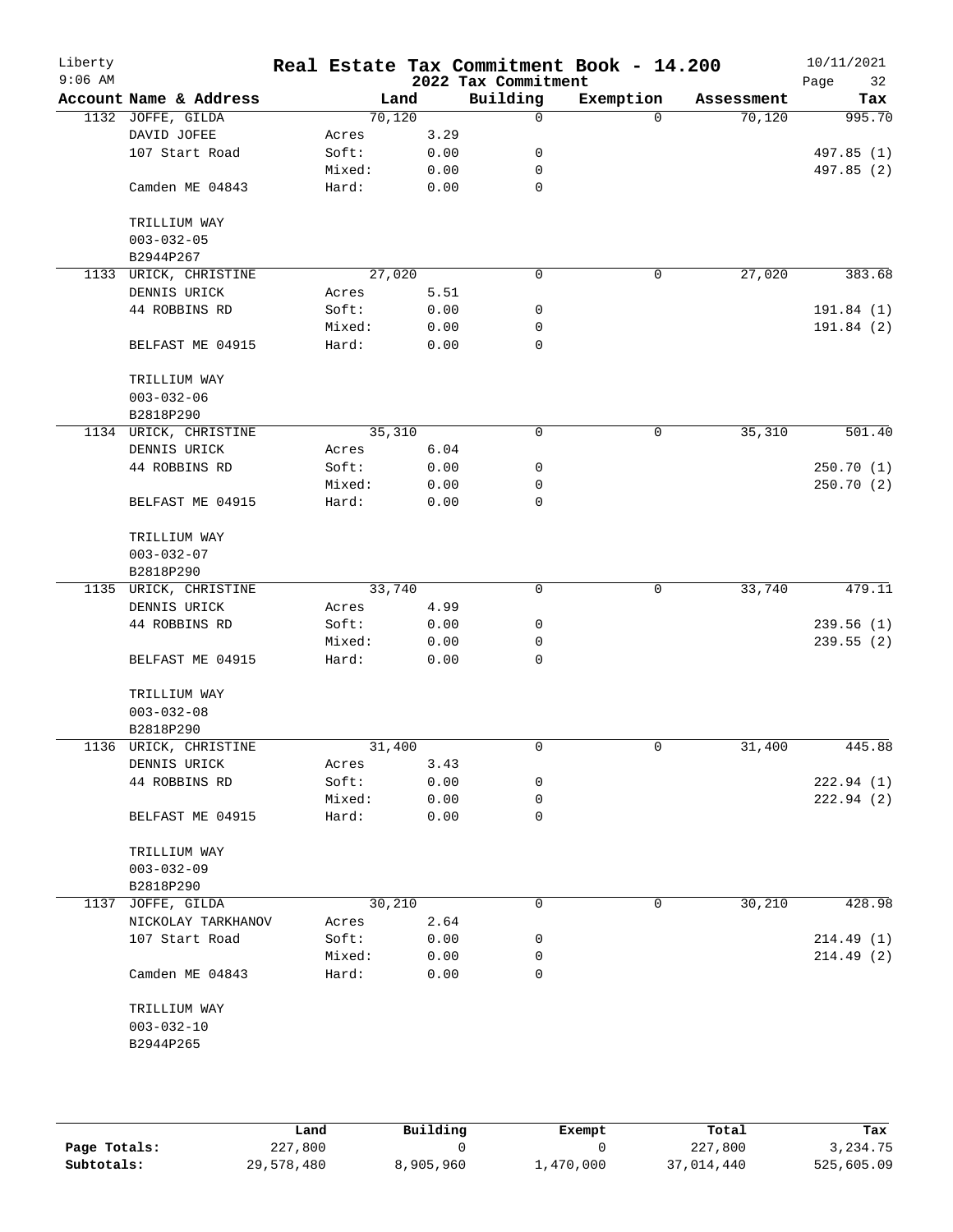# Real Estate Tax Commitment Book - 14.200

Liberty
9:06 AM

2022 Tax Commitment

10/11/2021

| Account Name & Address | Land | | Building | Exemption | Assessment | Tax |
|---|---|---|---|---|---|---|
| 1132 JOFFE, GILDA | 70,120 | | 0 | 0 | 70,120 | 995.70 |
| DAVID JOFEE | Acres | 3.29 | | | | |
| 107 Start Road | Soft: | 0.00 | 0 | | | 497.85 (1) |
| | Mixed: | 0.00 | 0 | | | 497.85 (2) |
| Camden ME 04843 | Hard: | 0.00 | 0 | | | |
| TRILLIUM WAY | | | | | | |
| 003-032-05 | | | | | | |
| B2944P267 | | | | | | |
| 1133 URICK, CHRISTINE | 27,020 | | 0 | 0 | 27,020 | 383.68 |
| DENNIS URICK | Acres | 5.51 | | | | |
| 44 ROBBINS RD | Soft: | 0.00 | 0 | | | 191.84 (1) |
| | Mixed: | 0.00 | 0 | | | 191.84 (2) |
| BELFAST ME 04915 | Hard: | 0.00 | 0 | | | |
| TRILLIUM WAY | | | | | | |
| 003-032-06 | | | | | | |
| B2818P290 | | | | | | |
| 1134 URICK, CHRISTINE | 35,310 | | 0 | 0 | 35,310 | 501.40 |
| DENNIS URICK | Acres | 6.04 | | | | |
| 44 ROBBINS RD | Soft: | 0.00 | 0 | | | 250.70 (1) |
| | Mixed: | 0.00 | 0 | | | 250.70 (2) |
| BELFAST ME 04915 | Hard: | 0.00 | 0 | | | |
| TRILLIUM WAY | | | | | | |
| 003-032-07 | | | | | | |
| B2818P290 | | | | | | |
| 1135 URICK, CHRISTINE | 33,740 | | 0 | 0 | 33,740 | 479.11 |
| DENNIS URICK | Acres | 4.99 | | | | |
| 44 ROBBINS RD | Soft: | 0.00 | 0 | | | 239.56 (1) |
| | Mixed: | 0.00 | 0 | | | 239.55 (2) |
| BELFAST ME 04915 | Hard: | 0.00 | 0 | | | |
| TRILLIUM WAY | | | | | | |
| 003-032-08 | | | | | | |
| B2818P290 | | | | | | |
| 1136 URICK, CHRISTINE | 31,400 | | 0 | 0 | 31,400 | 445.88 |
| DENNIS URICK | Acres | 3.43 | | | | |
| 44 ROBBINS RD | Soft: | 0.00 | 0 | | | 222.94 (1) |
| | Mixed: | 0.00 | 0 | | | 222.94 (2) |
| BELFAST ME 04915 | Hard: | 0.00 | 0 | | | |
| TRILLIUM WAY | | | | | | |
| 003-032-09 | | | | | | |
| B2818P290 | | | | | | |
| 1137 JOFFE, GILDA | 30,210 | | 0 | 0 | 30,210 | 428.98 |
| NICKOLAY TARKHANOV | Acres | 2.64 | | | | |
| 107 Start Road | Soft: | 0.00 | 0 | | | 214.49 (1) |
| | Mixed: | 0.00 | 0 | | | 214.49 (2) |
| Camden ME 04843 | Hard: | 0.00 | 0 | | | |
| TRILLIUM WAY | | | | | | |
| 003-032-10 | | | | | | |
| B2944P265 | | | | | | |

| | Land | Building | Exempt | Total | Tax |
|---|---|---|---|---|---|
| Page Totals: | 227,800 | 0 | 0 | 227,800 | 3,234.75 |
| Subtotals: | 29,578,480 | 8,905,960 | 1,470,000 | 37,014,440 | 525,605.09 |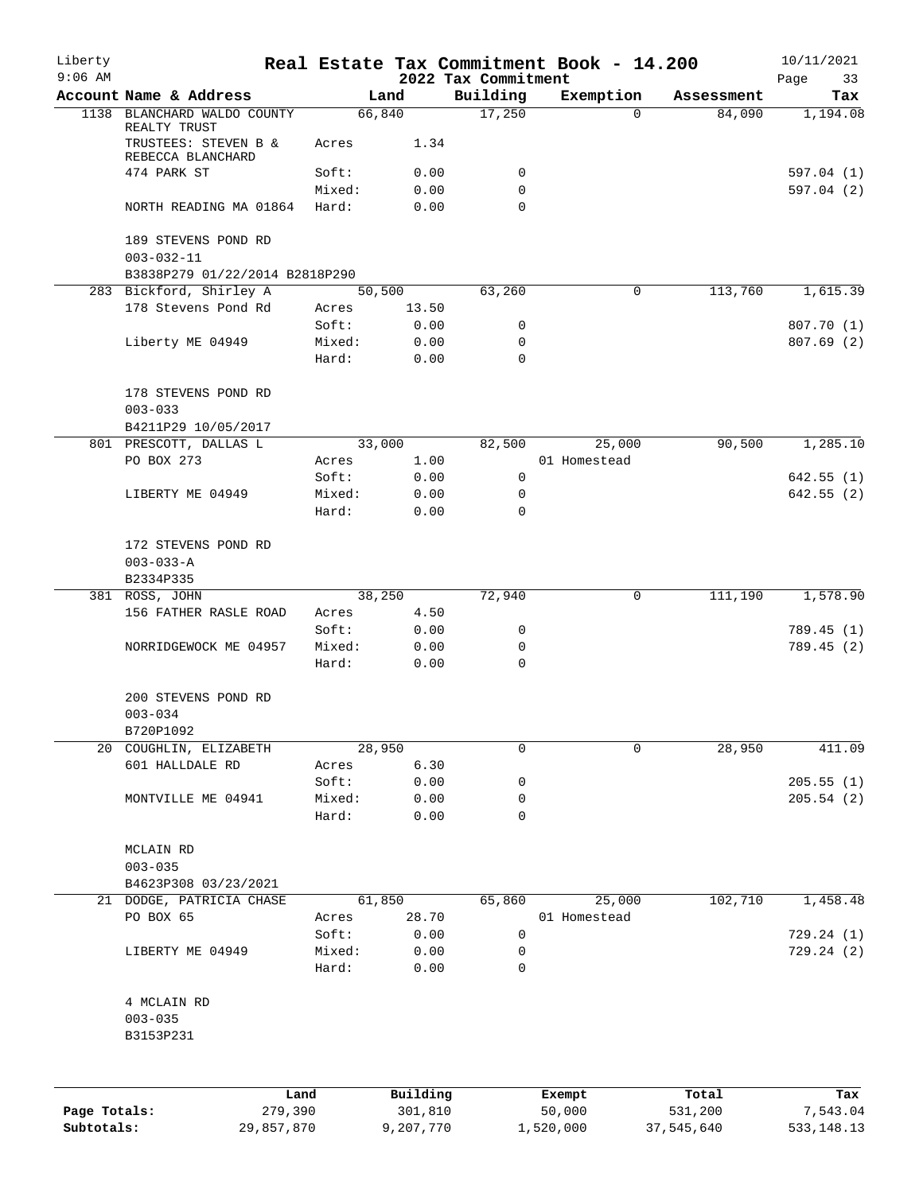Liberty
9:06 AM

# Real Estate Tax Commitment Book - 14.200

## 2022 Tax Commitment

10/11/2021

| Account Name & Address | | Land | Building | Exemption | Assessment | Tax |
|---|---|---|---|---|---|---|
| 1138 BLANCHARD WALDO COUNTY REALTY TRUST | | 66,840 | 17,250 | 0 | 84,090 | 1,194.08 |
| TRUSTEES: STEVEN B & REBECCA BLANCHARD | Acres | 1.34 | | | | |
| 474 PARK ST | Soft: | 0.00 | 0 | | | 597.04 (1) |
| | Mixed: | 0.00 | 0 | | | 597.04 (2) |
| NORTH READING MA 01864 | Hard: | 0.00 | 0 | | | |
| 189 STEVENS POND RD | | | | | | |
| 003-032-11 | | | | | | |
| B3838P279 01/22/2014 B2818P290 | | | | | | |
| 283 Bickford, Shirley A | | 50,500 | 63,260 | 0 | 113,760 | 1,615.39 |
| 178 Stevens Pond Rd | Acres | 13.50 | | | | |
| | Soft: | 0.00 | 0 | | | 807.70 (1) |
| Liberty ME 04949 | Mixed: | 0.00 | 0 | | | 807.69 (2) |
| | Hard: | 0.00 | 0 | | | |
| 178 STEVENS POND RD | | | | | | |
| 003-033 | | | | | | |
| B4211P29 10/05/2017 | | | | | | |
| 801 PRESCOTT, DALLAS L | | 33,000 | 82,500 | 25,000 | 90,500 | 1,285.10 |
| PO BOX 273 | Acres | 1.00 | | 01 Homestead | | |
| | Soft: | 0.00 | 0 | | | 642.55 (1) |
| LIBERTY ME 04949 | Mixed: | 0.00 | 0 | | | 642.55 (2) |
| | Hard: | 0.00 | 0 | | | |
| 172 STEVENS POND RD | | | | | | |
| 003-033-A | | | | | | |
| B2334P335 | | | | | | |
| 381 ROSS, JOHN | | 38,250 | 72,940 | 0 | 111,190 | 1,578.90 |
| 156 FATHER RASLE ROAD | Acres | 4.50 | | | | |
| | Soft: | 0.00 | 0 | | | 789.45 (1) |
| NORRIDGEWOCK ME 04957 | Mixed: | 0.00 | 0 | | | 789.45 (2) |
| | Hard: | 0.00 | 0 | | | |
| 200 STEVENS POND RD | | | | | | |
| 003-034 | | | | | | |
| B720P1092 | | | | | | |
| 20 COUGHLIN, ELIZABETH | | 28,950 | 0 | 0 | 28,950 | 411.09 |
| 601 HALLDALE RD | Acres | 6.30 | | | | |
| | Soft: | 0.00 | 0 | | | 205.55 (1) |
| MONTVILLE ME 04941 | Mixed: | 0.00 | 0 | | | 205.54 (2) |
| | Hard: | 0.00 | 0 | | | |
| MCLAIN RD | | | | | | |
| 003-035 | | | | | | |
| B4623P308 03/23/2021 | | | | | | |
| 21 DODGE, PATRICIA CHASE | | 61,850 | 65,860 | 25,000 | 102,710 | 1,458.48 |
| PO BOX 65 | Acres | 28.70 | | 01 Homestead | | |
| | Soft: | 0.00 | 0 | | | 729.24 (1) |
| LIBERTY ME 04949 | Mixed: | 0.00 | 0 | | | 729.24 (2) |
| | Hard: | 0.00 | 0 | | | |
| 4 MCLAIN RD | | | | | | |
| 003-035 | | | | | | |
| B3153P231 | | | | | | |

| | Land | Building | Exempt | Total | Tax |
|---|---|---|---|---|---|
| Page Totals: | 279,390 | 301,810 | 50,000 | 531,200 | 7,543.04 |
| Subtotals: | 29,857,870 | 9,207,770 | 1,520,000 | 37,545,640 | 533,148.13 |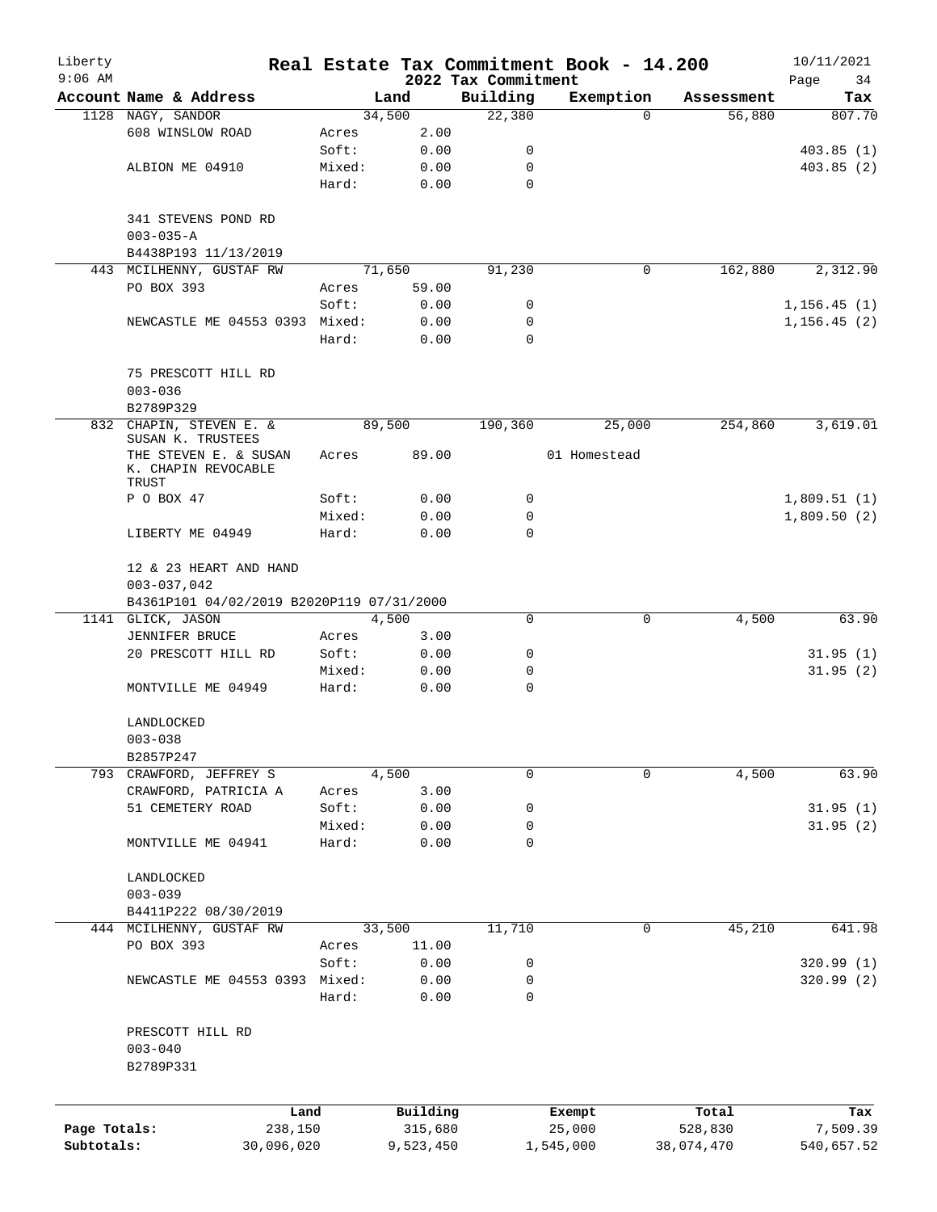Liberty 9:06 AM

# Real Estate Tax Commitment Book - 14.200

2022 Tax Commitment

10/11/2021

| Account | Name & Address | | Land | Building | Exemption | Assessment | Tax |
|---|---|---|---|---|---|---|---|
| 1128 | NAGY, SANDOR | | 34,500 | 22,380 | 0 | 56,880 | 807.70 |
| | 608 WINSLOW ROAD | Acres | 2.00 | | | | |
| | | Soft: | 0.00 | 0 | | | 403.85 (1) |
| | ALBION ME 04910 | Mixed: | 0.00 | 0 | | | 403.85 (2) |
| | | Hard: | 0.00 | 0 | | | |
| | 341 STEVENS POND RD | | | | | | |
| | 003-035-A | | | | | | |
| | B4438P193 11/13/2019 | | | | | | |
| 443 | MCILHENNY, GUSTAF RW | | 71,650 | 91,230 | 0 | 162,880 | 2,312.90 |
| | PO BOX 393 | Acres | 59.00 | | | | |
| | | Soft: | 0.00 | 0 | | | 1,156.45 (1) |
| | NEWCASTLE ME 04553 0393 | Mixed: | 0.00 | 0 | | | 1,156.45 (2) |
| | | Hard: | 0.00 | 0 | | | |
| | 75 PRESCOTT HILL RD | | | | | | |
| | 003-036 | | | | | | |
| | B2789P329 | | | | | | |
| 832 | CHAPIN, STEVEN E. & SUSAN K. TRUSTEES | | 89,500 | 190,360 | 25,000 | 254,860 | 3,619.01 |
| | THE STEVEN E. & SUSAN K. CHAPIN REVOCABLE TRUST | Acres | 89.00 | | 01 Homestead | | |
| | P O BOX 47 | Soft: | 0.00 | 0 | | | 1,809.51 (1) |
| | | Mixed: | 0.00 | 0 | | | 1,809.50 (2) |
| | LIBERTY ME 04949 | Hard: | 0.00 | 0 | | | |
| | 12 & 23 HEART AND HAND | | | | | | |
| | 003-037,042 | | | | | | |
| | B4361P101 04/02/2019 B2020P119 07/31/2000 | | | | | | |
| 1141 | GLICK, JASON | | 4,500 | 0 | 0 | 4,500 | 63.90 |
| | JENNIFER BRUCE | Acres | 3.00 | | | | |
| | 20 PRESCOTT HILL RD | Soft: | 0.00 | 0 | | | 31.95 (1) |
| | | Mixed: | 0.00 | 0 | | | 31.95 (2) |
| | MONTVILLE ME 04949 | Hard: | 0.00 | 0 | | | |
| | LANDLOCKED | | | | | | |
| | 003-038 | | | | | | |
| | B2857P247 | | | | | | |
| 793 | CRAWFORD, JEFFREY S | | 4,500 | 0 | 0 | 4,500 | 63.90 |
| | CRAWFORD, PATRICIA A | Acres | 3.00 | | | | |
| | 51 CEMETERY ROAD | Soft: | 0.00 | 0 | | | 31.95 (1) |
| | | Mixed: | 0.00 | 0 | | | 31.95 (2) |
| | MONTVILLE ME 04941 | Hard: | 0.00 | 0 | | | |
| | LANDLOCKED | | | | | | |
| | 003-039 | | | | | | |
| | B4411P222 08/30/2019 | | | | | | |
| 444 | MCILHENNY, GUSTAF RW | | 33,500 | 11,710 | 0 | 45,210 | 641.98 |
| | PO BOX 393 | Acres | 11.00 | | | | |
| | | Soft: | 0.00 | 0 | | | 320.99 (1) |
| | NEWCASTLE ME 04553 0393 | Mixed: | 0.00 | 0 | | | 320.99 (2) |
| | | Hard: | 0.00 | 0 | | | |
| | PRESCOTT HILL RD | | | | | | |
| | 003-040 | | | | | | |
| | B2789P331 | | | | | | |

| | Land | Building | Exempt | Total | Tax |
|---|---|---|---|---|---|
| Page Totals: | 238,150 | 315,680 | 25,000 | 528,830 | 7,509.39 |
| Subtotals: | 30,096,020 | 9,523,450 | 1,545,000 | 38,074,470 | 540,657.52 |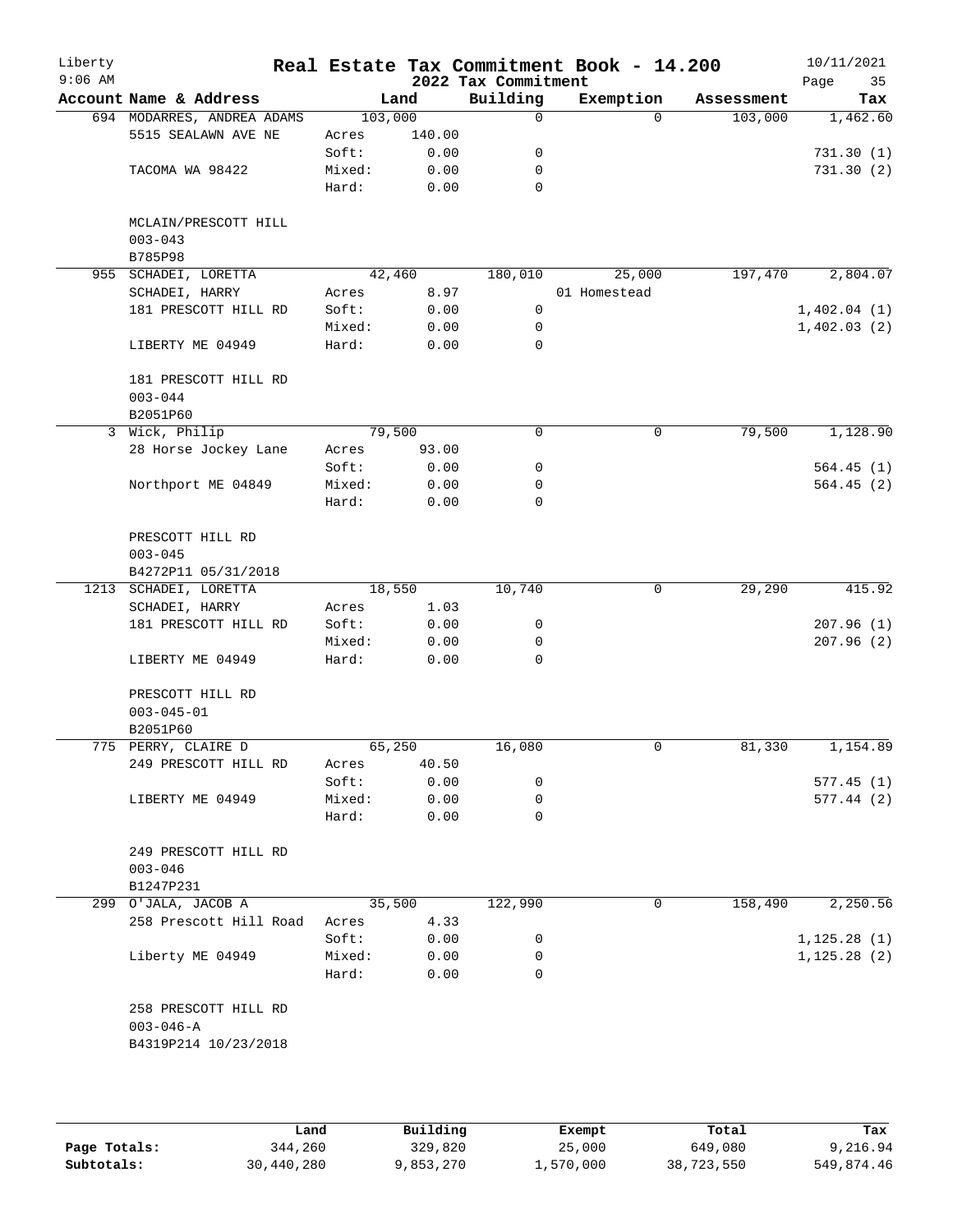# Real Estate Tax Commitment Book - 14.200

Liberty
9:06 AM

2022 Tax Commitment

10/11/2021

| Account Name & Address | | Land | Building | Exemption | Assessment | Tax |
|---|---|---|---|---|---|---|
| 694 MODARRES, ANDREA ADAMS | | 103,000 | 0 | 0 | 103,000 | 1,462.60 |
| 5515 SEALAWN AVE NE | Acres | 140.00 | | | | |
| | Soft: | 0.00 | 0 | | | 731.30 (1) |
| TACOMA WA 98422 | Mixed: | 0.00 | 0 | | | 731.30 (2) |
| | Hard: | 0.00 | 0 | | | |
| MCLAIN/PRESCOTT HILL | | | | | | |
| 003-043 | | | | | | |
| B785P98 | | | | | | |
| 955 SCHADEI, LORETTA | | 42,460 | 180,010 | 25,000 | 197,470 | 2,804.07 |
| SCHADEI, HARRY | Acres | 8.97 | | 01 Homestead | | |
| 181 PRESCOTT HILL RD | Soft: | 0.00 | 0 | | | 1,402.04 (1) |
| | Mixed: | 0.00 | 0 | | | 1,402.03 (2) |
| LIBERTY ME 04949 | Hard: | 0.00 | 0 | | | |
| 181 PRESCOTT HILL RD | | | | | | |
| 003-044 | | | | | | |
| B2051P60 | | | | | | |
| 3 Wick, Philip | | 79,500 | 0 | 0 | 79,500 | 1,128.90 |
| 28 Horse Jockey Lane | Acres | 93.00 | | | | |
| | Soft: | 0.00 | 0 | | | 564.45 (1) |
| Northport ME 04849 | Mixed: | 0.00 | 0 | | | 564.45 (2) |
| | Hard: | 0.00 | 0 | | | |
| PRESCOTT HILL RD | | | | | | |
| 003-045 | | | | | | |
| B4272P11 05/31/2018 | | | | | | |
| 1213 SCHADEI, LORETTA | | 18,550 | 10,740 | 0 | 29,290 | 415.92 |
| SCHADEI, HARRY | Acres | 1.03 | | | | |
| 181 PRESCOTT HILL RD | Soft: | 0.00 | 0 | | | 207.96 (1) |
| | Mixed: | 0.00 | 0 | | | 207.96 (2) |
| LIBERTY ME 04949 | Hard: | 0.00 | 0 | | | |
| PRESCOTT HILL RD | | | | | | |
| 003-045-01 | | | | | | |
| B2051P60 | | | | | | |
| 775 PERRY, CLAIRE D | | 65,250 | 16,080 | 0 | 81,330 | 1,154.89 |
| 249 PRESCOTT HILL RD | Acres | 40.50 | | | | |
| | Soft: | 0.00 | 0 | | | 577.45 (1) |
| LIBERTY ME 04949 | Mixed: | 0.00 | 0 | | | 577.44 (2) |
| | Hard: | 0.00 | 0 | | | |
| 249 PRESCOTT HILL RD | | | | | | |
| 003-046 | | | | | | |
| B1247P231 | | | | | | |
| 299 O'JALA, JACOB A | | 35,500 | 122,990 | 0 | 158,490 | 2,250.56 |
| 258 Prescott Hill Road | Acres | 4.33 | | | | |
| | Soft: | 0.00 | 0 | | | 1,125.28 (1) |
| Liberty ME 04949 | Mixed: | 0.00 | 0 | | | 1,125.28 (2) |
| | Hard: | 0.00 | 0 | | | |
| 258 PRESCOTT HILL RD | | | | | | |
| 003-046-A | | | | | | |
| B4319P214 10/23/2018 | | | | | | |

| | Land | Building | Exempt | Total | Tax |
|---|---|---|---|---|---|
| Page Totals: | 344,260 | 329,820 | 25,000 | 649,080 | 9,216.94 |
| Subtotals: | 30,440,280 | 9,853,270 | 1,570,000 | 38,723,550 | 549,874.46 |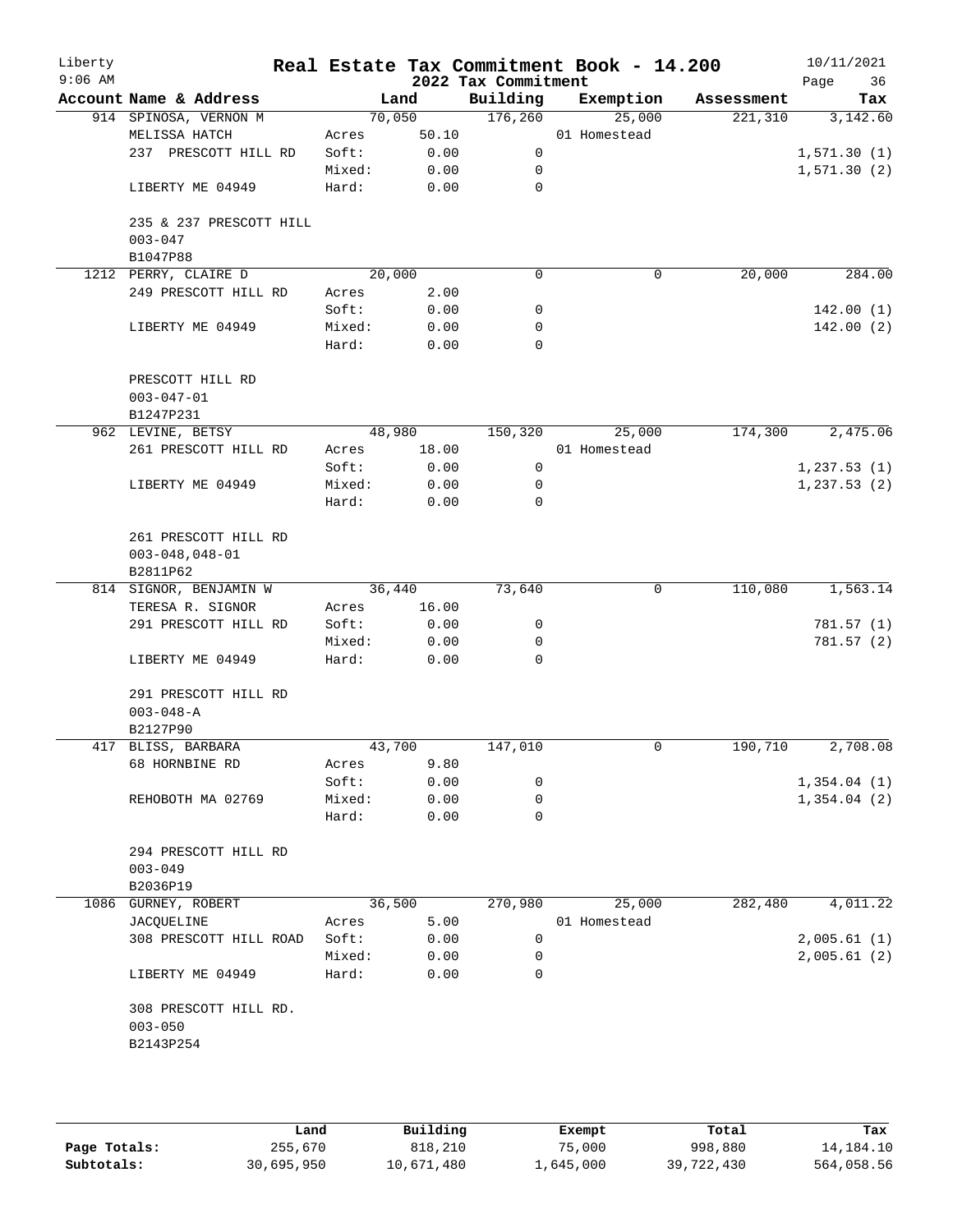# Real Estate Tax Commitment Book - 14.200

Liberty
9:06 AM

2022 Tax Commitment

10/11/2021

| Account | Name & Address | | Land | Building | Exemption | Assessment | Tax |
|---|---|---|---|---|---|---|---|
| 914 | SPINOSA, VERNON M | | 70,050 | 176,260 | 25,000 | 221,310 | 3,142.60 |
| | MELISSA HATCH | Acres | 50.10 | | 01 Homestead | | |
| | 237 PRESCOTT HILL RD | Soft: | 0.00 | 0 | | | 1,571.30 (1) |
| | | Mixed: | 0.00 | 0 | | | 1,571.30 (2) |
| | LIBERTY ME 04949 | Hard: | 0.00 | 0 | | | |
| | 235 & 237 PRESCOTT HILL | | | | | | |
| | 003-047 | | | | | | |
| | B1047P88 | | | | | | |
| 1212 | PERRY, CLAIRE D | | 20,000 | 0 | 0 | 20,000 | 284.00 |
| | 249 PRESCOTT HILL RD | Acres | 2.00 | | | | |
| | | Soft: | 0.00 | 0 | | | 142.00 (1) |
| | LIBERTY ME 04949 | Mixed: | 0.00 | 0 | | | 142.00 (2) |
| | | Hard: | 0.00 | 0 | | | |
| | PRESCOTT HILL RD | | | | | | |
| | 003-047-01 | | | | | | |
| | B1247P231 | | | | | | |
| 962 | LEVINE, BETSY | | 48,980 | 150,320 | 25,000 | 174,300 | 2,475.06 |
| | 261 PRESCOTT HILL RD | Acres | 18.00 | | 01 Homestead | | |
| | | Soft: | 0.00 | 0 | | | 1,237.53 (1) |
| | LIBERTY ME 04949 | Mixed: | 0.00 | 0 | | | 1,237.53 (2) |
| | | Hard: | 0.00 | 0 | | | |
| | 261 PRESCOTT HILL RD | | | | | | |
| | 003-048,048-01 | | | | | | |
| | B2811P62 | | | | | | |
| 814 | SIGNOR, BENJAMIN W | | 36,440 | 73,640 | 0 | 110,080 | 1,563.14 |
| | TERESA R. SIGNOR | Acres | 16.00 | | | | |
| | 291 PRESCOTT HILL RD | Soft: | 0.00 | 0 | | | 781.57 (1) |
| | | Mixed: | 0.00 | 0 | | | 781.57 (2) |
| | LIBERTY ME 04949 | Hard: | 0.00 | 0 | | | |
| | 291 PRESCOTT HILL RD | | | | | | |
| | 003-048-A | | | | | | |
| | B2127P90 | | | | | | |
| 417 | BLISS, BARBARA | | 43,700 | 147,010 | 0 | 190,710 | 2,708.08 |
| | 68 HORNBINE RD | Acres | 9.80 | | | | |
| | | Soft: | 0.00 | 0 | | | 1,354.04 (1) |
| | REHOBOTH MA 02769 | Mixed: | 0.00 | 0 | | | 1,354.04 (2) |
| | | Hard: | 0.00 | 0 | | | |
| | 294 PRESCOTT HILL RD | | | | | | |
| | 003-049 | | | | | | |
| | B2036P19 | | | | | | |
| 1086 | GURNEY, ROBERT | | 36,500 | 270,980 | 25,000 | 282,480 | 4,011.22 |
| | JACQUELINE | Acres | 5.00 | | 01 Homestead | | |
| | 308 PRESCOTT HILL ROAD | Soft: | 0.00 | 0 | | | 2,005.61 (1) |
| | | Mixed: | 0.00 | 0 | | | 2,005.61 (2) |
| | LIBERTY ME 04949 | Hard: | 0.00 | 0 | | | |
| | 308 PRESCOTT HILL RD. | | | | | | |
| | 003-050 | | | | | | |
| | B2143P254 | | | | | | |

| | Land | Building | Exempt | Total | Tax |
|---|---|---|---|---|---|
| Page Totals: | 255,670 | 818,210 | 75,000 | 998,880 | 14,184.10 |
| Subtotals: | 30,695,950 | 10,671,480 | 1,645,000 | 39,722,430 | 564,058.56 |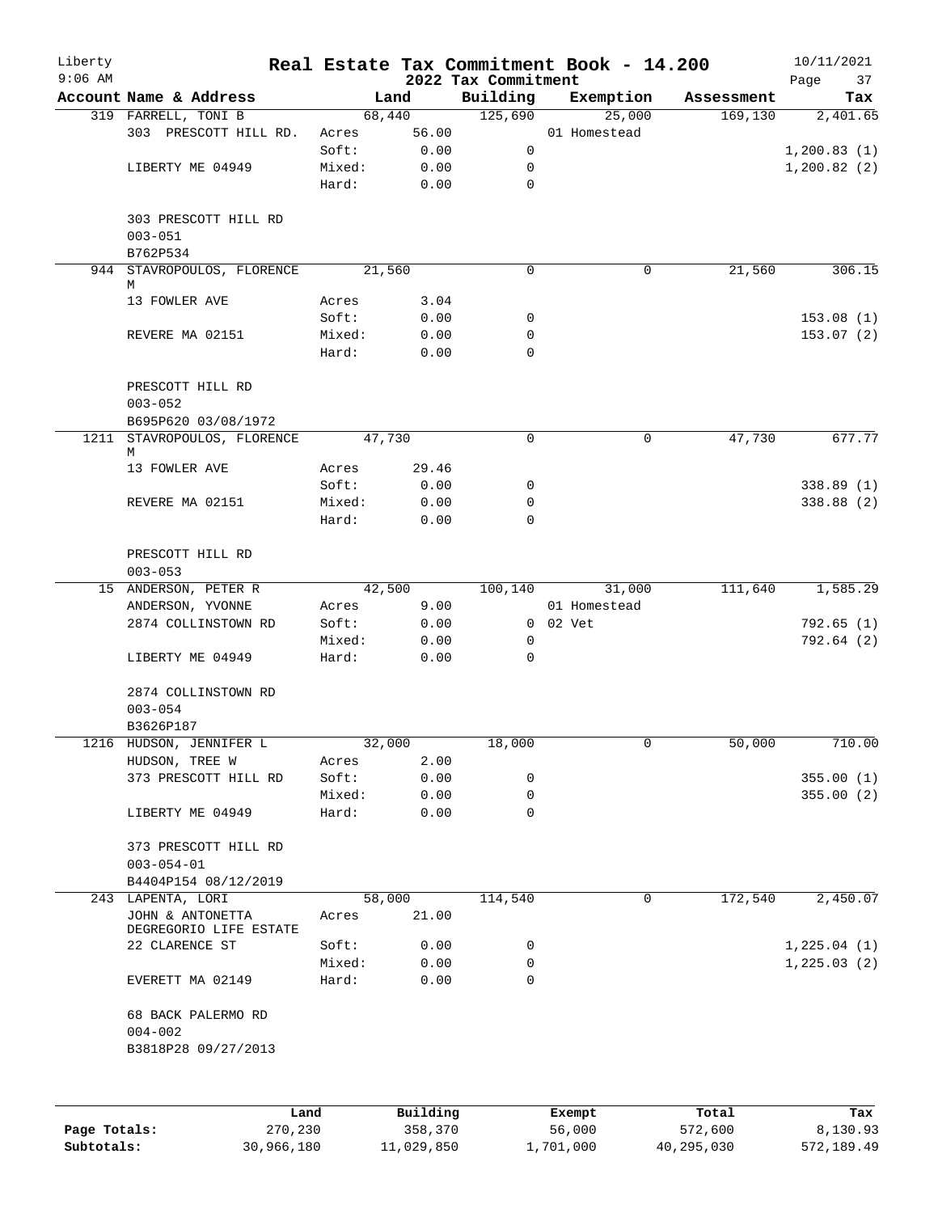# Real Estate Tax Commitment Book - 14.200

Liberty
9:06 AM

## 2022 Tax Commitment

10/11/2021

| Account Name & Address | | Land | Building | Exemption | Assessment | Tax |
|---|---|---|---|---|---|---|
| 319 FARRELL, TONI B | | 68,440 | 125,690 | 25,000 | 169,130 | 2,401.65 |
| 303 PRESCOTT HILL RD. | Acres | 56.00 | | 01 Homestead | | |
| | Soft: | 0.00 | 0 | | | 1,200.83 (1) |
| LIBERTY ME 04949 | Mixed: | 0.00 | 0 | | | 1,200.82 (2) |
| | Hard: | 0.00 | 0 | | | |
| 303 PRESCOTT HILL RD | | | | | | |
| 003-051 | | | | | | |
| B762P534 | | | | | | |
| 944 STAVROPOULOS, FLORENCE M | | 21,560 | 0 | 0 | 21,560 | 306.15 |
| 13 FOWLER AVE | Acres | 3.04 | | | | |
| | Soft: | 0.00 | 0 | | | 153.08 (1) |
| REVERE MA 02151 | Mixed: | 0.00 | 0 | | | 153.07 (2) |
| | Hard: | 0.00 | 0 | | | |
| PRESCOTT HILL RD | | | | | | |
| 003-052 | | | | | | |
| B695P620 03/08/1972 | | | | | | |
| 1211 STAVROPOULOS, FLORENCE M | | 47,730 | 0 | 0 | 47,730 | 677.77 |
| 13 FOWLER AVE | Acres | 29.46 | | | | |
| | Soft: | 0.00 | 0 | | | 338.89 (1) |
| REVERE MA 02151 | Mixed: | 0.00 | 0 | | | 338.88 (2) |
| | Hard: | 0.00 | 0 | | | |
| PRESCOTT HILL RD | | | | | | |
| 003-053 | | | | | | |
| 15 ANDERSON, PETER R | | 42,500 | 100,140 | 31,000 | 111,640 | 1,585.29 |
| ANDERSON, YVONNE | Acres | 9.00 | | 01 Homestead | | |
| 2874 COLLINSTOWN RD | Soft: | 0.00 | 0 | 02 Vet | | 792.65 (1) |
| | Mixed: | 0.00 | 0 | | | 792.64 (2) |
| LIBERTY ME 04949 | Hard: | 0.00 | 0 | | | |
| 2874 COLLINSTOWN RD | | | | | | |
| 003-054 | | | | | | |
| B3626P187 | | | | | | |
| 1216 HUDSON, JENNIFER L | | 32,000 | 18,000 | 0 | 50,000 | 710.00 |
| HUDSON, TREE W | Acres | 2.00 | | | | |
| 373 PRESCOTT HILL RD | Soft: | 0.00 | 0 | | | 355.00 (1) |
| | Mixed: | 0.00 | 0 | | | 355.00 (2) |
| LIBERTY ME 04949 | Hard: | 0.00 | 0 | | | |
| 373 PRESCOTT HILL RD | | | | | | |
| 003-054-01 | | | | | | |
| B4404P154 08/12/2019 | | | | | | |
| 243 LAPENTA, LORI | | 58,000 | 114,540 | 0 | 172,540 | 2,450.07 |
| JOHN & ANTONETTA DEGREGORIO LIFE ESTATE | Acres | 21.00 | | | | |
| 22 CLARENCE ST | Soft: | 0.00 | 0 | | | 1,225.04 (1) |
| | Mixed: | 0.00 | 0 | | | 1,225.03 (2) |
| EVERETT MA 02149 | Hard: | 0.00 | 0 | | | |
| 68 BACK PALERMO RD | | | | | | |
| 004-002 | | | | | | |
| B3818P28 09/27/2013 | | | | | | |

| | Land | Building | Exempt | Total | Tax |
|---|---|---|---|---|---|
| Page Totals: | 270,230 | 358,370 | 56,000 | 572,600 | 8,130.93 |
| Subtotals: | 30,966,180 | 11,029,850 | 1,701,000 | 40,295,030 | 572,189.49 |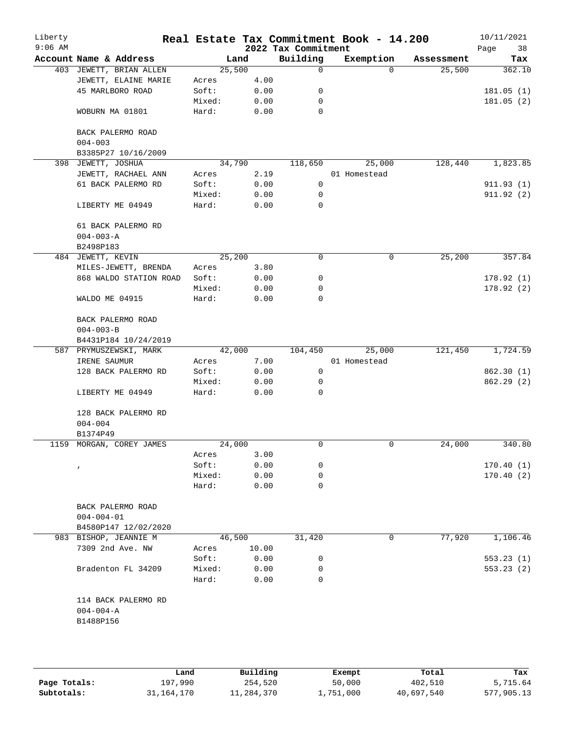# Real Estate Tax Commitment Book - 14.200

Liberty
9:06 AM

2022 Tax Commitment

10/11/2021

| Account Name & Address | Land | | Building | Exemption | Assessment | Tax |
|---|---|---|---|---|---|---|
| 403 JEWETT, BRIAN ALLEN | 25,500 | | 0 | 0 | 25,500 | 362.10 |
| JEWETT, ELAINE MARIE | Acres | 4.00 | | | | |
| 45 MARLBORO ROAD | Soft: | 0.00 | 0 | | | 181.05 (1) |
| | Mixed: | 0.00 | 0 | | | 181.05 (2) |
| WOBURN MA 01801 | Hard: | 0.00 | 0 | | | |
| BACK PALERMO ROAD | | | | | | |
| 004-003 | | | | | | |
| B3385P27 10/16/2009 | | | | | | |
| 398 JEWETT, JOSHUA | 34,790 | | 118,650 | 25,000 | 128,440 | 1,823.85 |
| JEWETT, RACHAEL ANN | Acres | 2.19 | | 01 Homestead | | |
| 61 BACK PALERMO RD | Soft: | 0.00 | 0 | | | 911.93 (1) |
| | Mixed: | 0.00 | 0 | | | 911.92 (2) |
| LIBERTY ME 04949 | Hard: | 0.00 | 0 | | | |
| 61 BACK PALERMO RD | | | | | | |
| 004-003-A | | | | | | |
| B2498P183 | | | | | | |
| 484 JEWETT, KEVIN | 25,200 | | 0 | 0 | 25,200 | 357.84 |
| MILES-JEWETT, BRENDA | Acres | 3.80 | | | | |
| 868 WALDO STATION ROAD | Soft: | 0.00 | 0 | | | 178.92 (1) |
| | Mixed: | 0.00 | 0 | | | 178.92 (2) |
| WALDO ME 04915 | Hard: | 0.00 | 0 | | | |
| BACK PALERMO ROAD | | | | | | |
| 004-003-B | | | | | | |
| B4431P184 10/24/2019 | | | | | | |
| 587 PRYMUSZEWSKI, MARK | 42,000 | | 104,450 | 25,000 | 121,450 | 1,724.59 |
| IRENE SAUMUR | Acres | 7.00 | | 01 Homestead | | |
| 128 BACK PALERMO RD | Soft: | 0.00 | 0 | | | 862.30 (1) |
| | Mixed: | 0.00 | 0 | | | 862.29 (2) |
| LIBERTY ME 04949 | Hard: | 0.00 | 0 | | | |
| 128 BACK PALERMO RD | | | | | | |
| 004-004 | | | | | | |
| B1374P49 | | | | | | |
| 1159 MORGAN, COREY JAMES | 24,000 | | 0 | 0 | 24,000 | 340.80 |
| | Acres | 3.00 | | | | |
| , | Soft: | 0.00 | 0 | | | 170.40 (1) |
| | Mixed: | 0.00 | 0 | | | 170.40 (2) |
| | Hard: | 0.00 | 0 | | | |
| BACK PALERMO ROAD | | | | | | |
| 004-004-01 | | | | | | |
| B4580P147 12/02/2020 | | | | | | |
| 983 BISHOP, JEANNIE M | 46,500 | | 31,420 | 0 | 77,920 | 1,106.46 |
| 7309 2nd Ave. NW | Acres | 10.00 | | | | |
| | Soft: | 0.00 | 0 | | | 553.23 (1) |
| Bradenton FL 34209 | Mixed: | 0.00 | 0 | | | 553.23 (2) |
| | Hard: | 0.00 | 0 | | | |
| 114 BACK PALERMO RD | | | | | | |
| 004-004-A | | | | | | |
| B1488P156 | | | | | | |

| | Land | Building | Exempt | Total | Tax |
|---|---|---|---|---|---|
| Page Totals: | 197,990 | 254,520 | 50,000 | 402,510 | 5,715.64 |
| Subtotals: | 31,164,170 | 11,284,370 | 1,751,000 | 40,697,540 | 577,905.13 |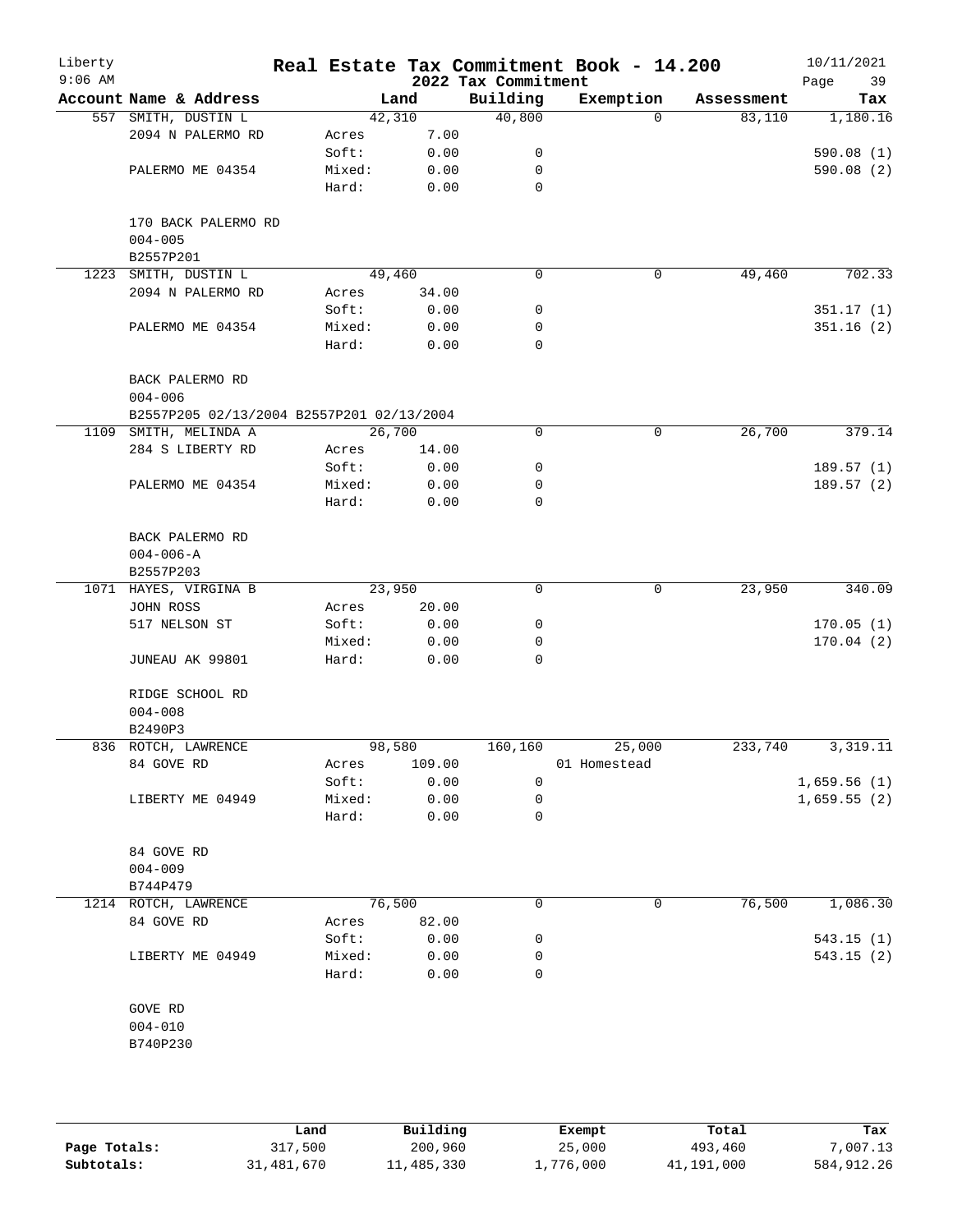Liberty 9:06 AM

# Real Estate Tax Commitment Book - 14.200

## 2022 Tax Commitment

10/11/2021

| Account | Name & Address | | Land | Building | Exemption | Assessment | Tax |
|---|---|---|---|---|---|---|---|
| 557 | SMITH, DUSTIN L | | 42,310 | 40,800 | 0 | 83,110 | 1,180.16 |
| | 2094 N PALERMO RD | Acres | 7.00 | | | | |
| | | Soft: | 0.00 | 0 | | | 590.08 (1) |
| | PALERMO ME 04354 | Mixed: | 0.00 | 0 | | | 590.08 (2) |
| | | Hard: | 0.00 | 0 | | | |
| | 170 BACK PALERMO RD | | | | | | |
| | 004-005 | | | | | | |
| | B2557P201 | | | | | | |
| 1223 | SMITH, DUSTIN L | | 49,460 | 0 | 0 | 49,460 | 702.33 |
| | 2094 N PALERMO RD | Acres | 34.00 | | | | |
| | | Soft: | 0.00 | 0 | | | 351.17 (1) |
| | PALERMO ME 04354 | Mixed: | 0.00 | 0 | | | 351.16 (2) |
| | | Hard: | 0.00 | 0 | | | |
| | BACK PALERMO RD | | | | | | |
| | 004-006 | | | | | | |
| | B2557P205 02/13/2004 B2557P201 02/13/2004 | | | | | | |
| 1109 | SMITH, MELINDA A | | 26,700 | 0 | 0 | 26,700 | 379.14 |
| | 284 S LIBERTY RD | Acres | 14.00 | | | | |
| | | Soft: | 0.00 | 0 | | | 189.57 (1) |
| | PALERMO ME 04354 | Mixed: | 0.00 | 0 | | | 189.57 (2) |
| | | Hard: | 0.00 | 0 | | | |
| | BACK PALERMO RD | | | | | | |
| | 004-006-A | | | | | | |
| | B2557P203 | | | | | | |
| 1071 | HAYES, VIRGINA B | | 23,950 | 0 | 0 | 23,950 | 340.09 |
| | JOHN ROSS | Acres | 20.00 | | | | |
| | 517 NELSON ST | Soft: | 0.00 | 0 | | | 170.05 (1) |
| | | Mixed: | 0.00 | 0 | | | 170.04 (2) |
| | JUNEAU AK 99801 | Hard: | 0.00 | 0 | | | |
| | RIDGE SCHOOL RD | | | | | | |
| | 004-008 | | | | | | |
| | B2490P3 | | | | | | |
| 836 | ROTCH, LAWRENCE | | 98,580 | 160,160 | 25,000 | 233,740 | 3,319.11 |
| | 84 GOVE RD | Acres | 109.00 | | 01 Homestead | | |
| | | Soft: | 0.00 | 0 | | | 1,659.56 (1) |
| | LIBERTY ME 04949 | Mixed: | 0.00 | 0 | | | 1,659.55 (2) |
| | | Hard: | 0.00 | 0 | | | |
| | 84 GOVE RD | | | | | | |
| | 004-009 | | | | | | |
| | B744P479 | | | | | | |
| 1214 | ROTCH, LAWRENCE | | 76,500 | 0 | 0 | 76,500 | 1,086.30 |
| | 84 GOVE RD | Acres | 82.00 | | | | |
| | | Soft: | 0.00 | 0 | | | 543.15 (1) |
| | LIBERTY ME 04949 | Mixed: | 0.00 | 0 | | | 543.15 (2) |
| | | Hard: | 0.00 | 0 | | | |
| | GOVE RD | | | | | | |
| | 004-010 | | | | | | |
| | B740P230 | | | | | | |

| | Land | Building | Exempt | Total | Tax |
|---|---|---|---|---|---|
| Page Totals: | 317,500 | 200,960 | 25,000 | 493,460 | 7,007.13 |
| Subtotals: | 31,481,670 | 11,485,330 | 1,776,000 | 41,191,000 | 584,912.26 |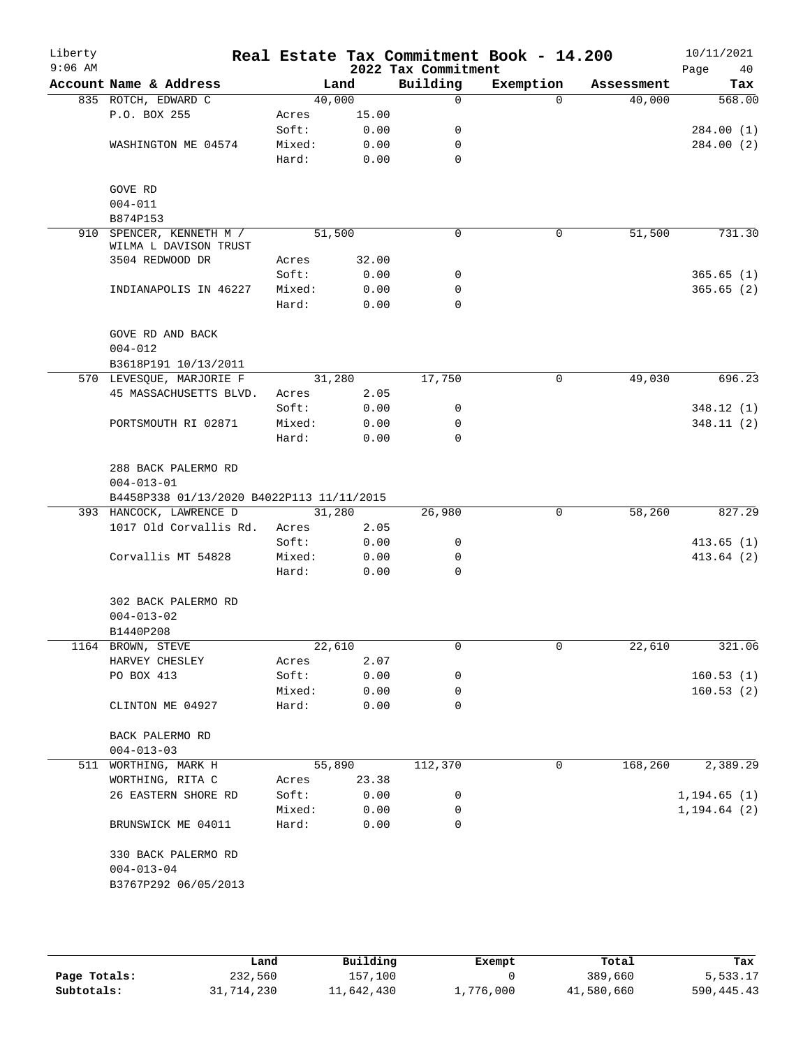Liberty 9:06 AM

# Real Estate Tax Commitment Book - 14.200

## 2022 Tax Commitment

10/11/2021

| Account | Name & Address | | Land | Building | Exemption | Assessment | Tax |
|---|---|---|---|---|---|---|---|
| 835 | ROTCH, EDWARD C | | 40,000 | 0 | 0 | 40,000 | 568.00 |
| | P.O. BOX 255 | Acres | 15.00 | | | | |
| | | Soft: | 0.00 | 0 | | | 284.00 (1) |
| | WASHINGTON ME 04574 | Mixed: | 0.00 | 0 | | | 284.00 (2) |
| | | Hard: | 0.00 | 0 | | | |
| | GOVE RD | | | | | | |
| | 004-011 | | | | | | |
| | B874P153 | | | | | | |
| 910 | SPENCER, KENNETH M / WILMA L DAVISON TRUST | | 51,500 | 0 | 0 | 51,500 | 731.30 |
| | 3504 REDWOOD DR | Acres | 32.00 | | | | |
| | | Soft: | 0.00 | 0 | | | 365.65 (1) |
| | INDIANAPOLIS IN 46227 | Mixed: | 0.00 | 0 | | | 365.65 (2) |
| | | Hard: | 0.00 | 0 | | | |
| | GOVE RD AND BACK | | | | | | |
| | 004-012 | | | | | | |
| | B3618P191 10/13/2011 | | | | | | |
| 570 | LEVESQUE, MARJORIE F | | 31,280 | 17,750 | 0 | 49,030 | 696.23 |
| | 45 MASSACHUSETTS BLVD. | Acres | 2.05 | | | | |
| | | Soft: | 0.00 | 0 | | | 348.12 (1) |
| | PORTSMOUTH RI 02871 | Mixed: | 0.00 | 0 | | | 348.11 (2) |
| | | Hard: | 0.00 | 0 | | | |
| | 288 BACK PALERMO RD | | | | | | |
| | 004-013-01 | | | | | | |
| | B4458P338 01/13/2020 B4022P113 11/11/2015 | | | | | | |
| 393 | HANCOCK, LAWRENCE D | | 31,280 | 26,980 | 0 | 58,260 | 827.29 |
| | 1017 Old Corvallis Rd. | Acres | 2.05 | | | | |
| | | Soft: | 0.00 | 0 | | | 413.65 (1) |
| | Corvallis MT 54828 | Mixed: | 0.00 | 0 | | | 413.64 (2) |
| | | Hard: | 0.00 | 0 | | | |
| | 302 BACK PALERMO RD | | | | | | |
| | 004-013-02 | | | | | | |
| | B1440P208 | | | | | | |
| 1164 | BROWN, STEVE | | 22,610 | 0 | 0 | 22,610 | 321.06 |
| | HARVEY CHESLEY | Acres | 2.07 | | | | |
| | PO BOX 413 | Soft: | 0.00 | 0 | | | 160.53 (1) |
| | | Mixed: | 0.00 | 0 | | | 160.53 (2) |
| | CLINTON ME 04927 | Hard: | 0.00 | 0 | | | |
| | BACK PALERMO RD | | | | | | |
| | 004-013-03 | | | | | | |
| 511 | WORTHING, MARK H | | 55,890 | 112,370 | 0 | 168,260 | 2,389.29 |
| | WORTHING, RITA C | Acres | 23.38 | | | | |
| | 26 EASTERN SHORE RD | Soft: | 0.00 | 0 | | | 1,194.65 (1) |
| | | Mixed: | 0.00 | 0 | | | 1,194.64 (2) |
| | BRUNSWICK ME 04011 | Hard: | 0.00 | 0 | | | |
| | 330 BACK PALERMO RD | | | | | | |
| | 004-013-04 | | | | | | |
| | B3767P292 06/05/2013 | | | | | | |

| | Land | Building | Exempt | Total | Tax |
|---|---|---|---|---|---|
| Page Totals: | 232,560 | 157,100 | 0 | 389,660 | 5,533.17 |
| Subtotals: | 31,714,230 | 11,642,430 | 1,776,000 | 41,580,660 | 590,445.43 |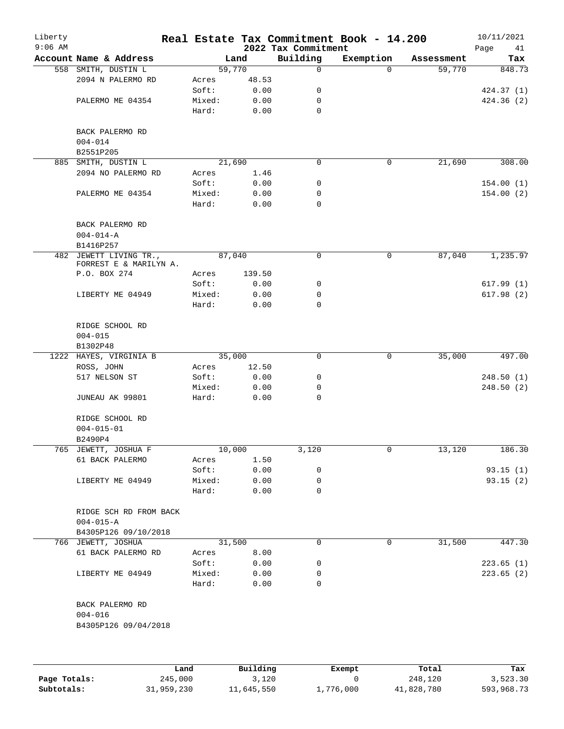# Real Estate Tax Commitment Book - 14.200

Liberty 9:06 AM — 2022 Tax Commitment — 10/11/2021

| Account | Name & Address | | Land | Building | Exemption | Assessment | Tax |
|---|---|---|---|---|---|---|---|
| 558 | SMITH, DUSTIN L | | 59,770 | 0 | 0 | 59,770 | 848.73 |
| | 2094 N PALERMO RD | Acres | 48.53 | | | | |
| | | Soft: | 0.00 | 0 | | | 424.37 (1) |
| | PALERMO ME 04354 | Mixed: | 0.00 | 0 | | | 424.36 (2) |
| | | Hard: | 0.00 | 0 | | | |
| | BACK PALERMO RD | | | | | | |
| | 004-014 | | | | | | |
| | B2551P205 | | | | | | |
| 885 | SMITH, DUSTIN L | | 21,690 | 0 | 0 | 21,690 | 308.00 |
| | 2094 NO PALERMO RD | Acres | 1.46 | | | | |
| | | Soft: | 0.00 | 0 | | | 154.00 (1) |
| | PALERMO ME 04354 | Mixed: | 0.00 | 0 | | | 154.00 (2) |
| | | Hard: | 0.00 | 0 | | | |
| | BACK PALERMO RD | | | | | | |
| | 004-014-A | | | | | | |
| | B1416P257 | | | | | | |
| 482 | JEWETT LIVING TR., FORREST E & MARILYN A. | | 87,040 | 0 | 0 | 87,040 | 1,235.97 |
| | P.O. BOX 274 | Acres | 139.50 | | | | |
| | | Soft: | 0.00 | 0 | | | 617.99 (1) |
| | LIBERTY ME 04949 | Mixed: | 0.00 | 0 | | | 617.98 (2) |
| | | Hard: | 0.00 | 0 | | | |
| | RIDGE SCHOOL RD | | | | | | |
| | 004-015 | | | | | | |
| | B1302P48 | | | | | | |
| 1222 | HAYES, VIRGINIA B | | 35,000 | 0 | 0 | 35,000 | 497.00 |
| | ROSS, JOHN | Acres | 12.50 | | | | |
| | 517 NELSON ST | Soft: | 0.00 | 0 | | | 248.50 (1) |
| | | Mixed: | 0.00 | 0 | | | 248.50 (2) |
| | JUNEAU AK 99801 | Hard: | 0.00 | 0 | | | |
| | RIDGE SCHOOL RD | | | | | | |
| | 004-015-01 | | | | | | |
| | B2490P4 | | | | | | |
| 765 | JEWETT, JOSHUA F | | 10,000 | 3,120 | 0 | 13,120 | 186.30 |
| | 61 BACK PALERMO | Acres | 1.50 | | | | |
| | | Soft: | 0.00 | 0 | | | 93.15 (1) |
| | LIBERTY ME 04949 | Mixed: | 0.00 | 0 | | | 93.15 (2) |
| | | Hard: | 0.00 | 0 | | | |
| | RIDGE SCH RD FROM BACK | | | | | | |
| | 004-015-A | | | | | | |
| | B4305P126 09/10/2018 | | | | | | |
| 766 | JEWETT, JOSHUA | | 31,500 | 0 | 0 | 31,500 | 447.30 |
| | 61 BACK PALERMO RD | Acres | 8.00 | | | | |
| | | Soft: | 0.00 | 0 | | | 223.65 (1) |
| | LIBERTY ME 04949 | Mixed: | 0.00 | 0 | | | 223.65 (2) |
| | | Hard: | 0.00 | 0 | | | |
| | BACK PALERMO RD | | | | | | |
| | 004-016 | | | | | | |
| | B4305P126 09/04/2018 | | | | | | |

| | Land | Building | Exempt | Total | Tax |
|---|---|---|---|---|---|
| Page Totals: | 245,000 | 3,120 | 0 | 248,120 | 3,523.30 |
| Subtotals: | 31,959,230 | 11,645,550 | 1,776,000 | 41,828,780 | 593,968.73 |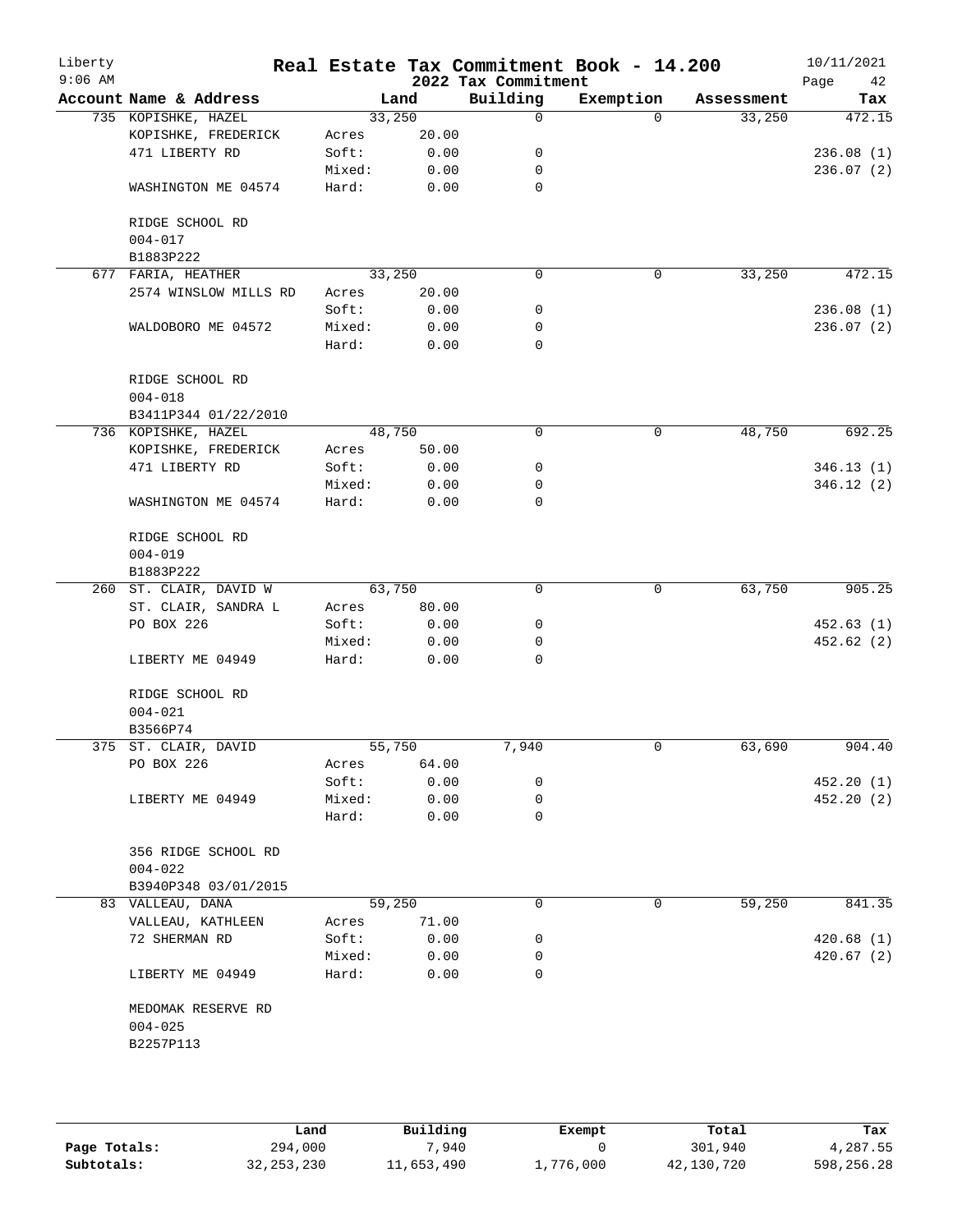# Real Estate Tax Commitment Book - 14.200

Liberty
9:06 AM

2022 Tax Commitment

10/11/2021

| Account Name & Address | Land | | Building | Exemption | Assessment | Tax |
|---|---|---|---|---|---|---|
| 735 KOPISHKE, HAZEL | | 33,250 | 0 | 0 | 33,250 | 472.15 |
| KOPISHKE, FREDERICK | Acres | 20.00 | | | | |
| 471 LIBERTY RD | Soft: | 0.00 | 0 | | | 236.08 (1) |
| | Mixed: | 0.00 | 0 | | | 236.07 (2) |
| WASHINGTON ME 04574 | Hard: | 0.00 | 0 | | | |
| RIDGE SCHOOL RD | | | | | | |
| 004-017 | | | | | | |
| B1883P222 | | | | | | |
| 677 FARIA, HEATHER | | 33,250 | 0 | 0 | 33,250 | 472.15 |
| 2574 WINSLOW MILLS RD | Acres | 20.00 | | | | |
| | Soft: | 0.00 | 0 | | | 236.08 (1) |
| WALDOBORO ME 04572 | Mixed: | 0.00 | 0 | | | 236.07 (2) |
| | Hard: | 0.00 | 0 | | | |
| RIDGE SCHOOL RD | | | | | | |
| 004-018 | | | | | | |
| B3411P344 01/22/2010 | | | | | | |
| 736 KOPISHKE, HAZEL | | 48,750 | 0 | 0 | 48,750 | 692.25 |
| KOPISHKE, FREDERICK | Acres | 50.00 | | | | |
| 471 LIBERTY RD | Soft: | 0.00 | 0 | | | 346.13 (1) |
| | Mixed: | 0.00 | 0 | | | 346.12 (2) |
| WASHINGTON ME 04574 | Hard: | 0.00 | 0 | | | |
| RIDGE SCHOOL RD | | | | | | |
| 004-019 | | | | | | |
| B1883P222 | | | | | | |
| 260 ST. CLAIR, DAVID W | | 63,750 | 0 | 0 | 63,750 | 905.25 |
| ST. CLAIR, SANDRA L | Acres | 80.00 | | | | |
| PO BOX 226 | Soft: | 0.00 | 0 | | | 452.63 (1) |
| | Mixed: | 0.00 | 0 | | | 452.62 (2) |
| LIBERTY ME 04949 | Hard: | 0.00 | 0 | | | |
| RIDGE SCHOOL RD | | | | | | |
| 004-021 | | | | | | |
| B3566P74 | | | | | | |
| 375 ST. CLAIR, DAVID | | 55,750 | 7,940 | 0 | 63,690 | 904.40 |
| PO BOX 226 | Acres | 64.00 | | | | |
| | Soft: | 0.00 | 0 | | | 452.20 (1) |
| LIBERTY ME 04949 | Mixed: | 0.00 | 0 | | | 452.20 (2) |
| | Hard: | 0.00 | 0 | | | |
| 356 RIDGE SCHOOL RD | | | | | | |
| 004-022 | | | | | | |
| B3940P348 03/01/2015 | | | | | | |
| 83 VALLEAU, DANA | | 59,250 | 0 | 0 | 59,250 | 841.35 |
| VALLEAU, KATHLEEN | Acres | 71.00 | | | | |
| 72 SHERMAN RD | Soft: | 0.00 | 0 | | | 420.68 (1) |
| | Mixed: | 0.00 | 0 | | | 420.67 (2) |
| LIBERTY ME 04949 | Hard: | 0.00 | 0 | | | |
| MEDOMAK RESERVE RD | | | | | | |
| 004-025 | | | | | | |
| B2257P113 | | | | | | |

| | Land | Building | Exempt | Total | Tax |
|---|---|---|---|---|---|
| Page Totals: | 294,000 | 7,940 | 0 | 301,940 | 4,287.55 |
| Subtotals: | 32,253,230 | 11,653,490 | 1,776,000 | 42,130,720 | 598,256.28 |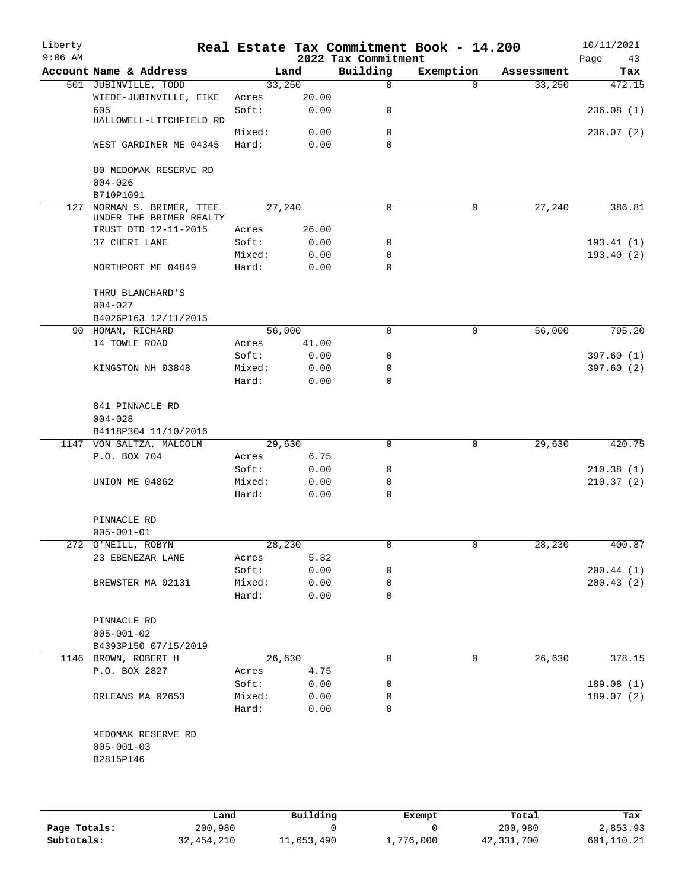# Real Estate Tax Commitment Book - 14.200

Liberty 9:06 AM — 2022 Tax Commitment — 10/11/2021

| Account | Name & Address | | Land | Building | Exemption | Assessment | Tax |
|---|---|---|---|---|---|---|---|
| 501 | JUBINVILLE, TODD | | 33,250 | 0 | 0 | 33,250 | 472.15 |
| | WIEDE-JUBINVILLE, EIKE | Acres | 20.00 | | | | |
| | 605 HALLOWELL-LITCHFIELD RD | Soft: | 0.00 | 0 | | | 236.08 (1) |
| | | Mixed: | 0.00 | 0 | | | 236.07 (2) |
| | WEST GARDINER ME 04345 | Hard: | 0.00 | 0 | | | |
| | 80 MEDOMAK RESERVE RD | | | | | | |
| | 004-026 | | | | | | |
| | B710P1091 | | | | | | |
| 127 | NORMAN S. BRIMER, TTEE UNDER THE BRIMER REALTY | | 27,240 | 0 | 0 | 27,240 | 386.81 |
| | TRUST DTD 12-11-2015 | Acres | 26.00 | | | | |
| | 37 CHERI LANE | Soft: | 0.00 | 0 | | | 193.41 (1) |
| | | Mixed: | 0.00 | 0 | | | 193.40 (2) |
| | NORTHPORT ME 04849 | Hard: | 0.00 | 0 | | | |
| | THRU BLANCHARD'S | | | | | | |
| | 004-027 | | | | | | |
| | B4026P163 12/11/2015 | | | | | | |
| 90 | HOMAN, RICHARD | | 56,000 | 0 | 0 | 56,000 | 795.20 |
| | 14 TOWLE ROAD | Acres | 41.00 | | | | |
| | | Soft: | 0.00 | 0 | | | 397.60 (1) |
| | KINGSTON NH 03848 | Mixed: | 0.00 | 0 | | | 397.60 (2) |
| | | Hard: | 0.00 | 0 | | | |
| | 841 PINNACLE RD | | | | | | |
| | 004-028 | | | | | | |
| | B4118P304 11/10/2016 | | | | | | |
| 1147 | VON SALTZA, MALCOLM | | 29,630 | 0 | 0 | 29,630 | 420.75 |
| | P.O. BOX 704 | Acres | 6.75 | | | | |
| | | Soft: | 0.00 | 0 | | | 210.38 (1) |
| | UNION ME 04862 | Mixed: | 0.00 | 0 | | | 210.37 (2) |
| | | Hard: | 0.00 | 0 | | | |
| | PINNACLE RD | | | | | | |
| | 005-001-01 | | | | | | |
| 272 | O'NEILL, ROBYN | | 28,230 | 0 | 0 | 28,230 | 400.87 |
| | 23 EBENEZAR LANE | Acres | 5.82 | | | | |
| | | Soft: | 0.00 | 0 | | | 200.44 (1) |
| | BREWSTER MA 02131 | Mixed: | 0.00 | 0 | | | 200.43 (2) |
| | | Hard: | 0.00 | 0 | | | |
| | PINNACLE RD | | | | | | |
| | 005-001-02 | | | | | | |
| | B4393P150 07/15/2019 | | | | | | |
| 1146 | BROWN, ROBERT H | | 26,630 | 0 | 0 | 26,630 | 378.15 |
| | P.O. BOX 2827 | Acres | 4.75 | | | | |
| | | Soft: | 0.00 | 0 | | | 189.08 (1) |
| | ORLEANS MA 02653 | Mixed: | 0.00 | 0 | | | 189.07 (2) |
| | | Hard: | 0.00 | 0 | | | |
| | MEDOMAK RESERVE RD | | | | | | |
| | 005-001-03 | | | | | | |
| | B2815P146 | | | | | | |

| | Land | Building | Exempt | Total | Tax |
|---|---|---|---|---|---|
| Page Totals: | 200,980 | 0 | 0 | 200,980 | 2,853.93 |
| Subtotals: | 32,454,210 | 11,653,490 | 1,776,000 | 42,331,700 | 601,110.21 |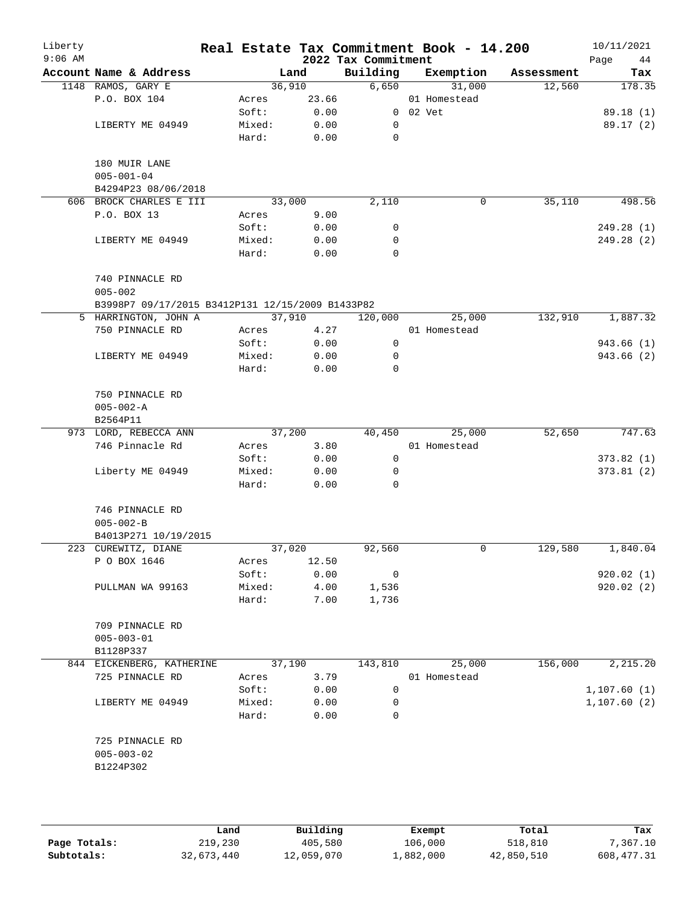# Real Estate Tax Commitment Book - 14.200

Liberty
9:06 AM

2022 Tax Commitment

10/11/2021

| Account Name & Address | | Land | Building | Exemption | Assessment | Tax |
|---|---|---|---|---|---|---|
| 1148 RAMOS, GARY E | | 36,910 | 6,650 | 31,000 | 12,560 | 178.35 |
| P.O. BOX 104 | Acres | 23.66 | | 01 Homestead | | |
| | Soft: | 0.00 | 0 | 02 Vet | | 89.18 (1) |
| LIBERTY ME 04949 | Mixed: | 0.00 | 0 | | | 89.17 (2) |
| | Hard: | 0.00 | 0 | | | |
| 180 MUIR LANE | | | | | | |
| 005-001-04 | | | | | | |
| B4294P23 08/06/2018 | | | | | | |
| 606 BROCK CHARLES E III | | 33,000 | 2,110 | 0 | 35,110 | 498.56 |
| P.O. BOX 13 | Acres | 9.00 | | | | |
| | Soft: | 0.00 | 0 | | | 249.28 (1) |
| LIBERTY ME 04949 | Mixed: | 0.00 | 0 | | | 249.28 (2) |
| | Hard: | 0.00 | 0 | | | |
| 740 PINNACLE RD | | | | | | |
| 005-002 | | | | | | |
| B3998P7 09/17/2015 B3412P131 12/15/2009 B1433P82 | | | | | | |
| 5 HARRINGTON, JOHN A | | 37,910 | 120,000 | 25,000 | 132,910 | 1,887.32 |
| 750 PINNACLE RD | Acres | 4.27 | | 01 Homestead | | |
| | Soft: | 0.00 | 0 | | | 943.66 (1) |
| LIBERTY ME 04949 | Mixed: | 0.00 | 0 | | | 943.66 (2) |
| | Hard: | 0.00 | 0 | | | |
| 750 PINNACLE RD | | | | | | |
| 005-002-A | | | | | | |
| B2564P11 | | | | | | |
| 973 LORD, REBECCA ANN | | 37,200 | 40,450 | 25,000 | 52,650 | 747.63 |
| 746 Pinnacle Rd | Acres | 3.80 | | 01 Homestead | | |
| | Soft: | 0.00 | 0 | | | 373.82 (1) |
| Liberty ME 04949 | Mixed: | 0.00 | 0 | | | 373.81 (2) |
| | Hard: | 0.00 | 0 | | | |
| 746 PINNACLE RD | | | | | | |
| 005-002-B | | | | | | |
| B4013P271 10/19/2015 | | | | | | |
| 223 CUREWITZ, DIANE | | 37,020 | 92,560 | 0 | 129,580 | 1,840.04 |
| P O BOX 1646 | Acres | 12.50 | | | | |
| | Soft: | 0.00 | 0 | | | 920.02 (1) |
| PULLMAN WA 99163 | Mixed: | 4.00 | 1,536 | | | 920.02 (2) |
| | Hard: | 7.00 | 1,736 | | | |
| 709 PINNACLE RD | | | | | | |
| 005-003-01 | | | | | | |
| B1128P337 | | | | | | |
| 844 EICKENBERG, KATHERINE | | 37,190 | 143,810 | 25,000 | 156,000 | 2,215.20 |
| 725 PINNACLE RD | Acres | 3.79 | | 01 Homestead | | |
| | Soft: | 0.00 | 0 | | | 1,107.60 (1) |
| LIBERTY ME 04949 | Mixed: | 0.00 | 0 | | | 1,107.60 (2) |
| | Hard: | 0.00 | 0 | | | |
| 725 PINNACLE RD | | | | | | |
| 005-003-02 | | | | | | |
| B1224P302 | | | | | | |

| | Land | Building | Exempt | Total | Tax |
|---|---|---|---|---|---|
| Page Totals: | 219,230 | 405,580 | 106,000 | 518,810 | 7,367.10 |
| Subtotals: | 32,673,440 | 12,059,070 | 1,882,000 | 42,850,510 | 608,477.31 |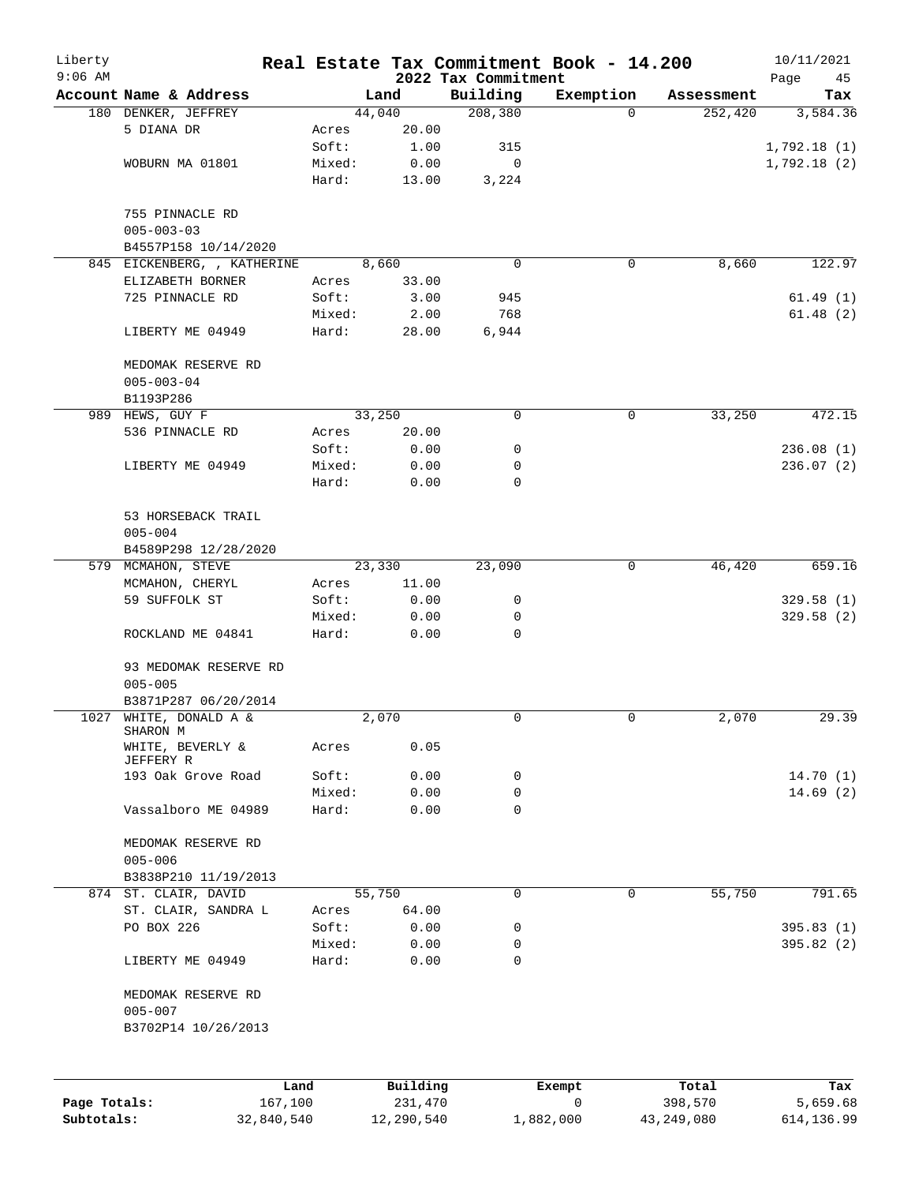# Real Estate Tax Commitment Book - 14.200

Liberty
9:06 AM

2022 Tax Commitment

10/11/2021

| Account | Name & Address | | Land | Building | Exemption | Assessment | Tax |
|---|---|---|---|---|---|---|---|
| 180 | DENKER, JEFFREY | | 44,040 | 208,380 | 0 | 252,420 | 3,584.36 |
| | 5 DIANA DR | Acres | 20.00 | | | | |
| | | Soft: | 1.00 | 315 | | | 1,792.18 (1) |
| | WOBURN MA 01801 | Mixed: | 0.00 | 0 | | | 1,792.18 (2) |
| | | Hard: | 13.00 | 3,224 | | | |
| | 755 PINNACLE RD | | | | | | |
| | 005-003-03 | | | | | | |
| | B4557P158 10/14/2020 | | | | | | |
| 845 | EICKENBERG, , KATHERINE | | 8,660 | 0 | 0 | 8,660 | 122.97 |
| | ELIZABETH BORNER | Acres | 33.00 | | | | |
| | 725 PINNACLE RD | Soft: | 3.00 | 945 | | | 61.49 (1) |
| | | Mixed: | 2.00 | 768 | | | 61.48 (2) |
| | LIBERTY ME 04949 | Hard: | 28.00 | 6,944 | | | |
| | MEDOMAK RESERVE RD | | | | | | |
| | 005-003-04 | | | | | | |
| | B1193P286 | | | | | | |
| 989 | HEWS, GUY F | | 33,250 | 0 | 0 | 33,250 | 472.15 |
| | 536 PINNACLE RD | Acres | 20.00 | | | | |
| | | Soft: | 0.00 | 0 | | | 236.08 (1) |
| | LIBERTY ME 04949 | Mixed: | 0.00 | 0 | | | 236.07 (2) |
| | | Hard: | 0.00 | 0 | | | |
| | 53 HORSEBACK TRAIL | | | | | | |
| | 005-004 | | | | | | |
| | B4589P298 12/28/2020 | | | | | | |
| 579 | MCMAHON, STEVE | | 23,330 | 23,090 | 0 | 46,420 | 659.16 |
| | MCMAHON, CHERYL | Acres | 11.00 | | | | |
| | 59 SUFFOLK ST | Soft: | 0.00 | 0 | | | 329.58 (1) |
| | | Mixed: | 0.00 | 0 | | | 329.58 (2) |
| | ROCKLAND ME 04841 | Hard: | 0.00 | 0 | | | |
| | 93 MEDOMAK RESERVE RD | | | | | | |
| | 005-005 | | | | | | |
| | B3871P287 06/20/2014 | | | | | | |
| 1027 | WHITE, DONALD A & SHARON M | | 2,070 | 0 | 0 | 2,070 | 29.39 |
| | WHITE, BEVERLY & JEFFERY R | Acres | 0.05 | | | | |
| | 193 Oak Grove Road | Soft: | 0.00 | 0 | | | 14.70 (1) |
| | | Mixed: | 0.00 | 0 | | | 14.69 (2) |
| | Vassalboro ME 04989 | Hard: | 0.00 | 0 | | | |
| | MEDOMAK RESERVE RD | | | | | | |
| | 005-006 | | | | | | |
| | B3838P210 11/19/2013 | | | | | | |
| 874 | ST. CLAIR, DAVID | | 55,750 | 0 | 0 | 55,750 | 791.65 |
| | ST. CLAIR, SANDRA L | Acres | 64.00 | | | | |
| | PO BOX 226 | Soft: | 0.00 | 0 | | | 395.83 (1) |
| | | Mixed: | 0.00 | 0 | | | 395.82 (2) |
| | LIBERTY ME 04949 | Hard: | 0.00 | 0 | | | |
| | MEDOMAK RESERVE RD | | | | | | |
| | 005-007 | | | | | | |
| | B3702P14 10/26/2013 | | | | | | |

| | Land | Building | Exempt | Total | Tax |
|---|---|---|---|---|---|
| Page Totals: | 167,100 | 231,470 | 0 | 398,570 | 5,659.68 |
| Subtotals: | 32,840,540 | 12,290,540 | 1,882,000 | 43,249,080 | 614,136.99 |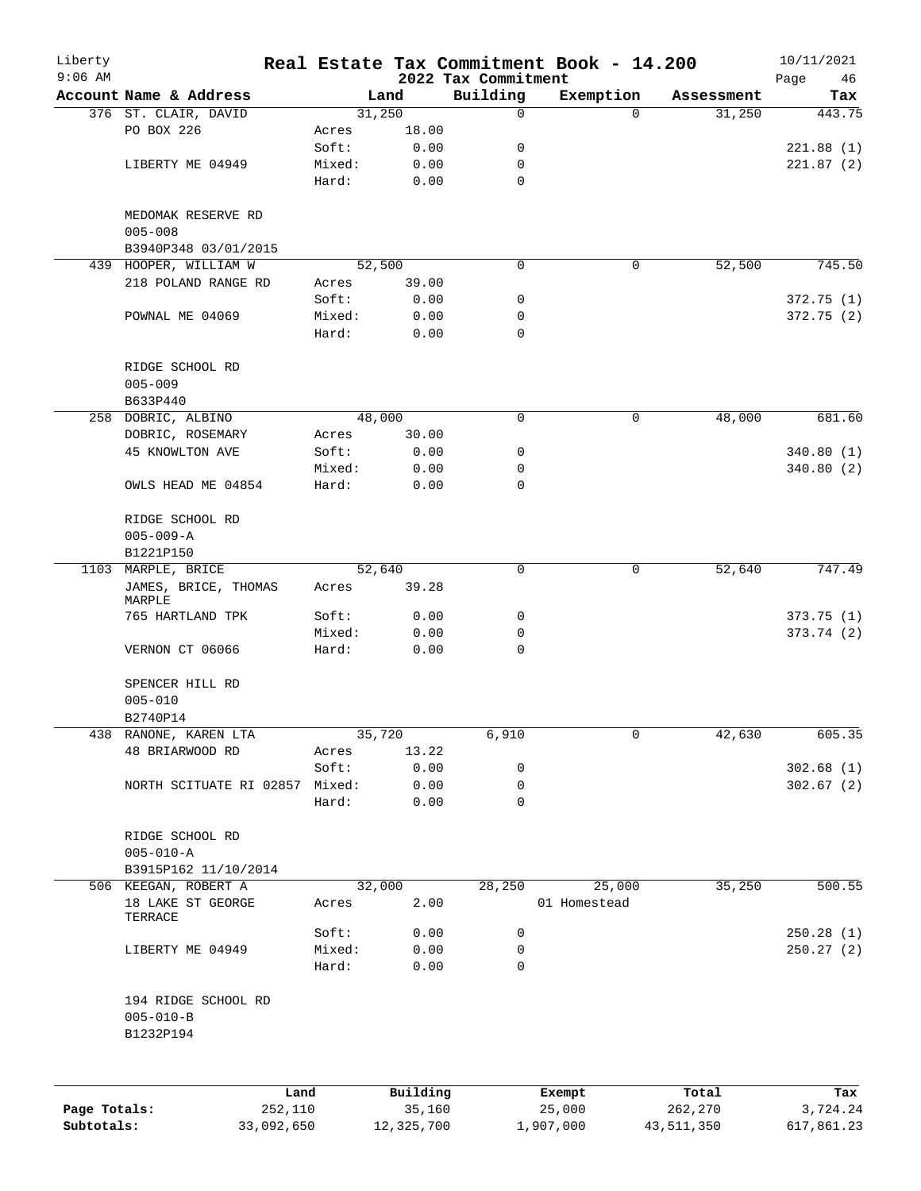# Real Estate Tax Commitment Book - 14.200

Liberty
9:06 AM

2022 Tax Commitment

10/11/2021

| Account Name & Address | | Land | Building | Exemption | Assessment | Tax |
|---|---|---|---|---|---|---|
| 376 ST. CLAIR, DAVID | | 31,250 | 0 | 0 | 31,250 | 443.75 |
| PO BOX 226 | Acres | 18.00 | | | | |
| | Soft: | 0.00 | 0 | | | 221.88 (1) |
| LIBERTY ME 04949 | Mixed: | 0.00 | 0 | | | 221.87 (2) |
| | Hard: | 0.00 | 0 | | | |
| MEDOMAK RESERVE RD | | | | | | |
| 005-008 | | | | | | |
| B3940P348 03/01/2015 | | | | | | |
| 439 HOOPER, WILLIAM W | | 52,500 | 0 | 0 | 52,500 | 745.50 |
| 218 POLAND RANGE RD | Acres | 39.00 | | | | |
| | Soft: | 0.00 | 0 | | | 372.75 (1) |
| POWNAL ME 04069 | Mixed: | 0.00 | 0 | | | 372.75 (2) |
| | Hard: | 0.00 | 0 | | | |
| RIDGE SCHOOL RD | | | | | | |
| 005-009 | | | | | | |
| B633P440 | | | | | | |
| 258 DOBRIC, ALBINO | | 48,000 | 0 | 0 | 48,000 | 681.60 |
| DOBRIC, ROSEMARY | Acres | 30.00 | | | | |
| 45 KNOWLTON AVE | Soft: | 0.00 | 0 | | | 340.80 (1) |
| | Mixed: | 0.00 | 0 | | | 340.80 (2) |
| OWLS HEAD ME 04854 | Hard: | 0.00 | 0 | | | |
| RIDGE SCHOOL RD | | | | | | |
| 005-009-A | | | | | | |
| B1221P150 | | | | | | |
| 1103 MARPLE, BRICE | | 52,640 | 0 | 0 | 52,640 | 747.49 |
| JAMES, BRICE, THOMAS MARPLE | Acres | 39.28 | | | | |
| 765 HARTLAND TPK | Soft: | 0.00 | 0 | | | 373.75 (1) |
| | Mixed: | 0.00 | 0 | | | 373.74 (2) |
| VERNON CT 06066 | Hard: | 0.00 | 0 | | | |
| SPENCER HILL RD | | | | | | |
| 005-010 | | | | | | |
| B2740P14 | | | | | | |
| 438 RANONE, KAREN LTA | | 35,720 | 6,910 | 0 | 42,630 | 605.35 |
| 48 BRIARWOOD RD | Acres | 13.22 | | | | |
| | Soft: | 0.00 | 0 | | | 302.68 (1) |
| NORTH SCITUATE RI 02857 | Mixed: | 0.00 | 0 | | | 302.67 (2) |
| | Hard: | 0.00 | 0 | | | |
| RIDGE SCHOOL RD | | | | | | |
| 005-010-A | | | | | | |
| B3915P162 11/10/2014 | | | | | | |
| 506 KEEGAN, ROBERT A | | 32,000 | 28,250 | 25,000 | 35,250 | 500.55 |
| 18 LAKE ST GEORGE TERRACE | Acres | 2.00 | | 01 Homestead | | |
| | Soft: | 0.00 | 0 | | | 250.28 (1) |
| LIBERTY ME 04949 | Mixed: | 0.00 | 0 | | | 250.27 (2) |
| | Hard: | 0.00 | 0 | | | |
| 194 RIDGE SCHOOL RD | | | | | | |
| 005-010-B | | | | | | |
| B1232P194 | | | | | | |

| | Land | Building | Exempt | Total | Tax |
|---|---|---|---|---|---|
| Page Totals: | 252,110 | 35,160 | 25,000 | 262,270 | 3,724.24 |
| Subtotals: | 33,092,650 | 12,325,700 | 1,907,000 | 43,511,350 | 617,861.23 |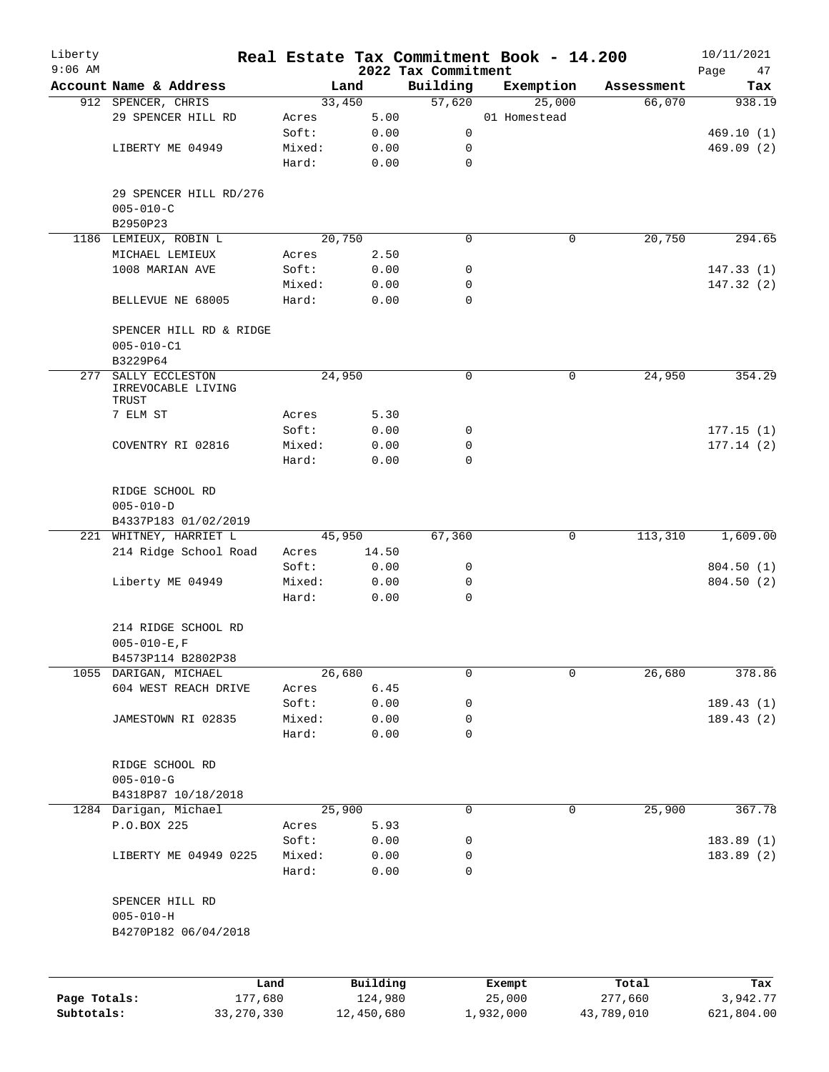Liberty
9:06 AM

# Real Estate Tax Commitment Book - 14.200

## 2022 Tax Commitment

10/11/2021

| Account | Name & Address | | Land | Building | Exemption | Assessment | Tax |
|---|---|---|---|---|---|---|---|
| 912 | SPENCER, CHRIS | | 33,450 | 57,620 | 25,000 | 66,070 | 938.19 |
| | 29 SPENCER HILL RD | Acres | 5.00 | | 01 Homestead | | |
| | | Soft: | 0.00 | 0 | | | 469.10 (1) |
| | LIBERTY ME 04949 | Mixed: | 0.00 | 0 | | | 469.09 (2) |
| | | Hard: | 0.00 | 0 | | | |
| | 29 SPENCER HILL RD/276 | | | | | | |
| | 005-010-C | | | | | | |
| | B2950P23 | | | | | | |
| 1186 | LEMIEUX, ROBIN L | | 20,750 | 0 | 0 | 20,750 | 294.65 |
| | MICHAEL LEMIEUX | Acres | 2.50 | | | | |
| | 1008 MARIAN AVE | Soft: | 0.00 | 0 | | | 147.33 (1) |
| | | Mixed: | 0.00 | 0 | | | 147.32 (2) |
| | BELLEVUE NE 68005 | Hard: | 0.00 | 0 | | | |
| | SPENCER HILL RD & RIDGE | | | | | | |
| | 005-010-C1 | | | | | | |
| | B3229P64 | | | | | | |
| 277 | SALLY ECCLESTON IRREVOCABLE LIVING TRUST | | 24,950 | 0 | 0 | 24,950 | 354.29 |
| | 7 ELM ST | Acres | 5.30 | | | | |
| | | Soft: | 0.00 | 0 | | | 177.15 (1) |
| | COVENTRY RI 02816 | Mixed: | 0.00 | 0 | | | 177.14 (2) |
| | | Hard: | 0.00 | 0 | | | |
| | RIDGE SCHOOL RD | | | | | | |
| | 005-010-D | | | | | | |
| | B4337P183 01/02/2019 | | | | | | |
| 221 | WHITNEY, HARRIET L | | 45,950 | 67,360 | 0 | 113,310 | 1,609.00 |
| | 214 Ridge School Road | Acres | 14.50 | | | | |
| | | Soft: | 0.00 | 0 | | | 804.50 (1) |
| | Liberty ME 04949 | Mixed: | 0.00 | 0 | | | 804.50 (2) |
| | | Hard: | 0.00 | 0 | | | |
| | 214 RIDGE SCHOOL RD | | | | | | |
| | 005-010-E,F | | | | | | |
| | B4573P114 B2802P38 | | | | | | |
| 1055 | DARIGAN, MICHAEL | | 26,680 | 0 | 0 | 26,680 | 378.86 |
| | 604 WEST REACH DRIVE | Acres | 6.45 | | | | |
| | | Soft: | 0.00 | 0 | | | 189.43 (1) |
| | JAMESTOWN RI 02835 | Mixed: | 0.00 | 0 | | | 189.43 (2) |
| | | Hard: | 0.00 | 0 | | | |
| | RIDGE SCHOOL RD | | | | | | |
| | 005-010-G | | | | | | |
| | B4318P87 10/18/2018 | | | | | | |
| 1284 | Darigan, Michael | | 25,900 | 0 | 0 | 25,900 | 367.78 |
| | P.O.BOX 225 | Acres | 5.93 | | | | |
| | | Soft: | 0.00 | 0 | | | 183.89 (1) |
| | LIBERTY ME 04949 0225 | Mixed: | 0.00 | 0 | | | 183.89 (2) |
| | | Hard: | 0.00 | 0 | | | |
| | SPENCER HILL RD | | | | | | |
| | 005-010-H | | | | | | |
| | B4270P182 06/04/2018 | | | | | | |

| | Land | Building | Exempt | Total | Tax |
|---|---|---|---|---|---|
| Page Totals: | 177,680 | 124,980 | 25,000 | 277,660 | 3,942.77 |
| Subtotals: | 33,270,330 | 12,450,680 | 1,932,000 | 43,789,010 | 621,804.00 |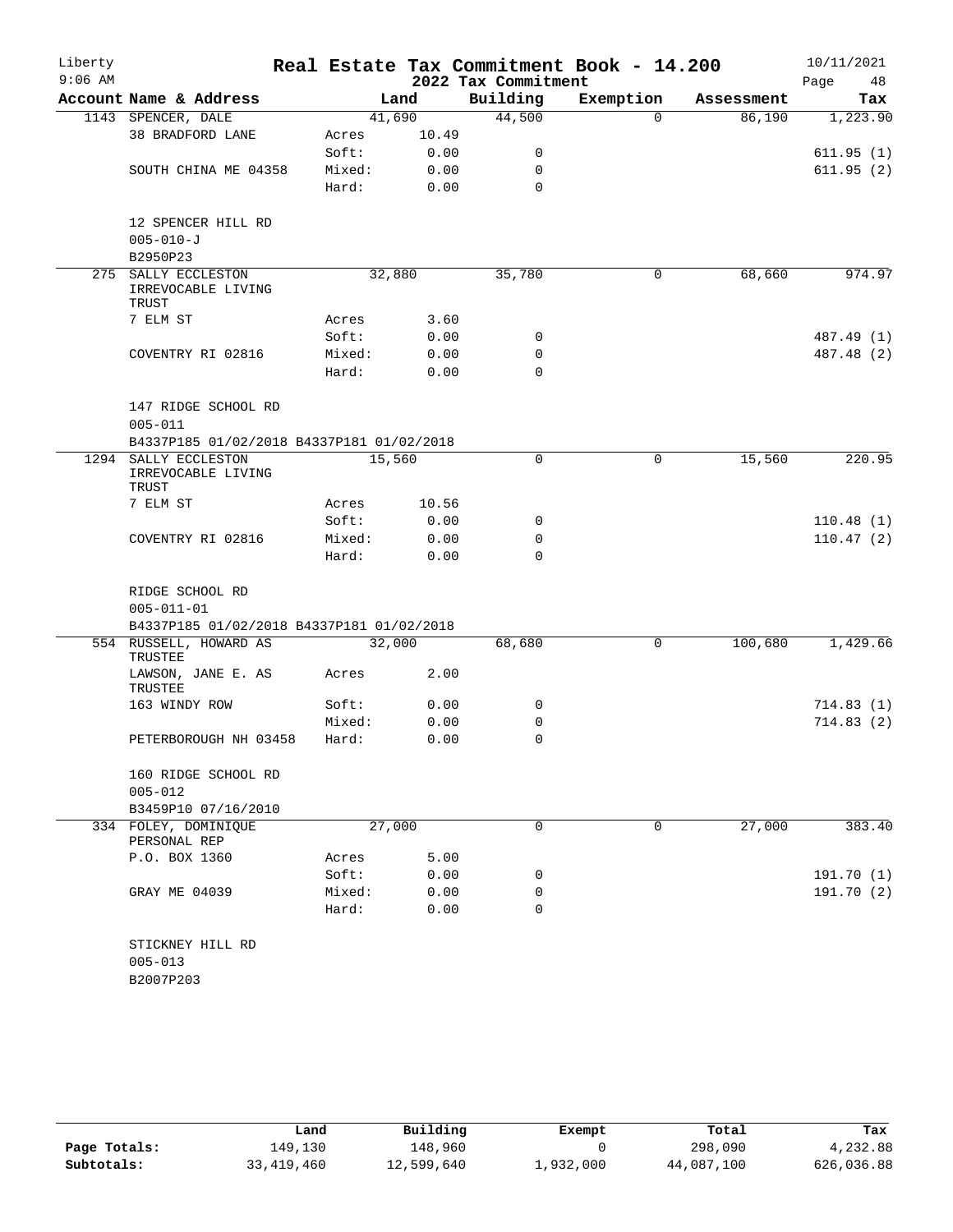# Real Estate Tax Commitment Book - 14.200

Liberty
9:06 AM

2022 Tax Commitment

10/11/2021

| Account Name & Address | | Land | Building | Exemption | Assessment | Tax |
|---|---|---|---|---|---|---|
| 1143 SPENCER, DALE | | 41,690 | 44,500 | 0 | 86,190 | 1,223.90 |
| 38 BRADFORD LANE | Acres | 10.49 | | | | |
| | Soft: | 0.00 | 0 | | | 611.95 (1) |
| SOUTH CHINA ME 04358 | Mixed: | 0.00 | 0 | | | 611.95 (2) |
| | Hard: | 0.00 | 0 | | | |
| 12 SPENCER HILL RD | | | | | | |
| 005-010-J | | | | | | |
| B2950P23 | | | | | | |
| 275 SALLY ECCLESTON IRREVOCABLE LIVING TRUST | | 32,880 | 35,780 | 0 | 68,660 | 974.97 |
| 7 ELM ST | Acres | 3.60 | | | | |
| | Soft: | 0.00 | 0 | | | 487.49 (1) |
| COVENTRY RI 02816 | Mixed: | 0.00 | 0 | | | 487.48 (2) |
| | Hard: | 0.00 | 0 | | | |
| 147 RIDGE SCHOOL RD | | | | | | |
| 005-011 | | | | | | |
| B4337P185 01/02/2018 B4337P181 01/02/2018 | | | | | | |
| 1294 SALLY ECCLESTON IRREVOCABLE LIVING TRUST | | 15,560 | 0 | 0 | 15,560 | 220.95 |
| 7 ELM ST | Acres | 10.56 | | | | |
| | Soft: | 0.00 | 0 | | | 110.48 (1) |
| COVENTRY RI 02816 | Mixed: | 0.00 | 0 | | | 110.47 (2) |
| | Hard: | 0.00 | 0 | | | |
| RIDGE SCHOOL RD | | | | | | |
| 005-011-01 | | | | | | |
| B4337P185 01/02/2018 B4337P181 01/02/2018 | | | | | | |
| 554 RUSSELL, HOWARD AS TRUSTEE | | 32,000 | 68,680 | 0 | 100,680 | 1,429.66 |
| LAWSON, JANE E. AS TRUSTEE | Acres | 2.00 | | | | |
| 163 WINDY ROW | Soft: | 0.00 | 0 | | | 714.83 (1) |
| | Mixed: | 0.00 | 0 | | | 714.83 (2) |
| PETERBOROUGH NH 03458 | Hard: | 0.00 | 0 | | | |
| 160 RIDGE SCHOOL RD | | | | | | |
| 005-012 | | | | | | |
| B3459P10 07/16/2010 | | | | | | |
| 334 FOLEY, DOMINIQUE PERSONAL REP | | 27,000 | 0 | 0 | 27,000 | 383.40 |
| P.O. BOX 1360 | Acres | 5.00 | | | | |
| | Soft: | 0.00 | 0 | | | 191.70 (1) |
| GRAY ME 04039 | Mixed: | 0.00 | 0 | | | 191.70 (2) |
| | Hard: | 0.00 | 0 | | | |
| STICKNEY HILL RD | | | | | | |
| 005-013 | | | | | | |
| B2007P203 | | | | | | |

| | Land | Building | Exempt | Total | Tax |
|---|---|---|---|---|---|
| Page Totals: | 149,130 | 148,960 | 0 | 298,090 | 4,232.88 |
| Subtotals: | 33,419,460 | 12,599,640 | 1,932,000 | 44,087,100 | 626,036.88 |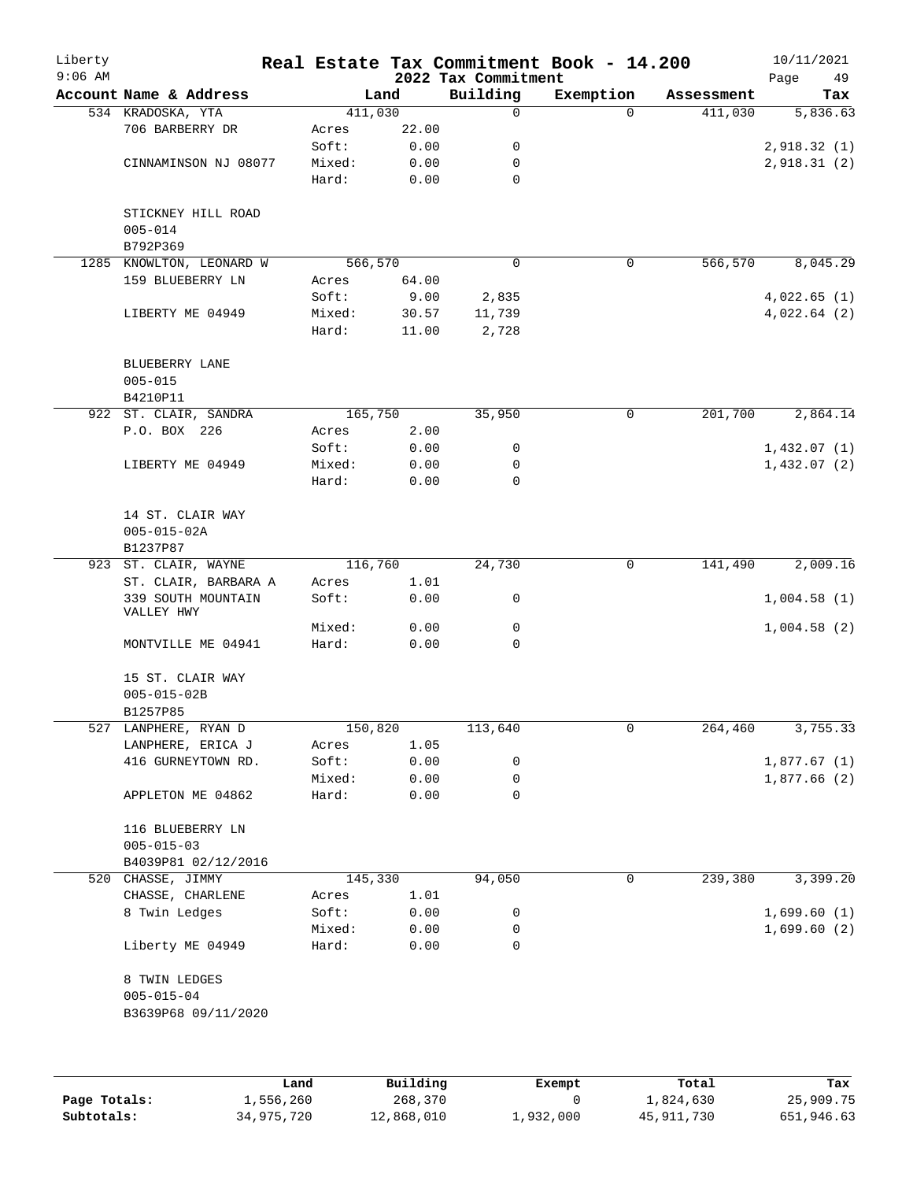# Real Estate Tax Commitment Book - 14.200

Liberty
9:06 AM

2022 Tax Commitment

10/11/2021

| Account Name & Address | | Land | Building | Exemption | Assessment | Tax |
|---|---|---|---|---|---|---|
| 534 KRADOSKA, YTA | | 411,030 | 0 | 0 | 411,030 | 5,836.63 |
| 706 BARBERRY DR | Acres | 22.00 | | | | |
| | Soft: | 0.00 | 0 | | | 2,918.32 (1) |
| CINNAMINSON NJ 08077 | Mixed: | 0.00 | 0 | | | 2,918.31 (2) |
| | Hard: | 0.00 | 0 | | | |
| STICKNEY HILL ROAD | | | | | | |
| 005-014 | | | | | | |
| B792P369 | | | | | | |
| 1285 KNOWLTON, LEONARD W | | 566,570 | 0 | 0 | 566,570 | 8,045.29 |
| 159 BLUEBERRY LN | Acres | 64.00 | | | | |
| | Soft: | 9.00 | 2,835 | | | 4,022.65 (1) |
| LIBERTY ME 04949 | Mixed: | 30.57 | 11,739 | | | 4,022.64 (2) |
| | Hard: | 11.00 | 2,728 | | | |
| BLUEBERRY LANE | | | | | | |
| 005-015 | | | | | | |
| B4210P11 | | | | | | |
| 922 ST. CLAIR, SANDRA | | 165,750 | 35,950 | 0 | 201,700 | 2,864.14 |
| P.O. BOX 226 | Acres | 2.00 | | | | |
| | Soft: | 0.00 | 0 | | | 1,432.07 (1) |
| LIBERTY ME 04949 | Mixed: | 0.00 | 0 | | | 1,432.07 (2) |
| | Hard: | 0.00 | 0 | | | |
| 14 ST. CLAIR WAY | | | | | | |
| 005-015-02A | | | | | | |
| B1237P87 | | | | | | |
| 923 ST. CLAIR, WAYNE | | 116,760 | 24,730 | 0 | 141,490 | 2,009.16 |
| ST. CLAIR, BARBARA A | Acres | 1.01 | | | | |
| 339 SOUTH MOUNTAIN VALLEY HWY | Soft: | 0.00 | 0 | | | 1,004.58 (1) |
| | Mixed: | 0.00 | 0 | | | 1,004.58 (2) |
| MONTVILLE ME 04941 | Hard: | 0.00 | 0 | | | |
| 15 ST. CLAIR WAY | | | | | | |
| 005-015-02B | | | | | | |
| B1257P85 | | | | | | |
| 527 LANPHERE, RYAN D | | 150,820 | 113,640 | 0 | 264,460 | 3,755.33 |
| LANPHERE, ERICA J | Acres | 1.05 | | | | |
| 416 GURNEYTOWN RD. | Soft: | 0.00 | 0 | | | 1,877.67 (1) |
| | Mixed: | 0.00 | 0 | | | 1,877.66 (2) |
| APPLETON ME 04862 | Hard: | 0.00 | 0 | | | |
| 116 BLUEBERRY LN | | | | | | |
| 005-015-03 | | | | | | |
| B4039P81 02/12/2016 | | | | | | |
| 520 CHASSE, JIMMY | | 145,330 | 94,050 | 0 | 239,380 | 3,399.20 |
| CHASSE, CHARLENE | Acres | 1.01 | | | | |
| 8 Twin Ledges | Soft: | 0.00 | 0 | | | 1,699.60 (1) |
| | Mixed: | 0.00 | 0 | | | 1,699.60 (2) |
| Liberty ME 04949 | Hard: | 0.00 | 0 | | | |
| 8 TWIN LEDGES | | | | | | |
| 005-015-04 | | | | | | |
| B3639P68 09/11/2020 | | | | | | |

| | Land | Building | Exempt | Total | Tax |
|---|---|---|---|---|---|
| Page Totals: | 1,556,260 | 268,370 | 0 | 1,824,630 | 25,909.75 |
| Subtotals: | 34,975,720 | 12,868,010 | 1,932,000 | 45,911,730 | 651,946.63 |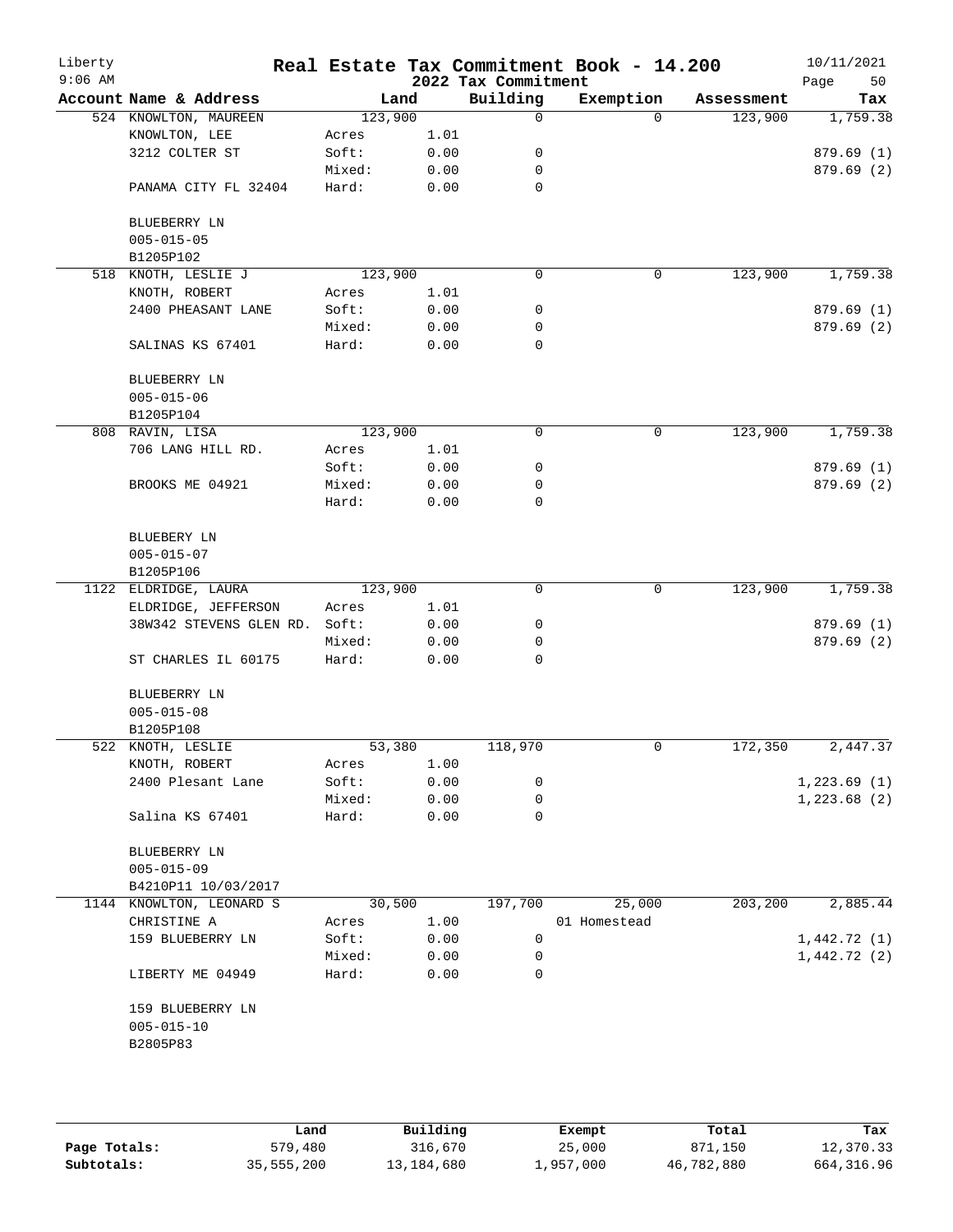# Real Estate Tax Commitment Book - 14.200

Liberty
9:06 AM

2022 Tax Commitment

10/11/2021

| Account | Name & Address | Land | | Building | Exemption | Assessment | Tax |
|---|---|---|---|---|---|---|---|
| 524 | KNOWLTON, MAUREEN | 123,900 | | 0 | 0 | 123,900 | 1,759.38 |
| | KNOWLTON, LEE | Acres | 1.01 | | | | |
| | 3212 COLTER ST | Soft: | 0.00 | 0 | | | 879.69 (1) |
| | | Mixed: | 0.00 | 0 | | | 879.69 (2) |
| | PANAMA CITY FL 32404 | Hard: | 0.00 | 0 | | | |
| | BLUEBERRY LN | | | | | | |
| | 005-015-05 | | | | | | |
| | B1205P102 | | | | | | |
| 518 | KNOTH, LESLIE J | 123,900 | | 0 | 0 | 123,900 | 1,759.38 |
| | KNOTH, ROBERT | Acres | 1.01 | | | | |
| | 2400 PHEASANT LANE | Soft: | 0.00 | 0 | | | 879.69 (1) |
| | | Mixed: | 0.00 | 0 | | | 879.69 (2) |
| | SALINAS KS 67401 | Hard: | 0.00 | 0 | | | |
| | BLUEBERRY LN | | | | | | |
| | 005-015-06 | | | | | | |
| | B1205P104 | | | | | | |
| 808 | RAVIN, LISA | 123,900 | | 0 | 0 | 123,900 | 1,759.38 |
| | 706 LANG HILL RD. | Acres | 1.01 | | | | |
| | | Soft: | 0.00 | 0 | | | 879.69 (1) |
| | BROOKS ME 04921 | Mixed: | 0.00 | 0 | | | 879.69 (2) |
| | | Hard: | 0.00 | 0 | | | |
| | BLUEBERY LN | | | | | | |
| | 005-015-07 | | | | | | |
| | B1205P106 | | | | | | |
| 1122 | ELDRIDGE, LAURA | 123,900 | | 0 | 0 | 123,900 | 1,759.38 |
| | ELDRIDGE, JEFFERSON | Acres | 1.01 | | | | |
| | 38W342 STEVENS GLEN RD. | Soft: | 0.00 | 0 | | | 879.69 (1) |
| | | Mixed: | 0.00 | 0 | | | 879.69 (2) |
| | ST CHARLES IL 60175 | Hard: | 0.00 | 0 | | | |
| | BLUEBERRY LN | | | | | | |
| | 005-015-08 | | | | | | |
| | B1205P108 | | | | | | |
| 522 | KNOTH, LESLIE | 53,380 | | 118,970 | 0 | 172,350 | 2,447.37 |
| | KNOTH, ROBERT | Acres | 1.00 | | | | |
| | 2400 Plesant Lane | Soft: | 0.00 | 0 | | | 1,223.69 (1) |
| | | Mixed: | 0.00 | 0 | | | 1,223.68 (2) |
| | Salina KS 67401 | Hard: | 0.00 | 0 | | | |
| | BLUEBERRY LN | | | | | | |
| | 005-015-09 | | | | | | |
| | B4210P11 10/03/2017 | | | | | | |
| 1144 | KNOWLTON, LEONARD S | 30,500 | | 197,700 | 25,000 | 203,200 | 2,885.44 |
| | CHRISTINE A | Acres | 1.00 | | 01 Homestead | | |
| | 159 BLUEBERRY LN | Soft: | 0.00 | 0 | | | 1,442.72 (1) |
| | | Mixed: | 0.00 | 0 | | | 1,442.72 (2) |
| | LIBERTY ME 04949 | Hard: | 0.00 | 0 | | | |
| | 159 BLUEBERRY LN | | | | | | |
| | 005-015-10 | | | | | | |
| | B2805P83 | | | | | | |

| | Land | Building | Exempt | Total | Tax |
|---|---|---|---|---|---|
| Page Totals: | 579,480 | 316,670 | 25,000 | 871,150 | 12,370.33 |
| Subtotals: | 35,555,200 | 13,184,680 | 1,957,000 | 46,782,880 | 664,316.96 |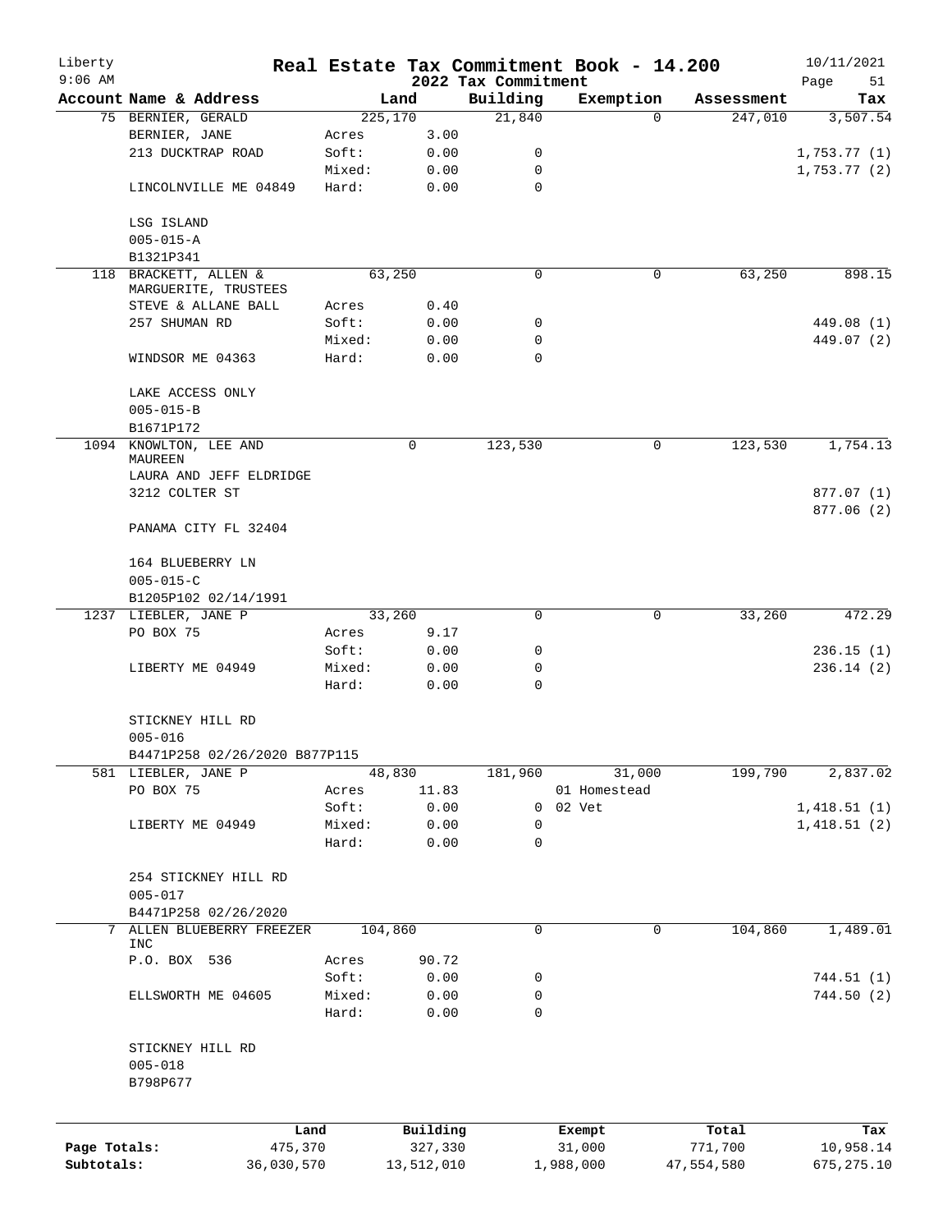Liberty
9:06 AM

# Real Estate Tax Commitment Book - 14.200

## 2022 Tax Commitment

10/11/2021

| Account | Name & Address | Land | | Building | Exemption | Assessment | Tax |
|---|---|---|---|---|---|---|---|
| 75 | BERNIER, GERALD | 225,170 | | 21,840 | 0 | 247,010 | 3,507.54 |
| | BERNIER, JANE | Acres | 3.00 | | | | |
| | 213 DUCKTRAP ROAD | Soft: | 0.00 | 0 | | | 1,753.77 (1) |
| | | Mixed: | 0.00 | 0 | | | 1,753.77 (2) |
| | LINCOLNVILLE ME 04849 | Hard: | 0.00 | 0 | | | |
| | LSG ISLAND | | | | | | |
| | 005-015-A | | | | | | |
| | B1321P341 | | | | | | |
| 118 | BRACKETT, ALLEN & MARGUERITE, TRUSTEES | 63,250 | | 0 | 0 | 63,250 | 898.15 |
| | STEVE & ALLANE BALL | Acres | 0.40 | | | | |
| | 257 SHUMAN RD | Soft: | 0.00 | 0 | | | 449.08 (1) |
| | | Mixed: | 0.00 | 0 | | | 449.07 (2) |
| | WINDSOR ME 04363 | Hard: | 0.00 | 0 | | | |
| | LAKE ACCESS ONLY | | | | | | |
| | 005-015-B | | | | | | |
| | B1671P172 | | | | | | |
| 1094 | KNOWLTON, LEE AND MAUREEN | 0 | | 123,530 | 0 | 123,530 | 1,754.13 |
| | LAURA AND JEFF ELDRIDGE | | | | | | |
| | 3212 COLTER ST | | | | | | 877.07 (1) |
| | | | | | | | 877.06 (2) |
| | PANAMA CITY FL 32404 | | | | | | |
| | 164 BLUEBERRY LN | | | | | | |
| | 005-015-C | | | | | | |
| | B1205P102 02/14/1991 | | | | | | |
| 1237 | LIEBLER, JANE P | 33,260 | | 0 | 0 | 33,260 | 472.29 |
| | PO BOX 75 | Acres | 9.17 | | | | |
| | | Soft: | 0.00 | 0 | | | 236.15 (1) |
| | LIBERTY ME 04949 | Mixed: | 0.00 | 0 | | | 236.14 (2) |
| | | Hard: | 0.00 | 0 | | | |
| | STICKNEY HILL RD | | | | | | |
| | 005-016 | | | | | | |
| | B4471P258 02/26/2020 B877P115 | | | | | | |
| 581 | LIEBLER, JANE P | 48,830 | | 181,960 | 31,000 | 199,790 | 2,837.02 |
| | PO BOX 75 | Acres | 11.83 | | 01 Homestead | | |
| | | Soft: | 0.00 | 0 | 02 Vet | | 1,418.51 (1) |
| | LIBERTY ME 04949 | Mixed: | 0.00 | 0 | | | 1,418.51 (2) |
| | | Hard: | 0.00 | 0 | | | |
| | 254 STICKNEY HILL RD | | | | | | |
| | 005-017 | | | | | | |
| | B4471P258 02/26/2020 | | | | | | |
| 7 | ALLEN BLUEBERRY FREEZER INC | 104,860 | | 0 | 0 | 104,860 | 1,489.01 |
| | P.O. BOX 536 | Acres | 90.72 | | | | |
| | | Soft: | 0.00 | 0 | | | 744.51 (1) |
| | ELLSWORTH ME 04605 | Mixed: | 0.00 | 0 | | | 744.50 (2) |
| | | Hard: | 0.00 | 0 | | | |
| | STICKNEY HILL RD | | | | | | |
| | 005-018 | | | | | | |
| | B798P677 | | | | | | |

| | Land | Building | Exempt | Total | Tax |
|---|---|---|---|---|---|
| Page Totals: | 475,370 | 327,330 | 31,000 | 771,700 | 10,958.14 |
| Subtotals: | 36,030,570 | 13,512,010 | 1,988,000 | 47,554,580 | 675,275.10 |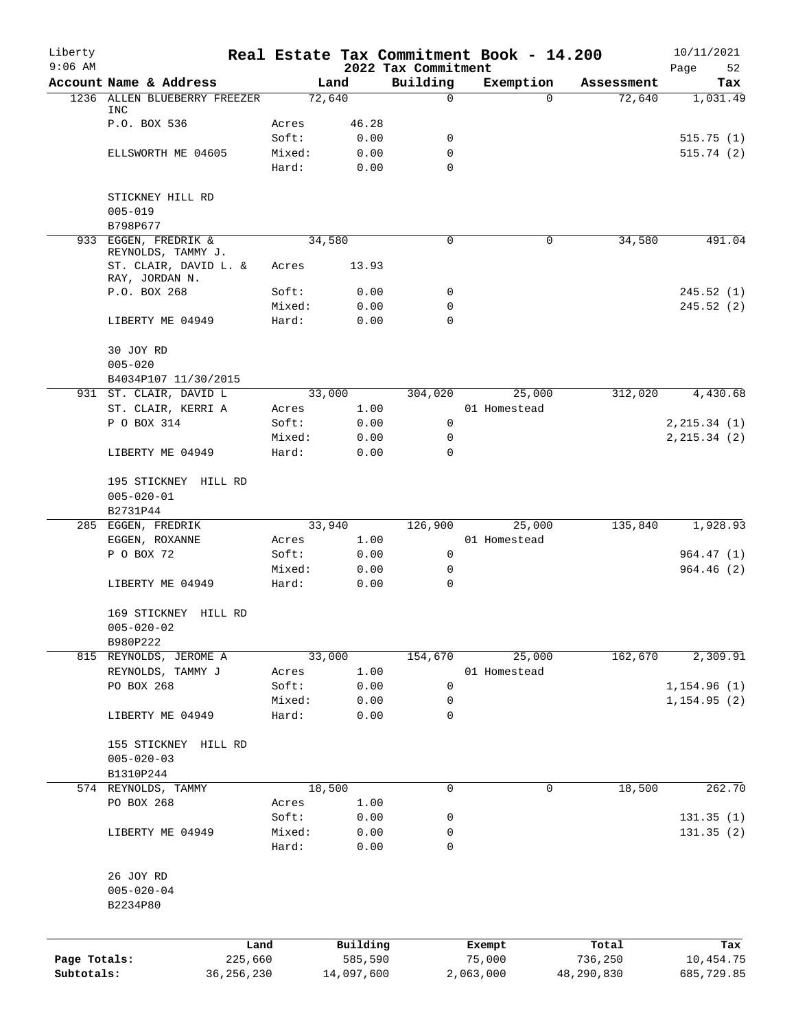# Real Estate Tax Commitment Book - 14.200

## 2022 Tax Commitment

Liberty 9:06 AM — 10/11/2021

| Account | Name & Address | | Land | Building | Exemption | Assessment | Tax |
|---|---|---|---|---|---|---|---|
| 1236 | ALLEN BLUEBERRY FREEZER INC | | 72,640 | 0 | 0 | 72,640 | 1,031.49 |
| | P.O. BOX 536 | Acres | 46.28 | | | | |
| | | Soft: | 0.00 | 0 | | | 515.75 (1) |
| | ELLSWORTH ME 04605 | Mixed: | 0.00 | 0 | | | 515.74 (2) |
| | | Hard: | 0.00 | 0 | | | |
| | STICKNEY HILL RD | | | | | | |
| | 005-019 | | | | | | |
| | B798P677 | | | | | | |
| 933 | EGGEN, FREDRIK & REYNOLDS, TAMMY J. | | 34,580 | 0 | 0 | 34,580 | 491.04 |
| | ST. CLAIR, DAVID L. & RAY, JORDAN N. | Acres | 13.93 | | | | |
| | P.O. BOX 268 | Soft: | 0.00 | 0 | | | 245.52 (1) |
| | | Mixed: | 0.00 | 0 | | | 245.52 (2) |
| | LIBERTY ME 04949 | Hard: | 0.00 | 0 | | | |
| | 30 JOY RD | | | | | | |
| | 005-020 | | | | | | |
| | B4034P107 11/30/2015 | | | | | | |
| 931 | ST. CLAIR, DAVID L | | 33,000 | 304,020 | 25,000 | 312,020 | 4,430.68 |
| | ST. CLAIR, KERRI A | Acres | 1.00 | | 01 Homestead | | |
| | P O BOX 314 | Soft: | 0.00 | 0 | | | 2,215.34 (1) |
| | | Mixed: | 0.00 | 0 | | | 2,215.34 (2) |
| | LIBERTY ME 04949 | Hard: | 0.00 | 0 | | | |
| | 195 STICKNEY HILL RD | | | | | | |
| | 005-020-01 | | | | | | |
| | B2731P44 | | | | | | |
| 285 | EGGEN, FREDRIK | | 33,940 | 126,900 | 25,000 | 135,840 | 1,928.93 |
| | EGGEN, ROXANNE | Acres | 1.00 | | 01 Homestead | | |
| | P O BOX 72 | Soft: | 0.00 | 0 | | | 964.47 (1) |
| | | Mixed: | 0.00 | 0 | | | 964.46 (2) |
| | LIBERTY ME 04949 | Hard: | 0.00 | 0 | | | |
| | 169 STICKNEY HILL RD | | | | | | |
| | 005-020-02 | | | | | | |
| | B980P222 | | | | | | |
| 815 | REYNOLDS, JEROME A | | 33,000 | 154,670 | 25,000 | 162,670 | 2,309.91 |
| | REYNOLDS, TAMMY J | Acres | 1.00 | | 01 Homestead | | |
| | PO BOX 268 | Soft: | 0.00 | 0 | | | 1,154.96 (1) |
| | | Mixed: | 0.00 | 0 | | | 1,154.95 (2) |
| | LIBERTY ME 04949 | Hard: | 0.00 | 0 | | | |
| | 155 STICKNEY HILL RD | | | | | | |
| | 005-020-03 | | | | | | |
| | B1310P244 | | | | | | |
| 574 | REYNOLDS, TAMMY | | 18,500 | 0 | 0 | 18,500 | 262.70 |
| | PO BOX 268 | Acres | 1.00 | | | | |
| | | Soft: | 0.00 | 0 | | | 131.35 (1) |
| | LIBERTY ME 04949 | Mixed: | 0.00 | 0 | | | 131.35 (2) |
| | | Hard: | 0.00 | 0 | | | |
| | 26 JOY RD | | | | | | |
| | 005-020-04 | | | | | | |
| | B2234P80 | | | | | | |

| | Land | Building | Exempt | Total | Tax |
|---|---|---|---|---|---|
| Page Totals: | 225,660 | 585,590 | 75,000 | 736,250 | 10,454.75 |
| Subtotals: | 36,256,230 | 14,097,600 | 2,063,000 | 48,290,830 | 685,729.85 |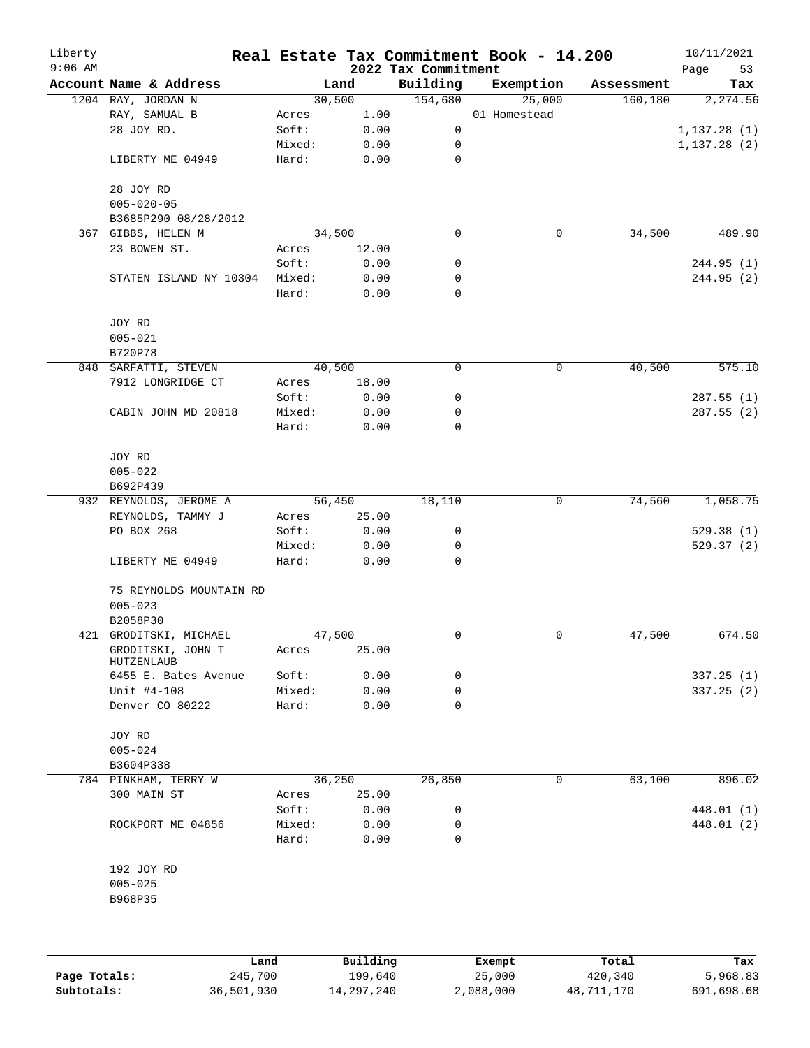# Real Estate Tax Commitment Book - 14.200

## 2022 Tax Commitment

Liberty
9:06 AM

10/11/2021

| Account | Name & Address | | Land | Building | Exemption | Assessment | Tax |
|---|---|---|---|---|---|---|---|
| 1204 | RAY, JORDAN N | | 30,500 | 154,680 | 25,000 | 160,180 | 2,274.56 |
| | RAY, SAMUAL B | Acres | 1.00 | | 01 Homestead | | |
| | 28 JOY RD. | Soft: | 0.00 | 0 | | | 1,137.28 (1) |
| | | Mixed: | 0.00 | 0 | | | 1,137.28 (2) |
| | LIBERTY ME 04949 | Hard: | 0.00 | 0 | | | |
| | 28 JOY RD | | | | | | |
| | 005-020-05 | | | | | | |
| | B3685P290 08/28/2012 | | | | | | |
| 367 | GIBBS, HELEN M | | 34,500 | 0 | 0 | 34,500 | 489.90 |
| | 23 BOWEN ST. | Acres | 12.00 | | | | |
| | | Soft: | 0.00 | 0 | | | 244.95 (1) |
| | STATEN ISLAND NY 10304 | Mixed: | 0.00 | 0 | | | 244.95 (2) |
| | | Hard: | 0.00 | 0 | | | |
| | JOY RD | | | | | | |
| | 005-021 | | | | | | |
| | B720P78 | | | | | | |
| 848 | SARFATTI, STEVEN | | 40,500 | 0 | 0 | 40,500 | 575.10 |
| | 7912 LONGRIDGE CT | Acres | 18.00 | | | | |
| | | Soft: | 0.00 | 0 | | | 287.55 (1) |
| | CABIN JOHN MD 20818 | Mixed: | 0.00 | 0 | | | 287.55 (2) |
| | | Hard: | 0.00 | 0 | | | |
| | JOY RD | | | | | | |
| | 005-022 | | | | | | |
| | B692P439 | | | | | | |
| 932 | REYNOLDS, JEROME A | | 56,450 | 18,110 | 0 | 74,560 | 1,058.75 |
| | REYNOLDS, TAMMY J | Acres | 25.00 | | | | |
| | PO BOX 268 | Soft: | 0.00 | 0 | | | 529.38 (1) |
| | | Mixed: | 0.00 | 0 | | | 529.37 (2) |
| | LIBERTY ME 04949 | Hard: | 0.00 | 0 | | | |
| | 75 REYNOLDS MOUNTAIN RD | | | | | | |
| | 005-023 | | | | | | |
| | B2058P30 | | | | | | |
| 421 | GRODITSKI, MICHAEL | | 47,500 | 0 | 0 | 47,500 | 674.50 |
| | GRODITSKI, JOHN T HUTZENLAUB | Acres | 25.00 | | | | |
| | 6455 E. Bates Avenue | Soft: | 0.00 | 0 | | | 337.25 (1) |
| | Unit #4-108 | Mixed: | 0.00 | 0 | | | 337.25 (2) |
| | Denver CO 80222 | Hard: | 0.00 | 0 | | | |
| | JOY RD | | | | | | |
| | 005-024 | | | | | | |
| | B3604P338 | | | | | | |
| 784 | PINKHAM, TERRY W | | 36,250 | 26,850 | 0 | 63,100 | 896.02 |
| | 300 MAIN ST | Acres | 25.00 | | | | |
| | | Soft: | 0.00 | 0 | | | 448.01 (1) |
| | ROCKPORT ME 04856 | Mixed: | 0.00 | 0 | | | 448.01 (2) |
| | | Hard: | 0.00 | 0 | | | |
| | 192 JOY RD | | | | | | |
| | 005-025 | | | | | | |
| | B968P35 | | | | | | |

| | Land | Building | Exempt | Total | Tax |
|---|---|---|---|---|---|
| Page Totals: | 245,700 | 199,640 | 25,000 | 420,340 | 5,968.83 |
| Subtotals: | 36,501,930 | 14,297,240 | 2,088,000 | 48,711,170 | 691,698.68 |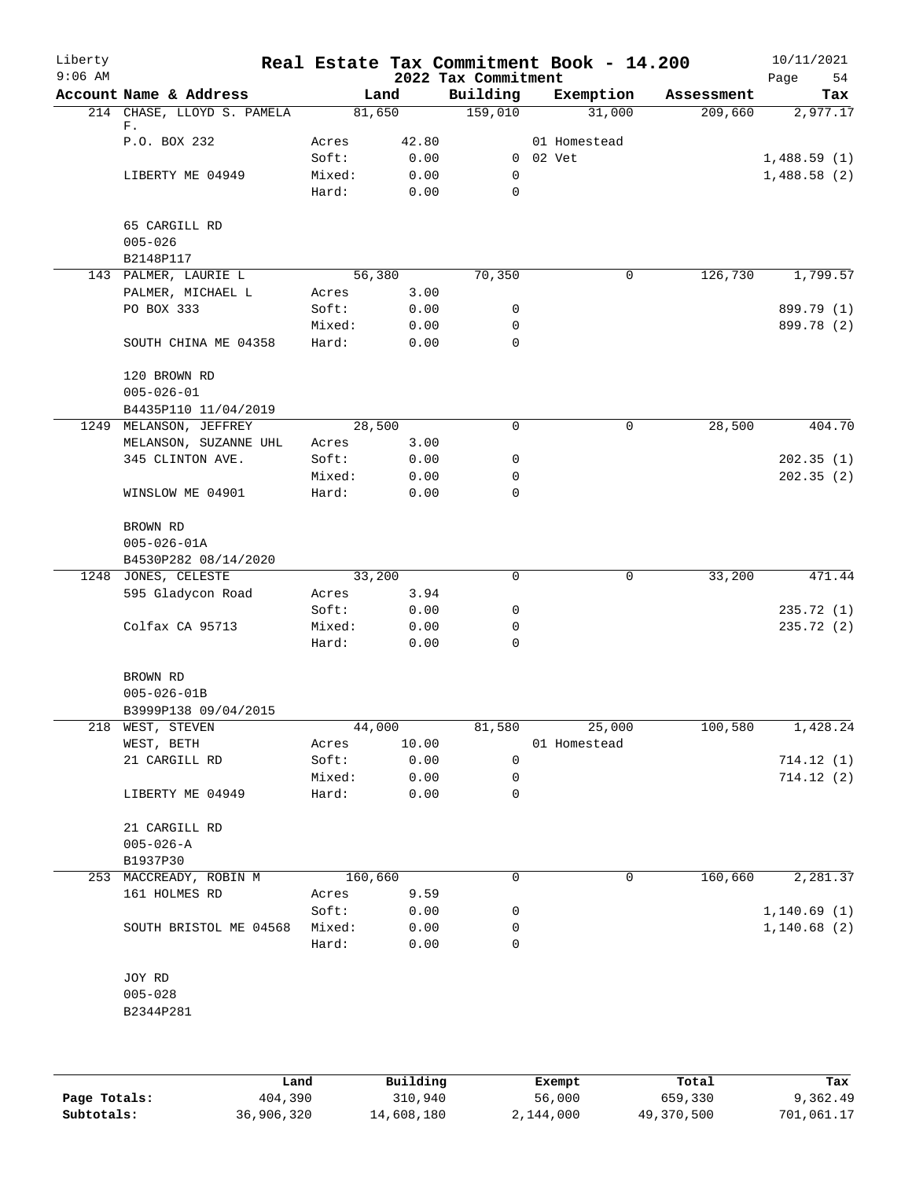# Real Estate Tax Commitment Book - 14.200

## 2022 Tax Commitment

Liberty 9:06 AM — 10/11/2021

| Account Name & Address | Land | | Building | Exemption | Assessment | Tax |
|---|---|---|---|---|---|---|
| 214 CHASE, LLOYD S. PAMELA F. | 81,650 | | 159,010 | 31,000 | 209,660 | 2,977.17 |
| P.O. BOX 232 | Acres | 42.80 | | 01 Homestead | | |
| | Soft: | 0.00 | 0 | 02 Vet | | 1,488.59 (1) |
| LIBERTY ME 04949 | Mixed: | 0.00 | 0 | | | 1,488.58 (2) |
| | Hard: | 0.00 | 0 | | | |
| 65 CARGILL RD | | | | | | |
| 005-026 | | | | | | |
| B2148P117 | | | | | | |
| 143 PALMER, LAURIE L | 56,380 | | 70,350 | 0 | 126,730 | 1,799.57 |
| PALMER, MICHAEL L | Acres | 3.00 | | | | |
| PO BOX 333 | Soft: | 0.00 | 0 | | | 899.79 (1) |
| | Mixed: | 0.00 | 0 | | | 899.78 (2) |
| SOUTH CHINA ME 04358 | Hard: | 0.00 | 0 | | | |
| 120 BROWN RD | | | | | | |
| 005-026-01 | | | | | | |
| B4435P110 11/04/2019 | | | | | | |
| 1249 MELANSON, JEFFREY | 28,500 | | 0 | 0 | 28,500 | 404.70 |
| MELANSON, SUZANNE UHL | Acres | 3.00 | | | | |
| 345 CLINTON AVE. | Soft: | 0.00 | 0 | | | 202.35 (1) |
| | Mixed: | 0.00 | 0 | | | 202.35 (2) |
| WINSLOW ME 04901 | Hard: | 0.00 | 0 | | | |
| BROWN RD | | | | | | |
| 005-026-01A | | | | | | |
| B4530P282 08/14/2020 | | | | | | |
| 1248 JONES, CELESTE | 33,200 | | 0 | 0 | 33,200 | 471.44 |
| 595 Gladycon Road | Acres | 3.94 | | | | |
| | Soft: | 0.00 | 0 | | | 235.72 (1) |
| Colfax CA 95713 | Mixed: | 0.00 | 0 | | | 235.72 (2) |
| | Hard: | 0.00 | 0 | | | |
| BROWN RD | | | | | | |
| 005-026-01B | | | | | | |
| B3999P138 09/04/2015 | | | | | | |
| 218 WEST, STEVEN | 44,000 | | 81,580 | 25,000 | 100,580 | 1,428.24 |
| WEST, BETH | Acres | 10.00 | | 01 Homestead | | |
| 21 CARGILL RD | Soft: | 0.00 | 0 | | | 714.12 (1) |
| | Mixed: | 0.00 | 0 | | | 714.12 (2) |
| LIBERTY ME 04949 | Hard: | 0.00 | 0 | | | |
| 21 CARGILL RD | | | | | | |
| 005-026-A | | | | | | |
| B1937P30 | | | | | | |
| 253 MACCREADY, ROBIN M | 160,660 | | 0 | 0 | 160,660 | 2,281.37 |
| 161 HOLMES RD | Acres | 9.59 | | | | |
| | Soft: | 0.00 | 0 | | | 1,140.69 (1) |
| SOUTH BRISTOL ME 04568 | Mixed: | 0.00 | 0 | | | 1,140.68 (2) |
| | Hard: | 0.00 | 0 | | | |
| JOY RD | | | | | | |
| 005-028 | | | | | | |
| B2344P281 | | | | | | |

| | Land | Building | Exempt | Total | Tax |
|---|---|---|---|---|---|
| Page Totals: | 404,390 | 310,940 | 56,000 | 659,330 | 9,362.49 |
| Subtotals: | 36,906,320 | 14,608,180 | 2,144,000 | 49,370,500 | 701,061.17 |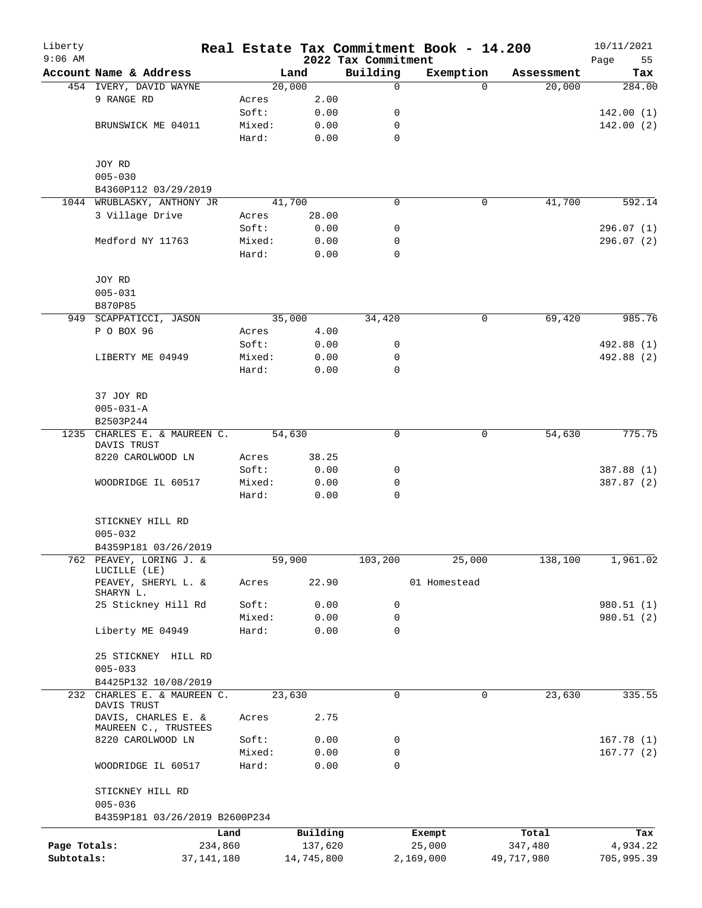# Real Estate Tax Commitment Book - 14.200

## 2022 Tax Commitment

Liberty 9:06 AM — 10/11/2021

| Account Name & Address | | Land | Building | Exemption | Assessment | Tax |
|---|---|---|---|---|---|---|
| 454 IVERY, DAVID WAYNE | | 20,000 | 0 | 0 | 20,000 | 284.00 |
| 9 RANGE RD | Acres | 2.00 | | | | |
| | Soft: | 0.00 | 0 | | | 142.00 (1) |
| BRUNSWICK ME 04011 | Mixed: | 0.00 | 0 | | | 142.00 (2) |
| | Hard: | 0.00 | 0 | | | |
| JOY RD | | | | | | |
| 005-030 | | | | | | |
| B4360P112 03/29/2019 | | | | | | |
| 1044 WRUBLASKY, ANTHONY JR | | 41,700 | 0 | 0 | 41,700 | 592.14 |
| 3 Village Drive | Acres | 28.00 | | | | |
| | Soft: | 0.00 | 0 | | | 296.07 (1) |
| Medford NY 11763 | Mixed: | 0.00 | 0 | | | 296.07 (2) |
| | Hard: | 0.00 | 0 | | | |
| JOY RD | | | | | | |
| 005-031 | | | | | | |
| B870P85 | | | | | | |
| 949 SCAPPATICCI, JASON | | 35,000 | 34,420 | 0 | 69,420 | 985.76 |
| P O BOX 96 | Acres | 4.00 | | | | |
| | Soft: | 0.00 | 0 | | | 492.88 (1) |
| LIBERTY ME 04949 | Mixed: | 0.00 | 0 | | | 492.88 (2) |
| | Hard: | 0.00 | 0 | | | |
| 37 JOY RD | | | | | | |
| 005-031-A | | | | | | |
| B2503P244 | | | | | | |
| 1235 CHARLES E. & MAUREEN C. DAVIS TRUST | | 54,630 | 0 | 0 | 54,630 | 775.75 |
| 8220 CAROLWOOD LN | Acres | 38.25 | | | | |
| | Soft: | 0.00 | 0 | | | 387.88 (1) |
| WOODRIDGE IL 60517 | Mixed: | 0.00 | 0 | | | 387.87 (2) |
| | Hard: | 0.00 | 0 | | | |
| STICKNEY HILL RD | | | | | | |
| 005-032 | | | | | | |
| B4359P181 03/26/2019 | | | | | | |
| 762 PEAVEY, LORING J. & LUCILLE (LE) | | 59,900 | 103,200 | 25,000 | 138,100 | 1,961.02 |
| PEAVEY, SHERYL L. & SHARYN L. | Acres | 22.90 | | 01 Homestead | | |
| 25 Stickney Hill Rd | Soft: | 0.00 | 0 | | | 980.51 (1) |
| | Mixed: | 0.00 | 0 | | | 980.51 (2) |
| Liberty ME 04949 | Hard: | 0.00 | 0 | | | |
| 25 STICKNEY HILL RD | | | | | | |
| 005-033 | | | | | | |
| B4425P132 10/08/2019 | | | | | | |
| 232 CHARLES E. & MAUREEN C. DAVIS TRUST | | 23,630 | 0 | 0 | 23,630 | 335.55 |
| DAVIS, CHARLES E. & MAUREEN C., TRUSTEES | Acres | 2.75 | | | | |
| 8220 CAROLWOOD LN | Soft: | 0.00 | 0 | | | 167.78 (1) |
| | Mixed: | 0.00 | 0 | | | 167.77 (2) |
| WOODRIDGE IL 60517 | Hard: | 0.00 | 0 | | | |
| STICKNEY HILL RD | | | | | | |
| 005-036 | | | | | | |
| B4359P181 03/26/2019 B2600P234 | | | | | | |

| | Land | Building | Exempt | Total | Tax |
|---|---|---|---|---|---|
| Page Totals: | 234,860 | 137,620 | 25,000 | 347,480 | 4,934.22 |
| Subtotals: | 37,141,180 | 14,745,800 | 2,169,000 | 49,717,980 | 705,995.39 |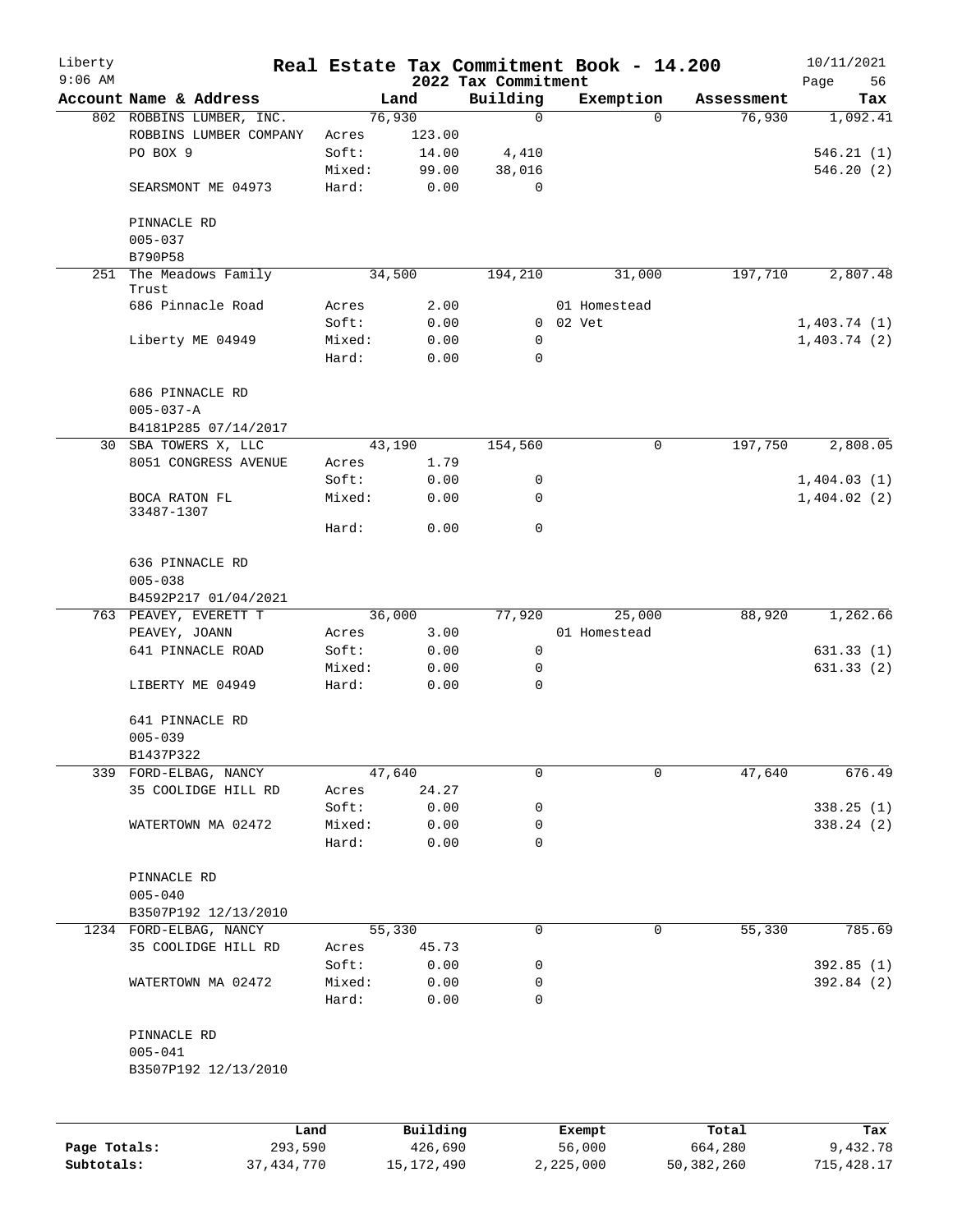# Real Estate Tax Commitment Book - 14.200

Liberty
9:06 AM

2022 Tax Commitment

10/11/2021

| Account Name & Address | | Land | Building | Exemption | Assessment | Tax |
|---|---|---|---|---|---|---|
| 802 ROBBINS LUMBER, INC. | | 76,930 | 0 | 0 | 76,930 | 1,092.41 |
| ROBBINS LUMBER COMPANY | Acres | 123.00 | | | | |
| PO BOX 9 | Soft: | 14.00 | 4,410 | | | 546.21 (1) |
| | Mixed: | 99.00 | 38,016 | | | 546.20 (2) |
| SEARSMONT ME 04973 | Hard: | 0.00 | 0 | | | |
| PINNACLE RD | | | | | | |
| 005-037 | | | | | | |
| B790P58 | | | | | | |
| 251 The Meadows Family Trust | | 34,500 | 194,210 | 31,000 | 197,710 | 2,807.48 |
| 686 Pinnacle Road | Acres | 2.00 | | 01 Homestead | | |
| | Soft: | 0.00 | 0 | 02 Vet | | 1,403.74 (1) |
| Liberty ME 04949 | Mixed: | 0.00 | 0 | | | 1,403.74 (2) |
| | Hard: | 0.00 | 0 | | | |
| 686 PINNACLE RD | | | | | | |
| 005-037-A | | | | | | |
| B4181P285 07/14/2017 | | | | | | |
| 30 SBA TOWERS X, LLC | | 43,190 | 154,560 | 0 | 197,750 | 2,808.05 |
| 8051 CONGRESS AVENUE | Acres | 1.79 | | | | |
| | Soft: | 0.00 | 0 | | | 1,404.03 (1) |
| BOCA RATON FL 33487-1307 | Mixed: | 0.00 | 0 | | | 1,404.02 (2) |
| | Hard: | 0.00 | 0 | | | |
| 636 PINNACLE RD | | | | | | |
| 005-038 | | | | | | |
| B4592P217 01/04/2021 | | | | | | |
| 763 PEAVEY, EVERETT T | | 36,000 | 77,920 | 25,000 | 88,920 | 1,262.66 |
| PEAVEY, JOANN | Acres | 3.00 | | 01 Homestead | | |
| 641 PINNACLE ROAD | Soft: | 0.00 | 0 | | | 631.33 (1) |
| | Mixed: | 0.00 | 0 | | | 631.33 (2) |
| LIBERTY ME 04949 | Hard: | 0.00 | 0 | | | |
| 641 PINNACLE RD | | | | | | |
| 005-039 | | | | | | |
| B1437P322 | | | | | | |
| 339 FORD-ELBAG, NANCY | | 47,640 | 0 | 0 | 47,640 | 676.49 |
| 35 COOLIDGE HILL RD | Acres | 24.27 | | | | |
| | Soft: | 0.00 | 0 | | | 338.25 (1) |
| WATERTOWN MA 02472 | Mixed: | 0.00 | 0 | | | 338.24 (2) |
| | Hard: | 0.00 | 0 | | | |
| PINNACLE RD | | | | | | |
| 005-040 | | | | | | |
| B3507P192 12/13/2010 | | | | | | |
| 1234 FORD-ELBAG, NANCY | | 55,330 | 0 | 0 | 55,330 | 785.69 |
| 35 COOLIDGE HILL RD | Acres | 45.73 | | | | |
| | Soft: | 0.00 | 0 | | | 392.85 (1) |
| WATERTOWN MA 02472 | Mixed: | 0.00 | 0 | | | 392.84 (2) |
| | Hard: | 0.00 | 0 | | | |
| PINNACLE RD | | | | | | |
| 005-041 | | | | | | |
| B3507P192 12/13/2010 | | | | | | |

| | Land | Building | Exempt | Total | Tax |
|---|---|---|---|---|---|
| Page Totals: | 293,590 | 426,690 | 56,000 | 664,280 | 9,432.78 |
| Subtotals: | 37,434,770 | 15,172,490 | 2,225,000 | 50,382,260 | 715,428.17 |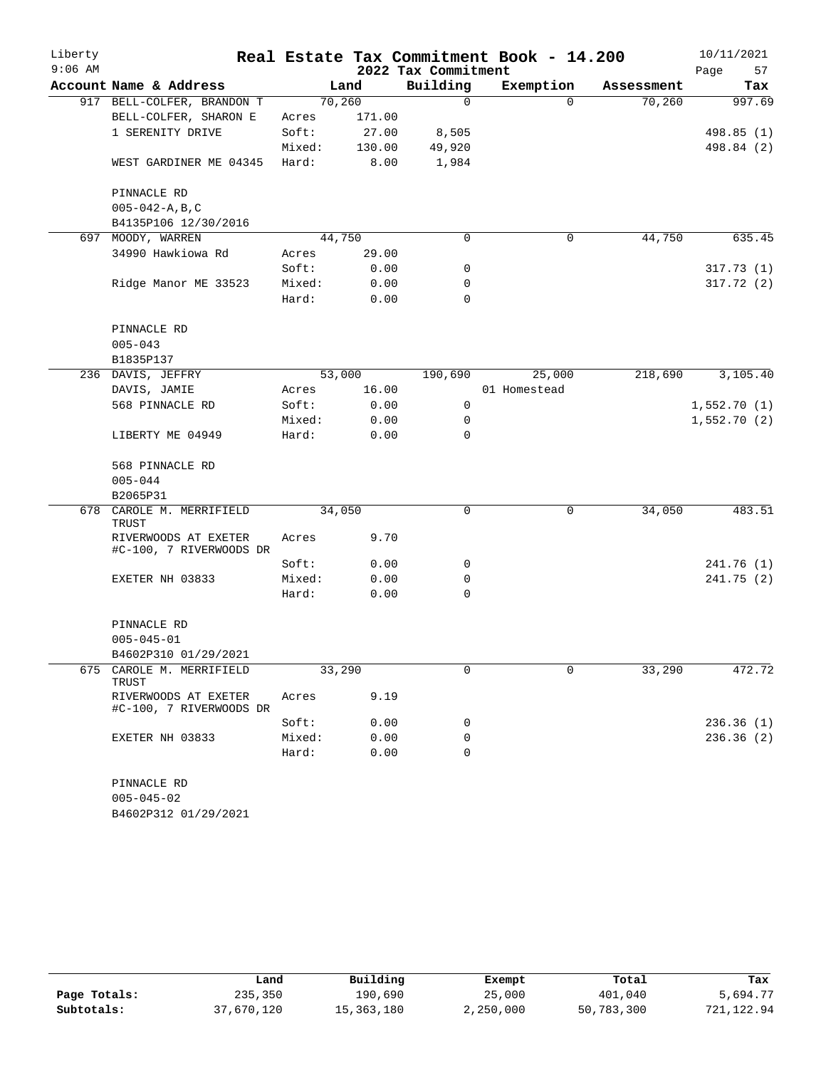# Real Estate Tax Commitment Book - 14.200

Liberty
9:06 AM

2022 Tax Commitment

10/11/2021

| Account Name & Address | | Land | Building | Exemption | Assessment | Tax |
|---|---|---|---|---|---|---|
| 917 BELL-COLFER, BRANDON T | | 70,260 | 0 | 0 | 70,260 | 997.69 |
| BELL-COLFER, SHARON E | Acres | 171.00 | | | | |
| 1 SERENITY DRIVE | Soft: | 27.00 | 8,505 | | | 498.85 (1) |
| | Mixed: | 130.00 | 49,920 | | | 498.84 (2) |
| WEST GARDINER ME 04345 | Hard: | 8.00 | 1,984 | | | |
| PINNACLE RD | | | | | | |
| 005-042-A,B,C | | | | | | |
| B4135P106 12/30/2016 | | | | | | |
| 697 MOODY, WARREN | | 44,750 | 0 | 0 | 44,750 | 635.45 |
| 34990 Hawkiowa Rd | Acres | 29.00 | | | | |
| | Soft: | 0.00 | 0 | | | 317.73 (1) |
| Ridge Manor ME 33523 | Mixed: | 0.00 | 0 | | | 317.72 (2) |
| | Hard: | 0.00 | 0 | | | |
| PINNACLE RD | | | | | | |
| 005-043 | | | | | | |
| B1835P137 | | | | | | |
| 236 DAVIS, JEFFRY | | 53,000 | 190,690 | 25,000 | 218,690 | 3,105.40 |
| DAVIS, JAMIE | Acres | 16.00 | | 01 Homestead | | |
| 568 PINNACLE RD | Soft: | 0.00 | 0 | | | 1,552.70 (1) |
| | Mixed: | 0.00 | 0 | | | 1,552.70 (2) |
| LIBERTY ME 04949 | Hard: | 0.00 | 0 | | | |
| 568 PINNACLE RD | | | | | | |
| 005-044 | | | | | | |
| B2065P31 | | | | | | |
| 678 CAROLE M. MERRIFIELD TRUST | | 34,050 | 0 | 0 | 34,050 | 483.51 |
| RIVERWOODS AT EXETER #C-100, 7 RIVERWOODS DR | Acres | 9.70 | | | | |
| | Soft: | 0.00 | 0 | | | 241.76 (1) |
| EXETER NH 03833 | Mixed: | 0.00 | 0 | | | 241.75 (2) |
| | Hard: | 0.00 | 0 | | | |
| PINNACLE RD | | | | | | |
| 005-045-01 | | | | | | |
| B4602P310 01/29/2021 | | | | | | |
| 675 CAROLE M. MERRIFIELD TRUST | | 33,290 | 0 | 0 | 33,290 | 472.72 |
| RIVERWOODS AT EXETER #C-100, 7 RIVERWOODS DR | Acres | 9.19 | | | | |
| | Soft: | 0.00 | 0 | | | 236.36 (1) |
| EXETER NH 03833 | Mixed: | 0.00 | 0 | | | 236.36 (2) |
| | Hard: | 0.00 | 0 | | | |
| PINNACLE RD | | | | | | |
| 005-045-02 | | | | | | |
| B4602P312 01/29/2021 | | | | | | |

| | Land | Building | Exempt | Total | Tax |
|---|---|---|---|---|---|
| Page Totals: | 235,350 | 190,690 | 25,000 | 401,040 | 5,694.77 |
| Subtotals: | 37,670,120 | 15,363,180 | 2,250,000 | 50,783,300 | 721,122.94 |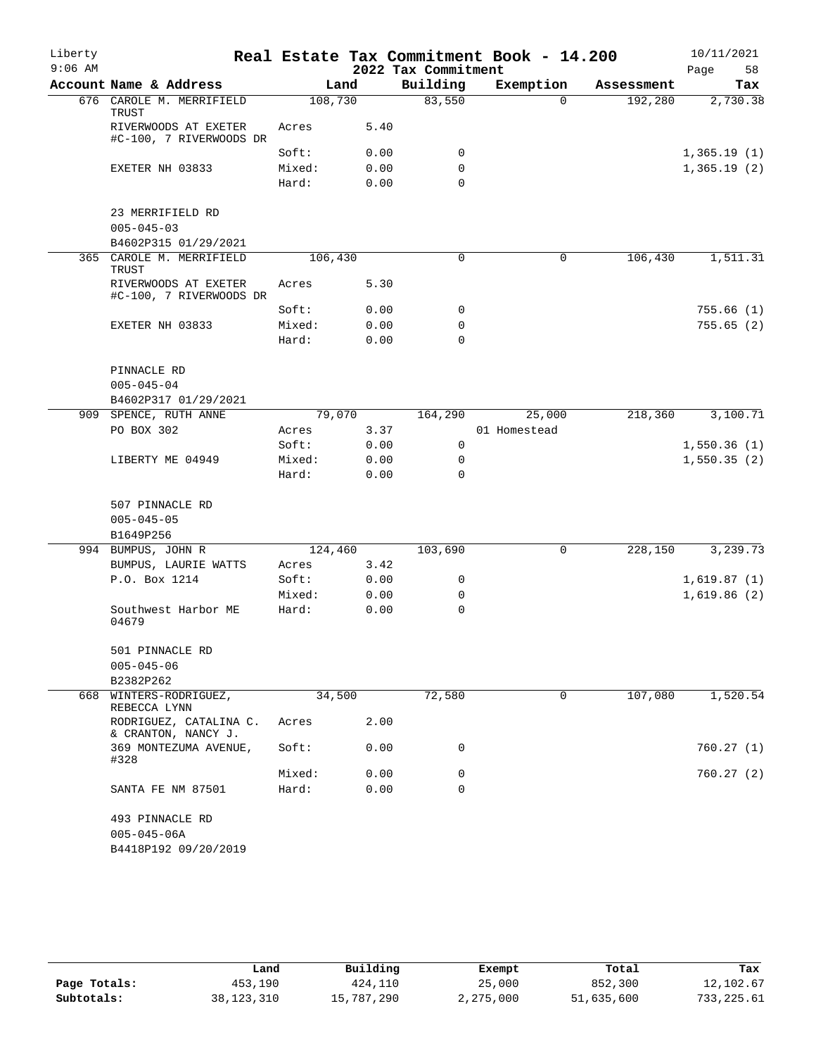Liberty 9:06 AM

# Real Estate Tax Commitment Book - 14.200

## 2022 Tax Commitment

10/11/2021

| Account Name & Address | Land | | Building | Exemption | Assessment | Tax |
|---|---|---|---|---|---|---|
| 676 CAROLE M. MERRIFIELD TRUST | 108,730 | | 83,550 | 0 | 192,280 | 2,730.38 |
| RIVERWOODS AT EXETER #C-100, 7 RIVERWOODS DR | Acres | 5.40 | | | | |
| | Soft: | 0.00 | 0 | | | 1,365.19 (1) |
| EXETER NH 03833 | Mixed: | 0.00 | 0 | | | 1,365.19 (2) |
| | Hard: | 0.00 | 0 | | | |
| 23 MERRIFIELD RD | | | | | | |
| 005-045-03 | | | | | | |
| B4602P315 01/29/2021 | | | | | | |
| 365 CAROLE M. MERRIFIELD TRUST | 106,430 | | 0 | 0 | 106,430 | 1,511.31 |
| RIVERWOODS AT EXETER #C-100, 7 RIVERWOODS DR | Acres | 5.30 | | | | |
| | Soft: | 0.00 | 0 | | | 755.66 (1) |
| EXETER NH 03833 | Mixed: | 0.00 | 0 | | | 755.65 (2) |
| | Hard: | 0.00 | 0 | | | |
| PINNACLE RD | | | | | | |
| 005-045-04 | | | | | | |
| B4602P317 01/29/2021 | | | | | | |
| 909 SPENCE, RUTH ANNE | 79,070 | | 164,290 | 25,000 | 218,360 | 3,100.71 |
| PO BOX 302 | Acres | 3.37 | | 01 Homestead | | |
| | Soft: | 0.00 | 0 | | | 1,550.36 (1) |
| LIBERTY ME 04949 | Mixed: | 0.00 | 0 | | | 1,550.35 (2) |
| | Hard: | 0.00 | 0 | | | |
| 507 PINNACLE RD | | | | | | |
| 005-045-05 | | | | | | |
| B1649P256 | | | | | | |
| 994 BUMPUS, JOHN R | 124,460 | | 103,690 | 0 | 228,150 | 3,239.73 |
| BUMPUS, LAURIE WATTS | Acres | 3.42 | | | | |
| P.O. Box 1214 | Soft: | 0.00 | 0 | | | 1,619.87 (1) |
| | Mixed: | 0.00 | 0 | | | 1,619.86 (2) |
| Southwest Harbor ME 04679 | Hard: | 0.00 | 0 | | | |
| 501 PINNACLE RD | | | | | | |
| 005-045-06 | | | | | | |
| B2382P262 | | | | | | |
| 668 WINTERS-RODRIGUEZ, REBECCA LYNN | 34,500 | | 72,580 | 0 | 107,080 | 1,520.54 |
| RODRIGUEZ, CATALINA C. & CRANTON, NANCY J. | Acres | 2.00 | | | | |
| 369 MONTEZUMA AVENUE, #328 | Soft: | 0.00 | 0 | | | 760.27 (1) |
| | Mixed: | 0.00 | 0 | | | 760.27 (2) |
| SANTA FE NM 87501 | Hard: | 0.00 | 0 | | | |
| 493 PINNACLE RD | | | | | | |
| 005-045-06A | | | | | | |
| B4418P192 09/20/2019 | | | | | | |

| | Land | Building | Exempt | Total | Tax |
|---|---|---|---|---|---|
| Page Totals: | 453,190 | 424,110 | 25,000 | 852,300 | 12,102.67 |
| Subtotals: | 38,123,310 | 15,787,290 | 2,275,000 | 51,635,600 | 733,225.61 |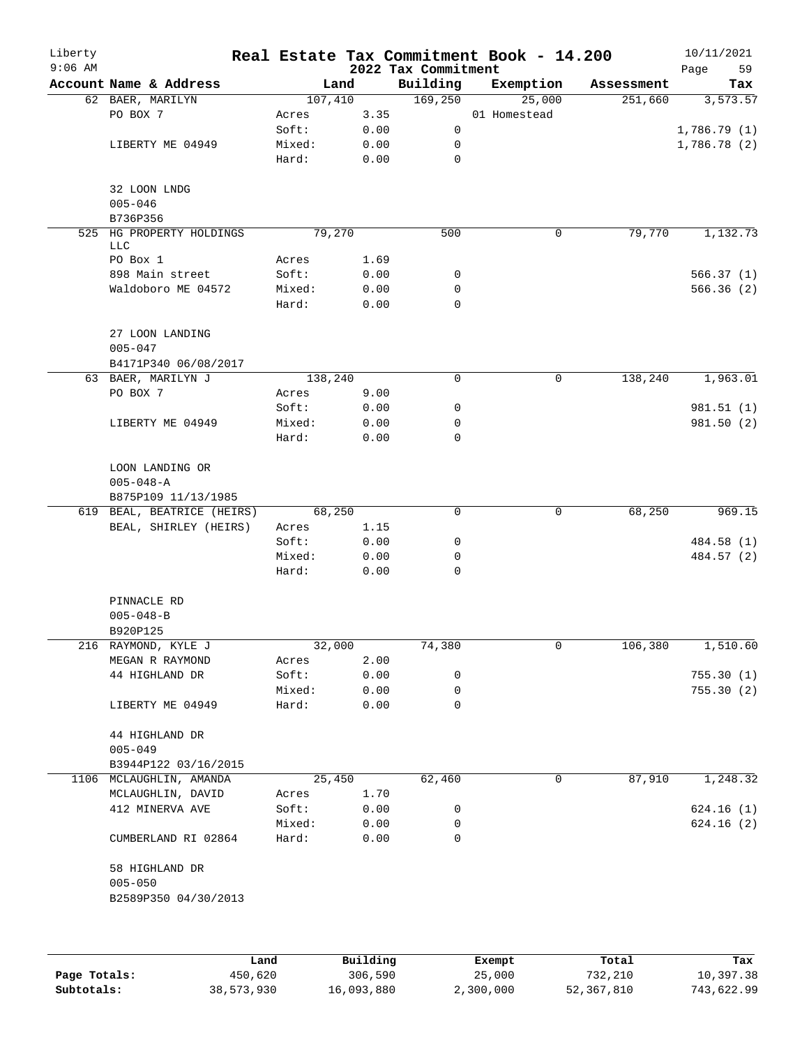# Real Estate Tax Commitment Book - 14.200

## 2022 Tax Commitment

Liberty 9:06 AM — 10/11/2021

| Account Name & Address | Land | | Building | Exemption | Assessment | Tax |
|---|---|---|---|---|---|---|
| 62 BAER, MARILYN | 107,410 | | 169,250 | 25,000 | 251,660 | 3,573.57 |
| PO BOX 7 | Acres | 3.35 | | 01 Homestead | | |
| | Soft: | 0.00 | 0 | | | 1,786.79 (1) |
| LIBERTY ME 04949 | Mixed: | 0.00 | 0 | | | 1,786.78 (2) |
| | Hard: | 0.00 | 0 | | | |
| 32 LOON LNDG | | | | | | |
| 005-046 | | | | | | |
| B736P356 | | | | | | |
| 525 HG PROPERTY HOLDINGS LLC | 79,270 | | 500 | 0 | 79,770 | 1,132.73 |
| PO Box 1 | Acres | 1.69 | | | | |
| 898 Main street | Soft: | 0.00 | 0 | | | 566.37 (1) |
| Waldoboro ME 04572 | Mixed: | 0.00 | 0 | | | 566.36 (2) |
| | Hard: | 0.00 | 0 | | | |
| 27 LOON LANDING | | | | | | |
| 005-047 | | | | | | |
| B4171P340 06/08/2017 | | | | | | |
| 63 BAER, MARILYN J | 138,240 | | 0 | 0 | 138,240 | 1,963.01 |
| PO BOX 7 | Acres | 9.00 | | | | |
| | Soft: | 0.00 | 0 | | | 981.51 (1) |
| LIBERTY ME 04949 | Mixed: | 0.00 | 0 | | | 981.50 (2) |
| | Hard: | 0.00 | 0 | | | |
| LOON LANDING OR | | | | | | |
| 005-048-A | | | | | | |
| B875P109 11/13/1985 | | | | | | |
| 619 BEAL, BEATRICE (HEIRS) | 68,250 | | 0 | 0 | 68,250 | 969.15 |
| BEAL, SHIRLEY (HEIRS) | Acres | 1.15 | | | | |
| | Soft: | 0.00 | 0 | | | 484.58 (1) |
| | Mixed: | 0.00 | 0 | | | 484.57 (2) |
| | Hard: | 0.00 | 0 | | | |
| PINNACLE RD | | | | | | |
| 005-048-B | | | | | | |
| B920P125 | | | | | | |
| 216 RAYMOND, KYLE J | 32,000 | | 74,380 | 0 | 106,380 | 1,510.60 |
| MEGAN R RAYMOND | Acres | 2.00 | | | | |
| 44 HIGHLAND DR | Soft: | 0.00 | 0 | | | 755.30 (1) |
| | Mixed: | 0.00 | 0 | | | 755.30 (2) |
| LIBERTY ME 04949 | Hard: | 0.00 | 0 | | | |
| 44 HIGHLAND DR | | | | | | |
| 005-049 | | | | | | |
| B3944P122 03/16/2015 | | | | | | |
| 1106 MCLAUGHLIN, AMANDA | 25,450 | | 62,460 | 0 | 87,910 | 1,248.32 |
| MCLAUGHLIN, DAVID | Acres | 1.70 | | | | |
| 412 MINERVA AVE | Soft: | 0.00 | 0 | | | 624.16 (1) |
| | Mixed: | 0.00 | 0 | | | 624.16 (2) |
| CUMBERLAND RI 02864 | Hard: | 0.00 | 0 | | | |
| 58 HIGHLAND DR | | | | | | |
| 005-050 | | | | | | |
| B2589P350 04/30/2013 | | | | | | |

| | Land | Building | Exempt | Total | Tax |
|---|---|---|---|---|---|
| **Page Totals:** | 450,620 | 306,590 | 25,000 | 732,210 | 10,397.38 |
| **Subtotals:** | 38,573,930 | 16,093,880 | 2,300,000 | 52,367,810 | 743,622.99 |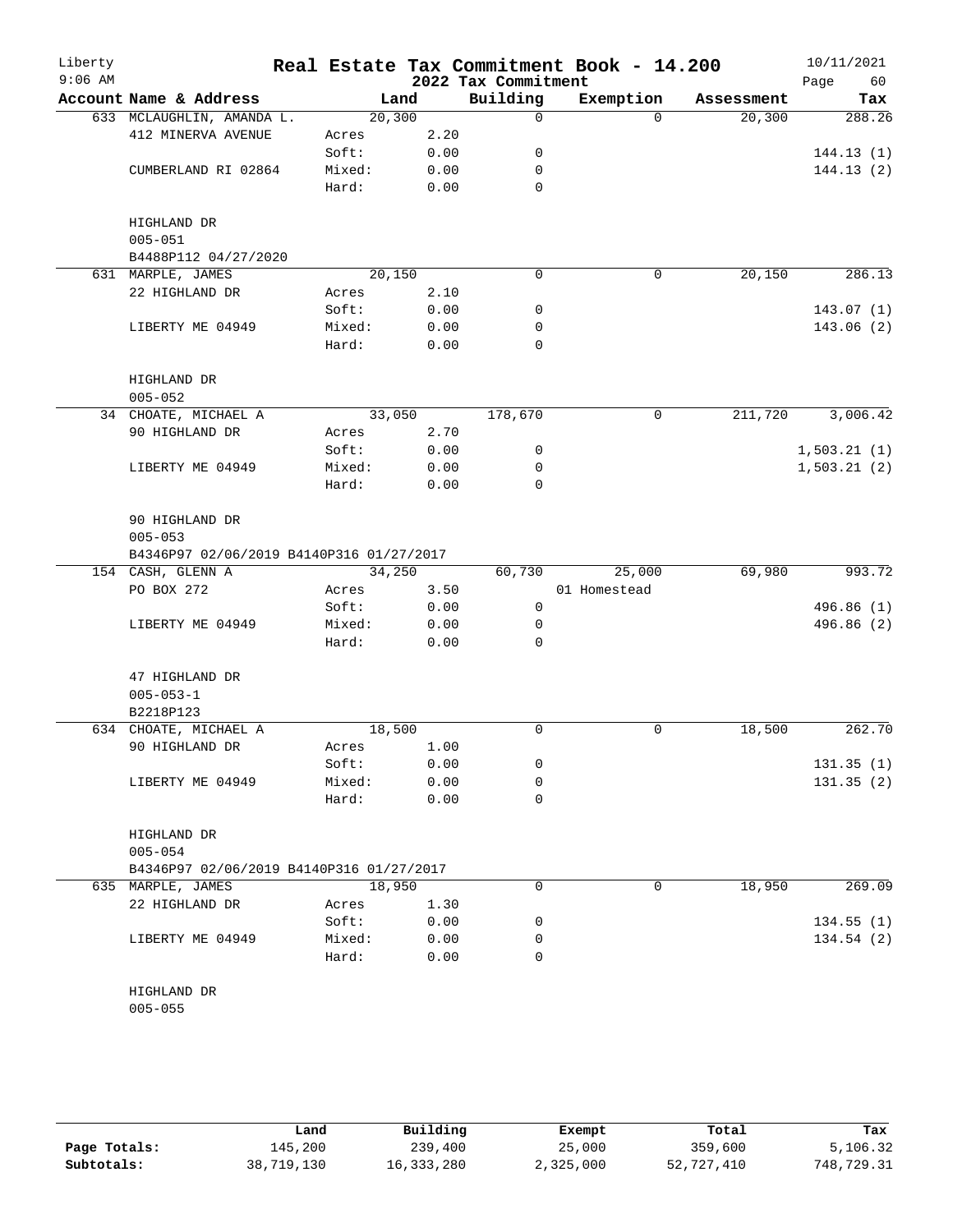# Real Estate Tax Commitment Book - 14.200

Liberty
9:06 AM

2022 Tax Commitment

10/11/2021

| Account Name & Address | | Land | Building | Exemption | Assessment | Tax |
|---|---|---|---|---|---|---|
| 633 MCLAUGHLIN, AMANDA L. | | 20,300 | 0 | 0 | 20,300 | 288.26 |
| 412 MINERVA AVENUE | Acres | 2.20 | | | | |
| | Soft: | 0.00 | 0 | | | 144.13 (1) |
| CUMBERLAND RI 02864 | Mixed: | 0.00 | 0 | | | 144.13 (2) |
| | Hard: | 0.00 | 0 | | | |
| HIGHLAND DR | | | | | | |
| 005-051 | | | | | | |
| B4488P112 04/27/2020 | | | | | | |
| 631 MARPLE, JAMES | | 20,150 | 0 | 0 | 20,150 | 286.13 |
| 22 HIGHLAND DR | Acres | 2.10 | | | | |
| | Soft: | 0.00 | 0 | | | 143.07 (1) |
| LIBERTY ME 04949 | Mixed: | 0.00 | 0 | | | 143.06 (2) |
| | Hard: | 0.00 | 0 | | | |
| HIGHLAND DR | | | | | | |
| 005-052 | | | | | | |
| 34 CHOATE, MICHAEL A | | 33,050 | 178,670 | 0 | 211,720 | 3,006.42 |
| 90 HIGHLAND DR | Acres | 2.70 | | | | |
| | Soft: | 0.00 | 0 | | | 1,503.21 (1) |
| LIBERTY ME 04949 | Mixed: | 0.00 | 0 | | | 1,503.21 (2) |
| | Hard: | 0.00 | 0 | | | |
| 90 HIGHLAND DR | | | | | | |
| 005-053 | | | | | | |
| B4346P97 02/06/2019 B4140P316 01/27/2017 | | | | | | |
| 154 CASH, GLENN A | | 34,250 | 60,730 | 25,000 | 69,980 | 993.72 |
| PO BOX 272 | Acres | 3.50 | | 01 Homestead | | |
| | Soft: | 0.00 | 0 | | | 496.86 (1) |
| LIBERTY ME 04949 | Mixed: | 0.00 | 0 | | | 496.86 (2) |
| | Hard: | 0.00 | 0 | | | |
| 47 HIGHLAND DR | | | | | | |
| 005-053-1 | | | | | | |
| B2218P123 | | | | | | |
| 634 CHOATE, MICHAEL A | | 18,500 | 0 | 0 | 18,500 | 262.70 |
| 90 HIGHLAND DR | Acres | 1.00 | | | | |
| | Soft: | 0.00 | 0 | | | 131.35 (1) |
| LIBERTY ME 04949 | Mixed: | 0.00 | 0 | | | 131.35 (2) |
| | Hard: | 0.00 | 0 | | | |
| HIGHLAND DR | | | | | | |
| 005-054 | | | | | | |
| B4346P97 02/06/2019 B4140P316 01/27/2017 | | | | | | |
| 635 MARPLE, JAMES | | 18,950 | 0 | 0 | 18,950 | 269.09 |
| 22 HIGHLAND DR | Acres | 1.30 | | | | |
| | Soft: | 0.00 | 0 | | | 134.55 (1) |
| LIBERTY ME 04949 | Mixed: | 0.00 | 0 | | | 134.54 (2) |
| | Hard: | 0.00 | 0 | | | |
| HIGHLAND DR | | | | | | |
| 005-055 | | | | | | |

| | Land | Building | Exempt | Total | Tax |
|---|---|---|---|---|---|
| Page Totals: | 145,200 | 239,400 | 25,000 | 359,600 | 5,106.32 |
| Subtotals: | 38,719,130 | 16,333,280 | 2,325,000 | 52,727,410 | 748,729.31 |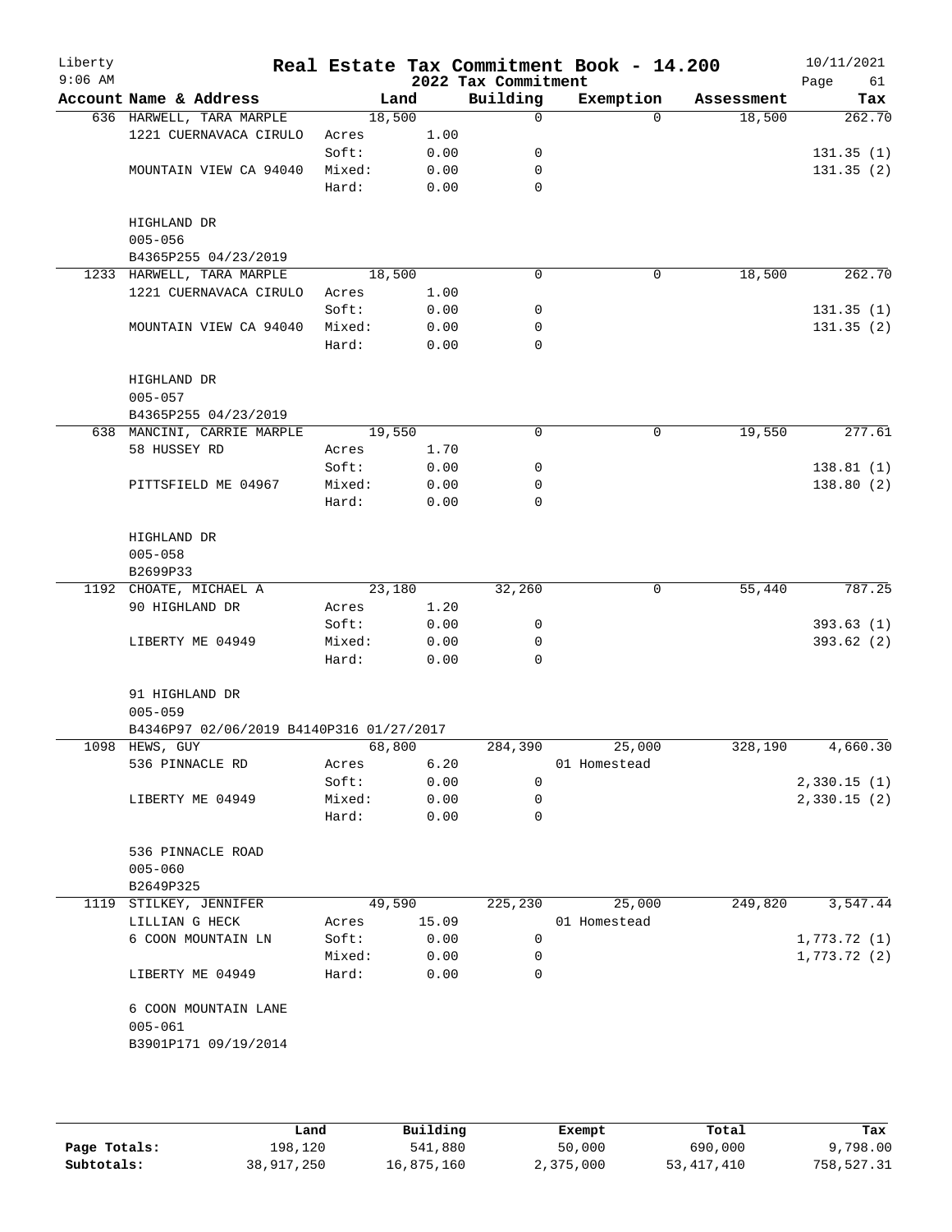# Real Estate Tax Commitment Book - 14.200

Liberty
9:06 AM

2022 Tax Commitment

10/11/2021

| Account | Name & Address | | Land | Building | Exemption | Assessment | Tax |
|---|---|---|---|---|---|---|---|
| 636 | HARWELL, TARA MARPLE | | 18,500 | 0 | 0 | 18,500 | 262.70 |
| | 1221 CUERNAVACA CIRULO | Acres | 1.00 | | | | |
| | | Soft: | 0.00 | 0 | | | 131.35 (1) |
| | MOUNTAIN VIEW CA 94040 | Mixed: | 0.00 | 0 | | | 131.35 (2) |
| | | Hard: | 0.00 | 0 | | | |
| | HIGHLAND DR | | | | | | |
| | 005-056 | | | | | | |
| | B4365P255 04/23/2019 | | | | | | |
| 1233 | HARWELL, TARA MARPLE | | 18,500 | 0 | 0 | 18,500 | 262.70 |
| | 1221 CUERNAVACA CIRULO | Acres | 1.00 | | | | |
| | | Soft: | 0.00 | 0 | | | 131.35 (1) |
| | MOUNTAIN VIEW CA 94040 | Mixed: | 0.00 | 0 | | | 131.35 (2) |
| | | Hard: | 0.00 | 0 | | | |
| | HIGHLAND DR | | | | | | |
| | 005-057 | | | | | | |
| | B4365P255 04/23/2019 | | | | | | |
| 638 | MANCINI, CARRIE MARPLE | | 19,550 | 0 | 0 | 19,550 | 277.61 |
| | 58 HUSSEY RD | Acres | 1.70 | | | | |
| | | Soft: | 0.00 | 0 | | | 138.81 (1) |
| | PITTSFIELD ME 04967 | Mixed: | 0.00 | 0 | | | 138.80 (2) |
| | | Hard: | 0.00 | 0 | | | |
| | HIGHLAND DR | | | | | | |
| | 005-058 | | | | | | |
| | B2699P33 | | | | | | |
| 1192 | CHOATE, MICHAEL A | | 23,180 | 32,260 | 0 | 55,440 | 787.25 |
| | 90 HIGHLAND DR | Acres | 1.20 | | | | |
| | | Soft: | 0.00 | 0 | | | 393.63 (1) |
| | LIBERTY ME 04949 | Mixed: | 0.00 | 0 | | | 393.62 (2) |
| | | Hard: | 0.00 | 0 | | | |
| | 91 HIGHLAND DR | | | | | | |
| | 005-059 | | | | | | |
| | B4346P97 02/06/2019 B4140P316 01/27/2017 | | | | | | |
| 1098 | HEWS, GUY | | 68,800 | 284,390 | 25,000 | 328,190 | 4,660.30 |
| | 536 PINNACLE RD | Acres | 6.20 | | 01 Homestead | | |
| | | Soft: | 0.00 | 0 | | | 2,330.15 (1) |
| | LIBERTY ME 04949 | Mixed: | 0.00 | 0 | | | 2,330.15 (2) |
| | | Hard: | 0.00 | 0 | | | |
| | 536 PINNACLE ROAD | | | | | | |
| | 005-060 | | | | | | |
| | B2649P325 | | | | | | |
| 1119 | STILKEY, JENNIFER | | 49,590 | 225,230 | 25,000 | 249,820 | 3,547.44 |
| | LILLIAN G HECK | Acres | 15.09 | | 01 Homestead | | |
| | 6 COON MOUNTAIN LN | Soft: | 0.00 | 0 | | | 1,773.72 (1) |
| | | Mixed: | 0.00 | 0 | | | 1,773.72 (2) |
| | LIBERTY ME 04949 | Hard: | 0.00 | 0 | | | |
| | 6 COON MOUNTAIN LANE | | | | | | |
| | 005-061 | | | | | | |
| | B3901P171 09/19/2014 | | | | | | |

| | Land | Building | Exempt | Total | Tax |
|---|---|---|---|---|---|
| Page Totals: | 198,120 | 541,880 | 50,000 | 690,000 | 9,798.00 |
| Subtotals: | 38,917,250 | 16,875,160 | 2,375,000 | 53,417,410 | 758,527.31 |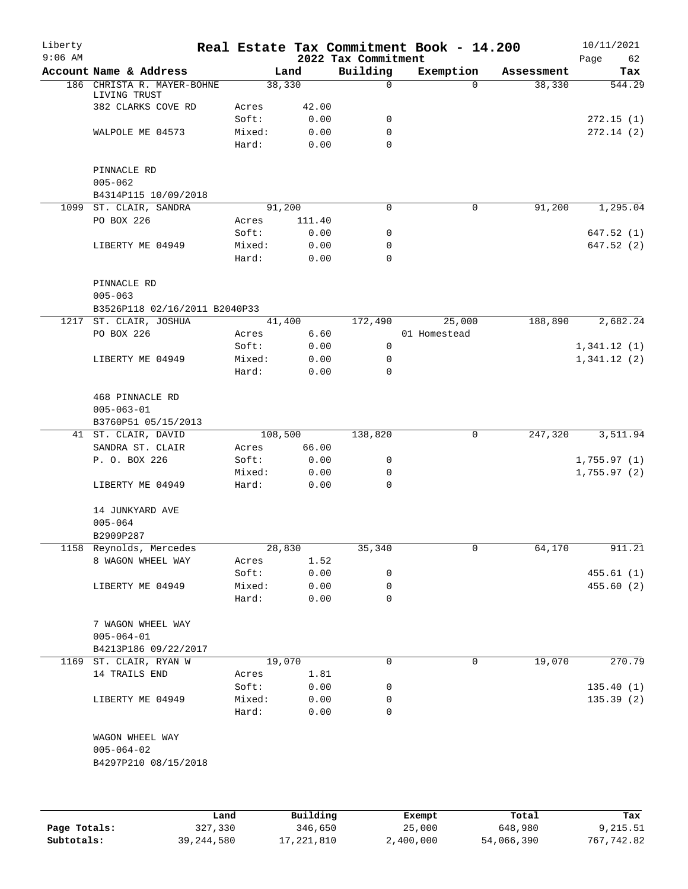# Real Estate Tax Commitment Book - 14.200

Liberty
9:06 AM

2022 Tax Commitment

10/11/2021

| Account | Name & Address | | Land | Building | Exemption | Assessment | Tax |
|---|---|---|---|---|---|---|---|
| 186 | CHRISTA R. MAYER-BOHNE LIVING TRUST | | 38,330 | 0 | 0 | 38,330 | 544.29 |
| | 382 CLARKS COVE RD | Acres | 42.00 | | | | |
| | | Soft: | 0.00 | 0 | | | 272.15 (1) |
| | WALPOLE ME 04573 | Mixed: | 0.00 | 0 | | | 272.14 (2) |
| | | Hard: | 0.00 | 0 | | | |
| | PINNACLE RD | | | | | | |
| | 005-062 | | | | | | |
| | B4314P115 10/09/2018 | | | | | | |
| 1099 | ST. CLAIR, SANDRA | | 91,200 | 0 | 0 | 91,200 | 1,295.04 |
| | PO BOX 226 | Acres | 111.40 | | | | |
| | | Soft: | 0.00 | 0 | | | 647.52 (1) |
| | LIBERTY ME 04949 | Mixed: | 0.00 | 0 | | | 647.52 (2) |
| | | Hard: | 0.00 | 0 | | | |
| | PINNACLE RD | | | | | | |
| | 005-063 | | | | | | |
| | B3526P118 02/16/2011 B2040P33 | | | | | | |
| 1217 | ST. CLAIR, JOSHUA | | 41,400 | 172,490 | 25,000 | 188,890 | 2,682.24 |
| | PO BOX 226 | Acres | 6.60 | | 01 Homestead | | |
| | | Soft: | 0.00 | 0 | | | 1,341.12 (1) |
| | LIBERTY ME 04949 | Mixed: | 0.00 | 0 | | | 1,341.12 (2) |
| | | Hard: | 0.00 | 0 | | | |
| | 468 PINNACLE RD | | | | | | |
| | 005-063-01 | | | | | | |
| | B3760P51 05/15/2013 | | | | | | |
| 41 | ST. CLAIR, DAVID | | 108,500 | 138,820 | 0 | 247,320 | 3,511.94 |
| | SANDRA ST. CLAIR | Acres | 66.00 | | | | |
| | P. O. BOX 226 | Soft: | 0.00 | 0 | | | 1,755.97 (1) |
| | | Mixed: | 0.00 | 0 | | | 1,755.97 (2) |
| | LIBERTY ME 04949 | Hard: | 0.00 | 0 | | | |
| | 14 JUNKYARD AVE | | | | | | |
| | 005-064 | | | | | | |
| | B2909P287 | | | | | | |
| 1158 | Reynolds, Mercedes | | 28,830 | 35,340 | 0 | 64,170 | 911.21 |
| | 8 WAGON WHEEL WAY | Acres | 1.52 | | | | |
| | | Soft: | 0.00 | 0 | | | 455.61 (1) |
| | LIBERTY ME 04949 | Mixed: | 0.00 | 0 | | | 455.60 (2) |
| | | Hard: | 0.00 | 0 | | | |
| | 7 WAGON WHEEL WAY | | | | | | |
| | 005-064-01 | | | | | | |
| | B4213P186 09/22/2017 | | | | | | |
| 1169 | ST. CLAIR, RYAN W | | 19,070 | 0 | 0 | 19,070 | 270.79 |
| | 14 TRAILS END | Acres | 1.81 | | | | |
| | | Soft: | 0.00 | 0 | | | 135.40 (1) |
| | LIBERTY ME 04949 | Mixed: | 0.00 | 0 | | | 135.39 (2) |
| | | Hard: | 0.00 | 0 | | | |
| | WAGON WHEEL WAY | | | | | | |
| | 005-064-02 | | | | | | |
| | B4297P210 08/15/2018 | | | | | | |

| | Land | Building | Exempt | Total | Tax |
|---|---|---|---|---|---|
| Page Totals: | 327,330 | 346,650 | 25,000 | 648,980 | 9,215.51 |
| Subtotals: | 39,244,580 | 17,221,810 | 2,400,000 | 54,066,390 | 767,742.82 |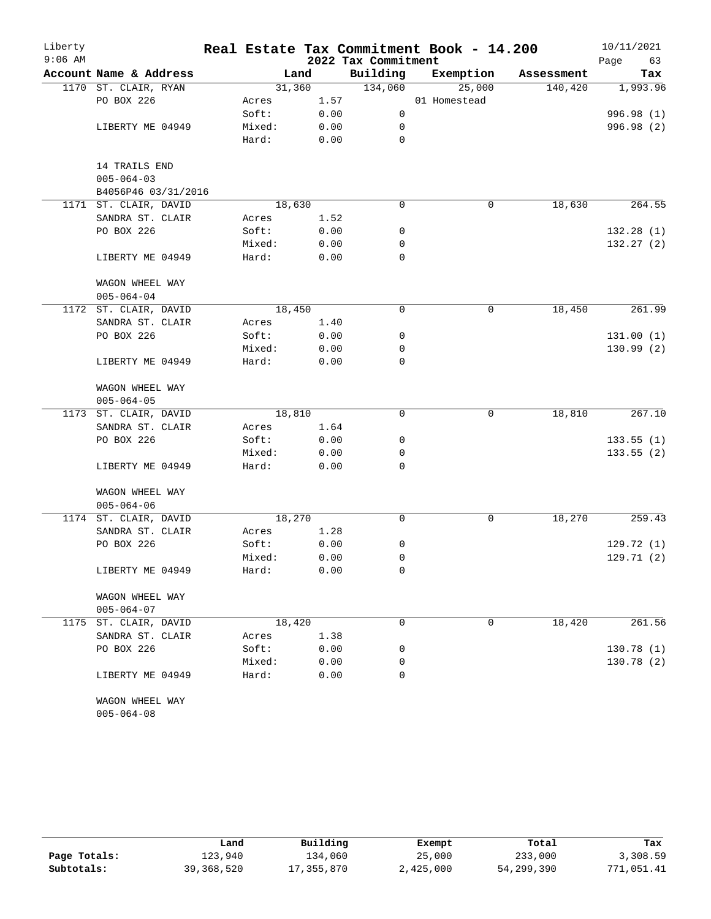# Real Estate Tax Commitment Book - 14.200

## 2022 Tax Commitment

| Account | Name & Address | | Land | Building | Exemption | Assessment | Tax |
|---|---|---|---|---|---|---|---|
| 1170 | ST. CLAIR, RYAN | | 31,360 | 134,060 | 25,000 | 140,420 | 1,993.96 |
| | PO BOX 226 | Acres | 1.57 | | 01 Homestead | | |
| | | Soft: | 0.00 | 0 | | | 996.98 (1) |
| | LIBERTY ME 04949 | Mixed: | 0.00 | 0 | | | 996.98 (2) |
| | | Hard: | 0.00 | 0 | | | |
| | 14 TRAILS END | | | | | | |
| | 005-064-03 | | | | | | |
| | B4056P46 03/31/2016 | | | | | | |
| 1171 | ST. CLAIR, DAVID | | 18,630 | 0 | 0 | 18,630 | 264.55 |
| | SANDRA ST. CLAIR | Acres | 1.52 | | | | |
| | PO BOX 226 | Soft: | 0.00 | 0 | | | 132.28 (1) |
| | | Mixed: | 0.00 | 0 | | | 132.27 (2) |
| | LIBERTY ME 04949 | Hard: | 0.00 | 0 | | | |
| | WAGON WHEEL WAY | | | | | | |
| | 005-064-04 | | | | | | |
| 1172 | ST. CLAIR, DAVID | | 18,450 | 0 | 0 | 18,450 | 261.99 |
| | SANDRA ST. CLAIR | Acres | 1.40 | | | | |
| | PO BOX 226 | Soft: | 0.00 | 0 | | | 131.00 (1) |
| | | Mixed: | 0.00 | 0 | | | 130.99 (2) |
| | LIBERTY ME 04949 | Hard: | 0.00 | 0 | | | |
| | WAGON WHEEL WAY | | | | | | |
| | 005-064-05 | | | | | | |
| 1173 | ST. CLAIR, DAVID | | 18,810 | 0 | 0 | 18,810 | 267.10 |
| | SANDRA ST. CLAIR | Acres | 1.64 | | | | |
| | PO BOX 226 | Soft: | 0.00 | 0 | | | 133.55 (1) |
| | | Mixed: | 0.00 | 0 | | | 133.55 (2) |
| | LIBERTY ME 04949 | Hard: | 0.00 | 0 | | | |
| | WAGON WHEEL WAY | | | | | | |
| | 005-064-06 | | | | | | |
| 1174 | ST. CLAIR, DAVID | | 18,270 | 0 | 0 | 18,270 | 259.43 |
| | SANDRA ST. CLAIR | Acres | 1.28 | | | | |
| | PO BOX 226 | Soft: | 0.00 | 0 | | | 129.72 (1) |
| | | Mixed: | 0.00 | 0 | | | 129.71 (2) |
| | LIBERTY ME 04949 | Hard: | 0.00 | 0 | | | |
| | WAGON WHEEL WAY | | | | | | |
| | 005-064-07 | | | | | | |
| 1175 | ST. CLAIR, DAVID | | 18,420 | 0 | 0 | 18,420 | 261.56 |
| | SANDRA ST. CLAIR | Acres | 1.38 | | | | |
| | PO BOX 226 | Soft: | 0.00 | 0 | | | 130.78 (1) |
| | | Mixed: | 0.00 | 0 | | | 130.78 (2) |
| | LIBERTY ME 04949 | Hard: | 0.00 | 0 | | | |
| | WAGON WHEEL WAY | | | | | | |
| | 005-064-08 | | | | | | |

| | Land | Building | Exempt | Total | Tax |
|---|---|---|---|---|---|
| Page Totals: | 123,940 | 134,060 | 25,000 | 233,000 | 3,308.59 |
| Subtotals: | 39,368,520 | 17,355,870 | 2,425,000 | 54,299,390 | 771,051.41 |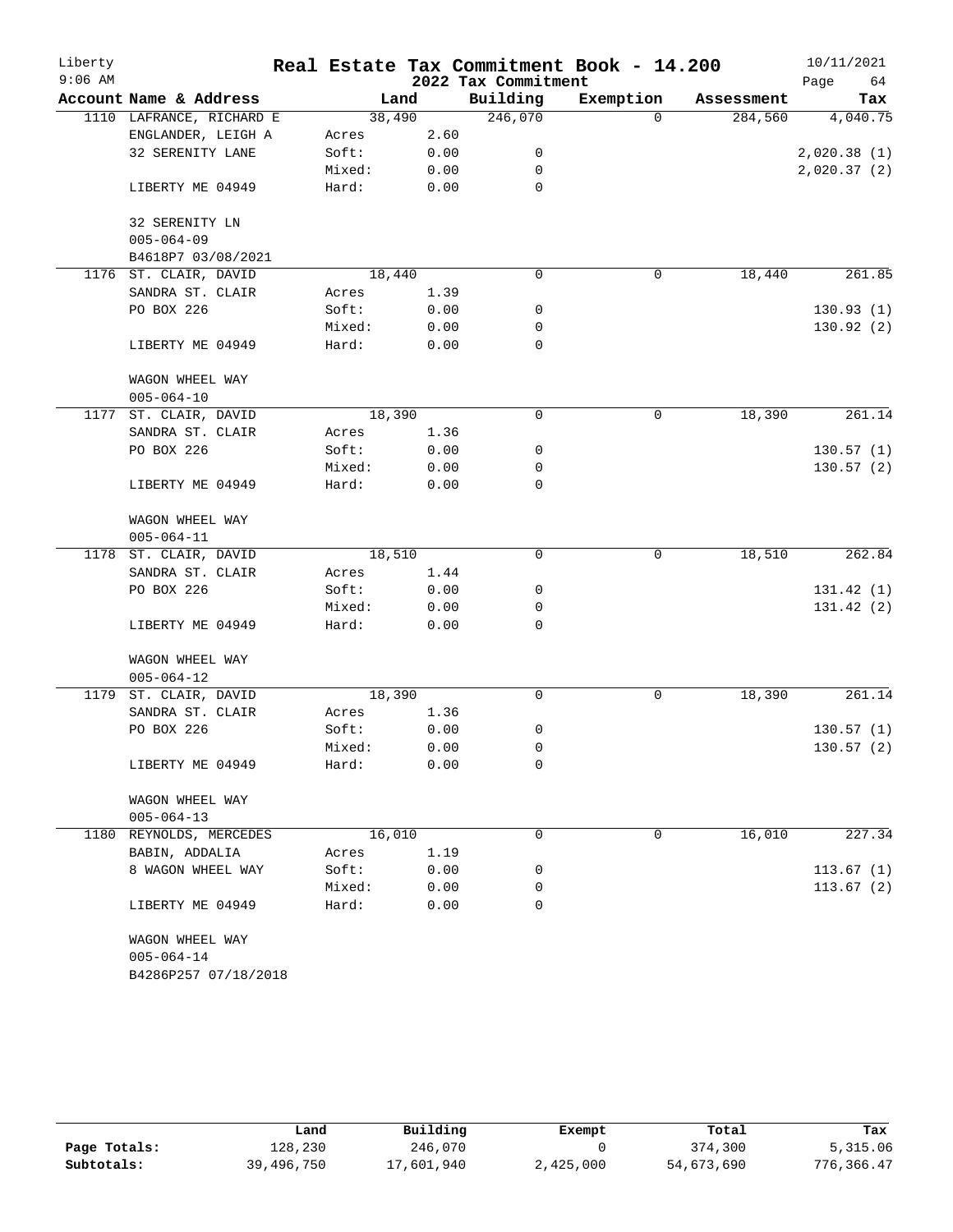# Real Estate Tax Commitment Book - 14.200

Liberty
9:06 AM

2022 Tax Commitment

10/11/2021

| Account | Name & Address | Land | | Building | Exemption | Assessment | Tax |
|---|---|---|---|---|---|---|---|
| 1110 | LAFRANCE, RICHARD E | 38,490 | | 246,070 | 0 | 284,560 | 4,040.75 |
| | ENGLANDER, LEIGH A | Acres | 2.60 | | | | |
| | 32 SERENITY LANE | Soft: | 0.00 | 0 | | | 2,020.38 (1) |
| | | Mixed: | 0.00 | 0 | | | 2,020.37 (2) |
| | LIBERTY ME 04949 | Hard: | 0.00 | 0 | | | |
| | 32 SERENITY LN | | | | | | |
| | 005-064-09 | | | | | | |
| | B4618P7 03/08/2021 | | | | | | |
| 1176 | ST. CLAIR, DAVID | 18,440 | | 0 | 0 | 18,440 | 261.85 |
| | SANDRA ST. CLAIR | Acres | 1.39 | | | | |
| | PO BOX 226 | Soft: | 0.00 | 0 | | | 130.93 (1) |
| | | Mixed: | 0.00 | 0 | | | 130.92 (2) |
| | LIBERTY ME 04949 | Hard: | 0.00 | 0 | | | |
| | WAGON WHEEL WAY | | | | | | |
| | 005-064-10 | | | | | | |
| 1177 | ST. CLAIR, DAVID | 18,390 | | 0 | 0 | 18,390 | 261.14 |
| | SANDRA ST. CLAIR | Acres | 1.36 | | | | |
| | PO BOX 226 | Soft: | 0.00 | 0 | | | 130.57 (1) |
| | | Mixed: | 0.00 | 0 | | | 130.57 (2) |
| | LIBERTY ME 04949 | Hard: | 0.00 | 0 | | | |
| | WAGON WHEEL WAY | | | | | | |
| | 005-064-11 | | | | | | |
| 1178 | ST. CLAIR, DAVID | 18,510 | | 0 | 0 | 18,510 | 262.84 |
| | SANDRA ST. CLAIR | Acres | 1.44 | | | | |
| | PO BOX 226 | Soft: | 0.00 | 0 | | | 131.42 (1) |
| | | Mixed: | 0.00 | 0 | | | 131.42 (2) |
| | LIBERTY ME 04949 | Hard: | 0.00 | 0 | | | |
| | WAGON WHEEL WAY | | | | | | |
| | 005-064-12 | | | | | | |
| 1179 | ST. CLAIR, DAVID | 18,390 | | 0 | 0 | 18,390 | 261.14 |
| | SANDRA ST. CLAIR | Acres | 1.36 | | | | |
| | PO BOX 226 | Soft: | 0.00 | 0 | | | 130.57 (1) |
| | | Mixed: | 0.00 | 0 | | | 130.57 (2) |
| | LIBERTY ME 04949 | Hard: | 0.00 | 0 | | | |
| | WAGON WHEEL WAY | | | | | | |
| | 005-064-13 | | | | | | |
| 1180 | REYNOLDS, MERCEDES | 16,010 | | 0 | 0 | 16,010 | 227.34 |
| | BABIN, ADDALIA | Acres | 1.19 | | | | |
| | 8 WAGON WHEEL WAY | Soft: | 0.00 | 0 | | | 113.67 (1) |
| | | Mixed: | 0.00 | 0 | | | 113.67 (2) |
| | LIBERTY ME 04949 | Hard: | 0.00 | 0 | | | |
| | WAGON WHEEL WAY | | | | | | |
| | 005-064-14 | | | | | | |
| | B4286P257 07/18/2018 | | | | | | |

| | Land | Building | Exempt | Total | Tax |
|---|---|---|---|---|---|
| Page Totals: | 128,230 | 246,070 | 0 | 374,300 | 5,315.06 |
| Subtotals: | 39,496,750 | 17,601,940 | 2,425,000 | 54,673,690 | 776,366.47 |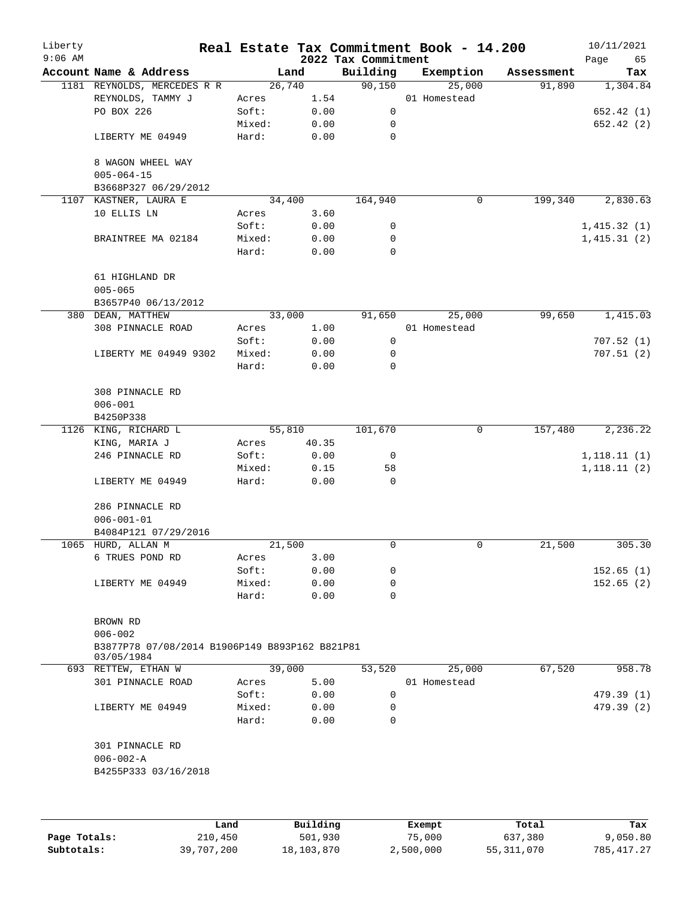# Real Estate Tax Commitment Book - 14.200

Liberty
9:06 AM

2022 Tax Commitment

10/11/2021

| Account Name & Address | | Land | Building | Exemption | Assessment | Tax |
|---|---|---|---|---|---|---|
| 1181 REYNOLDS, MERCEDES R R | | 26,740 | 90,150 | 25,000 | 91,890 | 1,304.84 |
| REYNOLDS, TAMMY J | Acres | 1.54 | | 01 Homestead | | |
| PO BOX 226 | Soft: | 0.00 | 0 | | | 652.42 (1) |
| | Mixed: | 0.00 | 0 | | | 652.42 (2) |
| LIBERTY ME 04949 | Hard: | 0.00 | 0 | | | |
| 8 WAGON WHEEL WAY | | | | | | |
| 005-064-15 | | | | | | |
| B3668P327 06/29/2012 | | | | | | |
| 1107 KASTNER, LAURA E | | 34,400 | 164,940 | 0 | 199,340 | 2,830.63 |
| 10 ELLIS LN | Acres | 3.60 | | | | |
| | Soft: | 0.00 | 0 | | | 1,415.32 (1) |
| BRAINTREE MA 02184 | Mixed: | 0.00 | 0 | | | 1,415.31 (2) |
| | Hard: | 0.00 | 0 | | | |
| 61 HIGHLAND DR | | | | | | |
| 005-065 | | | | | | |
| B3657P40 06/13/2012 | | | | | | |
| 380 DEAN, MATTHEW | | 33,000 | 91,650 | 25,000 | 99,650 | 1,415.03 |
| 308 PINNACLE ROAD | Acres | 1.00 | | 01 Homestead | | |
| | Soft: | 0.00 | 0 | | | 707.52 (1) |
| LIBERTY ME 04949 9302 | Mixed: | 0.00 | 0 | | | 707.51 (2) |
| | Hard: | 0.00 | 0 | | | |
| 308 PINNACLE RD | | | | | | |
| 006-001 | | | | | | |
| B4250P338 | | | | | | |
| 1126 KING, RICHARD L | | 55,810 | 101,670 | 0 | 157,480 | 2,236.22 |
| KING, MARIA J | Acres | 40.35 | | | | |
| 246 PINNACLE RD | Soft: | 0.00 | 0 | | | 1,118.11 (1) |
| | Mixed: | 0.15 | 58 | | | 1,118.11 (2) |
| LIBERTY ME 04949 | Hard: | 0.00 | 0 | | | |
| 286 PINNACLE RD | | | | | | |
| 006-001-01 | | | | | | |
| B4084P121 07/29/2016 | | | | | | |
| 1065 HURD, ALLAN M | | 21,500 | 0 | 0 | 21,500 | 305.30 |
| 6 TRUES POND RD | Acres | 3.00 | | | | |
| | Soft: | 0.00 | 0 | | | 152.65 (1) |
| LIBERTY ME 04949 | Mixed: | 0.00 | 0 | | | 152.65 (2) |
| | Hard: | 0.00 | 0 | | | |
| BROWN RD | | | | | | |
| 006-002 | | | | | | |
| B3877P78 07/08/2014 B1906P149 B893P162 B821P81 03/05/1984 | | | | | | |
| 693 RETTEW, ETHAN W | | 39,000 | 53,520 | 25,000 | 67,520 | 958.78 |
| 301 PINNACLE ROAD | Acres | 5.00 | | 01 Homestead | | |
| | Soft: | 0.00 | 0 | | | 479.39 (1) |
| LIBERTY ME 04949 | Mixed: | 0.00 | 0 | | | 479.39 (2) |
| | Hard: | 0.00 | 0 | | | |
| 301 PINNACLE RD | | | | | | |
| 006-002-A | | | | | | |
| B4255P333 03/16/2018 | | | | | | |

| | Land | Building | Exempt | Total | Tax |
|---|---|---|---|---|---|
| Page Totals: | 210,450 | 501,930 | 75,000 | 637,380 | 9,050.80 |
| Subtotals: | 39,707,200 | 18,103,870 | 2,500,000 | 55,311,070 | 785,417.27 |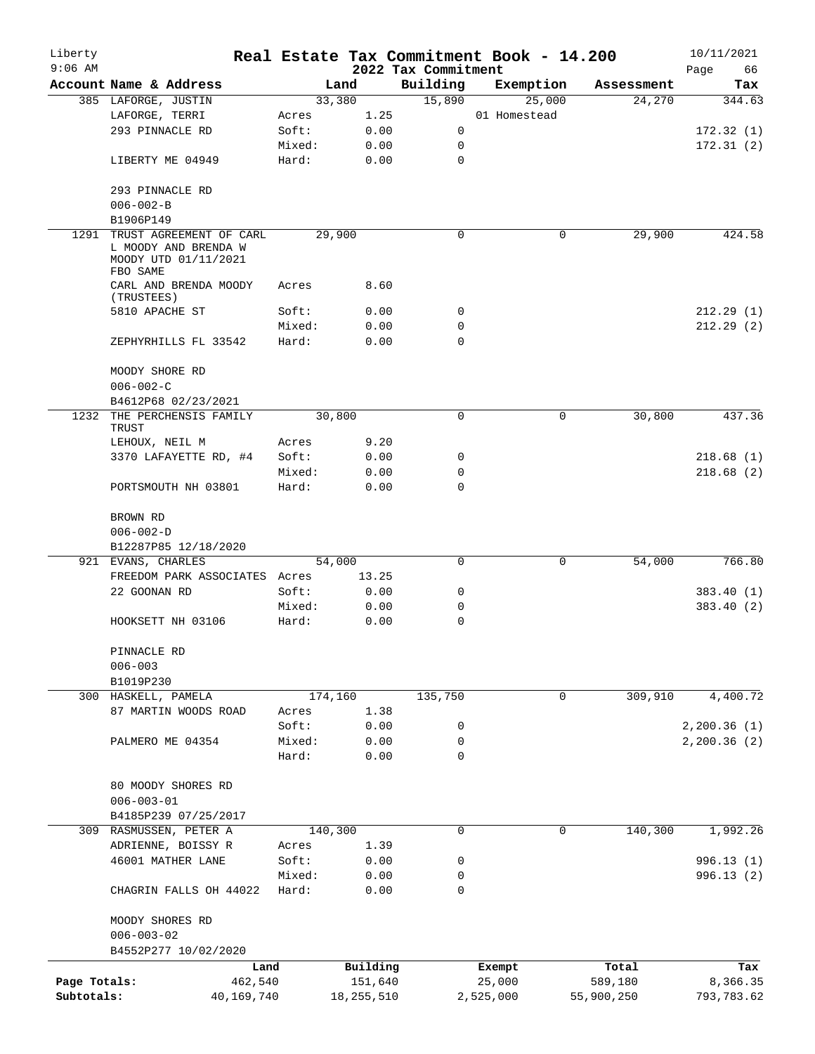# Real Estate Tax Commitment Book - 14.200

Liberty
9:06 AM

2022 Tax Commitment

10/11/2021
Page 66

| Account Name & Address | | Land | Building | Exemption | Assessment | Tax |
|---|---|---|---|---|---|---|
| 385 LAFORGE, JUSTIN | | 33,380 | 15,890 | 25,000 | 24,270 | 344.63 |
| LAFORGE, TERRI | Acres | 1.25 | | 01 Homestead | | |
| 293 PINNACLE RD | Soft: | 0.00 | 0 | | | 172.32 (1) |
| | Mixed: | 0.00 | 0 | | | 172.31 (2) |
| LIBERTY ME 04949 | Hard: | 0.00 | 0 | | | |
| 293 PINNACLE RD | | | | | | |
| 006-002-B | | | | | | |
| B1906P149 | | | | | | |
| 1291 TRUST AGREEMENT OF CARL L MOODY AND BRENDA W MOODY UTD 01/11/2021 FBO SAME | | 29,900 | 0 | 0 | 29,900 | 424.58 |
| CARL AND BRENDA MOODY (TRUSTEES) | Acres | 8.60 | | | | |
| 5810 APACHE ST | Soft: | 0.00 | 0 | | | 212.29 (1) |
| | Mixed: | 0.00 | 0 | | | 212.29 (2) |
| ZEPHYRHILLS FL 33542 | Hard: | 0.00 | 0 | | | |
| MOODY SHORE RD | | | | | | |
| 006-002-C | | | | | | |
| B4612P68 02/23/2021 | | | | | | |
| 1232 THE PERCHENSIS FAMILY TRUST | | 30,800 | 0 | 0 | 30,800 | 437.36 |
| LEHOUX, NEIL M | Acres | 9.20 | | | | |
| 3370 LAFAYETTE RD, #4 | Soft: | 0.00 | 0 | | | 218.68 (1) |
| | Mixed: | 0.00 | 0 | | | 218.68 (2) |
| PORTSMOUTH NH 03801 | Hard: | 0.00 | 0 | | | |
| BROWN RD | | | | | | |
| 006-002-D | | | | | | |
| B12287P85 12/18/2020 | | | | | | |
| 921 EVANS, CHARLES | | 54,000 | 0 | 0 | 54,000 | 766.80 |
| FREEDOM PARK ASSOCIATES | Acres | 13.25 | | | | |
| 22 GOONAN RD | Soft: | 0.00 | 0 | | | 383.40 (1) |
| | Mixed: | 0.00 | 0 | | | 383.40 (2) |
| HOOKSETT NH 03106 | Hard: | 0.00 | 0 | | | |
| PINNACLE RD | | | | | | |
| 006-003 | | | | | | |
| B1019P230 | | | | | | |
| 300 HASKELL, PAMELA | | 174,160 | 135,750 | 0 | 309,910 | 4,400.72 |
| 87 MARTIN WOODS ROAD | Acres | 1.38 | | | | |
| | Soft: | 0.00 | 0 | | | 2,200.36 (1) |
| PALMERO ME 04354 | Mixed: | 0.00 | 0 | | | 2,200.36 (2) |
| | Hard: | 0.00 | 0 | | | |
| 80 MOODY SHORES RD | | | | | | |
| 006-003-01 | | | | | | |
| B4185P239 07/25/2017 | | | | | | |
| 309 RASMUSSEN, PETER A | | 140,300 | 0 | 0 | 140,300 | 1,992.26 |
| ADRIENNE, BOISSY R | Acres | 1.39 | | | | |
| 46001 MATHER LANE | Soft: | 0.00 | 0 | | | 996.13 (1) |
| | Mixed: | 0.00 | 0 | | | 996.13 (2) |
| CHAGRIN FALLS OH 44022 | Hard: | 0.00 | 0 | | | |
| MOODY SHORES RD | | | | | | |
| 006-003-02 | | | | | | |
| B4552P277 10/02/2020 | | | | | | |

| | Land | Building | Exempt | Total | Tax |
|---|---|---|---|---|---|
| Page Totals: | 462,540 | 151,640 | 25,000 | 589,180 | 8,366.35 |
| Subtotals: | 40,169,740 | 18,255,510 | 2,525,000 | 55,900,250 | 793,783.62 |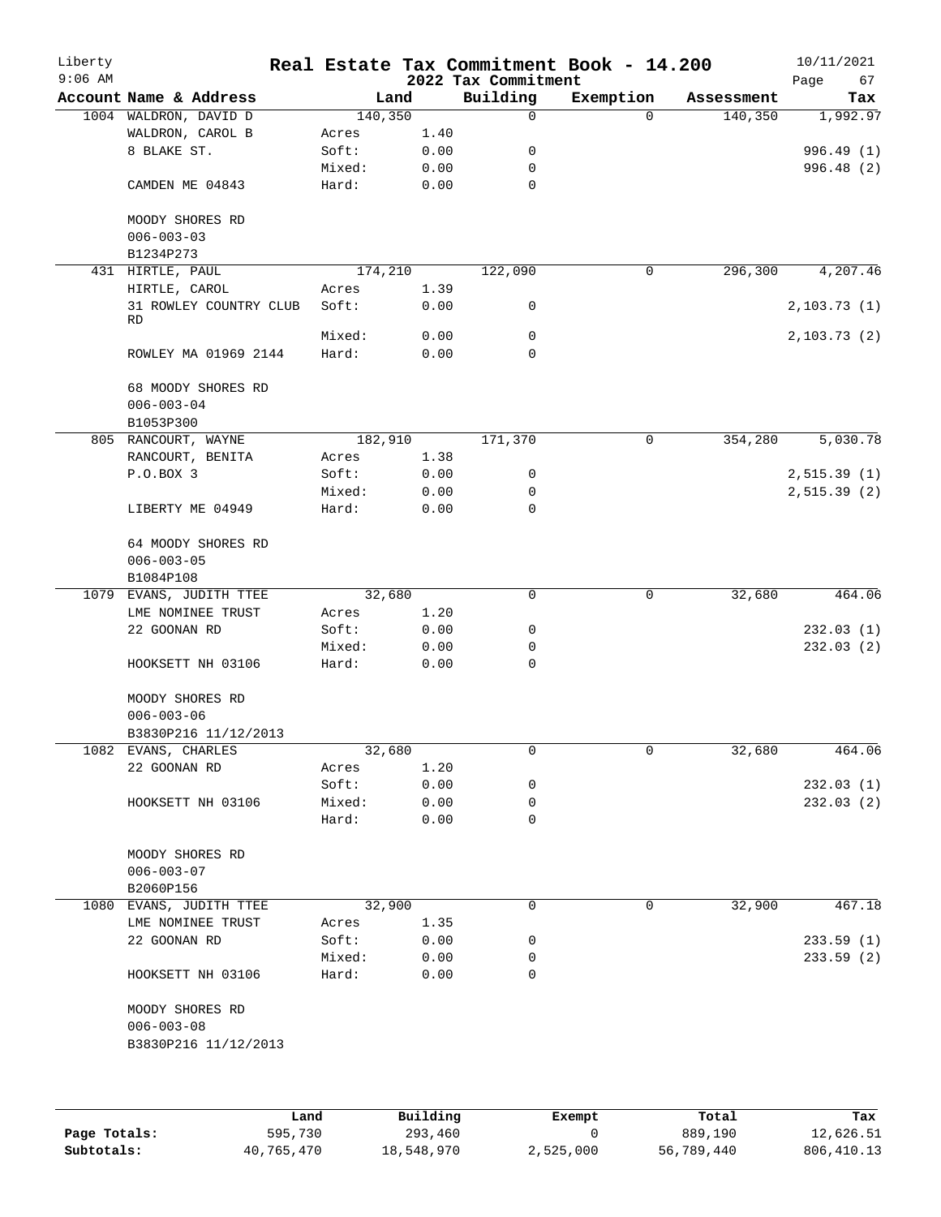# Liberty — Real Estate Tax Commitment Book - 14.200

**2022 Tax Commitment**

9:06 AM — 10/11/2021

| Account | Name & Address | Land | | Building | Exemption | Assessment | Tax |
|---|---|---|---|---|---|---|---|
| 1004 | WALDRON, DAVID D | 140,350 | | 0 | 0 | 140,350 | 1,992.97 |
| | WALDRON, CAROL B | Acres | 1.40 | | | | |
| | 8 BLAKE ST. | Soft: | 0.00 | 0 | | | 996.49 (1) |
| | | Mixed: | 0.00 | 0 | | | 996.48 (2) |
| | CAMDEN ME 04843 | Hard: | 0.00 | 0 | | | |
| | MOODY SHORES RD | | | | | | |
| | 006-003-03 | | | | | | |
| | B1234P273 | | | | | | |
| 431 | HIRTLE, PAUL | 174,210 | | 122,090 | 0 | 296,300 | 4,207.46 |
| | HIRTLE, CAROL | Acres | 1.39 | | | | |
| | 31 ROWLEY COUNTRY CLUB RD | Soft: | 0.00 | 0 | | | 2,103.73 (1) |
| | | Mixed: | 0.00 | 0 | | | 2,103.73 (2) |
| | ROWLEY MA 01969 2144 | Hard: | 0.00 | 0 | | | |
| | 68 MOODY SHORES RD | | | | | | |
| | 006-003-04 | | | | | | |
| | B1053P300 | | | | | | |
| 805 | RANCOURT, WAYNE | 182,910 | | 171,370 | 0 | 354,280 | 5,030.78 |
| | RANCOURT, BENITA | Acres | 1.38 | | | | |
| | P.O.BOX 3 | Soft: | 0.00 | 0 | | | 2,515.39 (1) |
| | | Mixed: | 0.00 | 0 | | | 2,515.39 (2) |
| | LIBERTY ME 04949 | Hard: | 0.00 | 0 | | | |
| | 64 MOODY SHORES RD | | | | | | |
| | 006-003-05 | | | | | | |
| | B1084P108 | | | | | | |
| 1079 | EVANS, JUDITH TTEE | 32,680 | | 0 | 0 | 32,680 | 464.06 |
| | LME NOMINEE TRUST | Acres | 1.20 | | | | |
| | 22 GOONAN RD | Soft: | 0.00 | 0 | | | 232.03 (1) |
| | | Mixed: | 0.00 | 0 | | | 232.03 (2) |
| | HOOKSETT NH 03106 | Hard: | 0.00 | 0 | | | |
| | MOODY SHORES RD | | | | | | |
| | 006-003-06 | | | | | | |
| | B3830P216 11/12/2013 | | | | | | |
| 1082 | EVANS, CHARLES | 32,680 | | 0 | 0 | 32,680 | 464.06 |
| | 22 GOONAN RD | Acres | 1.20 | | | | |
| | | Soft: | 0.00 | 0 | | | 232.03 (1) |
| | HOOKSETT NH 03106 | Mixed: | 0.00 | 0 | | | 232.03 (2) |
| | | Hard: | 0.00 | 0 | | | |
| | MOODY SHORES RD | | | | | | |
| | 006-003-07 | | | | | | |
| | B2060P156 | | | | | | |
| 1080 | EVANS, JUDITH TTEE | 32,900 | | 0 | 0 | 32,900 | 467.18 |
| | LME NOMINEE TRUST | Acres | 1.35 | | | | |
| | 22 GOONAN RD | Soft: | 0.00 | 0 | | | 233.59 (1) |
| | | Mixed: | 0.00 | 0 | | | 233.59 (2) |
| | HOOKSETT NH 03106 | Hard: | 0.00 | 0 | | | |
| | MOODY SHORES RD | | | | | | |
| | 006-003-08 | | | | | | |
| | B3830P216 11/12/2013 | | | | | | |

| | Land | Building | Exempt | Total | Tax |
|---|---|---|---|---|---|
| Page Totals: | 595,730 | 293,460 | 0 | 889,190 | 12,626.51 |
| Subtotals: | 40,765,470 | 18,548,970 | 2,525,000 | 56,789,440 | 806,410.13 |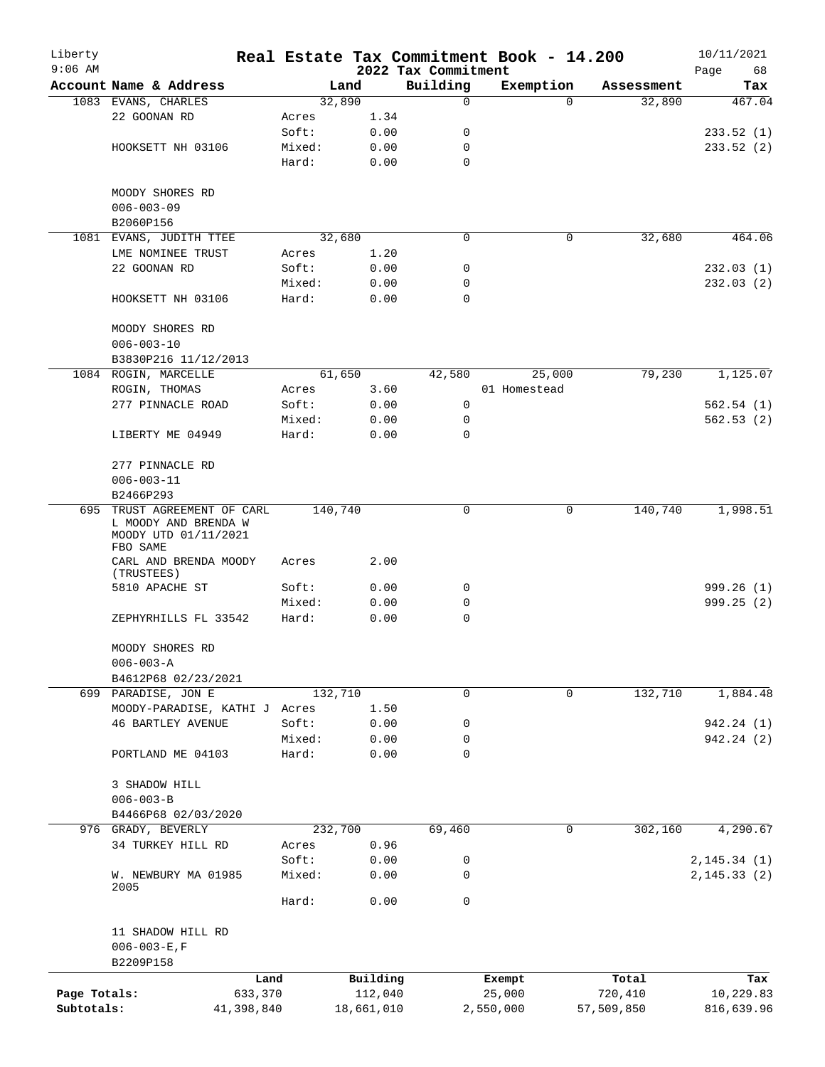# Real Estate Tax Commitment Book - 14.200

Liberty
9:06 AM

2022 Tax Commitment

10/11/2021

| Account Name & Address | | Land | Building | Exemption | Assessment | Tax |
|---|---|---|---|---|---|---|
| 1083 EVANS, CHARLES | | 32,890 | 0 | 0 | 32,890 | 467.04 |
| 22 GOONAN RD | Acres | 1.34 | | | | |
| | Soft: | 0.00 | 0 | | | 233.52 (1) |
| HOOKSETT NH 03106 | Mixed: | 0.00 | 0 | | | 233.52 (2) |
| | Hard: | 0.00 | 0 | | | |
| MOODY SHORES RD | | | | | | |
| 006-003-09 | | | | | | |
| B2060P156 | | | | | | |
| 1081 EVANS, JUDITH TTEE | | 32,680 | 0 | 0 | 32,680 | 464.06 |
| LME NOMINEE TRUST | Acres | 1.20 | | | | |
| 22 GOONAN RD | Soft: | 0.00 | 0 | | | 232.03 (1) |
| | Mixed: | 0.00 | 0 | | | 232.03 (2) |
| HOOKSETT NH 03106 | Hard: | 0.00 | 0 | | | |
| MOODY SHORES RD | | | | | | |
| 006-003-10 | | | | | | |
| B3830P216 11/12/2013 | | | | | | |
| 1084 ROGIN, MARCELLE | | 61,650 | 42,580 | 25,000 | 79,230 | 1,125.07 |
| ROGIN, THOMAS | Acres | 3.60 | | 01 Homestead | | |
| 277 PINNACLE ROAD | Soft: | 0.00 | 0 | | | 562.54 (1) |
| | Mixed: | 0.00 | 0 | | | 562.53 (2) |
| LIBERTY ME 04949 | Hard: | 0.00 | 0 | | | |
| 277 PINNACLE RD | | | | | | |
| 006-003-11 | | | | | | |
| B2466P293 | | | | | | |
| 695 TRUST AGREEMENT OF CARL L MOODY AND BRENDA W MOODY UTD 01/11/2021 FBO SAME | | 140,740 | 0 | 0 | 140,740 | 1,998.51 |
| CARL AND BRENDA MOODY (TRUSTEES) | Acres | 2.00 | | | | |
| 5810 APACHE ST | Soft: | 0.00 | 0 | | | 999.26 (1) |
| | Mixed: | 0.00 | 0 | | | 999.25 (2) |
| ZEPHYRHILLS FL 33542 | Hard: | 0.00 | 0 | | | |
| MOODY SHORES RD | | | | | | |
| 006-003-A | | | | | | |
| B4612P68 02/23/2021 | | | | | | |
| 699 PARADISE, JON E | | 132,710 | 0 | 0 | 132,710 | 1,884.48 |
| MOODY-PARADISE, KATHI J | Acres | 1.50 | | | | |
| 46 BARTLEY AVENUE | Soft: | 0.00 | 0 | | | 942.24 (1) |
| | Mixed: | 0.00 | 0 | | | 942.24 (2) |
| PORTLAND ME 04103 | Hard: | 0.00 | 0 | | | |
| 3 SHADOW HILL | | | | | | |
| 006-003-B | | | | | | |
| B4466P68 02/03/2020 | | | | | | |
| 976 GRADY, BEVERLY | | 232,700 | 69,460 | 0 | 302,160 | 4,290.67 |
| 34 TURKEY HILL RD | Acres | 0.96 | | | | |
| | Soft: | 0.00 | 0 | | | 2,145.34 (1) |
| W. NEWBURY MA 01985 2005 | Mixed: | 0.00 | 0 | | | 2,145.33 (2) |
| | Hard: | 0.00 | 0 | | | |
| 11 SHADOW HILL RD | | | | | | |
| 006-003-E,F | | | | | | |
| B2209P158 | | | | | | |

| | Land | Building | Exempt | Total | Tax |
|---|---|---|---|---|---|
| Page Totals: | 633,370 | 112,040 | 25,000 | 720,410 | 10,229.83 |
| Subtotals: | 41,398,840 | 18,661,010 | 2,550,000 | 57,509,850 | 816,639.96 |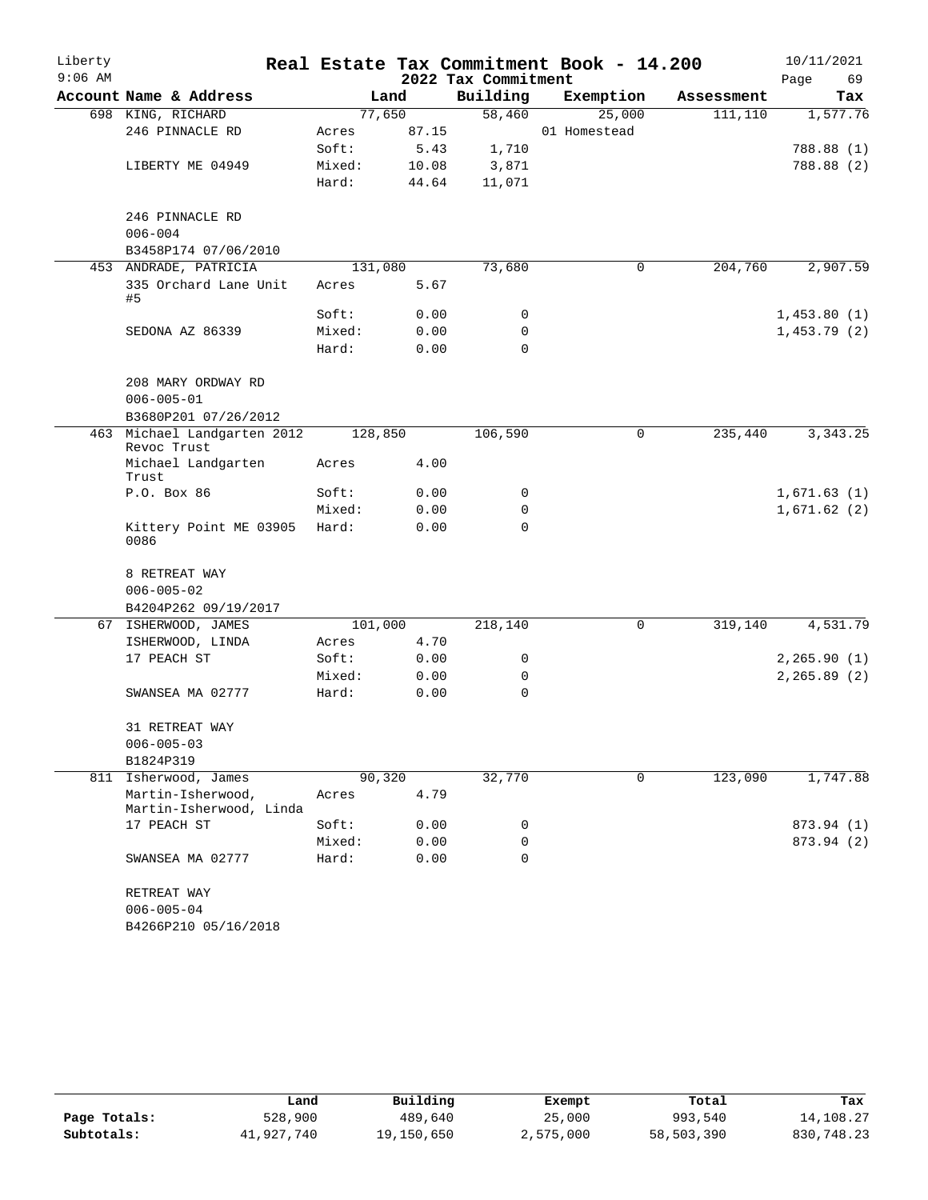# Real Estate Tax Commitment Book - 14.200

Liberty 9:06 AM — 2022 Tax Commitment — 10/11/2021

| Account Name & Address | | Land | Building | Exemption | Assessment | Tax |
|---|---|---|---|---|---|---|
| 698 KING, RICHARD | | 77,650 | 58,460 | 25,000 | 111,110 | 1,577.76 |
| 246 PINNACLE RD | Acres | 87.15 | | 01 Homestead | | |
| | Soft: | 5.43 | 1,710 | | | 788.88 (1) |
| LIBERTY ME 04949 | Mixed: | 10.08 | 3,871 | | | 788.88 (2) |
| | Hard: | 44.64 | 11,071 | | | |
| 246 PINNACLE RD | | | | | | |
| 006-004 | | | | | | |
| B3458P174 07/06/2010 | | | | | | |
| 453 ANDRADE, PATRICIA | | 131,080 | 73,680 | 0 | 204,760 | 2,907.59 |
| 335 Orchard Lane Unit #5 | Acres | 5.67 | | | | |
| | Soft: | 0.00 | 0 | | | 1,453.80 (1) |
| SEDONA AZ 86339 | Mixed: | 0.00 | 0 | | | 1,453.79 (2) |
| | Hard: | 0.00 | 0 | | | |
| 208 MARY ORDWAY RD | | | | | | |
| 006-005-01 | | | | | | |
| B3680P201 07/26/2012 | | | | | | |
| 463 Michael Landgarten 2012 Revoc Trust | | 128,850 | 106,590 | 0 | 235,440 | 3,343.25 |
| Michael Landgarten Trust | Acres | 4.00 | | | | |
| P.O. Box 86 | Soft: | 0.00 | 0 | | | 1,671.63 (1) |
| | Mixed: | 0.00 | 0 | | | 1,671.62 (2) |
| Kittery Point ME 03905 0086 | Hard: | 0.00 | 0 | | | |
| 8 RETREAT WAY | | | | | | |
| 006-005-02 | | | | | | |
| B4204P262 09/19/2017 | | | | | | |
| 67 ISHERWOOD, JAMES | | 101,000 | 218,140 | 0 | 319,140 | 4,531.79 |
| ISHERWOOD, LINDA | Acres | 4.70 | | | | |
| 17 PEACH ST | Soft: | 0.00 | 0 | | | 2,265.90 (1) |
| | Mixed: | 0.00 | 0 | | | 2,265.89 (2) |
| SWANSEA MA 02777 | Hard: | 0.00 | 0 | | | |
| 31 RETREAT WAY | | | | | | |
| 006-005-03 | | | | | | |
| B1824P319 | | | | | | |
| 811 Isherwood, James | | 90,320 | 32,770 | 0 | 123,090 | 1,747.88 |
| Martin-Isherwood, Martin-Isherwood, Linda | Acres | 4.79 | | | | |
| 17 PEACH ST | Soft: | 0.00 | 0 | | | 873.94 (1) |
| | Mixed: | 0.00 | 0 | | | 873.94 (2) |
| SWANSEA MA 02777 | Hard: | 0.00 | 0 | | | |
| RETREAT WAY | | | | | | |
| 006-005-04 | | | | | | |
| B4266P210 05/16/2018 | | | | | | |

| | Land | Building | Exempt | Total | Tax |
|---|---|---|---|---|---|
| Page Totals: | 528,900 | 489,640 | 25,000 | 993,540 | 14,108.27 |
| Subtotals: | 41,927,740 | 19,150,650 | 2,575,000 | 58,503,390 | 830,748.23 |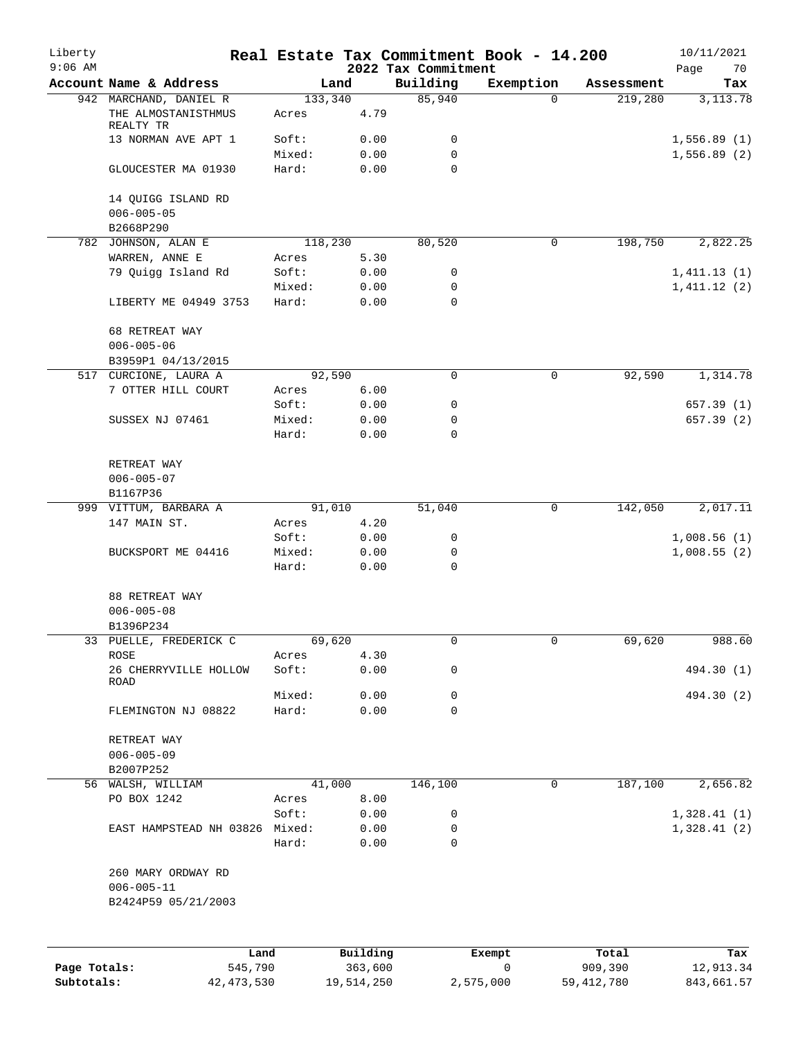# Real Estate Tax Commitment Book - 14.200

Liberty
9:06 AM

2022 Tax Commitment

10/11/2021

| Account Name & Address | Land | | Building | Exemption | Assessment | Tax |
|---|---|---|---|---|---|---|
| 942 MARCHAND, DANIEL R | 133,340 | | 85,940 | 0 | 219,280 | 3,113.78 |
| THE ALMOSTANISTHMUS REALTY TR | Acres | 4.79 | | | | |
| 13 NORMAN AVE APT 1 | Soft: | 0.00 | 0 | | | 1,556.89 (1) |
| | Mixed: | 0.00 | 0 | | | 1,556.89 (2) |
| GLOUCESTER MA 01930 | Hard: | 0.00 | 0 | | | |
| 14 QUIGG ISLAND RD | | | | | | |
| 006-005-05 | | | | | | |
| B2668P290 | | | | | | |
| 782 JOHNSON, ALAN E | 118,230 | | 80,520 | 0 | 198,750 | 2,822.25 |
| WARREN, ANNE E | Acres | 5.30 | | | | |
| 79 Quigg Island Rd | Soft: | 0.00 | 0 | | | 1,411.13 (1) |
| | Mixed: | 0.00 | 0 | | | 1,411.12 (2) |
| LIBERTY ME 04949 3753 | Hard: | 0.00 | 0 | | | |
| 68 RETREAT WAY | | | | | | |
| 006-005-06 | | | | | | |
| B3959P1 04/13/2015 | | | | | | |
| 517 CURCIONE, LAURA A | 92,590 | | 0 | 0 | 92,590 | 1,314.78 |
| 7 OTTER HILL COURT | Acres | 6.00 | | | | |
| | Soft: | 0.00 | 0 | | | 657.39 (1) |
| SUSSEX NJ 07461 | Mixed: | 0.00 | 0 | | | 657.39 (2) |
| | Hard: | 0.00 | 0 | | | |
| RETREAT WAY | | | | | | |
| 006-005-07 | | | | | | |
| B1167P36 | | | | | | |
| 999 VITTUM, BARBARA A | 91,010 | | 51,040 | 0 | 142,050 | 2,017.11 |
| 147 MAIN ST. | Acres | 4.20 | | | | |
| | Soft: | 0.00 | 0 | | | 1,008.56 (1) |
| BUCKSPORT ME 04416 | Mixed: | 0.00 | 0 | | | 1,008.55 (2) |
| | Hard: | 0.00 | 0 | | | |
| 88 RETREAT WAY | | | | | | |
| 006-005-08 | | | | | | |
| B1396P234 | | | | | | |
| 33 PUELLE, FREDERICK C | 69,620 | | 0 | 0 | 69,620 | 988.60 |
| ROSE | Acres | 4.30 | | | | |
| 26 CHERRYVILLE HOLLOW ROAD | Soft: | 0.00 | 0 | | | 494.30 (1) |
| | Mixed: | 0.00 | 0 | | | 494.30 (2) |
| FLEMINGTON NJ 08822 | Hard: | 0.00 | 0 | | | |
| RETREAT WAY | | | | | | |
| 006-005-09 | | | | | | |
| B2007P252 | | | | | | |
| 56 WALSH, WILLIAM | 41,000 | | 146,100 | 0 | 187,100 | 2,656.82 |
| PO BOX 1242 | Acres | 8.00 | | | | |
| | Soft: | 0.00 | 0 | | | 1,328.41 (1) |
| EAST HAMPSTEAD NH 03826 | Mixed: | 0.00 | 0 | | | 1,328.41 (2) |
| | Hard: | 0.00 | 0 | | | |
| 260 MARY ORDWAY RD | | | | | | |
| 006-005-11 | | | | | | |
| B2424P59 05/21/2003 | | | | | | |

| | Land | Building | Exempt | Total | Tax |
|---|---|---|---|---|---|
| Page Totals: | 545,790 | 363,600 | 0 | 909,390 | 12,913.34 |
| Subtotals: | 42,473,530 | 19,514,250 | 2,575,000 | 59,412,780 | 843,661.57 |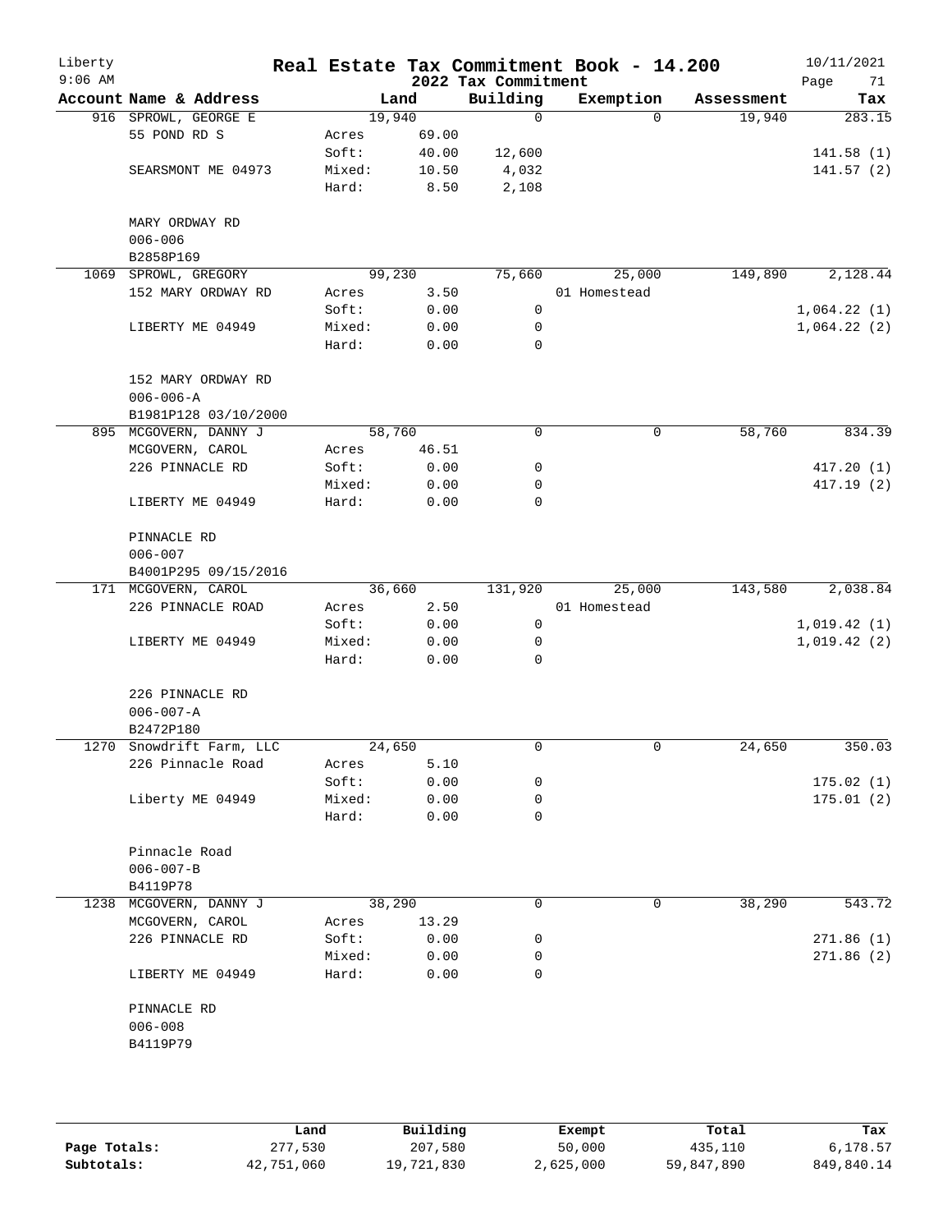# Real Estate Tax Commitment Book - 14.200

Liberty
9:06 AM

2022 Tax Commitment

10/11/2021

| Account Name & Address | Land | | Building | Exemption | Assessment | Tax |
|---|---|---|---|---|---|---|
| 916 SPROWL, GEORGE E | 19,940 | | 0 | 0 | 19,940 | 283.15 |
| 55 POND RD S | Acres | 69.00 | | | | |
| | Soft: | 40.00 | 12,600 | | | 141.58 (1) |
| SEARSMONT ME 04973 | Mixed: | 10.50 | 4,032 | | | 141.57 (2) |
| | Hard: | 8.50 | 2,108 | | | |
| MARY ORDWAY RD | | | | | | |
| 006-006 | | | | | | |
| B2858P169 | | | | | | |
| 1069 SPROWL, GREGORY | 99,230 | | 75,660 | 25,000 | 149,890 | 2,128.44 |
| 152 MARY ORDWAY RD | Acres | 3.50 | | 01 Homestead | | |
| | Soft: | 0.00 | 0 | | | 1,064.22 (1) |
| LIBERTY ME 04949 | Mixed: | 0.00 | 0 | | | 1,064.22 (2) |
| | Hard: | 0.00 | 0 | | | |
| 152 MARY ORDWAY RD | | | | | | |
| 006-006-A | | | | | | |
| B1981P128 03/10/2000 | | | | | | |
| 895 MCGOVERN, DANNY J | 58,760 | | 0 | 0 | 58,760 | 834.39 |
| MCGOVERN, CAROL | Acres | 46.51 | | | | |
| 226 PINNACLE RD | Soft: | 0.00 | 0 | | | 417.20 (1) |
| | Mixed: | 0.00 | 0 | | | 417.19 (2) |
| LIBERTY ME 04949 | Hard: | 0.00 | 0 | | | |
| PINNACLE RD | | | | | | |
| 006-007 | | | | | | |
| B4001P295 09/15/2016 | | | | | | |
| 171 MCGOVERN, CAROL | 36,660 | | 131,920 | 25,000 | 143,580 | 2,038.84 |
| 226 PINNACLE ROAD | Acres | 2.50 | | 01 Homestead | | |
| | Soft: | 0.00 | 0 | | | 1,019.42 (1) |
| LIBERTY ME 04949 | Mixed: | 0.00 | 0 | | | 1,019.42 (2) |
| | Hard: | 0.00 | 0 | | | |
| 226 PINNACLE RD | | | | | | |
| 006-007-A | | | | | | |
| B2472P180 | | | | | | |
| 1270 Snowdrift Farm, LLC | 24,650 | | 0 | 0 | 24,650 | 350.03 |
| 226 Pinnacle Road | Acres | 5.10 | | | | |
| | Soft: | 0.00 | 0 | | | 175.02 (1) |
| Liberty ME 04949 | Mixed: | 0.00 | 0 | | | 175.01 (2) |
| | Hard: | 0.00 | 0 | | | |
| Pinnacle Road | | | | | | |
| 006-007-B | | | | | | |
| B4119P78 | | | | | | |
| 1238 MCGOVERN, DANNY J | 38,290 | | 0 | 0 | 38,290 | 543.72 |
| MCGOVERN, CAROL | Acres | 13.29 | | | | |
| 226 PINNACLE RD | Soft: | 0.00 | 0 | | | 271.86 (1) |
| | Mixed: | 0.00 | 0 | | | 271.86 (2) |
| LIBERTY ME 04949 | Hard: | 0.00 | 0 | | | |
| PINNACLE RD | | | | | | |
| 006-008 | | | | | | |
| B4119P79 | | | | | | |

| | Land | Building | Exempt | Total | Tax |
|---|---|---|---|---|---|
| Page Totals: | 277,530 | 207,580 | 50,000 | 435,110 | 6,178.57 |
| Subtotals: | 42,751,060 | 19,721,830 | 2,625,000 | 59,847,890 | 849,840.14 |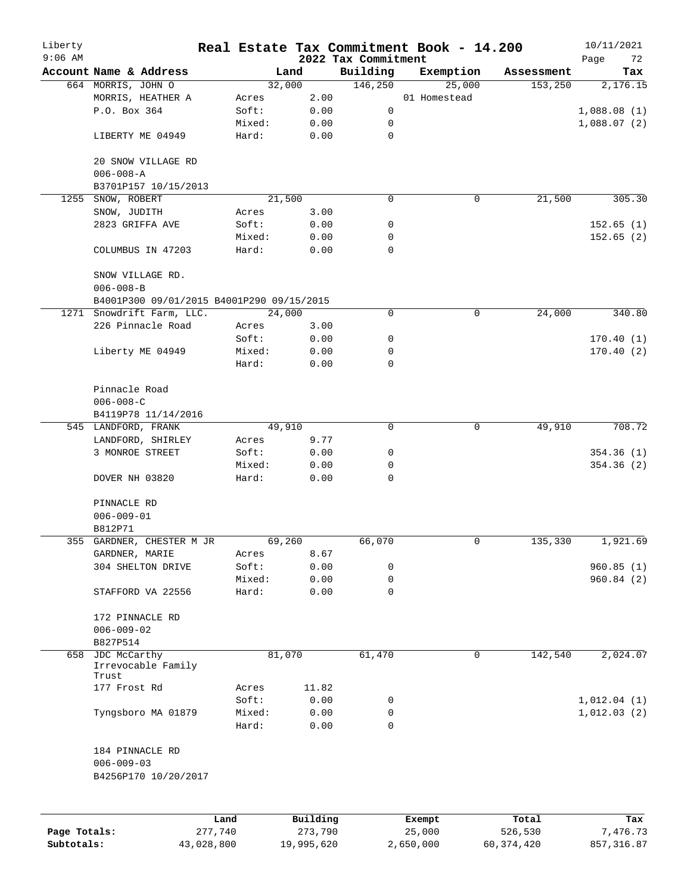# Real Estate Tax Commitment Book - 14.200

## 2022 Tax Commitment

Liberty 9:06 AM — 10/11/2021

| Account Name & Address | Land | | Building | Exemption | Assessment | Tax |
|---|---|---|---|---|---|---|
| 664 MORRIS, JOHN O | 32,000 | | 146,250 | 25,000 | 153,250 | 2,176.15 |
| MORRIS, HEATHER A | Acres | 2.00 | | 01 Homestead | | |
| P.O. Box 364 | Soft: | 0.00 | 0 | | | 1,088.08 (1) |
| | Mixed: | 0.00 | 0 | | | 1,088.07 (2) |
| LIBERTY ME 04949 | Hard: | 0.00 | 0 | | | |
| 20 SNOW VILLAGE RD | | | | | | |
| 006-008-A | | | | | | |
| B3701P157 10/15/2013 | | | | | | |
| 1255 SNOW, ROBERT | 21,500 | | 0 | 0 | 21,500 | 305.30 |
| SNOW, JUDITH | Acres | 3.00 | | | | |
| 2823 GRIFFA AVE | Soft: | 0.00 | 0 | | | 152.65 (1) |
| | Mixed: | 0.00 | 0 | | | 152.65 (2) |
| COLUMBUS IN 47203 | Hard: | 0.00 | 0 | | | |
| SNOW VILLAGE RD. | | | | | | |
| 006-008-B | | | | | | |
| B4001P300 09/01/2015 B4001P290 09/15/2015 | | | | | | |
| 1271 Snowdrift Farm, LLC. | 24,000 | | 0 | 0 | 24,000 | 340.80 |
| 226 Pinnacle Road | Acres | 3.00 | | | | |
| | Soft: | 0.00 | 0 | | | 170.40 (1) |
| Liberty ME 04949 | Mixed: | 0.00 | 0 | | | 170.40 (2) |
| | Hard: | 0.00 | 0 | | | |
| Pinnacle Road | | | | | | |
| 006-008-C | | | | | | |
| B4119P78 11/14/2016 | | | | | | |
| 545 LANDFORD, FRANK | 49,910 | | 0 | 0 | 49,910 | 708.72 |
| LANDFORD, SHIRLEY | Acres | 9.77 | | | | |
| 3 MONROE STREET | Soft: | 0.00 | 0 | | | 354.36 (1) |
| | Mixed: | 0.00 | 0 | | | 354.36 (2) |
| DOVER NH 03820 | Hard: | 0.00 | 0 | | | |
| PINNACLE RD | | | | | | |
| 006-009-01 | | | | | | |
| B812P71 | | | | | | |
| 355 GARDNER, CHESTER M JR | 69,260 | | 66,070 | 0 | 135,330 | 1,921.69 |
| GARDNER, MARIE | Acres | 8.67 | | | | |
| 304 SHELTON DRIVE | Soft: | 0.00 | 0 | | | 960.85 (1) |
| | Mixed: | 0.00 | 0 | | | 960.84 (2) |
| STAFFORD VA 22556 | Hard: | 0.00 | 0 | | | |
| 172 PINNACLE RD | | | | | | |
| 006-009-02 | | | | | | |
| B827P514 | | | | | | |
| 658 JDC McCarthy Irrevocable Family Trust | 81,070 | | 61,470 | 0 | 142,540 | 2,024.07 |
| 177 Frost Rd | Acres | 11.82 | | | | |
| | Soft: | 0.00 | 0 | | | 1,012.04 (1) |
| Tyngsboro MA 01879 | Mixed: | 0.00 | 0 | | | 1,012.03 (2) |
| | Hard: | 0.00 | 0 | | | |
| 184 PINNACLE RD | | | | | | |
| 006-009-03 | | | | | | |
| B4256P170 10/20/2017 | | | | | | |

| | Land | Building | Exempt | Total | Tax |
|---|---|---|---|---|---|
| Page Totals: | 277,740 | 273,790 | 25,000 | 526,530 | 7,476.73 |
| Subtotals: | 43,028,800 | 19,995,620 | 2,650,000 | 60,374,420 | 857,316.87 |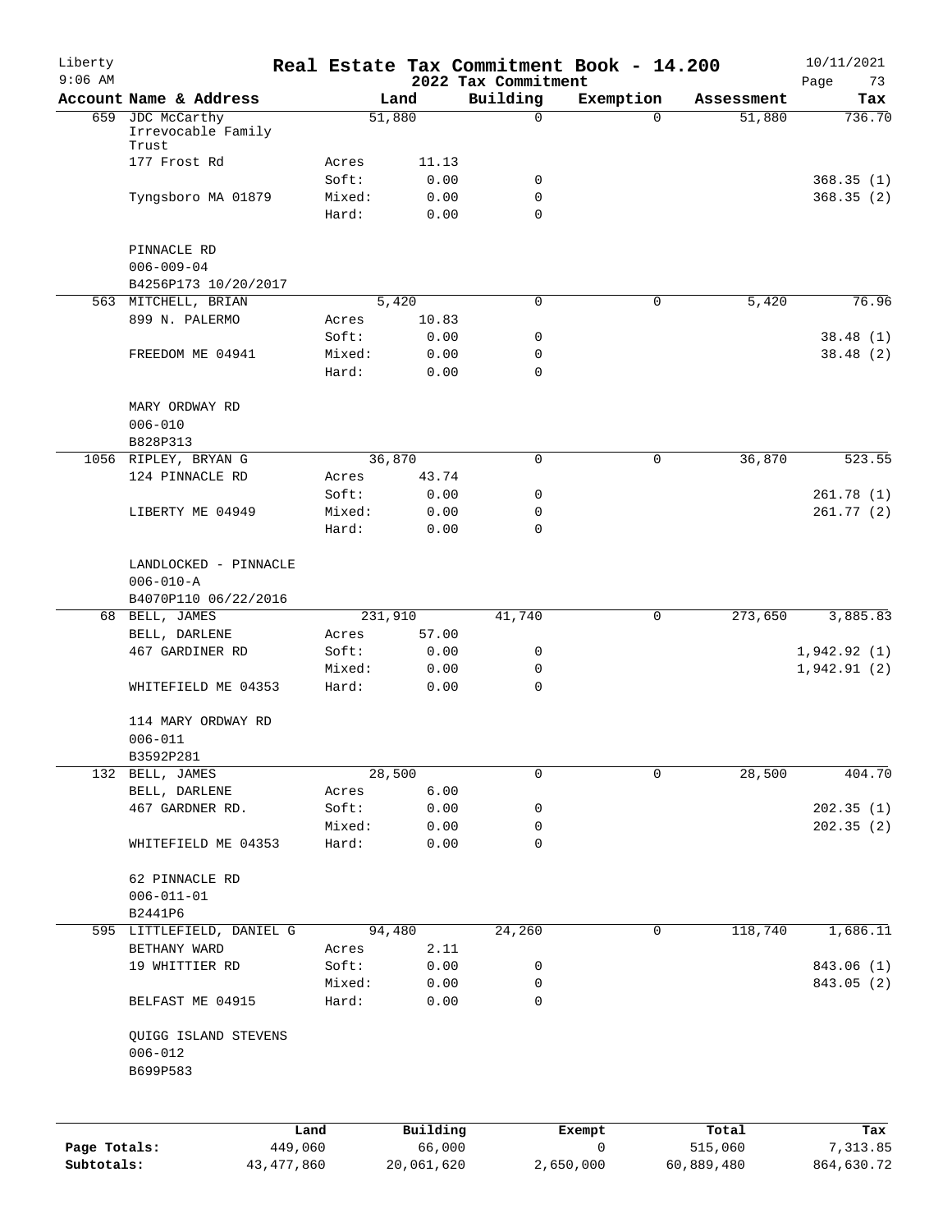# Real Estate Tax Commitment Book - 14.200

Liberty
9:06 AM

2022 Tax Commitment

10/11/2021

| Account Name & Address | | Land | Building | Exemption | Assessment | Tax |
|---|---|---|---|---|---|---|
| 659 JDC McCarthy Irrevocable Family Trust | | 51,880 | 0 | 0 | 51,880 | 736.70 |
| 177 Frost Rd | Acres | 11.13 | | | | |
| | Soft: | 0.00 | 0 | | | 368.35 (1) |
| Tyngsboro MA 01879 | Mixed: | 0.00 | 0 | | | 368.35 (2) |
| | Hard: | 0.00 | 0 | | | |
| PINNACLE RD | | | | | | |
| 006-009-04 | | | | | | |
| B4256P173 10/20/2017 | | | | | | |
| 563 MITCHELL, BRIAN | | 5,420 | 0 | 0 | 5,420 | 76.96 |
| 899 N. PALERMO | Acres | 10.83 | | | | |
| | Soft: | 0.00 | 0 | | | 38.48 (1) |
| FREEDOM ME 04941 | Mixed: | 0.00 | 0 | | | 38.48 (2) |
| | Hard: | 0.00 | 0 | | | |
| MARY ORDWAY RD | | | | | | |
| 006-010 | | | | | | |
| B828P313 | | | | | | |
| 1056 RIPLEY, BRYAN G | | 36,870 | 0 | 0 | 36,870 | 523.55 |
| 124 PINNACLE RD | Acres | 43.74 | | | | |
| | Soft: | 0.00 | 0 | | | 261.78 (1) |
| LIBERTY ME 04949 | Mixed: | 0.00 | 0 | | | 261.77 (2) |
| | Hard: | 0.00 | 0 | | | |
| LANDLOCKED - PINNACLE | | | | | | |
| 006-010-A | | | | | | |
| B4070P110 06/22/2016 | | | | | | |
| 68 BELL, JAMES | | 231,910 | 41,740 | 0 | 273,650 | 3,885.83 |
| BELL, DARLENE | Acres | 57.00 | | | | |
| 467 GARDINER RD | Soft: | 0.00 | 0 | | | 1,942.92 (1) |
| | Mixed: | 0.00 | 0 | | | 1,942.91 (2) |
| WHITEFIELD ME 04353 | Hard: | 0.00 | 0 | | | |
| 114 MARY ORDWAY RD | | | | | | |
| 006-011 | | | | | | |
| B3592P281 | | | | | | |
| 132 BELL, JAMES | | 28,500 | 0 | 0 | 28,500 | 404.70 |
| BELL, DARLENE | Acres | 6.00 | | | | |
| 467 GARDNER RD. | Soft: | 0.00 | 0 | | | 202.35 (1) |
| | Mixed: | 0.00 | 0 | | | 202.35 (2) |
| WHITEFIELD ME 04353 | Hard: | 0.00 | 0 | | | |
| 62 PINNACLE RD | | | | | | |
| 006-011-01 | | | | | | |
| B2441P6 | | | | | | |
| 595 LITTLEFIELD, DANIEL G | | 94,480 | 24,260 | 0 | 118,740 | 1,686.11 |
| BETHANY WARD | Acres | 2.11 | | | | |
| 19 WHITTIER RD | Soft: | 0.00 | 0 | | | 843.06 (1) |
| | Mixed: | 0.00 | 0 | | | 843.05 (2) |
| BELFAST ME 04915 | Hard: | 0.00 | 0 | | | |
| QUIGG ISLAND STEVENS | | | | | | |
| 006-012 | | | | | | |
| B699P583 | | | | | | |

| | Land | Building | Exempt | Total | Tax |
|---|---|---|---|---|---|
| Page Totals: | 449,060 | 66,000 | 0 | 515,060 | 7,313.85 |
| Subtotals: | 43,477,860 | 20,061,620 | 2,650,000 | 60,889,480 | 864,630.72 |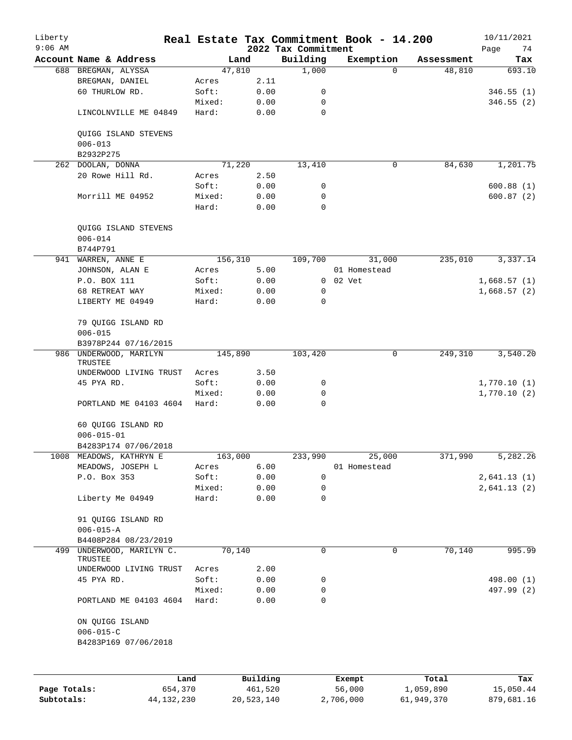# Real Estate Tax Commitment Book - 14.200

Liberty 9:06 AM — 2022 Tax Commitment — 10/11/2021

| Account Name & Address | Land | | Building | Exemption | Assessment | Tax |
|---|---|---|---|---|---|---|
| 688 BREGMAN, ALYSSA | 47,810 | | 1,000 | 0 | 48,810 | 693.10 |
| BREGMAN, DANIEL | Acres | 2.11 | | | | |
| 60 THURLOW RD. | Soft: | 0.00 | 0 | | | 346.55 (1) |
| | Mixed: | 0.00 | 0 | | | 346.55 (2) |
| LINCOLNVILLE ME 04849 | Hard: | 0.00 | 0 | | | |
| QUIGG ISLAND STEVENS | | | | | | |
| 006-013 | | | | | | |
| B2932P275 | | | | | | |
| 262 DOOLAN, DONNA | 71,220 | | 13,410 | 0 | 84,630 | 1,201.75 |
| 20 Rowe Hill Rd. | Acres | 2.50 | | | | |
| | Soft: | 0.00 | 0 | | | 600.88 (1) |
| Morrill ME 04952 | Mixed: | 0.00 | 0 | | | 600.87 (2) |
| | Hard: | 0.00 | 0 | | | |
| QUIGG ISLAND STEVENS | | | | | | |
| 006-014 | | | | | | |
| B744P791 | | | | | | |
| 941 WARREN, ANNE E | 156,310 | | 109,700 | 31,000 | 235,010 | 3,337.14 |
| JOHNSON, ALAN E | Acres | 5.00 | | 01 Homestead | | |
| P.O. BOX 111 | Soft: | 0.00 | 0 | 02 Vet | | 1,668.57 (1) |
| 68 RETREAT WAY | Mixed: | 0.00 | 0 | | | 1,668.57 (2) |
| LIBERTY ME 04949 | Hard: | 0.00 | 0 | | | |
| 79 QUIGG ISLAND RD | | | | | | |
| 006-015 | | | | | | |
| B3978P244 07/16/2015 | | | | | | |
| 986 UNDERWOOD, MARILYN TRUSTEE | 145,890 | | 103,420 | 0 | 249,310 | 3,540.20 |
| UNDERWOOD LIVING TRUST | Acres | 3.50 | | | | |
| 45 PYA RD. | Soft: | 0.00 | 0 | | | 1,770.10 (1) |
| | Mixed: | 0.00 | 0 | | | 1,770.10 (2) |
| PORTLAND ME 04103 4604 | Hard: | 0.00 | 0 | | | |
| 60 QUIGG ISLAND RD | | | | | | |
| 006-015-01 | | | | | | |
| B4283P174 07/06/2018 | | | | | | |
| 1008 MEADOWS, KATHRYN E | 163,000 | | 233,990 | 25,000 | 371,990 | 5,282.26 |
| MEADOWS, JOSEPH L | Acres | 6.00 | | 01 Homestead | | |
| P.O. Box 353 | Soft: | 0.00 | 0 | | | 2,641.13 (1) |
| | Mixed: | 0.00 | 0 | | | 2,641.13 (2) |
| Liberty Me 04949 | Hard: | 0.00 | 0 | | | |
| 91 QUIGG ISLAND RD | | | | | | |
| 006-015-A | | | | | | |
| B4408P284 08/23/2019 | | | | | | |
| 499 UNDERWOOD, MARILYN C. TRUSTEE | 70,140 | | 0 | 0 | 70,140 | 995.99 |
| UNDERWOOD LIVING TRUST | Acres | 2.00 | | | | |
| 45 PYA RD. | Soft: | 0.00 | 0 | | | 498.00 (1) |
| | Mixed: | 0.00 | 0 | | | 497.99 (2) |
| PORTLAND ME 04103 4604 | Hard: | 0.00 | 0 | | | |
| ON QUIGG ISLAND | | | | | | |
| 006-015-C | | | | | | |
| B4283P169 07/06/2018 | | | | | | |

| | Land | Building | Exempt | Total | Tax |
|---|---|---|---|---|---|
| Page Totals: | 654,370 | 461,520 | 56,000 | 1,059,890 | 15,050.44 |
| Subtotals: | 44,132,230 | 20,523,140 | 2,706,000 | 61,949,370 | 879,681.16 |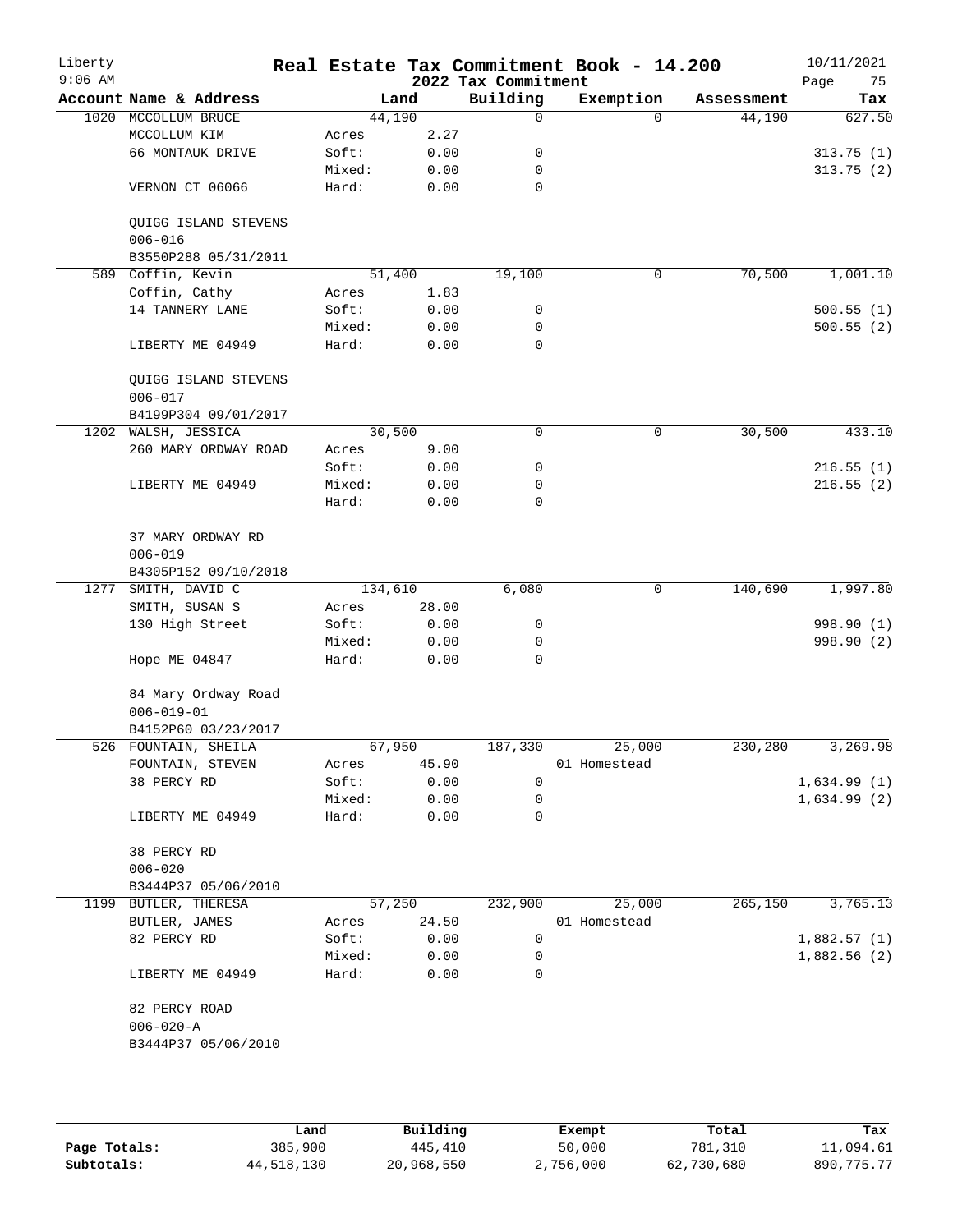# Liberty Real Estate Tax Commitment Book - 14.200

2022 Tax Commitment

9:06 AM — 10/11/2021

| Account | Name & Address | | Land | Building | Exemption | Assessment | Tax |
|---|---|---|---|---|---|---|---|
| 1020 | MCCOLLUM BRUCE | | 44,190 | 0 | 0 | 44,190 | 627.50 |
| | MCCOLLUM KIM | Acres | 2.27 | | | | |
| | 66 MONTAUK DRIVE | Soft: | 0.00 | 0 | | | 313.75 (1) |
| | | Mixed: | 0.00 | 0 | | | 313.75 (2) |
| | VERNON CT 06066 | Hard: | 0.00 | 0 | | | |
| | QUIGG ISLAND STEVENS | | | | | | |
| | 006-016 | | | | | | |
| | B3550P288 05/31/2011 | | | | | | |
| 589 | Coffin, Kevin | | 51,400 | 19,100 | 0 | 70,500 | 1,001.10 |
| | Coffin, Cathy | Acres | 1.83 | | | | |
| | 14 TANNERY LANE | Soft: | 0.00 | 0 | | | 500.55 (1) |
| | | Mixed: | 0.00 | 0 | | | 500.55 (2) |
| | LIBERTY ME 04949 | Hard: | 0.00 | 0 | | | |
| | QUIGG ISLAND STEVENS | | | | | | |
| | 006-017 | | | | | | |
| | B4199P304 09/01/2017 | | | | | | |
| 1202 | WALSH, JESSICA | | 30,500 | 0 | 0 | 30,500 | 433.10 |
| | 260 MARY ORDWAY ROAD | Acres | 9.00 | | | | |
| | | Soft: | 0.00 | 0 | | | 216.55 (1) |
| | LIBERTY ME 04949 | Mixed: | 0.00 | 0 | | | 216.55 (2) |
| | | Hard: | 0.00 | 0 | | | |
| | 37 MARY ORDWAY RD | | | | | | |
| | 006-019 | | | | | | |
| | B4305P152 09/10/2018 | | | | | | |
| 1277 | SMITH, DAVID C | | 134,610 | 6,080 | 0 | 140,690 | 1,997.80 |
| | SMITH, SUSAN S | Acres | 28.00 | | | | |
| | 130 High Street | Soft: | 0.00 | 0 | | | 998.90 (1) |
| | | Mixed: | 0.00 | 0 | | | 998.90 (2) |
| | Hope ME 04847 | Hard: | 0.00 | 0 | | | |
| | 84 Mary Ordway Road | | | | | | |
| | 006-019-01 | | | | | | |
| | B4152P60 03/23/2017 | | | | | | |
| 526 | FOUNTAIN, SHEILA | | 67,950 | 187,330 | 25,000 | 230,280 | 3,269.98 |
| | FOUNTAIN, STEVEN | Acres | 45.90 | | 01 Homestead | | |
| | 38 PERCY RD | Soft: | 0.00 | 0 | | | 1,634.99 (1) |
| | | Mixed: | 0.00 | 0 | | | 1,634.99 (2) |
| | LIBERTY ME 04949 | Hard: | 0.00 | 0 | | | |
| | 38 PERCY RD | | | | | | |
| | 006-020 | | | | | | |
| | B3444P37 05/06/2010 | | | | | | |
| 1199 | BUTLER, THERESA | | 57,250 | 232,900 | 25,000 | 265,150 | 3,765.13 |
| | BUTLER, JAMES | Acres | 24.50 | | 01 Homestead | | |
| | 82 PERCY RD | Soft: | 0.00 | 0 | | | 1,882.57 (1) |
| | | Mixed: | 0.00 | 0 | | | 1,882.56 (2) |
| | LIBERTY ME 04949 | Hard: | 0.00 | 0 | | | |
| | 82 PERCY ROAD | | | | | | |
| | 006-020-A | | | | | | |
| | B3444P37 05/06/2010 | | | | | | |

| | Land | Building | Exempt | Total | Tax |
|---|---|---|---|---|---|
| Page Totals: | 385,900 | 445,410 | 50,000 | 781,310 | 11,094.61 |
| Subtotals: | 44,518,130 | 20,968,550 | 2,756,000 | 62,730,680 | 890,775.77 |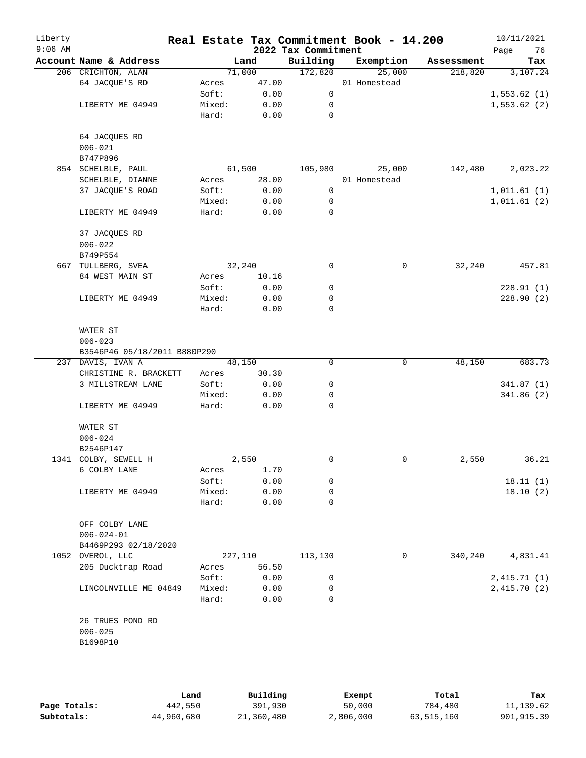# Real Estate Tax Commitment Book - 14.200

## 2022 Tax Commitment

Liberty 9:06 AM — 10/11/2021

| Account | Name & Address | | Land | Building | Exemption | Assessment | Tax |
|---|---|---|---|---|---|---|---|
| 206 | CRICHTON, ALAN | | 71,000 | 172,820 | 25,000 | 218,820 | 3,107.24 |
| | 64 JACQUE'S RD | Acres | 47.00 | | 01 Homestead | | |
| | | Soft: | 0.00 | 0 | | | 1,553.62 (1) |
| | LIBERTY ME 04949 | Mixed: | 0.00 | 0 | | | 1,553.62 (2) |
| | | Hard: | 0.00 | 0 | | | |
| | 64 JACQUES RD | | | | | | |
| | 006-021 | | | | | | |
| | B747P896 | | | | | | |
| 854 | SCHELBLE, PAUL | | 61,500 | 105,980 | 25,000 | 142,480 | 2,023.22 |
| | SCHELBLE, DIANNE | Acres | 28.00 | | 01 Homestead | | |
| | 37 JACQUE'S ROAD | Soft: | 0.00 | 0 | | | 1,011.61 (1) |
| | | Mixed: | 0.00 | 0 | | | 1,011.61 (2) |
| | LIBERTY ME 04949 | Hard: | 0.00 | 0 | | | |
| | 37 JACQUES RD | | | | | | |
| | 006-022 | | | | | | |
| | B749P554 | | | | | | |
| 667 | TULLBERG, SVEA | | 32,240 | 0 | 0 | 32,240 | 457.81 |
| | 84 WEST MAIN ST | Acres | 10.16 | | | | |
| | | Soft: | 0.00 | 0 | | | 228.91 (1) |
| | LIBERTY ME 04949 | Mixed: | 0.00 | 0 | | | 228.90 (2) |
| | | Hard: | 0.00 | 0 | | | |
| | WATER ST | | | | | | |
| | 006-023 | | | | | | |
| | B3546P46 05/18/2011 B880P290 | | | | | | |
| 237 | DAVIS, IVAN A | | 48,150 | 0 | 0 | 48,150 | 683.73 |
| | CHRISTINE R. BRACKETT | Acres | 30.30 | | | | |
| | 3 MILLSTREAM LANE | Soft: | 0.00 | 0 | | | 341.87 (1) |
| | | Mixed: | 0.00 | 0 | | | 341.86 (2) |
| | LIBERTY ME 04949 | Hard: | 0.00 | 0 | | | |
| | WATER ST | | | | | | |
| | 006-024 | | | | | | |
| | B2546P147 | | | | | | |
| 1341 | COLBY, SEWELL H | | 2,550 | 0 | 0 | 2,550 | 36.21 |
| | 6 COLBY LANE | Acres | 1.70 | | | | |
| | | Soft: | 0.00 | 0 | | | 18.11 (1) |
| | LIBERTY ME 04949 | Mixed: | 0.00 | 0 | | | 18.10 (2) |
| | | Hard: | 0.00 | 0 | | | |
| | OFF COLBY LANE | | | | | | |
| | 006-024-01 | | | | | | |
| | B4469P293 02/18/2020 | | | | | | |
| 1052 | OVEROL, LLC | | 227,110 | 113,130 | 0 | 340,240 | 4,831.41 |
| | 205 Ducktrap Road | Acres | 56.50 | | | | |
| | | Soft: | 0.00 | 0 | | | 2,415.71 (1) |
| | LINCOLNVILLE ME 04849 | Mixed: | 0.00 | 0 | | | 2,415.70 (2) |
| | | Hard: | 0.00 | 0 | | | |
| | 26 TRUES POND RD | | | | | | |
| | 006-025 | | | | | | |
| | B1698P10 | | | | | | |

| | Land | Building | Exempt | Total | Tax |
|---|---|---|---|---|---|
| Page Totals: | 442,550 | 391,930 | 50,000 | 784,480 | 11,139.62 |
| Subtotals: | 44,960,680 | 21,360,480 | 2,806,000 | 63,515,160 | 901,915.39 |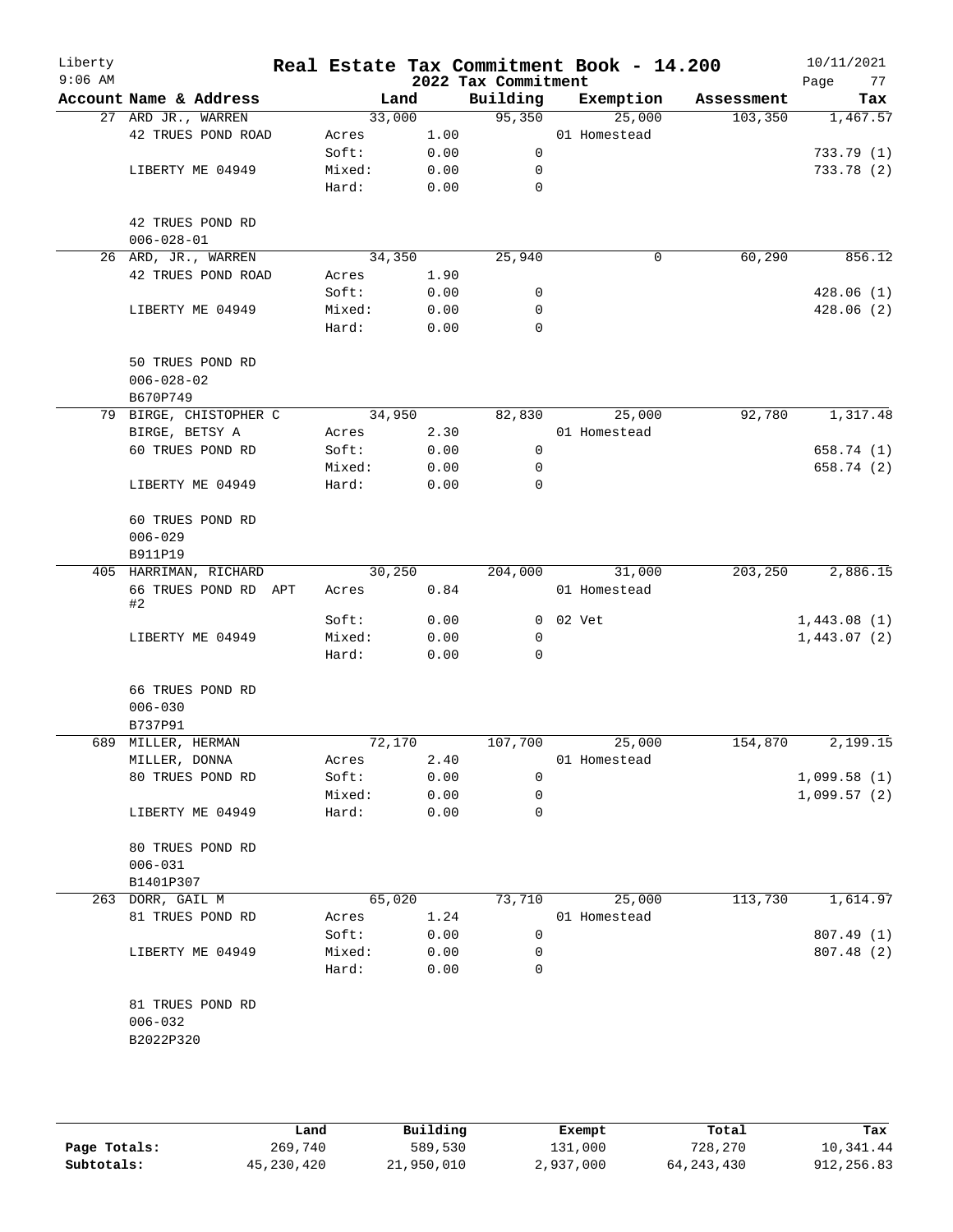# Real Estate Tax Commitment Book - 14.200

Liberty
9:06 AM

2022 Tax Commitment

10/11/2021

| Account | Name & Address | Land | | Building | Exemption | Assessment | Tax |
|---|---|---|---|---|---|---|---|
| 27 | ARD JR., WARREN | 33,000 | | 95,350 | 25,000 | 103,350 | 1,467.57 |
| | 42 TRUES POND ROAD | Acres | 1.00 | | 01 Homestead | | |
| | | Soft: | 0.00 | 0 | | | 733.79 (1) |
| | LIBERTY ME 04949 | Mixed: | 0.00 | 0 | | | 733.78 (2) |
| | | Hard: | 0.00 | 0 | | | |
| | 42 TRUES POND RD | | | | | | |
| | 006-028-01 | | | | | | |
| 26 | ARD, JR., WARREN | 34,350 | | 25,940 | 0 | 60,290 | 856.12 |
| | 42 TRUES POND ROAD | Acres | 1.90 | | | | |
| | | Soft: | 0.00 | 0 | | | 428.06 (1) |
| | LIBERTY ME 04949 | Mixed: | 0.00 | 0 | | | 428.06 (2) |
| | | Hard: | 0.00 | 0 | | | |
| | 50 TRUES POND RD | | | | | | |
| | 006-028-02 | | | | | | |
| | B670P749 | | | | | | |
| 79 | BIRGE, CHISTOPHER C | 34,950 | | 82,830 | 25,000 | 92,780 | 1,317.48 |
| | BIRGE, BETSY A | Acres | 2.30 | | 01 Homestead | | |
| | 60 TRUES POND RD | Soft: | 0.00 | 0 | | | 658.74 (1) |
| | | Mixed: | 0.00 | 0 | | | 658.74 (2) |
| | LIBERTY ME 04949 | Hard: | 0.00 | 0 | | | |
| | 60 TRUES POND RD | | | | | | |
| | 006-029 | | | | | | |
| | B911P19 | | | | | | |
| 405 | HARRIMAN, RICHARD | 30,250 | | 204,000 | 31,000 | 203,250 | 2,886.15 |
| | 66 TRUES POND RD APT #2 | Acres | 0.84 | | 01 Homestead | | |
| | | Soft: | 0.00 | 0 | 02 Vet | | 1,443.08 (1) |
| | LIBERTY ME 04949 | Mixed: | 0.00 | 0 | | | 1,443.07 (2) |
| | | Hard: | 0.00 | 0 | | | |
| | 66 TRUES POND RD | | | | | | |
| | 006-030 | | | | | | |
| | B737P91 | | | | | | |
| 689 | MILLER, HERMAN | 72,170 | | 107,700 | 25,000 | 154,870 | 2,199.15 |
| | MILLER, DONNA | Acres | 2.40 | | 01 Homestead | | |
| | 80 TRUES POND RD | Soft: | 0.00 | 0 | | | 1,099.58 (1) |
| | | Mixed: | 0.00 | 0 | | | 1,099.57 (2) |
| | LIBERTY ME 04949 | Hard: | 0.00 | 0 | | | |
| | 80 TRUES POND RD | | | | | | |
| | 006-031 | | | | | | |
| | B1401P307 | | | | | | |
| 263 | DORR, GAIL M | 65,020 | | 73,710 | 25,000 | 113,730 | 1,614.97 |
| | 81 TRUES POND RD | Acres | 1.24 | | 01 Homestead | | |
| | | Soft: | 0.00 | 0 | | | 807.49 (1) |
| | LIBERTY ME 04949 | Mixed: | 0.00 | 0 | | | 807.48 (2) |
| | | Hard: | 0.00 | 0 | | | |
| | 81 TRUES POND RD | | | | | | |
| | 006-032 | | | | | | |
| | B2022P320 | | | | | | |

| | Land | Building | Exempt | Total | Tax |
|---|---|---|---|---|---|
| Page Totals: | 269,740 | 589,530 | 131,000 | 728,270 | 10,341.44 |
| Subtotals: | 45,230,420 | 21,950,010 | 2,937,000 | 64,243,430 | 912,256.83 |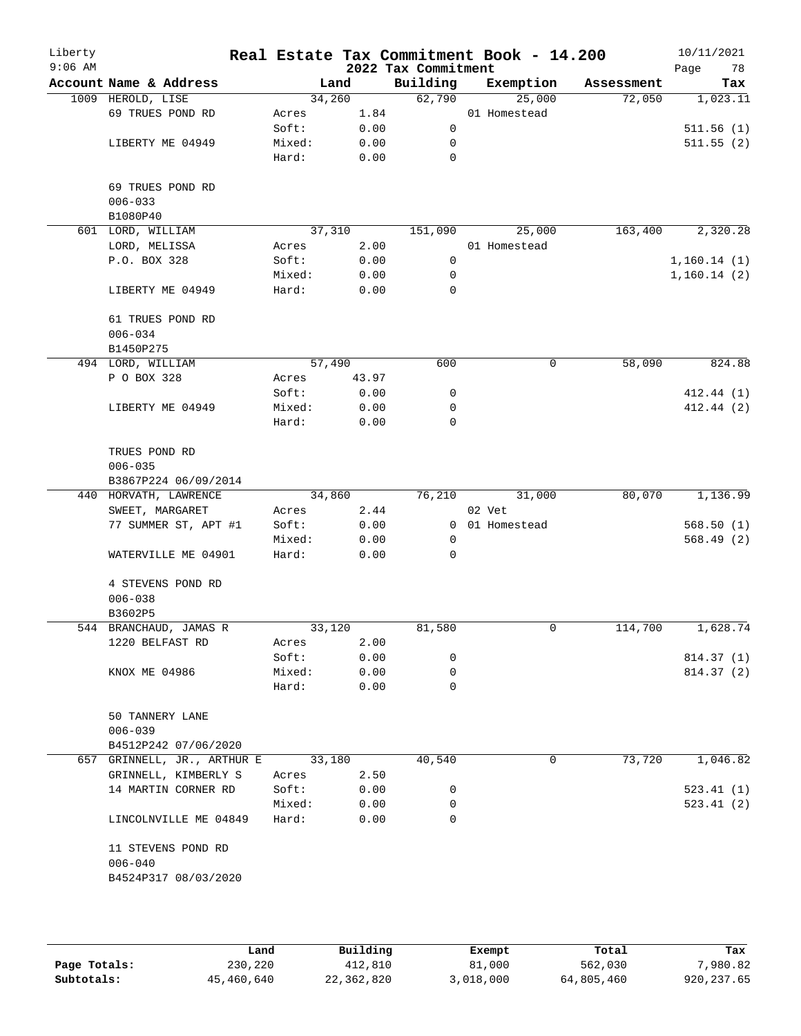# Real Estate Tax Commitment Book - 14.200

Liberty
9:06 AM

2022 Tax Commitment

10/11/2021

| Account Name & Address | Land | | Building | Exemption | Assessment | Tax |
|---|---|---|---|---|---|---|
| 1009 HEROLD, LISE | 34,260 | | 62,790 | 25,000 | 72,050 | 1,023.11 |
| 69 TRUES POND RD | Acres | 1.84 | | 01 Homestead | | |
| | Soft: | 0.00 | 0 | | | 511.56 (1) |
| LIBERTY ME 04949 | Mixed: | 0.00 | 0 | | | 511.55 (2) |
| | Hard: | 0.00 | 0 | | | |
| 69 TRUES POND RD | | | | | | |
| 006-033 | | | | | | |
| B1080P40 | | | | | | |
| 601 LORD, WILLIAM | 37,310 | | 151,090 | 25,000 | 163,400 | 2,320.28 |
| LORD, MELISSA | Acres | 2.00 | | 01 Homestead | | |
| P.O. BOX 328 | Soft: | 0.00 | 0 | | | 1,160.14 (1) |
| | Mixed: | 0.00 | 0 | | | 1,160.14 (2) |
| LIBERTY ME 04949 | Hard: | 0.00 | 0 | | | |
| 61 TRUES POND RD | | | | | | |
| 006-034 | | | | | | |
| B1450P275 | | | | | | |
| 494 LORD, WILLIAM | 57,490 | | 600 | 0 | 58,090 | 824.88 |
| P O BOX 328 | Acres | 43.97 | | | | |
| | Soft: | 0.00 | 0 | | | 412.44 (1) |
| LIBERTY ME 04949 | Mixed: | 0.00 | 0 | | | 412.44 (2) |
| | Hard: | 0.00 | 0 | | | |
| TRUES POND RD | | | | | | |
| 006-035 | | | | | | |
| B3867P224 06/09/2014 | | | | | | |
| 440 HORVATH, LAWRENCE | 34,860 | | 76,210 | 31,000 | 80,070 | 1,136.99 |
| SWEET, MARGARET | Acres | 2.44 | | 02 Vet | | |
| 77 SUMMER ST, APT #1 | Soft: | 0.00 | 0 | 01 Homestead | | 568.50 (1) |
| | Mixed: | 0.00 | 0 | | | 568.49 (2) |
| WATERVILLE ME 04901 | Hard: | 0.00 | 0 | | | |
| 4 STEVENS POND RD | | | | | | |
| 006-038 | | | | | | |
| B3602P5 | | | | | | |
| 544 BRANCHAUD, JAMAS R | 33,120 | | 81,580 | 0 | 114,700 | 1,628.74 |
| 1220 BELFAST RD | Acres | 2.00 | | | | |
| | Soft: | 0.00 | 0 | | | 814.37 (1) |
| KNOX ME 04986 | Mixed: | 0.00 | 0 | | | 814.37 (2) |
| | Hard: | 0.00 | 0 | | | |
| 50 TANNERY LANE | | | | | | |
| 006-039 | | | | | | |
| B4512P242 07/06/2020 | | | | | | |
| 657 GRINNELL, JR., ARTHUR E | 33,180 | | 40,540 | 0 | 73,720 | 1,046.82 |
| GRINNELL, KIMBERLY S | Acres | 2.50 | | | | |
| 14 MARTIN CORNER RD | Soft: | 0.00 | 0 | | | 523.41 (1) |
| | Mixed: | 0.00 | 0 | | | 523.41 (2) |
| LINCOLNVILLE ME 04849 | Hard: | 0.00 | 0 | | | |
| 11 STEVENS POND RD | | | | | | |
| 006-040 | | | | | | |
| B4524P317 08/03/2020 | | | | | | |

| | Land | Building | Exempt | Total | Tax |
|---|---|---|---|---|---|
| Page Totals: | 230,220 | 412,810 | 81,000 | 562,030 | 7,980.82 |
| Subtotals: | 45,460,640 | 22,362,820 | 3,018,000 | 64,805,460 | 920,237.65 |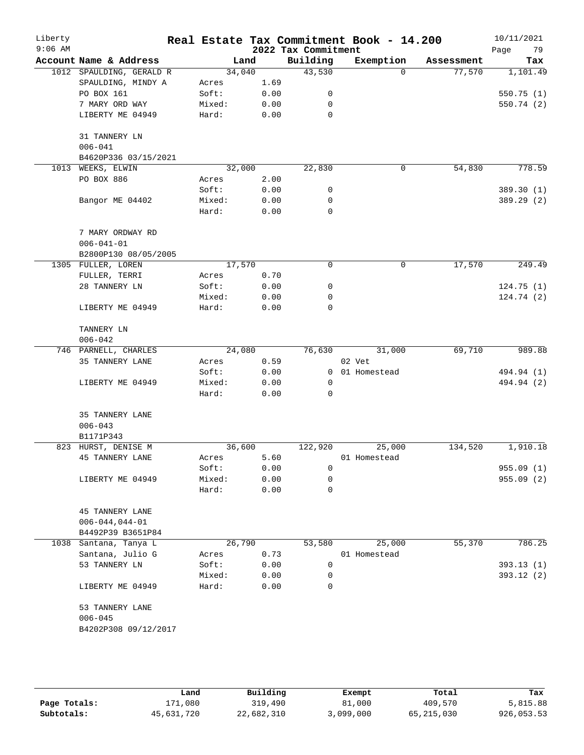# Real Estate Tax Commitment Book - 14.200

## 2022 Tax Commitment

Liberty 9:06 AM — 10/11/2021

| Account Name & Address | Land | | Building | Exemption | Assessment | Tax |
|---|---|---|---|---|---|---|
| 1012 SPAULDING, GERALD R | 34,040 | | 43,530 | 0 | 77,570 | 1,101.49 |
| SPAULDING, MINDY A | Acres | 1.69 | | | | |
| PO BOX 161 | Soft: | 0.00 | 0 | | | 550.75 (1) |
| 7 MARY ORD WAY | Mixed: | 0.00 | 0 | | | 550.74 (2) |
| LIBERTY ME 04949 | Hard: | 0.00 | 0 | | | |
| 31 TANNERY LN | | | | | | |
| 006-041 | | | | | | |
| B4620P336 03/15/2021 | | | | | | |
| 1013 WEEKS, ELWIN | 32,000 | | 22,830 | 0 | 54,830 | 778.59 |
| PO BOX 886 | Acres | 2.00 | | | | |
| | Soft: | 0.00 | 0 | | | 389.30 (1) |
| Bangor ME 04402 | Mixed: | 0.00 | 0 | | | 389.29 (2) |
| | Hard: | 0.00 | 0 | | | |
| 7 MARY ORDWAY RD | | | | | | |
| 006-041-01 | | | | | | |
| B2800P130 08/05/2005 | | | | | | |
| 1305 FULLER, LOREN | 17,570 | | 0 | 0 | 17,570 | 249.49 |
| FULLER, TERRI | Acres | 0.70 | | | | |
| 28 TANNERY LN | Soft: | 0.00 | 0 | | | 124.75 (1) |
| | Mixed: | 0.00 | 0 | | | 124.74 (2) |
| LIBERTY ME 04949 | Hard: | 0.00 | 0 | | | |
| TANNERY LN | | | | | | |
| 006-042 | | | | | | |
| 746 PARNELL, CHARLES | 24,080 | | 76,630 | 31,000 | 69,710 | 989.88 |
| 35 TANNERY LANE | Acres | 0.59 | | 02 Vet | | |
| | Soft: | 0.00 | 0 | 01 Homestead | | 494.94 (1) |
| LIBERTY ME 04949 | Mixed: | 0.00 | 0 | | | 494.94 (2) |
| | Hard: | 0.00 | 0 | | | |
| 35 TANNERY LANE | | | | | | |
| 006-043 | | | | | | |
| B1171P343 | | | | | | |
| 823 HURST, DENISE M | 36,600 | | 122,920 | 25,000 | 134,520 | 1,910.18 |
| 45 TANNERY LANE | Acres | 5.60 | | 01 Homestead | | |
| | Soft: | 0.00 | 0 | | | 955.09 (1) |
| LIBERTY ME 04949 | Mixed: | 0.00 | 0 | | | 955.09 (2) |
| | Hard: | 0.00 | 0 | | | |
| 45 TANNERY LANE | | | | | | |
| 006-044,044-01 | | | | | | |
| B4492P39 B3651P84 | | | | | | |
| 1038 Santana, Tanya L | 26,790 | | 53,580 | 25,000 | 55,370 | 786.25 |
| Santana, Julio G | Acres | 0.73 | | 01 Homestead | | |
| 53 TANNERY LN | Soft: | 0.00 | 0 | | | 393.13 (1) |
| | Mixed: | 0.00 | 0 | | | 393.12 (2) |
| LIBERTY ME 04949 | Hard: | 0.00 | 0 | | | |
| 53 TANNERY LANE | | | | | | |
| 006-045 | | | | | | |
| B4202P308 09/12/2017 | | | | | | |

| | Land | Building | Exempt | Total | Tax |
|---|---|---|---|---|---|
| Page Totals: | 171,080 | 319,490 | 81,000 | 409,570 | 5,815.88 |
| Subtotals: | 45,631,720 | 22,682,310 | 3,099,000 | 65,215,030 | 926,053.53 |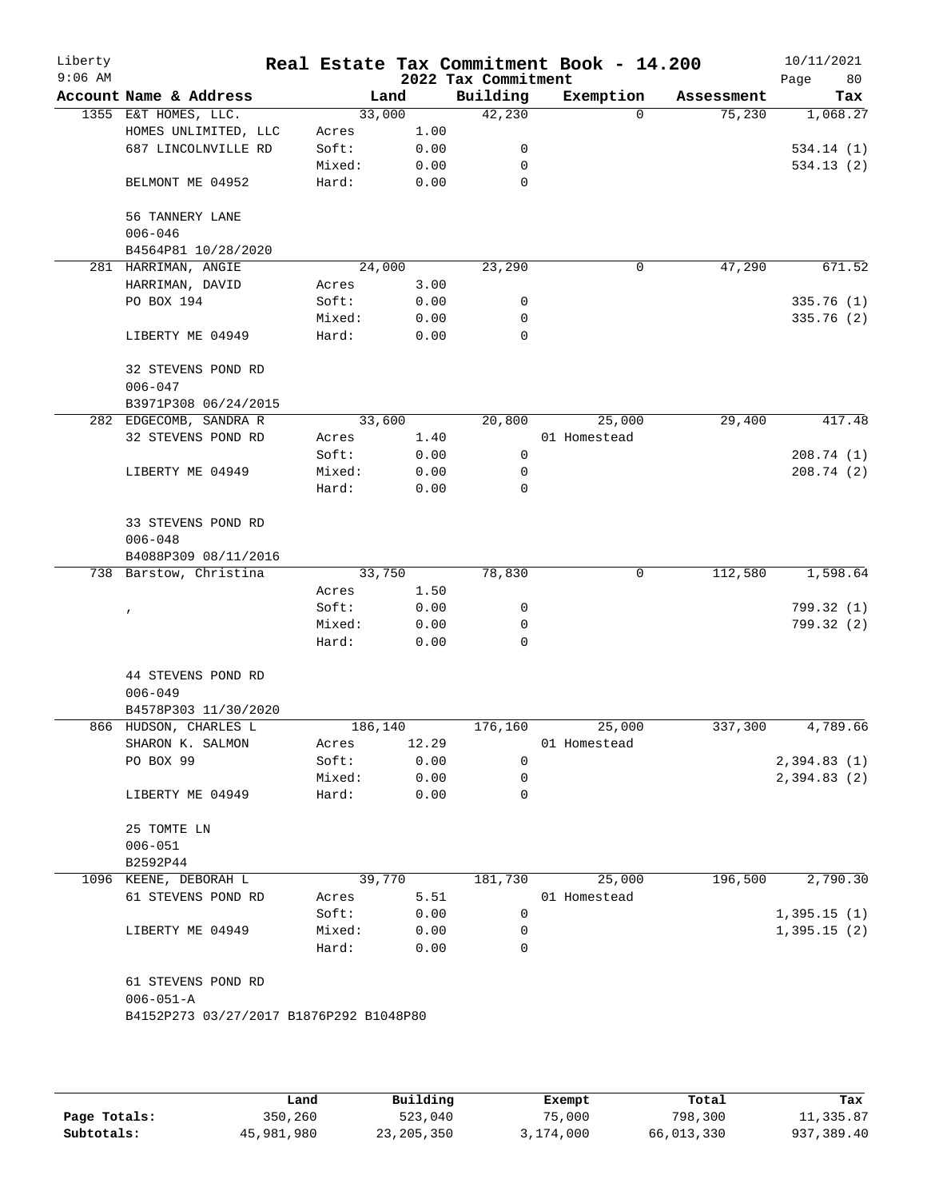# Real Estate Tax Commitment Book - 14.200

Liberty
9:06 AM

2022 Tax Commitment

10/11/2021

| Account Name & Address | | Land | Building | Exemption | Assessment | Tax |
|---|---|---|---|---|---|---|
| 1355 E&T HOMES, LLC. | | 33,000 | 42,230 | 0 | 75,230 | 1,068.27 |
| HOMES UNLIMITED, LLC | Acres | 1.00 | | | | |
| 687 LINCOLNVILLE RD | Soft: | 0.00 | 0 | | | 534.14 (1) |
| | Mixed: | 0.00 | 0 | | | 534.13 (2) |
| BELMONT ME 04952 | Hard: | 0.00 | 0 | | | |
| 56 TANNERY LANE | | | | | | |
| 006-046 | | | | | | |
| B4564P81 10/28/2020 | | | | | | |
| 281 HARRIMAN, ANGIE | | 24,000 | 23,290 | 0 | 47,290 | 671.52 |
| HARRIMAN, DAVID | Acres | 3.00 | | | | |
| PO BOX 194 | Soft: | 0.00 | 0 | | | 335.76 (1) |
| | Mixed: | 0.00 | 0 | | | 335.76 (2) |
| LIBERTY ME 04949 | Hard: | 0.00 | 0 | | | |
| 32 STEVENS POND RD | | | | | | |
| 006-047 | | | | | | |
| B3971P308 06/24/2015 | | | | | | |
| 282 EDGECOMB, SANDRA R | | 33,600 | 20,800 | 25,000 | 29,400 | 417.48 |
| 32 STEVENS POND RD | Acres | 1.40 | | 01 Homestead | | |
| | Soft: | 0.00 | 0 | | | 208.74 (1) |
| LIBERTY ME 04949 | Mixed: | 0.00 | 0 | | | 208.74 (2) |
| | Hard: | 0.00 | 0 | | | |
| 33 STEVENS POND RD | | | | | | |
| 006-048 | | | | | | |
| B4088P309 08/11/2016 | | | | | | |
| 738 Barstow, Christina | | 33,750 | 78,830 | 0 | 112,580 | 1,598.64 |
| | Acres | 1.50 | | | | |
| , | Soft: | 0.00 | 0 | | | 799.32 (1) |
| | Mixed: | 0.00 | 0 | | | 799.32 (2) |
| | Hard: | 0.00 | 0 | | | |
| 44 STEVENS POND RD | | | | | | |
| 006-049 | | | | | | |
| B4578P303 11/30/2020 | | | | | | |
| 866 HUDSON, CHARLES L | | 186,140 | 176,160 | 25,000 | 337,300 | 4,789.66 |
| SHARON K. SALMON | Acres | 12.29 | | 01 Homestead | | |
| PO BOX 99 | Soft: | 0.00 | 0 | | | 2,394.83 (1) |
| | Mixed: | 0.00 | 0 | | | 2,394.83 (2) |
| LIBERTY ME 04949 | Hard: | 0.00 | 0 | | | |
| 25 TOMTE LN | | | | | | |
| 006-051 | | | | | | |
| B2592P44 | | | | | | |
| 1096 KEENE, DEBORAH L | | 39,770 | 181,730 | 25,000 | 196,500 | 2,790.30 |
| 61 STEVENS POND RD | Acres | 5.51 | | 01 Homestead | | |
| | Soft: | 0.00 | 0 | | | 1,395.15 (1) |
| LIBERTY ME 04949 | Mixed: | 0.00 | 0 | | | 1,395.15 (2) |
| | Hard: | 0.00 | 0 | | | |
| 61 STEVENS POND RD | | | | | | |
| 006-051-A | | | | | | |
| B4152P273 03/27/2017 B1876P292 B1048P80 | | | | | | |

| | Land | Building | Exempt | Total | Tax |
|---|---|---|---|---|---|
| Page Totals: | 350,260 | 523,040 | 75,000 | 798,300 | 11,335.87 |
| Subtotals: | 45,981,980 | 23,205,350 | 3,174,000 | 66,013,330 | 937,389.40 |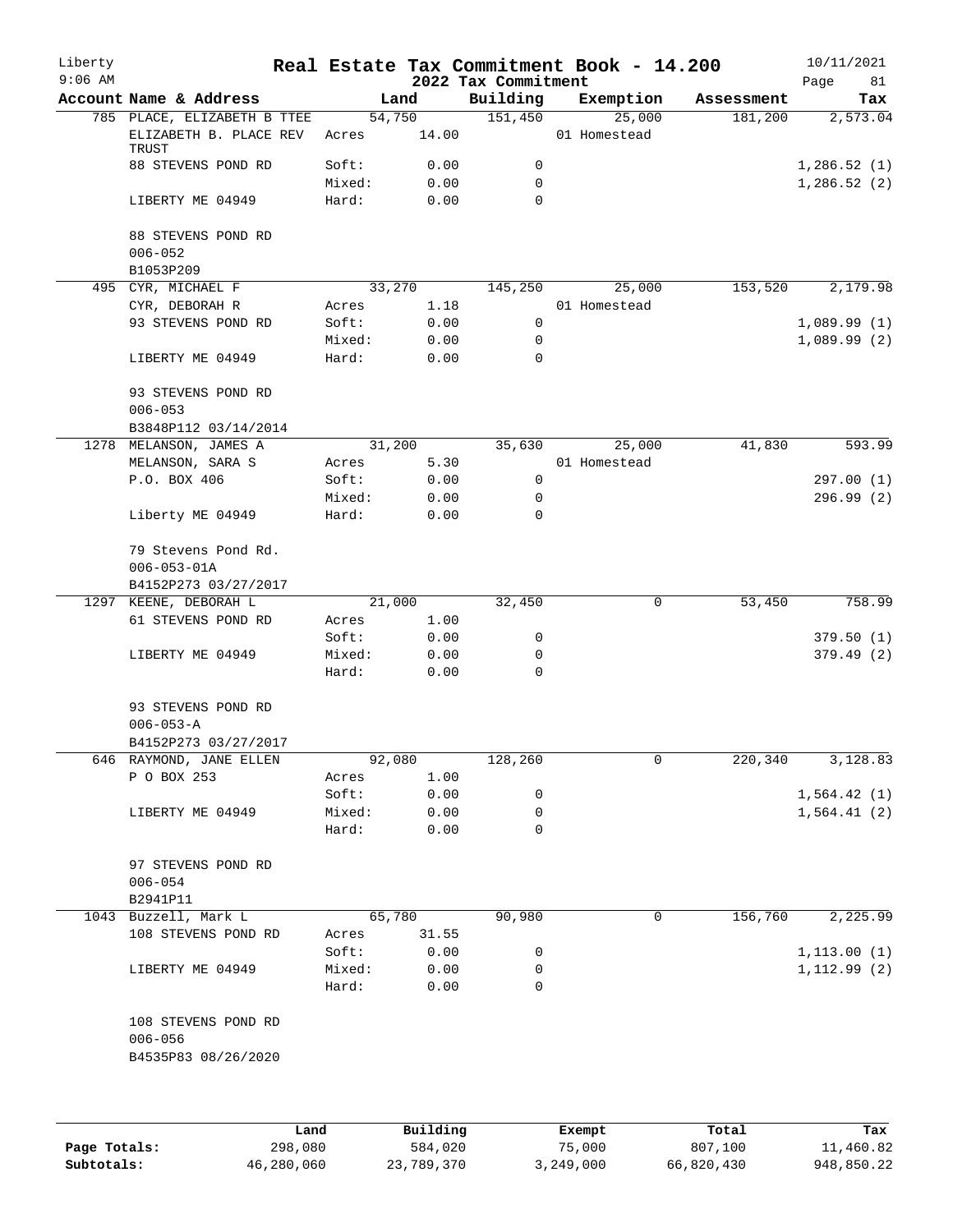# Real Estate Tax Commitment Book - 14.200

Liberty
9:06 AM

## 2022 Tax Commitment

10/11/2021

| Account Name & Address | | Land | Building | Exemption | Assessment | Tax |
|---|---|---|---|---|---|---|
| 785 PLACE, ELIZABETH B TTEE | | 54,750 | 151,450 | 25,000 | 181,200 | 2,573.04 |
| ELIZABETH B. PLACE REV TRUST | Acres | 14.00 | | 01 Homestead | | |
| 88 STEVENS POND RD | Soft: | 0.00 | 0 | | | 1,286.52 (1) |
| | Mixed: | 0.00 | 0 | | | 1,286.52 (2) |
| LIBERTY ME 04949 | Hard: | 0.00 | 0 | | | |
| 88 STEVENS POND RD | | | | | | |
| 006-052 | | | | | | |
| B1053P209 | | | | | | |
| 495 CYR, MICHAEL F | | 33,270 | 145,250 | 25,000 | 153,520 | 2,179.98 |
| CYR, DEBORAH R | Acres | 1.18 | | 01 Homestead | | |
| 93 STEVENS POND RD | Soft: | 0.00 | 0 | | | 1,089.99 (1) |
| | Mixed: | 0.00 | 0 | | | 1,089.99 (2) |
| LIBERTY ME 04949 | Hard: | 0.00 | 0 | | | |
| 93 STEVENS POND RD | | | | | | |
| 006-053 | | | | | | |
| B3848P112 03/14/2014 | | | | | | |
| 1278 MELANSON, JAMES A | | 31,200 | 35,630 | 25,000 | 41,830 | 593.99 |
| MELANSON, SARA S | Acres | 5.30 | | 01 Homestead | | |
| P.O. BOX 406 | Soft: | 0.00 | 0 | | | 297.00 (1) |
| | Mixed: | 0.00 | 0 | | | 296.99 (2) |
| Liberty ME 04949 | Hard: | 0.00 | 0 | | | |
| 79 Stevens Pond Rd. | | | | | | |
| 006-053-01A | | | | | | |
| B4152P273 03/27/2017 | | | | | | |
| 1297 KEENE, DEBORAH L | | 21,000 | 32,450 | 0 | 53,450 | 758.99 |
| 61 STEVENS POND RD | Acres | 1.00 | | | | |
| | Soft: | 0.00 | 0 | | | 379.50 (1) |
| LIBERTY ME 04949 | Mixed: | 0.00 | 0 | | | 379.49 (2) |
| | Hard: | 0.00 | 0 | | | |
| 93 STEVENS POND RD | | | | | | |
| 006-053-A | | | | | | |
| B4152P273 03/27/2017 | | | | | | |
| 646 RAYMOND, JANE ELLEN | | 92,080 | 128,260 | 0 | 220,340 | 3,128.83 |
| P O BOX 253 | Acres | 1.00 | | | | |
| | Soft: | 0.00 | 0 | | | 1,564.42 (1) |
| LIBERTY ME 04949 | Mixed: | 0.00 | 0 | | | 1,564.41 (2) |
| | Hard: | 0.00 | 0 | | | |
| 97 STEVENS POND RD | | | | | | |
| 006-054 | | | | | | |
| B2941P11 | | | | | | |
| 1043 Buzzell, Mark L | | 65,780 | 90,980 | 0 | 156,760 | 2,225.99 |
| 108 STEVENS POND RD | Acres | 31.55 | | | | |
| | Soft: | 0.00 | 0 | | | 1,113.00 (1) |
| LIBERTY ME 04949 | Mixed: | 0.00 | 0 | | | 1,112.99 (2) |
| | Hard: | 0.00 | 0 | | | |
| 108 STEVENS POND RD | | | | | | |
| 006-056 | | | | | | |
| B4535P83 08/26/2020 | | | | | | |

| | Land | Building | Exempt | Total | Tax |
|---|---|---|---|---|---|
| Page Totals: | 298,080 | 584,020 | 75,000 | 807,100 | 11,460.82 |
| Subtotals: | 46,280,060 | 23,789,370 | 3,249,000 | 66,820,430 | 948,850.22 |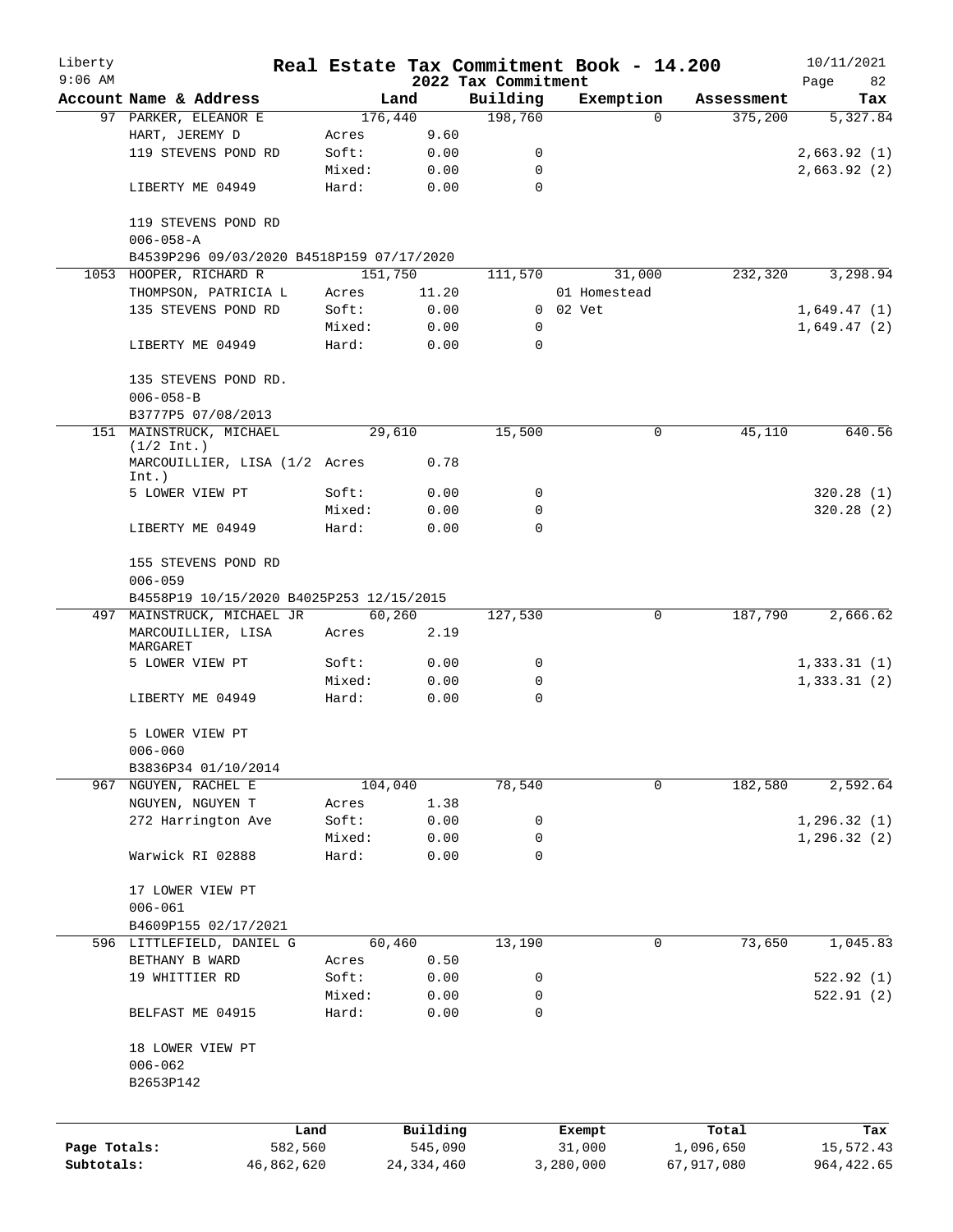# Real Estate Tax Commitment Book - 14.200

Liberty
9:06 AM

2022 Tax Commitment

10/11/2021

| Account | Name & Address | Land | | Building | Exemption | Assessment | Tax |
|---|---|---|---|---|---|---|---|
| 97 | PARKER, ELEANOR E | 176,440 | | 198,760 | 0 | 375,200 | 5,327.84 |
| | HART, JEREMY D | Acres | 9.60 | | | | |
| | 119 STEVENS POND RD | Soft: | 0.00 | 0 | | | 2,663.92 (1) |
| | | Mixed: | 0.00 | 0 | | | 2,663.92 (2) |
| | LIBERTY ME 04949 | Hard: | 0.00 | 0 | | | |
| | 119 STEVENS POND RD | | | | | | |
| | 006-058-A | | | | | | |
| | B4539P296 09/03/2020 B4518P159 07/17/2020 | | | | | | |
| 1053 | HOOPER, RICHARD R | 151,750 | | 111,570 | 31,000 | 232,320 | 3,298.94 |
| | THOMPSON, PATRICIA L | Acres | 11.20 | | 01 Homestead | | |
| | 135 STEVENS POND RD | Soft: | 0.00 | 0 | 02 Vet | | 1,649.47 (1) |
| | | Mixed: | 0.00 | 0 | | | 1,649.47 (2) |
| | LIBERTY ME 04949 | Hard: | 0.00 | 0 | | | |
| | 135 STEVENS POND RD. | | | | | | |
| | 006-058-B | | | | | | |
| | B3777P5 07/08/2013 | | | | | | |
| 151 | MAINSTRUCK, MICHAEL (1/2 Int.) | 29,610 | | 15,500 | 0 | 45,110 | 640.56 |
| | MARCOUILLIER, LISA (1/2 Int.) | Acres | 0.78 | | | | |
| | 5 LOWER VIEW PT | Soft: | 0.00 | 0 | | | 320.28 (1) |
| | | Mixed: | 0.00 | 0 | | | 320.28 (2) |
| | LIBERTY ME 04949 | Hard: | 0.00 | 0 | | | |
| | 155 STEVENS POND RD | | | | | | |
| | 006-059 | | | | | | |
| | B4558P19 10/15/2020 B4025P253 12/15/2015 | | | | | | |
| 497 | MAINSTRUCK, MICHAEL JR | 60,260 | | 127,530 | 0 | 187,790 | 2,666.62 |
| | MARCOUILLIER, LISA MARGARET | Acres | 2.19 | | | | |
| | 5 LOWER VIEW PT | Soft: | 0.00 | 0 | | | 1,333.31 (1) |
| | | Mixed: | 0.00 | 0 | | | 1,333.31 (2) |
| | LIBERTY ME 04949 | Hard: | 0.00 | 0 | | | |
| | 5 LOWER VIEW PT | | | | | | |
| | 006-060 | | | | | | |
| | B3836P34 01/10/2014 | | | | | | |
| 967 | NGUYEN, RACHEL E | 104,040 | | 78,540 | 0 | 182,580 | 2,592.64 |
| | NGUYEN, NGUYEN T | Acres | 1.38 | | | | |
| | 272 Harrington Ave | Soft: | 0.00 | 0 | | | 1,296.32 (1) |
| | | Mixed: | 0.00 | 0 | | | 1,296.32 (2) |
| | Warwick RI 02888 | Hard: | 0.00 | 0 | | | |
| | 17 LOWER VIEW PT | | | | | | |
| | 006-061 | | | | | | |
| | B4609P155 02/17/2021 | | | | | | |
| 596 | LITTLEFIELD, DANIEL G | 60,460 | | 13,190 | 0 | 73,650 | 1,045.83 |
| | BETHANY B WARD | Acres | 0.50 | | | | |
| | 19 WHITTIER RD | Soft: | 0.00 | 0 | | | 522.92 (1) |
| | | Mixed: | 0.00 | 0 | | | 522.91 (2) |
| | BELFAST ME 04915 | Hard: | 0.00 | 0 | | | |
| | 18 LOWER VIEW PT | | | | | | |
| | 006-062 | | | | | | |
| | B2653P142 | | | | | | |

| | Land | Building | Exempt | Total | Tax |
|---|---|---|---|---|---|
| Page Totals: | 582,560 | 545,090 | 31,000 | 1,096,650 | 15,572.43 |
| Subtotals: | 46,862,620 | 24,334,460 | 3,280,000 | 67,917,080 | 964,422.65 |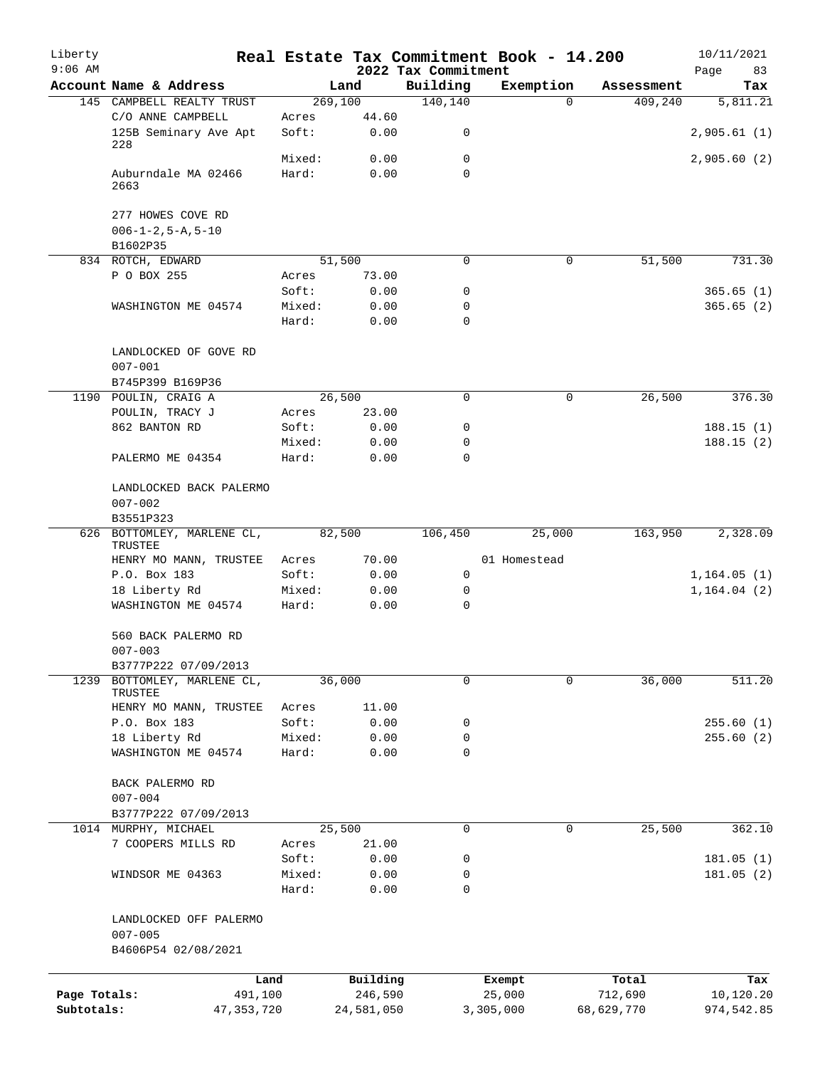# Real Estate Tax Commitment Book - 14.200

Liberty
9:06 AM

2022 Tax Commitment

10/11/2021

| Account Name & Address | | Land | Building | Exemption | Assessment | Tax |
|---|---|---|---|---|---|---|
| 145 CAMPBELL REALTY TRUST | | 269,100 | 140,140 | 0 | 409,240 | 5,811.21 |
| C/O ANNE CAMPBELL | Acres | 44.60 | | | | |
| 125B Seminary Ave Apt 228 | Soft: | 0.00 | 0 | | | 2,905.61 (1) |
| | Mixed: | 0.00 | 0 | | | 2,905.60 (2) |
| Auburndale MA 02466 2663 | Hard: | 0.00 | 0 | | | |
| 277 HOWES COVE RD | | | | | | |
| 006-1-2,5-A,5-10 | | | | | | |
| B1602P35 | | | | | | |
| 834 ROTCH, EDWARD | | 51,500 | 0 | 0 | 51,500 | 731.30 |
| P O BOX 255 | Acres | 73.00 | | | | |
| | Soft: | 0.00 | 0 | | | 365.65 (1) |
| WASHINGTON ME 04574 | Mixed: | 0.00 | 0 | | | 365.65 (2) |
| | Hard: | 0.00 | 0 | | | |
| LANDLOCKED OF GOVE RD | | | | | | |
| 007-001 | | | | | | |
| B745P399 B169P36 | | | | | | |
| 1190 POULIN, CRAIG A | | 26,500 | 0 | 0 | 26,500 | 376.30 |
| POULIN, TRACY J | Acres | 23.00 | | | | |
| 862 BANTON RD | Soft: | 0.00 | 0 | | | 188.15 (1) |
| | Mixed: | 0.00 | 0 | | | 188.15 (2) |
| PALERMO ME 04354 | Hard: | 0.00 | 0 | | | |
| LANDLOCKED BACK PALERMO | | | | | | |
| 007-002 | | | | | | |
| B3551P323 | | | | | | |
| 626 BOTTOMLEY, MARLENE CL, TRUSTEE | | 82,500 | 106,450 | 25,000 | 163,950 | 2,328.09 |
| HENRY MO MANN, TRUSTEE | Acres | 70.00 | | 01 Homestead | | |
| P.O. Box 183 | Soft: | 0.00 | 0 | | | 1,164.05 (1) |
| 18 Liberty Rd | Mixed: | 0.00 | 0 | | | 1,164.04 (2) |
| WASHINGTON ME 04574 | Hard: | 0.00 | 0 | | | |
| 560 BACK PALERMO RD | | | | | | |
| 007-003 | | | | | | |
| B3777P222 07/09/2013 | | | | | | |
| 1239 BOTTOMLEY, MARLENE CL, TRUSTEE | | 36,000 | 0 | 0 | 36,000 | 511.20 |
| HENRY MO MANN, TRUSTEE | Acres | 11.00 | | | | |
| P.O. Box 183 | Soft: | 0.00 | 0 | | | 255.60 (1) |
| 18 Liberty Rd | Mixed: | 0.00 | 0 | | | 255.60 (2) |
| WASHINGTON ME 04574 | Hard: | 0.00 | 0 | | | |
| BACK PALERMO RD | | | | | | |
| 007-004 | | | | | | |
| B3777P222 07/09/2013 | | | | | | |
| 1014 MURPHY, MICHAEL | | 25,500 | 0 | 0 | 25,500 | 362.10 |
| 7 COOPERS MILLS RD | Acres | 21.00 | | | | |
| | Soft: | 0.00 | 0 | | | 181.05 (1) |
| WINDSOR ME 04363 | Mixed: | 0.00 | 0 | | | 181.05 (2) |
| | Hard: | 0.00 | 0 | | | |
| LANDLOCKED OFF PALERMO | | | | | | |
| 007-005 | | | | | | |
| B4606P54 02/08/2021 | | | | | | |

| | Land | Building | Exempt | Total | Tax |
|---|---|---|---|---|---|
| Page Totals: | 491,100 | 246,590 | 25,000 | 712,690 | 10,120.20 |
| Subtotals: | 47,353,720 | 24,581,050 | 3,305,000 | 68,629,770 | 974,542.85 |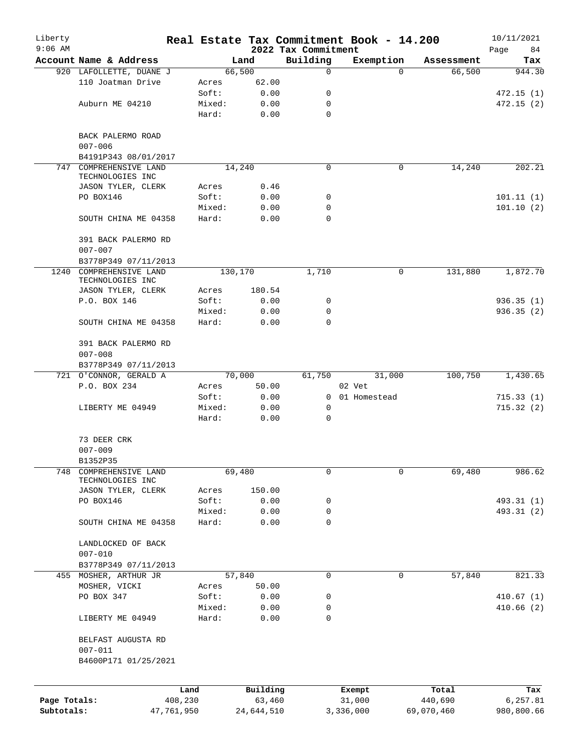Liberty
9:06 AM

# Real Estate Tax Commitment Book - 14.200
## 2022 Tax Commitment

10/11/2021

| Account Name & Address | | Land | Building | Exemption | Assessment | Tax |
|---|---|---|---|---|---|---|
| 920 LAFOLLETTE, DUANE J | | 66,500 | 0 | 0 | 66,500 | 944.30 |
| 110 Joatman Drive | Acres | 62.00 | | | | |
| | Soft: | 0.00 | 0 | | | 472.15 (1) |
| Auburn ME 04210 | Mixed: | 0.00 | 0 | | | 472.15 (2) |
| | Hard: | 0.00 | 0 | | | |
| BACK PALERMO ROAD | | | | | | |
| 007-006 | | | | | | |
| B4191P343 08/01/2017 | | | | | | |
| 747 COMPREHENSIVE LAND TECHNOLOGIES INC | | 14,240 | 0 | 0 | 14,240 | 202.21 |
| JASON TYLER, CLERK | Acres | 0.46 | | | | |
| PO BOX146 | Soft: | 0.00 | 0 | | | 101.11 (1) |
| | Mixed: | 0.00 | 0 | | | 101.10 (2) |
| SOUTH CHINA ME 04358 | Hard: | 0.00 | 0 | | | |
| 391 BACK PALERMO RD | | | | | | |
| 007-007 | | | | | | |
| B3778P349 07/11/2013 | | | | | | |
| 1240 COMPREHENSIVE LAND TECHNOLOGIES INC | | 130,170 | 1,710 | 0 | 131,880 | 1,872.70 |
| JASON TYLER, CLERK | Acres | 180.54 | | | | |
| P.O. BOX 146 | Soft: | 0.00 | 0 | | | 936.35 (1) |
| | Mixed: | 0.00 | 0 | | | 936.35 (2) |
| SOUTH CHINA ME 04358 | Hard: | 0.00 | 0 | | | |
| 391 BACK PALERMO RD | | | | | | |
| 007-008 | | | | | | |
| B3778P349 07/11/2013 | | | | | | |
| 721 O'CONNOR, GERALD A | | 70,000 | 61,750 | 31,000 | 100,750 | 1,430.65 |
| P.O. BOX 234 | Acres | 50.00 | | 02 Vet | | |
| | Soft: | 0.00 | 0 | 01 Homestead | | 715.33 (1) |
| LIBERTY ME 04949 | Mixed: | 0.00 | 0 | | | 715.32 (2) |
| | Hard: | 0.00 | 0 | | | |
| 73 DEER CRK | | | | | | |
| 007-009 | | | | | | |
| B1352P35 | | | | | | |
| 748 COMPREHENSIVE LAND TECHNOLOGIES INC | | 69,480 | 0 | 0 | 69,480 | 986.62 |
| JASON TYLER, CLERK | Acres | 150.00 | | | | |
| PO BOX146 | Soft: | 0.00 | 0 | | | 493.31 (1) |
| | Mixed: | 0.00 | 0 | | | 493.31 (2) |
| SOUTH CHINA ME 04358 | Hard: | 0.00 | 0 | | | |
| LANDLOCKED OF BACK | | | | | | |
| 007-010 | | | | | | |
| B3778P349 07/11/2013 | | | | | | |
| 455 MOSHER, ARTHUR JR | | 57,840 | 0 | 0 | 57,840 | 821.33 |
| MOSHER, VICKI | Acres | 50.00 | | | | |
| PO BOX 347 | Soft: | 0.00 | 0 | | | 410.67 (1) |
| | Mixed: | 0.00 | 0 | | | 410.66 (2) |
| LIBERTY ME 04949 | Hard: | 0.00 | 0 | | | |
| BELFAST AUGUSTA RD | | | | | | |
| 007-011 | | | | | | |
| B4600P171 01/25/2021 | | | | | | |

| | Land | Building | Exempt | Total | Tax |
|---|---|---|---|---|---|
| Page Totals: | 408,230 | 63,460 | 31,000 | 440,690 | 6,257.81 |
| Subtotals: | 47,761,950 | 24,644,510 | 3,336,000 | 69,070,460 | 980,800.66 |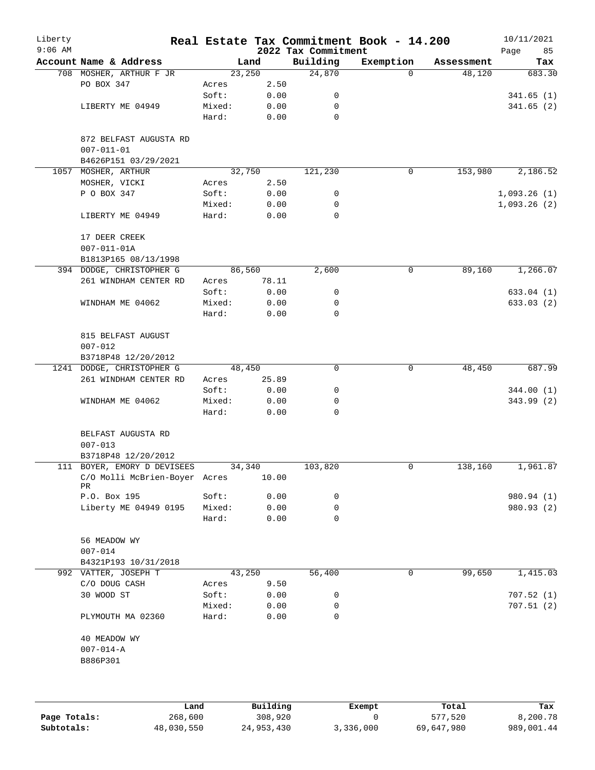# Real Estate Tax Commitment Book - 14.200

Liberty
9:06 AM

2022 Tax Commitment

10/11/2021

| Account Name & Address | | Land | Building | Exemption | Assessment | Tax |
|---|---|---|---|---|---|---|
| 708 MOSHER, ARTHUR F JR | | 23,250 | 24,870 | 0 | 48,120 | 683.30 |
| PO BOX 347 | Acres | 2.50 | | | | |
| | Soft: | 0.00 | 0 | | | 341.65 (1) |
| LIBERTY ME 04949 | Mixed: | 0.00 | 0 | | | 341.65 (2) |
| | Hard: | 0.00 | 0 | | | |
| 872 BELFAST AUGUSTA RD | | | | | | |
| 007-011-01 | | | | | | |
| B4626P151 03/29/2021 | | | | | | |
| 1057 MOSHER, ARTHUR | | 32,750 | 121,230 | 0 | 153,980 | 2,186.52 |
| MOSHER, VICKI | Acres | 2.50 | | | | |
| P O BOX 347 | Soft: | 0.00 | 0 | | | 1,093.26 (1) |
| | Mixed: | 0.00 | 0 | | | 1,093.26 (2) |
| LIBERTY ME 04949 | Hard: | 0.00 | 0 | | | |
| 17 DEER CREEK | | | | | | |
| 007-011-01A | | | | | | |
| B1813P165 08/13/1998 | | | | | | |
| 394 DODGE, CHRISTOPHER G | | 86,560 | 2,600 | 0 | 89,160 | 1,266.07 |
| 261 WINDHAM CENTER RD | Acres | 78.11 | | | | |
| | Soft: | 0.00 | 0 | | | 633.04 (1) |
| WINDHAM ME 04062 | Mixed: | 0.00 | 0 | | | 633.03 (2) |
| | Hard: | 0.00 | 0 | | | |
| 815 BELFAST AUGUST | | | | | | |
| 007-012 | | | | | | |
| B3718P48 12/20/2012 | | | | | | |
| 1241 DODGE, CHRISTOPHER G | | 48,450 | 0 | 0 | 48,450 | 687.99 |
| 261 WINDHAM CENTER RD | Acres | 25.89 | | | | |
| | Soft: | 0.00 | 0 | | | 344.00 (1) |
| WINDHAM ME 04062 | Mixed: | 0.00 | 0 | | | 343.99 (2) |
| | Hard: | 0.00 | 0 | | | |
| BELFAST AUGUSTA RD | | | | | | |
| 007-013 | | | | | | |
| B3718P48 12/20/2012 | | | | | | |
| 111 BOYER, EMORY D DEVISEES | | 34,340 | 103,820 | 0 | 138,160 | 1,961.87 |
| C/O Molli McBrien-Boyer PR | Acres | 10.00 | | | | |
| P.O. Box 195 | Soft: | 0.00 | 0 | | | 980.94 (1) |
| Liberty ME 04949 0195 | Mixed: | 0.00 | 0 | | | 980.93 (2) |
| | Hard: | 0.00 | 0 | | | |
| 56 MEADOW WY | | | | | | |
| 007-014 | | | | | | |
| B4321P193 10/31/2018 | | | | | | |
| 992 VATTER, JOSEPH T | | 43,250 | 56,400 | 0 | 99,650 | 1,415.03 |
| C/O DOUG CASH | Acres | 9.50 | | | | |
| 30 WOOD ST | Soft: | 0.00 | 0 | | | 707.52 (1) |
| | Mixed: | 0.00 | 0 | | | 707.51 (2) |
| PLYMOUTH MA 02360 | Hard: | 0.00 | 0 | | | |
| 40 MEADOW WY | | | | | | |
| 007-014-A | | | | | | |
| B886P301 | | | | | | |

| | Land | Building | Exempt | Total | Tax |
|---|---|---|---|---|---|
| Page Totals: | 268,600 | 308,920 | 0 | 577,520 | 8,200.78 |
| Subtotals: | 48,030,550 | 24,953,430 | 3,336,000 | 69,647,980 | 989,001.44 |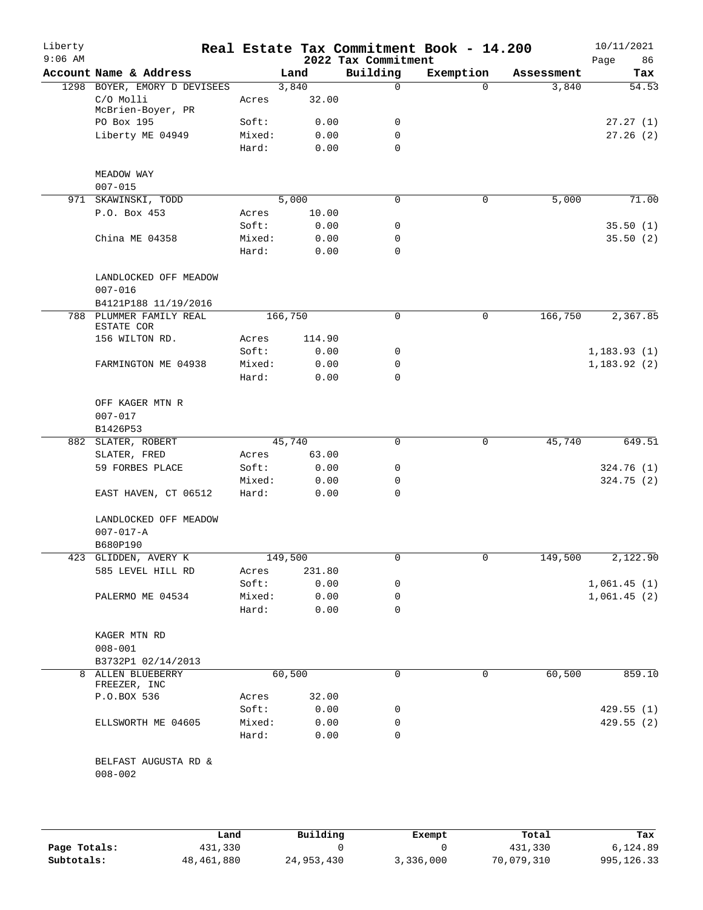# Liberty — Real Estate Tax Commitment Book - 14.200

2022 Tax Commitment — 10/11/2021 9:06 AM

| Account Name & Address | | Land | Building | Exemption | Assessment | Tax |
|---|---|---|---|---|---|---|
| 1298 BOYER, EMORY D DEVISEES | | 3,840 | 0 | 0 | 3,840 | 54.53 |
| C/O Molli McBrien-Boyer, PR | Acres | 32.00 | | | | |
| PO Box 195 | Soft: | 0.00 | 0 | | | 27.27 (1) |
| Liberty ME 04949 | Mixed: | 0.00 | 0 | | | 27.26 (2) |
| | Hard: | 0.00 | 0 | | | |
| MEADOW WAY | | | | | | |
| 007-015 | | | | | | |
| 971 SKAWINSKI, TODD | | 5,000 | 0 | 0 | 5,000 | 71.00 |
| P.O. Box 453 | Acres | 10.00 | | | | |
| | Soft: | 0.00 | 0 | | | 35.50 (1) |
| China ME 04358 | Mixed: | 0.00 | 0 | | | 35.50 (2) |
| | Hard: | 0.00 | 0 | | | |
| LANDLOCKED OFF MEADOW | | | | | | |
| 007-016 | | | | | | |
| B4121P188 11/19/2016 | | | | | | |
| 788 PLUMMER FAMILY REAL ESTATE COR | | 166,750 | 0 | 0 | 166,750 | 2,367.85 |
| 156 WILTON RD. | Acres | 114.90 | | | | |
| | Soft: | 0.00 | 0 | | | 1,183.93 (1) |
| FARMINGTON ME 04938 | Mixed: | 0.00 | 0 | | | 1,183.92 (2) |
| | Hard: | 0.00 | 0 | | | |
| OFF KAGER MTN R | | | | | | |
| 007-017 | | | | | | |
| B1426P53 | | | | | | |
| 882 SLATER, ROBERT | | 45,740 | 0 | 0 | 45,740 | 649.51 |
| SLATER, FRED | Acres | 63.00 | | | | |
| 59 FORBES PLACE | Soft: | 0.00 | 0 | | | 324.76 (1) |
| | Mixed: | 0.00 | 0 | | | 324.75 (2) |
| EAST HAVEN, CT 06512 | Hard: | 0.00 | 0 | | | |
| LANDLOCKED OFF MEADOW | | | | | | |
| 007-017-A | | | | | | |
| B680P190 | | | | | | |
| 423 GLIDDEN, AVERY K | | 149,500 | 0 | 0 | 149,500 | 2,122.90 |
| 585 LEVEL HILL RD | Acres | 231.80 | | | | |
| | Soft: | 0.00 | 0 | | | 1,061.45 (1) |
| PALERMO ME 04534 | Mixed: | 0.00 | 0 | | | 1,061.45 (2) |
| | Hard: | 0.00 | 0 | | | |
| KAGER MTN RD | | | | | | |
| 008-001 | | | | | | |
| B3732P1 02/14/2013 | | | | | | |
| 8 ALLEN BLUEBERRY FREEZER, INC | | 60,500 | 0 | 0 | 60,500 | 859.10 |
| P.O.BOX 536 | Acres | 32.00 | | | | |
| | Soft: | 0.00 | 0 | | | 429.55 (1) |
| ELLSWORTH ME 04605 | Mixed: | 0.00 | 0 | | | 429.55 (2) |
| | Hard: | 0.00 | 0 | | | |
| BELFAST AUGUSTA RD & | | | | | | |
| 008-002 | | | | | | |

| | Land | Building | Exempt | Total | Tax |
|---|---|---|---|---|---|
| Page Totals: | 431,330 | 0 | 0 | 431,330 | 6,124.89 |
| Subtotals: | 48,461,880 | 24,953,430 | 3,336,000 | 70,079,310 | 995,126.33 |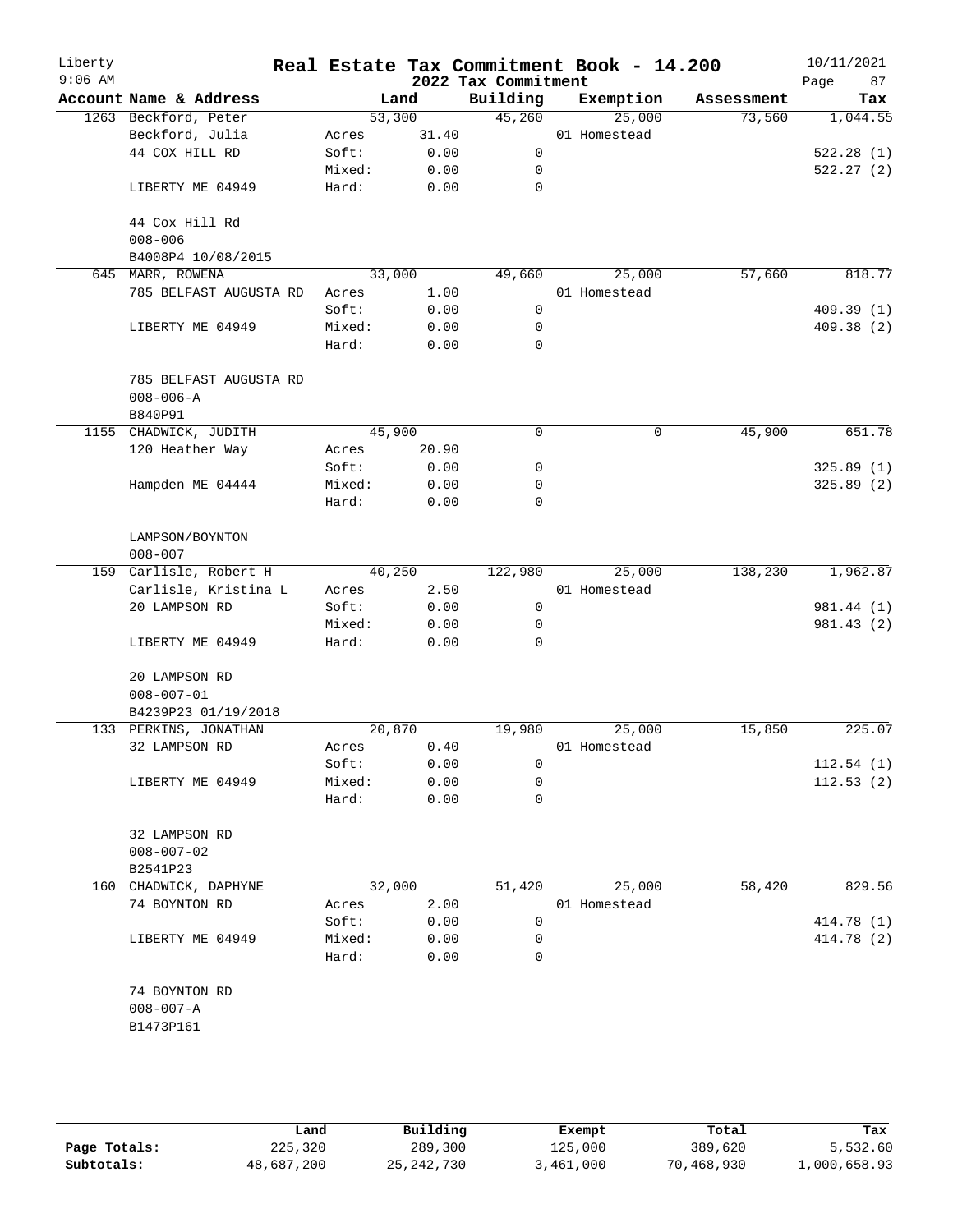# Liberty — Real Estate Tax Commitment Book - 14.200

2022 Tax Commitment — 10/11/2021 9:06 AM

| Account | Name & Address | | Land | Building | Exemption | Assessment | Tax |
|---|---|---|---|---|---|---|---|
| 1263 | Beckford, Peter | | 53,300 | 45,260 | 25,000 | 73,560 | 1,044.55 |
| | Beckford, Julia | Acres | 31.40 | | 01 Homestead | | |
| | 44 COX HILL RD | Soft: | 0.00 | 0 | | | 522.28 (1) |
| | | Mixed: | 0.00 | 0 | | | 522.27 (2) |
| | LIBERTY ME 04949 | Hard: | 0.00 | 0 | | | |
| | 44 Cox Hill Rd | | | | | | |
| | 008-006 | | | | | | |
| | B4008P4 10/08/2015 | | | | | | |
| 645 | MARR, ROWENA | | 33,000 | 49,660 | 25,000 | 57,660 | 818.77 |
| | 785 BELFAST AUGUSTA RD | Acres | 1.00 | | 01 Homestead | | |
| | | Soft: | 0.00 | 0 | | | 409.39 (1) |
| | LIBERTY ME 04949 | Mixed: | 0.00 | 0 | | | 409.38 (2) |
| | | Hard: | 0.00 | 0 | | | |
| | 785 BELFAST AUGUSTA RD | | | | | | |
| | 008-006-A | | | | | | |
| | B840P91 | | | | | | |
| 1155 | CHADWICK, JUDITH | | 45,900 | 0 | 0 | 45,900 | 651.78 |
| | 120 Heather Way | Acres | 20.90 | | | | |
| | | Soft: | 0.00 | 0 | | | 325.89 (1) |
| | Hampden ME 04444 | Mixed: | 0.00 | 0 | | | 325.89 (2) |
| | | Hard: | 0.00 | 0 | | | |
| | LAMPSON/BOYNTON | | | | | | |
| | 008-007 | | | | | | |
| 159 | Carlisle, Robert H | | 40,250 | 122,980 | 25,000 | 138,230 | 1,962.87 |
| | Carlisle, Kristina L | Acres | 2.50 | | 01 Homestead | | |
| | 20 LAMPSON RD | Soft: | 0.00 | 0 | | | 981.44 (1) |
| | | Mixed: | 0.00 | 0 | | | 981.43 (2) |
| | LIBERTY ME 04949 | Hard: | 0.00 | 0 | | | |
| | 20 LAMPSON RD | | | | | | |
| | 008-007-01 | | | | | | |
| | B4239P23 01/19/2018 | | | | | | |
| 133 | PERKINS, JONATHAN | | 20,870 | 19,980 | 25,000 | 15,850 | 225.07 |
| | 32 LAMPSON RD | Acres | 0.40 | | 01 Homestead | | |
| | | Soft: | 0.00 | 0 | | | 112.54 (1) |
| | LIBERTY ME 04949 | Mixed: | 0.00 | 0 | | | 112.53 (2) |
| | | Hard: | 0.00 | 0 | | | |
| | 32 LAMPSON RD | | | | | | |
| | 008-007-02 | | | | | | |
| | B2541P23 | | | | | | |
| 160 | CHADWICK, DAPHYNE | | 32,000 | 51,420 | 25,000 | 58,420 | 829.56 |
| | 74 BOYNTON RD | Acres | 2.00 | | 01 Homestead | | |
| | | Soft: | 0.00 | 0 | | | 414.78 (1) |
| | LIBERTY ME 04949 | Mixed: | 0.00 | 0 | | | 414.78 (2) |
| | | Hard: | 0.00 | 0 | | | |
| | 74 BOYNTON RD | | | | | | |
| | 008-007-A | | | | | | |
| | B1473P161 | | | | | | |

| | Land | Building | Exempt | Total | Tax |
|---|---|---|---|---|---|
| Page Totals: | 225,320 | 289,300 | 125,000 | 389,620 | 5,532.60 |
| Subtotals: | 48,687,200 | 25,242,730 | 3,461,000 | 70,468,930 | 1,000,658.93 |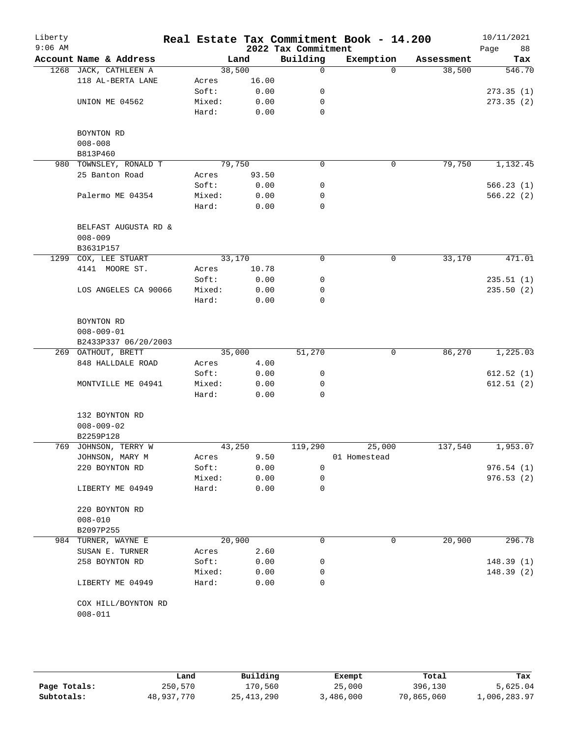Liberty
9:06 AM

# Real Estate Tax Commitment Book - 14.200

## 2022 Tax Commitment

10/11/2021

| Account Name & Address | | Land | Building | Exemption | Assessment | Tax |
|---|---|---|---|---|---|---|
| 1268 JACK, CATHLEEN A | | 38,500 | 0 | 0 | 38,500 | 546.70 |
| 118 AL-BERTA LANE | Acres | 16.00 | | | | |
| | Soft: | 0.00 | 0 | | | 273.35 (1) |
| UNION ME 04562 | Mixed: | 0.00 | 0 | | | 273.35 (2) |
| | Hard: | 0.00 | 0 | | | |
| BOYNTON RD | | | | | | |
| 008-008 | | | | | | |
| B813P460 | | | | | | |
| 980 TOWNSLEY, RONALD T | | 79,750 | 0 | 0 | 79,750 | 1,132.45 |
| 25 Banton Road | Acres | 93.50 | | | | |
| | Soft: | 0.00 | 0 | | | 566.23 (1) |
| Palermo ME 04354 | Mixed: | 0.00 | 0 | | | 566.22 (2) |
| | Hard: | 0.00 | 0 | | | |
| BELFAST AUGUSTA RD & | | | | | | |
| 008-009 | | | | | | |
| B3631P157 | | | | | | |
| 1299 COX, LEE STUART | | 33,170 | 0 | 0 | 33,170 | 471.01 |
| 4141 MOORE ST. | Acres | 10.78 | | | | |
| | Soft: | 0.00 | 0 | | | 235.51 (1) |
| LOS ANGELES CA 90066 | Mixed: | 0.00 | 0 | | | 235.50 (2) |
| | Hard: | 0.00 | 0 | | | |
| BOYNTON RD | | | | | | |
| 008-009-01 | | | | | | |
| B2433P337 06/20/2003 | | | | | | |
| 269 OATHOUT, BRETT | | 35,000 | 51,270 | 0 | 86,270 | 1,225.03 |
| 848 HALLDALE ROAD | Acres | 4.00 | | | | |
| | Soft: | 0.00 | 0 | | | 612.52 (1) |
| MONTVILLE ME 04941 | Mixed: | 0.00 | 0 | | | 612.51 (2) |
| | Hard: | 0.00 | 0 | | | |
| 132 BOYNTON RD | | | | | | |
| 008-009-02 | | | | | | |
| B2259P128 | | | | | | |
| 769 JOHNSON, TERRY W | | 43,250 | 119,290 | 25,000 | 137,540 | 1,953.07 |
| JOHNSON, MARY M | Acres | 9.50 | | 01 Homestead | | |
| 220 BOYNTON RD | Soft: | 0.00 | 0 | | | 976.54 (1) |
| | Mixed: | 0.00 | 0 | | | 976.53 (2) |
| LIBERTY ME 04949 | Hard: | 0.00 | 0 | | | |
| 220 BOYNTON RD | | | | | | |
| 008-010 | | | | | | |
| B2097P255 | | | | | | |
| 984 TURNER, WAYNE E | | 20,900 | 0 | 0 | 20,900 | 296.78 |
| SUSAN E. TURNER | Acres | 2.60 | | | | |
| 258 BOYNTON RD | Soft: | 0.00 | 0 | | | 148.39 (1) |
| | Mixed: | 0.00 | 0 | | | 148.39 (2) |
| LIBERTY ME 04949 | Hard: | 0.00 | 0 | | | |
| COX HILL/BOYNTON RD | | | | | | |
| 008-011 | | | | | | |

| | Land | Building | Exempt | Total | Tax |
|---|---|---|---|---|---|
| Page Totals: | 250,570 | 170,560 | 25,000 | 396,130 | 5,625.04 |
| Subtotals: | 48,937,770 | 25,413,290 | 3,486,000 | 70,865,060 | 1,006,283.97 |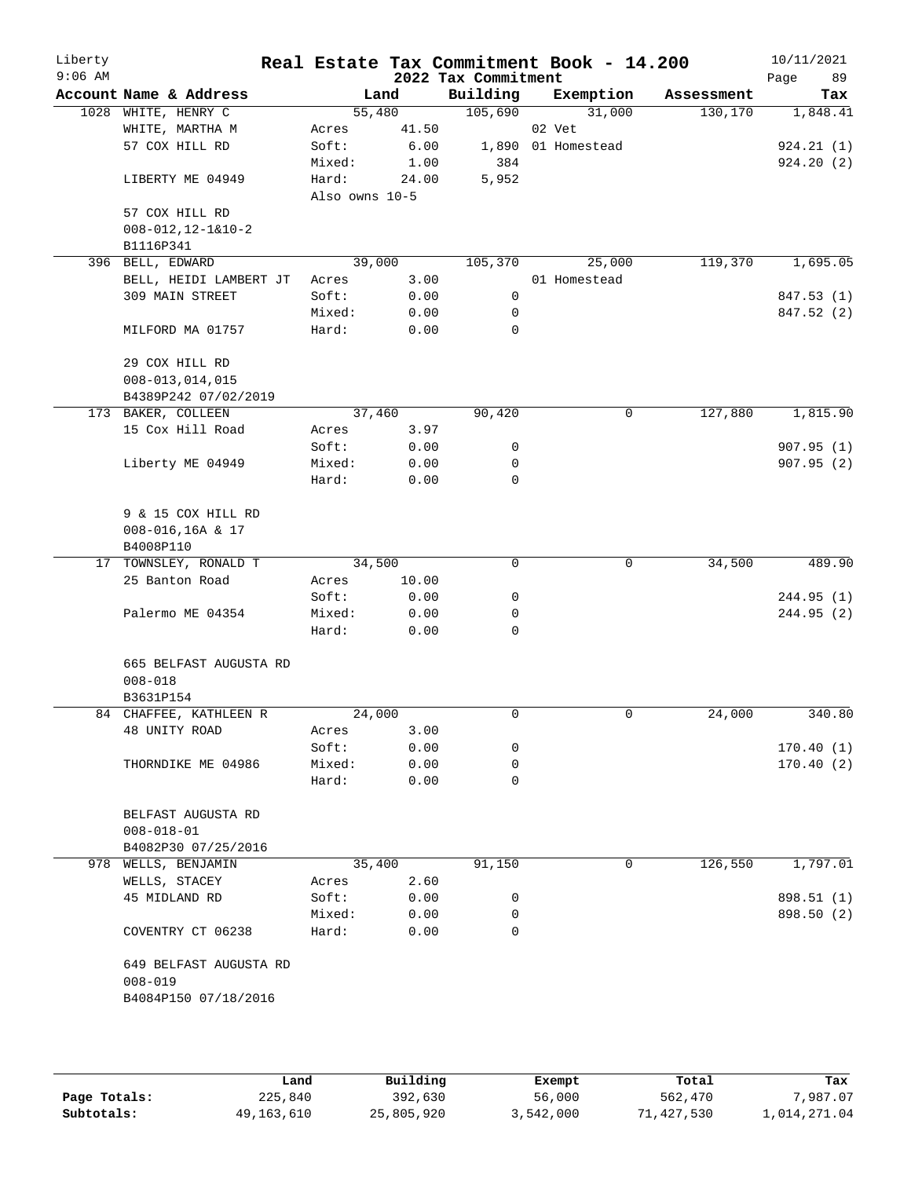# Real Estate Tax Commitment Book - 14.200

Liberty
9:06 AM

2022 Tax Commitment

10/11/2021

| Account Name & Address | Land | | Building | Exemption | Assessment | Tax |
|---|---|---|---|---|---|---|
| 1028 WHITE, HENRY C | 55,480 | | 105,690 | 31,000 | 130,170 | 1,848.41 |
| WHITE, MARTHA M | Acres | 41.50 | | 02 Vet | | |
| 57 COX HILL RD | Soft: | 6.00 | 1,890 | 01 Homestead | | 924.21 (1) |
| | Mixed: | 1.00 | 384 | | | 924.20 (2) |
| LIBERTY ME 04949 | Hard: | 24.00 | 5,952 | | | |
| | Also owns 10-5 | | | | | |
| 57 COX HILL RD | | | | | | |
| 008-012,12-1&10-2 | | | | | | |
| B1116P341 | | | | | | |
| 396 BELL, EDWARD | 39,000 | | 105,370 | 25,000 | 119,370 | 1,695.05 |
| BELL, HEIDI LAMBERT JT | Acres | 3.00 | | 01 Homestead | | |
| 309 MAIN STREET | Soft: | 0.00 | 0 | | | 847.53 (1) |
| | Mixed: | 0.00 | 0 | | | 847.52 (2) |
| MILFORD MA 01757 | Hard: | 0.00 | 0 | | | |
| 29 COX HILL RD | | | | | | |
| 008-013,014,015 | | | | | | |
| B4389P242 07/02/2019 | | | | | | |
| 173 BAKER, COLLEEN | 37,460 | | 90,420 | 0 | 127,880 | 1,815.90 |
| 15 Cox Hill Road | Acres | 3.97 | | | | |
| | Soft: | 0.00 | 0 | | | 907.95 (1) |
| Liberty ME 04949 | Mixed: | 0.00 | 0 | | | 907.95 (2) |
| | Hard: | 0.00 | 0 | | | |
| 9 & 15 COX HILL RD | | | | | | |
| 008-016,16A & 17 | | | | | | |
| B4008P110 | | | | | | |
| 17 TOWNSLEY, RONALD T | 34,500 | | 0 | 0 | 34,500 | 489.90 |
| 25 Banton Road | Acres | 10.00 | | | | |
| | Soft: | 0.00 | 0 | | | 244.95 (1) |
| Palermo ME 04354 | Mixed: | 0.00 | 0 | | | 244.95 (2) |
| | Hard: | 0.00 | 0 | | | |
| 665 BELFAST AUGUSTA RD | | | | | | |
| 008-018 | | | | | | |
| B3631P154 | | | | | | |
| 84 CHAFFEE, KATHLEEN R | 24,000 | | 0 | 0 | 24,000 | 340.80 |
| 48 UNITY ROAD | Acres | 3.00 | | | | |
| | Soft: | 0.00 | 0 | | | 170.40 (1) |
| THORNDIKE ME 04986 | Mixed: | 0.00 | 0 | | | 170.40 (2) |
| | Hard: | 0.00 | 0 | | | |
| BELFAST AUGUSTA RD | | | | | | |
| 008-018-01 | | | | | | |
| B4082P30 07/25/2016 | | | | | | |
| 978 WELLS, BENJAMIN | 35,400 | | 91,150 | 0 | 126,550 | 1,797.01 |
| WELLS, STACEY | Acres | 2.60 | | | | |
| 45 MIDLAND RD | Soft: | 0.00 | 0 | | | 898.51 (1) |
| | Mixed: | 0.00 | 0 | | | 898.50 (2) |
| COVENTRY CT 06238 | Hard: | 0.00 | 0 | | | |
| 649 BELFAST AUGUSTA RD | | | | | | |
| 008-019 | | | | | | |
| B4084P150 07/18/2016 | | | | | | |

| | Land | Building | Exempt | Total | Tax |
|---|---|---|---|---|---|
| Page Totals: | 225,840 | 392,630 | 56,000 | 562,470 | 7,987.07 |
| Subtotals: | 49,163,610 | 25,805,920 | 3,542,000 | 71,427,530 | 1,014,271.04 |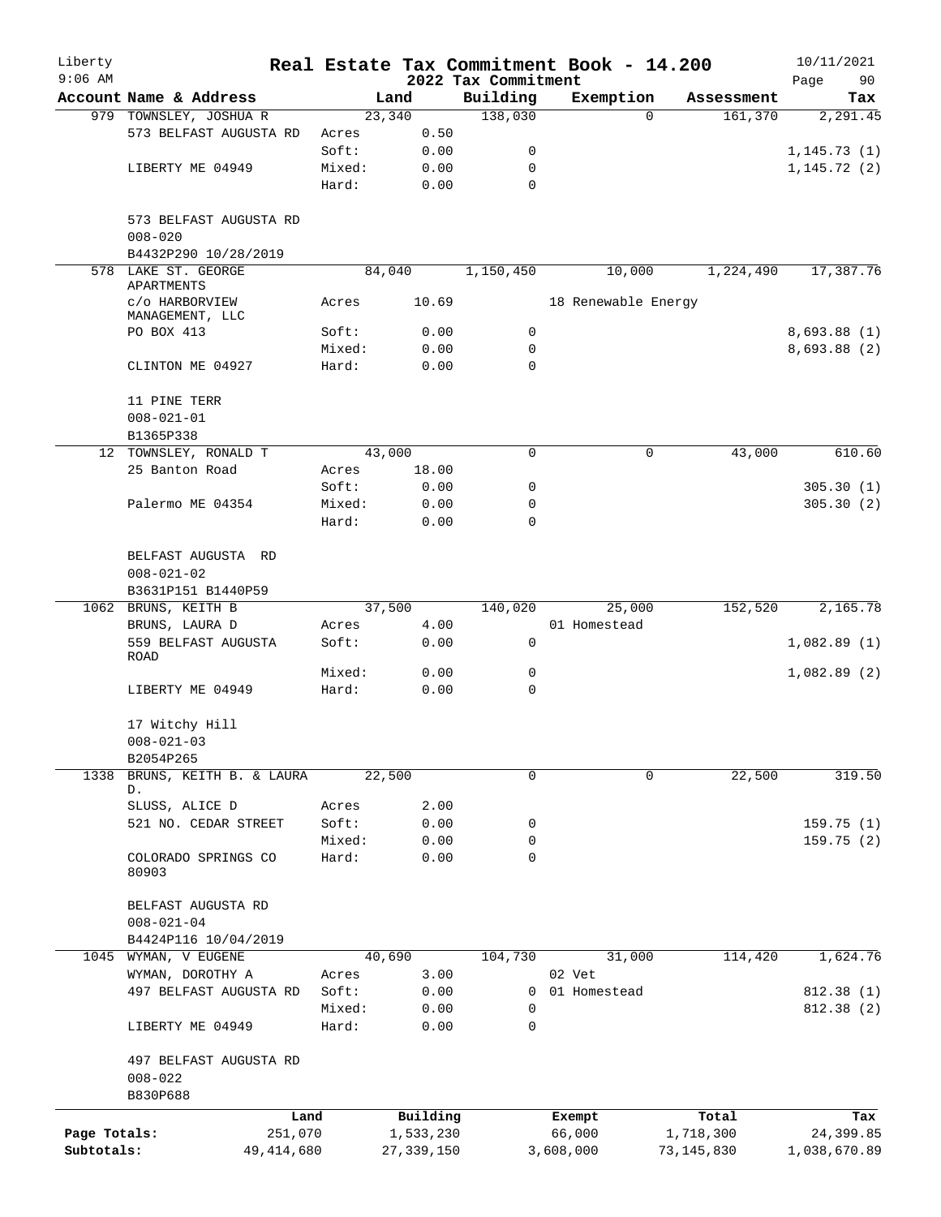Liberty
9:06 AM

# Real Estate Tax Commitment Book - 14.200

## 2022 Tax Commitment

10/11/2021

| Account | Name & Address | | Land | Building | Exemption | Assessment | Tax |
|---|---|---|---|---|---|---|---|
| 979 | TOWNSLEY, JOSHUA R | | 23,340 | 138,030 | 0 | 161,370 | 2,291.45 |
| | 573 BELFAST AUGUSTA RD | Acres | 0.50 | | | | |
| | | Soft: | 0.00 | 0 | | | 1,145.73 (1) |
| | LIBERTY ME 04949 | Mixed: | 0.00 | 0 | | | 1,145.72 (2) |
| | | Hard: | 0.00 | 0 | | | |
| | 573 BELFAST AUGUSTA RD | | | | | | |
| | 008-020 | | | | | | |
| | B4432P290 10/28/2019 | | | | | | |
| 578 | LAKE ST. GEORGE APARTMENTS | | 84,040 | 1,150,450 | 10,000 | 1,224,490 | 17,387.76 |
| | c/o HARBORVIEW MANAGEMENT, LLC | Acres | 10.69 | | 18 Renewable Energy | | |
| | PO BOX 413 | Soft: | 0.00 | 0 | | | 8,693.88 (1) |
| | | Mixed: | 0.00 | 0 | | | 8,693.88 (2) |
| | CLINTON ME 04927 | Hard: | 0.00 | 0 | | | |
| | 11 PINE TERR | | | | | | |
| | 008-021-01 | | | | | | |
| | B1365P338 | | | | | | |
| 12 | TOWNSLEY, RONALD T | | 43,000 | 0 | 0 | 43,000 | 610.60 |
| | 25 Banton Road | Acres | 18.00 | | | | |
| | | Soft: | 0.00 | 0 | | | 305.30 (1) |
| | Palermo ME 04354 | Mixed: | 0.00 | 0 | | | 305.30 (2) |
| | | Hard: | 0.00 | 0 | | | |
| | BELFAST AUGUSTA RD | | | | | | |
| | 008-021-02 | | | | | | |
| | B3631P151 B1440P59 | | | | | | |
| 1062 | BRUNS, KEITH B | | 37,500 | 140,020 | 25,000 | 152,520 | 2,165.78 |
| | BRUNS, LAURA D | Acres | 4.00 | | 01 Homestead | | |
| | 559 BELFAST AUGUSTA ROAD | Soft: | 0.00 | 0 | | | 1,082.89 (1) |
| | | Mixed: | 0.00 | 0 | | | 1,082.89 (2) |
| | LIBERTY ME 04949 | Hard: | 0.00 | 0 | | | |
| | 17 Witchy Hill | | | | | | |
| | 008-021-03 | | | | | | |
| | B2054P265 | | | | | | |
| 1338 | BRUNS, KEITH B. & LAURA D. | | 22,500 | 0 | 0 | 22,500 | 319.50 |
| | SLUSS, ALICE D | Acres | 2.00 | | | | |
| | 521 NO. CEDAR STREET | Soft: | 0.00 | 0 | | | 159.75 (1) |
| | | Mixed: | 0.00 | 0 | | | 159.75 (2) |
| | COLORADO SPRINGS CO 80903 | Hard: | 0.00 | 0 | | | |
| | BELFAST AUGUSTA RD | | | | | | |
| | 008-021-04 | | | | | | |
| | B4424P116 10/04/2019 | | | | | | |
| 1045 | WYMAN, V EUGENE | | 40,690 | 104,730 | 31,000 | 114,420 | 1,624.76 |
| | WYMAN, DOROTHY A | Acres | 3.00 | | 02 Vet | | |
| | 497 BELFAST AUGUSTA RD | Soft: | 0.00 | 0 | 01 Homestead | | 812.38 (1) |
| | | Mixed: | 0.00 | 0 | | | 812.38 (2) |
| | LIBERTY ME 04949 | Hard: | 0.00 | 0 | | | |
| | 497 BELFAST AUGUSTA RD | | | | | | |
| | 008-022 | | | | | | |
| | B830P688 | | | | | | |

| | Land | Building | Exempt | Total | Tax |
|---|---|---|---|---|---|
| Page Totals: | 251,070 | 1,533,230 | 66,000 | 1,718,300 | 24,399.85 |
| Subtotals: | 49,414,680 | 27,339,150 | 3,608,000 | 73,145,830 | 1,038,670.89 |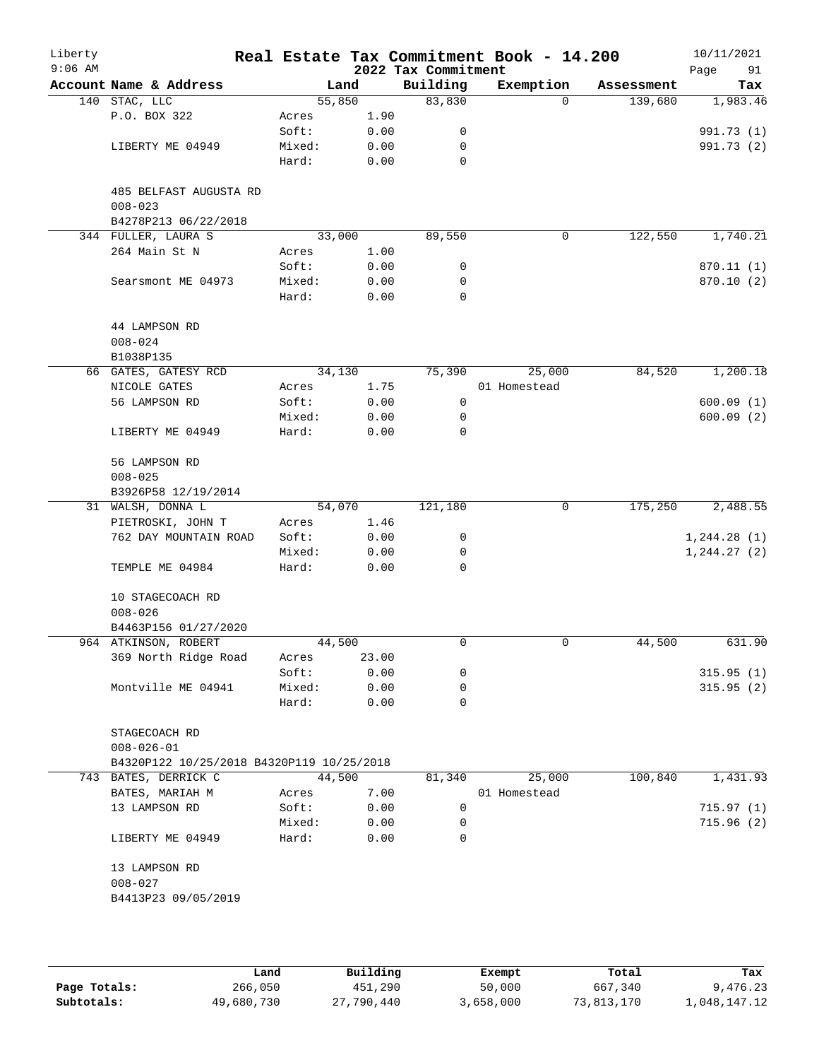# Real Estate Tax Commitment Book - 14.200

Liberty
9:06 AM

2022 Tax Commitment

10/11/2021

| Account Name & Address | | Land | Building | Exemption | Assessment | Tax |
|---|---|---|---|---|---|---|
| 140 STAC, LLC | | 55,850 | 83,830 | 0 | 139,680 | 1,983.46 |
| P.O. BOX 322 | Acres | 1.90 | | | | |
| | Soft: | 0.00 | 0 | | | 991.73 (1) |
| LIBERTY ME 04949 | Mixed: | 0.00 | 0 | | | 991.73 (2) |
| | Hard: | 0.00 | 0 | | | |
| 485 BELFAST AUGUSTA RD | | | | | | |
| 008-023 | | | | | | |
| B4278P213 06/22/2018 | | | | | | |
| 344 FULLER, LAURA S | | 33,000 | 89,550 | 0 | 122,550 | 1,740.21 |
| 264 Main St N | Acres | 1.00 | | | | |
| | Soft: | 0.00 | 0 | | | 870.11 (1) |
| Searsmont ME 04973 | Mixed: | 0.00 | 0 | | | 870.10 (2) |
| | Hard: | 0.00 | 0 | | | |
| 44 LAMPSON RD | | | | | | |
| 008-024 | | | | | | |
| B1038P135 | | | | | | |
| 66 GATES, GATESY RCD | | 34,130 | 75,390 | 25,000 | 84,520 | 1,200.18 |
| NICOLE GATES | Acres | 1.75 | | 01 Homestead | | |
| 56 LAMPSON RD | Soft: | 0.00 | 0 | | | 600.09 (1) |
| | Mixed: | 0.00 | 0 | | | 600.09 (2) |
| LIBERTY ME 04949 | Hard: | 0.00 | 0 | | | |
| 56 LAMPSON RD | | | | | | |
| 008-025 | | | | | | |
| B3926P58 12/19/2014 | | | | | | |
| 31 WALSH, DONNA L | | 54,070 | 121,180 | 0 | 175,250 | 2,488.55 |
| PIETROSKI, JOHN T | Acres | 1.46 | | | | |
| 762 DAY MOUNTAIN ROAD | Soft: | 0.00 | 0 | | | 1,244.28 (1) |
| | Mixed: | 0.00 | 0 | | | 1,244.27 (2) |
| TEMPLE ME 04984 | Hard: | 0.00 | 0 | | | |
| 10 STAGECOACH RD | | | | | | |
| 008-026 | | | | | | |
| B4463P156 01/27/2020 | | | | | | |
| 964 ATKINSON, ROBERT | | 44,500 | 0 | 0 | 44,500 | 631.90 |
| 369 North Ridge Road | Acres | 23.00 | | | | |
| | Soft: | 0.00 | 0 | | | 315.95 (1) |
| Montville ME 04941 | Mixed: | 0.00 | 0 | | | 315.95 (2) |
| | Hard: | 0.00 | 0 | | | |
| STAGECOACH RD | | | | | | |
| 008-026-01 | | | | | | |
| B4320P122 10/25/2018 B4320P119 10/25/2018 | | | | | | |
| 743 BATES, DERRICK C | | 44,500 | 81,340 | 25,000 | 100,840 | 1,431.93 |
| BATES, MARIAH M | Acres | 7.00 | | 01 Homestead | | |
| 13 LAMPSON RD | Soft: | 0.00 | 0 | | | 715.97 (1) |
| | Mixed: | 0.00 | 0 | | | 715.96 (2) |
| LIBERTY ME 04949 | Hard: | 0.00 | 0 | | | |
| 13 LAMPSON RD | | | | | | |
| 008-027 | | | | | | |
| B4413P23 09/05/2019 | | | | | | |

| | Land | Building | Exempt | Total | Tax |
|---|---|---|---|---|---|
| Page Totals: | 266,050 | 451,290 | 50,000 | 667,340 | 9,476.23 |
| Subtotals: | 49,680,730 | 27,790,440 | 3,658,000 | 73,813,170 | 1,048,147.12 |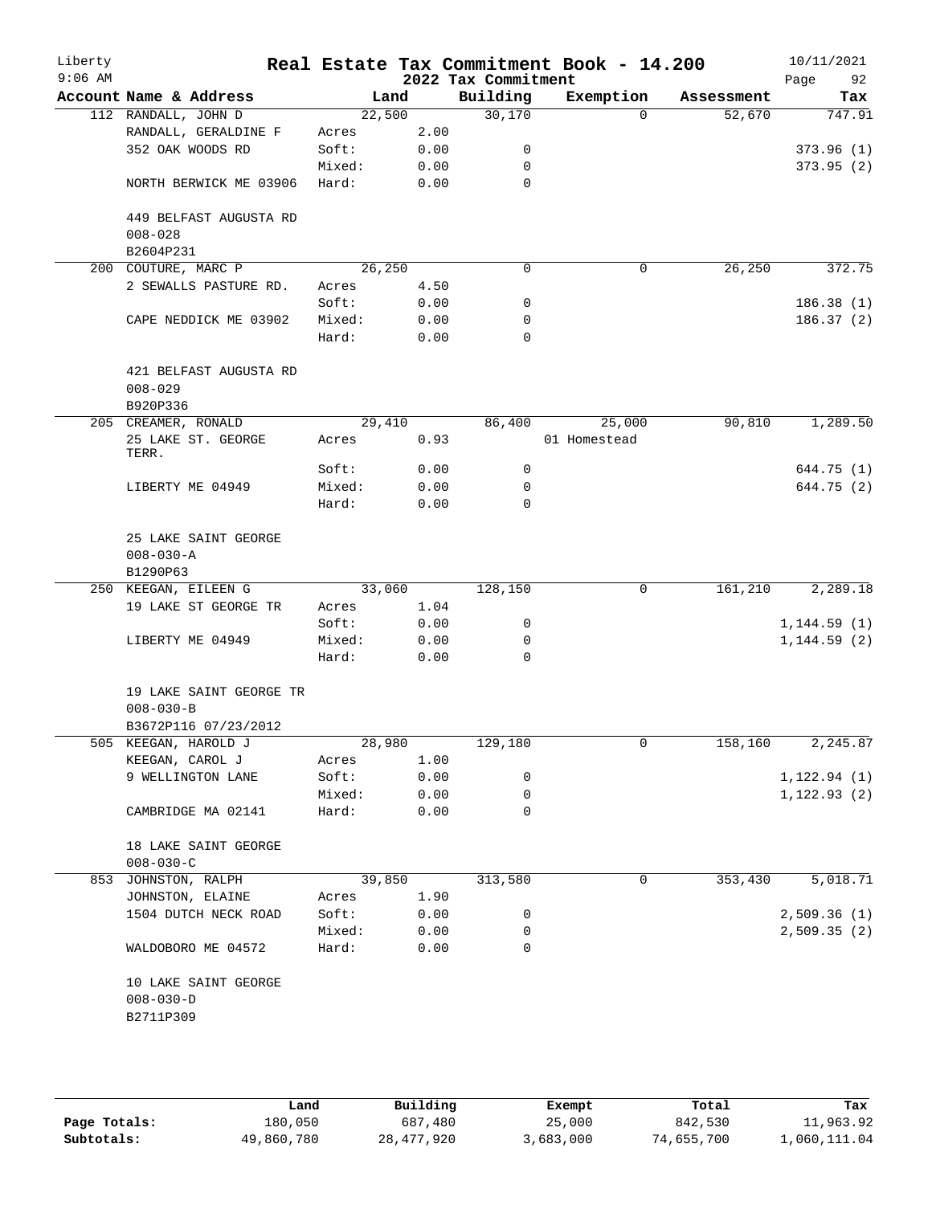# Real Estate Tax Commitment Book - 14.200

Liberty 9:06 AM — 2022 Tax Commitment — 10/11/2021

| Account Name & Address | | Land | Building | Exemption | Assessment | Tax |
|---|---|---|---|---|---|---|
| 112 RANDALL, JOHN D | | 22,500 | 30,170 | 0 | 52,670 | 747.91 |
| RANDALL, GERALDINE F | Acres | 2.00 | | | | |
| 352 OAK WOODS RD | Soft: | 0.00 | 0 | | | 373.96 (1) |
| | Mixed: | 0.00 | 0 | | | 373.95 (2) |
| NORTH BERWICK ME 03906 | Hard: | 0.00 | 0 | | | |
| 449 BELFAST AUGUSTA RD | | | | | | |
| 008-028 | | | | | | |
| B2604P231 | | | | | | |
| 200 COUTURE, MARC P | | 26,250 | 0 | 0 | 26,250 | 372.75 |
| 2 SEWALLS PASTURE RD. | Acres | 4.50 | | | | |
| | Soft: | 0.00 | 0 | | | 186.38 (1) |
| CAPE NEDDICK ME 03902 | Mixed: | 0.00 | 0 | | | 186.37 (2) |
| | Hard: | 0.00 | 0 | | | |
| 421 BELFAST AUGUSTA RD | | | | | | |
| 008-029 | | | | | | |
| B920P336 | | | | | | |
| 205 CREAMER, RONALD | | 29,410 | 86,400 | 25,000 | 90,810 | 1,289.50 |
| 25 LAKE ST. GEORGE TERR. | Acres | 0.93 | | 01 Homestead | | |
| | Soft: | 0.00 | 0 | | | 644.75 (1) |
| LIBERTY ME 04949 | Mixed: | 0.00 | 0 | | | 644.75 (2) |
| | Hard: | 0.00 | 0 | | | |
| 25 LAKE SAINT GEORGE | | | | | | |
| 008-030-A | | | | | | |
| B1290P63 | | | | | | |
| 250 KEEGAN, EILEEN G | | 33,060 | 128,150 | 0 | 161,210 | 2,289.18 |
| 19 LAKE ST GEORGE TR | Acres | 1.04 | | | | |
| | Soft: | 0.00 | 0 | | | 1,144.59 (1) |
| LIBERTY ME 04949 | Mixed: | 0.00 | 0 | | | 1,144.59 (2) |
| | Hard: | 0.00 | 0 | | | |
| 19 LAKE SAINT GEORGE TR | | | | | | |
| 008-030-B | | | | | | |
| B3672P116 07/23/2012 | | | | | | |
| 505 KEEGAN, HAROLD J | | 28,980 | 129,180 | 0 | 158,160 | 2,245.87 |
| KEEGAN, CAROL J | Acres | 1.00 | | | | |
| 9 WELLINGTON LANE | Soft: | 0.00 | 0 | | | 1,122.94 (1) |
| | Mixed: | 0.00 | 0 | | | 1,122.93 (2) |
| CAMBRIDGE MA 02141 | Hard: | 0.00 | 0 | | | |
| 18 LAKE SAINT GEORGE | | | | | | |
| 008-030-C | | | | | | |
| 853 JOHNSTON, RALPH | | 39,850 | 313,580 | 0 | 353,430 | 5,018.71 |
| JOHNSTON, ELAINE | Acres | 1.90 | | | | |
| 1504 DUTCH NECK ROAD | Soft: | 0.00 | 0 | | | 2,509.36 (1) |
| | Mixed: | 0.00 | 0 | | | 2,509.35 (2) |
| WALDOBORO ME 04572 | Hard: | 0.00 | 0 | | | |
| 10 LAKE SAINT GEORGE | | | | | | |
| 008-030-D | | | | | | |
| B2711P309 | | | | | | |

| | Land | Building | Exempt | Total | Tax |
|---|---|---|---|---|---|
| Page Totals: | 180,050 | 687,480 | 25,000 | 842,530 | 11,963.92 |
| Subtotals: | 49,860,780 | 28,477,920 | 3,683,000 | 74,655,700 | 1,060,111.04 |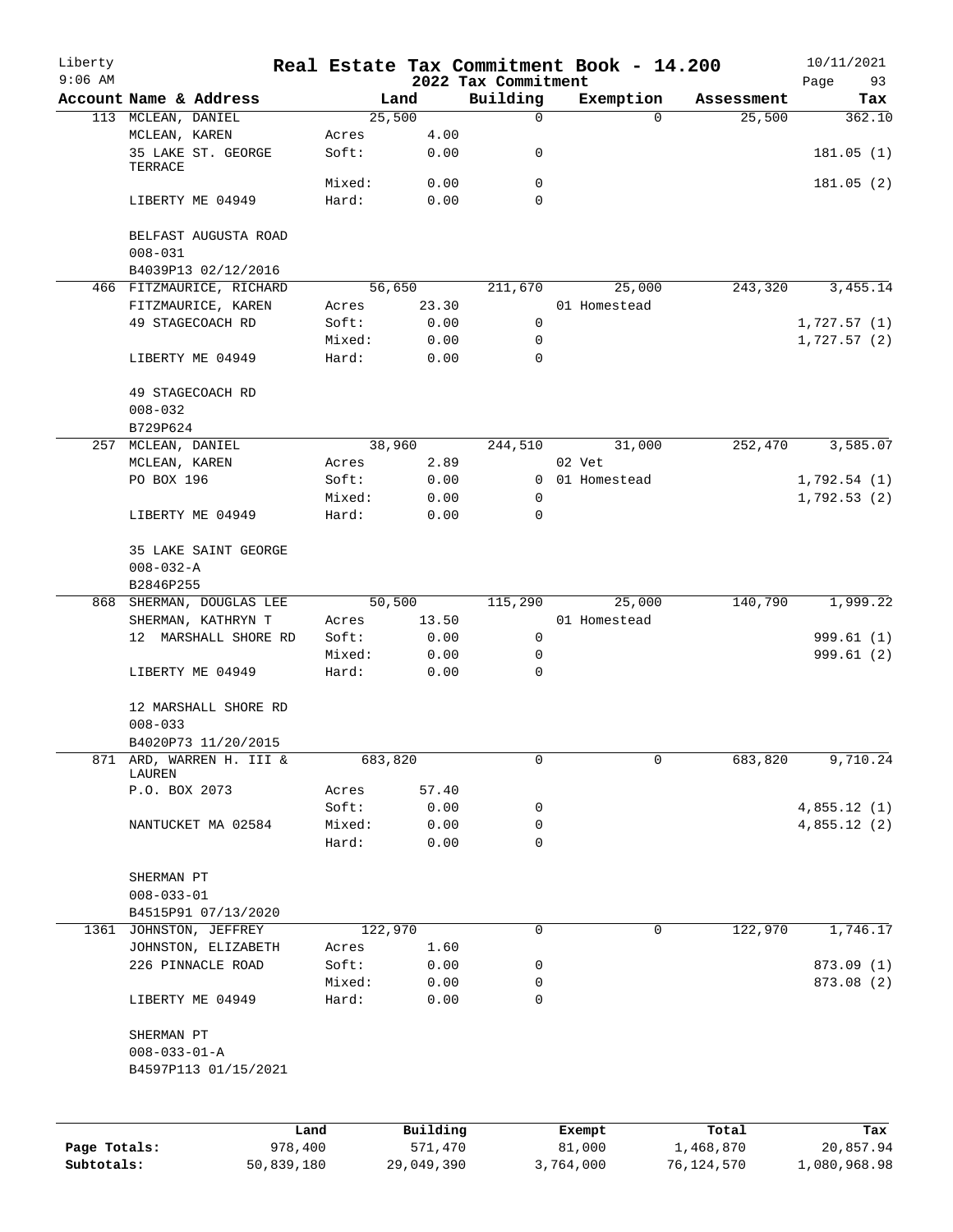Liberty
9:06 AM

# Real Estate Tax Commitment Book - 14.200
## 2022 Tax Commitment

10/11/2021

| Account Name & Address | | Land | Building | Exemption | Assessment | Tax |
|---|---|---|---|---|---|---|
| 113 MCLEAN, DANIEL | | 25,500 | 0 | 0 | 25,500 | 362.10 |
| MCLEAN, KAREN | Acres | 4.00 | | | | |
| 35 LAKE ST. GEORGE TERRACE | Soft: | 0.00 | 0 | | | 181.05 (1) |
| | Mixed: | 0.00 | 0 | | | 181.05 (2) |
| LIBERTY ME 04949 | Hard: | 0.00 | 0 | | | |
| BELFAST AUGUSTA ROAD | | | | | | |
| 008-031 | | | | | | |
| B4039P13 02/12/2016 | | | | | | |
| 466 FITZMAURICE, RICHARD | | 56,650 | 211,670 | 25,000 | 243,320 | 3,455.14 |
| FITZMAURICE, KAREN | Acres | 23.30 | | 01 Homestead | | |
| 49 STAGECOACH RD | Soft: | 0.00 | 0 | | | 1,727.57 (1) |
| | Mixed: | 0.00 | 0 | | | 1,727.57 (2) |
| LIBERTY ME 04949 | Hard: | 0.00 | 0 | | | |
| 49 STAGECOACH RD | | | | | | |
| 008-032 | | | | | | |
| B729P624 | | | | | | |
| 257 MCLEAN, DANIEL | | 38,960 | 244,510 | 31,000 | 252,470 | 3,585.07 |
| MCLEAN, KAREN | Acres | 2.89 | | 02 Vet | | |
| PO BOX 196 | Soft: | 0.00 | 0 | 01 Homestead | | 1,792.54 (1) |
| | Mixed: | 0.00 | 0 | | | 1,792.53 (2) |
| LIBERTY ME 04949 | Hard: | 0.00 | 0 | | | |
| 35 LAKE SAINT GEORGE | | | | | | |
| 008-032-A | | | | | | |
| B2846P255 | | | | | | |
| 868 SHERMAN, DOUGLAS LEE | | 50,500 | 115,290 | 25,000 | 140,790 | 1,999.22 |
| SHERMAN, KATHRYN T | Acres | 13.50 | | 01 Homestead | | |
| 12 MARSHALL SHORE RD | Soft: | 0.00 | 0 | | | 999.61 (1) |
| | Mixed: | 0.00 | 0 | | | 999.61 (2) |
| LIBERTY ME 04949 | Hard: | 0.00 | 0 | | | |
| 12 MARSHALL SHORE RD | | | | | | |
| 008-033 | | | | | | |
| B4020P73 11/20/2015 | | | | | | |
| 871 ARD, WARREN H. III & LAUREN | | 683,820 | 0 | 0 | 683,820 | 9,710.24 |
| P.O. BOX 2073 | Acres | 57.40 | | | | |
| | Soft: | 0.00 | 0 | | | 4,855.12 (1) |
| NANTUCKET MA 02584 | Mixed: | 0.00 | 0 | | | 4,855.12 (2) |
| | Hard: | 0.00 | 0 | | | |
| SHERMAN PT | | | | | | |
| 008-033-01 | | | | | | |
| B4515P91 07/13/2020 | | | | | | |
| 1361 JOHNSTON, JEFFREY | | 122,970 | 0 | 0 | 122,970 | 1,746.17 |
| JOHNSTON, ELIZABETH | Acres | 1.60 | | | | |
| 226 PINNACLE ROAD | Soft: | 0.00 | 0 | | | 873.09 (1) |
| | Mixed: | 0.00 | 0 | | | 873.08 (2) |
| LIBERTY ME 04949 | Hard: | 0.00 | 0 | | | |
| SHERMAN PT | | | | | | |
| 008-033-01-A | | | | | | |
| B4597P113 01/15/2021 | | | | | | |

| | Land | Building | Exempt | Total | Tax |
|---|---|---|---|---|---|
| Page Totals: | 978,400 | 571,470 | 81,000 | 1,468,870 | 20,857.94 |
| Subtotals: | 50,839,180 | 29,049,390 | 3,764,000 | 76,124,570 | 1,080,968.98 |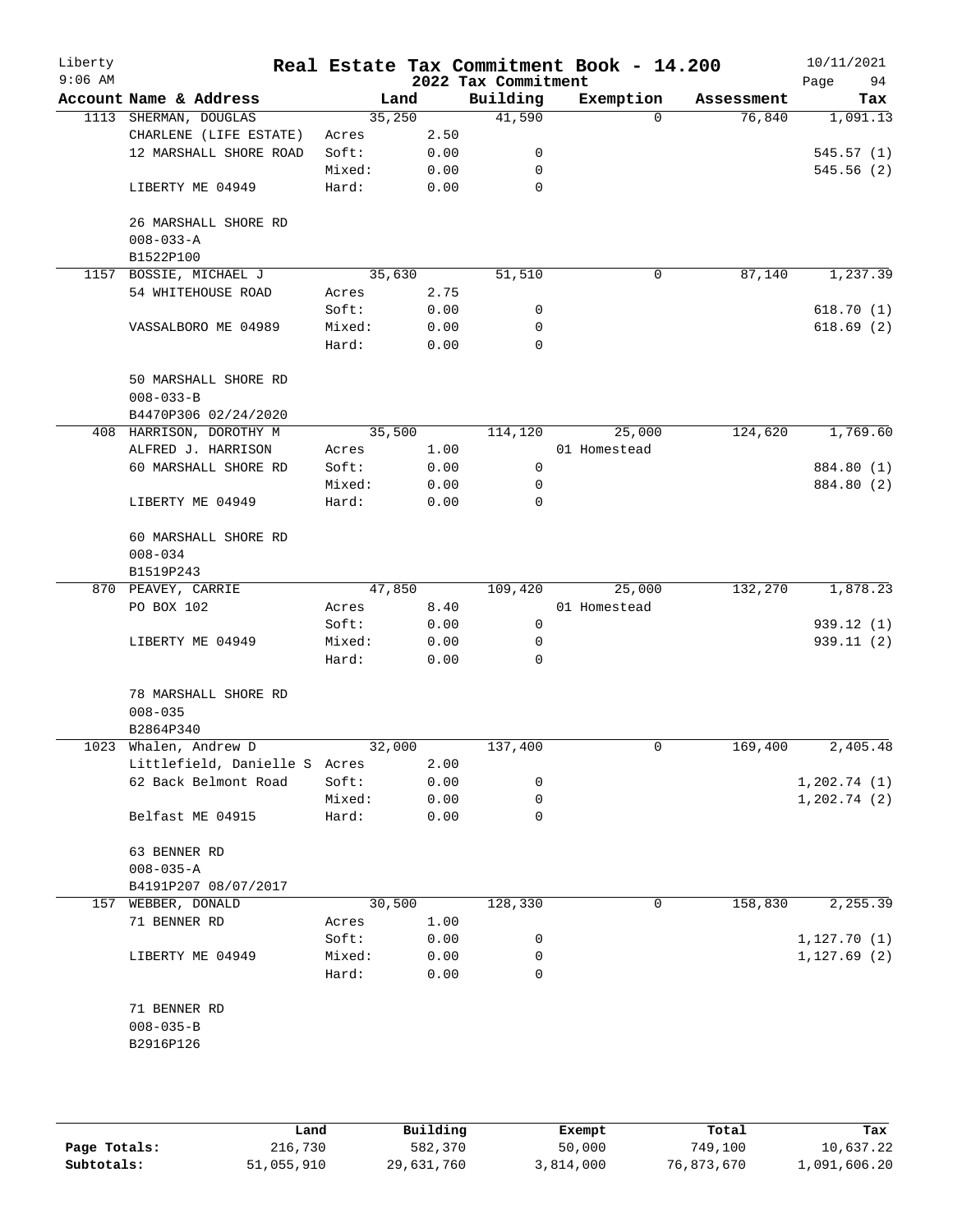# Real Estate Tax Commitment Book - 14.200

Liberty 9:06 AM — 2022 Tax Commitment — 10/11/2021

| Account | Name & Address | | Land | Building | Exemption | Assessment | Tax |
|---|---|---|---|---|---|---|---|
| 1113 | SHERMAN, DOUGLAS | | 35,250 | 41,590 | 0 | 76,840 | 1,091.13 |
| | CHARLENE (LIFE ESTATE) | Acres | 2.50 | | | | |
| | 12 MARSHALL SHORE ROAD | Soft: | 0.00 | 0 | | | 545.57 (1) |
| | | Mixed: | 0.00 | 0 | | | 545.56 (2) |
| | LIBERTY ME 04949 | Hard: | 0.00 | 0 | | | |
| | 26 MARSHALL SHORE RD | | | | | | |
| | 008-033-A | | | | | | |
| | B1522P100 | | | | | | |
| 1157 | BOSSIE, MICHAEL J | | 35,630 | 51,510 | 0 | 87,140 | 1,237.39 |
| | 54 WHITEHOUSE ROAD | Acres | 2.75 | | | | |
| | | Soft: | 0.00 | 0 | | | 618.70 (1) |
| | VASSALBORO ME 04989 | Mixed: | 0.00 | 0 | | | 618.69 (2) |
| | | Hard: | 0.00 | 0 | | | |
| | 50 MARSHALL SHORE RD | | | | | | |
| | 008-033-B | | | | | | |
| | B4470P306 02/24/2020 | | | | | | |
| 408 | HARRISON, DOROTHY M | | 35,500 | 114,120 | 25,000 | 124,620 | 1,769.60 |
| | ALFRED J. HARRISON | Acres | 1.00 | | 01 Homestead | | |
| | 60 MARSHALL SHORE RD | Soft: | 0.00 | 0 | | | 884.80 (1) |
| | | Mixed: | 0.00 | 0 | | | 884.80 (2) |
| | LIBERTY ME 04949 | Hard: | 0.00 | 0 | | | |
| | 60 MARSHALL SHORE RD | | | | | | |
| | 008-034 | | | | | | |
| | B1519P243 | | | | | | |
| 870 | PEAVEY, CARRIE | | 47,850 | 109,420 | 25,000 | 132,270 | 1,878.23 |
| | PO BOX 102 | Acres | 8.40 | | 01 Homestead | | |
| | | Soft: | 0.00 | 0 | | | 939.12 (1) |
| | LIBERTY ME 04949 | Mixed: | 0.00 | 0 | | | 939.11 (2) |
| | | Hard: | 0.00 | 0 | | | |
| | 78 MARSHALL SHORE RD | | | | | | |
| | 008-035 | | | | | | |
| | B2864P340 | | | | | | |
| 1023 | Whalen, Andrew D | | 32,000 | 137,400 | 0 | 169,400 | 2,405.48 |
| | Littlefield, Danielle S | Acres | 2.00 | | | | |
| | 62 Back Belmont Road | Soft: | 0.00 | 0 | | | 1,202.74 (1) |
| | | Mixed: | 0.00 | 0 | | | 1,202.74 (2) |
| | Belfast ME 04915 | Hard: | 0.00 | 0 | | | |
| | 63 BENNER RD | | | | | | |
| | 008-035-A | | | | | | |
| | B4191P207 08/07/2017 | | | | | | |
| 157 | WEBBER, DONALD | | 30,500 | 128,330 | 0 | 158,830 | 2,255.39 |
| | 71 BENNER RD | Acres | 1.00 | | | | |
| | | Soft: | 0.00 | 0 | | | 1,127.70 (1) |
| | LIBERTY ME 04949 | Mixed: | 0.00 | 0 | | | 1,127.69 (2) |
| | | Hard: | 0.00 | 0 | | | |
| | 71 BENNER RD | | | | | | |
| | 008-035-B | | | | | | |
| | B2916P126 | | | | | | |

| | Land | Building | Exempt | Total | Tax |
|---|---|---|---|---|---|
| Page Totals: | 216,730 | 582,370 | 50,000 | 749,100 | 10,637.22 |
| Subtotals: | 51,055,910 | 29,631,760 | 3,814,000 | 76,873,670 | 1,091,606.20 |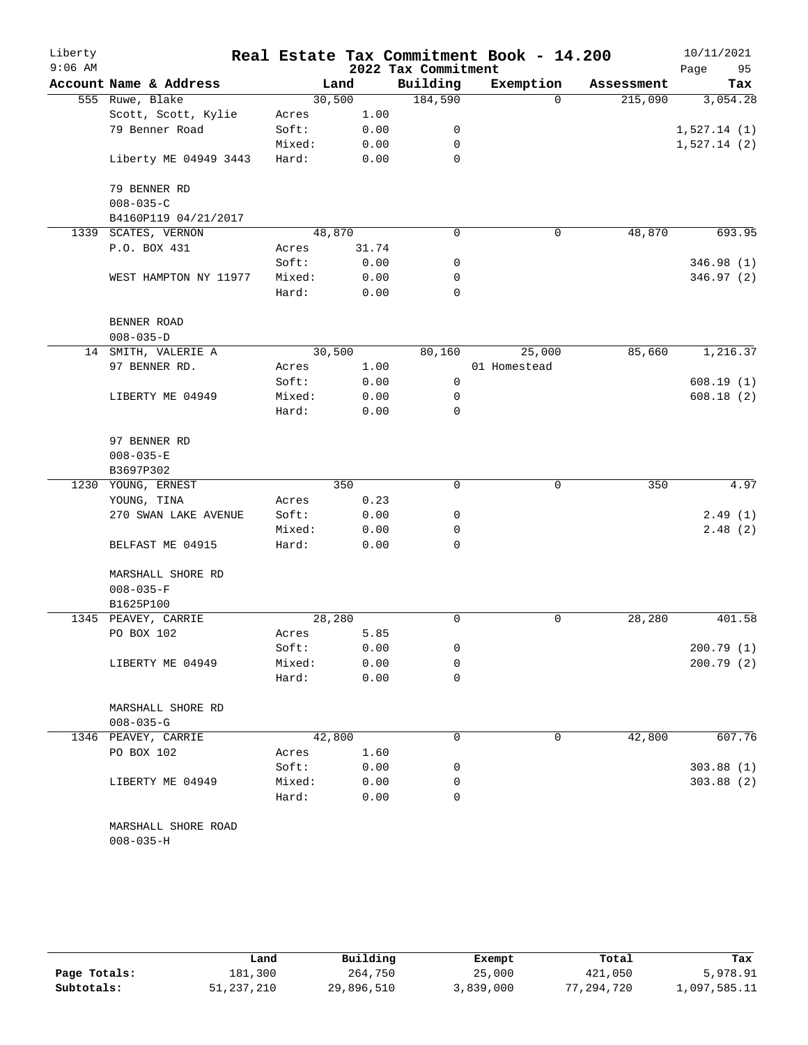# Real Estate Tax Commitment Book - 14.200

Liberty
9:06 AM

2022 Tax Commitment

10/11/2021

| Account Name & Address | | Land | Building | Exemption | Assessment | Tax |
|---|---|---|---|---|---|---|
| 555 Ruwe, Blake | | 30,500 | 184,590 | 0 | 215,090 | 3,054.28 |
| Scott, Scott, Kylie | Acres | 1.00 | | | | |
| 79 Benner Road | Soft: | 0.00 | 0 | | | 1,527.14 (1) |
| | Mixed: | 0.00 | 0 | | | 1,527.14 (2) |
| Liberty ME 04949 3443 | Hard: | 0.00 | 0 | | | |
| 79 BENNER RD | | | | | | |
| 008-035-C | | | | | | |
| B4160P119 04/21/2017 | | | | | | |
| 1339 SCATES, VERNON | | 48,870 | 0 | 0 | 48,870 | 693.95 |
| P.O. BOX 431 | Acres | 31.74 | | | | |
| | Soft: | 0.00 | 0 | | | 346.98 (1) |
| WEST HAMPTON NY 11977 | Mixed: | 0.00 | 0 | | | 346.97 (2) |
| | Hard: | 0.00 | 0 | | | |
| BENNER ROAD | | | | | | |
| 008-035-D | | | | | | |
| 14 SMITH, VALERIE A | | 30,500 | 80,160 | 25,000 | 85,660 | 1,216.37 |
| 97 BENNER RD. | Acres | 1.00 | | 01 Homestead | | |
| | Soft: | 0.00 | 0 | | | 608.19 (1) |
| LIBERTY ME 04949 | Mixed: | 0.00 | 0 | | | 608.18 (2) |
| | Hard: | 0.00 | 0 | | | |
| 97 BENNER RD | | | | | | |
| 008-035-E | | | | | | |
| B3697P302 | | | | | | |
| 1230 YOUNG, ERNEST | | 350 | 0 | 0 | 350 | 4.97 |
| YOUNG, TINA | Acres | 0.23 | | | | |
| 270 SWAN LAKE AVENUE | Soft: | 0.00 | 0 | | | 2.49 (1) |
| | Mixed: | 0.00 | 0 | | | 2.48 (2) |
| BELFAST ME 04915 | Hard: | 0.00 | 0 | | | |
| MARSHALL SHORE RD | | | | | | |
| 008-035-F | | | | | | |
| B1625P100 | | | | | | |
| 1345 PEAVEY, CARRIE | | 28,280 | 0 | 0 | 28,280 | 401.58 |
| PO BOX 102 | Acres | 5.85 | | | | |
| | Soft: | 0.00 | 0 | | | 200.79 (1) |
| LIBERTY ME 04949 | Mixed: | 0.00 | 0 | | | 200.79 (2) |
| | Hard: | 0.00 | 0 | | | |
| MARSHALL SHORE RD | | | | | | |
| 008-035-G | | | | | | |
| 1346 PEAVEY, CARRIE | | 42,800 | 0 | 0 | 42,800 | 607.76 |
| PO BOX 102 | Acres | 1.60 | | | | |
| | Soft: | 0.00 | 0 | | | 303.88 (1) |
| LIBERTY ME 04949 | Mixed: | 0.00 | 0 | | | 303.88 (2) |
| | Hard: | 0.00 | 0 | | | |
| MARSHALL SHORE ROAD | | | | | | |
| 008-035-H | | | | | | |

| | Land | Building | Exempt | Total | Tax |
|---|---|---|---|---|---|
| Page Totals: | 181,300 | 264,750 | 25,000 | 421,050 | 5,978.91 |
| Subtotals: | 51,237,210 | 29,896,510 | 3,839,000 | 77,294,720 | 1,097,585.11 |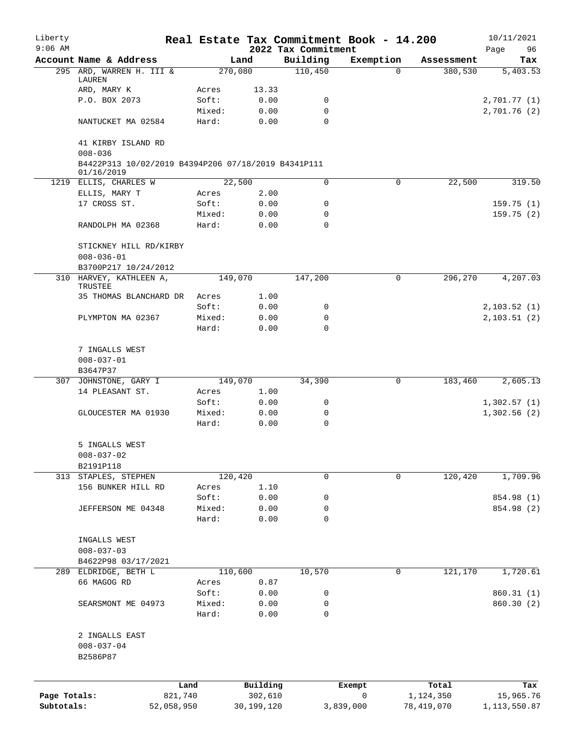# Real Estate Tax Commitment Book - 14.200

## 2022 Tax Commitment

Liberty 9:06 AM — 10/11/2021

| Account Name & Address | Land | | Building | Exemption | Assessment | Tax |
|---|---|---|---|---|---|---|
| 295 ARD, WARREN H. III & LAUREN | 270,080 | | 110,450 | 0 | 380,530 | 5,403.53 |
| ARD, MARY K | Acres | 13.33 | | | | |
| P.O. BOX 2073 | Soft: | 0.00 | 0 | | | 2,701.77 (1) |
| | Mixed: | 0.00 | 0 | | | 2,701.76 (2) |
| NANTUCKET MA 02584 | Hard: | 0.00 | 0 | | | |
| 41 KIRBY ISLAND RD | | | | | | |
| 008-036 | | | | | | |
| B4422P313 10/02/2019 B4394P206 07/18/2019 B4341P111 01/16/2019 | | | | | | |
| 1219 ELLIS, CHARLES W | 22,500 | | 0 | 0 | 22,500 | 319.50 |
| ELLIS, MARY T | Acres | 2.00 | | | | |
| 17 CROSS ST. | Soft: | 0.00 | 0 | | | 159.75 (1) |
| | Mixed: | 0.00 | 0 | | | 159.75 (2) |
| RANDOLPH MA 02368 | Hard: | 0.00 | 0 | | | |
| STICKNEY HILL RD/KIRBY | | | | | | |
| 008-036-01 | | | | | | |
| B3700P217 10/24/2012 | | | | | | |
| 310 HARVEY, KATHLEEN A, TRUSTEE | 149,070 | | 147,200 | 0 | 296,270 | 4,207.03 |
| 35 THOMAS BLANCHARD DR | Acres | 1.00 | | | | |
| | Soft: | 0.00 | 0 | | | 2,103.52 (1) |
| PLYMPTON MA 02367 | Mixed: | 0.00 | 0 | | | 2,103.51 (2) |
| | Hard: | 0.00 | 0 | | | |
| 7 INGALLS WEST | | | | | | |
| 008-037-01 | | | | | | |
| B3647P37 | | | | | | |
| 307 JOHNSTONE, GARY I | 149,070 | | 34,390 | 0 | 183,460 | 2,605.13 |
| 14 PLEASANT ST. | Acres | 1.00 | | | | |
| | Soft: | 0.00 | 0 | | | 1,302.57 (1) |
| GLOUCESTER MA 01930 | Mixed: | 0.00 | 0 | | | 1,302.56 (2) |
| | Hard: | 0.00 | 0 | | | |
| 5 INGALLS WEST | | | | | | |
| 008-037-02 | | | | | | |
| B2191P118 | | | | | | |
| 313 STAPLES, STEPHEN | 120,420 | | 0 | 0 | 120,420 | 1,709.96 |
| 156 BUNKER HILL RD | Acres | 1.10 | | | | |
| | Soft: | 0.00 | 0 | | | 854.98 (1) |
| JEFFERSON ME 04348 | Mixed: | 0.00 | 0 | | | 854.98 (2) |
| | Hard: | 0.00 | 0 | | | |
| INGALLS WEST | | | | | | |
| 008-037-03 | | | | | | |
| B4622P98 03/17/2021 | | | | | | |
| 289 ELDRIDGE, BETH L | 110,600 | | 10,570 | 0 | 121,170 | 1,720.61 |
| 66 MAGOG RD | Acres | 0.87 | | | | |
| | Soft: | 0.00 | 0 | | | 860.31 (1) |
| SEARSMONT ME 04973 | Mixed: | 0.00 | 0 | | | 860.30 (2) |
| | Hard: | 0.00 | 0 | | | |
| 2 INGALLS EAST | | | | | | |
| 008-037-04 | | | | | | |
| B2586P87 | | | | | | |

| | Land | Building | Exempt | Total | Tax |
|---|---|---|---|---|---|
| Page Totals: | 821,740 | 302,610 | 0 | 1,124,350 | 15,965.76 |
| Subtotals: | 52,058,950 | 30,199,120 | 3,839,000 | 78,419,070 | 1,113,550.87 |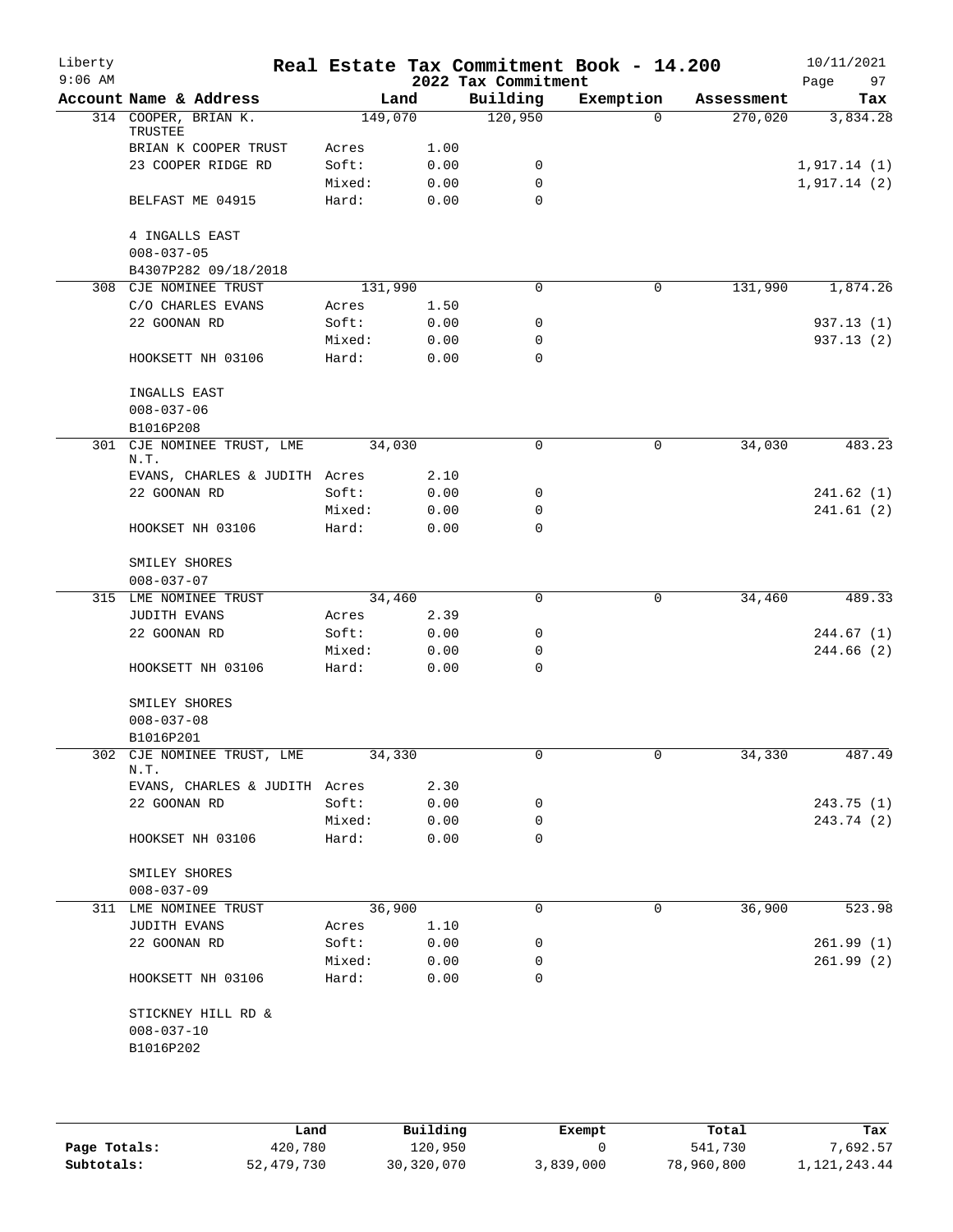# Real Estate Tax Commitment Book - 14.200

Liberty
9:06 AM

2022 Tax Commitment

10/11/2021

| Account Name & Address | | Land | Building | Exemption | Assessment | Tax |
|---|---|---|---|---|---|---|
| 314 COOPER, BRIAN K. TRUSTEE | | 149,070 | 120,950 | 0 | 270,020 | 3,834.28 |
| BRIAN K COOPER TRUST | Acres | 1.00 | | | | |
| 23 COOPER RIDGE RD | Soft: | 0.00 | 0 | | | 1,917.14 (1) |
| | Mixed: | 0.00 | 0 | | | 1,917.14 (2) |
| BELFAST ME 04915 | Hard: | 0.00 | 0 | | | |
| 4 INGALLS EAST | | | | | | |
| 008-037-05 | | | | | | |
| B4307P282 09/18/2018 | | | | | | |
| 308 CJE NOMINEE TRUST | | 131,990 | 0 | 0 | 131,990 | 1,874.26 |
| C/O CHARLES EVANS | Acres | 1.50 | | | | |
| 22 GOONAN RD | Soft: | 0.00 | 0 | | | 937.13 (1) |
| | Mixed: | 0.00 | 0 | | | 937.13 (2) |
| HOOKSETT NH 03106 | Hard: | 0.00 | 0 | | | |
| INGALLS EAST | | | | | | |
| 008-037-06 | | | | | | |
| B1016P208 | | | | | | |
| 301 CJE NOMINEE TRUST, LME N.T. | | 34,030 | 0 | 0 | 34,030 | 483.23 |
| EVANS, CHARLES & JUDITH | Acres | 2.10 | | | | |
| 22 GOONAN RD | Soft: | 0.00 | 0 | | | 241.62 (1) |
| | Mixed: | 0.00 | 0 | | | 241.61 (2) |
| HOOKSET NH 03106 | Hard: | 0.00 | 0 | | | |
| SMILEY SHORES | | | | | | |
| 008-037-07 | | | | | | |
| 315 LME NOMINEE TRUST | | 34,460 | 0 | 0 | 34,460 | 489.33 |
| JUDITH EVANS | Acres | 2.39 | | | | |
| 22 GOONAN RD | Soft: | 0.00 | 0 | | | 244.67 (1) |
| | Mixed: | 0.00 | 0 | | | 244.66 (2) |
| HOOKSETT NH 03106 | Hard: | 0.00 | 0 | | | |
| SMILEY SHORES | | | | | | |
| 008-037-08 | | | | | | |
| B1016P201 | | | | | | |
| 302 CJE NOMINEE TRUST, LME N.T. | | 34,330 | 0 | 0 | 34,330 | 487.49 |
| EVANS, CHARLES & JUDITH | Acres | 2.30 | | | | |
| 22 GOONAN RD | Soft: | 0.00 | 0 | | | 243.75 (1) |
| | Mixed: | 0.00 | 0 | | | 243.74 (2) |
| HOOKSET NH 03106 | Hard: | 0.00 | 0 | | | |
| SMILEY SHORES | | | | | | |
| 008-037-09 | | | | | | |
| 311 LME NOMINEE TRUST | | 36,900 | 0 | 0 | 36,900 | 523.98 |
| JUDITH EVANS | Acres | 1.10 | | | | |
| 22 GOONAN RD | Soft: | 0.00 | 0 | | | 261.99 (1) |
| | Mixed: | 0.00 | 0 | | | 261.99 (2) |
| HOOKSETT NH 03106 | Hard: | 0.00 | 0 | | | |
| STICKNEY HILL RD & | | | | | | |
| 008-037-10 | | | | | | |
| B1016P202 | | | | | | |

| | Land | Building | Exempt | Total | Tax |
|---|---|---|---|---|---|
| Page Totals: | 420,780 | 120,950 | 0 | 541,730 | 7,692.57 |
| Subtotals: | 52,479,730 | 30,320,070 | 3,839,000 | 78,960,800 | 1,121,243.44 |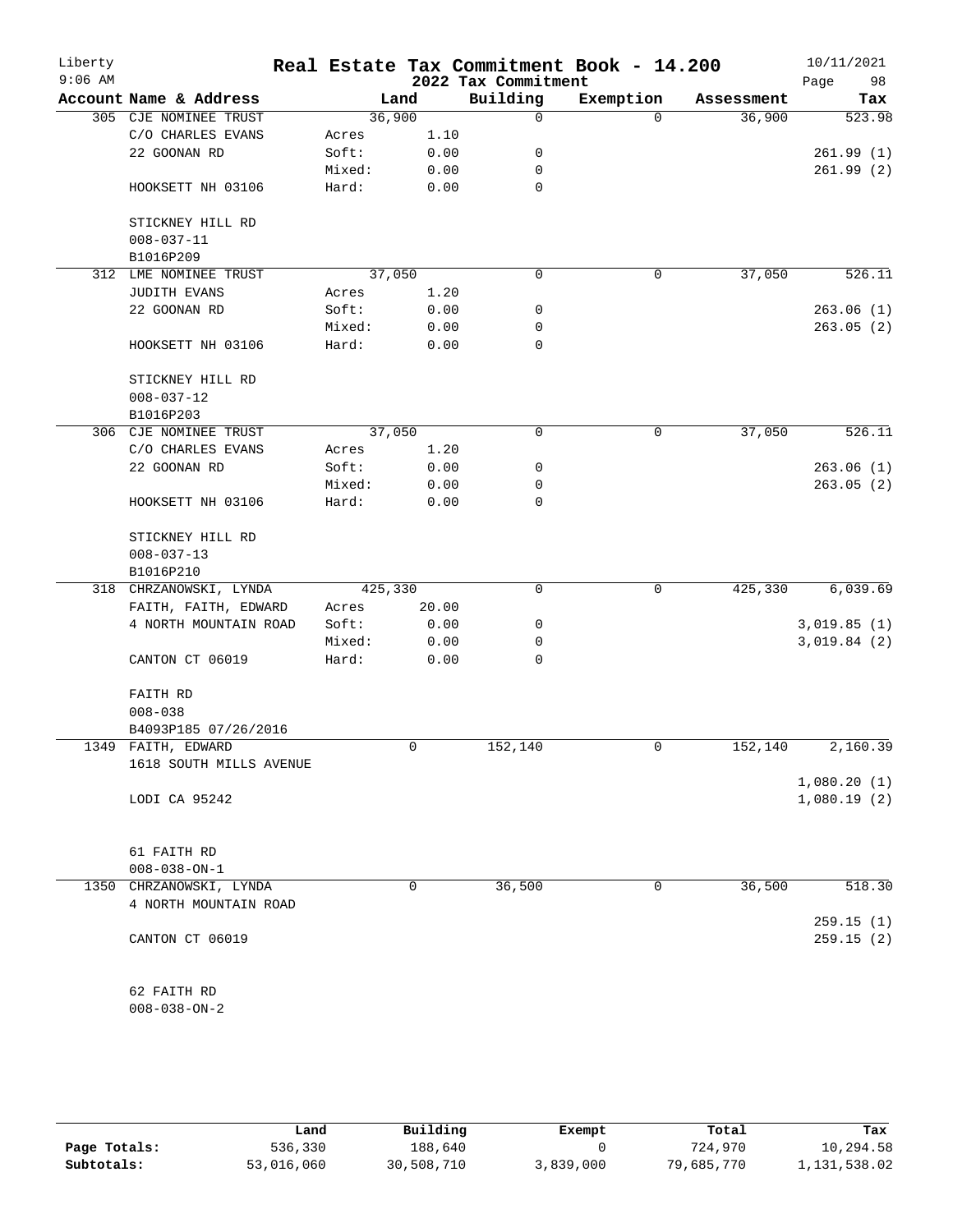# Real Estate Tax Commitment Book - 14.200

Liberty
9:06 AM

2022 Tax Commitment

10/11/2021

| Account Name & Address | Land | | Building | Exemption | Assessment | Tax |
|---|---|---|---|---|---|---|
| 305 CJE NOMINEE TRUST | 36,900 | | 0 | 0 | 36,900 | 523.98 |
| C/O CHARLES EVANS | Acres | 1.10 | | | | |
| 22 GOONAN RD | Soft: | 0.00 | 0 | | | 261.99 (1) |
| | Mixed: | 0.00 | 0 | | | 261.99 (2) |
| HOOKSETT NH 03106 | Hard: | 0.00 | 0 | | | |
| STICKNEY HILL RD | | | | | | |
| 008-037-11 | | | | | | |
| B1016P209 | | | | | | |
| 312 LME NOMINEE TRUST | 37,050 | | 0 | 0 | 37,050 | 526.11 |
| JUDITH EVANS | Acres | 1.20 | | | | |
| 22 GOONAN RD | Soft: | 0.00 | 0 | | | 263.06 (1) |
| | Mixed: | 0.00 | 0 | | | 263.05 (2) |
| HOOKSETT NH 03106 | Hard: | 0.00 | 0 | | | |
| STICKNEY HILL RD | | | | | | |
| 008-037-12 | | | | | | |
| B1016P203 | | | | | | |
| 306 CJE NOMINEE TRUST | 37,050 | | 0 | 0 | 37,050 | 526.11 |
| C/O CHARLES EVANS | Acres | 1.20 | | | | |
| 22 GOONAN RD | Soft: | 0.00 | 0 | | | 263.06 (1) |
| | Mixed: | 0.00 | 0 | | | 263.05 (2) |
| HOOKSETT NH 03106 | Hard: | 0.00 | 0 | | | |
| STICKNEY HILL RD | | | | | | |
| 008-037-13 | | | | | | |
| B1016P210 | | | | | | |
| 318 CHRZANOWSKI, LYNDA | 425,330 | | 0 | 0 | 425,330 | 6,039.69 |
| FAITH, FAITH, EDWARD | Acres | 20.00 | | | | |
| 4 NORTH MOUNTAIN ROAD | Soft: | 0.00 | 0 | | | 3,019.85 (1) |
| | Mixed: | 0.00 | 0 | | | 3,019.84 (2) |
| CANTON CT 06019 | Hard: | 0.00 | 0 | | | |
| FAITH RD | | | | | | |
| 008-038 | | | | | | |
| B4093P185 07/26/2016 | | | | | | |
| 1349 FAITH, EDWARD | 0 | | 152,140 | 0 | 152,140 | 2,160.39 |
| 1618 SOUTH MILLS AVENUE | | | | | | |
| | | | | | | 1,080.20 (1) |
| LODI CA 95242 | | | | | | 1,080.19 (2) |
| 61 FAITH RD | | | | | | |
| 008-038-ON-1 | | | | | | |
| 1350 CHRZANOWSKI, LYNDA | 0 | | 36,500 | 0 | 36,500 | 518.30 |
| 4 NORTH MOUNTAIN ROAD | | | | | | |
| | | | | | | 259.15 (1) |
| CANTON CT 06019 | | | | | | 259.15 (2) |
| 62 FAITH RD | | | | | | |
| 008-038-ON-2 | | | | | | |

| | Land | Building | Exempt | Total | Tax |
|---|---|---|---|---|---|
| **Page Totals:** | 536,330 | 188,640 | 0 | 724,970 | 10,294.58 |
| **Subtotals:** | 53,016,060 | 30,508,710 | 3,839,000 | 79,685,770 | 1,131,538.02 |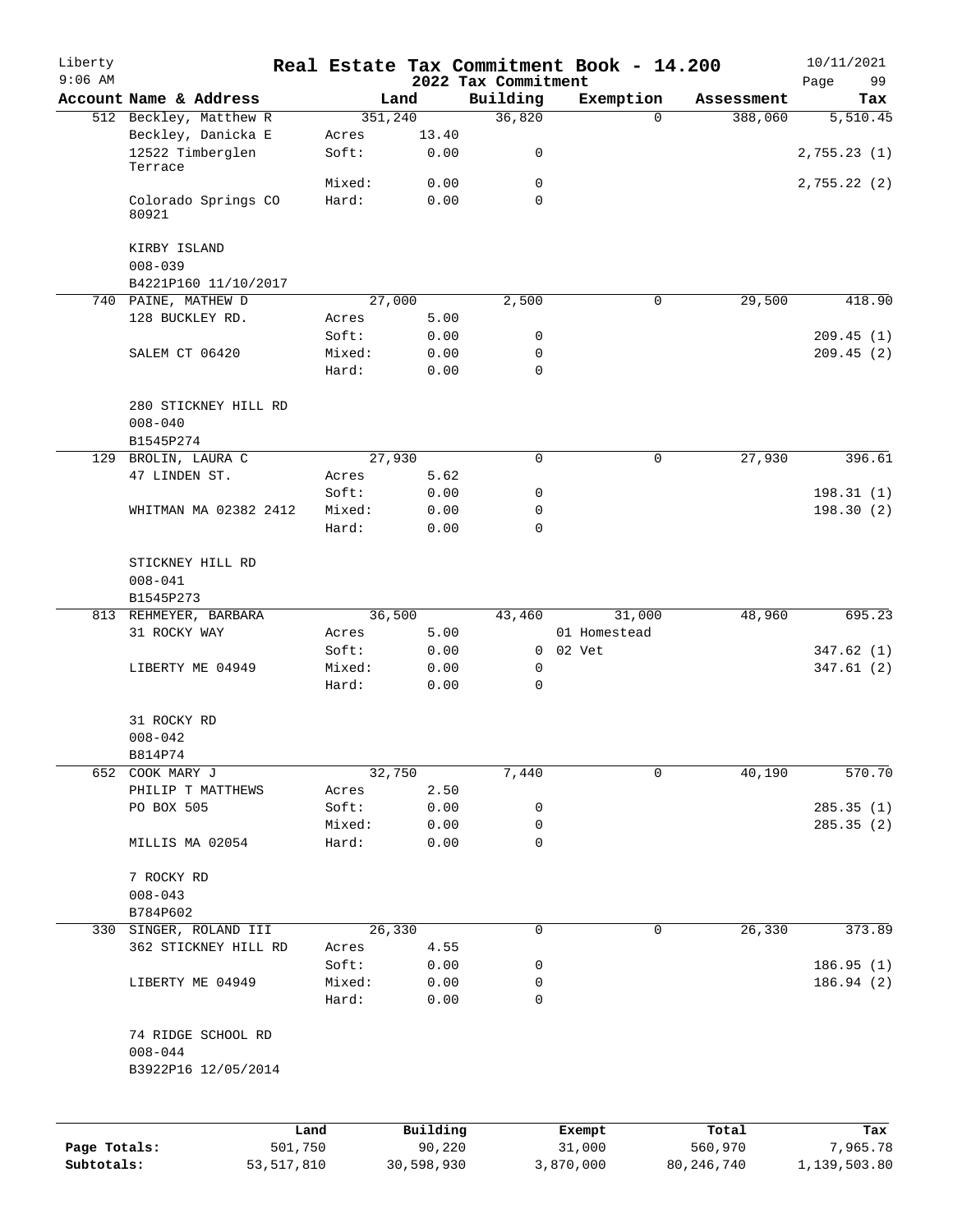# Real Estate Tax Commitment Book - 14.200

Liberty
9:06 AM

2022 Tax Commitment

10/11/2021

| Account Name & Address | Land | | Building | Exemption | Assessment | Tax |
|---|---|---|---|---|---|---|
| 512 Beckley, Matthew R | 351,240 | | 36,820 | 0 | 388,060 | 5,510.45 |
| Beckley, Danicka E | Acres | 13.40 | | | | |
| 12522 Timberglen Terrace | Soft: | 0.00 | 0 | | | 2,755.23 (1) |
| | Mixed: | 0.00 | 0 | | | 2,755.22 (2) |
| Colorado Springs CO 80921 | Hard: | 0.00 | 0 | | | |
| KIRBY ISLAND | | | | | | |
| 008-039 | | | | | | |
| B4221P160 11/10/2017 | | | | | | |
| 740 PAINE, MATHEW D | 27,000 | | 2,500 | 0 | 29,500 | 418.90 |
| 128 BUCKLEY RD. | Acres | 5.00 | | | | |
| | Soft: | 0.00 | 0 | | | 209.45 (1) |
| SALEM CT 06420 | Mixed: | 0.00 | 0 | | | 209.45 (2) |
| | Hard: | 0.00 | 0 | | | |
| 280 STICKNEY HILL RD | | | | | | |
| 008-040 | | | | | | |
| B1545P274 | | | | | | |
| 129 BROLIN, LAURA C | 27,930 | | 0 | 0 | 27,930 | 396.61 |
| 47 LINDEN ST. | Acres | 5.62 | | | | |
| | Soft: | 0.00 | 0 | | | 198.31 (1) |
| WHITMAN MA 02382 2412 | Mixed: | 0.00 | 0 | | | 198.30 (2) |
| | Hard: | 0.00 | 0 | | | |
| STICKNEY HILL RD | | | | | | |
| 008-041 | | | | | | |
| B1545P273 | | | | | | |
| 813 REHMEYER, BARBARA | 36,500 | | 43,460 | 31,000 | 48,960 | 695.23 |
| 31 ROCKY WAY | Acres | 5.00 | | 01 Homestead | | |
| | Soft: | 0.00 | 0 | 02 Vet | | 347.62 (1) |
| LIBERTY ME 04949 | Mixed: | 0.00 | 0 | | | 347.61 (2) |
| | Hard: | 0.00 | 0 | | | |
| 31 ROCKY RD | | | | | | |
| 008-042 | | | | | | |
| B814P74 | | | | | | |
| 652 COOK MARY J | 32,750 | | 7,440 | 0 | 40,190 | 570.70 |
| PHILIP T MATTHEWS | Acres | 2.50 | | | | |
| PO BOX 505 | Soft: | 0.00 | 0 | | | 285.35 (1) |
| | Mixed: | 0.00 | 0 | | | 285.35 (2) |
| MILLIS MA 02054 | Hard: | 0.00 | 0 | | | |
| 7 ROCKY RD | | | | | | |
| 008-043 | | | | | | |
| B784P602 | | | | | | |
| 330 SINGER, ROLAND III | 26,330 | | 0 | 0 | 26,330 | 373.89 |
| 362 STICKNEY HILL RD | Acres | 4.55 | | | | |
| | Soft: | 0.00 | 0 | | | 186.95 (1) |
| LIBERTY ME 04949 | Mixed: | 0.00 | 0 | | | 186.94 (2) |
| | Hard: | 0.00 | 0 | | | |
| 74 RIDGE SCHOOL RD | | | | | | |
| 008-044 | | | | | | |
| B3922P16 12/05/2014 | | | | | | |

| | Land | Building | Exempt | Total | Tax |
|---|---|---|---|---|---|
| Page Totals: | 501,750 | 90,220 | 31,000 | 560,970 | 7,965.78 |
| Subtotals: | 53,517,810 | 30,598,930 | 3,870,000 | 80,246,740 | 1,139,503.80 |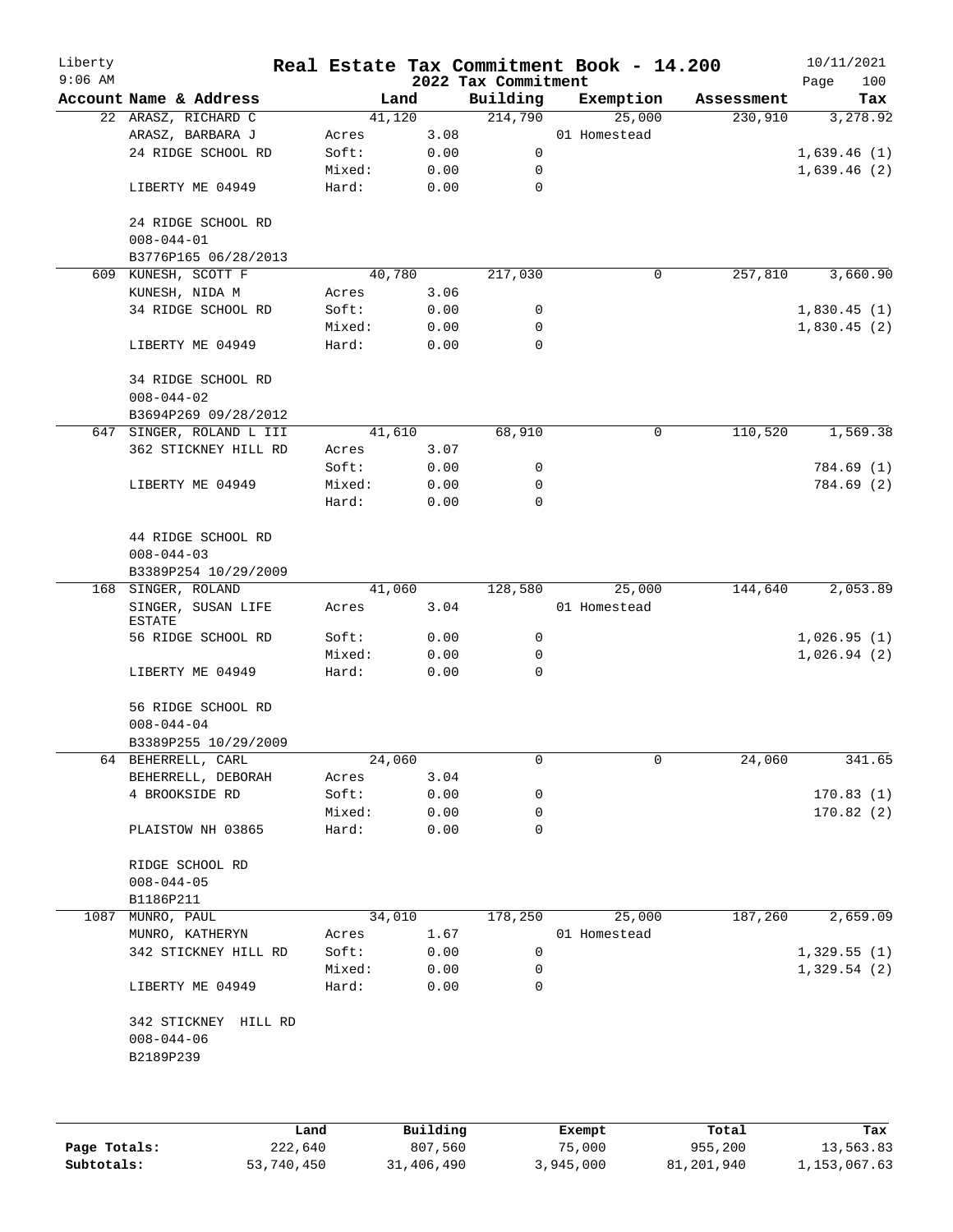# Real Estate Tax Commitment Book - 14.200

Liberty
9:06 AM

2022 Tax Commitment

10/11/2021

| Account Name & Address | Land | | Building | Exemption | Assessment | Tax |
|---|---|---|---|---|---|---|
| 22 ARASZ, RICHARD C | 41,120 | | 214,790 | 25,000 | 230,910 | 3,278.92 |
| ARASZ, BARBARA J | Acres | 3.08 | | 01 Homestead | | |
| 24 RIDGE SCHOOL RD | Soft: | 0.00 | 0 | | | 1,639.46 (1) |
| | Mixed: | 0.00 | 0 | | | 1,639.46 (2) |
| LIBERTY ME 04949 | Hard: | 0.00 | 0 | | | |
| 24 RIDGE SCHOOL RD | | | | | | |
| 008-044-01 | | | | | | |
| B3776P165 06/28/2013 | | | | | | |
| 609 KUNESH, SCOTT F | 40,780 | | 217,030 | 0 | 257,810 | 3,660.90 |
| KUNESH, NIDA M | Acres | 3.06 | | | | |
| 34 RIDGE SCHOOL RD | Soft: | 0.00 | 0 | | | 1,830.45 (1) |
| | Mixed: | 0.00 | 0 | | | 1,830.45 (2) |
| LIBERTY ME 04949 | Hard: | 0.00 | 0 | | | |
| 34 RIDGE SCHOOL RD | | | | | | |
| 008-044-02 | | | | | | |
| B3694P269 09/28/2012 | | | | | | |
| 647 SINGER, ROLAND L III | 41,610 | | 68,910 | 0 | 110,520 | 1,569.38 |
| 362 STICKNEY HILL RD | Acres | 3.07 | | | | |
| | Soft: | 0.00 | 0 | | | 784.69 (1) |
| LIBERTY ME 04949 | Mixed: | 0.00 | 0 | | | 784.69 (2) |
| | Hard: | 0.00 | 0 | | | |
| 44 RIDGE SCHOOL RD | | | | | | |
| 008-044-03 | | | | | | |
| B3389P254 10/29/2009 | | | | | | |
| 168 SINGER, ROLAND | 41,060 | | 128,580 | 25,000 | 144,640 | 2,053.89 |
| SINGER, SUSAN LIFE ESTATE | Acres | 3.04 | | 01 Homestead | | |
| 56 RIDGE SCHOOL RD | Soft: | 0.00 | 0 | | | 1,026.95 (1) |
| | Mixed: | 0.00 | 0 | | | 1,026.94 (2) |
| LIBERTY ME 04949 | Hard: | 0.00 | 0 | | | |
| 56 RIDGE SCHOOL RD | | | | | | |
| 008-044-04 | | | | | | |
| B3389P255 10/29/2009 | | | | | | |
| 64 BEHERRELL, CARL | 24,060 | | 0 | 0 | 24,060 | 341.65 |
| BEHERRELL, DEBORAH | Acres | 3.04 | | | | |
| 4 BROOKSIDE RD | Soft: | 0.00 | 0 | | | 170.83 (1) |
| | Mixed: | 0.00 | 0 | | | 170.82 (2) |
| PLAISTOW NH 03865 | Hard: | 0.00 | 0 | | | |
| RIDGE SCHOOL RD | | | | | | |
| 008-044-05 | | | | | | |
| B1186P211 | | | | | | |
| 1087 MUNRO, PAUL | 34,010 | | 178,250 | 25,000 | 187,260 | 2,659.09 |
| MUNRO, KATHERYN | Acres | 1.67 | | 01 Homestead | | |
| 342 STICKNEY HILL RD | Soft: | 0.00 | 0 | | | 1,329.55 (1) |
| | Mixed: | 0.00 | 0 | | | 1,329.54 (2) |
| LIBERTY ME 04949 | Hard: | 0.00 | 0 | | | |
| 342 STICKNEY HILL RD | | | | | | |
| 008-044-06 | | | | | | |
| B2189P239 | | | | | | |

| | Land | Building | Exempt | Total | Tax |
|---|---|---|---|---|---|
| Page Totals: | 222,640 | 807,560 | 75,000 | 955,200 | 13,563.83 |
| Subtotals: | 53,740,450 | 31,406,490 | 3,945,000 | 81,201,940 | 1,153,067.63 |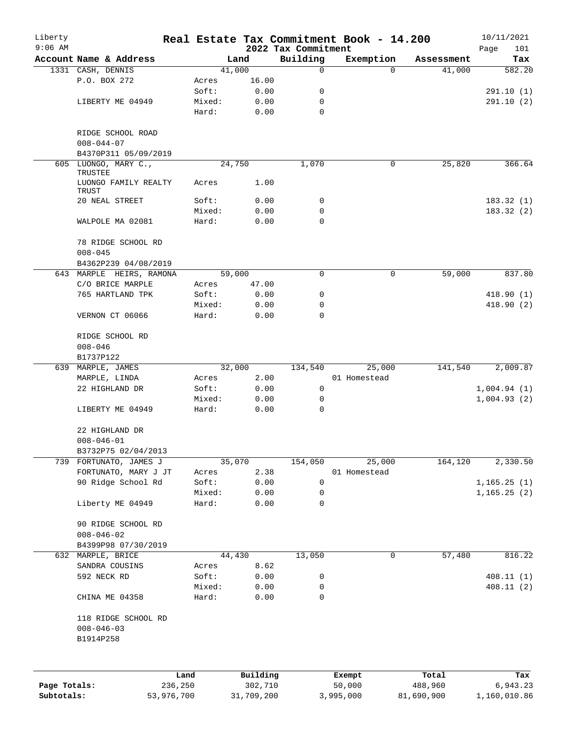Liberty 9:06 AM

# Real Estate Tax Commitment Book - 14.200

## 2022 Tax Commitment

10/11/2021

| Account | Name & Address | | Land | Building | Exemption | Assessment | Tax |
|---|---|---|---|---|---|---|---|
| 1331 | CASH, DENNIS | | 41,000 | 0 | 0 | 41,000 | 582.20 |
| | P.O. BOX 272 | Acres | 16.00 | | | | |
| | | Soft: | 0.00 | 0 | | | 291.10 (1) |
| | LIBERTY ME 04949 | Mixed: | 0.00 | 0 | | | 291.10 (2) |
| | | Hard: | 0.00 | 0 | | | |
| | RIDGE SCHOOL ROAD | | | | | | |
| | 008-044-07 | | | | | | |
| | B4370P311 05/09/2019 | | | | | | |
| 605 | LUONGO, MARY C., TRUSTEE | | 24,750 | 1,070 | 0 | 25,820 | 366.64 |
| | LUONGO FAMILY REALTY TRUST | Acres | 1.00 | | | | |
| | 20 NEAL STREET | Soft: | 0.00 | 0 | | | 183.32 (1) |
| | | Mixed: | 0.00 | 0 | | | 183.32 (2) |
| | WALPOLE MA 02081 | Hard: | 0.00 | 0 | | | |
| | 78 RIDGE SCHOOL RD | | | | | | |
| | 008-045 | | | | | | |
| | B4362P239 04/08/2019 | | | | | | |
| 643 | MARPLE HEIRS, RAMONA | | 59,000 | 0 | 0 | 59,000 | 837.80 |
| | C/O BRICE MARPLE | Acres | 47.00 | | | | |
| | 765 HARTLAND TPK | Soft: | 0.00 | 0 | | | 418.90 (1) |
| | | Mixed: | 0.00 | 0 | | | 418.90 (2) |
| | VERNON CT 06066 | Hard: | 0.00 | 0 | | | |
| | RIDGE SCHOOL RD | | | | | | |
| | 008-046 | | | | | | |
| | B1737P122 | | | | | | |
| 639 | MARPLE, JAMES | | 32,000 | 134,540 | 25,000 | 141,540 | 2,009.87 |
| | MARPLE, LINDA | Acres | 2.00 | | 01 Homestead | | |
| | 22 HIGHLAND DR | Soft: | 0.00 | 0 | | | 1,004.94 (1) |
| | | Mixed: | 0.00 | 0 | | | 1,004.93 (2) |
| | LIBERTY ME 04949 | Hard: | 0.00 | 0 | | | |
| | 22 HIGHLAND DR | | | | | | |
| | 008-046-01 | | | | | | |
| | B3732P75 02/04/2013 | | | | | | |
| 739 | FORTUNATO, JAMES J | | 35,070 | 154,050 | 25,000 | 164,120 | 2,330.50 |
| | FORTUNATO, MARY J JT | Acres | 2.38 | | 01 Homestead | | |
| | 90 Ridge School Rd | Soft: | 0.00 | 0 | | | 1,165.25 (1) |
| | | Mixed: | 0.00 | 0 | | | 1,165.25 (2) |
| | Liberty ME 04949 | Hard: | 0.00 | 0 | | | |
| | 90 RIDGE SCHOOL RD | | | | | | |
| | 008-046-02 | | | | | | |
| | B4399P98 07/30/2019 | | | | | | |
| 632 | MARPLE, BRICE | | 44,430 | 13,050 | 0 | 57,480 | 816.22 |
| | SANDRA COUSINS | Acres | 8.62 | | | | |
| | 592 NECK RD | Soft: | 0.00 | 0 | | | 408.11 (1) |
| | | Mixed: | 0.00 | 0 | | | 408.11 (2) |
| | CHINA ME 04358 | Hard: | 0.00 | 0 | | | |
| | 118 RIDGE SCHOOL RD | | | | | | |
| | 008-046-03 | | | | | | |
| | B1914P258 | | | | | | |

| | Land | Building | Exempt | Total | Tax |
|---|---|---|---|---|---|
| Page Totals: | 236,250 | 302,710 | 50,000 | 488,960 | 6,943.23 |
| Subtotals: | 53,976,700 | 31,709,200 | 3,995,000 | 81,690,900 | 1,160,010.86 |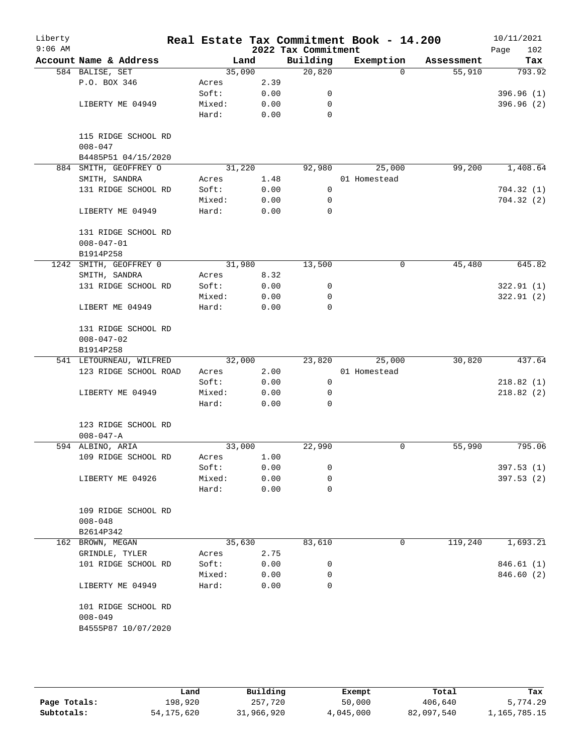# Real Estate Tax Commitment Book - 14.200

Liberty
9:06 AM

2022 Tax Commitment

10/11/2021

| Account Name & Address | | Land | Building | Exemption | Assessment | Tax |
|---|---|---|---|---|---|---|
| 584 BALISE, SET | | 35,090 | 20,820 | 0 | 55,910 | 793.92 |
| P.O. BOX 346 | Acres | 2.39 | | | | |
| | Soft: | 0.00 | 0 | | | 396.96 (1) |
| LIBERTY ME 04949 | Mixed: | 0.00 | 0 | | | 396.96 (2) |
| | Hard: | 0.00 | 0 | | | |
| 115 RIDGE SCHOOL RD | | | | | | |
| 008-047 | | | | | | |
| B4485P51 04/15/2020 | | | | | | |
| 884 SMITH, GEOFFREY O | | 31,220 | 92,980 | 25,000 | 99,200 | 1,408.64 |
| SMITH, SANDRA | Acres | 1.48 | | 01 Homestead | | |
| 131 RIDGE SCHOOL RD | Soft: | 0.00 | 0 | | | 704.32 (1) |
| | Mixed: | 0.00 | 0 | | | 704.32 (2) |
| LIBERTY ME 04949 | Hard: | 0.00 | 0 | | | |
| 131 RIDGE SCHOOL RD | | | | | | |
| 008-047-01 | | | | | | |
| B1914P258 | | | | | | |
| 1242 SMITH, GEOFFREY 0 | | 31,980 | 13,500 | 0 | 45,480 | 645.82 |
| SMITH, SANDRA | Acres | 8.32 | | | | |
| 131 RIDGE SCHOOL RD | Soft: | 0.00 | 0 | | | 322.91 (1) |
| | Mixed: | 0.00 | 0 | | | 322.91 (2) |
| LIBERT ME 04949 | Hard: | 0.00 | 0 | | | |
| 131 RIDGE SCHOOL RD | | | | | | |
| 008-047-02 | | | | | | |
| B1914P258 | | | | | | |
| 541 LETOURNEAU, WILFRED | | 32,000 | 23,820 | 25,000 | 30,820 | 437.64 |
| 123 RIDGE SCHOOL ROAD | Acres | 2.00 | | 01 Homestead | | |
| | Soft: | 0.00 | 0 | | | 218.82 (1) |
| LIBERTY ME 04949 | Mixed: | 0.00 | 0 | | | 218.82 (2) |
| | Hard: | 0.00 | 0 | | | |
| 123 RIDGE SCHOOL RD | | | | | | |
| 008-047-A | | | | | | |
| 594 ALBINO, ARIA | | 33,000 | 22,990 | 0 | 55,990 | 795.06 |
| 109 RIDGE SCHOOL RD | Acres | 1.00 | | | | |
| | Soft: | 0.00 | 0 | | | 397.53 (1) |
| LIBERTY ME 04926 | Mixed: | 0.00 | 0 | | | 397.53 (2) |
| | Hard: | 0.00 | 0 | | | |
| 109 RIDGE SCHOOL RD | | | | | | |
| 008-048 | | | | | | |
| B2614P342 | | | | | | |
| 162 BROWN, MEGAN | | 35,630 | 83,610 | 0 | 119,240 | 1,693.21 |
| GRINDLE, TYLER | Acres | 2.75 | | | | |
| 101 RIDGE SCHOOL RD | Soft: | 0.00 | 0 | | | 846.61 (1) |
| | Mixed: | 0.00 | 0 | | | 846.60 (2) |
| LIBERTY ME 04949 | Hard: | 0.00 | 0 | | | |
| 101 RIDGE SCHOOL RD | | | | | | |
| 008-049 | | | | | | |
| B4555P87 10/07/2020 | | | | | | |

| | Land | Building | Exempt | Total | Tax |
|---|---|---|---|---|---|
| Page Totals: | 198,920 | 257,720 | 50,000 | 406,640 | 5,774.29 |
| Subtotals: | 54,175,620 | 31,966,920 | 4,045,000 | 82,097,540 | 1,165,785.15 |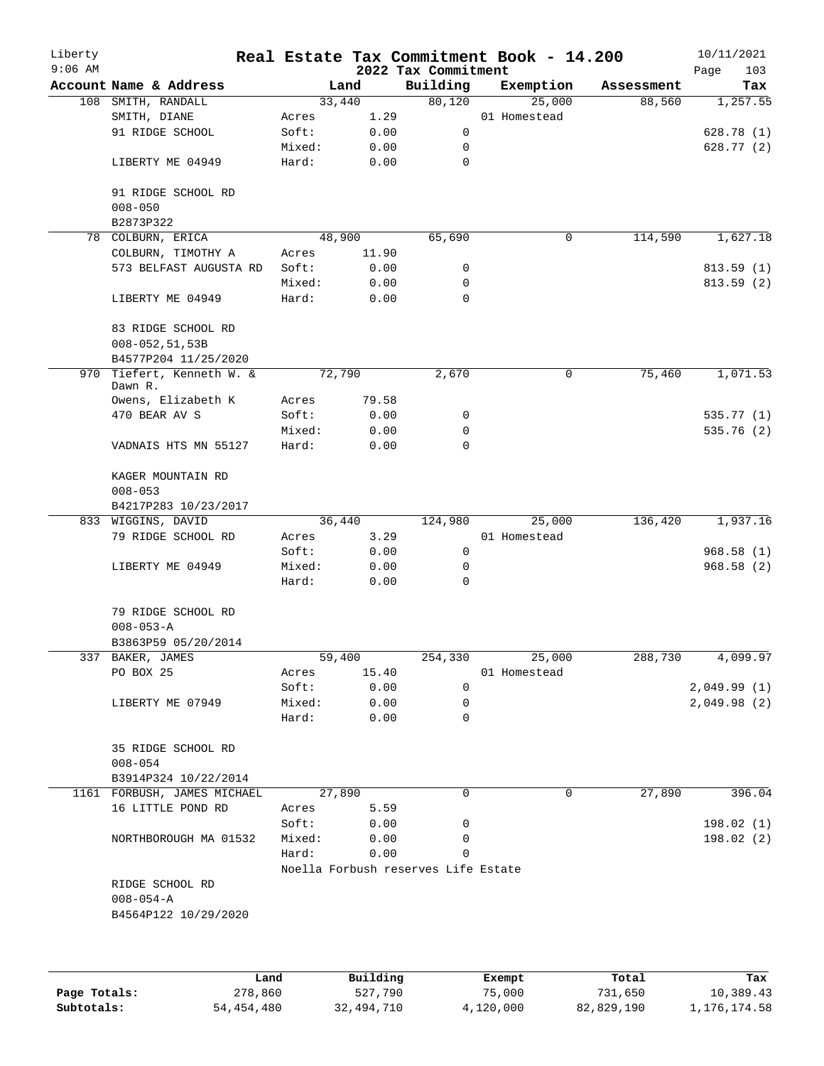# Real Estate Tax Commitment Book - 14.200

Liberty
9:06 AM

2022 Tax Commitment

10/11/2021

| Account | Name & Address | | Land | Building | Exemption | Assessment | Tax |
|---|---|---|---|---|---|---|---|
| 108 | SMITH, RANDALL | | 33,440 | 80,120 | 25,000 | 88,560 | 1,257.55 |
| | SMITH, DIANE | Acres | 1.29 | | 01 Homestead | | |
| | 91 RIDGE SCHOOL | Soft: | 0.00 | 0 | | | 628.78 (1) |
| | | Mixed: | 0.00 | 0 | | | 628.77 (2) |
| | LIBERTY ME 04949 | Hard: | 0.00 | 0 | | | |
| | 91 RIDGE SCHOOL RD | | | | | | |
| | 008-050 | | | | | | |
| | B2873P322 | | | | | | |
| 78 | COLBURN, ERICA | | 48,900 | 65,690 | 0 | 114,590 | 1,627.18 |
| | COLBURN, TIMOTHY A | Acres | 11.90 | | | | |
| | 573 BELFAST AUGUSTA RD | Soft: | 0.00 | 0 | | | 813.59 (1) |
| | | Mixed: | 0.00 | 0 | | | 813.59 (2) |
| | LIBERTY ME 04949 | Hard: | 0.00 | 0 | | | |
| | 83 RIDGE SCHOOL RD | | | | | | |
| | 008-052,51,53B | | | | | | |
| | B4577P204 11/25/2020 | | | | | | |
| 970 | Tiefert, Kenneth W. & Dawn R. | | 72,790 | 2,670 | 0 | 75,460 | 1,071.53 |
| | Owens, Elizabeth K | Acres | 79.58 | | | | |
| | 470 BEAR AV S | Soft: | 0.00 | 0 | | | 535.77 (1) |
| | | Mixed: | 0.00 | 0 | | | 535.76 (2) |
| | VADNAIS HTS MN 55127 | Hard: | 0.00 | 0 | | | |
| | KAGER MOUNTAIN RD | | | | | | |
| | 008-053 | | | | | | |
| | B4217P283 10/23/2017 | | | | | | |
| 833 | WIGGINS, DAVID | | 36,440 | 124,980 | 25,000 | 136,420 | 1,937.16 |
| | 79 RIDGE SCHOOL RD | Acres | 3.29 | | 01 Homestead | | |
| | | Soft: | 0.00 | 0 | | | 968.58 (1) |
| | LIBERTY ME 04949 | Mixed: | 0.00 | 0 | | | 968.58 (2) |
| | | Hard: | 0.00 | 0 | | | |
| | 79 RIDGE SCHOOL RD | | | | | | |
| | 008-053-A | | | | | | |
| | B3863P59 05/20/2014 | | | | | | |
| 337 | BAKER, JAMES | | 59,400 | 254,330 | 25,000 | 288,730 | 4,099.97 |
| | PO BOX 25 | Acres | 15.40 | | 01 Homestead | | |
| | | Soft: | 0.00 | 0 | | | 2,049.99 (1) |
| | LIBERTY ME 07949 | Mixed: | 0.00 | 0 | | | 2,049.98 (2) |
| | | Hard: | 0.00 | 0 | | | |
| | 35 RIDGE SCHOOL RD | | | | | | |
| | 008-054 | | | | | | |
| | B3914P324 10/22/2014 | | | | | | |
| 1161 | FORBUSH, JAMES MICHAEL | | 27,890 | 0 | 0 | 27,890 | 396.04 |
| | 16 LITTLE POND RD | Acres | 5.59 | | | | |
| | | Soft: | 0.00 | 0 | | | 198.02 (1) |
| | NORTHBOROUGH MA 01532 | Mixed: | 0.00 | 0 | | | 198.02 (2) |
| | | Hard: | 0.00 | 0 | | | |
| | | Noella Forbush reserves Life Estate | | | | | |
| | RIDGE SCHOOL RD | | | | | | |
| | 008-054-A | | | | | | |
| | B4564P122 10/29/2020 | | | | | | |

| | Land | Building | Exempt | Total | Tax |
|---|---|---|---|---|---|
| Page Totals: | 278,860 | 527,790 | 75,000 | 731,650 | 10,389.43 |
| Subtotals: | 54,454,480 | 32,494,710 | 4,120,000 | 82,829,190 | 1,176,174.58 |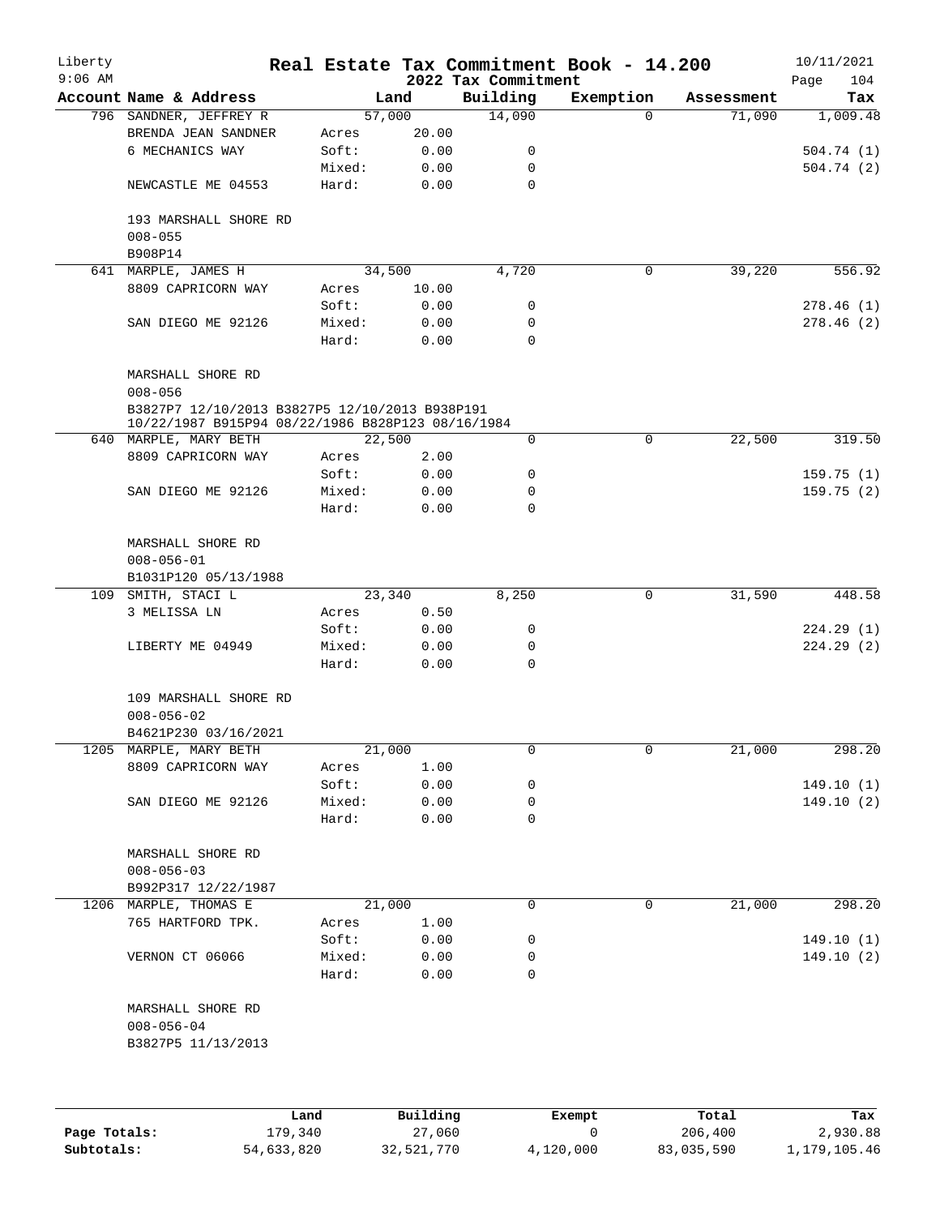# Real Estate Tax Commitment Book - 14.200

Liberty
9:06 AM

2022 Tax Commitment

10/11/2021

| Account Name & Address | | Land | Building | Exemption | Assessment | Tax |
|---|---|---|---|---|---|---|
| 796 SANDNER, JEFFREY R | | 57,000 | 14,090 | 0 | 71,090 | 1,009.48 |
| BRENDA JEAN SANDNER | Acres | 20.00 | | | | |
| 6 MECHANICS WAY | Soft: | 0.00 | 0 | | | 504.74 (1) |
| | Mixed: | 0.00 | 0 | | | 504.74 (2) |
| NEWCASTLE ME 04553 | Hard: | 0.00 | 0 | | | |
| 193 MARSHALL SHORE RD | | | | | | |
| 008-055 | | | | | | |
| B908P14 | | | | | | |
| 641 MARPLE, JAMES H | | 34,500 | 4,720 | 0 | 39,220 | 556.92 |
| 8809 CAPRICORN WAY | Acres | 10.00 | | | | |
| | Soft: | 0.00 | 0 | | | 278.46 (1) |
| SAN DIEGO ME 92126 | Mixed: | 0.00 | 0 | | | 278.46 (2) |
| | Hard: | 0.00 | 0 | | | |
| MARSHALL SHORE RD | | | | | | |
| 008-056 | | | | | | |
| B3827P7 12/10/2013 B3827P5 12/10/2013 B938P191 10/22/1987 B915P94 08/22/1986 B828P123 08/16/1984 | | | | | | |
| 640 MARPLE, MARY BETH | | 22,500 | 0 | 0 | 22,500 | 319.50 |
| 8809 CAPRICORN WAY | Acres | 2.00 | | | | |
| | Soft: | 0.00 | 0 | | | 159.75 (1) |
| SAN DIEGO ME 92126 | Mixed: | 0.00 | 0 | | | 159.75 (2) |
| | Hard: | 0.00 | 0 | | | |
| MARSHALL SHORE RD | | | | | | |
| 008-056-01 | | | | | | |
| B1031P120 05/13/1988 | | | | | | |
| 109 SMITH, STACI L | | 23,340 | 8,250 | 0 | 31,590 | 448.58 |
| 3 MELISSA LN | Acres | 0.50 | | | | |
| | Soft: | 0.00 | 0 | | | 224.29 (1) |
| LIBERTY ME 04949 | Mixed: | 0.00 | 0 | | | 224.29 (2) |
| | Hard: | 0.00 | 0 | | | |
| 109 MARSHALL SHORE RD | | | | | | |
| 008-056-02 | | | | | | |
| B4621P230 03/16/2021 | | | | | | |
| 1205 MARPLE, MARY BETH | | 21,000 | 0 | 0 | 21,000 | 298.20 |
| 8809 CAPRICORN WAY | Acres | 1.00 | | | | |
| | Soft: | 0.00 | 0 | | | 149.10 (1) |
| SAN DIEGO ME 92126 | Mixed: | 0.00 | 0 | | | 149.10 (2) |
| | Hard: | 0.00 | 0 | | | |
| MARSHALL SHORE RD | | | | | | |
| 008-056-03 | | | | | | |
| B992P317 12/22/1987 | | | | | | |
| 1206 MARPLE, THOMAS E | | 21,000 | 0 | 0 | 21,000 | 298.20 |
| 765 HARTFORD TPK. | Acres | 1.00 | | | | |
| | Soft: | 0.00 | 0 | | | 149.10 (1) |
| VERNON CT 06066 | Mixed: | 0.00 | 0 | | | 149.10 (2) |
| | Hard: | 0.00 | 0 | | | |
| MARSHALL SHORE RD | | | | | | |
| 008-056-04 | | | | | | |
| B3827P5 11/13/2013 | | | | | | |

| | Land | Building | Exempt | Total | Tax |
|---|---|---|---|---|---|
| Page Totals: | 179,340 | 27,060 | 0 | 206,400 | 2,930.88 |
| Subtotals: | 54,633,820 | 32,521,770 | 4,120,000 | 83,035,590 | 1,179,105.46 |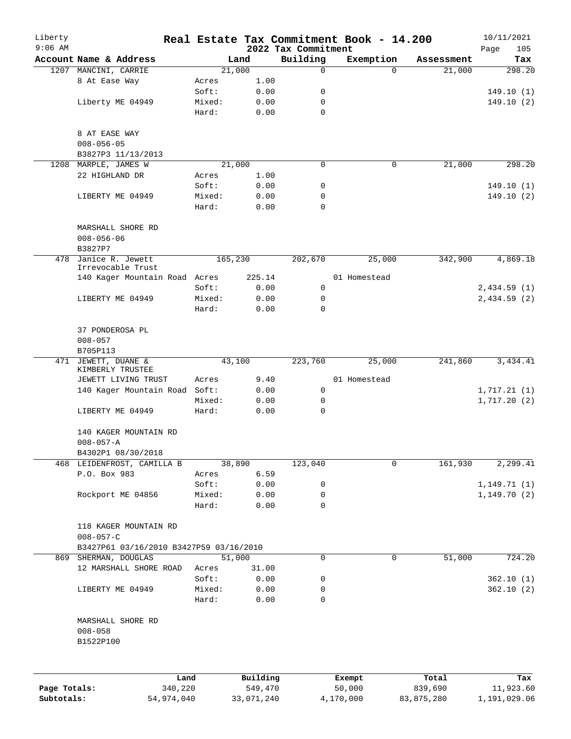# Real Estate Tax Commitment Book - 14.200

Liberty
9:06 AM

2022 Tax Commitment

10/11/2021
Page 105

| Account | Name & Address | | Land | Building | Exemption | Assessment | Tax |
|---|---|---|---|---|---|---|---|
| 1207 | MANCINI, CARRIE | | 21,000 | 0 | 0 | 21,000 | 298.20 |
| | 8 At Ease Way | Acres | 1.00 | | | | |
| | | Soft: | 0.00 | 0 | | | 149.10 (1) |
| | Liberty ME 04949 | Mixed: | 0.00 | 0 | | | 149.10 (2) |
| | | Hard: | 0.00 | 0 | | | |
| | 8 AT EASE WAY | | | | | | |
| | 008-056-05 | | | | | | |
| | B3827P3 11/13/2013 | | | | | | |
| 1208 | MARPLE, JAMES W | | 21,000 | 0 | 0 | 21,000 | 298.20 |
| | 22 HIGHLAND DR | Acres | 1.00 | | | | |
| | | Soft: | 0.00 | 0 | | | 149.10 (1) |
| | LIBERTY ME 04949 | Mixed: | 0.00 | 0 | | | 149.10 (2) |
| | | Hard: | 0.00 | 0 | | | |
| | MARSHALL SHORE RD | | | | | | |
| | 008-056-06 | | | | | | |
| | B3827P7 | | | | | | |
| 478 | Janice R. Jewett Irrevocable Trust | | 165,230 | 202,670 | 25,000 | 342,900 | 4,869.18 |
| | 140 Kager Mountain Road | Acres | 225.14 | | 01 Homestead | | |
| | | Soft: | 0.00 | 0 | | | 2,434.59 (1) |
| | LIBERTY ME 04949 | Mixed: | 0.00 | 0 | | | 2,434.59 (2) |
| | | Hard: | 0.00 | 0 | | | |
| | 37 PONDEROSA PL | | | | | | |
| | 008-057 | | | | | | |
| | B705P113 | | | | | | |
| 471 | JEWETT, DUANE & KIMBERLY TRUSTEE | | 43,100 | 223,760 | 25,000 | 241,860 | 3,434.41 |
| | JEWETT LIVING TRUST | Acres | 9.40 | | 01 Homestead | | |
| | 140 Kager Mountain Road | Soft: | 0.00 | 0 | | | 1,717.21 (1) |
| | | Mixed: | 0.00 | 0 | | | 1,717.20 (2) |
| | LIBERTY ME 04949 | Hard: | 0.00 | 0 | | | |
| | 140 KAGER MOUNTAIN RD | | | | | | |
| | 008-057-A | | | | | | |
| | B4302P1 08/30/2018 | | | | | | |
| 468 | LEIDENFROST, CAMILLA B | | 38,890 | 123,040 | 0 | 161,930 | 2,299.41 |
| | P.O. Box 983 | Acres | 6.59 | | | | |
| | | Soft: | 0.00 | 0 | | | 1,149.71 (1) |
| | Rockport ME 04856 | Mixed: | 0.00 | 0 | | | 1,149.70 (2) |
| | | Hard: | 0.00 | 0 | | | |
| | 118 KAGER MOUNTAIN RD | | | | | | |
| | 008-057-C | | | | | | |
| | B3427P61 03/16/2010 B3427P59 03/16/2010 | | | | | | |
| 869 | SHERMAN, DOUGLAS | | 51,000 | 0 | 0 | 51,000 | 724.20 |
| | 12 MARSHALL SHORE ROAD | Acres | 31.00 | | | | |
| | | Soft: | 0.00 | 0 | | | 362.10 (1) |
| | LIBERTY ME 04949 | Mixed: | 0.00 | 0 | | | 362.10 (2) |
| | | Hard: | 0.00 | 0 | | | |
| | MARSHALL SHORE RD | | | | | | |
| | 008-058 | | | | | | |
| | B1522P100 | | | | | | |

| | Land | Building | Exempt | Total | Tax |
|---|---|---|---|---|---|
| Page Totals: | 340,220 | 549,470 | 50,000 | 839,690 | 11,923.60 |
| Subtotals: | 54,974,040 | 33,071,240 | 4,170,000 | 83,875,280 | 1,191,029.06 |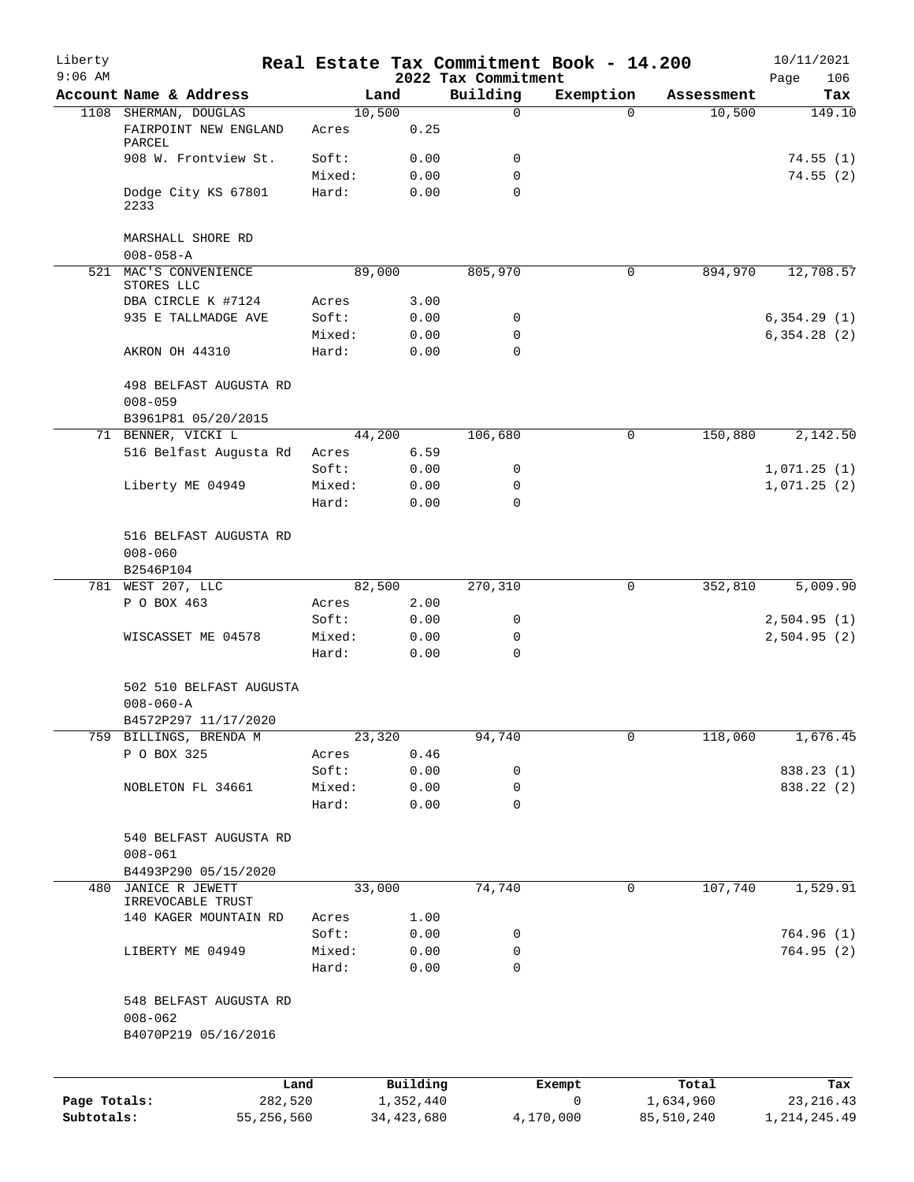# Real Estate Tax Commitment Book - 14.200

Liberty
9:06 AM

2022 Tax Commitment

10/11/2021

| Account Name & Address | | Land | Building | Exemption | Assessment | Tax |
|---|---|---|---|---|---|---|
| 1108 SHERMAN, DOUGLAS | | 10,500 | 0 | 0 | 10,500 | 149.10 |
| FAIRPOINT NEW ENGLAND PARCEL | Acres | 0.25 | | | | |
| 908 W. Frontview St. | Soft: | 0.00 | 0 | | | 74.55 (1) |
| | Mixed: | 0.00 | 0 | | | 74.55 (2) |
| Dodge City KS 67801 2233 | Hard: | 0.00 | 0 | | | |
| MARSHALL SHORE RD | | | | | | |
| 008-058-A | | | | | | |
| 521 MAC'S CONVENIENCE STORES LLC | | 89,000 | 805,970 | 0 | 894,970 | 12,708.57 |
| DBA CIRCLE K #7124 | Acres | 3.00 | | | | |
| 935 E TALLMADGE AVE | Soft: | 0.00 | 0 | | | 6,354.29 (1) |
| | Mixed: | 0.00 | 0 | | | 6,354.28 (2) |
| AKRON OH 44310 | Hard: | 0.00 | 0 | | | |
| 498 BELFAST AUGUSTA RD | | | | | | |
| 008-059 | | | | | | |
| B3961P81 05/20/2015 | | | | | | |
| 71 BENNER, VICKI L | | 44,200 | 106,680 | 0 | 150,880 | 2,142.50 |
| 516 Belfast Augusta Rd | Acres | 6.59 | | | | |
| | Soft: | 0.00 | 0 | | | 1,071.25 (1) |
| Liberty ME 04949 | Mixed: | 0.00 | 0 | | | 1,071.25 (2) |
| | Hard: | 0.00 | 0 | | | |
| 516 BELFAST AUGUSTA RD | | | | | | |
| 008-060 | | | | | | |
| B2546P104 | | | | | | |
| 781 WEST 207, LLC | | 82,500 | 270,310 | 0 | 352,810 | 5,009.90 |
| P O BOX 463 | Acres | 2.00 | | | | |
| | Soft: | 0.00 | 0 | | | 2,504.95 (1) |
| WISCASSET ME 04578 | Mixed: | 0.00 | 0 | | | 2,504.95 (2) |
| | Hard: | 0.00 | 0 | | | |
| 502 510 BELFAST AUGUSTA | | | | | | |
| 008-060-A | | | | | | |
| B4572P297 11/17/2020 | | | | | | |
| 759 BILLINGS, BRENDA M | | 23,320 | 94,740 | 0 | 118,060 | 1,676.45 |
| P O BOX 325 | Acres | 0.46 | | | | |
| | Soft: | 0.00 | 0 | | | 838.23 (1) |
| NOBLETON FL 34661 | Mixed: | 0.00 | 0 | | | 838.22 (2) |
| | Hard: | 0.00 | 0 | | | |
| 540 BELFAST AUGUSTA RD | | | | | | |
| 008-061 | | | | | | |
| B4493P290 05/15/2020 | | | | | | |
| 480 JANICE R JEWETT IRREVOCABLE TRUST | | 33,000 | 74,740 | 0 | 107,740 | 1,529.91 |
| 140 KAGER MOUNTAIN RD | Acres | 1.00 | | | | |
| | Soft: | 0.00 | 0 | | | 764.96 (1) |
| LIBERTY ME 04949 | Mixed: | 0.00 | 0 | | | 764.95 (2) |
| | Hard: | 0.00 | 0 | | | |
| 548 BELFAST AUGUSTA RD | | | | | | |
| 008-062 | | | | | | |
| B4070P219 05/16/2016 | | | | | | |

| | Land | Building | Exempt | Total | Tax |
|---|---|---|---|---|---|
| Page Totals: | 282,520 | 1,352,440 | 0 | 1,634,960 | 23,216.43 |
| Subtotals: | 55,256,560 | 34,423,680 | 4,170,000 | 85,510,240 | 1,214,245.49 |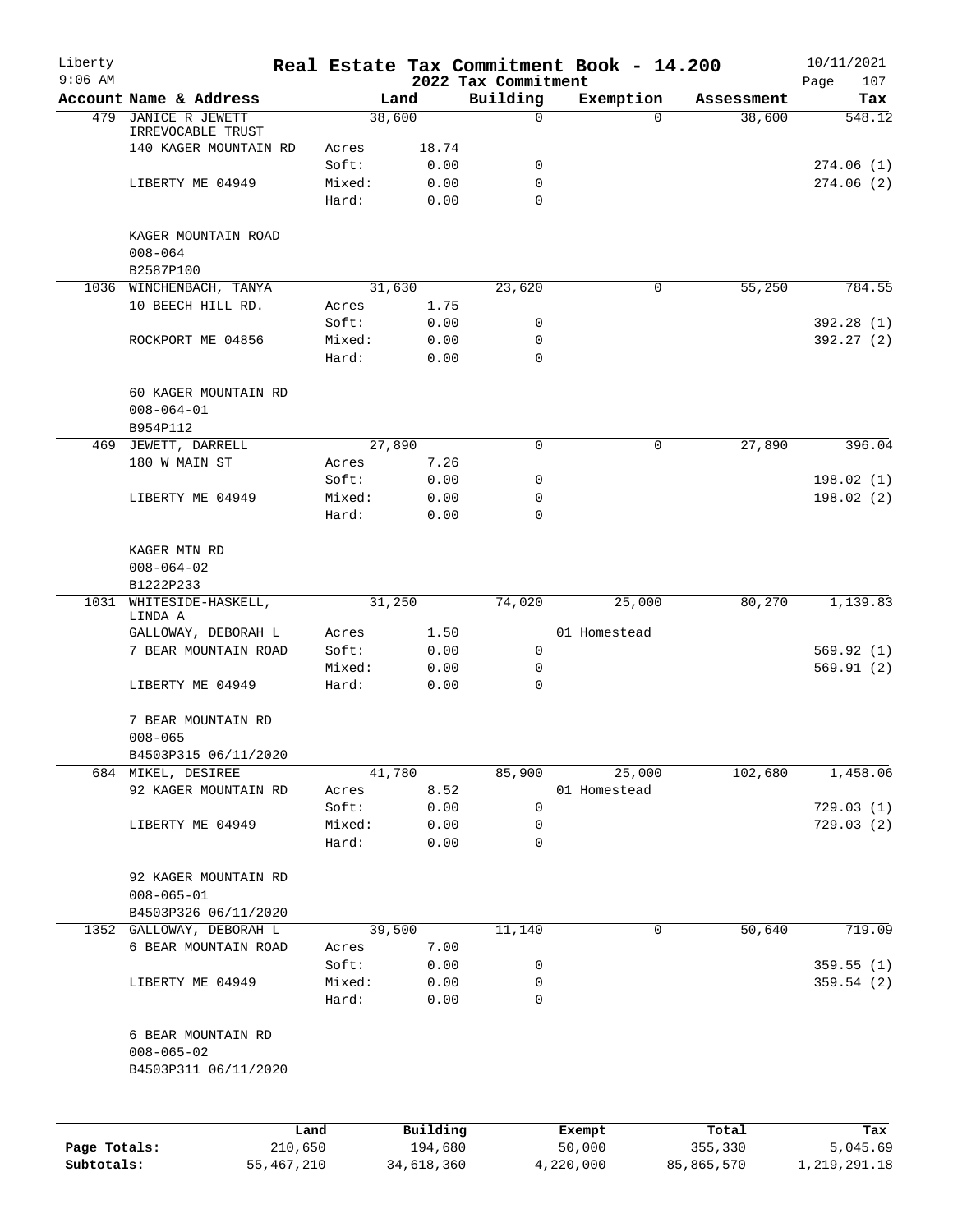# Real Estate Tax Commitment Book - 14.200

## 2022 Tax Commitment

| Account | Name & Address | | Land | Building | Exemption | Assessment | Tax |
|---|---|---|---|---|---|---|---|
| 479 | JANICE R JEWETT IRREVOCABLE TRUST | | 38,600 | 0 | 0 | 38,600 | 548.12 |
| | 140 KAGER MOUNTAIN RD | Acres | 18.74 | | | | |
| | | Soft: | 0.00 | 0 | | | 274.06 (1) |
| | LIBERTY ME 04949 | Mixed: | 0.00 | 0 | | | 274.06 (2) |
| | | Hard: | 0.00 | 0 | | | |
| | KAGER MOUNTAIN ROAD | | | | | | |
| | 008-064 | | | | | | |
| | B2587P100 | | | | | | |
| 1036 | WINCHENBACH, TANYA | | 31,630 | 23,620 | 0 | 55,250 | 784.55 |
| | 10 BEECH HILL RD. | Acres | 1.75 | | | | |
| | | Soft: | 0.00 | 0 | | | 392.28 (1) |
| | ROCKPORT ME 04856 | Mixed: | 0.00 | 0 | | | 392.27 (2) |
| | | Hard: | 0.00 | 0 | | | |
| | 60 KAGER MOUNTAIN RD | | | | | | |
| | 008-064-01 | | | | | | |
| | B954P112 | | | | | | |
| 469 | JEWETT, DARRELL | | 27,890 | 0 | 0 | 27,890 | 396.04 |
| | 180 W MAIN ST | Acres | 7.26 | | | | |
| | | Soft: | 0.00 | 0 | | | 198.02 (1) |
| | LIBERTY ME 04949 | Mixed: | 0.00 | 0 | | | 198.02 (2) |
| | | Hard: | 0.00 | 0 | | | |
| | KAGER MTN RD | | | | | | |
| | 008-064-02 | | | | | | |
| | B1222P233 | | | | | | |
| 1031 | WHITESIDE-HASKELL, LINDA A | | 31,250 | 74,020 | 25,000 | 80,270 | 1,139.83 |
| | GALLOWAY, DEBORAH L | Acres | 1.50 | | 01 Homestead | | |
| | 7 BEAR MOUNTAIN ROAD | Soft: | 0.00 | 0 | | | 569.92 (1) |
| | | Mixed: | 0.00 | 0 | | | 569.91 (2) |
| | LIBERTY ME 04949 | Hard: | 0.00 | 0 | | | |
| | 7 BEAR MOUNTAIN RD | | | | | | |
| | 008-065 | | | | | | |
| | B4503P315 06/11/2020 | | | | | | |
| 684 | MIKEL, DESIREE | | 41,780 | 85,900 | 25,000 | 102,680 | 1,458.06 |
| | 92 KAGER MOUNTAIN RD | Acres | 8.52 | | 01 Homestead | | |
| | | Soft: | 0.00 | 0 | | | 729.03 (1) |
| | LIBERTY ME 04949 | Mixed: | 0.00 | 0 | | | 729.03 (2) |
| | | Hard: | 0.00 | 0 | | | |
| | 92 KAGER MOUNTAIN RD | | | | | | |
| | 008-065-01 | | | | | | |
| | B4503P326 06/11/2020 | | | | | | |
| 1352 | GALLOWAY, DEBORAH L | | 39,500 | 11,140 | 0 | 50,640 | 719.09 |
| | 6 BEAR MOUNTAIN ROAD | Acres | 7.00 | | | | |
| | | Soft: | 0.00 | 0 | | | 359.55 (1) |
| | LIBERTY ME 04949 | Mixed: | 0.00 | 0 | | | 359.54 (2) |
| | | Hard: | 0.00 | 0 | | | |
| | 6 BEAR MOUNTAIN RD | | | | | | |
| | 008-065-02 | | | | | | |
| | B4503P311 06/11/2020 | | | | | | |

| | Land | Building | Exempt | Total | Tax |
|---|---|---|---|---|---|
| Page Totals: | 210,650 | 194,680 | 50,000 | 355,330 | 5,045.69 |
| Subtotals: | 55,467,210 | 34,618,360 | 4,220,000 | 85,865,570 | 1,219,291.18 |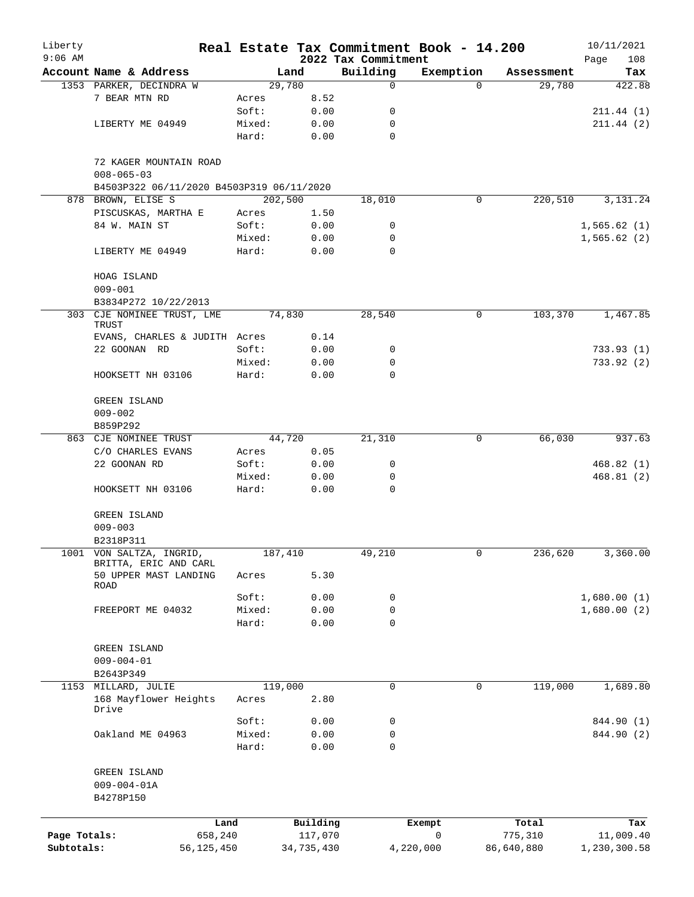# Real Estate Tax Commitment Book - 14.200

Liberty
9:06 AM

2022 Tax Commitment

10/11/2021

| Account Name & Address | Land | | Building | Exemption | Assessment | Tax |
|---|---|---|---|---|---|---|
| 1353 PARKER, DECINDRA W | 29,780 | | 0 | 0 | 29,780 | 422.88 |
| 7 BEAR MTN RD | Acres | 8.52 | | | | |
| | Soft: | 0.00 | 0 | | | 211.44 (1) |
| LIBERTY ME 04949 | Mixed: | 0.00 | 0 | | | 211.44 (2) |
| | Hard: | 0.00 | 0 | | | |
| 72 KAGER MOUNTAIN ROAD | | | | | | |
| 008-065-03 | | | | | | |
| B4503P322 06/11/2020 B4503P319 06/11/2020 | | | | | | |
| 878 BROWN, ELISE S | 202,500 | | 18,010 | 0 | 220,510 | 3,131.24 |
| PISCUSKAS, MARTHA E | Acres | 1.50 | | | | |
| 84 W. MAIN ST | Soft: | 0.00 | 0 | | | 1,565.62 (1) |
| | Mixed: | 0.00 | 0 | | | 1,565.62 (2) |
| LIBERTY ME 04949 | Hard: | 0.00 | 0 | | | |
| HOAG ISLAND | | | | | | |
| 009-001 | | | | | | |
| B3834P272 10/22/2013 | | | | | | |
| 303 CJE NOMINEE TRUST, LME TRUST | 74,830 | | 28,540 | 0 | 103,370 | 1,467.85 |
| EVANS, CHARLES & JUDITH | Acres | 0.14 | | | | |
| 22 GOONAN RD | Soft: | 0.00 | 0 | | | 733.93 (1) |
| | Mixed: | 0.00 | 0 | | | 733.92 (2) |
| HOOKSETT NH 03106 | Hard: | 0.00 | 0 | | | |
| GREEN ISLAND | | | | | | |
| 009-002 | | | | | | |
| B859P292 | | | | | | |
| 863 CJE NOMINEE TRUST | 44,720 | | 21,310 | 0 | 66,030 | 937.63 |
| C/O CHARLES EVANS | Acres | 0.05 | | | | |
| 22 GOONAN RD | Soft: | 0.00 | 0 | | | 468.82 (1) |
| | Mixed: | 0.00 | 0 | | | 468.81 (2) |
| HOOKSETT NH 03106 | Hard: | 0.00 | 0 | | | |
| GREEN ISLAND | | | | | | |
| 009-003 | | | | | | |
| B2318P311 | | | | | | |
| 1001 VON SALTZA, INGRID, BRITTA, ERIC AND CARL | 187,410 | | 49,210 | 0 | 236,620 | 3,360.00 |
| 50 UPPER MAST LANDING ROAD | Acres | 5.30 | | | | |
| | Soft: | 0.00 | 0 | | | 1,680.00 (1) |
| FREEPORT ME 04032 | Mixed: | 0.00 | 0 | | | 1,680.00 (2) |
| | Hard: | 0.00 | 0 | | | |
| GREEN ISLAND | | | | | | |
| 009-004-01 | | | | | | |
| B2643P349 | | | | | | |
| 1153 MILLARD, JULIE | 119,000 | | 0 | 0 | 119,000 | 1,689.80 |
| 168 Mayflower Heights Drive | Acres | 2.80 | | | | |
| | Soft: | 0.00 | 0 | | | 844.90 (1) |
| Oakland ME 04963 | Mixed: | 0.00 | 0 | | | 844.90 (2) |
| | Hard: | 0.00 | 0 | | | |
| GREEN ISLAND | | | | | | |
| 009-004-01A | | | | | | |
| B4278P150 | | | | | | |

| | Land | Building | Exempt | Total | Tax |
|---|---|---|---|---|---|
| Page Totals: | 658,240 | 117,070 | 0 | 775,310 | 11,009.40 |
| Subtotals: | 56,125,450 | 34,735,430 | 4,220,000 | 86,640,880 | 1,230,300.58 |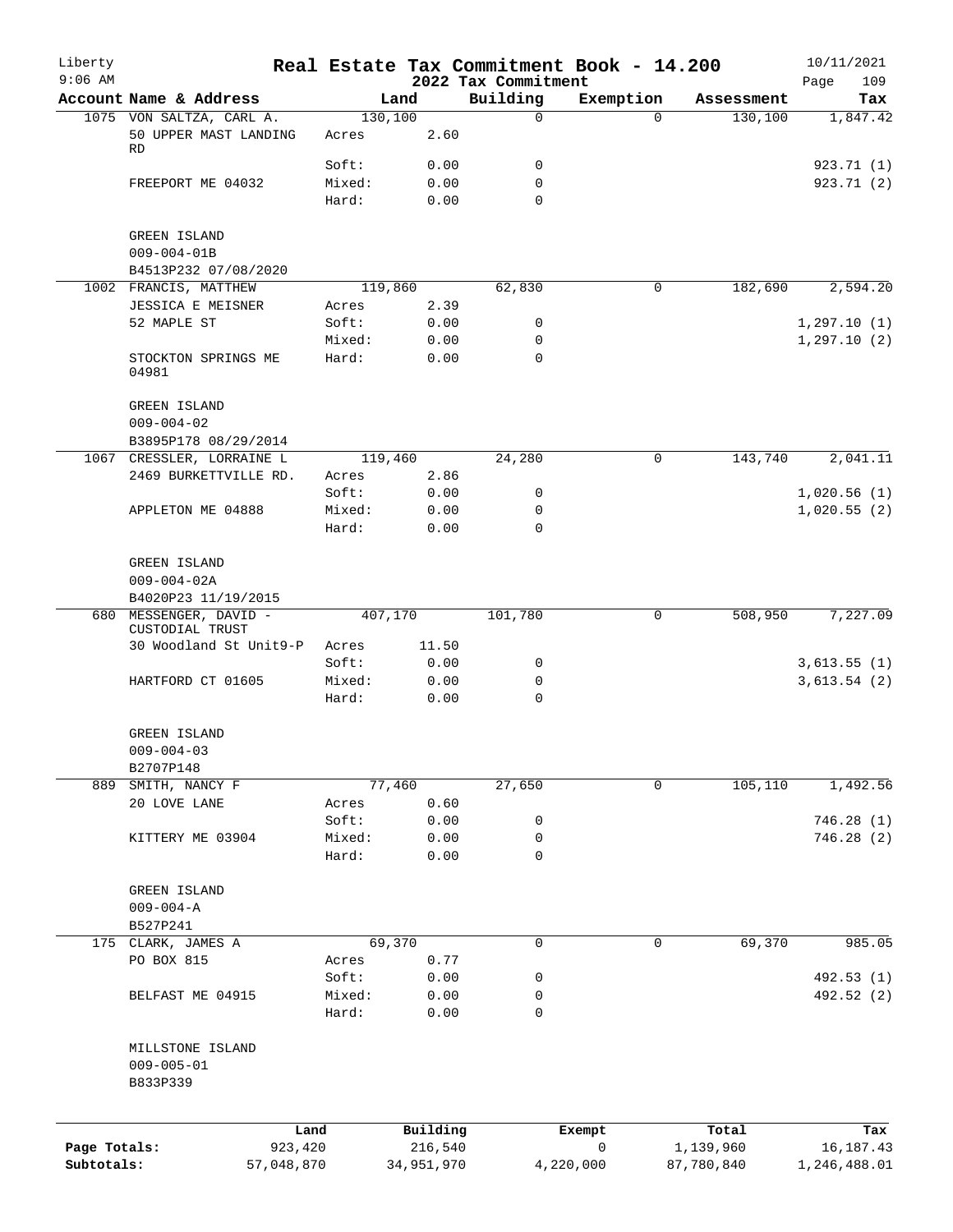# Real Estate Tax Commitment Book - 14.200

Liberty
9:06 AM

2022 Tax Commitment

10/11/2021

| Account | Name & Address | Land | | Building | Exemption | Assessment | Tax |
|---|---|---|---|---|---|---|---|
| 1075 | VON SALTZA, CARL A. | 130,100 | | 0 | 0 | 130,100 | 1,847.42 |
| | 50 UPPER MAST LANDING RD | Acres | 2.60 | | | | |
| | | Soft: | 0.00 | 0 | | | 923.71 (1) |
| | FREEPORT ME 04032 | Mixed: | 0.00 | 0 | | | 923.71 (2) |
| | | Hard: | 0.00 | 0 | | | |
| | GREEN ISLAND | | | | | | |
| | 009-004-01B | | | | | | |
| | B4513P232 07/08/2020 | | | | | | |
| 1002 | FRANCIS, MATTHEW | 119,860 | | 62,830 | 0 | 182,690 | 2,594.20 |
| | JESSICA E MEISNER | Acres | 2.39 | | | | |
| | 52 MAPLE ST | Soft: | 0.00 | 0 | | | 1,297.10 (1) |
| | | Mixed: | 0.00 | 0 | | | 1,297.10 (2) |
| | STOCKTON SPRINGS ME 04981 | Hard: | 0.00 | 0 | | | |
| | GREEN ISLAND | | | | | | |
| | 009-004-02 | | | | | | |
| | B3895P178 08/29/2014 | | | | | | |
| 1067 | CRESSLER, LORRAINE L | 119,460 | | 24,280 | 0 | 143,740 | 2,041.11 |
| | 2469 BURKETTVILLE RD. | Acres | 2.86 | | | | |
| | | Soft: | 0.00 | 0 | | | 1,020.56 (1) |
| | APPLETON ME 04888 | Mixed: | 0.00 | 0 | | | 1,020.55 (2) |
| | | Hard: | 0.00 | 0 | | | |
| | GREEN ISLAND | | | | | | |
| | 009-004-02A | | | | | | |
| | B4020P23 11/19/2015 | | | | | | |
| 680 | MESSENGER, DAVID - CUSTODIAL TRUST | 407,170 | | 101,780 | 0 | 508,950 | 7,227.09 |
| | 30 Woodland St Unit9-P | Acres | 11.50 | | | | |
| | | Soft: | 0.00 | 0 | | | 3,613.55 (1) |
| | HARTFORD CT 01605 | Mixed: | 0.00 | 0 | | | 3,613.54 (2) |
| | | Hard: | 0.00 | 0 | | | |
| | GREEN ISLAND | | | | | | |
| | 009-004-03 | | | | | | |
| | B2707P148 | | | | | | |
| 889 | SMITH, NANCY F | 77,460 | | 27,650 | 0 | 105,110 | 1,492.56 |
| | 20 LOVE LANE | Acres | 0.60 | | | | |
| | | Soft: | 0.00 | 0 | | | 746.28 (1) |
| | KITTERY ME 03904 | Mixed: | 0.00 | 0 | | | 746.28 (2) |
| | | Hard: | 0.00 | 0 | | | |
| | GREEN ISLAND | | | | | | |
| | 009-004-A | | | | | | |
| | B527P241 | | | | | | |
| 175 | CLARK, JAMES A | 69,370 | | 0 | 0 | 69,370 | 985.05 |
| | PO BOX 815 | Acres | 0.77 | | | | |
| | | Soft: | 0.00 | 0 | | | 492.53 (1) |
| | BELFAST ME 04915 | Mixed: | 0.00 | 0 | | | 492.52 (2) |
| | | Hard: | 0.00 | 0 | | | |
| | MILLSTONE ISLAND | | | | | | |
| | 009-005-01 | | | | | | |
| | B833P339 | | | | | | |

| | Land | Building | Exempt | Total | Tax |
|---|---|---|---|---|---|
| Page Totals: | 923,420 | 216,540 | 0 | 1,139,960 | 16,187.43 |
| Subtotals: | 57,048,870 | 34,951,970 | 4,220,000 | 87,780,840 | 1,246,488.01 |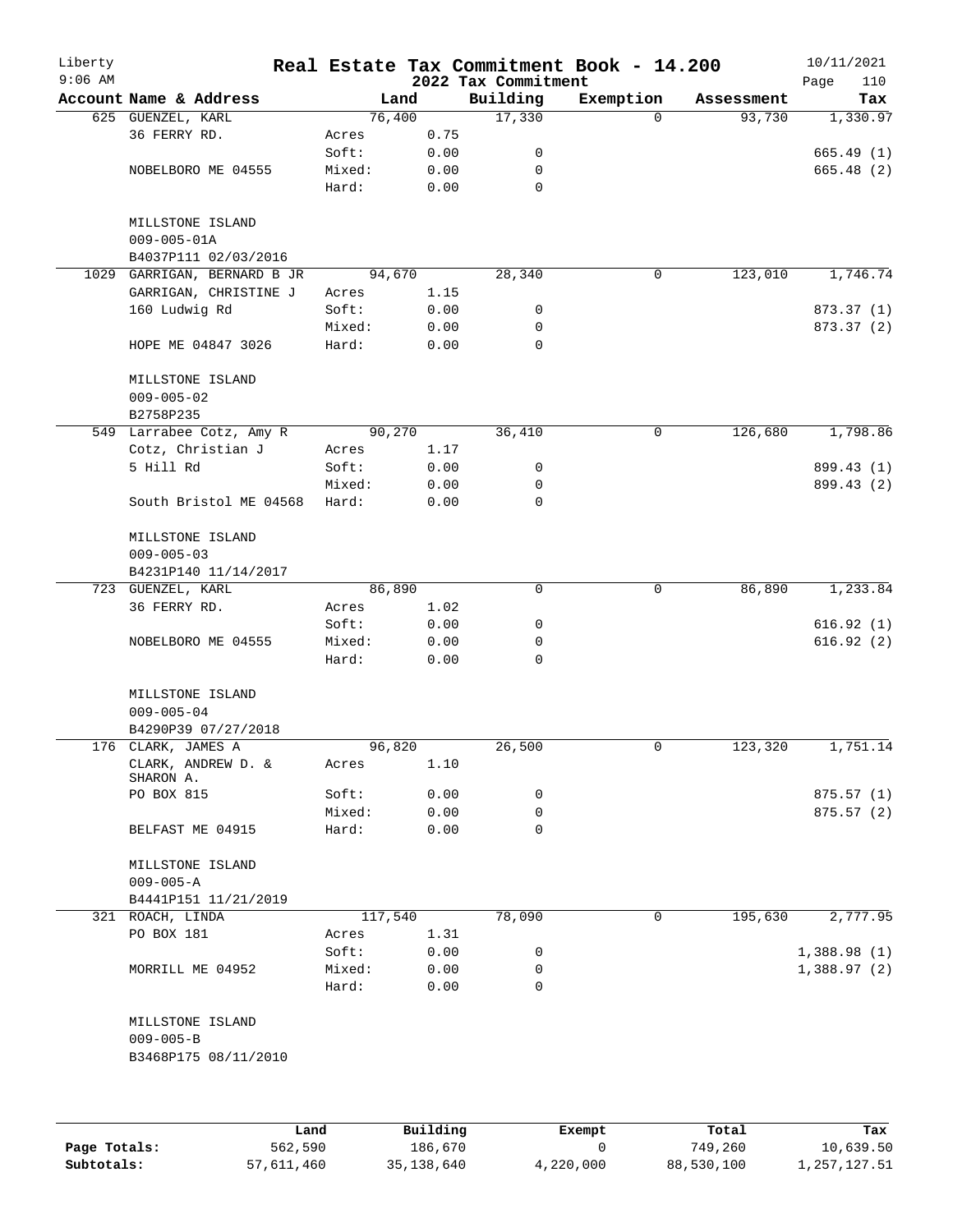Liberty 9:06 AM

# Real Estate Tax Commitment Book - 14.200

2022 Tax Commitment

10/11/2021

| Account | Name & Address | | Land | Building | Exemption | Assessment | Tax |
|---|---|---|---|---|---|---|---|
| 625 | GUENZEL, KARL | | 76,400 | 17,330 | 0 | 93,730 | 1,330.97 |
| | 36 FERRY RD. | Acres | 0.75 | | | | |
| | | Soft: | 0.00 | 0 | | | 665.49 (1) |
| | NOBELBORO ME 04555 | Mixed: | 0.00 | 0 | | | 665.48 (2) |
| | | Hard: | 0.00 | 0 | | | |
| | MILLSTONE ISLAND | | | | | | |
| | 009-005-01A | | | | | | |
| | B4037P111 02/03/2016 | | | | | | |
| 1029 | GARRIGAN, BERNARD B JR | | 94,670 | 28,340 | 0 | 123,010 | 1,746.74 |
| | GARRIGAN, CHRISTINE J | Acres | 1.15 | | | | |
| | 160 Ludwig Rd | Soft: | 0.00 | 0 | | | 873.37 (1) |
| | | Mixed: | 0.00 | 0 | | | 873.37 (2) |
| | HOPE ME 04847 3026 | Hard: | 0.00 | 0 | | | |
| | MILLSTONE ISLAND | | | | | | |
| | 009-005-02 | | | | | | |
| | B2758P235 | | | | | | |
| 549 | Larrabee Cotz, Amy R | | 90,270 | 36,410 | 0 | 126,680 | 1,798.86 |
| | Cotz, Christian J | Acres | 1.17 | | | | |
| | 5 Hill Rd | Soft: | 0.00 | 0 | | | 899.43 (1) |
| | | Mixed: | 0.00 | 0 | | | 899.43 (2) |
| | South Bristol ME 04568 | Hard: | 0.00 | 0 | | | |
| | MILLSTONE ISLAND | | | | | | |
| | 009-005-03 | | | | | | |
| | B4231P140 11/14/2017 | | | | | | |
| 723 | GUENZEL, KARL | | 86,890 | 0 | 0 | 86,890 | 1,233.84 |
| | 36 FERRY RD. | Acres | 1.02 | | | | |
| | | Soft: | 0.00 | 0 | | | 616.92 (1) |
| | NOBELBORO ME 04555 | Mixed: | 0.00 | 0 | | | 616.92 (2) |
| | | Hard: | 0.00 | 0 | | | |
| | MILLSTONE ISLAND | | | | | | |
| | 009-005-04 | | | | | | |
| | B4290P39 07/27/2018 | | | | | | |
| 176 | CLARK, JAMES A | | 96,820 | 26,500 | 0 | 123,320 | 1,751.14 |
| | CLARK, ANDREW D. & SHARON A. | Acres | 1.10 | | | | |
| | PO BOX 815 | Soft: | 0.00 | 0 | | | 875.57 (1) |
| | | Mixed: | 0.00 | 0 | | | 875.57 (2) |
| | BELFAST ME 04915 | Hard: | 0.00 | 0 | | | |
| | MILLSTONE ISLAND | | | | | | |
| | 009-005-A | | | | | | |
| | B4441P151 11/21/2019 | | | | | | |
| 321 | ROACH, LINDA | | 117,540 | 78,090 | 0 | 195,630 | 2,777.95 |
| | PO BOX 181 | Acres | 1.31 | | | | |
| | | Soft: | 0.00 | 0 | | | 1,388.98 (1) |
| | MORRILL ME 04952 | Mixed: | 0.00 | 0 | | | 1,388.97 (2) |
| | | Hard: | 0.00 | 0 | | | |
| | MILLSTONE ISLAND | | | | | | |
| | 009-005-B | | | | | | |
| | B3468P175 08/11/2010 | | | | | | |

| | Land | Building | Exempt | Total | Tax |
|---|---|---|---|---|---|
| Page Totals: | 562,590 | 186,670 | 0 | 749,260 | 10,639.50 |
| Subtotals: | 57,611,460 | 35,138,640 | 4,220,000 | 88,530,100 | 1,257,127.51 |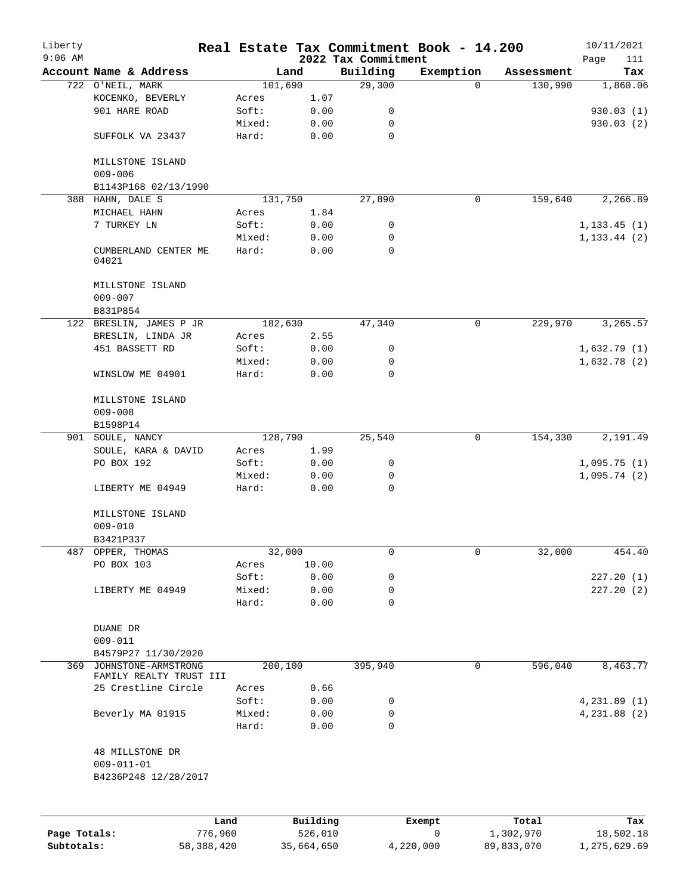# Real Estate Tax Commitment Book - 14.200

## 2022 Tax Commitment

Liberty 9:06 AM — 10/11/2021

| Account Name & Address | Land | | Building | Exemption | Assessment | Tax |
|---|---|---|---|---|---|---|
| 722 O'NEIL, MARK | 101,690 | | 29,300 | 0 | 130,990 | 1,860.06 |
| KOCENKO, BEVERLY | Acres | 1.07 | | | | |
| 901 HARE ROAD | Soft: | 0.00 | 0 | | | 930.03 (1) |
| | Mixed: | 0.00 | 0 | | | 930.03 (2) |
| SUFFOLK VA 23437 | Hard: | 0.00 | 0 | | | |
| MILLSTONE ISLAND | | | | | | |
| 009-006 | | | | | | |
| B1143P168 02/13/1990 | | | | | | |
| 388 HAHN, DALE S | 131,750 | | 27,890 | 0 | 159,640 | 2,266.89 |
| MICHAEL HAHN | Acres | 1.84 | | | | |
| 7 TURKEY LN | Soft: | 0.00 | 0 | | | 1,133.45 (1) |
| | Mixed: | 0.00 | 0 | | | 1,133.44 (2) |
| CUMBERLAND CENTER ME 04021 | Hard: | 0.00 | 0 | | | |
| MILLSTONE ISLAND | | | | | | |
| 009-007 | | | | | | |
| B831P854 | | | | | | |
| 122 BRESLIN, JAMES P JR | 182,630 | | 47,340 | 0 | 229,970 | 3,265.57 |
| BRESLIN, LINDA JR | Acres | 2.55 | | | | |
| 451 BASSETT RD | Soft: | 0.00 | 0 | | | 1,632.79 (1) |
| | Mixed: | 0.00 | 0 | | | 1,632.78 (2) |
| WINSLOW ME 04901 | Hard: | 0.00 | 0 | | | |
| MILLSTONE ISLAND | | | | | | |
| 009-008 | | | | | | |
| B1598P14 | | | | | | |
| 901 SOULE, NANCY | 128,790 | | 25,540 | 0 | 154,330 | 2,191.49 |
| SOULE, KARA & DAVID | Acres | 1.99 | | | | |
| PO BOX 192 | Soft: | 0.00 | 0 | | | 1,095.75 (1) |
| | Mixed: | 0.00 | 0 | | | 1,095.74 (2) |
| LIBERTY ME 04949 | Hard: | 0.00 | 0 | | | |
| MILLSTONE ISLAND | | | | | | |
| 009-010 | | | | | | |
| B3421P337 | | | | | | |
| 487 OPPER, THOMAS | 32,000 | | 0 | 0 | 32,000 | 454.40 |
| PO BOX 103 | Acres | 10.00 | | | | |
| | Soft: | 0.00 | 0 | | | 227.20 (1) |
| LIBERTY ME 04949 | Mixed: | 0.00 | 0 | | | 227.20 (2) |
| | Hard: | 0.00 | 0 | | | |
| DUANE DR | | | | | | |
| 009-011 | | | | | | |
| B4579P27 11/30/2020 | | | | | | |
| 369 JOHNSTONE-ARMSTRONG FAMILY REALTY TRUST III | 200,100 | | 395,940 | 0 | 596,040 | 8,463.77 |
| 25 Crestline Circle | Acres | 0.66 | | | | |
| | Soft: | 0.00 | 0 | | | 4,231.89 (1) |
| Beverly MA 01915 | Mixed: | 0.00 | 0 | | | 4,231.88 (2) |
| | Hard: | 0.00 | 0 | | | |
| 48 MILLSTONE DR | | | | | | |
| 009-011-01 | | | | | | |
| B4236P248 12/28/2017 | | | | | | |

| | Land | Building | Exempt | Total | Tax |
|---|---|---|---|---|---|
| Page Totals: | 776,960 | 526,010 | 0 | 1,302,970 | 18,502.18 |
| Subtotals: | 58,388,420 | 35,664,650 | 4,220,000 | 89,833,070 | 1,275,629.69 |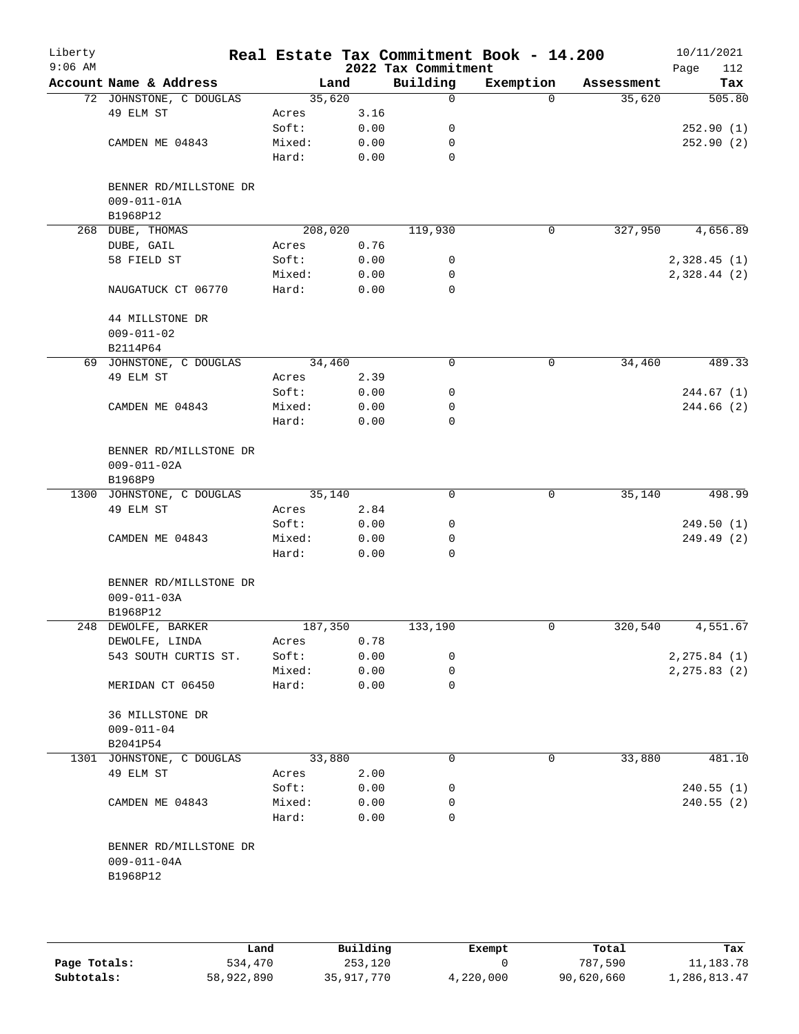Liberty
9:06 AM

# Real Estate Tax Commitment Book - 14.200

## 2022 Tax Commitment

10/11/2021
Page 112

| Account | Name & Address | Land | | Building | Exemption | Assessment | Tax |
|---|---|---|---|---|---|---|---|
| 72 | JOHNSTONE, C DOUGLAS | 35,620 | | 0 | 0 | 35,620 | 505.80 |
| | 49 ELM ST | Acres | 3.16 | | | | |
| | | Soft: | 0.00 | 0 | | | 252.90 (1) |
| | CAMDEN ME 04843 | Mixed: | 0.00 | 0 | | | 252.90 (2) |
| | | Hard: | 0.00 | 0 | | | |
| | BENNER RD/MILLSTONE DR | | | | | | |
| | 009-011-01A | | | | | | |
| | B1968P12 | | | | | | |
| 268 | DUBE, THOMAS | 208,020 | | 119,930 | 0 | 327,950 | 4,656.89 |
| | DUBE, GAIL | Acres | 0.76 | | | | |
| | 58 FIELD ST | Soft: | 0.00 | 0 | | | 2,328.45 (1) |
| | | Mixed: | 0.00 | 0 | | | 2,328.44 (2) |
| | NAUGATUCK CT 06770 | Hard: | 0.00 | 0 | | | |
| | 44 MILLSTONE DR | | | | | | |
| | 009-011-02 | | | | | | |
| | B2114P64 | | | | | | |
| 69 | JOHNSTONE, C DOUGLAS | 34,460 | | 0 | 0 | 34,460 | 489.33 |
| | 49 ELM ST | Acres | 2.39 | | | | |
| | | Soft: | 0.00 | 0 | | | 244.67 (1) |
| | CAMDEN ME 04843 | Mixed: | 0.00 | 0 | | | 244.66 (2) |
| | | Hard: | 0.00 | 0 | | | |
| | BENNER RD/MILLSTONE DR | | | | | | |
| | 009-011-02A | | | | | | |
| | B1968P9 | | | | | | |
| 1300 | JOHNSTONE, C DOUGLAS | 35,140 | | 0 | 0 | 35,140 | 498.99 |
| | 49 ELM ST | Acres | 2.84 | | | | |
| | | Soft: | 0.00 | 0 | | | 249.50 (1) |
| | CAMDEN ME 04843 | Mixed: | 0.00 | 0 | | | 249.49 (2) |
| | | Hard: | 0.00 | 0 | | | |
| | BENNER RD/MILLSTONE DR | | | | | | |
| | 009-011-03A | | | | | | |
| | B1968P12 | | | | | | |
| 248 | DEWOLFE, BARKER | 187,350 | | 133,190 | 0 | 320,540 | 4,551.67 |
| | DEWOLFE, LINDA | Acres | 0.78 | | | | |
| | 543 SOUTH CURTIS ST. | Soft: | 0.00 | 0 | | | 2,275.84 (1) |
| | | Mixed: | 0.00 | 0 | | | 2,275.83 (2) |
| | MERIDAN CT 06450 | Hard: | 0.00 | 0 | | | |
| | 36 MILLSTONE DR | | | | | | |
| | 009-011-04 | | | | | | |
| | B2041P54 | | | | | | |
| 1301 | JOHNSTONE, C DOUGLAS | 33,880 | | 0 | 0 | 33,880 | 481.10 |
| | 49 ELM ST | Acres | 2.00 | | | | |
| | | Soft: | 0.00 | 0 | | | 240.55 (1) |
| | CAMDEN ME 04843 | Mixed: | 0.00 | 0 | | | 240.55 (2) |
| | | Hard: | 0.00 | 0 | | | |
| | BENNER RD/MILLSTONE DR | | | | | | |
| | 009-011-04A | | | | | | |
| | B1968P12 | | | | | | |

| | Land | Building | Exempt | Total | Tax |
|---|---|---|---|---|---|
| **Page Totals:** | 534,470 | 253,120 | 0 | 787,590 | 11,183.78 |
| **Subtotals:** | 58,922,890 | 35,917,770 | 4,220,000 | 90,620,660 | 1,286,813.47 |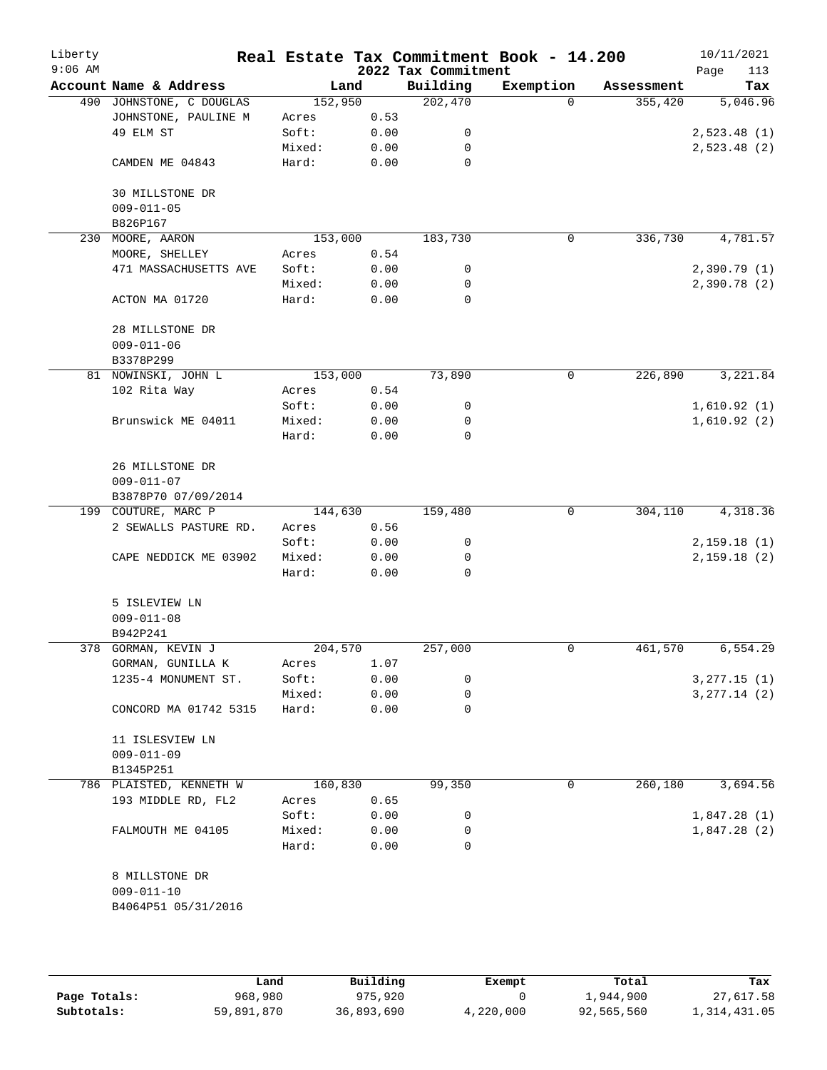# Real Estate Tax Commitment Book - 14.200

Liberty
9:06 AM

2022 Tax Commitment

10/11/2021

| Account Name & Address | Land | | Building | Exemption | Assessment | Tax |
|---|---|---|---|---|---|---|
| 490 JOHNSTONE, C DOUGLAS | 152,950 | | 202,470 | 0 | 355,420 | 5,046.96 |
| JOHNSTONE, PAULINE M | Acres | 0.53 | | | | |
| 49 ELM ST | Soft: | 0.00 | 0 | | | 2,523.48 (1) |
| | Mixed: | 0.00 | 0 | | | 2,523.48 (2) |
| CAMDEN ME 04843 | Hard: | 0.00 | 0 | | | |
| 30 MILLSTONE DR | | | | | | |
| 009-011-05 | | | | | | |
| B826P167 | | | | | | |
| 230 MOORE, AARON | 153,000 | | 183,730 | 0 | 336,730 | 4,781.57 |
| MOORE, SHELLEY | Acres | 0.54 | | | | |
| 471 MASSACHUSETTS AVE | Soft: | 0.00 | 0 | | | 2,390.79 (1) |
| | Mixed: | 0.00 | 0 | | | 2,390.78 (2) |
| ACTON MA 01720 | Hard: | 0.00 | 0 | | | |
| 28 MILLSTONE DR | | | | | | |
| 009-011-06 | | | | | | |
| B3378P299 | | | | | | |
| 81 NOWINSKI, JOHN L | 153,000 | | 73,890 | 0 | 226,890 | 3,221.84 |
| 102 Rita Way | Acres | 0.54 | | | | |
| | Soft: | 0.00 | 0 | | | 1,610.92 (1) |
| Brunswick ME 04011 | Mixed: | 0.00 | 0 | | | 1,610.92 (2) |
| | Hard: | 0.00 | 0 | | | |
| 26 MILLSTONE DR | | | | | | |
| 009-011-07 | | | | | | |
| B3878P70 07/09/2014 | | | | | | |
| 199 COUTURE, MARC P | 144,630 | | 159,480 | 0 | 304,110 | 4,318.36 |
| 2 SEWALLS PASTURE RD. | Acres | 0.56 | | | | |
| | Soft: | 0.00 | 0 | | | 2,159.18 (1) |
| CAPE NEDDICK ME 03902 | Mixed: | 0.00 | 0 | | | 2,159.18 (2) |
| | Hard: | 0.00 | 0 | | | |
| 5 ISLEVIEW LN | | | | | | |
| 009-011-08 | | | | | | |
| B942P241 | | | | | | |
| 378 GORMAN, KEVIN J | 204,570 | | 257,000 | 0 | 461,570 | 6,554.29 |
| GORMAN, GUNILLA K | Acres | 1.07 | | | | |
| 1235-4 MONUMENT ST. | Soft: | 0.00 | 0 | | | 3,277.15 (1) |
| | Mixed: | 0.00 | 0 | | | 3,277.14 (2) |
| CONCORD MA 01742 5315 | Hard: | 0.00 | 0 | | | |
| 11 ISLESVIEW LN | | | | | | |
| 009-011-09 | | | | | | |
| B1345P251 | | | | | | |
| 786 PLAISTED, KENNETH W | 160,830 | | 99,350 | 0 | 260,180 | 3,694.56 |
| 193 MIDDLE RD, FL2 | Acres | 0.65 | | | | |
| | Soft: | 0.00 | 0 | | | 1,847.28 (1) |
| FALMOUTH ME 04105 | Mixed: | 0.00 | 0 | | | 1,847.28 (2) |
| | Hard: | 0.00 | 0 | | | |
| 8 MILLSTONE DR | | | | | | |
| 009-011-10 | | | | | | |
| B4064P51 05/31/2016 | | | | | | |

| | Land | Building | Exempt | Total | Tax |
|---|---|---|---|---|---|
| Page Totals: | 968,980 | 975,920 | 0 | 1,944,900 | 27,617.58 |
| Subtotals: | 59,891,870 | 36,893,690 | 4,220,000 | 92,565,560 | 1,314,431.05 |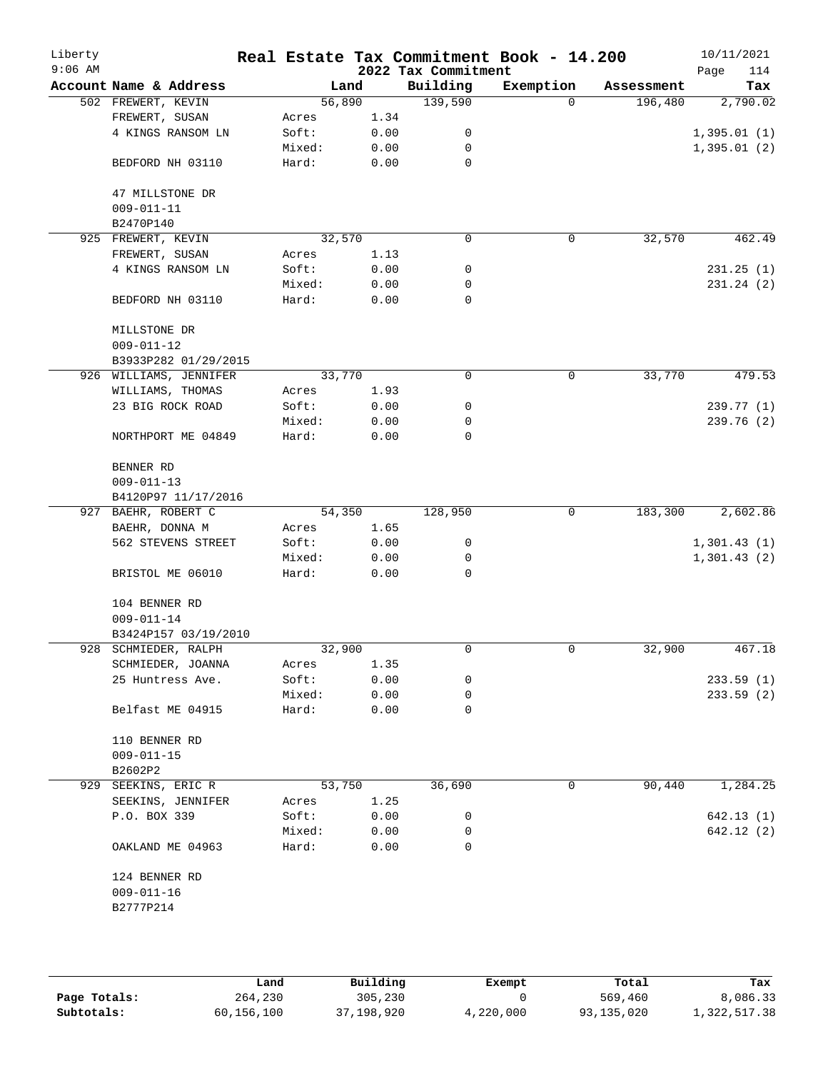# Real Estate Tax Commitment Book - 14.200

Liberty
9:06 AM

2022 Tax Commitment

10/11/2021

| Account Name & Address | Land | | Building | Exemption | Assessment | Tax |
|---|---|---|---|---|---|---|
| 502 FREWERT, KEVIN | 56,890 | | 139,590 | 0 | 196,480 | 2,790.02 |
| FREWERT, SUSAN | Acres | 1.34 | | | | |
| 4 KINGS RANSOM LN | Soft: | 0.00 | 0 | | | 1,395.01 (1) |
| | Mixed: | 0.00 | 0 | | | 1,395.01 (2) |
| BEDFORD NH 03110 | Hard: | 0.00 | 0 | | | |
| 47 MILLSTONE DR | | | | | | |
| 009-011-11 | | | | | | |
| B2470P140 | | | | | | |
| 925 FREWERT, KEVIN | 32,570 | | 0 | 0 | 32,570 | 462.49 |
| FREWERT, SUSAN | Acres | 1.13 | | | | |
| 4 KINGS RANSOM LN | Soft: | 0.00 | 0 | | | 231.25 (1) |
| | Mixed: | 0.00 | 0 | | | 231.24 (2) |
| BEDFORD NH 03110 | Hard: | 0.00 | 0 | | | |
| MILLSTONE DR | | | | | | |
| 009-011-12 | | | | | | |
| B3933P282 01/29/2015 | | | | | | |
| 926 WILLIAMS, JENNIFER | 33,770 | | 0 | 0 | 33,770 | 479.53 |
| WILLIAMS, THOMAS | Acres | 1.93 | | | | |
| 23 BIG ROCK ROAD | Soft: | 0.00 | 0 | | | 239.77 (1) |
| | Mixed: | 0.00 | 0 | | | 239.76 (2) |
| NORTHPORT ME 04849 | Hard: | 0.00 | 0 | | | |
| BENNER RD | | | | | | |
| 009-011-13 | | | | | | |
| B4120P97 11/17/2016 | | | | | | |
| 927 BAEHR, ROBERT C | 54,350 | | 128,950 | 0 | 183,300 | 2,602.86 |
| BAEHR, DONNA M | Acres | 1.65 | | | | |
| 562 STEVENS STREET | Soft: | 0.00 | 0 | | | 1,301.43 (1) |
| | Mixed: | 0.00 | 0 | | | 1,301.43 (2) |
| BRISTOL ME 06010 | Hard: | 0.00 | 0 | | | |
| 104 BENNER RD | | | | | | |
| 009-011-14 | | | | | | |
| B3424P157 03/19/2010 | | | | | | |
| 928 SCHMIEDER, RALPH | 32,900 | | 0 | 0 | 32,900 | 467.18 |
| SCHMIEDER, JOANNA | Acres | 1.35 | | | | |
| 25 Huntress Ave. | Soft: | 0.00 | 0 | | | 233.59 (1) |
| | Mixed: | 0.00 | 0 | | | 233.59 (2) |
| Belfast ME 04915 | Hard: | 0.00 | 0 | | | |
| 110 BENNER RD | | | | | | |
| 009-011-15 | | | | | | |
| B2602P2 | | | | | | |
| 929 SEEKINS, ERIC R | 53,750 | | 36,690 | 0 | 90,440 | 1,284.25 |
| SEEKINS, JENNIFER | Acres | 1.25 | | | | |
| P.O. BOX 339 | Soft: | 0.00 | 0 | | | 642.13 (1) |
| | Mixed: | 0.00 | 0 | | | 642.12 (2) |
| OAKLAND ME 04963 | Hard: | 0.00 | 0 | | | |
| 124 BENNER RD | | | | | | |
| 009-011-16 | | | | | | |
| B2777P214 | | | | | | |

| | Land | Building | Exempt | Total | Tax |
|---|---|---|---|---|---|
| Page Totals: | 264,230 | 305,230 | 0 | 569,460 | 8,086.33 |
| Subtotals: | 60,156,100 | 37,198,920 | 4,220,000 | 93,135,020 | 1,322,517.38 |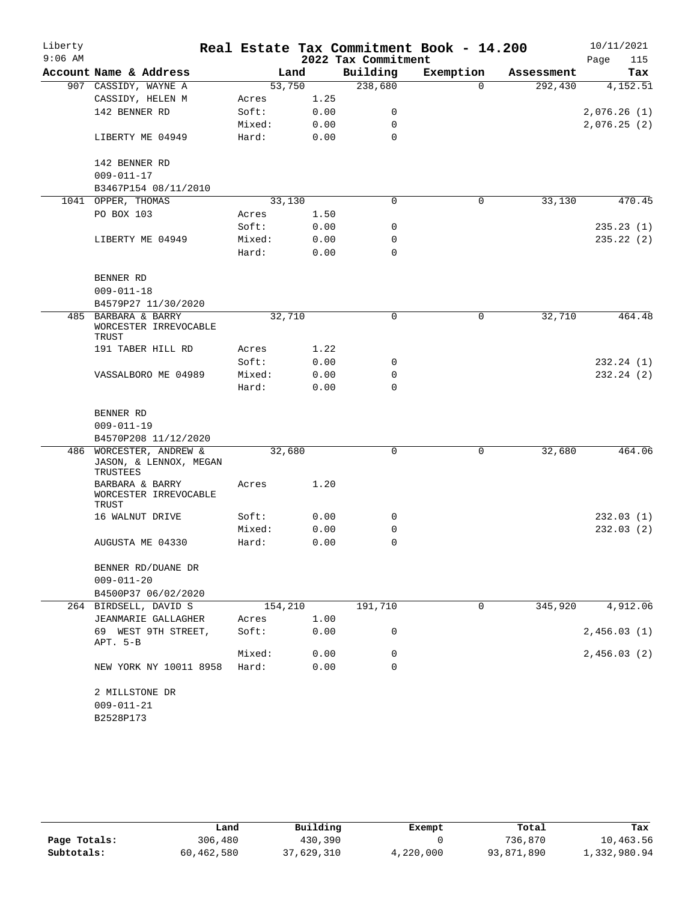# Real Estate Tax Commitment Book - 14.200

Liberty
9:06 AM

2022 Tax Commitment

10/11/2021

| Account | Name & Address | Land | | Building | Exemption | Assessment | Tax |
|---|---|---|---|---|---|---|---|
| 907 | CASSIDY, WAYNE A | 53,750 | | 238,680 | 0 | 292,430 | 4,152.51 |
| | CASSIDY, HELEN M | Acres | 1.25 | | | | |
| | 142 BENNER RD | Soft: | 0.00 | 0 | | | 2,076.26 (1) |
| | | Mixed: | 0.00 | 0 | | | 2,076.25 (2) |
| | LIBERTY ME 04949 | Hard: | 0.00 | 0 | | | |
| | 142 BENNER RD | | | | | | |
| | 009-011-17 | | | | | | |
| | B3467P154 08/11/2010 | | | | | | |
| 1041 | OPPER, THOMAS | 33,130 | | 0 | 0 | 33,130 | 470.45 |
| | PO BOX 103 | Acres | 1.50 | | | | |
| | | Soft: | 0.00 | 0 | | | 235.23 (1) |
| | LIBERTY ME 04949 | Mixed: | 0.00 | 0 | | | 235.22 (2) |
| | | Hard: | 0.00 | 0 | | | |
| | BENNER RD | | | | | | |
| | 009-011-18 | | | | | | |
| | B4579P27 11/30/2020 | | | | | | |
| 485 | BARBARA & BARRY WORCESTER IRREVOCABLE TRUST | 32,710 | | 0 | 0 | 32,710 | 464.48 |
| | 191 TABER HILL RD | Acres | 1.22 | | | | |
| | | Soft: | 0.00 | 0 | | | 232.24 (1) |
| | VASSALBORO ME 04989 | Mixed: | 0.00 | 0 | | | 232.24 (2) |
| | | Hard: | 0.00 | 0 | | | |
| | BENNER RD | | | | | | |
| | 009-011-19 | | | | | | |
| | B4570P208 11/12/2020 | | | | | | |
| 486 | WORCESTER, ANDREW & JASON, & LENNOX, MEGAN TRUSTEES | 32,680 | | 0 | 0 | 32,680 | 464.06 |
| | BARBARA & BARRY WORCESTER IRREVOCABLE TRUST | Acres | 1.20 | | | | |
| | 16 WALNUT DRIVE | Soft: | 0.00 | 0 | | | 232.03 (1) |
| | | Mixed: | 0.00 | 0 | | | 232.03 (2) |
| | AUGUSTA ME 04330 | Hard: | 0.00 | 0 | | | |
| | BENNER RD/DUANE DR | | | | | | |
| | 009-011-20 | | | | | | |
| | B4500P37 06/02/2020 | | | | | | |
| 264 | BIRDSELL, DAVID S | 154,210 | | 191,710 | 0 | 345,920 | 4,912.06 |
| | JEANMARIE GALLAGHER | Acres | 1.00 | | | | |
| | 69 WEST 9TH STREET, APT. 5-B | Soft: | 0.00 | 0 | | | 2,456.03 (1) |
| | | Mixed: | 0.00 | 0 | | | 2,456.03 (2) |
| | NEW YORK NY 10011 8958 | Hard: | 0.00 | 0 | | | |
| | 2 MILLSTONE DR | | | | | | |
| | 009-011-21 | | | | | | |
| | B2528P173 | | | | | | |

| | Land | Building | Exempt | Total | Tax |
|---|---|---|---|---|---|
| Page Totals: | 306,480 | 430,390 | 0 | 736,870 | 10,463.56 |
| Subtotals: | 60,462,580 | 37,629,310 | 4,220,000 | 93,871,890 | 1,332,980.94 |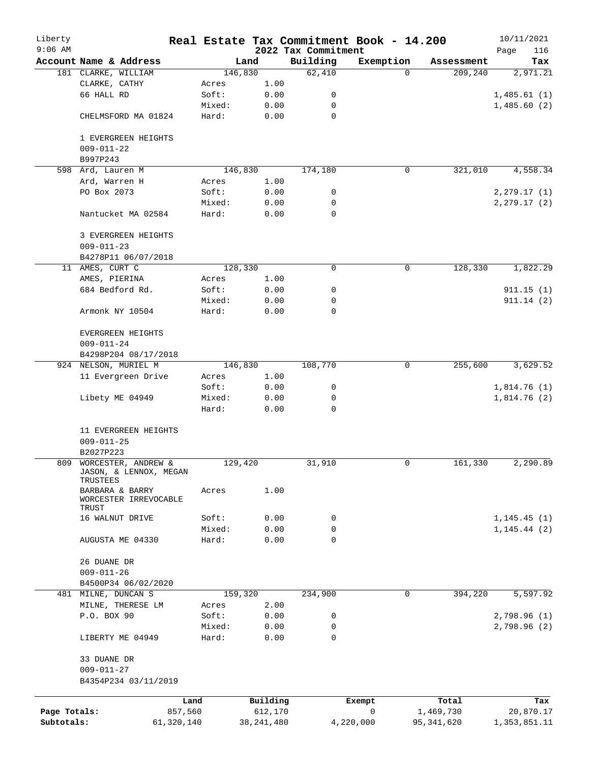# Real Estate Tax Commitment Book - 14.200

## 2022 Tax Commitment

Liberty — 9:06 AM — 10/11/2021

| Account Name & Address | | Land | Building | Exemption | Assessment | Tax |
|---|---|---|---|---|---|---|
| 181 CLARKE, WILLIAM | | 146,830 | 62,410 | 0 | 209,240 | 2,971.21 |
| CLARKE, CATHY | Acres | 1.00 | | | | |
| 66 HALL RD | Soft: | 0.00 | 0 | | | 1,485.61 (1) |
| | Mixed: | 0.00 | 0 | | | 1,485.60 (2) |
| CHELMSFORD MA 01824 | Hard: | 0.00 | 0 | | | |
| 1 EVERGREEN HEIGHTS | | | | | | |
| 009-011-22 | | | | | | |
| B997P243 | | | | | | |
| 598 Ard, Lauren M | | 146,830 | 174,180 | 0 | 321,010 | 4,558.34 |
| Ard, Warren H | Acres | 1.00 | | | | |
| PO Box 2073 | Soft: | 0.00 | 0 | | | 2,279.17 (1) |
| | Mixed: | 0.00 | 0 | | | 2,279.17 (2) |
| Nantucket MA 02584 | Hard: | 0.00 | 0 | | | |
| 3 EVERGREEN HEIGHTS | | | | | | |
| 009-011-23 | | | | | | |
| B4278P11 06/07/2018 | | | | | | |
| 11 AMES, CURT C | | 128,330 | 0 | 0 | 128,330 | 1,822.29 |
| AMES, PIERINA | Acres | 1.00 | | | | |
| 684 Bedford Rd. | Soft: | 0.00 | 0 | | | 911.15 (1) |
| | Mixed: | 0.00 | 0 | | | 911.14 (2) |
| Armonk NY 10504 | Hard: | 0.00 | 0 | | | |
| EVERGREEN HEIGHTS | | | | | | |
| 009-011-24 | | | | | | |
| B4298P204 08/17/2018 | | | | | | |
| 924 NELSON, MURIEL M | | 146,830 | 108,770 | 0 | 255,600 | 3,629.52 |
| 11 Evergreen Drive | Acres | 1.00 | | | | |
| | Soft: | 0.00 | 0 | | | 1,814.76 (1) |
| Libety ME 04949 | Mixed: | 0.00 | 0 | | | 1,814.76 (2) |
| | Hard: | 0.00 | 0 | | | |
| 11 EVERGREEN HEIGHTS | | | | | | |
| 009-011-25 | | | | | | |
| B2027P223 | | | | | | |
| 809 WORCESTER, ANDREW & JASON, & LENNOX, MEGAN TRUSTEES | | 129,420 | 31,910 | 0 | 161,330 | 2,290.89 |
| BARBARA & BARRY WORCESTER IRREVOCABLE TRUST | Acres | 1.00 | | | | |
| 16 WALNUT DRIVE | Soft: | 0.00 | 0 | | | 1,145.45 (1) |
| | Mixed: | 0.00 | 0 | | | 1,145.44 (2) |
| AUGUSTA ME 04330 | Hard: | 0.00 | 0 | | | |
| 26 DUANE DR | | | | | | |
| 009-011-26 | | | | | | |
| B4500P34 06/02/2020 | | | | | | |
| 481 MILNE, DUNCAN S | | 159,320 | 234,900 | 0 | 394,220 | 5,597.92 |
| MILNE, THERESE LM | Acres | 2.00 | | | | |
| P.O. BOX 90 | Soft: | 0.00 | 0 | | | 2,798.96 (1) |
| | Mixed: | 0.00 | 0 | | | 2,798.96 (2) |
| LIBERTY ME 04949 | Hard: | 0.00 | 0 | | | |
| 33 DUANE DR | | | | | | |
| 009-011-27 | | | | | | |
| B4354P234 03/11/2019 | | | | | | |

| | Land | Building | Exempt | Total | Tax |
|---|---|---|---|---|---|
| Page Totals: | 857,560 | 612,170 | 0 | 1,469,730 | 20,870.17 |
| Subtotals: | 61,320,140 | 38,241,480 | 4,220,000 | 95,341,620 | 1,353,851.11 |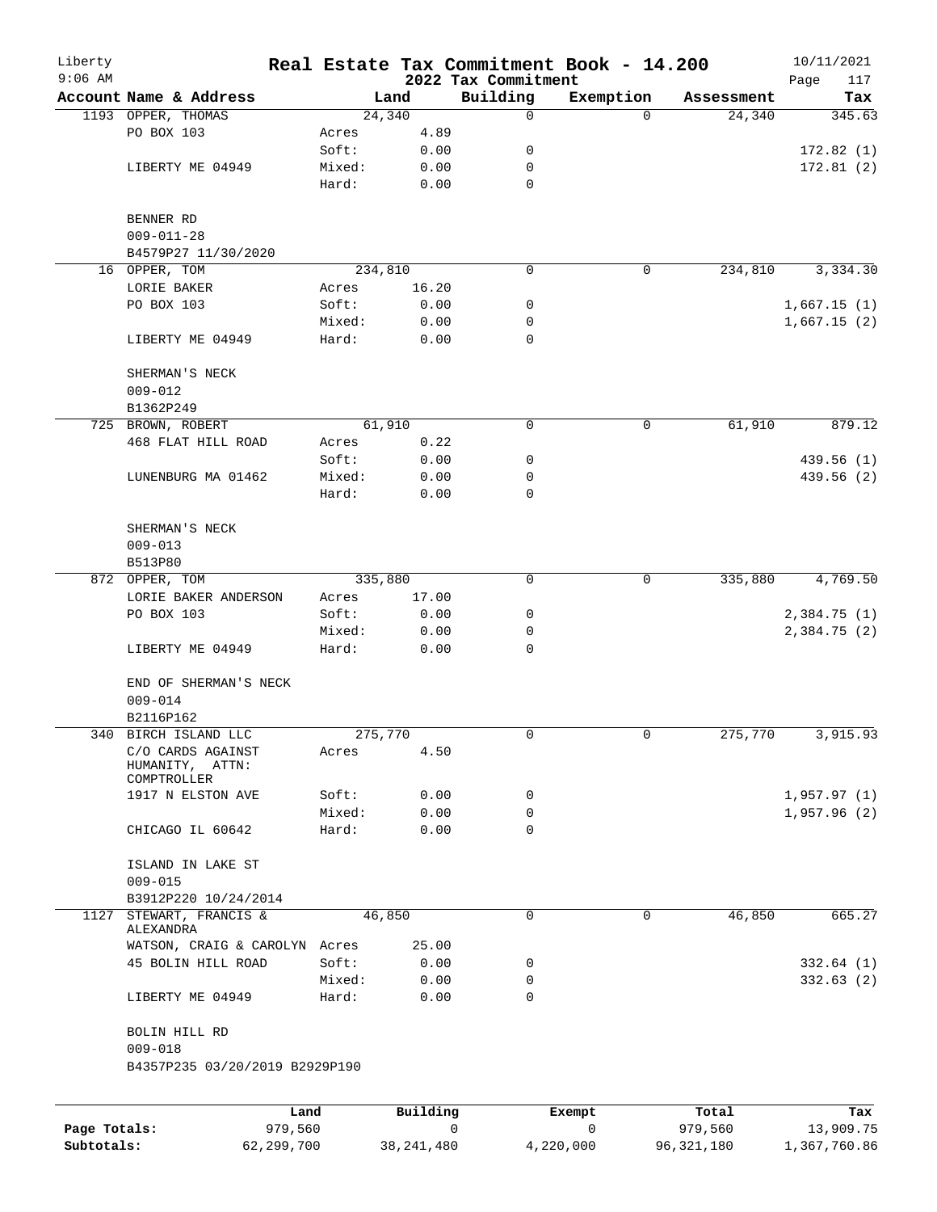Liberty
9:06 AM

# Real Estate Tax Commitment Book - 14.200

2022 Tax Commitment

10/11/2021

| Account Name & Address | | Land | Building | Exemption | Assessment | Tax |
|---|---|---|---|---|---|---|
| 1193 OPPER, THOMAS | | 24,340 | 0 | 0 | 24,340 | 345.63 |
| PO BOX 103 | Acres | 4.89 | | | | |
| | Soft: | 0.00 | 0 | | | 172.82 (1) |
| LIBERTY ME 04949 | Mixed: | 0.00 | 0 | | | 172.81 (2) |
| | Hard: | 0.00 | 0 | | | |
| BENNER RD | | | | | | |
| 009-011-28 | | | | | | |
| B4579P27 11/30/2020 | | | | | | |
| 16 OPPER, TOM | | 234,810 | 0 | 0 | 234,810 | 3,334.30 |
| LORIE BAKER | Acres | 16.20 | | | | |
| PO BOX 103 | Soft: | 0.00 | 0 | | | 1,667.15 (1) |
| | Mixed: | 0.00 | 0 | | | 1,667.15 (2) |
| LIBERTY ME 04949 | Hard: | 0.00 | 0 | | | |
| SHERMAN'S NECK | | | | | | |
| 009-012 | | | | | | |
| B1362P249 | | | | | | |
| 725 BROWN, ROBERT | | 61,910 | 0 | 0 | 61,910 | 879.12 |
| 468 FLAT HILL ROAD | Acres | 0.22 | | | | |
| | Soft: | 0.00 | 0 | | | 439.56 (1) |
| LUNENBURG MA 01462 | Mixed: | 0.00 | 0 | | | 439.56 (2) |
| | Hard: | 0.00 | 0 | | | |
| SHERMAN'S NECK | | | | | | |
| 009-013 | | | | | | |
| B513P80 | | | | | | |
| 872 OPPER, TOM | | 335,880 | 0 | 0 | 335,880 | 4,769.50 |
| LORIE BAKER ANDERSON | Acres | 17.00 | | | | |
| PO BOX 103 | Soft: | 0.00 | 0 | | | 2,384.75 (1) |
| | Mixed: | 0.00 | 0 | | | 2,384.75 (2) |
| LIBERTY ME 04949 | Hard: | 0.00 | 0 | | | |
| END OF SHERMAN'S NECK | | | | | | |
| 009-014 | | | | | | |
| B2116P162 | | | | | | |
| 340 BIRCH ISLAND LLC | | 275,770 | 0 | 0 | 275,770 | 3,915.93 |
| C/O CARDS AGAINST HUMANITY, ATTN: COMPTROLLER | Acres | 4.50 | | | | |
| 1917 N ELSTON AVE | Soft: | 0.00 | 0 | | | 1,957.97 (1) |
| | Mixed: | 0.00 | 0 | | | 1,957.96 (2) |
| CHICAGO IL 60642 | Hard: | 0.00 | 0 | | | |
| ISLAND IN LAKE ST | | | | | | |
| 009-015 | | | | | | |
| B3912P220 10/24/2014 | | | | | | |
| 1127 STEWART, FRANCIS & ALEXANDRA | | 46,850 | 0 | 0 | 46,850 | 665.27 |
| WATSON, CRAIG & CAROLYN | Acres | 25.00 | | | | |
| 45 BOLIN HILL ROAD | Soft: | 0.00 | 0 | | | 332.64 (1) |
| | Mixed: | 0.00 | 0 | | | 332.63 (2) |
| LIBERTY ME 04949 | Hard: | 0.00 | 0 | | | |
| BOLIN HILL RD | | | | | | |
| 009-018 | | | | | | |
| B4357P235 03/20/2019 B2929P190 | | | | | | |

| | Land | Building | Exempt | Total | Tax |
|---|---|---|---|---|---|
| Page Totals: | 979,560 | 0 | 0 | 979,560 | 13,909.75 |
| Subtotals: | 62,299,700 | 38,241,480 | 4,220,000 | 96,321,180 | 1,367,760.86 |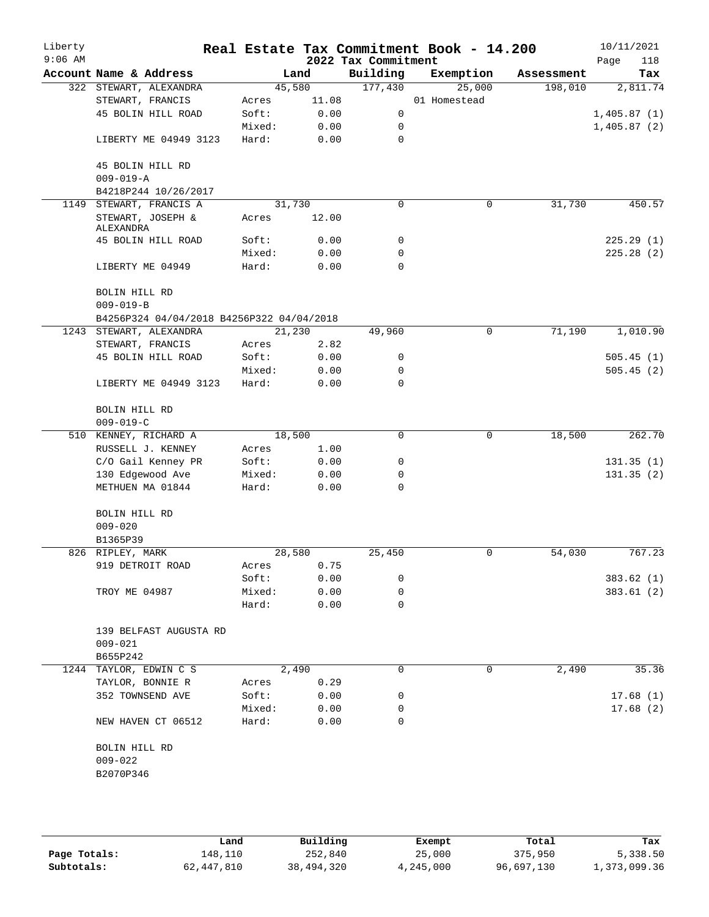# Real Estate Tax Commitment Book - 14.200

Liberty
9:06 AM

2022 Tax Commitment

10/11/2021

| Account Name & Address | | Land | Building | Exemption | Assessment | Tax |
|---|---|---|---|---|---|---|
| 322 STEWART, ALEXANDRA | | 45,580 | 177,430 | 25,000 | 198,010 | 2,811.74 |
| STEWART, FRANCIS | Acres | 11.08 | | 01 Homestead | | |
| 45 BOLIN HILL ROAD | Soft: | 0.00 | 0 | | | 1,405.87 (1) |
| | Mixed: | 0.00 | 0 | | | 1,405.87 (2) |
| LIBERTY ME 04949 3123 | Hard: | 0.00 | 0 | | | |
| 45 BOLIN HILL RD | | | | | | |
| 009-019-A | | | | | | |
| B4218P244 10/26/2017 | | | | | | |
| 1149 STEWART, FRANCIS A | | 31,730 | 0 | 0 | 31,730 | 450.57 |
| STEWART, JOSEPH & ALEXANDRA | Acres | 12.00 | | | | |
| 45 BOLIN HILL ROAD | Soft: | 0.00 | 0 | | | 225.29 (1) |
| | Mixed: | 0.00 | 0 | | | 225.28 (2) |
| LIBERTY ME 04949 | Hard: | 0.00 | 0 | | | |
| BOLIN HILL RD | | | | | | |
| 009-019-B | | | | | | |
| B4256P324 04/04/2018 B4256P322 04/04/2018 | | | | | | |
| 1243 STEWART, ALEXANDRA | | 21,230 | 49,960 | 0 | 71,190 | 1,010.90 |
| STEWART, FRANCIS | Acres | 2.82 | | | | |
| 45 BOLIN HILL ROAD | Soft: | 0.00 | 0 | | | 505.45 (1) |
| | Mixed: | 0.00 | 0 | | | 505.45 (2) |
| LIBERTY ME 04949 3123 | Hard: | 0.00 | 0 | | | |
| BOLIN HILL RD | | | | | | |
| 009-019-C | | | | | | |
| 510 KENNEY, RICHARD A | | 18,500 | 0 | 0 | 18,500 | 262.70 |
| RUSSELL J. KENNEY | Acres | 1.00 | | | | |
| C/O Gail Kenney PR | Soft: | 0.00 | 0 | | | 131.35 (1) |
| 130 Edgewood Ave | Mixed: | 0.00 | 0 | | | 131.35 (2) |
| METHUEN MA 01844 | Hard: | 0.00 | 0 | | | |
| BOLIN HILL RD | | | | | | |
| 009-020 | | | | | | |
| B1365P39 | | | | | | |
| 826 RIPLEY, MARK | | 28,580 | 25,450 | 0 | 54,030 | 767.23 |
| 919 DETROIT ROAD | Acres | 0.75 | | | | |
| | Soft: | 0.00 | 0 | | | 383.62 (1) |
| TROY ME 04987 | Mixed: | 0.00 | 0 | | | 383.61 (2) |
| | Hard: | 0.00 | 0 | | | |
| 139 BELFAST AUGUSTA RD | | | | | | |
| 009-021 | | | | | | |
| B655P242 | | | | | | |
| 1244 TAYLOR, EDWIN C S | | 2,490 | 0 | 0 | 2,490 | 35.36 |
| TAYLOR, BONNIE R | Acres | 0.29 | | | | |
| 352 TOWNSEND AVE | Soft: | 0.00 | 0 | | | 17.68 (1) |
| | Mixed: | 0.00 | 0 | | | 17.68 (2) |
| NEW HAVEN CT 06512 | Hard: | 0.00 | 0 | | | |
| BOLIN HILL RD | | | | | | |
| 009-022 | | | | | | |
| B2070P346 | | | | | | |

| | Land | Building | Exempt | Total | Tax |
|---|---|---|---|---|---|
| Page Totals: | 148,110 | 252,840 | 25,000 | 375,950 | 5,338.50 |
| Subtotals: | 62,447,810 | 38,494,320 | 4,245,000 | 96,697,130 | 1,373,099.36 |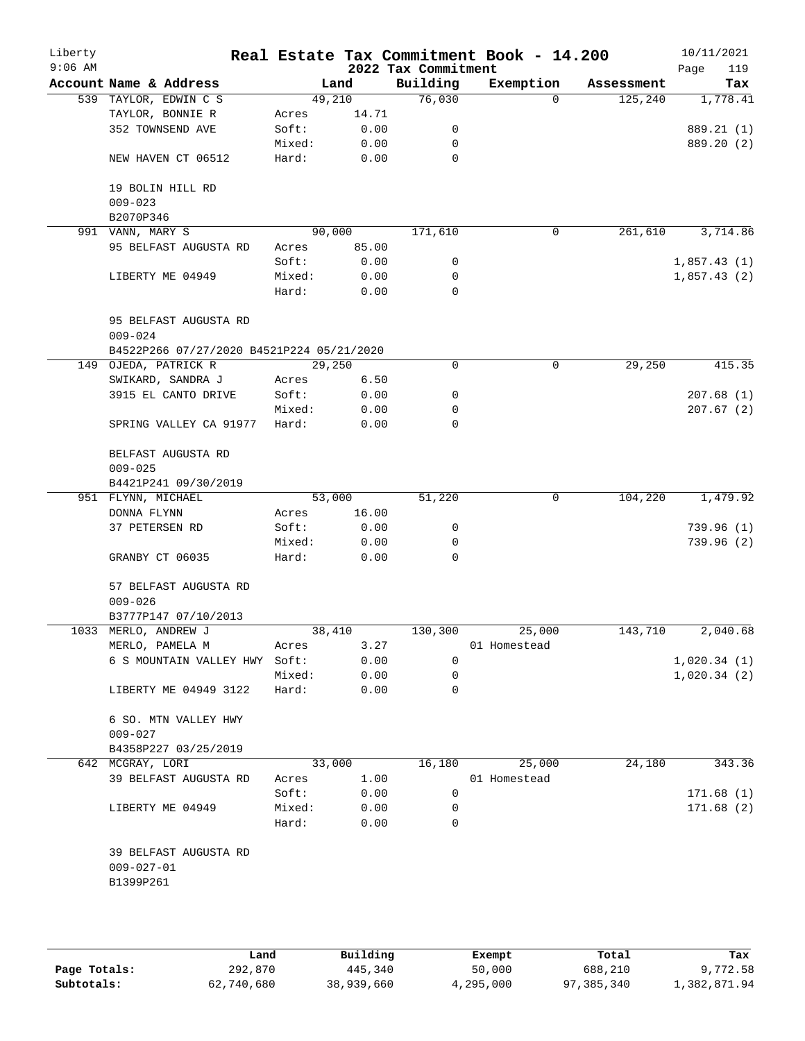# Real Estate Tax Commitment Book - 14.200

Liberty
9:06 AM

2022 Tax Commitment

10/11/2021

| Account Name & Address | | Land | Building | Exemption | Assessment | Tax |
|---|---|---|---|---|---|---|
| 539 TAYLOR, EDWIN C S | | 49,210 | 76,030 | 0 | 125,240 | 1,778.41 |
| TAYLOR, BONNIE R | Acres | 14.71 | | | | |
| 352 TOWNSEND AVE | Soft: | 0.00 | 0 | | | 889.21 (1) |
| | Mixed: | 0.00 | 0 | | | 889.20 (2) |
| NEW HAVEN CT 06512 | Hard: | 0.00 | 0 | | | |
| 19 BOLIN HILL RD | | | | | | |
| 009-023 | | | | | | |
| B2070P346 | | | | | | |
| 991 VANN, MARY S | | 90,000 | 171,610 | 0 | 261,610 | 3,714.86 |
| 95 BELFAST AUGUSTA RD | Acres | 85.00 | | | | |
| | Soft: | 0.00 | 0 | | | 1,857.43 (1) |
| LIBERTY ME 04949 | Mixed: | 0.00 | 0 | | | 1,857.43 (2) |
| | Hard: | 0.00 | 0 | | | |
| 95 BELFAST AUGUSTA RD | | | | | | |
| 009-024 | | | | | | |
| B4522P266 07/27/2020 B4521P224 05/21/2020 | | | | | | |
| 149 OJEDA, PATRICK R | | 29,250 | 0 | 0 | 29,250 | 415.35 |
| SWIKARD, SANDRA J | Acres | 6.50 | | | | |
| 3915 EL CANTO DRIVE | Soft: | 0.00 | 0 | | | 207.68 (1) |
| | Mixed: | 0.00 | 0 | | | 207.67 (2) |
| SPRING VALLEY CA 91977 | Hard: | 0.00 | 0 | | | |
| BELFAST AUGUSTA RD | | | | | | |
| 009-025 | | | | | | |
| B4421P241 09/30/2019 | | | | | | |
| 951 FLYNN, MICHAEL | | 53,000 | 51,220 | 0 | 104,220 | 1,479.92 |
| DONNA FLYNN | Acres | 16.00 | | | | |
| 37 PETERSEN RD | Soft: | 0.00 | 0 | | | 739.96 (1) |
| | Mixed: | 0.00 | 0 | | | 739.96 (2) |
| GRANBY CT 06035 | Hard: | 0.00 | 0 | | | |
| 57 BELFAST AUGUSTA RD | | | | | | |
| 009-026 | | | | | | |
| B3777P147 07/10/2013 | | | | | | |
| 1033 MERLO, ANDREW J | | 38,410 | 130,300 | 25,000 | 143,710 | 2,040.68 |
| MERLO, PAMELA M | Acres | 3.27 | | 01 Homestead | | |
| 6 S MOUNTAIN VALLEY HWY | Soft: | 0.00 | 0 | | | 1,020.34 (1) |
| | Mixed: | 0.00 | 0 | | | 1,020.34 (2) |
| LIBERTY ME 04949 3122 | Hard: | 0.00 | 0 | | | |
| 6 SO. MTN VALLEY HWY | | | | | | |
| 009-027 | | | | | | |
| B4358P227 03/25/2019 | | | | | | |
| 642 MCGRAY, LORI | | 33,000 | 16,180 | 25,000 | 24,180 | 343.36 |
| 39 BELFAST AUGUSTA RD | Acres | 1.00 | | 01 Homestead | | |
| | Soft: | 0.00 | 0 | | | 171.68 (1) |
| LIBERTY ME 04949 | Mixed: | 0.00 | 0 | | | 171.68 (2) |
| | Hard: | 0.00 | 0 | | | |
| 39 BELFAST AUGUSTA RD | | | | | | |
| 009-027-01 | | | | | | |
| B1399P261 | | | | | | |

| | Land | Building | Exempt | Total | Tax |
|---|---|---|---|---|---|
| Page Totals: | 292,870 | 445,340 | 50,000 | 688,210 | 9,772.58 |
| Subtotals: | 62,740,680 | 38,939,660 | 4,295,000 | 97,385,340 | 1,382,871.94 |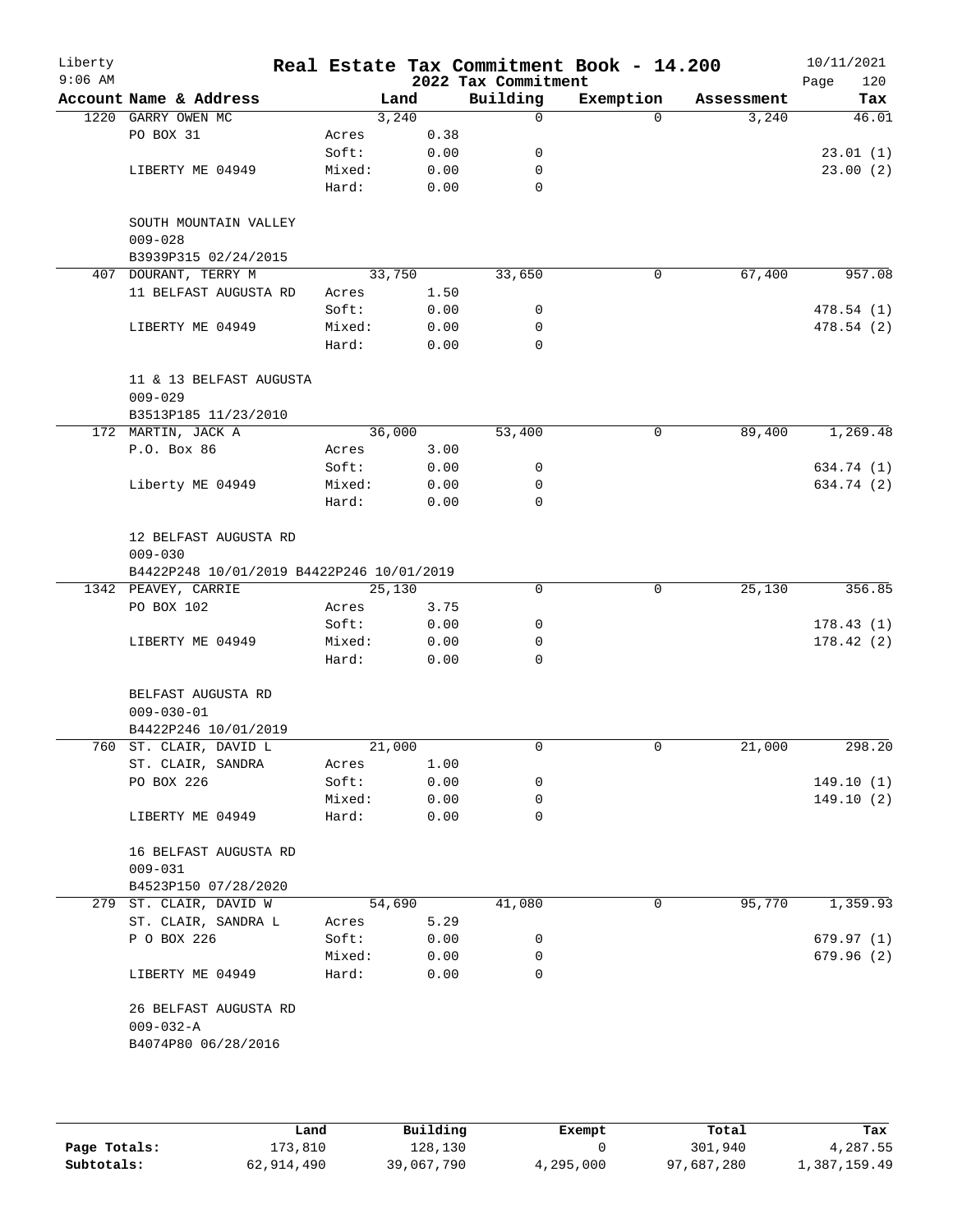# Real Estate Tax Commitment Book - 14.200

Liberty
9:06 AM

2022 Tax Commitment

10/11/2021

| Account Name & Address | | Land | Building | Exemption | Assessment | Tax |
|---|---|---|---|---|---|---|
| 1220 GARRY OWEN MC | | 3,240 | 0 | 0 | 3,240 | 46.01 |
| PO BOX 31 | Acres | 0.38 | | | | |
| | Soft: | 0.00 | 0 | | | 23.01 (1) |
| LIBERTY ME 04949 | Mixed: | 0.00 | 0 | | | 23.00 (2) |
| | Hard: | 0.00 | 0 | | | |
| SOUTH MOUNTAIN VALLEY | | | | | | |
| 009-028 | | | | | | |
| B3939P315 02/24/2015 | | | | | | |
| 407 DOURANT, TERRY M | | 33,750 | 33,650 | 0 | 67,400 | 957.08 |
| 11 BELFAST AUGUSTA RD | Acres | 1.50 | | | | |
| | Soft: | 0.00 | 0 | | | 478.54 (1) |
| LIBERTY ME 04949 | Mixed: | 0.00 | 0 | | | 478.54 (2) |
| | Hard: | 0.00 | 0 | | | |
| 11 & 13 BELFAST AUGUSTA | | | | | | |
| 009-029 | | | | | | |
| B3513P185 11/23/2010 | | | | | | |
| 172 MARTIN, JACK A | | 36,000 | 53,400 | 0 | 89,400 | 1,269.48 |
| P.O. Box 86 | Acres | 3.00 | | | | |
| | Soft: | 0.00 | 0 | | | 634.74 (1) |
| Liberty ME 04949 | Mixed: | 0.00 | 0 | | | 634.74 (2) |
| | Hard: | 0.00 | 0 | | | |
| 12 BELFAST AUGUSTA RD | | | | | | |
| 009-030 | | | | | | |
| B4422P248 10/01/2019 B4422P246 10/01/2019 | | | | | | |
| 1342 PEAVEY, CARRIE | | 25,130 | 0 | 0 | 25,130 | 356.85 |
| PO BOX 102 | Acres | 3.75 | | | | |
| | Soft: | 0.00 | 0 | | | 178.43 (1) |
| LIBERTY ME 04949 | Mixed: | 0.00 | 0 | | | 178.42 (2) |
| | Hard: | 0.00 | 0 | | | |
| BELFAST AUGUSTA RD | | | | | | |
| 009-030-01 | | | | | | |
| B4422P246 10/01/2019 | | | | | | |
| 760 ST. CLAIR, DAVID L | | 21,000 | 0 | 0 | 21,000 | 298.20 |
| ST. CLAIR, SANDRA | Acres | 1.00 | | | | |
| PO BOX 226 | Soft: | 0.00 | 0 | | | 149.10 (1) |
| | Mixed: | 0.00 | 0 | | | 149.10 (2) |
| LIBERTY ME 04949 | Hard: | 0.00 | 0 | | | |
| 16 BELFAST AUGUSTA RD | | | | | | |
| 009-031 | | | | | | |
| B4523P150 07/28/2020 | | | | | | |
| 279 ST. CLAIR, DAVID W | | 54,690 | 41,080 | 0 | 95,770 | 1,359.93 |
| ST. CLAIR, SANDRA L | Acres | 5.29 | | | | |
| P O BOX 226 | Soft: | 0.00 | 0 | | | 679.97 (1) |
| | Mixed: | 0.00 | 0 | | | 679.96 (2) |
| LIBERTY ME 04949 | Hard: | 0.00 | 0 | | | |
| 26 BELFAST AUGUSTA RD | | | | | | |
| 009-032-A | | | | | | |
| B4074P80 06/28/2016 | | | | | | |

| | Land | Building | Exempt | Total | Tax |
|---|---|---|---|---|---|
| Page Totals: | 173,810 | 128,130 | 0 | 301,940 | 4,287.55 |
| Subtotals: | 62,914,490 | 39,067,790 | 4,295,000 | 97,687,280 | 1,387,159.49 |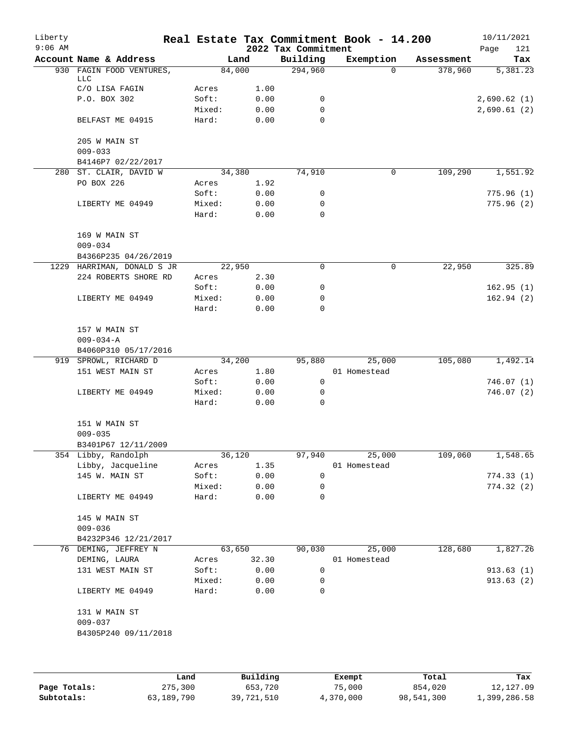# Real Estate Tax Commitment Book - 14.200

Liberty
9:06 AM

2022 Tax Commitment

10/11/2021

| Account Name & Address | | Land | Building | Exemption | Assessment | Tax |
|---|---|---|---|---|---|---|
| 930 FAGIN FOOD VENTURES, LLC | | 84,000 | 294,960 | 0 | 378,960 | 5,381.23 |
| C/O LISA FAGIN | Acres | 1.00 | | | | |
| P.O. BOX 302 | Soft: | 0.00 | 0 | | | 2,690.62 (1) |
| | Mixed: | 0.00 | 0 | | | 2,690.61 (2) |
| BELFAST ME 04915 | Hard: | 0.00 | 0 | | | |
| 205 W MAIN ST | | | | | | |
| 009-033 | | | | | | |
| B4146P7 02/22/2017 | | | | | | |
| 280 ST. CLAIR, DAVID W | | 34,380 | 74,910 | 0 | 109,290 | 1,551.92 |
| PO BOX 226 | Acres | 1.92 | | | | |
| | Soft: | 0.00 | 0 | | | 775.96 (1) |
| LIBERTY ME 04949 | Mixed: | 0.00 | 0 | | | 775.96 (2) |
| | Hard: | 0.00 | 0 | | | |
| 169 W MAIN ST | | | | | | |
| 009-034 | | | | | | |
| B4366P235 04/26/2019 | | | | | | |
| 1229 HARRIMAN, DONALD S JR | | 22,950 | 0 | 0 | 22,950 | 325.89 |
| 224 ROBERTS SHORE RD | Acres | 2.30 | | | | |
| | Soft: | 0.00 | 0 | | | 162.95 (1) |
| LIBERTY ME 04949 | Mixed: | 0.00 | 0 | | | 162.94 (2) |
| | Hard: | 0.00 | 0 | | | |
| 157 W MAIN ST | | | | | | |
| 009-034-A | | | | | | |
| B4060P310 05/17/2016 | | | | | | |
| 919 SPROWL, RICHARD D | | 34,200 | 95,880 | 25,000 | 105,080 | 1,492.14 |
| 151 WEST MAIN ST | Acres | 1.80 | | 01 Homestead | | |
| | Soft: | 0.00 | 0 | | | 746.07 (1) |
| LIBERTY ME 04949 | Mixed: | 0.00 | 0 | | | 746.07 (2) |
| | Hard: | 0.00 | 0 | | | |
| 151 W MAIN ST | | | | | | |
| 009-035 | | | | | | |
| B3401P67 12/11/2009 | | | | | | |
| 354 Libby, Randolph | | 36,120 | 97,940 | 25,000 | 109,060 | 1,548.65 |
| Libby, Jacqueline | Acres | 1.35 | | 01 Homestead | | |
| 145 W. MAIN ST | Soft: | 0.00 | 0 | | | 774.33 (1) |
| | Mixed: | 0.00 | 0 | | | 774.32 (2) |
| LIBERTY ME 04949 | Hard: | 0.00 | 0 | | | |
| 145 W MAIN ST | | | | | | |
| 009-036 | | | | | | |
| B4232P346 12/21/2017 | | | | | | |
| 76 DEMING, JEFFREY N | | 63,650 | 90,030 | 25,000 | 128,680 | 1,827.26 |
| DEMING, LAURA | Acres | 32.30 | | 01 Homestead | | |
| 131 WEST MAIN ST | Soft: | 0.00 | 0 | | | 913.63 (1) |
| | Mixed: | 0.00 | 0 | | | 913.63 (2) |
| LIBERTY ME 04949 | Hard: | 0.00 | 0 | | | |
| 131 W MAIN ST | | | | | | |
| 009-037 | | | | | | |
| B4305P240 09/11/2018 | | | | | | |

| | Land | Building | Exempt | Total | Tax |
|---|---|---|---|---|---|
| **Page Totals:** | 275,300 | 653,720 | 75,000 | 854,020 | 12,127.09 |
| **Subtotals:** | 63,189,790 | 39,721,510 | 4,370,000 | 98,541,300 | 1,399,286.58 |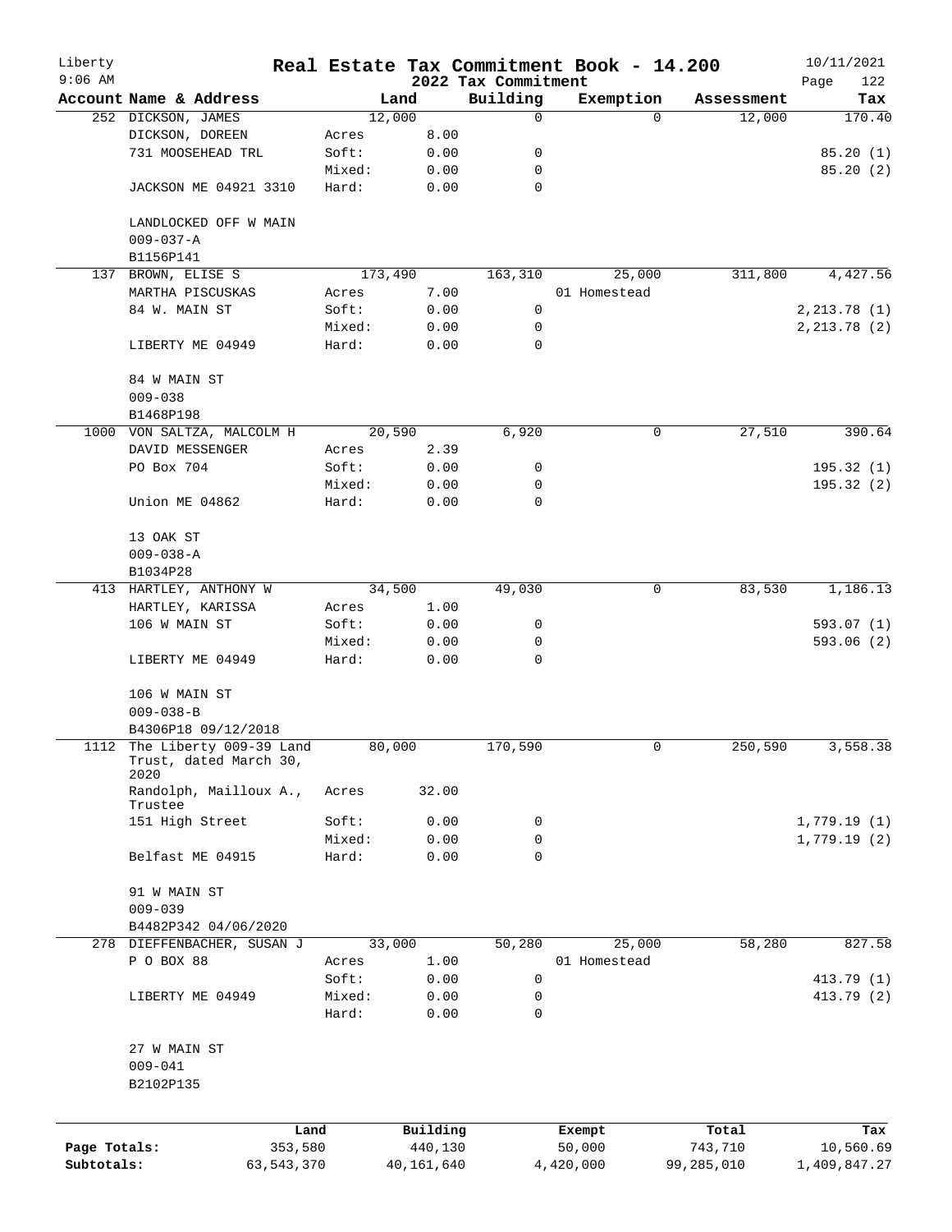# Real Estate Tax Commitment Book - 14.200

Liberty
9:06 AM

2022 Tax Commitment

10/11/2021

| Account Name & Address | Land | | Building | Exemption | Assessment | Tax |
|---|---|---|---|---|---|---|
| 252 DICKSON, JAMES | 12,000 | | 0 | 0 | 12,000 | 170.40 |
| DICKSON, DOREEN | Acres | 8.00 | | | | |
| 731 MOOSEHEAD TRL | Soft: | 0.00 | 0 | | | 85.20 (1) |
| | Mixed: | 0.00 | 0 | | | 85.20 (2) |
| JACKSON ME 04921 3310 | Hard: | 0.00 | 0 | | | |
| LANDLOCKED OFF W MAIN | | | | | | |
| 009-037-A | | | | | | |
| B1156P141 | | | | | | |
| 137 BROWN, ELISE S | 173,490 | | 163,310 | 25,000 | 311,800 | 4,427.56 |
| MARTHA PISCUSKAS | Acres | 7.00 | | 01 Homestead | | |
| 84 W. MAIN ST | Soft: | 0.00 | 0 | | | 2,213.78 (1) |
| | Mixed: | 0.00 | 0 | | | 2,213.78 (2) |
| LIBERTY ME 04949 | Hard: | 0.00 | 0 | | | |
| 84 W MAIN ST | | | | | | |
| 009-038 | | | | | | |
| B1468P198 | | | | | | |
| 1000 VON SALTZA, MALCOLM H | 20,590 | | 6,920 | 0 | 27,510 | 390.64 |
| DAVID MESSENGER | Acres | 2.39 | | | | |
| PO Box 704 | Soft: | 0.00 | 0 | | | 195.32 (1) |
| | Mixed: | 0.00 | 0 | | | 195.32 (2) |
| Union ME 04862 | Hard: | 0.00 | 0 | | | |
| 13 OAK ST | | | | | | |
| 009-038-A | | | | | | |
| B1034P28 | | | | | | |
| 413 HARTLEY, ANTHONY W | 34,500 | | 49,030 | 0 | 83,530 | 1,186.13 |
| HARTLEY, KARISSA | Acres | 1.00 | | | | |
| 106 W MAIN ST | Soft: | 0.00 | 0 | | | 593.07 (1) |
| | Mixed: | 0.00 | 0 | | | 593.06 (2) |
| LIBERTY ME 04949 | Hard: | 0.00 | 0 | | | |
| 106 W MAIN ST | | | | | | |
| 009-038-B | | | | | | |
| B4306P18 09/12/2018 | | | | | | |
| 1112 The Liberty 009-39 Land Trust, dated March 30, 2020 | 80,000 | | 170,590 | 0 | 250,590 | 3,558.38 |
| Randolph, Mailloux A., Trustee | Acres | 32.00 | | | | |
| 151 High Street | Soft: | 0.00 | 0 | | | 1,779.19 (1) |
| | Mixed: | 0.00 | 0 | | | 1,779.19 (2) |
| Belfast ME 04915 | Hard: | 0.00 | 0 | | | |
| 91 W MAIN ST | | | | | | |
| 009-039 | | | | | | |
| B4482P342 04/06/2020 | | | | | | |
| 278 DIEFFENBACHER, SUSAN J | 33,000 | | 50,280 | 25,000 | 58,280 | 827.58 |
| P O BOX 88 | Acres | 1.00 | | 01 Homestead | | |
| | Soft: | 0.00 | 0 | | | 413.79 (1) |
| LIBERTY ME 04949 | Mixed: | 0.00 | 0 | | | 413.79 (2) |
| | Hard: | 0.00 | 0 | | | |
| 27 W MAIN ST | | | | | | |
| 009-041 | | | | | | |
| B2102P135 | | | | | | |

| | Land | Building | Exempt | Total | Tax |
|---|---|---|---|---|---|
| Page Totals: | 353,580 | 440,130 | 50,000 | 743,710 | 10,560.69 |
| Subtotals: | 63,543,370 | 40,161,640 | 4,420,000 | 99,285,010 | 1,409,847.27 |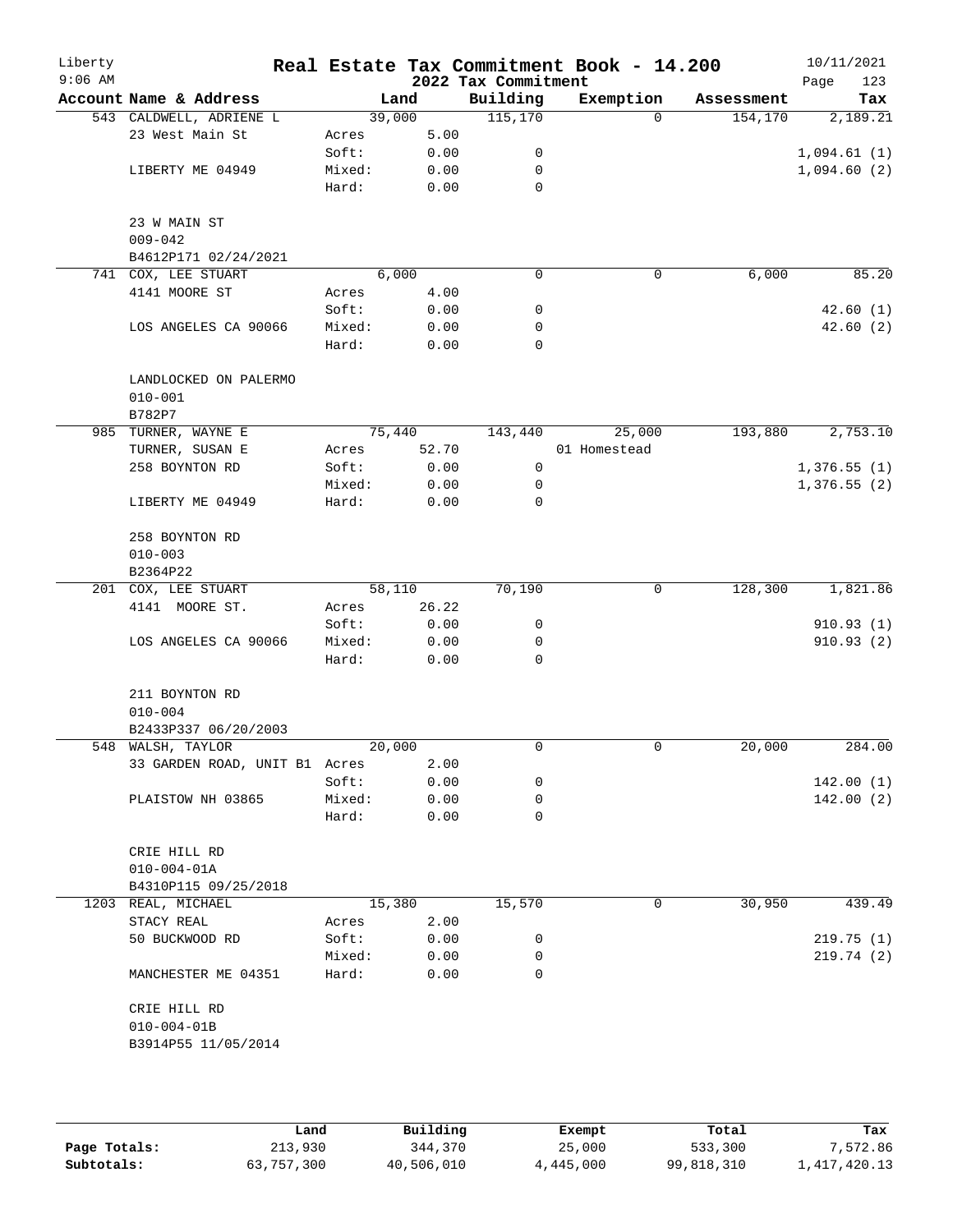# Real Estate Tax Commitment Book - 14.200

Liberty
9:06 AM

2022 Tax Commitment

10/11/2021

| Account Name & Address | Land | | Building | Exemption | Assessment | Tax |
|---|---|---|---|---|---|---|
| 543 CALDWELL, ADRIENE L | 39,000 | | 115,170 | 0 | 154,170 | 2,189.21 |
| 23 West Main St | Acres | 5.00 | | | | |
| | Soft: | 0.00 | 0 | | | 1,094.61 (1) |
| LIBERTY ME 04949 | Mixed: | 0.00 | 0 | | | 1,094.60 (2) |
| | Hard: | 0.00 | 0 | | | |
| 23 W MAIN ST | | | | | | |
| 009-042 | | | | | | |
| B4612P171 02/24/2021 | | | | | | |
| 741 COX, LEE STUART | 6,000 | | 0 | 0 | 6,000 | 85.20 |
| 4141 MOORE ST | Acres | 4.00 | | | | |
| | Soft: | 0.00 | 0 | | | 42.60 (1) |
| LOS ANGELES CA 90066 | Mixed: | 0.00 | 0 | | | 42.60 (2) |
| | Hard: | 0.00 | 0 | | | |
| LANDLOCKED ON PALERMO | | | | | | |
| 010-001 | | | | | | |
| B782P7 | | | | | | |
| 985 TURNER, WAYNE E | 75,440 | | 143,440 | 25,000 | 193,880 | 2,753.10 |
| TURNER, SUSAN E | Acres | 52.70 | | 01 Homestead | | |
| 258 BOYNTON RD | Soft: | 0.00 | 0 | | | 1,376.55 (1) |
| | Mixed: | 0.00 | 0 | | | 1,376.55 (2) |
| LIBERTY ME 04949 | Hard: | 0.00 | 0 | | | |
| 258 BOYNTON RD | | | | | | |
| 010-003 | | | | | | |
| B2364P22 | | | | | | |
| 201 COX, LEE STUART | 58,110 | | 70,190 | 0 | 128,300 | 1,821.86 |
| 4141 MOORE ST. | Acres | 26.22 | | | | |
| | Soft: | 0.00 | 0 | | | 910.93 (1) |
| LOS ANGELES CA 90066 | Mixed: | 0.00 | 0 | | | 910.93 (2) |
| | Hard: | 0.00 | 0 | | | |
| 211 BOYNTON RD | | | | | | |
| 010-004 | | | | | | |
| B2433P337 06/20/2003 | | | | | | |
| 548 WALSH, TAYLOR | 20,000 | | 0 | 0 | 20,000 | 284.00 |
| 33 GARDEN ROAD, UNIT B1 | Acres | 2.00 | | | | |
| | Soft: | 0.00 | 0 | | | 142.00 (1) |
| PLAISTOW NH 03865 | Mixed: | 0.00 | 0 | | | 142.00 (2) |
| | Hard: | 0.00 | 0 | | | |
| CRIE HILL RD | | | | | | |
| 010-004-01A | | | | | | |
| B4310P115 09/25/2018 | | | | | | |
| 1203 REAL, MICHAEL | 15,380 | | 15,570 | 0 | 30,950 | 439.49 |
| STACY REAL | Acres | 2.00 | | | | |
| 50 BUCKWOOD RD | Soft: | 0.00 | 0 | | | 219.75 (1) |
| | Mixed: | 0.00 | 0 | | | 219.74 (2) |
| MANCHESTER ME 04351 | Hard: | 0.00 | 0 | | | |
| CRIE HILL RD | | | | | | |
| 010-004-01B | | | | | | |
| B3914P55 11/05/2014 | | | | | | |

| | Land | Building | Exempt | Total | Tax |
|---|---|---|---|---|---|
| Page Totals: | 213,930 | 344,370 | 25,000 | 533,300 | 7,572.86 |
| Subtotals: | 63,757,300 | 40,506,010 | 4,445,000 | 99,818,310 | 1,417,420.13 |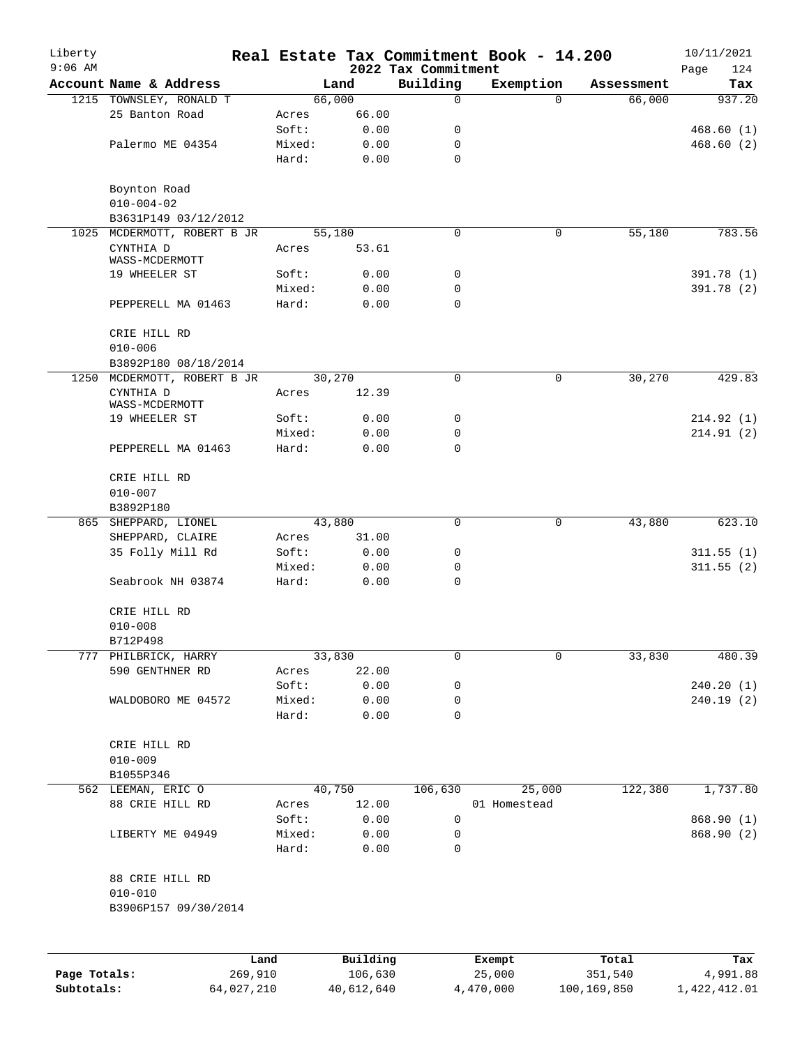Liberty
9:06 AM

# Real Estate Tax Commitment Book - 14.200
## 2022 Tax Commitment

10/11/2021

| Account | Name & Address | | Land | Building | Exemption | Assessment | Tax |
|---|---|---|---|---|---|---|---|
| 1215 | TOWNSLEY, RONALD T | | 66,000 | 0 | 0 | 66,000 | 937.20 |
| | 25 Banton Road | Acres | 66.00 | | | | |
| | | Soft: | 0.00 | 0 | | | 468.60 (1) |
| | Palermo ME 04354 | Mixed: | 0.00 | 0 | | | 468.60 (2) |
| | | Hard: | 0.00 | 0 | | | |
| | Boynton Road | | | | | | |
| | 010-004-02 | | | | | | |
| | B3631P149 03/12/2012 | | | | | | |
| 1025 | MCDERMOTT, ROBERT B JR | | 55,180 | 0 | 0 | 55,180 | 783.56 |
| | CYNTHIA D WASS-MCDERMOTT | Acres | 53.61 | | | | |
| | 19 WHEELER ST | Soft: | 0.00 | 0 | | | 391.78 (1) |
| | | Mixed: | 0.00 | 0 | | | 391.78 (2) |
| | PEPPERELL MA 01463 | Hard: | 0.00 | 0 | | | |
| | CRIE HILL RD | | | | | | |
| | 010-006 | | | | | | |
| | B3892P180 08/18/2014 | | | | | | |
| 1250 | MCDERMOTT, ROBERT B JR | | 30,270 | 0 | 0 | 30,270 | 429.83 |
| | CYNTHIA D WASS-MCDERMOTT | Acres | 12.39 | | | | |
| | 19 WHEELER ST | Soft: | 0.00 | 0 | | | 214.92 (1) |
| | | Mixed: | 0.00 | 0 | | | 214.91 (2) |
| | PEPPERELL MA 01463 | Hard: | 0.00 | 0 | | | |
| | CRIE HILL RD | | | | | | |
| | 010-007 | | | | | | |
| | B3892P180 | | | | | | |
| 865 | SHEPPARD, LIONEL | | 43,880 | 0 | 0 | 43,880 | 623.10 |
| | SHEPPARD, CLAIRE | Acres | 31.00 | | | | |
| | 35 Folly Mill Rd | Soft: | 0.00 | 0 | | | 311.55 (1) |
| | | Mixed: | 0.00 | 0 | | | 311.55 (2) |
| | Seabrook NH 03874 | Hard: | 0.00 | 0 | | | |
| | CRIE HILL RD | | | | | | |
| | 010-008 | | | | | | |
| | B712P498 | | | | | | |
| 777 | PHILBRICK, HARRY | | 33,830 | 0 | 0 | 33,830 | 480.39 |
| | 590 GENTHNER RD | Acres | 22.00 | | | | |
| | | Soft: | 0.00 | 0 | | | 240.20 (1) |
| | WALDOBORO ME 04572 | Mixed: | 0.00 | 0 | | | 240.19 (2) |
| | | Hard: | 0.00 | 0 | | | |
| | CRIE HILL RD | | | | | | |
| | 010-009 | | | | | | |
| | B1055P346 | | | | | | |
| 562 | LEEMAN, ERIC O | | 40,750 | 106,630 | 25,000 | 122,380 | 1,737.80 |
| | 88 CRIE HILL RD | Acres | 12.00 | | 01 Homestead | | |
| | | Soft: | 0.00 | 0 | | | 868.90 (1) |
| | LIBERTY ME 04949 | Mixed: | 0.00 | 0 | | | 868.90 (2) |
| | | Hard: | 0.00 | 0 | | | |
| | 88 CRIE HILL RD | | | | | | |
| | 010-010 | | | | | | |
| | B3906P157 09/30/2014 | | | | | | |

| | Land | Building | Exempt | Total | Tax |
|---|---|---|---|---|---|
| Page Totals: | 269,910 | 106,630 | 25,000 | 351,540 | 4,991.88 |
| Subtotals: | 64,027,210 | 40,612,640 | 4,470,000 | 100,169,850 | 1,422,412.01 |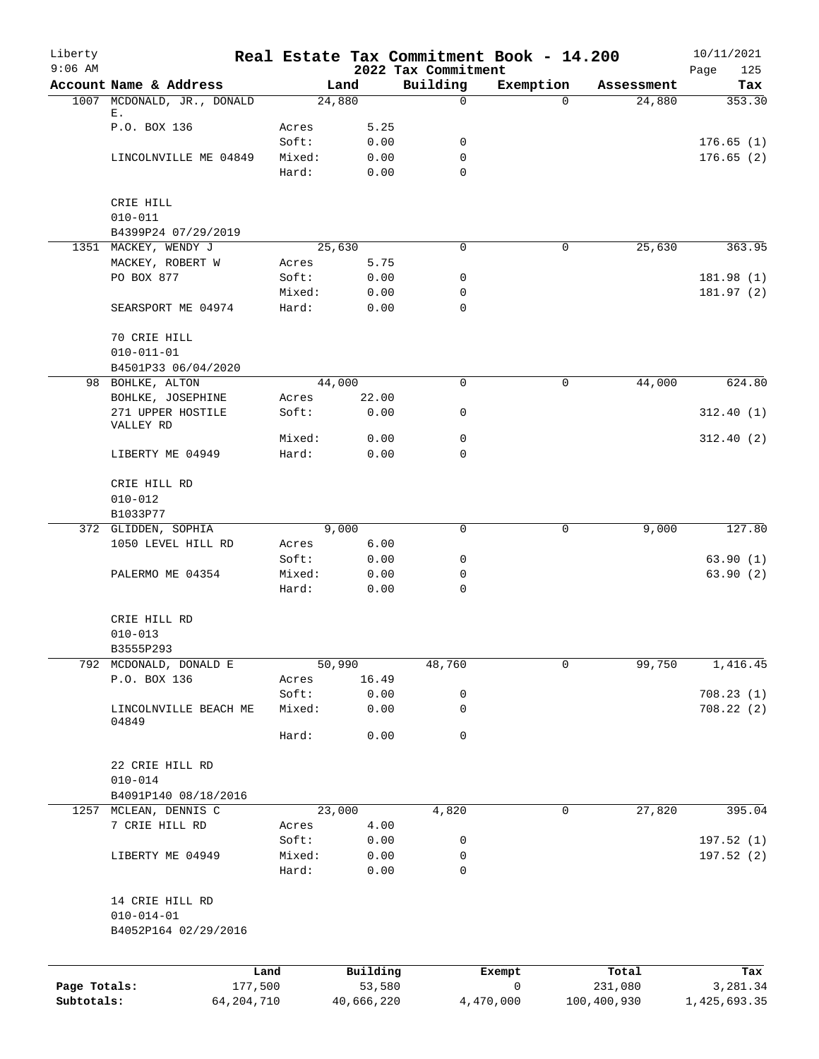# Real Estate Tax Commitment Book - 14.200

Liberty
9:06 AM

2022 Tax Commitment

10/11/2021

| Account Name & Address | | Land | Building | Exemption | Assessment | Tax |
|---|---|---|---|---|---|---|
| 1007 MCDONALD, JR., DONALD E. | | 24,880 | 0 | 0 | 24,880 | 353.30 |
| P.O. BOX 136 | Acres | 5.25 | | | | |
| | Soft: | 0.00 | 0 | | | 176.65 (1) |
| LINCOLNVILLE ME 04849 | Mixed: | 0.00 | 0 | | | 176.65 (2) |
| | Hard: | 0.00 | 0 | | | |
| CRIE HILL | | | | | | |
| 010-011 | | | | | | |
| B4399P24 07/29/2019 | | | | | | |
| 1351 MACKEY, WENDY J | | 25,630 | 0 | 0 | 25,630 | 363.95 |
| MACKEY, ROBERT W | Acres | 5.75 | | | | |
| PO BOX 877 | Soft: | 0.00 | 0 | | | 181.98 (1) |
| | Mixed: | 0.00 | 0 | | | 181.97 (2) |
| SEARSPORT ME 04974 | Hard: | 0.00 | 0 | | | |
| 70 CRIE HILL | | | | | | |
| 010-011-01 | | | | | | |
| B4501P33 06/04/2020 | | | | | | |
| 98 BOHLKE, ALTON | | 44,000 | 0 | 0 | 44,000 | 624.80 |
| BOHLKE, JOSEPHINE | Acres | 22.00 | | | | |
| 271 UPPER HOSTILE VALLEY RD | Soft: | 0.00 | 0 | | | 312.40 (1) |
| | Mixed: | 0.00 | 0 | | | 312.40 (2) |
| LIBERTY ME 04949 | Hard: | 0.00 | 0 | | | |
| CRIE HILL RD | | | | | | |
| 010-012 | | | | | | |
| B1033P77 | | | | | | |
| 372 GLIDDEN, SOPHIA | | 9,000 | 0 | 0 | 9,000 | 127.80 |
| 1050 LEVEL HILL RD | Acres | 6.00 | | | | |
| | Soft: | 0.00 | 0 | | | 63.90 (1) |
| PALERMO ME 04354 | Mixed: | 0.00 | 0 | | | 63.90 (2) |
| | Hard: | 0.00 | 0 | | | |
| CRIE HILL RD | | | | | | |
| 010-013 | | | | | | |
| B3555P293 | | | | | | |
| 792 MCDONALD, DONALD E | | 50,990 | 48,760 | 0 | 99,750 | 1,416.45 |
| P.O. BOX 136 | Acres | 16.49 | | | | |
| | Soft: | 0.00 | 0 | | | 708.23 (1) |
| LINCOLNVILLE BEACH ME 04849 | Mixed: | 0.00 | 0 | | | 708.22 (2) |
| | Hard: | 0.00 | 0 | | | |
| 22 CRIE HILL RD | | | | | | |
| 010-014 | | | | | | |
| B4091P140 08/18/2016 | | | | | | |
| 1257 MCLEAN, DENNIS C | | 23,000 | 4,820 | 0 | 27,820 | 395.04 |
| 7 CRIE HILL RD | Acres | 4.00 | | | | |
| | Soft: | 0.00 | 0 | | | 197.52 (1) |
| LIBERTY ME 04949 | Mixed: | 0.00 | 0 | | | 197.52 (2) |
| | Hard: | 0.00 | 0 | | | |
| 14 CRIE HILL RD | | | | | | |
| 010-014-01 | | | | | | |
| B4052P164 02/29/2016 | | | | | | |

| | Land | Building | Exempt | Total | Tax |
|---|---|---|---|---|---|
| Page Totals: | 177,500 | 53,580 | 0 | 231,080 | 3,281.34 |
| Subtotals: | 64,204,710 | 40,666,220 | 4,470,000 | 100,400,930 | 1,425,693.35 |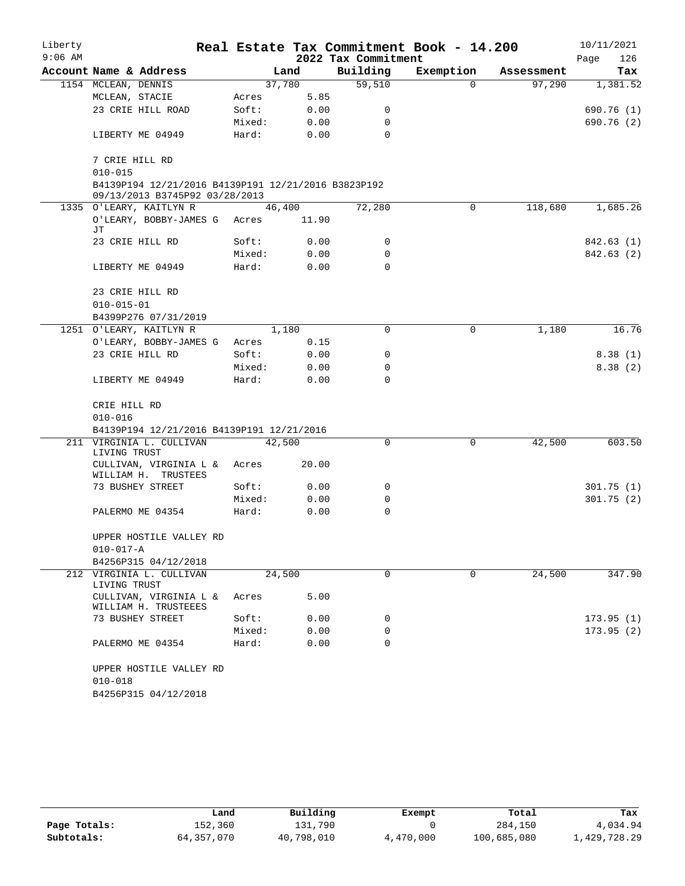# Real Estate Tax Commitment Book - 14.200

Liberty
9:06 AM

2022 Tax Commitment

10/11/2021

| Account Name & Address | | Land | Building | Exemption | Assessment | Tax |
|---|---|---|---|---|---|---|
| 1154 MCLEAN, DENNIS | | 37,780 | 59,510 | 0 | 97,290 | 1,381.52 |
| MCLEAN, STACIE | Acres | 5.85 | | | | |
| 23 CRIE HILL ROAD | Soft: | 0.00 | 0 | | | 690.76 (1) |
| | Mixed: | 0.00 | 0 | | | 690.76 (2) |
| LIBERTY ME 04949 | Hard: | 0.00 | 0 | | | |
| 7 CRIE HILL RD | | | | | | |
| 010-015 | | | | | | |
| B4139P194 12/21/2016 B4139P191 12/21/2016 B3823P192 09/13/2013 B3745P92 03/28/2013 | | | | | | |
| 1335 O'LEARY, KAITLYN R | | 46,400 | 72,280 | 0 | 118,680 | 1,685.26 |
| O'LEARY, BOBBY-JAMES G JT | Acres | 11.90 | | | | |
| 23 CRIE HILL RD | Soft: | 0.00 | 0 | | | 842.63 (1) |
| | Mixed: | 0.00 | 0 | | | 842.63 (2) |
| LIBERTY ME 04949 | Hard: | 0.00 | 0 | | | |
| 23 CRIE HILL RD | | | | | | |
| 010-015-01 | | | | | | |
| B4399P276 07/31/2019 | | | | | | |
| 1251 O'LEARY, KAITLYN R | | 1,180 | 0 | 0 | 1,180 | 16.76 |
| O'LEARY, BOBBY-JAMES G | Acres | 0.15 | | | | |
| 23 CRIE HILL RD | Soft: | 0.00 | 0 | | | 8.38 (1) |
| | Mixed: | 0.00 | 0 | | | 8.38 (2) |
| LIBERTY ME 04949 | Hard: | 0.00 | 0 | | | |
| CRIE HILL RD | | | | | | |
| 010-016 | | | | | | |
| B4139P194 12/21/2016 B4139P191 12/21/2016 | | | | | | |
| 211 VIRGINIA L. CULLIVAN LIVING TRUST | | 42,500 | 0 | 0 | 42,500 | 603.50 |
| CULLIVAN, VIRGINIA L & WILLIAM H. TRUSTEES | Acres | 20.00 | | | | |
| 73 BUSHEY STREET | Soft: | 0.00 | 0 | | | 301.75 (1) |
| | Mixed: | 0.00 | 0 | | | 301.75 (2) |
| PALERMO ME 04354 | Hard: | 0.00 | 0 | | | |
| UPPER HOSTILE VALLEY RD | | | | | | |
| 010-017-A | | | | | | |
| B4256P315 04/12/2018 | | | | | | |
| 212 VIRGINIA L. CULLIVAN LIVING TRUST | | 24,500 | 0 | 0 | 24,500 | 347.90 |
| CULLIVAN, VIRGINIA L & WILLIAM H. TRUSTEEES | Acres | 5.00 | | | | |
| 73 BUSHEY STREET | Soft: | 0.00 | 0 | | | 173.95 (1) |
| | Mixed: | 0.00 | 0 | | | 173.95 (2) |
| PALERMO ME 04354 | Hard: | 0.00 | 0 | | | |
| UPPER HOSTILE VALLEY RD | | | | | | |
| 010-018 | | | | | | |
| B4256P315 04/12/2018 | | | | | | |

| | Land | Building | Exempt | Total | Tax |
|---|---|---|---|---|---|
| Page Totals: | 152,360 | 131,790 | 0 | 284,150 | 4,034.94 |
| Subtotals: | 64,357,070 | 40,798,010 | 4,470,000 | 100,685,080 | 1,429,728.29 |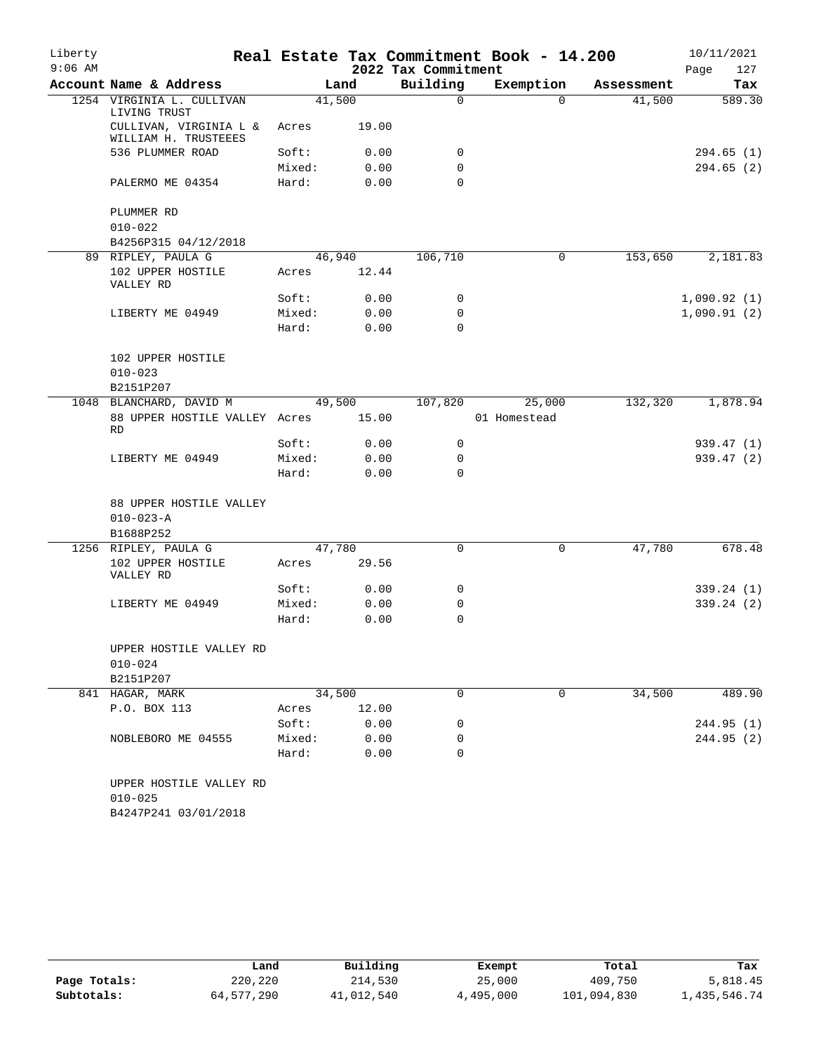# Real Estate Tax Commitment Book - 14.200

Liberty
9:06 AM

2022 Tax Commitment

10/11/2021

| Account Name & Address | | Land | Building | Exemption | Assessment | Tax |
|---|---|---|---|---|---|---|
| 1254 VIRGINIA L. CULLIVAN LIVING TRUST | | 41,500 | 0 | 0 | 41,500 | 589.30 |
| CULLIVAN, VIRGINIA L & WILLIAM H. TRUSTEEES | Acres | 19.00 | | | | |
| 536 PLUMMER ROAD | Soft: | 0.00 | 0 | | | 294.65 (1) |
| | Mixed: | 0.00 | 0 | | | 294.65 (2) |
| PALERMO ME 04354 | Hard: | 0.00 | 0 | | | |
| PLUMMER RD | | | | | | |
| 010-022 | | | | | | |
| B4256P315 04/12/2018 | | | | | | |
| 89 RIPLEY, PAULA G | | 46,940 | 106,710 | 0 | 153,650 | 2,181.83 |
| 102 UPPER HOSTILE VALLEY RD | Acres | 12.44 | | | | |
| | Soft: | 0.00 | 0 | | | 1,090.92 (1) |
| LIBERTY ME 04949 | Mixed: | 0.00 | 0 | | | 1,090.91 (2) |
| | Hard: | 0.00 | 0 | | | |
| 102 UPPER HOSTILE | | | | | | |
| 010-023 | | | | | | |
| B2151P207 | | | | | | |
| 1048 BLANCHARD, DAVID M | | 49,500 | 107,820 | 25,000 | 132,320 | 1,878.94 |
| 88 UPPER HOSTILE VALLEY RD | Acres | 15.00 | | 01 Homestead | | |
| | Soft: | 0.00 | 0 | | | 939.47 (1) |
| LIBERTY ME 04949 | Mixed: | 0.00 | 0 | | | 939.47 (2) |
| | Hard: | 0.00 | 0 | | | |
| 88 UPPER HOSTILE VALLEY | | | | | | |
| 010-023-A | | | | | | |
| B1688P252 | | | | | | |
| 1256 RIPLEY, PAULA G | | 47,780 | 0 | 0 | 47,780 | 678.48 |
| 102 UPPER HOSTILE VALLEY RD | Acres | 29.56 | | | | |
| | Soft: | 0.00 | 0 | | | 339.24 (1) |
| LIBERTY ME 04949 | Mixed: | 0.00 | 0 | | | 339.24 (2) |
| | Hard: | 0.00 | 0 | | | |
| UPPER HOSTILE VALLEY RD | | | | | | |
| 010-024 | | | | | | |
| B2151P207 | | | | | | |
| 841 HAGAR, MARK | | 34,500 | 0 | 0 | 34,500 | 489.90 |
| P.O. BOX 113 | Acres | 12.00 | | | | |
| | Soft: | 0.00 | 0 | | | 244.95 (1) |
| NOBLEBORO ME 04555 | Mixed: | 0.00 | 0 | | | 244.95 (2) |
| | Hard: | 0.00 | 0 | | | |
| UPPER HOSTILE VALLEY RD | | | | | | |
| 010-025 | | | | | | |
| B4247P241 03/01/2018 | | | | | | |

| | Land | Building | Exempt | Total | Tax |
|---|---|---|---|---|---|
| Page Totals: | 220,220 | 214,530 | 25,000 | 409,750 | 5,818.45 |
| Subtotals: | 64,577,290 | 41,012,540 | 4,495,000 | 101,094,830 | 1,435,546.74 |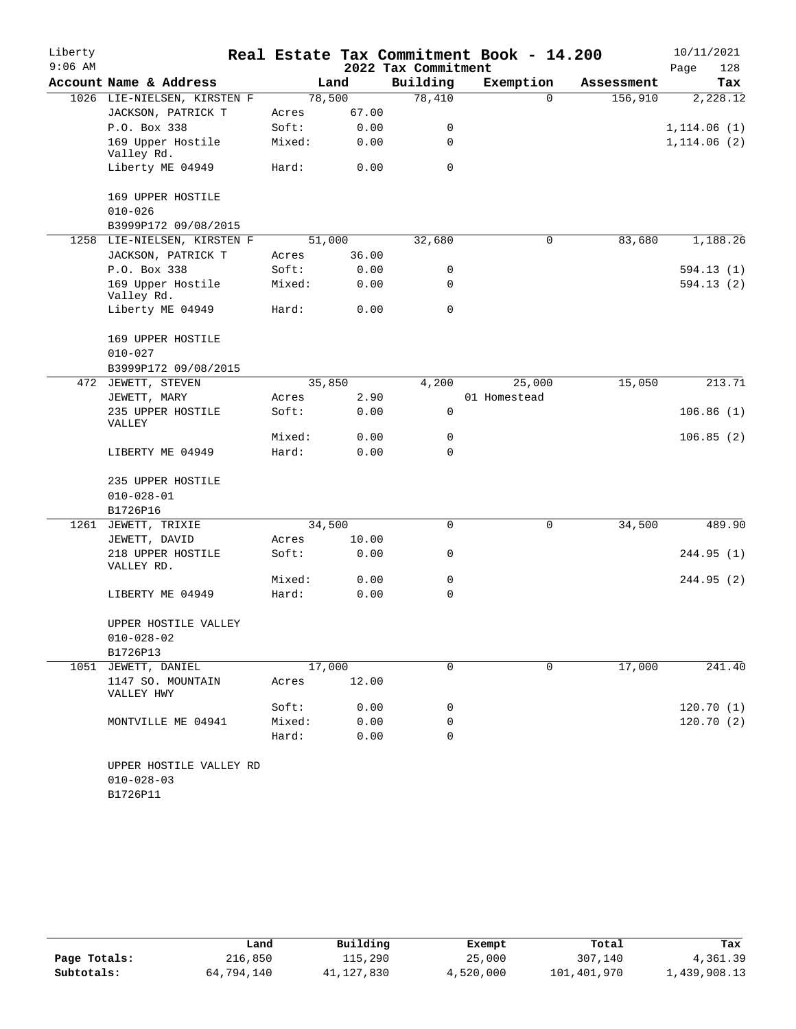# Real Estate Tax Commitment Book - 14.200

Liberty
9:06 AM

2022 Tax Commitment

10/11/2021
Page 128

| Account Name & Address | | Land | Building | Exemption | Assessment | Tax |
|---|---|---|---|---|---|---|
| 1026 LIE-NIELSEN, KIRSTEN F | | 78,500 | 78,410 | 0 | 156,910 | 2,228.12 |
| JACKSON, PATRICK T | Acres | 67.00 | | | | |
| P.O. Box 338 | Soft: | 0.00 | 0 | | | 1,114.06 (1) |
| 169 Upper Hostile Valley Rd. | Mixed: | 0.00 | 0 | | | 1,114.06 (2) |
| Liberty ME 04949 | Hard: | 0.00 | 0 | | | |
| 169 UPPER HOSTILE | | | | | | |
| 010-026 | | | | | | |
| B3999P172 09/08/2015 | | | | | | |
| 1258 LIE-NIELSEN, KIRSTEN F | | 51,000 | 32,680 | 0 | 83,680 | 1,188.26 |
| JACKSON, PATRICK T | Acres | 36.00 | | | | |
| P.O. Box 338 | Soft: | 0.00 | 0 | | | 594.13 (1) |
| 169 Upper Hostile Valley Rd. | Mixed: | 0.00 | 0 | | | 594.13 (2) |
| Liberty ME 04949 | Hard: | 0.00 | 0 | | | |
| 169 UPPER HOSTILE | | | | | | |
| 010-027 | | | | | | |
| B3999P172 09/08/2015 | | | | | | |
| 472 JEWETT, STEVEN | | 35,850 | 4,200 | 25,000 | 15,050 | 213.71 |
| JEWETT, MARY | Acres | 2.90 | | 01 Homestead | | |
| 235 UPPER HOSTILE VALLEY | Soft: | 0.00 | 0 | | | 106.86 (1) |
| | Mixed: | 0.00 | 0 | | | 106.85 (2) |
| LIBERTY ME 04949 | Hard: | 0.00 | 0 | | | |
| 235 UPPER HOSTILE | | | | | | |
| 010-028-01 | | | | | | |
| B1726P16 | | | | | | |
| 1261 JEWETT, TRIXIE | | 34,500 | 0 | 0 | 34,500 | 489.90 |
| JEWETT, DAVID | Acres | 10.00 | | | | |
| 218 UPPER HOSTILE VALLEY RD. | Soft: | 0.00 | 0 | | | 244.95 (1) |
| | Mixed: | 0.00 | 0 | | | 244.95 (2) |
| LIBERTY ME 04949 | Hard: | 0.00 | 0 | | | |
| UPPER HOSTILE VALLEY | | | | | | |
| 010-028-02 | | | | | | |
| B1726P13 | | | | | | |
| 1051 JEWETT, DANIEL | | 17,000 | 0 | 0 | 17,000 | 241.40 |
| 1147 SO. MOUNTAIN VALLEY HWY | Acres | 12.00 | | | | |
| | Soft: | 0.00 | 0 | | | 120.70 (1) |
| MONTVILLE ME 04941 | Mixed: | 0.00 | 0 | | | 120.70 (2) |
| | Hard: | 0.00 | 0 | | | |
| UPPER HOSTILE VALLEY RD | | | | | | |
| 010-028-03 | | | | | | |
| B1726P11 | | | | | | |

| | Land | Building | Exempt | Total | Tax |
|---|---|---|---|---|---|
| Page Totals: | 216,850 | 115,290 | 25,000 | 307,140 | 4,361.39 |
| Subtotals: | 64,794,140 | 41,127,830 | 4,520,000 | 101,401,970 | 1,439,908.13 |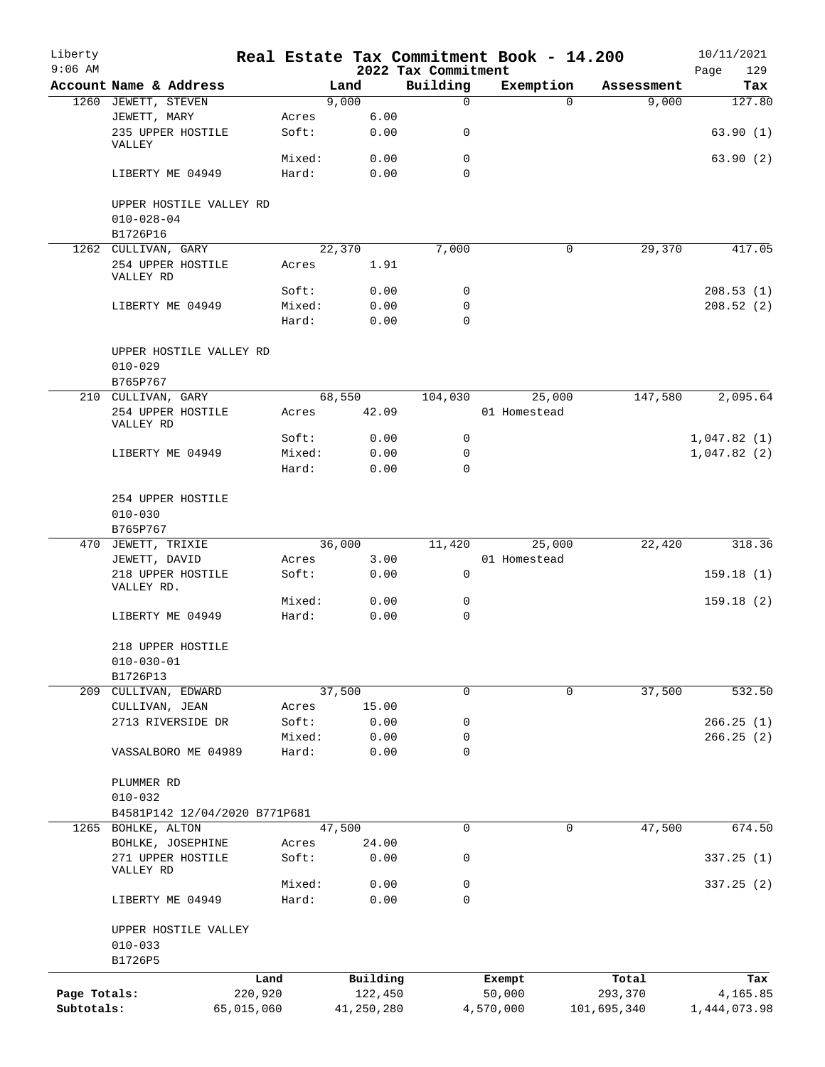Liberty
9:06 AM

# Real Estate Tax Commitment Book - 14.200

2022 Tax Commitment

10/11/2021

| Account Name & Address | | Land | Building | Exemption | Assessment | Tax |
|---|---|---|---|---|---|---|
| 1260 JEWETT, STEVEN | | 9,000 | 0 | 0 | 9,000 | 127.80 |
| JEWETT, MARY | Acres | 6.00 | | | | |
| 235 UPPER HOSTILE VALLEY | Soft: | 0.00 | 0 | | | 63.90 (1) |
| | Mixed: | 0.00 | 0 | | | 63.90 (2) |
| LIBERTY ME 04949 | Hard: | 0.00 | 0 | | | |
| UPPER HOSTILE VALLEY RD | | | | | | |
| 010-028-04 | | | | | | |
| B1726P16 | | | | | | |
| 1262 CULLIVAN, GARY | | 22,370 | 7,000 | 0 | 29,370 | 417.05 |
| 254 UPPER HOSTILE VALLEY RD | Acres | 1.91 | | | | |
| | Soft: | 0.00 | 0 | | | 208.53 (1) |
| LIBERTY ME 04949 | Mixed: | 0.00 | 0 | | | 208.52 (2) |
| | Hard: | 0.00 | 0 | | | |
| UPPER HOSTILE VALLEY RD | | | | | | |
| 010-029 | | | | | | |
| B765P767 | | | | | | |
| 210 CULLIVAN, GARY | | 68,550 | 104,030 | 25,000 | 147,580 | 2,095.64 |
| 254 UPPER HOSTILE VALLEY RD | Acres | 42.09 | | 01 Homestead | | |
| | Soft: | 0.00 | 0 | | | 1,047.82 (1) |
| LIBERTY ME 04949 | Mixed: | 0.00 | 0 | | | 1,047.82 (2) |
| | Hard: | 0.00 | 0 | | | |
| 254 UPPER HOSTILE | | | | | | |
| 010-030 | | | | | | |
| B765P767 | | | | | | |
| 470 JEWETT, TRIXIE | | 36,000 | 11,420 | 25,000 | 22,420 | 318.36 |
| JEWETT, DAVID | Acres | 3.00 | | 01 Homestead | | |
| 218 UPPER HOSTILE VALLEY RD. | Soft: | 0.00 | 0 | | | 159.18 (1) |
| | Mixed: | 0.00 | 0 | | | 159.18 (2) |
| LIBERTY ME 04949 | Hard: | 0.00 | 0 | | | |
| 218 UPPER HOSTILE | | | | | | |
| 010-030-01 | | | | | | |
| B1726P13 | | | | | | |
| 209 CULLIVAN, EDWARD | | 37,500 | 0 | 0 | 37,500 | 532.50 |
| CULLIVAN, JEAN | Acres | 15.00 | | | | |
| 2713 RIVERSIDE DR | Soft: | 0.00 | 0 | | | 266.25 (1) |
| | Mixed: | 0.00 | 0 | | | 266.25 (2) |
| VASSALBORO ME 04989 | Hard: | 0.00 | 0 | | | |
| PLUMMER RD | | | | | | |
| 010-032 | | | | | | |
| B4581P142 12/04/2020 B771P681 | | | | | | |
| 1265 BOHLKE, ALTON | | 47,500 | 0 | 0 | 47,500 | 674.50 |
| BOHLKE, JOSEPHINE | Acres | 24.00 | | | | |
| 271 UPPER HOSTILE VALLEY RD | Soft: | 0.00 | 0 | | | 337.25 (1) |
| | Mixed: | 0.00 | 0 | | | 337.25 (2) |
| LIBERTY ME 04949 | Hard: | 0.00 | 0 | | | |
| UPPER HOSTILE VALLEY | | | | | | |
| 010-033 | | | | | | |
| B1726P5 | | | | | | |

| | Land | Building | Exempt | Total | Tax |
|---|---|---|---|---|---|
| Page Totals: | 220,920 | 122,450 | 50,000 | 293,370 | 4,165.85 |
| Subtotals: | 65,015,060 | 41,250,280 | 4,570,000 | 101,695,340 | 1,444,073.98 |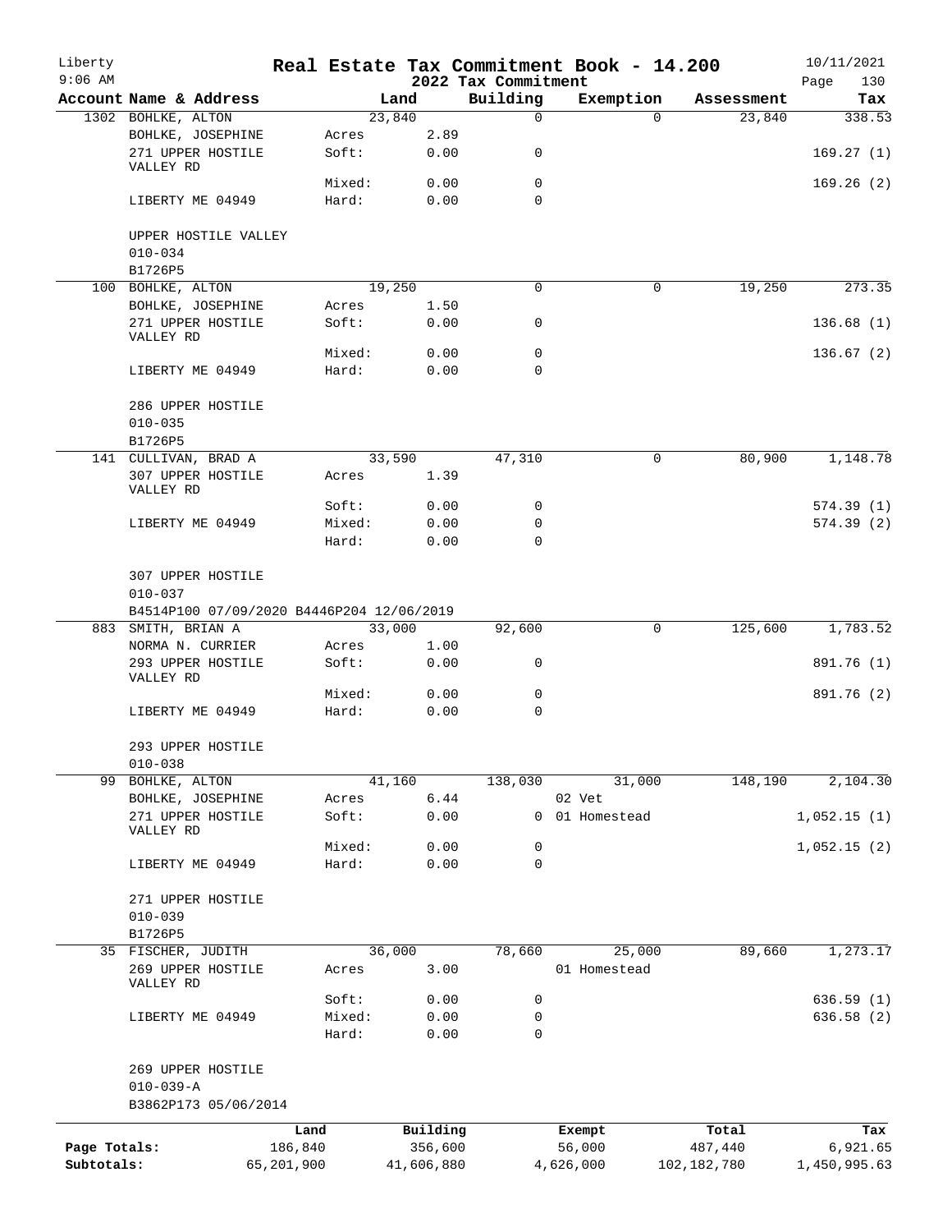# Real Estate Tax Commitment Book - 14.200

Liberty
9:06 AM

2022 Tax Commitment

10/11/2021

| Account Name & Address | | Land | Building | Exemption | Assessment | Tax |
|---|---|---|---|---|---|---|
| 1302 BOHLKE, ALTON | | 23,840 | 0 | 0 | 23,840 | 338.53 |
| BOHLKE, JOSEPHINE | Acres | 2.89 | | | | |
| 271 UPPER HOSTILE VALLEY RD | Soft: | 0.00 | 0 | | | 169.27 (1) |
| | Mixed: | 0.00 | 0 | | | 169.26 (2) |
| LIBERTY ME 04949 | Hard: | 0.00 | 0 | | | |
| UPPER HOSTILE VALLEY | | | | | | |
| 010-034 | | | | | | |
| B1726P5 | | | | | | |
| 100 BOHLKE, ALTON | | 19,250 | 0 | 0 | 19,250 | 273.35 |
| BOHLKE, JOSEPHINE | Acres | 1.50 | | | | |
| 271 UPPER HOSTILE VALLEY RD | Soft: | 0.00 | 0 | | | 136.68 (1) |
| | Mixed: | 0.00 | 0 | | | 136.67 (2) |
| LIBERTY ME 04949 | Hard: | 0.00 | 0 | | | |
| 286 UPPER HOSTILE | | | | | | |
| 010-035 | | | | | | |
| B1726P5 | | | | | | |
| 141 CULLIVAN, BRAD A | | 33,590 | 47,310 | 0 | 80,900 | 1,148.78 |
| 307 UPPER HOSTILE VALLEY RD | Acres | 1.39 | | | | |
| | Soft: | 0.00 | 0 | | | 574.39 (1) |
| LIBERTY ME 04949 | Mixed: | 0.00 | 0 | | | 574.39 (2) |
| | Hard: | 0.00 | 0 | | | |
| 307 UPPER HOSTILE | | | | | | |
| 010-037 | | | | | | |
| B4514P100 07/09/2020 B4446P204 12/06/2019 | | | | | | |
| 883 SMITH, BRIAN A | | 33,000 | 92,600 | 0 | 125,600 | 1,783.52 |
| NORMA N. CURRIER | Acres | 1.00 | | | | |
| 293 UPPER HOSTILE VALLEY RD | Soft: | 0.00 | 0 | | | 891.76 (1) |
| | Mixed: | 0.00 | 0 | | | 891.76 (2) |
| LIBERTY ME 04949 | Hard: | 0.00 | 0 | | | |
| 293 UPPER HOSTILE | | | | | | |
| 010-038 | | | | | | |
| 99 BOHLKE, ALTON | | 41,160 | 138,030 | 31,000 | 148,190 | 2,104.30 |
| BOHLKE, JOSEPHINE | Acres | 6.44 | | 02 Vet | | |
| 271 UPPER HOSTILE VALLEY RD | Soft: | 0.00 | 0 | 01 Homestead | | 1,052.15 (1) |
| | Mixed: | 0.00 | 0 | | | 1,052.15 (2) |
| LIBERTY ME 04949 | Hard: | 0.00 | 0 | | | |
| 271 UPPER HOSTILE | | | | | | |
| 010-039 | | | | | | |
| B1726P5 | | | | | | |
| 35 FISCHER, JUDITH | | 36,000 | 78,660 | 25,000 | 89,660 | 1,273.17 |
| 269 UPPER HOSTILE VALLEY RD | Acres | 3.00 | | 01 Homestead | | |
| | Soft: | 0.00 | 0 | | | 636.59 (1) |
| LIBERTY ME 04949 | Mixed: | 0.00 | 0 | | | 636.58 (2) |
| | Hard: | 0.00 | 0 | | | |
| 269 UPPER HOSTILE | | | | | | |
| 010-039-A | | | | | | |
| B3862P173 05/06/2014 | | | | | | |

| | Land | Building | Exempt | Total | Tax |
|---|---|---|---|---|---|
| Page Totals: | 186,840 | 356,600 | 56,000 | 487,440 | 6,921.65 |
| Subtotals: | 65,201,900 | 41,606,880 | 4,626,000 | 102,182,780 | 1,450,995.63 |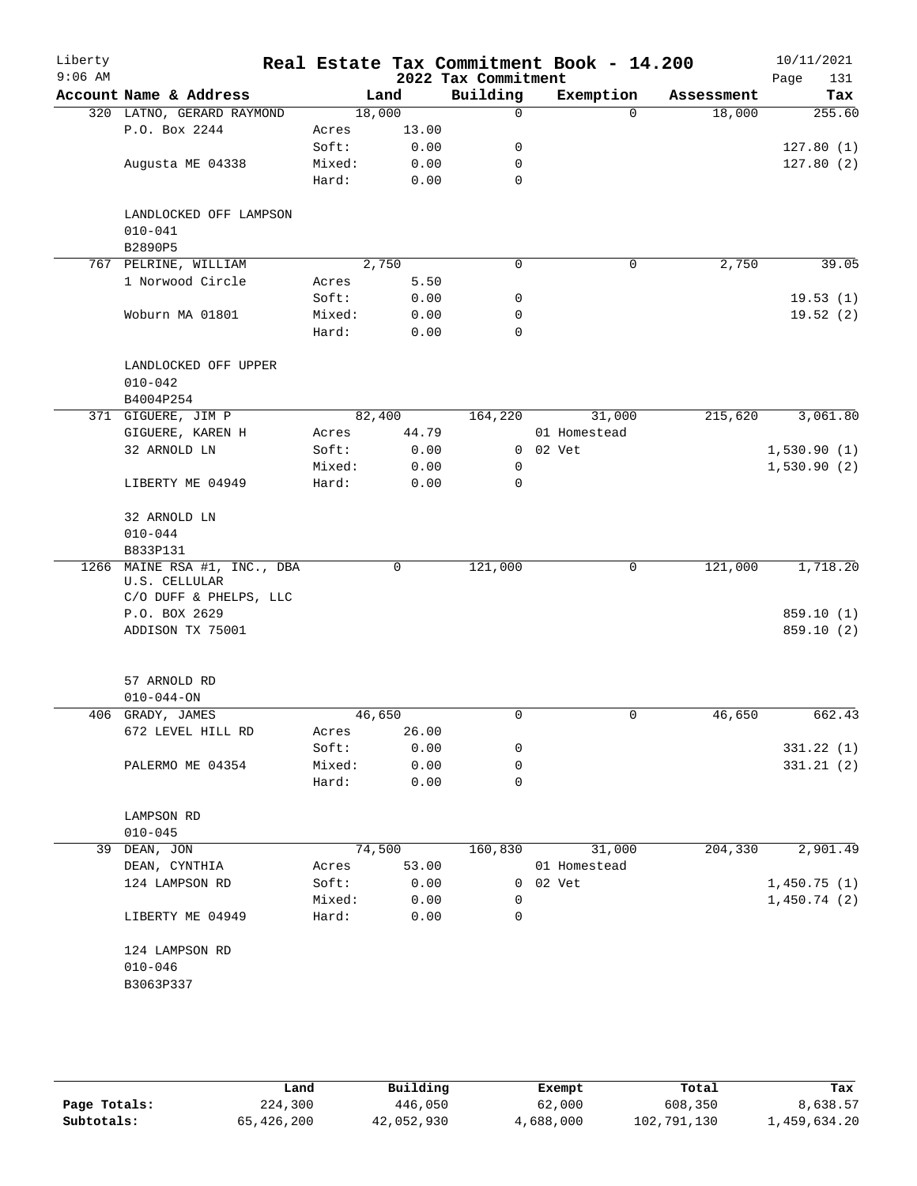# Real Estate Tax Commitment Book - 14.200

Liberty
9:06 AM

2022 Tax Commitment

10/11/2021

| Account | Name & Address | | Land | Building | Exemption | Assessment | Tax |
|---|---|---|---|---|---|---|---|
| 320 | LATNO, GERARD RAYMOND | | 18,000 | 0 | 0 | 18,000 | 255.60 |
| | P.O. Box 2244 | Acres | 13.00 | | | | |
| | | Soft: | 0.00 | 0 | | | 127.80 (1) |
| | Augusta ME 04338 | Mixed: | 0.00 | 0 | | | 127.80 (2) |
| | | Hard: | 0.00 | 0 | | | |
| | LANDLOCKED OFF LAMPSON | | | | | | |
| | 010-041 | | | | | | |
| | B2890P5 | | | | | | |
| 767 | PELRINE, WILLIAM | | 2,750 | 0 | 0 | 2,750 | 39.05 |
| | 1 Norwood Circle | Acres | 5.50 | | | | |
| | | Soft: | 0.00 | 0 | | | 19.53 (1) |
| | Woburn MA 01801 | Mixed: | 0.00 | 0 | | | 19.52 (2) |
| | | Hard: | 0.00 | 0 | | | |
| | LANDLOCKED OFF UPPER | | | | | | |
| | 010-042 | | | | | | |
| | B4004P254 | | | | | | |
| 371 | GIGUERE, JIM P | | 82,400 | 164,220 | 31,000 | 215,620 | 3,061.80 |
| | GIGUERE, KAREN H | Acres | 44.79 | | 01 Homestead | | |
| | 32 ARNOLD LN | Soft: | 0.00 | 0 | 02 Vet | | 1,530.90 (1) |
| | | Mixed: | 0.00 | 0 | | | 1,530.90 (2) |
| | LIBERTY ME 04949 | Hard: | 0.00 | 0 | | | |
| | 32 ARNOLD LN | | | | | | |
| | 010-044 | | | | | | |
| | B833P131 | | | | | | |
| 1266 | MAINE RSA #1, INC., DBA U.S. CELLULAR | | 0 | 121,000 | 0 | 121,000 | 1,718.20 |
| | C/O DUFF & PHELPS, LLC | | | | | | |
| | P.O. BOX 2629 | | | | | | 859.10 (1) |
| | ADDISON TX 75001 | | | | | | 859.10 (2) |
| | 57 ARNOLD RD | | | | | | |
| | 010-044-ON | | | | | | |
| 406 | GRADY, JAMES | | 46,650 | 0 | 0 | 46,650 | 662.43 |
| | 672 LEVEL HILL RD | Acres | 26.00 | | | | |
| | | Soft: | 0.00 | 0 | | | 331.22 (1) |
| | PALERMO ME 04354 | Mixed: | 0.00 | 0 | | | 331.21 (2) |
| | | Hard: | 0.00 | 0 | | | |
| | LAMPSON RD | | | | | | |
| | 010-045 | | | | | | |
| 39 | DEAN, JON | | 74,500 | 160,830 | 31,000 | 204,330 | 2,901.49 |
| | DEAN, CYNTHIA | Acres | 53.00 | | 01 Homestead | | |
| | 124 LAMPSON RD | Soft: | 0.00 | 0 | 02 Vet | | 1,450.75 (1) |
| | | Mixed: | 0.00 | 0 | | | 1,450.74 (2) |
| | LIBERTY ME 04949 | Hard: | 0.00 | 0 | | | |
| | 124 LAMPSON RD | | | | | | |
| | 010-046 | | | | | | |
| | B3063P337 | | | | | | |

| | Land | Building | Exempt | Total | Tax |
|---|---|---|---|---|---|
| Page Totals: | 224,300 | 446,050 | 62,000 | 608,350 | 8,638.57 |
| Subtotals: | 65,426,200 | 42,052,930 | 4,688,000 | 102,791,130 | 1,459,634.20 |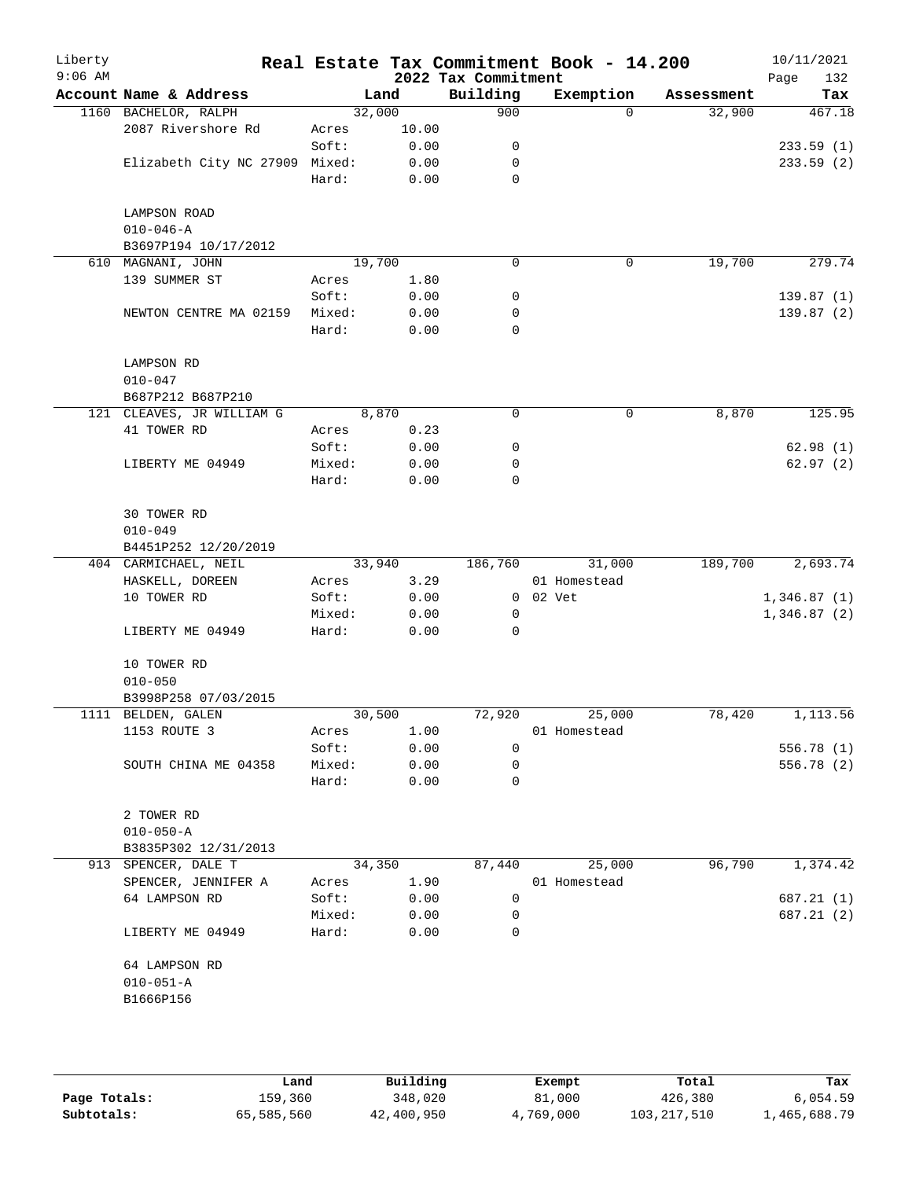# Real Estate Tax Commitment Book - 14.200

Liberty
9:06 AM

2022 Tax Commitment

10/11/2021

| Account Name & Address | | Land | Building | Exemption | Assessment | Tax |
|---|---|---|---|---|---|---|
| 1160 BACHELOR, RALPH | | 32,000 | 900 | 0 | 32,900 | 467.18 |
| 2087 Rivershore Rd | Acres | 10.00 | | | | |
| | Soft: | 0.00 | 0 | | | 233.59 (1) |
| Elizabeth City NC 27909 | Mixed: | 0.00 | 0 | | | 233.59 (2) |
| | Hard: | 0.00 | 0 | | | |
| LAMPSON ROAD | | | | | | |
| 010-046-A | | | | | | |
| B3697P194 10/17/2012 | | | | | | |
| 610 MAGNANI, JOHN | | 19,700 | 0 | 0 | 19,700 | 279.74 |
| 139 SUMMER ST | Acres | 1.80 | | | | |
| | Soft: | 0.00 | 0 | | | 139.87 (1) |
| NEWTON CENTRE MA 02159 | Mixed: | 0.00 | 0 | | | 139.87 (2) |
| | Hard: | 0.00 | 0 | | | |
| LAMPSON RD | | | | | | |
| 010-047 | | | | | | |
| B687P212 B687P210 | | | | | | |
| 121 CLEAVES, JR WILLIAM G | | 8,870 | 0 | 0 | 8,870 | 125.95 |
| 41 TOWER RD | Acres | 0.23 | | | | |
| | Soft: | 0.00 | 0 | | | 62.98 (1) |
| LIBERTY ME 04949 | Mixed: | 0.00 | 0 | | | 62.97 (2) |
| | Hard: | 0.00 | 0 | | | |
| 30 TOWER RD | | | | | | |
| 010-049 | | | | | | |
| B4451P252 12/20/2019 | | | | | | |
| 404 CARMICHAEL, NEIL | | 33,940 | 186,760 | 31,000 | 189,700 | 2,693.74 |
| HASKELL, DOREEN | Acres | 3.29 | | 01 Homestead | | |
| 10 TOWER RD | Soft: | 0.00 | 0 | 02 Vet | | 1,346.87 (1) |
| | Mixed: | 0.00 | 0 | | | 1,346.87 (2) |
| LIBERTY ME 04949 | Hard: | 0.00 | 0 | | | |
| 10 TOWER RD | | | | | | |
| 010-050 | | | | | | |
| B3998P258 07/03/2015 | | | | | | |
| 1111 BELDEN, GALEN | | 30,500 | 72,920 | 25,000 | 78,420 | 1,113.56 |
| 1153 ROUTE 3 | Acres | 1.00 | | 01 Homestead | | |
| | Soft: | 0.00 | 0 | | | 556.78 (1) |
| SOUTH CHINA ME 04358 | Mixed: | 0.00 | 0 | | | 556.78 (2) |
| | Hard: | 0.00 | 0 | | | |
| 2 TOWER RD | | | | | | |
| 010-050-A | | | | | | |
| B3835P302 12/31/2013 | | | | | | |
| 913 SPENCER, DALE T | | 34,350 | 87,440 | 25,000 | 96,790 | 1,374.42 |
| SPENCER, JENNIFER A | Acres | 1.90 | | 01 Homestead | | |
| 64 LAMPSON RD | Soft: | 0.00 | 0 | | | 687.21 (1) |
| | Mixed: | 0.00 | 0 | | | 687.21 (2) |
| LIBERTY ME 04949 | Hard: | 0.00 | 0 | | | |
| 64 LAMPSON RD | | | | | | |
| 010-051-A | | | | | | |
| B1666P156 | | | | | | |

| | Land | Building | Exempt | Total | Tax |
|---|---|---|---|---|---|
| Page Totals: | 159,360 | 348,020 | 81,000 | 426,380 | 6,054.59 |
| Subtotals: | 65,585,560 | 42,400,950 | 4,769,000 | 103,217,510 | 1,465,688.79 |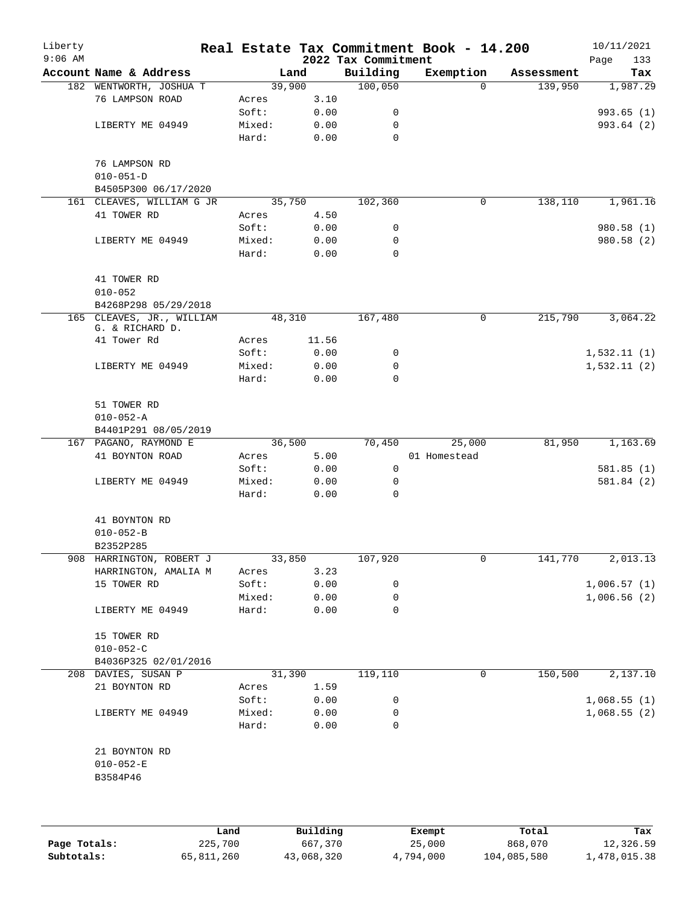# Real Estate Tax Commitment Book - 14.200

## 2022 Tax Commitment

Liberty
9:06 AM

10/11/2021

| Account Name & Address | | Land | Building | Exemption | Assessment | Tax |
|---|---|---|---|---|---|---|
| 182 WENTWORTH, JOSHUA T | | 39,900 | 100,050 | 0 | 139,950 | 1,987.29 |
| 76 LAMPSON ROAD | Acres | 3.10 | | | | |
| | Soft: | 0.00 | 0 | | | 993.65 (1) |
| LIBERTY ME 04949 | Mixed: | 0.00 | 0 | | | 993.64 (2) |
| | Hard: | 0.00 | 0 | | | |
| 76 LAMPSON RD | | | | | | |
| 010-051-D | | | | | | |
| B4505P300 06/17/2020 | | | | | | |
| 161 CLEAVES, WILLIAM G JR | | 35,750 | 102,360 | 0 | 138,110 | 1,961.16 |
| 41 TOWER RD | Acres | 4.50 | | | | |
| | Soft: | 0.00 | 0 | | | 980.58 (1) |
| LIBERTY ME 04949 | Mixed: | 0.00 | 0 | | | 980.58 (2) |
| | Hard: | 0.00 | 0 | | | |
| 41 TOWER RD | | | | | | |
| 010-052 | | | | | | |
| B4268P298 05/29/2018 | | | | | | |
| 165 CLEAVES, JR., WILLIAM G. & RICHARD D. | | 48,310 | 167,480 | 0 | 215,790 | 3,064.22 |
| 41 Tower Rd | Acres | 11.56 | | | | |
| | Soft: | 0.00 | 0 | | | 1,532.11 (1) |
| LIBERTY ME 04949 | Mixed: | 0.00 | 0 | | | 1,532.11 (2) |
| | Hard: | 0.00 | 0 | | | |
| 51 TOWER RD | | | | | | |
| 010-052-A | | | | | | |
| B4401P291 08/05/2019 | | | | | | |
| 167 PAGANO, RAYMOND E | | 36,500 | 70,450 | 25,000 | 81,950 | 1,163.69 |
| 41 BOYNTON ROAD | Acres | 5.00 | | 01 Homestead | | |
| | Soft: | 0.00 | 0 | | | 581.85 (1) |
| LIBERTY ME 04949 | Mixed: | 0.00 | 0 | | | 581.84 (2) |
| | Hard: | 0.00 | 0 | | | |
| 41 BOYNTON RD | | | | | | |
| 010-052-B | | | | | | |
| B2352P285 | | | | | | |
| 908 HARRINGTON, ROBERT J | | 33,850 | 107,920 | 0 | 141,770 | 2,013.13 |
| HARRINGTON, AMALIA M | Acres | 3.23 | | | | |
| 15 TOWER RD | Soft: | 0.00 | 0 | | | 1,006.57 (1) |
| | Mixed: | 0.00 | 0 | | | 1,006.56 (2) |
| LIBERTY ME 04949 | Hard: | 0.00 | 0 | | | |
| 15 TOWER RD | | | | | | |
| 010-052-C | | | | | | |
| B4036P325 02/01/2016 | | | | | | |
| 208 DAVIES, SUSAN P | | 31,390 | 119,110 | 0 | 150,500 | 2,137.10 |
| 21 BOYNTON RD | Acres | 1.59 | | | | |
| | Soft: | 0.00 | 0 | | | 1,068.55 (1) |
| LIBERTY ME 04949 | Mixed: | 0.00 | 0 | | | 1,068.55 (2) |
| | Hard: | 0.00 | 0 | | | |
| 21 BOYNTON RD | | | | | | |
| 010-052-E | | | | | | |
| B3584P46 | | | | | | |

| | Land | Building | Exempt | Total | Tax |
|---|---|---|---|---|---|
| Page Totals: | 225,700 | 667,370 | 25,000 | 868,070 | 12,326.59 |
| Subtotals: | 65,811,260 | 43,068,320 | 4,794,000 | 104,085,580 | 1,478,015.38 |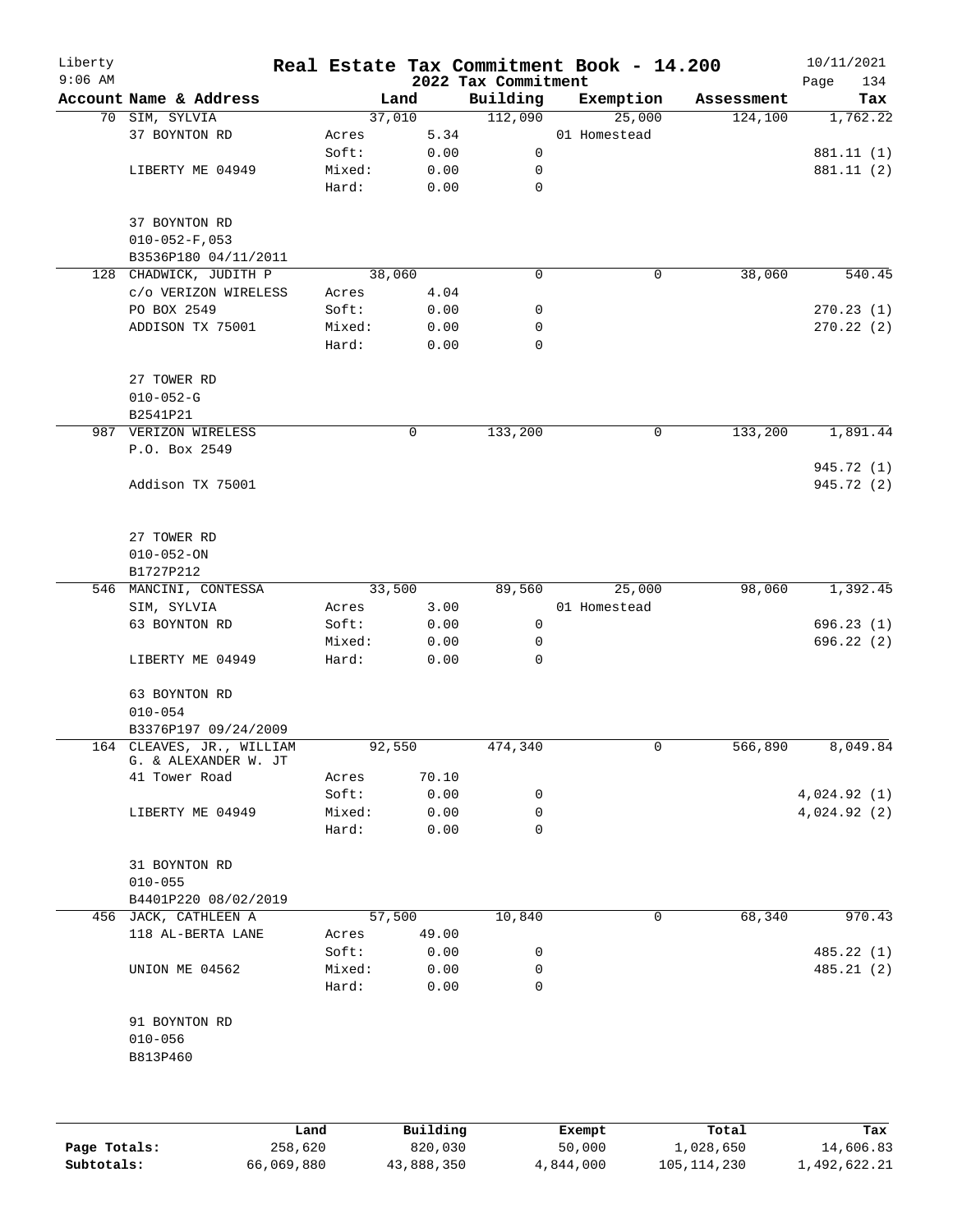# Real Estate Tax Commitment Book - 14.200

Liberty 9:06 AM — 2022 Tax Commitment — 10/11/2021

| Account Name & Address | Land | | Building | Exemption | Assessment | Tax |
|---|---|---|---|---|---|---|
| 70 SIM, SYLVIA | 37,010 | | 112,090 | 25,000 | 124,100 | 1,762.22 |
| 37 BOYNTON RD | Acres | 5.34 | | 01 Homestead | | |
| | Soft: | 0.00 | 0 | | | 881.11 (1) |
| LIBERTY ME 04949 | Mixed: | 0.00 | 0 | | | 881.11 (2) |
| | Hard: | 0.00 | 0 | | | |
| 37 BOYNTON RD | | | | | | |
| 010-052-F,053 | | | | | | |
| B3536P180 04/11/2011 | | | | | | |
| 128 CHADWICK, JUDITH P | 38,060 | | 0 | 0 | 38,060 | 540.45 |
| c/o VERIZON WIRELESS | Acres | 4.04 | | | | |
| PO BOX 2549 | Soft: | 0.00 | 0 | | | 270.23 (1) |
| ADDISON TX 75001 | Mixed: | 0.00 | 0 | | | 270.22 (2) |
| | Hard: | 0.00 | 0 | | | |
| 27 TOWER RD | | | | | | |
| 010-052-G | | | | | | |
| B2541P21 | | | | | | |
| 987 VERIZON WIRELESS | 0 | | 133,200 | 0 | 133,200 | 1,891.44 |
| P.O. Box 2549 | | | | | | |
| | | | | | | 945.72 (1) |
| Addison TX 75001 | | | | | | 945.72 (2) |
| 27 TOWER RD | | | | | | |
| 010-052-ON | | | | | | |
| B1727P212 | | | | | | |
| 546 MANCINI, CONTESSA | 33,500 | | 89,560 | 25,000 | 98,060 | 1,392.45 |
| SIM, SYLVIA | Acres | 3.00 | | 01 Homestead | | |
| 63 BOYNTON RD | Soft: | 0.00 | 0 | | | 696.23 (1) |
| | Mixed: | 0.00 | 0 | | | 696.22 (2) |
| LIBERTY ME 04949 | Hard: | 0.00 | 0 | | | |
| 63 BOYNTON RD | | | | | | |
| 010-054 | | | | | | |
| B3376P197 09/24/2009 | | | | | | |
| 164 CLEAVES, JR., WILLIAM G. & ALEXANDER W. JT | 92,550 | | 474,340 | 0 | 566,890 | 8,049.84 |
| 41 Tower Road | Acres | 70.10 | | | | |
| | Soft: | 0.00 | 0 | | | 4,024.92 (1) |
| LIBERTY ME 04949 | Mixed: | 0.00 | 0 | | | 4,024.92 (2) |
| | Hard: | 0.00 | 0 | | | |
| 31 BOYNTON RD | | | | | | |
| 010-055 | | | | | | |
| B4401P220 08/02/2019 | | | | | | |
| 456 JACK, CATHLEEN A | 57,500 | | 10,840 | 0 | 68,340 | 970.43 |
| 118 AL-BERTA LANE | Acres | 49.00 | | | | |
| | Soft: | 0.00 | 0 | | | 485.22 (1) |
| UNION ME 04562 | Mixed: | 0.00 | 0 | | | 485.21 (2) |
| | Hard: | 0.00 | 0 | | | |
| 91 BOYNTON RD | | | | | | |
| 010-056 | | | | | | |
| B813P460 | | | | | | |

| | Land | Building | Exempt | Total | Tax |
|---|---|---|---|---|---|
| Page Totals: | 258,620 | 820,030 | 50,000 | 1,028,650 | 14,606.83 |
| Subtotals: | 66,069,880 | 43,888,350 | 4,844,000 | 105,114,230 | 1,492,622.21 |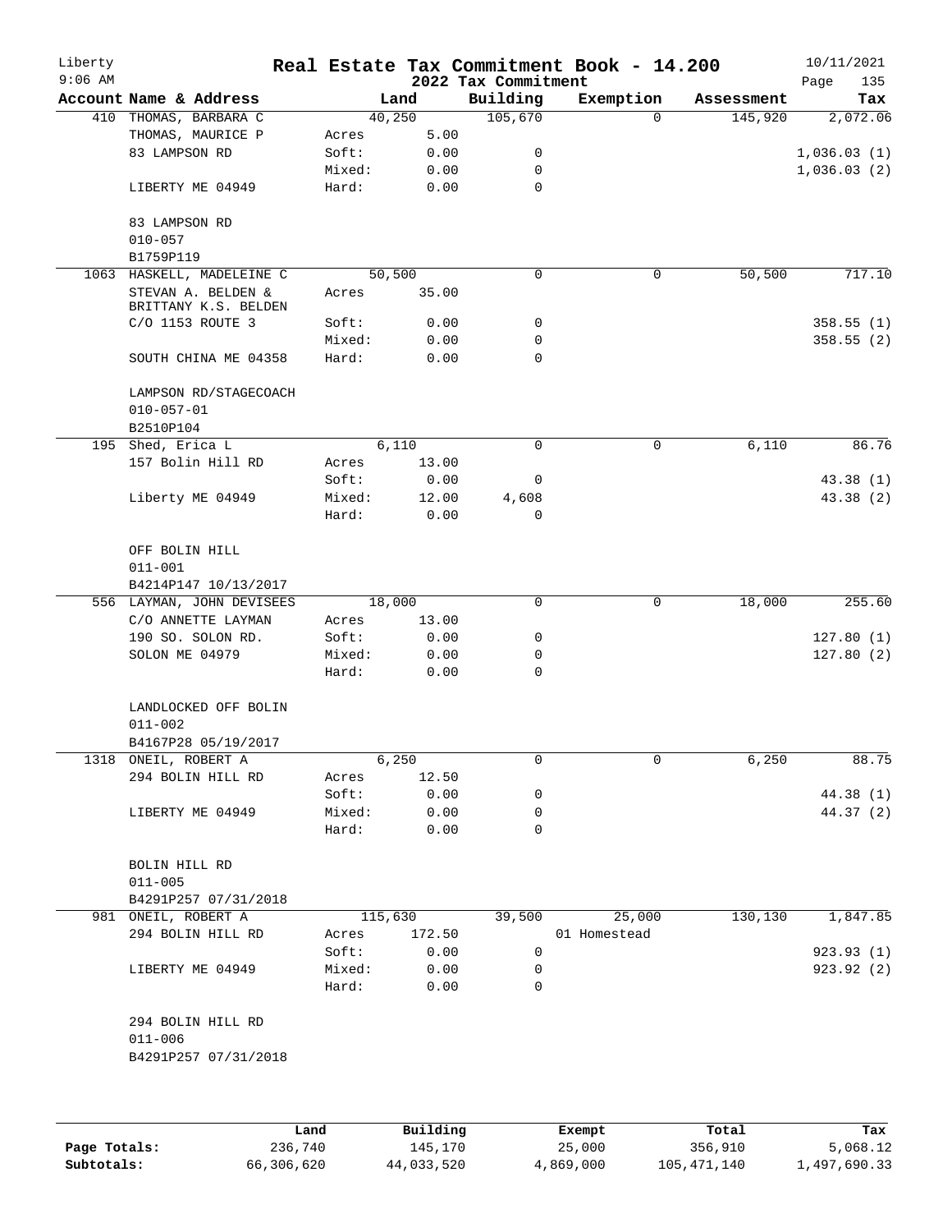# Real Estate Tax Commitment Book - 14.200

Liberty
9:06 AM

2022 Tax Commitment

10/11/2021

| Account | Name & Address | | Land | Building | Exemption | Assessment | Tax |
|---|---|---|---|---|---|---|---|
| 410 | THOMAS, BARBARA C | | 40,250 | 105,670 | 0 | 145,920 | 2,072.06 |
| | THOMAS, MAURICE P | Acres | 5.00 | | | | |
| | 83 LAMPSON RD | Soft: | 0.00 | 0 | | | 1,036.03 (1) |
| | | Mixed: | 0.00 | 0 | | | 1,036.03 (2) |
| | LIBERTY ME 04949 | Hard: | 0.00 | 0 | | | |
| | 83 LAMPSON RD | | | | | | |
| | 010-057 | | | | | | |
| | B1759P119 | | | | | | |
| 1063 | HASKELL, MADELEINE C | | 50,500 | 0 | 0 | 50,500 | 717.10 |
| | STEVAN A. BELDEN & BRITTANY K.S. BELDEN | Acres | 35.00 | | | | |
| | C/O 1153 ROUTE 3 | Soft: | 0.00 | 0 | | | 358.55 (1) |
| | | Mixed: | 0.00 | 0 | | | 358.55 (2) |
| | SOUTH CHINA ME 04358 | Hard: | 0.00 | 0 | | | |
| | LAMPSON RD/STAGECOACH | | | | | | |
| | 010-057-01 | | | | | | |
| | B2510P104 | | | | | | |
| 195 | Shed, Erica L | | 6,110 | 0 | 0 | 6,110 | 86.76 |
| | 157 Bolin Hill RD | Acres | 13.00 | | | | |
| | | Soft: | 0.00 | 0 | | | 43.38 (1) |
| | Liberty ME 04949 | Mixed: | 12.00 | 4,608 | | | 43.38 (2) |
| | | Hard: | 0.00 | 0 | | | |
| | OFF BOLIN HILL | | | | | | |
| | 011-001 | | | | | | |
| | B4214P147 10/13/2017 | | | | | | |
| 556 | LAYMAN, JOHN DEVISEES | | 18,000 | 0 | 0 | 18,000 | 255.60 |
| | C/O ANNETTE LAYMAN | Acres | 13.00 | | | | |
| | 190 SO. SOLON RD. | Soft: | 0.00 | 0 | | | 127.80 (1) |
| | SOLON ME 04979 | Mixed: | 0.00 | 0 | | | 127.80 (2) |
| | | Hard: | 0.00 | 0 | | | |
| | LANDLOCKED OFF BOLIN | | | | | | |
| | 011-002 | | | | | | |
| | B4167P28 05/19/2017 | | | | | | |
| 1318 | ONEIL, ROBERT A | | 6,250 | 0 | 0 | 6,250 | 88.75 |
| | 294 BOLIN HILL RD | Acres | 12.50 | | | | |
| | | Soft: | 0.00 | 0 | | | 44.38 (1) |
| | LIBERTY ME 04949 | Mixed: | 0.00 | 0 | | | 44.37 (2) |
| | | Hard: | 0.00 | 0 | | | |
| | BOLIN HILL RD | | | | | | |
| | 011-005 | | | | | | |
| | B4291P257 07/31/2018 | | | | | | |
| 981 | ONEIL, ROBERT A | | 115,630 | 39,500 | 25,000 | 130,130 | 1,847.85 |
| | 294 BOLIN HILL RD | Acres | 172.50 | | 01 Homestead | | |
| | | Soft: | 0.00 | 0 | | | 923.93 (1) |
| | LIBERTY ME 04949 | Mixed: | 0.00 | 0 | | | 923.92 (2) |
| | | Hard: | 0.00 | 0 | | | |
| | 294 BOLIN HILL RD | | | | | | |
| | 011-006 | | | | | | |
| | B4291P257 07/31/2018 | | | | | | |

| | Land | Building | Exempt | Total | Tax |
|---|---|---|---|---|---|
| Page Totals: | 236,740 | 145,170 | 25,000 | 356,910 | 5,068.12 |
| Subtotals: | 66,306,620 | 44,033,520 | 4,869,000 | 105,471,140 | 1,497,690.33 |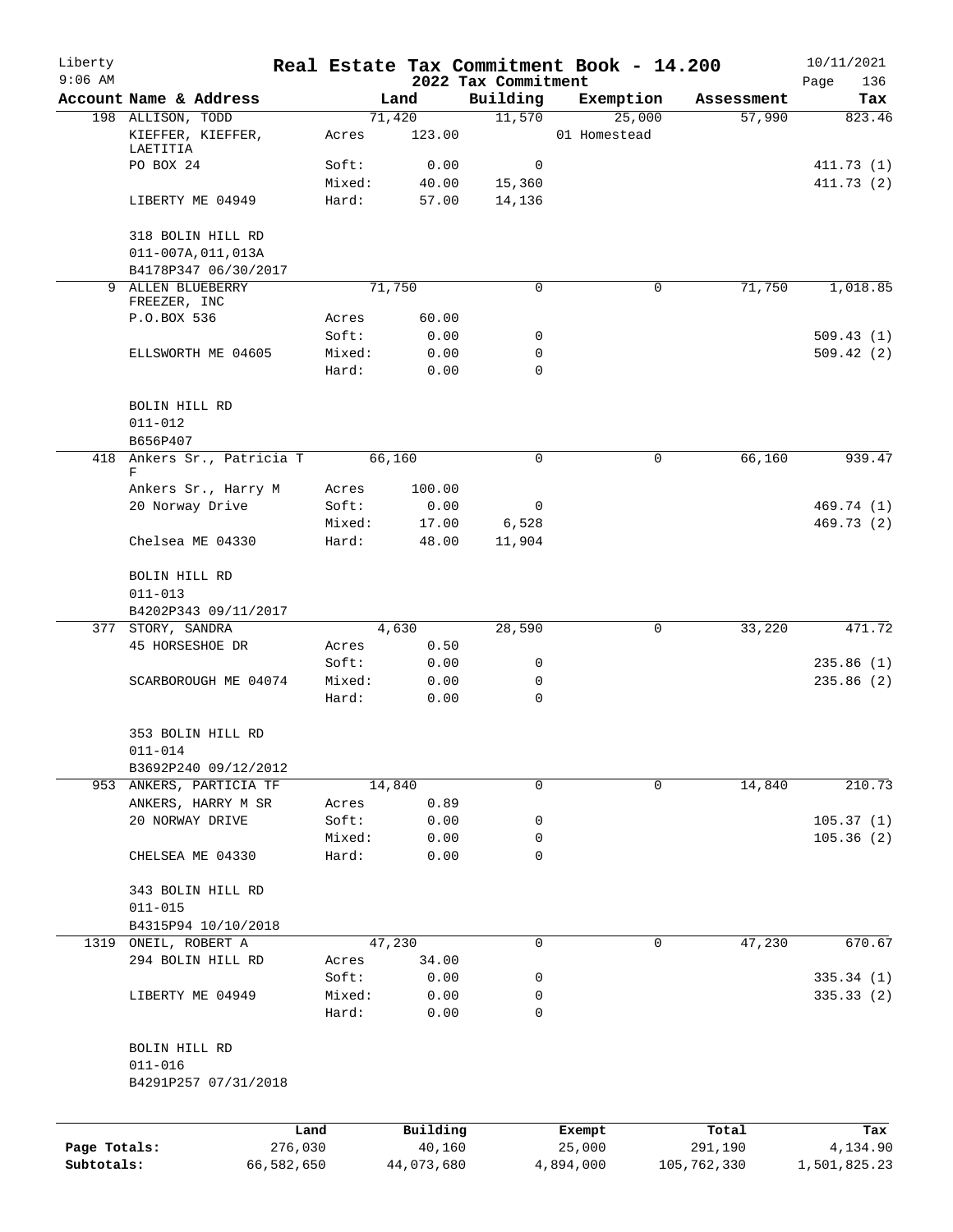# Liberty — Real Estate Tax Commitment Book - 14.200

9:06 AM — 2022 Tax Commitment — 10/11/2021

| Account | Name & Address | | Land | Building | Exemption | Assessment | Tax |
|---|---|---|---|---|---|---|---|
| 198 | ALLISON, TODD | | 71,420 | 11,570 | 25,000 | 57,990 | 823.46 |
| | KIEFFER, KIEFFER, LAETITIA | Acres | 123.00 | | 01 Homestead | | |
| | PO BOX 24 | Soft: | 0.00 | 0 | | | 411.73 (1) |
| | | Mixed: | 40.00 | 15,360 | | | 411.73 (2) |
| | LIBERTY ME 04949 | Hard: | 57.00 | 14,136 | | | |
| | 318 BOLIN HILL RD | | | | | | |
| | 011-007A,011,013A | | | | | | |
| | B4178P347 06/30/2017 | | | | | | |
| 9 | ALLEN BLUEBERRY FREEZER, INC | | 71,750 | 0 | 0 | 71,750 | 1,018.85 |
| | P.O.BOX 536 | Acres | 60.00 | | | | |
| | | Soft: | 0.00 | 0 | | | 509.43 (1) |
| | ELLSWORTH ME 04605 | Mixed: | 0.00 | 0 | | | 509.42 (2) |
| | | Hard: | 0.00 | 0 | | | |
| | BOLIN HILL RD | | | | | | |
| | 011-012 | | | | | | |
| | B656P407 | | | | | | |
| 418 | Ankers Sr., Patricia T F | | 66,160 | 0 | 0 | 66,160 | 939.47 |
| | Ankers Sr., Harry M | Acres | 100.00 | | | | |
| | 20 Norway Drive | Soft: | 0.00 | 0 | | | 469.74 (1) |
| | | Mixed: | 17.00 | 6,528 | | | 469.73 (2) |
| | Chelsea ME 04330 | Hard: | 48.00 | 11,904 | | | |
| | BOLIN HILL RD | | | | | | |
| | 011-013 | | | | | | |
| | B4202P343 09/11/2017 | | | | | | |
| 377 | STORY, SANDRA | | 4,630 | 28,590 | 0 | 33,220 | 471.72 |
| | 45 HORSESHOE DR | Acres | 0.50 | | | | |
| | | Soft: | 0.00 | 0 | | | 235.86 (1) |
| | SCARBOROUGH ME 04074 | Mixed: | 0.00 | 0 | | | 235.86 (2) |
| | | Hard: | 0.00 | 0 | | | |
| | 353 BOLIN HILL RD | | | | | | |
| | 011-014 | | | | | | |
| | B3692P240 09/12/2012 | | | | | | |
| 953 | ANKERS, PARTICIA TF | | 14,840 | 0 | 0 | 14,840 | 210.73 |
| | ANKERS, HARRY M SR | Acres | 0.89 | | | | |
| | 20 NORWAY DRIVE | Soft: | 0.00 | 0 | | | 105.37 (1) |
| | | Mixed: | 0.00 | 0 | | | 105.36 (2) |
| | CHELSEA ME 04330 | Hard: | 0.00 | 0 | | | |
| | 343 BOLIN HILL RD | | | | | | |
| | 011-015 | | | | | | |
| | B4315P94 10/10/2018 | | | | | | |
| 1319 | ONEIL, ROBERT A | | 47,230 | 0 | 0 | 47,230 | 670.67 |
| | 294 BOLIN HILL RD | Acres | 34.00 | | | | |
| | | Soft: | 0.00 | 0 | | | 335.34 (1) |
| | LIBERTY ME 04949 | Mixed: | 0.00 | 0 | | | 335.33 (2) |
| | | Hard: | 0.00 | 0 | | | |
| | BOLIN HILL RD | | | | | | |
| | 011-016 | | | | | | |
| | B4291P257 07/31/2018 | | | | | | |

| | Land | Building | Exempt | Total | Tax |
|---|---|---|---|---|---|
| Page Totals: | 276,030 | 40,160 | 25,000 | 291,190 | 4,134.90 |
| Subtotals: | 66,582,650 | 44,073,680 | 4,894,000 | 105,762,330 | 1,501,825.23 |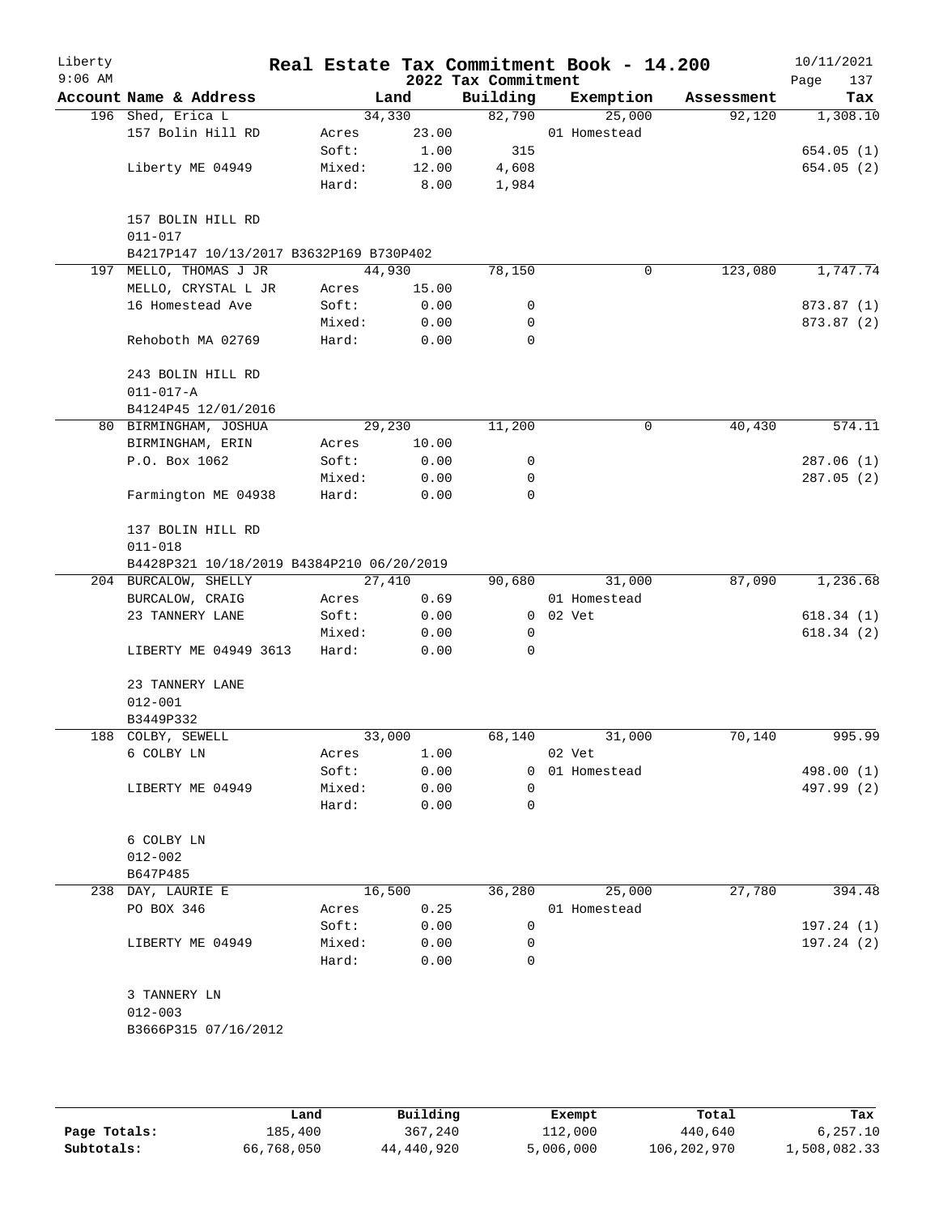# Real Estate Tax Commitment Book - 14.200

Liberty
9:06 AM

2022 Tax Commitment

10/11/2021

| Account Name & Address | | Land | Building | Exemption | Assessment | Tax |
|---|---|---|---|---|---|---|
| 196 Shed, Erica L | | 34,330 | 82,790 | 25,000 | 92,120 | 1,308.10 |
| 157 Bolin Hill RD | Acres | 23.00 | | 01 Homestead | | |
| | Soft: | 1.00 | 315 | | | 654.05 (1) |
| Liberty ME 04949 | Mixed: | 12.00 | 4,608 | | | 654.05 (2) |
| | Hard: | 8.00 | 1,984 | | | |
| 157 BOLIN HILL RD | | | | | | |
| 011-017 | | | | | | |
| B4217P147 10/13/2017 B3632P169 B730P402 | | | | | | |
| 197 MELLO, THOMAS J JR | | 44,930 | 78,150 | 0 | 123,080 | 1,747.74 |
| MELLO, CRYSTAL L JR | Acres | 15.00 | | | | |
| 16 Homestead Ave | Soft: | 0.00 | 0 | | | 873.87 (1) |
| | Mixed: | 0.00 | 0 | | | 873.87 (2) |
| Rehoboth MA 02769 | Hard: | 0.00 | 0 | | | |
| 243 BOLIN HILL RD | | | | | | |
| 011-017-A | | | | | | |
| B4124P45 12/01/2016 | | | | | | |
| 80 BIRMINGHAM, JOSHUA | | 29,230 | 11,200 | 0 | 40,430 | 574.11 |
| BIRMINGHAM, ERIN | Acres | 10.00 | | | | |
| P.O. Box 1062 | Soft: | 0.00 | 0 | | | 287.06 (1) |
| | Mixed: | 0.00 | 0 | | | 287.05 (2) |
| Farmington ME 04938 | Hard: | 0.00 | 0 | | | |
| 137 BOLIN HILL RD | | | | | | |
| 011-018 | | | | | | |
| B4428P321 10/18/2019 B4384P210 06/20/2019 | | | | | | |
| 204 BURCALOW, SHELLY | | 27,410 | 90,680 | 31,000 | 87,090 | 1,236.68 |
| BURCALOW, CRAIG | Acres | 0.69 | | 01 Homestead | | |
| 23 TANNERY LANE | Soft: | 0.00 | 0 | 02 Vet | | 618.34 (1) |
| | Mixed: | 0.00 | 0 | | | 618.34 (2) |
| LIBERTY ME 04949 3613 | Hard: | 0.00 | 0 | | | |
| 23 TANNERY LANE | | | | | | |
| 012-001 | | | | | | |
| B3449P332 | | | | | | |
| 188 COLBY, SEWELL | | 33,000 | 68,140 | 31,000 | 70,140 | 995.99 |
| 6 COLBY LN | Acres | 1.00 | | 02 Vet | | |
| | Soft: | 0.00 | 0 | 01 Homestead | | 498.00 (1) |
| LIBERTY ME 04949 | Mixed: | 0.00 | 0 | | | 497.99 (2) |
| | Hard: | 0.00 | 0 | | | |
| 6 COLBY LN | | | | | | |
| 012-002 | | | | | | |
| B647P485 | | | | | | |
| 238 DAY, LAURIE E | | 16,500 | 36,280 | 25,000 | 27,780 | 394.48 |
| PO BOX 346 | Acres | 0.25 | | 01 Homestead | | |
| | Soft: | 0.00 | 0 | | | 197.24 (1) |
| LIBERTY ME 04949 | Mixed: | 0.00 | 0 | | | 197.24 (2) |
| | Hard: | 0.00 | 0 | | | |
| 3 TANNERY LN | | | | | | |
| 012-003 | | | | | | |
| B3666P315 07/16/2012 | | | | | | |

| | Land | Building | Exempt | Total | Tax |
|---|---|---|---|---|---|
| Page Totals: | 185,400 | 367,240 | 112,000 | 440,640 | 6,257.10 |
| Subtotals: | 66,768,050 | 44,440,920 | 5,006,000 | 106,202,970 | 1,508,082.33 |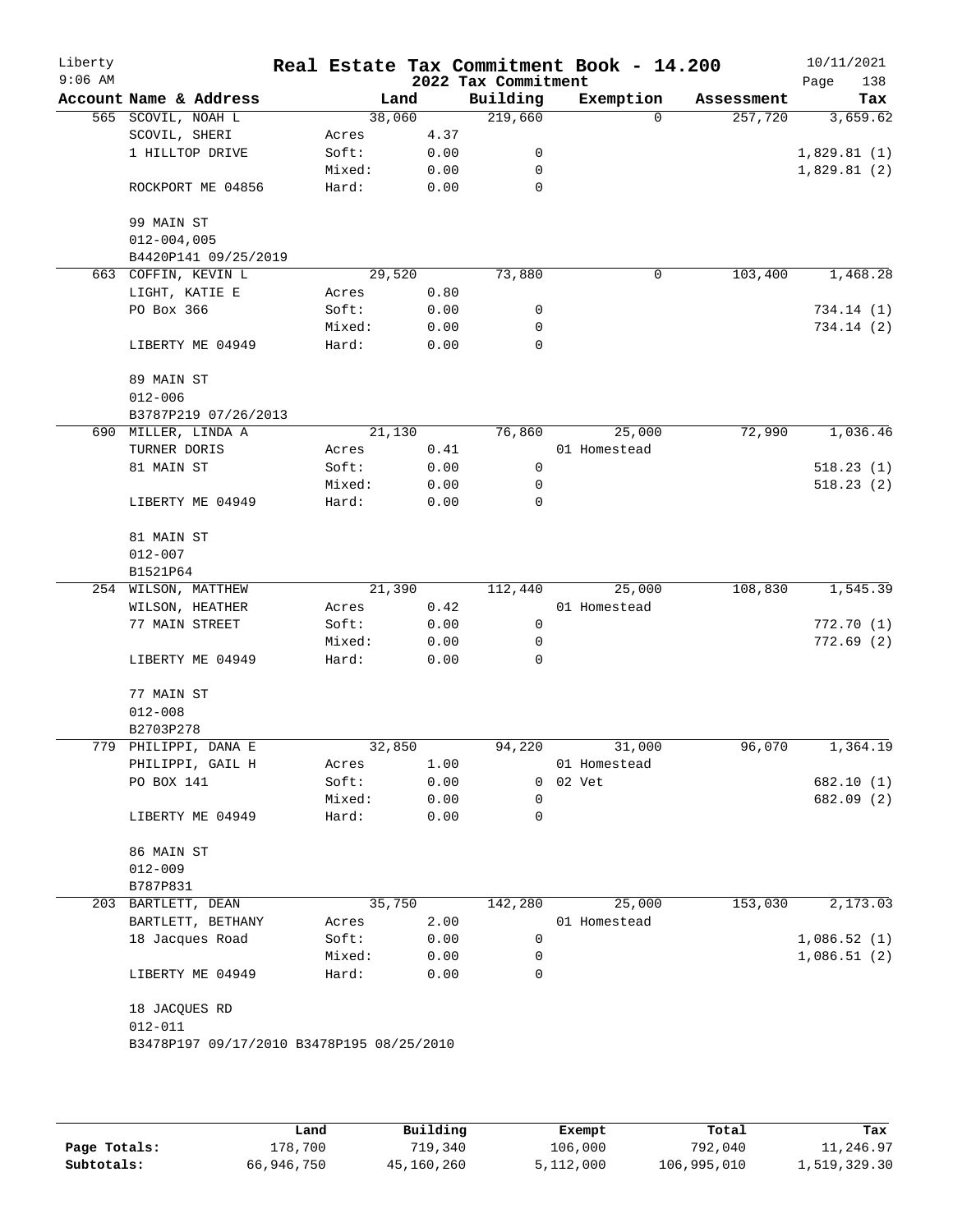# Real Estate Tax Commitment Book - 14.200

Liberty
9:06 AM

2022 Tax Commitment

10/11/2021

| Account Name & Address | | Land | Building | Exemption | Assessment | Tax |
|---|---|---|---|---|---|---|
| 565 SCOVIL, NOAH L | | 38,060 | 219,660 | 0 | 257,720 | 3,659.62 |
| SCOVIL, SHERI | Acres | 4.37 | | | | |
| 1 HILLTOP DRIVE | Soft: | 0.00 | 0 | | | 1,829.81 (1) |
| | Mixed: | 0.00 | 0 | | | 1,829.81 (2) |
| ROCKPORT ME 04856 | Hard: | 0.00 | 0 | | | |
| 99 MAIN ST | | | | | | |
| 012-004,005 | | | | | | |
| B4420P141 09/25/2019 | | | | | | |
| 663 COFFIN, KEVIN L | | 29,520 | 73,880 | 0 | 103,400 | 1,468.28 |
| LIGHT, KATIE E | Acres | 0.80 | | | | |
| PO Box 366 | Soft: | 0.00 | 0 | | | 734.14 (1) |
| | Mixed: | 0.00 | 0 | | | 734.14 (2) |
| LIBERTY ME 04949 | Hard: | 0.00 | 0 | | | |
| 89 MAIN ST | | | | | | |
| 012-006 | | | | | | |
| B3787P219 07/26/2013 | | | | | | |
| 690 MILLER, LINDA A | | 21,130 | 76,860 | 25,000 | 72,990 | 1,036.46 |
| TURNER DORIS | Acres | 0.41 | | 01 Homestead | | |
| 81 MAIN ST | Soft: | 0.00 | 0 | | | 518.23 (1) |
| | Mixed: | 0.00 | 0 | | | 518.23 (2) |
| LIBERTY ME 04949 | Hard: | 0.00 | 0 | | | |
| 81 MAIN ST | | | | | | |
| 012-007 | | | | | | |
| B1521P64 | | | | | | |
| 254 WILSON, MATTHEW | | 21,390 | 112,440 | 25,000 | 108,830 | 1,545.39 |
| WILSON, HEATHER | Acres | 0.42 | | 01 Homestead | | |
| 77 MAIN STREET | Soft: | 0.00 | 0 | | | 772.70 (1) |
| | Mixed: | 0.00 | 0 | | | 772.69 (2) |
| LIBERTY ME 04949 | Hard: | 0.00 | 0 | | | |
| 77 MAIN ST | | | | | | |
| 012-008 | | | | | | |
| B2703P278 | | | | | | |
| 779 PHILIPPI, DANA E | | 32,850 | 94,220 | 31,000 | 96,070 | 1,364.19 |
| PHILIPPI, GAIL H | Acres | 1.00 | | 01 Homestead | | |
| PO BOX 141 | Soft: | 0.00 | 0 | 02 Vet | | 682.10 (1) |
| | Mixed: | 0.00 | 0 | | | 682.09 (2) |
| LIBERTY ME 04949 | Hard: | 0.00 | 0 | | | |
| 86 MAIN ST | | | | | | |
| 012-009 | | | | | | |
| B787P831 | | | | | | |
| 203 BARTLETT, DEAN | | 35,750 | 142,280 | 25,000 | 153,030 | 2,173.03 |
| BARTLETT, BETHANY | Acres | 2.00 | | 01 Homestead | | |
| 18 Jacques Road | Soft: | 0.00 | 0 | | | 1,086.52 (1) |
| | Mixed: | 0.00 | 0 | | | 1,086.51 (2) |
| LIBERTY ME 04949 | Hard: | 0.00 | 0 | | | |
| 18 JACQUES RD | | | | | | |
| 012-011 | | | | | | |
| B3478P197 09/17/2010 B3478P195 08/25/2010 | | | | | | |

| | Land | Building | Exempt | Total | Tax |
|---|---|---|---|---|---|
| Page Totals: | 178,700 | 719,340 | 106,000 | 792,040 | 11,246.97 |
| Subtotals: | 66,946,750 | 45,160,260 | 5,112,000 | 106,995,010 | 1,519,329.30 |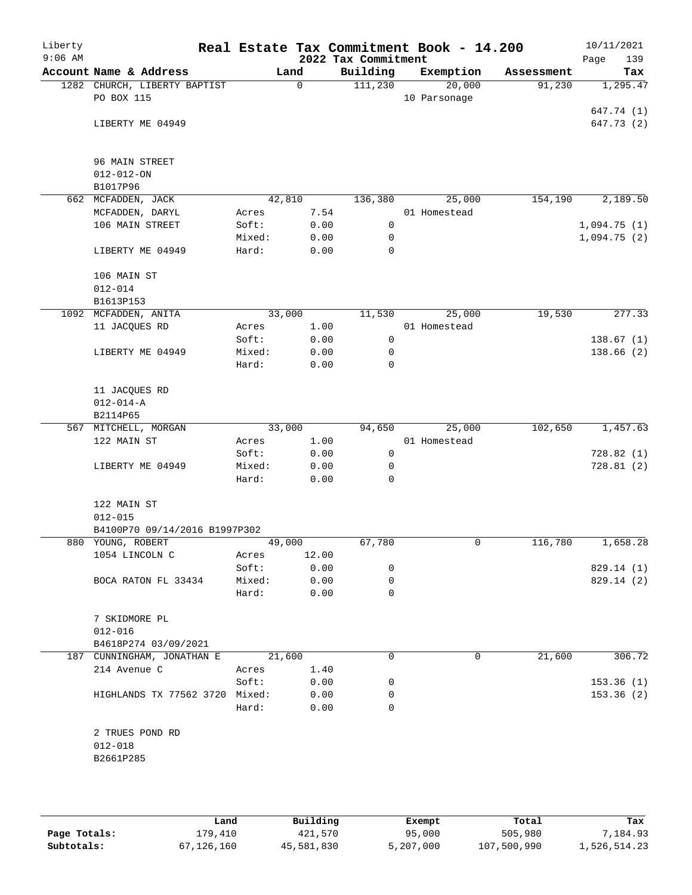# Real Estate Tax Commitment Book - 14.200

Liberty
9:06 AM

2022 Tax Commitment

10/11/2021

| Account Name & Address | | Land | Building | Exemption | Assessment | Tax |
|---|---|---|---|---|---|---|
| 1282 CHURCH, LIBERTY BAPTIST | | 0 | 111,230 | 20,000 | 91,230 | 1,295.47 |
| PO BOX 115 | | | | 10 Parsonage | | |
| | | | | | | 647.74 (1) |
| LIBERTY ME 04949 | | | | | | 647.73 (2) |
| 96 MAIN STREET | | | | | | |
| 012-012-ON | | | | | | |
| B1017P96 | | | | | | |
| 662 MCFADDEN, JACK | | 42,810 | 136,380 | 25,000 | 154,190 | 2,189.50 |
| MCFADDEN, DARYL | Acres | 7.54 | | 01 Homestead | | |
| 106 MAIN STREET | Soft: | 0.00 | 0 | | | 1,094.75 (1) |
| | Mixed: | 0.00 | 0 | | | 1,094.75 (2) |
| LIBERTY ME 04949 | Hard: | 0.00 | 0 | | | |
| 106 MAIN ST | | | | | | |
| 012-014 | | | | | | |
| B1613P153 | | | | | | |
| 1092 MCFADDEN, ANITA | | 33,000 | 11,530 | 25,000 | 19,530 | 277.33 |
| 11 JACQUES RD | Acres | 1.00 | | 01 Homestead | | |
| | Soft: | 0.00 | 0 | | | 138.67 (1) |
| LIBERTY ME 04949 | Mixed: | 0.00 | 0 | | | 138.66 (2) |
| | Hard: | 0.00 | 0 | | | |
| 11 JACQUES RD | | | | | | |
| 012-014-A | | | | | | |
| B2114P65 | | | | | | |
| 567 MITCHELL, MORGAN | | 33,000 | 94,650 | 25,000 | 102,650 | 1,457.63 |
| 122 MAIN ST | Acres | 1.00 | | 01 Homestead | | |
| | Soft: | 0.00 | 0 | | | 728.82 (1) |
| LIBERTY ME 04949 | Mixed: | 0.00 | 0 | | | 728.81 (2) |
| | Hard: | 0.00 | 0 | | | |
| 122 MAIN ST | | | | | | |
| 012-015 | | | | | | |
| B4100P70 09/14/2016 B1997P302 | | | | | | |
| 880 YOUNG, ROBERT | | 49,000 | 67,780 | 0 | 116,780 | 1,658.28 |
| 1054 LINCOLN C | Acres | 12.00 | | | | |
| | Soft: | 0.00 | 0 | | | 829.14 (1) |
| BOCA RATON FL 33434 | Mixed: | 0.00 | 0 | | | 829.14 (2) |
| | Hard: | 0.00 | 0 | | | |
| 7 SKIDMORE PL | | | | | | |
| 012-016 | | | | | | |
| B4618P274 03/09/2021 | | | | | | |
| 187 CUNNINGHAM, JONATHAN E | | 21,600 | 0 | 0 | 21,600 | 306.72 |
| 214 Avenue C | Acres | 1.40 | | | | |
| | Soft: | 0.00 | 0 | | | 153.36 (1) |
| HIGHLANDS TX 77562 3720 | Mixed: | 0.00 | 0 | | | 153.36 (2) |
| | Hard: | 0.00 | 0 | | | |
| 2 TRUES POND RD | | | | | | |
| 012-018 | | | | | | |
| B2661P285 | | | | | | |

| | Land | Building | Exempt | Total | Tax |
|---|---|---|---|---|---|
| Page Totals: | 179,410 | 421,570 | 95,000 | 505,980 | 7,184.93 |
| Subtotals: | 67,126,160 | 45,581,830 | 5,207,000 | 107,500,990 | 1,526,514.23 |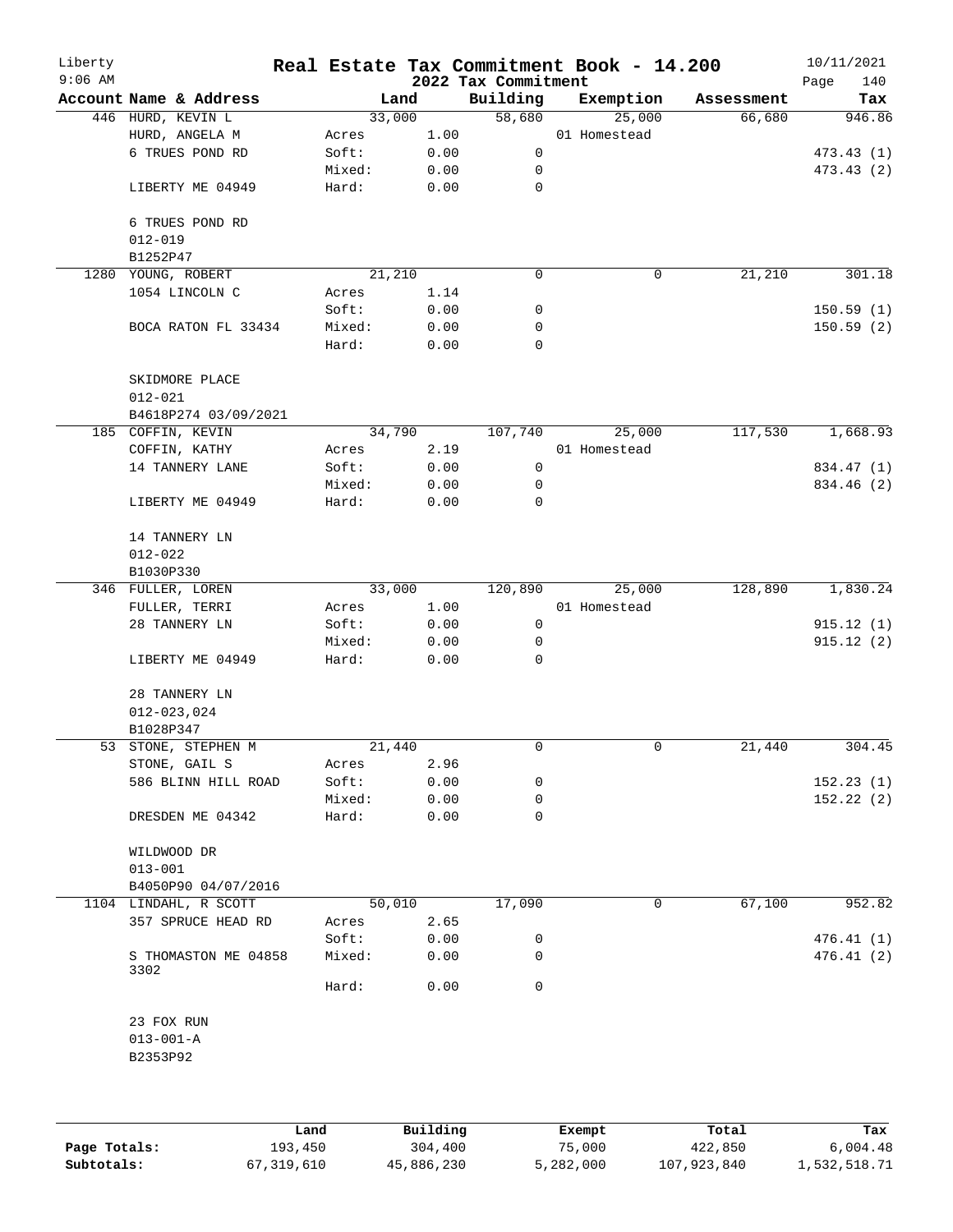# Real Estate Tax Commitment Book - 14.200

## 2022 Tax Commitment

Liberty 9:06 AM — 10/11/2021

| Account Name & Address | Land | | Building | Exemption | Assessment | Tax |
|---|---|---|---|---|---|---|
| 446 HURD, KEVIN L | 33,000 | | 58,680 | 25,000 | 66,680 | 946.86 |
| HURD, ANGELA M | Acres | 1.00 | | 01 Homestead | | |
| 6 TRUES POND RD | Soft: | 0.00 | 0 | | | 473.43 (1) |
| | Mixed: | 0.00 | 0 | | | 473.43 (2) |
| LIBERTY ME 04949 | Hard: | 0.00 | 0 | | | |
| 6 TRUES POND RD | | | | | | |
| 012-019 | | | | | | |
| B1252P47 | | | | | | |
| 1280 YOUNG, ROBERT | 21,210 | | 0 | 0 | 21,210 | 301.18 |
| 1054 LINCOLN C | Acres | 1.14 | | | | |
| | Soft: | 0.00 | 0 | | | 150.59 (1) |
| BOCA RATON FL 33434 | Mixed: | 0.00 | 0 | | | 150.59 (2) |
| | Hard: | 0.00 | 0 | | | |
| SKIDMORE PLACE | | | | | | |
| 012-021 | | | | | | |
| B4618P274 03/09/2021 | | | | | | |
| 185 COFFIN, KEVIN | 34,790 | | 107,740 | 25,000 | 117,530 | 1,668.93 |
| COFFIN, KATHY | Acres | 2.19 | | 01 Homestead | | |
| 14 TANNERY LANE | Soft: | 0.00 | 0 | | | 834.47 (1) |
| | Mixed: | 0.00 | 0 | | | 834.46 (2) |
| LIBERTY ME 04949 | Hard: | 0.00 | 0 | | | |
| 14 TANNERY LN | | | | | | |
| 012-022 | | | | | | |
| B1030P330 | | | | | | |
| 346 FULLER, LOREN | 33,000 | | 120,890 | 25,000 | 128,890 | 1,830.24 |
| FULLER, TERRI | Acres | 1.00 | | 01 Homestead | | |
| 28 TANNERY LN | Soft: | 0.00 | 0 | | | 915.12 (1) |
| | Mixed: | 0.00 | 0 | | | 915.12 (2) |
| LIBERTY ME 04949 | Hard: | 0.00 | 0 | | | |
| 28 TANNERY LN | | | | | | |
| 012-023,024 | | | | | | |
| B1028P347 | | | | | | |
| 53 STONE, STEPHEN M | 21,440 | | 0 | 0 | 21,440 | 304.45 |
| STONE, GAIL S | Acres | 2.96 | | | | |
| 586 BLINN HILL ROAD | Soft: | 0.00 | 0 | | | 152.23 (1) |
| | Mixed: | 0.00 | 0 | | | 152.22 (2) |
| DRESDEN ME 04342 | Hard: | 0.00 | 0 | | | |
| WILDWOOD DR | | | | | | |
| 013-001 | | | | | | |
| B4050P90 04/07/2016 | | | | | | |
| 1104 LINDAHL, R SCOTT | 50,010 | | 17,090 | 0 | 67,100 | 952.82 |
| 357 SPRUCE HEAD RD | Acres | 2.65 | | | | |
| | Soft: | 0.00 | 0 | | | 476.41 (1) |
| S THOMASTON ME 04858 3302 | Mixed: | 0.00 | 0 | | | 476.41 (2) |
| | Hard: | 0.00 | 0 | | | |
| 23 FOX RUN | | | | | | |
| 013-001-A | | | | | | |
| B2353P92 | | | | | | |

| | Land | Building | Exempt | Total | Tax |
|---|---|---|---|---|---|
| Page Totals: | 193,450 | 304,400 | 75,000 | 422,850 | 6,004.48 |
| Subtotals: | 67,319,610 | 45,886,230 | 5,282,000 | 107,923,840 | 1,532,518.71 |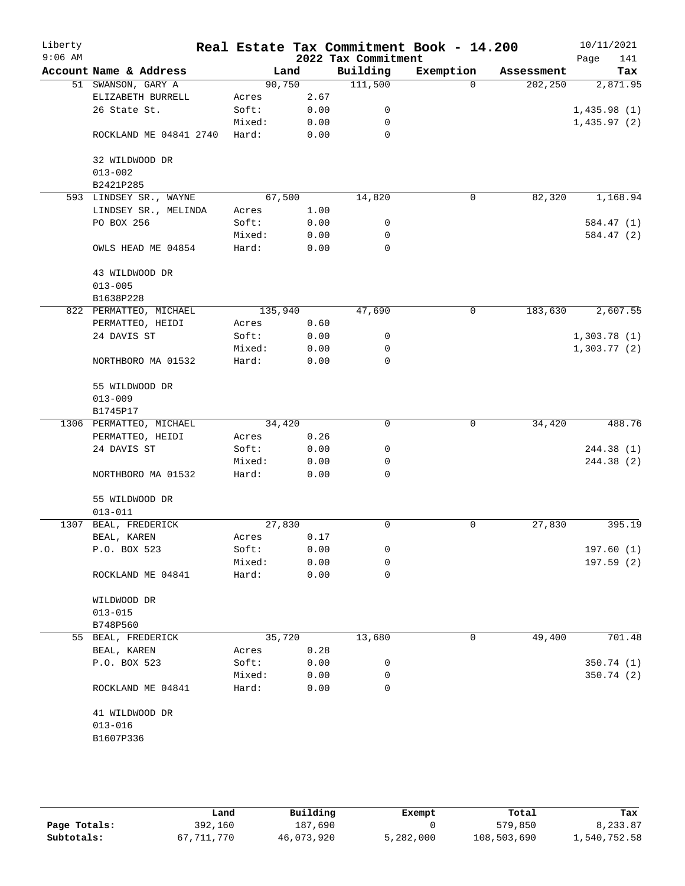# Real Estate Tax Commitment Book - 14.200

Liberty
9:06 AM

2022 Tax Commitment

10/11/2021

| Account Name & Address | Land | | Building | Exemption | Assessment | Tax |
|---|---|---|---|---|---|---|
| 51 SWANSON, GARY A | 90,750 | | 111,500 | 0 | 202,250 | 2,871.95 |
| ELIZABETH BURRELL | Acres | 2.67 | | | | |
| 26 State St. | Soft: | 0.00 | 0 | | | 1,435.98 (1) |
| | Mixed: | 0.00 | 0 | | | 1,435.97 (2) |
| ROCKLAND ME 04841 2740 | Hard: | 0.00 | 0 | | | |
| 32 WILDWOOD DR | | | | | | |
| 013-002 | | | | | | |
| B2421P285 | | | | | | |
| 593 LINDSEY SR., WAYNE | 67,500 | | 14,820 | 0 | 82,320 | 1,168.94 |
| LINDSEY SR., MELINDA | Acres | 1.00 | | | | |
| PO BOX 256 | Soft: | 0.00 | 0 | | | 584.47 (1) |
| | Mixed: | 0.00 | 0 | | | 584.47 (2) |
| OWLS HEAD ME 04854 | Hard: | 0.00 | 0 | | | |
| 43 WILDWOOD DR | | | | | | |
| 013-005 | | | | | | |
| B1638P228 | | | | | | |
| 822 PERMATTEO, MICHAEL | 135,940 | | 47,690 | 0 | 183,630 | 2,607.55 |
| PERMATTEO, HEIDI | Acres | 0.60 | | | | |
| 24 DAVIS ST | Soft: | 0.00 | 0 | | | 1,303.78 (1) |
| | Mixed: | 0.00 | 0 | | | 1,303.77 (2) |
| NORTHBORO MA 01532 | Hard: | 0.00 | 0 | | | |
| 55 WILDWOOD DR | | | | | | |
| 013-009 | | | | | | |
| B1745P17 | | | | | | |
| 1306 PERMATTEO, MICHAEL | 34,420 | | 0 | 0 | 34,420 | 488.76 |
| PERMATTEO, HEIDI | Acres | 0.26 | | | | |
| 24 DAVIS ST | Soft: | 0.00 | 0 | | | 244.38 (1) |
| | Mixed: | 0.00 | 0 | | | 244.38 (2) |
| NORTHBORO MA 01532 | Hard: | 0.00 | 0 | | | |
| 55 WILDWOOD DR | | | | | | |
| 013-011 | | | | | | |
| 1307 BEAL, FREDERICK | 27,830 | | 0 | 0 | 27,830 | 395.19 |
| BEAL, KAREN | Acres | 0.17 | | | | |
| P.O. BOX 523 | Soft: | 0.00 | 0 | | | 197.60 (1) |
| | Mixed: | 0.00 | 0 | | | 197.59 (2) |
| ROCKLAND ME 04841 | Hard: | 0.00 | 0 | | | |
| WILDWOOD DR | | | | | | |
| 013-015 | | | | | | |
| B748P560 | | | | | | |
| 55 BEAL, FREDERICK | 35,720 | | 13,680 | 0 | 49,400 | 701.48 |
| BEAL, KAREN | Acres | 0.28 | | | | |
| P.O. BOX 523 | Soft: | 0.00 | 0 | | | 350.74 (1) |
| | Mixed: | 0.00 | 0 | | | 350.74 (2) |
| ROCKLAND ME 04841 | Hard: | 0.00 | 0 | | | |
| 41 WILDWOOD DR | | | | | | |
| 013-016 | | | | | | |
| B1607P336 | | | | | | |

| | Land | Building | Exempt | Total | Tax |
|---|---|---|---|---|---|
| Page Totals: | 392,160 | 187,690 | 0 | 579,850 | 8,233.87 |
| Subtotals: | 67,711,770 | 46,073,920 | 5,282,000 | 108,503,690 | 1,540,752.58 |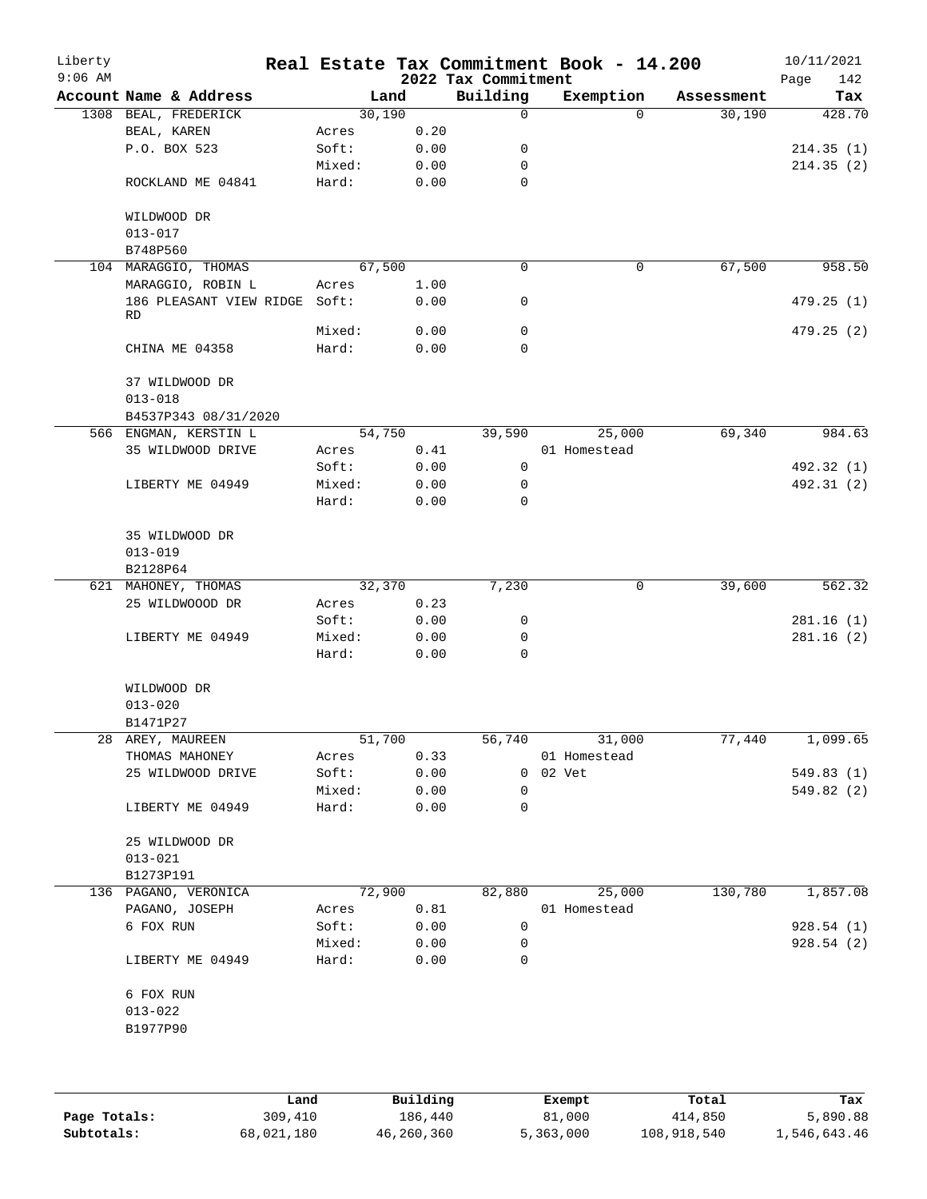# Real Estate Tax Commitment Book - 14.200

## 2022 Tax Commitment

Liberty 9:06 AM — 10/11/2021

| Account Name & Address | | Land | Building | Exemption | Assessment | Tax |
|---|---|---|---|---|---|---|
| 1308 BEAL, FREDERICK | | 30,190 | 0 | 0 | 30,190 | 428.70 |
| BEAL, KAREN | Acres | 0.20 | | | | |
| P.O. BOX 523 | Soft: | 0.00 | 0 | | | 214.35 (1) |
| | Mixed: | 0.00 | 0 | | | 214.35 (2) |
| ROCKLAND ME 04841 | Hard: | 0.00 | 0 | | | |
| WILDWOOD DR | | | | | | |
| 013-017 | | | | | | |
| B748P560 | | | | | | |
| 104 MARAGGIO, THOMAS | | 67,500 | 0 | 0 | 67,500 | 958.50 |
| MARAGGIO, ROBIN L | Acres | 1.00 | | | | |
| 186 PLEASANT VIEW RIDGE RD | Soft: | 0.00 | 0 | | | 479.25 (1) |
| | Mixed: | 0.00 | 0 | | | 479.25 (2) |
| CHINA ME 04358 | Hard: | 0.00 | 0 | | | |
| 37 WILDWOOD DR | | | | | | |
| 013-018 | | | | | | |
| B4537P343 08/31/2020 | | | | | | |
| 566 ENGMAN, KERSTIN L | | 54,750 | 39,590 | 25,000 | 69,340 | 984.63 |
| 35 WILDWOOD DRIVE | Acres | 0.41 | | 01 Homestead | | |
| | Soft: | 0.00 | 0 | | | 492.32 (1) |
| LIBERTY ME 04949 | Mixed: | 0.00 | 0 | | | 492.31 (2) |
| | Hard: | 0.00 | 0 | | | |
| 35 WILDWOOD DR | | | | | | |
| 013-019 | | | | | | |
| B2128P64 | | | | | | |
| 621 MAHONEY, THOMAS | | 32,370 | 7,230 | 0 | 39,600 | 562.32 |
| 25 WILDWOOOD DR | Acres | 0.23 | | | | |
| | Soft: | 0.00 | 0 | | | 281.16 (1) |
| LIBERTY ME 04949 | Mixed: | 0.00 | 0 | | | 281.16 (2) |
| | Hard: | 0.00 | 0 | | | |
| WILDWOOD DR | | | | | | |
| 013-020 | | | | | | |
| B1471P27 | | | | | | |
| 28 AREY, MAUREEN | | 51,700 | 56,740 | 31,000 | 77,440 | 1,099.65 |
| THOMAS MAHONEY | Acres | 0.33 | | 01 Homestead | | |
| 25 WILDWOOD DRIVE | Soft: | 0.00 | 0 | 02 Vet | | 549.83 (1) |
| | Mixed: | 0.00 | 0 | | | 549.82 (2) |
| LIBERTY ME 04949 | Hard: | 0.00 | 0 | | | |
| 25 WILDWOOD DR | | | | | | |
| 013-021 | | | | | | |
| B1273P191 | | | | | | |
| 136 PAGANO, VERONICA | | 72,900 | 82,880 | 25,000 | 130,780 | 1,857.08 |
| PAGANO, JOSEPH | Acres | 0.81 | | 01 Homestead | | |
| 6 FOX RUN | Soft: | 0.00 | 0 | | | 928.54 (1) |
| | Mixed: | 0.00 | 0 | | | 928.54 (2) |
| LIBERTY ME 04949 | Hard: | 0.00 | 0 | | | |
| 6 FOX RUN | | | | | | |
| 013-022 | | | | | | |
| B1977P90 | | | | | | |

| | Land | Building | Exempt | Total | Tax |
|---|---|---|---|---|---|
| Page Totals: | 309,410 | 186,440 | 81,000 | 414,850 | 5,890.88 |
| Subtotals: | 68,021,180 | 46,260,360 | 5,363,000 | 108,918,540 | 1,546,643.46 |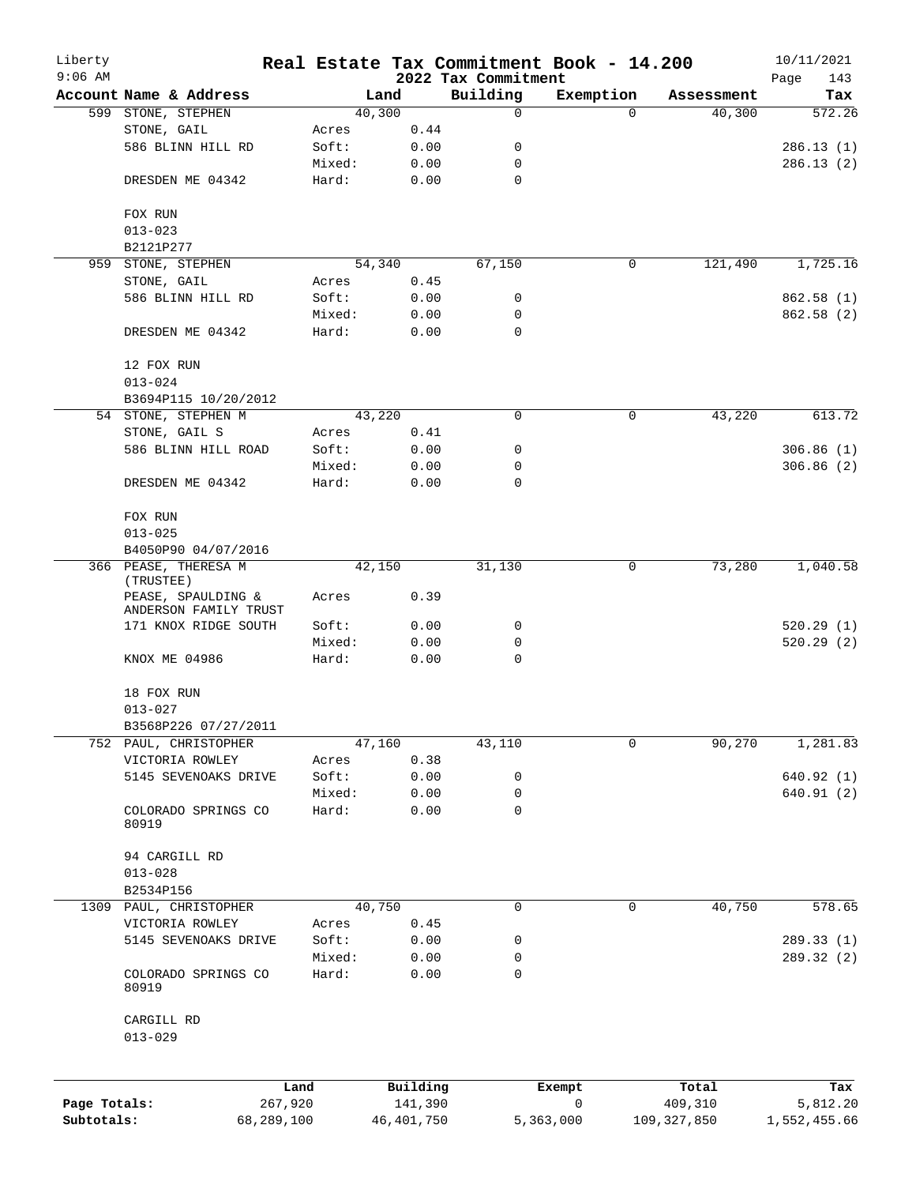# Real Estate Tax Commitment Book - 14.200

## 2022 Tax Commitment

Liberty
9:06 AM

10/11/2021

| Account | Name & Address | Land | | Building | Exemption | Assessment | Tax |
|---|---|---|---|---|---|---|---|
| 599 | STONE, STEPHEN | 40,300 | | 0 | 0 | 40,300 | 572.26 |
| | STONE, GAIL | Acres | 0.44 | | | | |
| | 586 BLINN HILL RD | Soft: | 0.00 | 0 | | | 286.13 (1) |
| | | Mixed: | 0.00 | 0 | | | 286.13 (2) |
| | DRESDEN ME 04342 | Hard: | 0.00 | 0 | | | |
| | FOX RUN | | | | | | |
| | 013-023 | | | | | | |
| | B2121P277 | | | | | | |
| 959 | STONE, STEPHEN | 54,340 | | 67,150 | 0 | 121,490 | 1,725.16 |
| | STONE, GAIL | Acres | 0.45 | | | | |
| | 586 BLINN HILL RD | Soft: | 0.00 | 0 | | | 862.58 (1) |
| | | Mixed: | 0.00 | 0 | | | 862.58 (2) |
| | DRESDEN ME 04342 | Hard: | 0.00 | 0 | | | |
| | 12 FOX RUN | | | | | | |
| | 013-024 | | | | | | |
| | B3694P115 10/20/2012 | | | | | | |
| 54 | STONE, STEPHEN M | 43,220 | | 0 | 0 | 43,220 | 613.72 |
| | STONE, GAIL S | Acres | 0.41 | | | | |
| | 586 BLINN HILL ROAD | Soft: | 0.00 | 0 | | | 306.86 (1) |
| | | Mixed: | 0.00 | 0 | | | 306.86 (2) |
| | DRESDEN ME 04342 | Hard: | 0.00 | 0 | | | |
| | FOX RUN | | | | | | |
| | 013-025 | | | | | | |
| | B4050P90 04/07/2016 | | | | | | |
| 366 | PEASE, THERESA M (TRUSTEE) | 42,150 | | 31,130 | 0 | 73,280 | 1,040.58 |
| | PEASE, SPAULDING & ANDERSON FAMILY TRUST | Acres | 0.39 | | | | |
| | 171 KNOX RIDGE SOUTH | Soft: | 0.00 | 0 | | | 520.29 (1) |
| | | Mixed: | 0.00 | 0 | | | 520.29 (2) |
| | KNOX ME 04986 | Hard: | 0.00 | 0 | | | |
| | 18 FOX RUN | | | | | | |
| | 013-027 | | | | | | |
| | B3568P226 07/27/2011 | | | | | | |
| 752 | PAUL, CHRISTOPHER | 47,160 | | 43,110 | 0 | 90,270 | 1,281.83 |
| | VICTORIA ROWLEY | Acres | 0.38 | | | | |
| | 5145 SEVENOAKS DRIVE | Soft: | 0.00 | 0 | | | 640.92 (1) |
| | | Mixed: | 0.00 | 0 | | | 640.91 (2) |
| | COLORADO SPRINGS CO 80919 | Hard: | 0.00 | 0 | | | |
| | 94 CARGILL RD | | | | | | |
| | 013-028 | | | | | | |
| | B2534P156 | | | | | | |
| 1309 | PAUL, CHRISTOPHER | 40,750 | | 0 | 0 | 40,750 | 578.65 |
| | VICTORIA ROWLEY | Acres | 0.45 | | | | |
| | 5145 SEVENOAKS DRIVE | Soft: | 0.00 | 0 | | | 289.33 (1) |
| | | Mixed: | 0.00 | 0 | | | 289.32 (2) |
| | COLORADO SPRINGS CO 80919 | Hard: | 0.00 | 0 | | | |
| | CARGILL RD | | | | | | |
| | 013-029 | | | | | | |

| | Land | Building | Exempt | Total | Tax |
|---|---|---|---|---|---|
| Page Totals: | 267,920 | 141,390 | 0 | 409,310 | 5,812.20 |
| Subtotals: | 68,289,100 | 46,401,750 | 5,363,000 | 109,327,850 | 1,552,455.66 |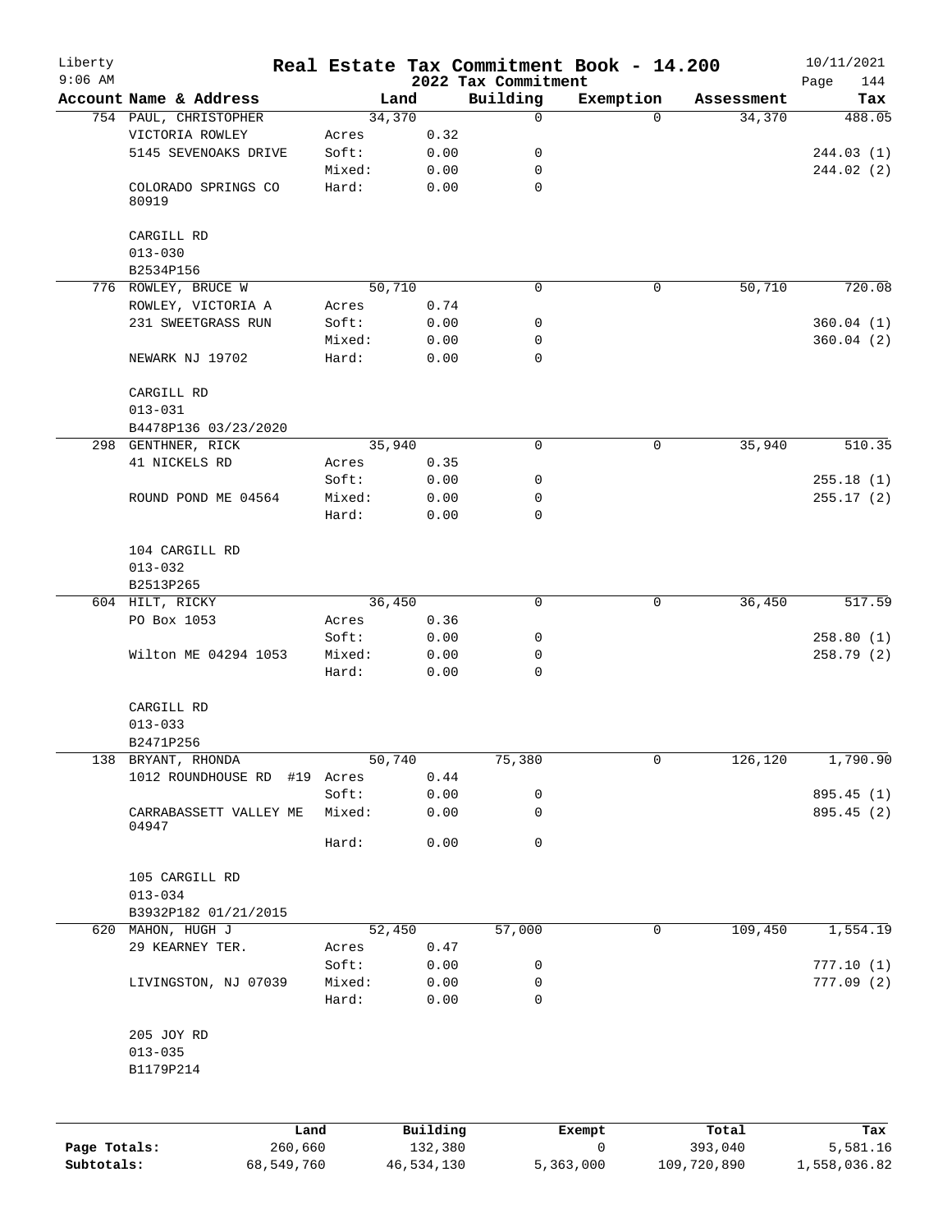# Liberty — Real Estate Tax Commitment Book - 14.200

10/11/2021 9:06 AM — 2022 Tax Commitment

| Account Name & Address | | Land | Building | Exemption | Assessment | Tax |
|---|---|---|---|---|---|---|
| 754 PAUL, CHRISTOPHER | | 34,370 | 0 | 0 | 34,370 | 488.05 |
| VICTORIA ROWLEY | Acres | 0.32 | | | | |
| 5145 SEVENOAKS DRIVE | Soft: | 0.00 | 0 | | | 244.03 (1) |
| | Mixed: | 0.00 | 0 | | | 244.02 (2) |
| COLORADO SPRINGS CO 80919 | Hard: | 0.00 | 0 | | | |
| CARGILL RD | | | | | | |
| 013-030 | | | | | | |
| B2534P156 | | | | | | |
| 776 ROWLEY, BRUCE W | | 50,710 | 0 | 0 | 50,710 | 720.08 |
| ROWLEY, VICTORIA A | Acres | 0.74 | | | | |
| 231 SWEETGRASS RUN | Soft: | 0.00 | 0 | | | 360.04 (1) |
| | Mixed: | 0.00 | 0 | | | 360.04 (2) |
| NEWARK NJ 19702 | Hard: | 0.00 | 0 | | | |
| CARGILL RD | | | | | | |
| 013-031 | | | | | | |
| B4478P136 03/23/2020 | | | | | | |
| 298 GENTHNER, RICK | | 35,940 | 0 | 0 | 35,940 | 510.35 |
| 41 NICKELS RD | Acres | 0.35 | | | | |
| | Soft: | 0.00 | 0 | | | 255.18 (1) |
| ROUND POND ME 04564 | Mixed: | 0.00 | 0 | | | 255.17 (2) |
| | Hard: | 0.00 | 0 | | | |
| 104 CARGILL RD | | | | | | |
| 013-032 | | | | | | |
| B2513P265 | | | | | | |
| 604 HILT, RICKY | | 36,450 | 0 | 0 | 36,450 | 517.59 |
| PO Box 1053 | Acres | 0.36 | | | | |
| | Soft: | 0.00 | 0 | | | 258.80 (1) |
| Wilton ME 04294 1053 | Mixed: | 0.00 | 0 | | | 258.79 (2) |
| | Hard: | 0.00 | 0 | | | |
| CARGILL RD | | | | | | |
| 013-033 | | | | | | |
| B2471P256 | | | | | | |
| 138 BRYANT, RHONDA | | 50,740 | 75,380 | 0 | 126,120 | 1,790.90 |
| 1012 ROUNDHOUSE RD #19 | Acres | 0.44 | | | | |
| | Soft: | 0.00 | 0 | | | 895.45 (1) |
| CARRABASSETT VALLEY ME 04947 | Mixed: | 0.00 | 0 | | | 895.45 (2) |
| | Hard: | 0.00 | 0 | | | |
| 105 CARGILL RD | | | | | | |
| 013-034 | | | | | | |
| B3932P182 01/21/2015 | | | | | | |
| 620 MAHON, HUGH J | | 52,450 | 57,000 | 0 | 109,450 | 1,554.19 |
| 29 KEARNEY TER. | Acres | 0.47 | | | | |
| | Soft: | 0.00 | 0 | | | 777.10 (1) |
| LIVINGSTON, NJ 07039 | Mixed: | 0.00 | 0 | | | 777.09 (2) |
| | Hard: | 0.00 | 0 | | | |
| 205 JOY RD | | | | | | |
| 013-035 | | | | | | |
| B1179P214 | | | | | | |

| | Land | Building | Exempt | Total | Tax |
|---|---|---|---|---|---|
| Page Totals: | 260,660 | 132,380 | 0 | 393,040 | 5,581.16 |
| Subtotals: | 68,549,760 | 46,534,130 | 5,363,000 | 109,720,890 | 1,558,036.82 |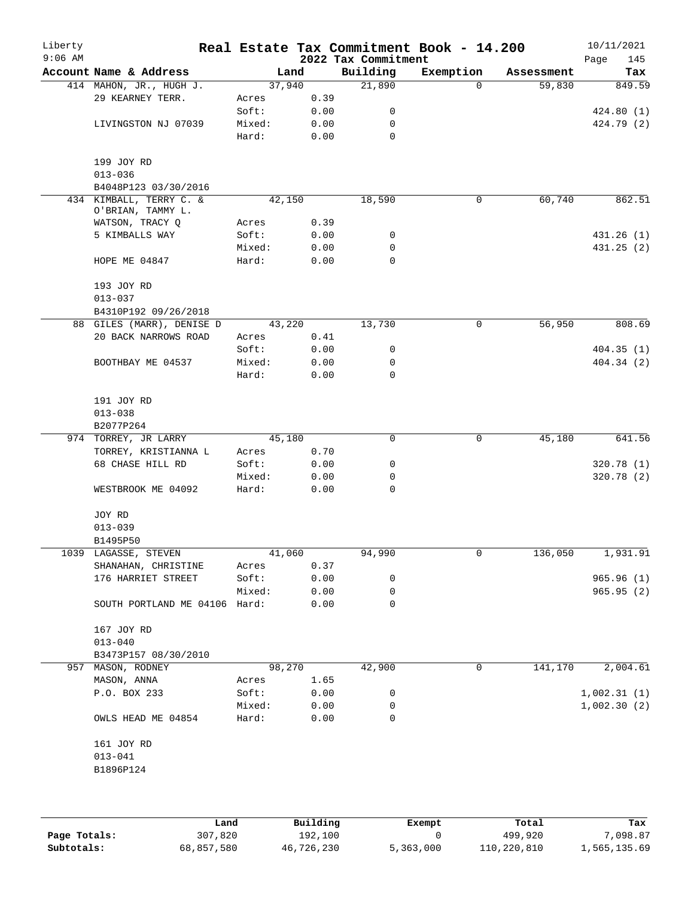# Real Estate Tax Commitment Book - 14.200

Liberty
9:06 AM

2022 Tax Commitment

10/11/2021

| Account | Name & Address | Land | | Building | Exemption | Assessment | Tax |
|---|---|---|---|---|---|---|---|
| 414 | MAHON, JR., HUGH J. | 37,940 | | 21,890 | 0 | 59,830 | 849.59 |
| | 29 KEARNEY TERR. | Acres | 0.39 | | | | |
| | | Soft: | 0.00 | 0 | | | 424.80 (1) |
| | LIVINGSTON NJ 07039 | Mixed: | 0.00 | 0 | | | 424.79 (2) |
| | | Hard: | 0.00 | 0 | | | |
| | 199 JOY RD | | | | | | |
| | 013-036 | | | | | | |
| | B4048P123 03/30/2016 | | | | | | |
| 434 | KIMBALL, TERRY C. & | 42,150 | | 18,590 | 0 | 60,740 | 862.51 |
| | O'BRIAN, TAMMY L. | | | | | | |
| | WATSON, TRACY Q | Acres | 0.39 | | | | |
| | 5 KIMBALLS WAY | Soft: | 0.00 | 0 | | | 431.26 (1) |
| | | Mixed: | 0.00 | 0 | | | 431.25 (2) |
| | HOPE ME 04847 | Hard: | 0.00 | 0 | | | |
| | 193 JOY RD | | | | | | |
| | 013-037 | | | | | | |
| | B4310P192 09/26/2018 | | | | | | |
| 88 | GILES (MARR), DENISE D | 43,220 | | 13,730 | 0 | 56,950 | 808.69 |
| | 20 BACK NARROWS ROAD | Acres | 0.41 | | | | |
| | | Soft: | 0.00 | 0 | | | 404.35 (1) |
| | BOOTHBAY ME 04537 | Mixed: | 0.00 | 0 | | | 404.34 (2) |
| | | Hard: | 0.00 | 0 | | | |
| | 191 JOY RD | | | | | | |
| | 013-038 | | | | | | |
| | B2077P264 | | | | | | |
| 974 | TORREY, JR LARRY | 45,180 | | 0 | 0 | 45,180 | 641.56 |
| | TORREY, KRISTIANNA L | Acres | 0.70 | | | | |
| | 68 CHASE HILL RD | Soft: | 0.00 | 0 | | | 320.78 (1) |
| | | Mixed: | 0.00 | 0 | | | 320.78 (2) |
| | WESTBROOK ME 04092 | Hard: | 0.00 | 0 | | | |
| | JOY RD | | | | | | |
| | 013-039 | | | | | | |
| | B1495P50 | | | | | | |
| 1039 | LAGASSE, STEVEN | 41,060 | | 94,990 | 0 | 136,050 | 1,931.91 |
| | SHANAHAN, CHRISTINE | Acres | 0.37 | | | | |
| | 176 HARRIET STREET | Soft: | 0.00 | 0 | | | 965.96 (1) |
| | | Mixed: | 0.00 | 0 | | | 965.95 (2) |
| | SOUTH PORTLAND ME 04106 | Hard: | 0.00 | 0 | | | |
| | 167 JOY RD | | | | | | |
| | 013-040 | | | | | | |
| | B3473P157 08/30/2010 | | | | | | |
| 957 | MASON, RODNEY | 98,270 | | 42,900 | 0 | 141,170 | 2,004.61 |
| | MASON, ANNA | Acres | 1.65 | | | | |
| | P.O. BOX 233 | Soft: | 0.00 | 0 | | | 1,002.31 (1) |
| | | Mixed: | 0.00 | 0 | | | 1,002.30 (2) |
| | OWLS HEAD ME 04854 | Hard: | 0.00 | 0 | | | |
| | 161 JOY RD | | | | | | |
| | 013-041 | | | | | | |
| | B1896P124 | | | | | | |

| | Land | Building | Exempt | Total | Tax |
|---|---|---|---|---|---|
| Page Totals: | 307,820 | 192,100 | 0 | 499,920 | 7,098.87 |
| Subtotals: | 68,857,580 | 46,726,230 | 5,363,000 | 110,220,810 | 1,565,135.69 |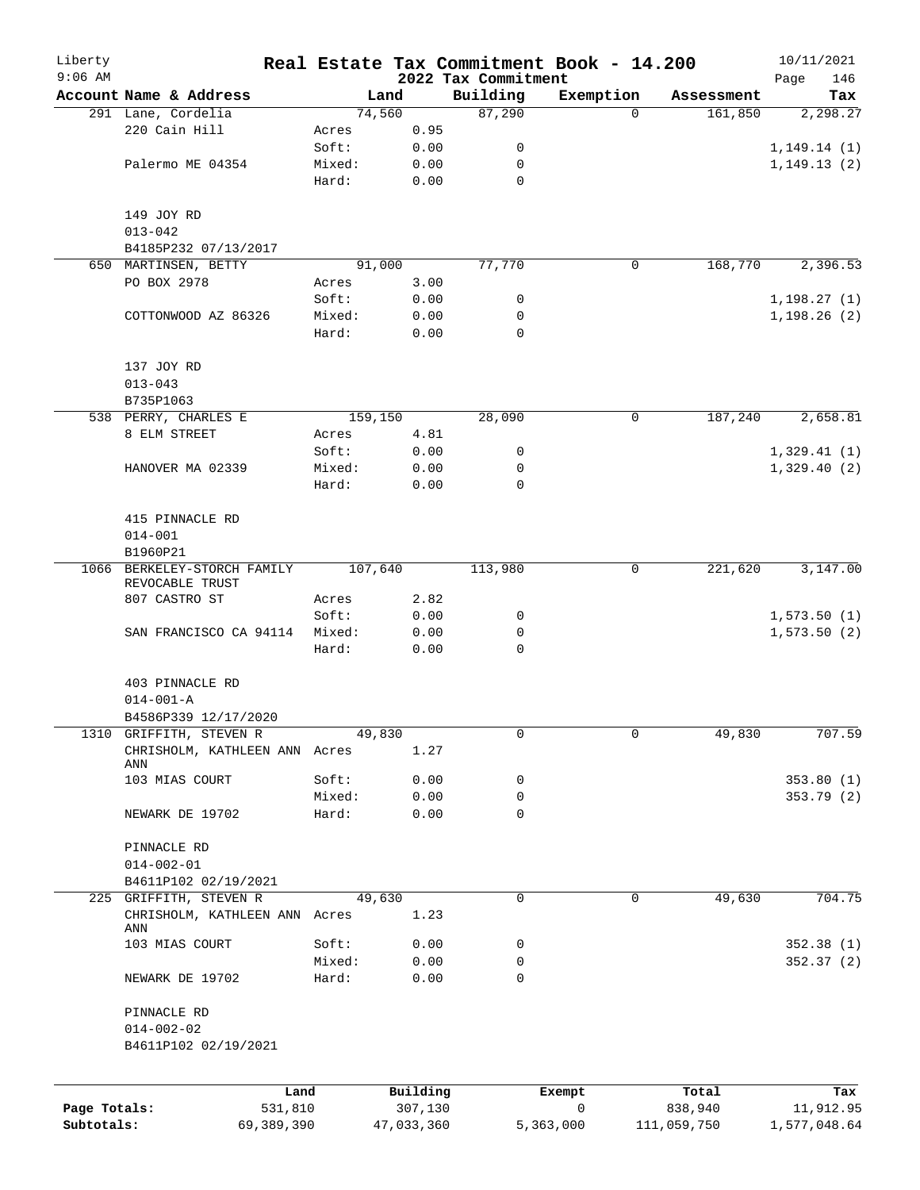# Real Estate Tax Commitment Book - 14.200

Liberty
9:06 AM

2022 Tax Commitment

10/11/2021

| Account Name & Address | Land | | Building | Exemption | Assessment | Tax |
|---|---|---|---|---|---|---|
| 291 Lane, Cordelia | 74,560 | | 87,290 | 0 | 161,850 | 2,298.27 |
| 220 Cain Hill | Acres | 0.95 | | | | |
| | Soft: | 0.00 | 0 | | | 1,149.14 (1) |
| Palermo ME 04354 | Mixed: | 0.00 | 0 | | | 1,149.13 (2) |
| | Hard: | 0.00 | 0 | | | |
| 149 JOY RD | | | | | | |
| 013-042 | | | | | | |
| B4185P232 07/13/2017 | | | | | | |
| 650 MARTINSEN, BETTY | 91,000 | | 77,770 | 0 | 168,770 | 2,396.53 |
| PO BOX 2978 | Acres | 3.00 | | | | |
| | Soft: | 0.00 | 0 | | | 1,198.27 (1) |
| COTTONWOOD AZ 86326 | Mixed: | 0.00 | 0 | | | 1,198.26 (2) |
| | Hard: | 0.00 | 0 | | | |
| 137 JOY RD | | | | | | |
| 013-043 | | | | | | |
| B735P1063 | | | | | | |
| 538 PERRY, CHARLES E | 159,150 | | 28,090 | 0 | 187,240 | 2,658.81 |
| 8 ELM STREET | Acres | 4.81 | | | | |
| | Soft: | 0.00 | 0 | | | 1,329.41 (1) |
| HANOVER MA 02339 | Mixed: | 0.00 | 0 | | | 1,329.40 (2) |
| | Hard: | 0.00 | 0 | | | |
| 415 PINNACLE RD | | | | | | |
| 014-001 | | | | | | |
| B1960P21 | | | | | | |
| 1066 BERKELEY-STORCH FAMILY REVOCABLE TRUST | 107,640 | | 113,980 | 0 | 221,620 | 3,147.00 |
| 807 CASTRO ST | Acres | 2.82 | | | | |
| | Soft: | 0.00 | 0 | | | 1,573.50 (1) |
| SAN FRANCISCO CA 94114 | Mixed: | 0.00 | 0 | | | 1,573.50 (2) |
| | Hard: | 0.00 | 0 | | | |
| 403 PINNACLE RD | | | | | | |
| 014-001-A | | | | | | |
| B4586P339 12/17/2020 | | | | | | |
| 1310 GRIFFITH, STEVEN R | 49,830 | | 0 | 0 | 49,830 | 707.59 |
| CHRISHOLM, KATHLEEN ANN ANN | Acres | 1.27 | | | | |
| 103 MIAS COURT | Soft: | 0.00 | 0 | | | 353.80 (1) |
| | Mixed: | 0.00 | 0 | | | 353.79 (2) |
| NEWARK DE 19702 | Hard: | 0.00 | 0 | | | |
| PINNACLE RD | | | | | | |
| 014-002-01 | | | | | | |
| B4611P102 02/19/2021 | | | | | | |
| 225 GRIFFITH, STEVEN R | 49,630 | | 0 | 0 | 49,630 | 704.75 |
| CHRISHOLM, KATHLEEN ANN ANN | Acres | 1.23 | | | | |
| 103 MIAS COURT | Soft: | 0.00 | 0 | | | 352.38 (1) |
| | Mixed: | 0.00 | 0 | | | 352.37 (2) |
| NEWARK DE 19702 | Hard: | 0.00 | 0 | | | |
| PINNACLE RD | | | | | | |
| 014-002-02 | | | | | | |
| B4611P102 02/19/2021 | | | | | | |

| | Land | Building | Exempt | Total | Tax |
|---|---|---|---|---|---|
| Page Totals: | 531,810 | 307,130 | 0 | 838,940 | 11,912.95 |
| Subtotals: | 69,389,390 | 47,033,360 | 5,363,000 | 111,059,750 | 1,577,048.64 |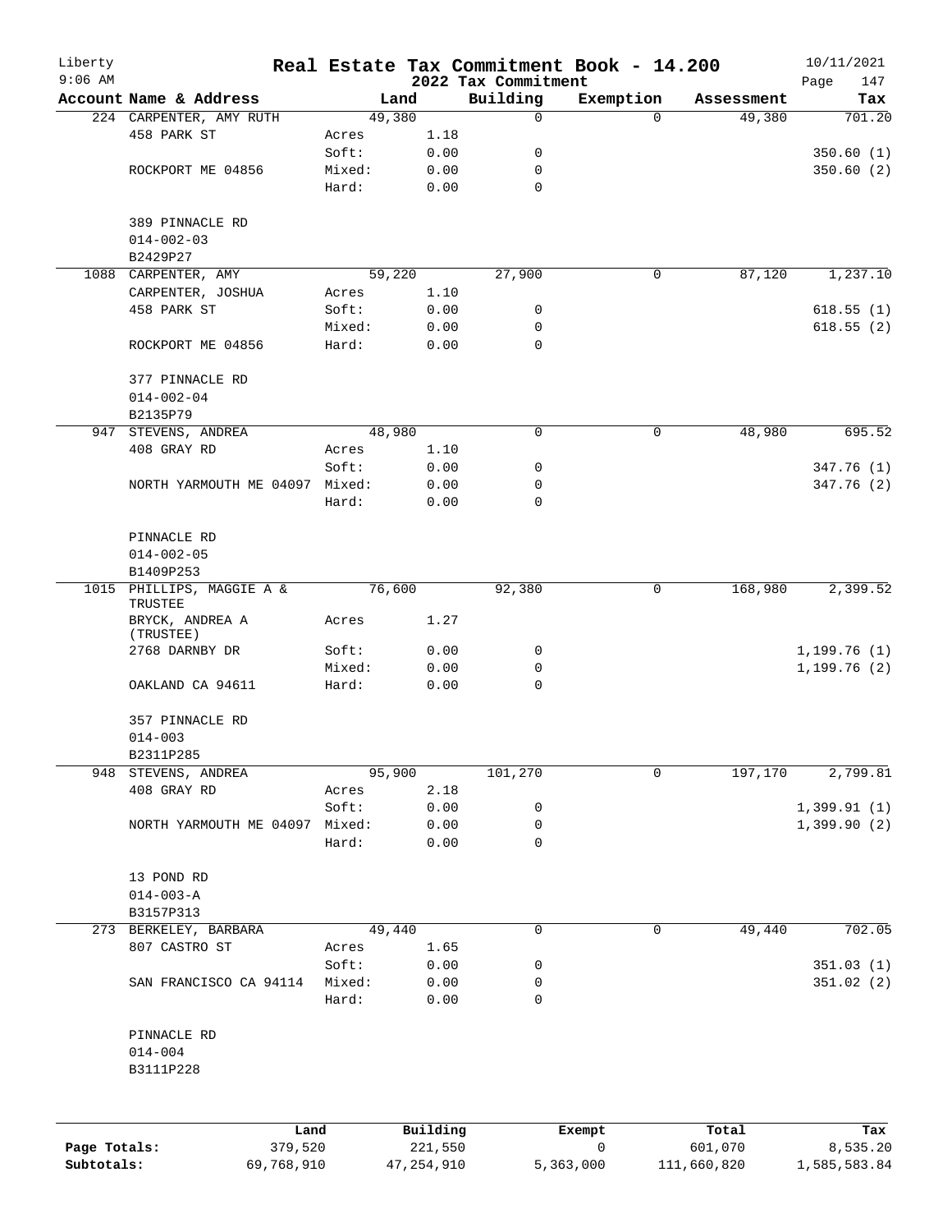# Real Estate Tax Commitment Book - 14.200

## 2022 Tax Commitment

Liberty
9:06 AM

10/11/2021

| Account Name & Address | Land | | Building | Exemption | Assessment | Tax |
|---|---|---|---|---|---|---|
| 224 CARPENTER, AMY RUTH | 49,380 | | 0 | 0 | 49,380 | 701.20 |
| 458 PARK ST | Acres | 1.18 | | | | |
| | Soft: | 0.00 | 0 | | | 350.60 (1) |
| ROCKPORT ME 04856 | Mixed: | 0.00 | 0 | | | 350.60 (2) |
| | Hard: | 0.00 | 0 | | | |
| 389 PINNACLE RD | | | | | | |
| 014-002-03 | | | | | | |
| B2429P27 | | | | | | |
| 1088 CARPENTER, AMY | 59,220 | | 27,900 | 0 | 87,120 | 1,237.10 |
| CARPENTER, JOSHUA | Acres | 1.10 | | | | |
| 458 PARK ST | Soft: | 0.00 | 0 | | | 618.55 (1) |
| | Mixed: | 0.00 | 0 | | | 618.55 (2) |
| ROCKPORT ME 04856 | Hard: | 0.00 | 0 | | | |
| 377 PINNACLE RD | | | | | | |
| 014-002-04 | | | | | | |
| B2135P79 | | | | | | |
| 947 STEVENS, ANDREA | 48,980 | | 0 | 0 | 48,980 | 695.52 |
| 408 GRAY RD | Acres | 1.10 | | | | |
| | Soft: | 0.00 | 0 | | | 347.76 (1) |
| NORTH YARMOUTH ME 04097 | Mixed: | 0.00 | 0 | | | 347.76 (2) |
| | Hard: | 0.00 | 0 | | | |
| PINNACLE RD | | | | | | |
| 014-002-05 | | | | | | |
| B1409P253 | | | | | | |
| 1015 PHILLIPS, MAGGIE A & TRUSTEE | 76,600 | | 92,380 | 0 | 168,980 | 2,399.52 |
| BRYCK, ANDREA A (TRUSTEE) | Acres | 1.27 | | | | |
| 2768 DARNBY DR | Soft: | 0.00 | 0 | | | 1,199.76 (1) |
| | Mixed: | 0.00 | 0 | | | 1,199.76 (2) |
| OAKLAND CA 94611 | Hard: | 0.00 | 0 | | | |
| 357 PINNACLE RD | | | | | | |
| 014-003 | | | | | | |
| B2311P285 | | | | | | |
| 948 STEVENS, ANDREA | 95,900 | | 101,270 | 0 | 197,170 | 2,799.81 |
| 408 GRAY RD | Acres | 2.18 | | | | |
| | Soft: | 0.00 | 0 | | | 1,399.91 (1) |
| NORTH YARMOUTH ME 04097 | Mixed: | 0.00 | 0 | | | 1,399.90 (2) |
| | Hard: | 0.00 | 0 | | | |
| 13 POND RD | | | | | | |
| 014-003-A | | | | | | |
| B3157P313 | | | | | | |
| 273 BERKELEY, BARBARA | 49,440 | | 0 | 0 | 49,440 | 702.05 |
| 807 CASTRO ST | Acres | 1.65 | | | | |
| | Soft: | 0.00 | 0 | | | 351.03 (1) |
| SAN FRANCISCO CA 94114 | Mixed: | 0.00 | 0 | | | 351.02 (2) |
| | Hard: | 0.00 | 0 | | | |
| PINNACLE RD | | | | | | |
| 014-004 | | | | | | |
| B3111P228 | | | | | | |

| | Land | Building | Exempt | Total | Tax |
|---|---|---|---|---|---|
| Page Totals: | 379,520 | 221,550 | 0 | 601,070 | 8,535.20 |
| Subtotals: | 69,768,910 | 47,254,910 | 5,363,000 | 111,660,820 | 1,585,583.84 |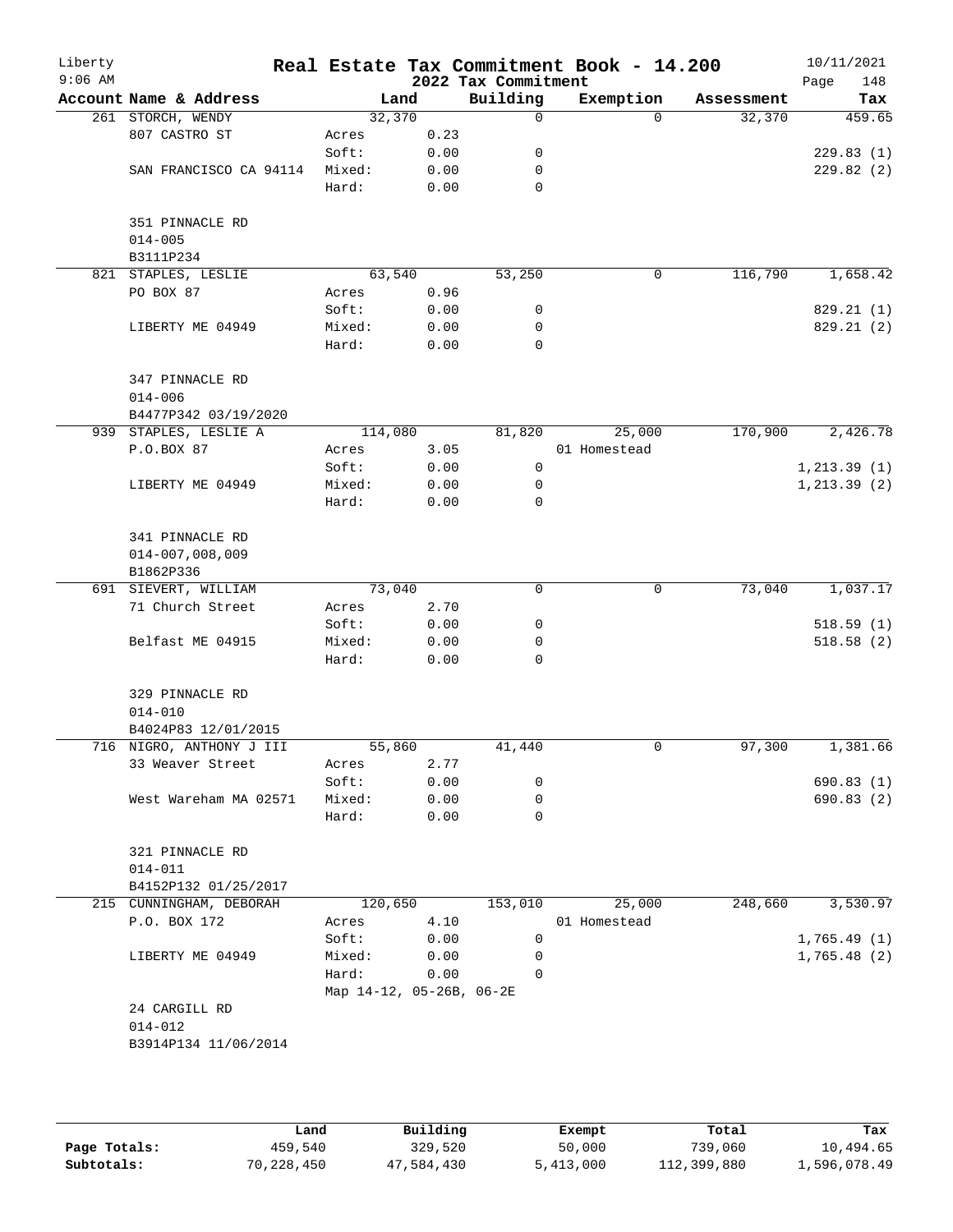# Real Estate Tax Commitment Book - 14.200

Liberty
9:06 AM

2022 Tax Commitment

10/11/2021

| Account Name & Address | Land | | Building | Exemption | Assessment | Tax |
|---|---|---|---|---|---|---|
| 261 STORCH, WENDY | 32,370 | | 0 | 0 | 32,370 | 459.65 |
| 807 CASTRO ST | Acres | 0.23 | | | | |
| | Soft: | 0.00 | 0 | | | 229.83 (1) |
| SAN FRANCISCO CA 94114 | Mixed: | 0.00 | 0 | | | 229.82 (2) |
| | Hard: | 0.00 | 0 | | | |
| 351 PINNACLE RD | | | | | | |
| 014-005 | | | | | | |
| B3111P234 | | | | | | |
| 821 STAPLES, LESLIE | 63,540 | | 53,250 | 0 | 116,790 | 1,658.42 |
| PO BOX 87 | Acres | 0.96 | | | | |
| | Soft: | 0.00 | 0 | | | 829.21 (1) |
| LIBERTY ME 04949 | Mixed: | 0.00 | 0 | | | 829.21 (2) |
| | Hard: | 0.00 | 0 | | | |
| 347 PINNACLE RD | | | | | | |
| 014-006 | | | | | | |
| B4477P342 03/19/2020 | | | | | | |
| 939 STAPLES, LESLIE A | 114,080 | | 81,820 | 25,000 | 170,900 | 2,426.78 |
| P.O.BOX 87 | Acres | 3.05 | | 01 Homestead | | |
| | Soft: | 0.00 | 0 | | | 1,213.39 (1) |
| LIBERTY ME 04949 | Mixed: | 0.00 | 0 | | | 1,213.39 (2) |
| | Hard: | 0.00 | 0 | | | |
| 341 PINNACLE RD | | | | | | |
| 014-007,008,009 | | | | | | |
| B1862P336 | | | | | | |
| 691 SIEVERT, WILLIAM | 73,040 | | 0 | 0 | 73,040 | 1,037.17 |
| 71 Church Street | Acres | 2.70 | | | | |
| | Soft: | 0.00 | 0 | | | 518.59 (1) |
| Belfast ME 04915 | Mixed: | 0.00 | 0 | | | 518.58 (2) |
| | Hard: | 0.00 | 0 | | | |
| 329 PINNACLE RD | | | | | | |
| 014-010 | | | | | | |
| B4024P83 12/01/2015 | | | | | | |
| 716 NIGRO, ANTHONY J III | 55,860 | | 41,440 | 0 | 97,300 | 1,381.66 |
| 33 Weaver Street | Acres | 2.77 | | | | |
| | Soft: | 0.00 | 0 | | | 690.83 (1) |
| West Wareham MA 02571 | Mixed: | 0.00 | 0 | | | 690.83 (2) |
| | Hard: | 0.00 | 0 | | | |
| 321 PINNACLE RD | | | | | | |
| 014-011 | | | | | | |
| B4152P132 01/25/2017 | | | | | | |
| 215 CUNNINGHAM, DEBORAH | 120,650 | | 153,010 | 25,000 | 248,660 | 3,530.97 |
| P.O. BOX 172 | Acres | 4.10 | | 01 Homestead | | |
| | Soft: | 0.00 | 0 | | | 1,765.49 (1) |
| LIBERTY ME 04949 | Mixed: | 0.00 | 0 | | | 1,765.48 (2) |
| | Hard: | 0.00 | 0 | | | |
| | Map 14-12, 05-26B, 06-2E | | | | | |
| 24 CARGILL RD | | | | | | |
| 014-012 | | | | | | |
| B3914P134 11/06/2014 | | | | | | |

| | Land | Building | Exempt | Total | Tax |
|---|---|---|---|---|---|
| **Page Totals:** | 459,540 | 329,520 | 50,000 | 739,060 | 10,494.65 |
| **Subtotals:** | 70,228,450 | 47,584,430 | 5,413,000 | 112,399,880 | 1,596,078.49 |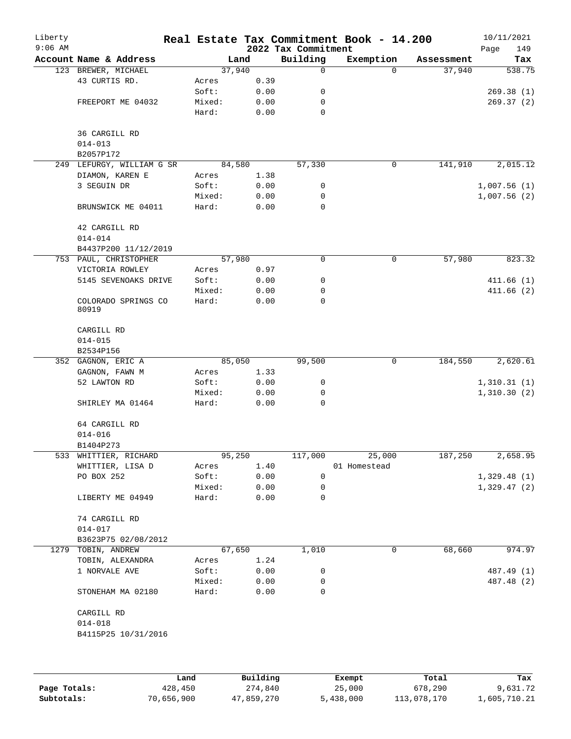Liberty
9:06 AM

# Real Estate Tax Commitment Book - 14.200

## 2022 Tax Commitment

10/11/2021

| Account Name & Address | Land | | Building | Exemption | Assessment | Tax |
|---|---|---|---|---|---|---|
| 123 BREWER, MICHAEL | 37,940 | | 0 | 0 | 37,940 | 538.75 |
| 43 CURTIS RD. | Acres | 0.39 | | | | |
| | Soft: | 0.00 | 0 | | | 269.38 (1) |
| FREEPORT ME 04032 | Mixed: | 0.00 | 0 | | | 269.37 (2) |
| | Hard: | 0.00 | 0 | | | |
| 36 CARGILL RD | | | | | | |
| 014-013 | | | | | | |
| B2057P172 | | | | | | |
| 249 LEFURGY, WILLIAM G SR | 84,580 | | 57,330 | 0 | 141,910 | 2,015.12 |
| DIAMON, KAREN E | Acres | 1.38 | | | | |
| 3 SEGUIN DR | Soft: | 0.00 | 0 | | | 1,007.56 (1) |
| | Mixed: | 0.00 | 0 | | | 1,007.56 (2) |
| BRUNSWICK ME 04011 | Hard: | 0.00 | 0 | | | |
| 42 CARGILL RD | | | | | | |
| 014-014 | | | | | | |
| B4437P200 11/12/2019 | | | | | | |
| 753 PAUL, CHRISTOPHER | 57,980 | | 0 | 0 | 57,980 | 823.32 |
| VICTORIA ROWLEY | Acres | 0.97 | | | | |
| 5145 SEVENOAKS DRIVE | Soft: | 0.00 | 0 | | | 411.66 (1) |
| | Mixed: | 0.00 | 0 | | | 411.66 (2) |
| COLORADO SPRINGS CO 80919 | Hard: | 0.00 | 0 | | | |
| CARGILL RD | | | | | | |
| 014-015 | | | | | | |
| B2534P156 | | | | | | |
| 352 GAGNON, ERIC A | 85,050 | | 99,500 | 0 | 184,550 | 2,620.61 |
| GAGNON, FAWN M | Acres | 1.33 | | | | |
| 52 LAWTON RD | Soft: | 0.00 | 0 | | | 1,310.31 (1) |
| | Mixed: | 0.00 | 0 | | | 1,310.30 (2) |
| SHIRLEY MA 01464 | Hard: | 0.00 | 0 | | | |
| 64 CARGILL RD | | | | | | |
| 014-016 | | | | | | |
| B1404P273 | | | | | | |
| 533 WHITTIER, RICHARD | 95,250 | | 117,000 | 25,000 | 187,250 | 2,658.95 |
| WHITTIER, LISA D | Acres | 1.40 | | 01 Homestead | | |
| PO BOX 252 | Soft: | 0.00 | 0 | | | 1,329.48 (1) |
| | Mixed: | 0.00 | 0 | | | 1,329.47 (2) |
| LIBERTY ME 04949 | Hard: | 0.00 | 0 | | | |
| 74 CARGILL RD | | | | | | |
| 014-017 | | | | | | |
| B3623P75 02/08/2012 | | | | | | |
| 1279 TOBIN, ANDREW | 67,650 | | 1,010 | 0 | 68,660 | 974.97 |
| TOBIN, ALEXANDRA | Acres | 1.24 | | | | |
| 1 NORVALE AVE | Soft: | 0.00 | 0 | | | 487.49 (1) |
| | Mixed: | 0.00 | 0 | | | 487.48 (2) |
| STONEHAM MA 02180 | Hard: | 0.00 | 0 | | | |
| CARGILL RD | | | | | | |
| 014-018 | | | | | | |
| B4115P25 10/31/2016 | | | | | | |

| | Land | Building | Exempt | Total | Tax |
|---|---|---|---|---|---|
| **Page Totals:** | 428,450 | 274,840 | 25,000 | 678,290 | 9,631.72 |
| **Subtotals:** | 70,656,900 | 47,859,270 | 5,438,000 | 113,078,170 | 1,605,710.21 |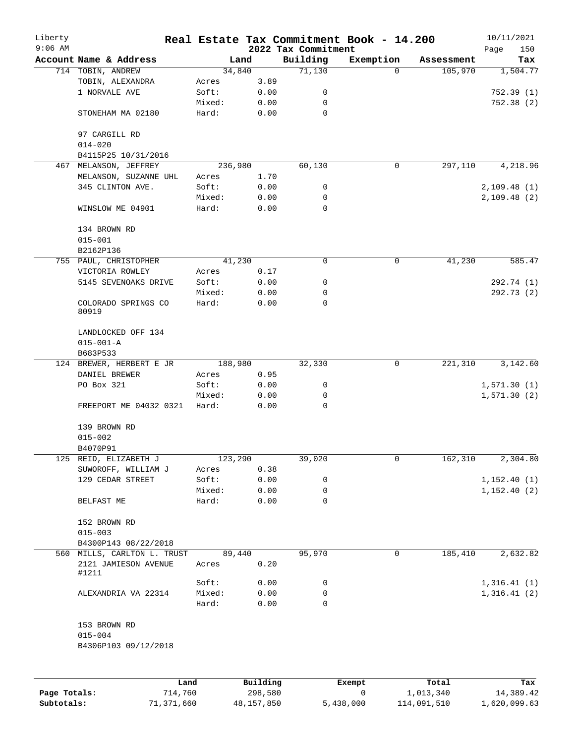# Real Estate Tax Commitment Book - 14.200

Liberty
9:06 AM

2022 Tax Commitment

10/11/2021

| Account Name & Address | | Land | Building | Exemption | Assessment | Tax |
|---|---|---|---|---|---|---|
| 714 TOBIN, ANDREW | | 34,840 | 71,130 | 0 | 105,970 | 1,504.77 |
| TOBIN, ALEXANDRA | Acres | 3.89 | | | | |
| 1 NORVALE AVE | Soft: | 0.00 | 0 | | | 752.39 (1) |
| | Mixed: | 0.00 | 0 | | | 752.38 (2) |
| STONEHAM MA 02180 | Hard: | 0.00 | 0 | | | |
| 97 CARGILL RD | | | | | | |
| 014-020 | | | | | | |
| B4115P25 10/31/2016 | | | | | | |
| 467 MELANSON, JEFFREY | | 236,980 | 60,130 | 0 | 297,110 | 4,218.96 |
| MELANSON, SUZANNE UHL | Acres | 1.70 | | | | |
| 345 CLINTON AVE. | Soft: | 0.00 | 0 | | | 2,109.48 (1) |
| | Mixed: | 0.00 | 0 | | | 2,109.48 (2) |
| WINSLOW ME 04901 | Hard: | 0.00 | 0 | | | |
| 134 BROWN RD | | | | | | |
| 015-001 | | | | | | |
| B2162P136 | | | | | | |
| 755 PAUL, CHRISTOPHER | | 41,230 | 0 | 0 | 41,230 | 585.47 |
| VICTORIA ROWLEY | Acres | 0.17 | | | | |
| 5145 SEVENOAKS DRIVE | Soft: | 0.00 | 0 | | | 292.74 (1) |
| | Mixed: | 0.00 | 0 | | | 292.73 (2) |
| COLORADO SPRINGS CO 80919 | Hard: | 0.00 | 0 | | | |
| LANDLOCKED OFF 134 | | | | | | |
| 015-001-A | | | | | | |
| B683P533 | | | | | | |
| 124 BREWER, HERBERT E JR | | 188,980 | 32,330 | 0 | 221,310 | 3,142.60 |
| DANIEL BREWER | Acres | 0.95 | | | | |
| PO Box 321 | Soft: | 0.00 | 0 | | | 1,571.30 (1) |
| | Mixed: | 0.00 | 0 | | | 1,571.30 (2) |
| FREEPORT ME 04032 0321 | Hard: | 0.00 | 0 | | | |
| 139 BROWN RD | | | | | | |
| 015-002 | | | | | | |
| B4070P91 | | | | | | |
| 125 REID, ELIZABETH J | | 123,290 | 39,020 | 0 | 162,310 | 2,304.80 |
| SUWOROFF, WILLIAM J | Acres | 0.38 | | | | |
| 129 CEDAR STREET | Soft: | 0.00 | 0 | | | 1,152.40 (1) |
| | Mixed: | 0.00 | 0 | | | 1,152.40 (2) |
| BELFAST ME | Hard: | 0.00 | 0 | | | |
| 152 BROWN RD | | | | | | |
| 015-003 | | | | | | |
| B4300P143 08/22/2018 | | | | | | |
| 560 MILLS, CARLTON L. TRUST | | 89,440 | 95,970 | 0 | 185,410 | 2,632.82 |
| 2121 JAMIESON AVENUE #1211 | Acres | 0.20 | | | | |
| | Soft: | 0.00 | 0 | | | 1,316.41 (1) |
| ALEXANDRIA VA 22314 | Mixed: | 0.00 | 0 | | | 1,316.41 (2) |
| | Hard: | 0.00 | 0 | | | |
| 153 BROWN RD | | | | | | |
| 015-004 | | | | | | |
| B4306P103 09/12/2018 | | | | | | |

| | Land | Building | Exempt | Total | Tax |
|---|---|---|---|---|---|
| Page Totals: | 714,760 | 298,580 | 0 | 1,013,340 | 14,389.42 |
| Subtotals: | 71,371,660 | 48,157,850 | 5,438,000 | 114,091,510 | 1,620,099.63 |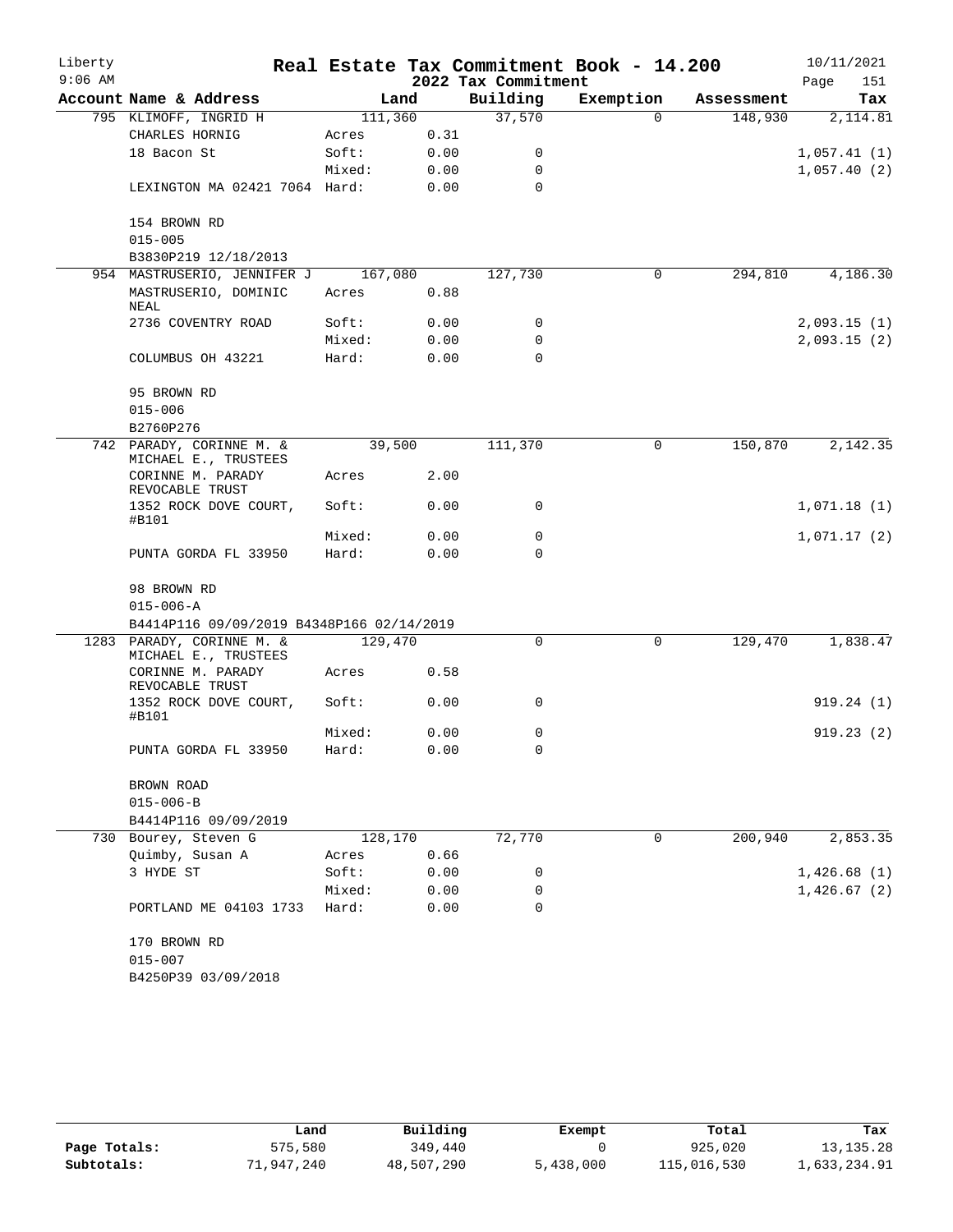# Real Estate Tax Commitment Book - 14.200

Liberty
9:06 AM

2022 Tax Commitment

10/11/2021

| Account Name & Address | Land | | Building | Exemption | Assessment | Tax |
|---|---|---|---|---|---|---|
| 795 KLIMOFF, INGRID H | 111,360 | | 37,570 | 0 | 148,930 | 2,114.81 |
| CHARLES HORNIG | Acres | 0.31 | | | | |
| 18 Bacon St | Soft: | 0.00 | 0 | | | 1,057.41 (1) |
| | Mixed: | 0.00 | 0 | | | 1,057.40 (2) |
| LEXINGTON MA 02421 7064 | Hard: | 0.00 | 0 | | | |
| 154 BROWN RD | | | | | | |
| 015-005 | | | | | | |
| B3830P219 12/18/2013 | | | | | | |
| 954 MASTRUSERIO, JENNIFER J | 167,080 | | 127,730 | 0 | 294,810 | 4,186.30 |
| MASTRUSERIO, DOMINIC NEAL | Acres | 0.88 | | | | |
| 2736 COVENTRY ROAD | Soft: | 0.00 | 0 | | | 2,093.15 (1) |
| | Mixed: | 0.00 | 0 | | | 2,093.15 (2) |
| COLUMBUS OH 43221 | Hard: | 0.00 | 0 | | | |
| 95 BROWN RD | | | | | | |
| 015-006 | | | | | | |
| B2760P276 | | | | | | |
| 742 PARADY, CORINNE M. & MICHAEL E., TRUSTEES | 39,500 | | 111,370 | 0 | 150,870 | 2,142.35 |
| CORINNE M. PARADY REVOCABLE TRUST | Acres | 2.00 | | | | |
| 1352 ROCK DOVE COURT, #B101 | Soft: | 0.00 | 0 | | | 1,071.18 (1) |
| | Mixed: | 0.00 | 0 | | | 1,071.17 (2) |
| PUNTA GORDA FL 33950 | Hard: | 0.00 | 0 | | | |
| 98 BROWN RD | | | | | | |
| 015-006-A | | | | | | |
| B4414P116 09/09/2019 B4348P166 02/14/2019 | | | | | | |
| 1283 PARADY, CORINNE M. & MICHAEL E., TRUSTEES | 129,470 | | 0 | 0 | 129,470 | 1,838.47 |
| CORINNE M. PARADY REVOCABLE TRUST | Acres | 0.58 | | | | |
| 1352 ROCK DOVE COURT, #B101 | Soft: | 0.00 | 0 | | | 919.24 (1) |
| | Mixed: | 0.00 | 0 | | | 919.23 (2) |
| PUNTA GORDA FL 33950 | Hard: | 0.00 | 0 | | | |
| BROWN ROAD | | | | | | |
| 015-006-B | | | | | | |
| B4414P116 09/09/2019 | | | | | | |
| 730 Bourey, Steven G | 128,170 | | 72,770 | 0 | 200,940 | 2,853.35 |
| Quimby, Susan A | Acres | 0.66 | | | | |
| 3 HYDE ST | Soft: | 0.00 | 0 | | | 1,426.68 (1) |
| | Mixed: | 0.00 | 0 | | | 1,426.67 (2) |
| PORTLAND ME 04103 1733 | Hard: | 0.00 | 0 | | | |
| 170 BROWN RD | | | | | | |
| 015-007 | | | | | | |
| B4250P39 03/09/2018 | | | | | | |

| | Land | Building | Exempt | Total | Tax |
|---|---|---|---|---|---|
| Page Totals: | 575,580 | 349,440 | 0 | 925,020 | 13,135.28 |
| Subtotals: | 71,947,240 | 48,507,290 | 5,438,000 | 115,016,530 | 1,633,234.91 |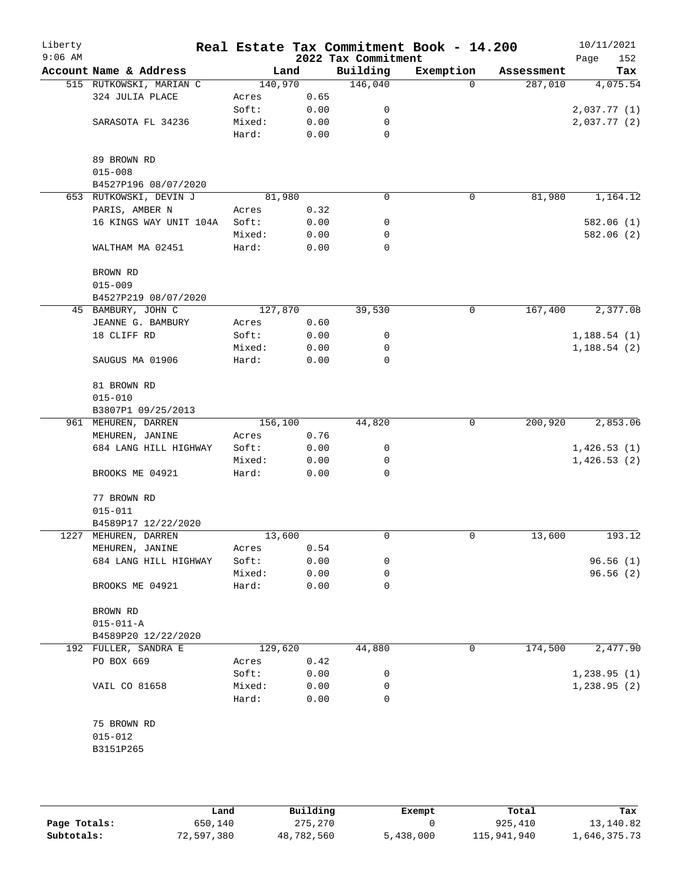# Liberty — Real Estate Tax Commitment Book - 14.200

2022 Tax Commitment

10/11/2021 9:06 AM

| Account Name & Address | Land | | Building | Exemption | Assessment | Tax |
|---|---|---|---|---|---|---|
| 515 RUTKOWSKI, MARIAN C | 140,970 | | 146,040 | 0 | 287,010 | 4,075.54 |
| 324 JULIA PLACE | Acres | 0.65 | | | | |
| | Soft: | 0.00 | 0 | | | 2,037.77 (1) |
| SARASOTA FL 34236 | Mixed: | 0.00 | 0 | | | 2,037.77 (2) |
| | Hard: | 0.00 | 0 | | | |
| 89 BROWN RD | | | | | | |
| 015-008 | | | | | | |
| B4527P196 08/07/2020 | | | | | | |
| 653 RUTKOWSKI, DEVIN J | 81,980 | | 0 | 0 | 81,980 | 1,164.12 |
| PARIS, AMBER N | Acres | 0.32 | | | | |
| 16 KINGS WAY UNIT 104A | Soft: | 0.00 | 0 | | | 582.06 (1) |
| | Mixed: | 0.00 | 0 | | | 582.06 (2) |
| WALTHAM MA 02451 | Hard: | 0.00 | 0 | | | |
| BROWN RD | | | | | | |
| 015-009 | | | | | | |
| B4527P219 08/07/2020 | | | | | | |
| 45 BAMBURY, JOHN C | 127,870 | | 39,530 | 0 | 167,400 | 2,377.08 |
| JEANNE G. BAMBURY | Acres | 0.60 | | | | |
| 18 CLIFF RD | Soft: | 0.00 | 0 | | | 1,188.54 (1) |
| | Mixed: | 0.00 | 0 | | | 1,188.54 (2) |
| SAUGUS MA 01906 | Hard: | 0.00 | 0 | | | |
| 81 BROWN RD | | | | | | |
| 015-010 | | | | | | |
| B3807P1 09/25/2013 | | | | | | |
| 961 MEHUREN, DARREN | 156,100 | | 44,820 | 0 | 200,920 | 2,853.06 |
| MEHUREN, JANINE | Acres | 0.76 | | | | |
| 684 LANG HILL HIGHWAY | Soft: | 0.00 | 0 | | | 1,426.53 (1) |
| | Mixed: | 0.00 | 0 | | | 1,426.53 (2) |
| BROOKS ME 04921 | Hard: | 0.00 | 0 | | | |
| 77 BROWN RD | | | | | | |
| 015-011 | | | | | | |
| B4589P17 12/22/2020 | | | | | | |
| 1227 MEHUREN, DARREN | 13,600 | | 0 | 0 | 13,600 | 193.12 |
| MEHUREN, JANINE | Acres | 0.54 | | | | |
| 684 LANG HILL HIGHWAY | Soft: | 0.00 | 0 | | | 96.56 (1) |
| | Mixed: | 0.00 | 0 | | | 96.56 (2) |
| BROOKS ME 04921 | Hard: | 0.00 | 0 | | | |
| BROWN RD | | | | | | |
| 015-011-A | | | | | | |
| B4589P20 12/22/2020 | | | | | | |
| 192 FULLER, SANDRA E | 129,620 | | 44,880 | 0 | 174,500 | 2,477.90 |
| PO BOX 669 | Acres | 0.42 | | | | |
| | Soft: | 0.00 | 0 | | | 1,238.95 (1) |
| VAIL CO 81658 | Mixed: | 0.00 | 0 | | | 1,238.95 (2) |
| | Hard: | 0.00 | 0 | | | |
| 75 BROWN RD | | | | | | |
| 015-012 | | | | | | |
| B3151P265 | | | | | | |

| | Land | Building | Exempt | Total | Tax |
|---|---|---|---|---|---|
| Page Totals: | 650,140 | 275,270 | 0 | 925,410 | 13,140.82 |
| Subtotals: | 72,597,380 | 48,782,560 | 5,438,000 | 115,941,940 | 1,646,375.73 |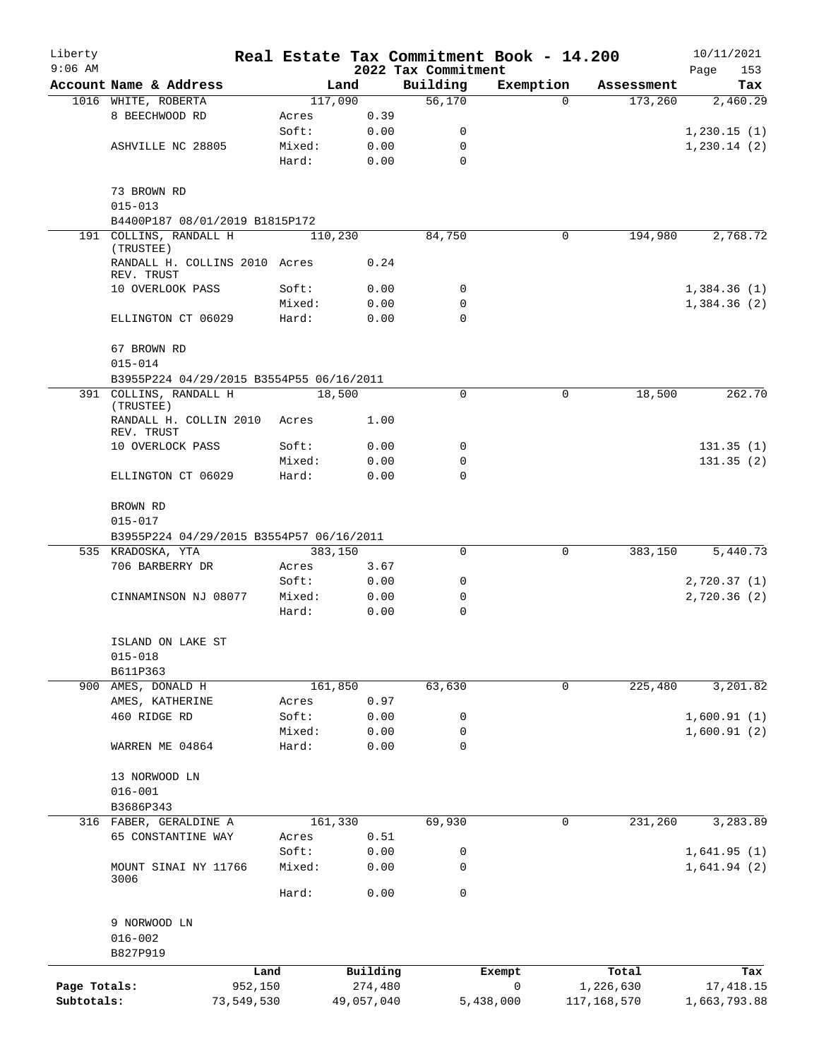# Liberty — Real Estate Tax Commitment Book - 14.200

9:06 AM — 2022 Tax Commitment — 10/11/2021

| Account | Name & Address | Land | | Building | Exemption | Assessment | Tax |
|---|---|---|---|---|---|---|---|
| 1016 | WHITE, ROBERTA | 117,090 | | 56,170 | 0 | 173,260 | 2,460.29 |
| | 8 BEECHWOOD RD | Acres | 0.39 | | | | |
| | | Soft: | 0.00 | 0 | | | 1,230.15 (1) |
| | ASHVILLE NC 28805 | Mixed: | 0.00 | 0 | | | 1,230.14 (2) |
| | | Hard: | 0.00 | 0 | | | |
| | 73 BROWN RD | | | | | | |
| | 015-013 | | | | | | |
| | B4400P187 08/01/2019 B1815P172 | | | | | | |
| 191 | COLLINS, RANDALL H (TRUSTEE) | 110,230 | | 84,750 | 0 | 194,980 | 2,768.72 |
| | RANDALL H. COLLINS 2010 REV. TRUST | Acres | 0.24 | | | | |
| | 10 OVERLOOK PASS | Soft: | 0.00 | 0 | | | 1,384.36 (1) |
| | | Mixed: | 0.00 | 0 | | | 1,384.36 (2) |
| | ELLINGTON CT 06029 | Hard: | 0.00 | 0 | | | |
| | 67 BROWN RD | | | | | | |
| | 015-014 | | | | | | |
| | B3955P224 04/29/2015 B3554P55 06/16/2011 | | | | | | |
| 391 | COLLINS, RANDALL H (TRUSTEE) | 18,500 | | 0 | 0 | 18,500 | 262.70 |
| | RANDALL H. COLLIN 2010 REV. TRUST | Acres | 1.00 | | | | |
| | 10 OVERLOCK PASS | Soft: | 0.00 | 0 | | | 131.35 (1) |
| | | Mixed: | 0.00 | 0 | | | 131.35 (2) |
| | ELLINGTON CT 06029 | Hard: | 0.00 | 0 | | | |
| | BROWN RD | | | | | | |
| | 015-017 | | | | | | |
| | B3955P224 04/29/2015 B3554P57 06/16/2011 | | | | | | |
| 535 | KRADOSKA, YTA | 383,150 | | 0 | 0 | 383,150 | 5,440.73 |
| | 706 BARBERRY DR | Acres | 3.67 | | | | |
| | | Soft: | 0.00 | 0 | | | 2,720.37 (1) |
| | CINNAMINSON NJ 08077 | Mixed: | 0.00 | 0 | | | 2,720.36 (2) |
| | | Hard: | 0.00 | 0 | | | |
| | ISLAND ON LAKE ST | | | | | | |
| | 015-018 | | | | | | |
| | B611P363 | | | | | | |
| 900 | AMES, DONALD H | 161,850 | | 63,630 | 0 | 225,480 | 3,201.82 |
| | AMES, KATHERINE | Acres | 0.97 | | | | |
| | 460 RIDGE RD | Soft: | 0.00 | 0 | | | 1,600.91 (1) |
| | | Mixed: | 0.00 | 0 | | | 1,600.91 (2) |
| | WARREN ME 04864 | Hard: | 0.00 | 0 | | | |
| | 13 NORWOOD LN | | | | | | |
| | 016-001 | | | | | | |
| | B3686P343 | | | | | | |
| 316 | FABER, GERALDINE A | 161,330 | | 69,930 | 0 | 231,260 | 3,283.89 |
| | 65 CONSTANTINE WAY | Acres | 0.51 | | | | |
| | | Soft: | 0.00 | 0 | | | 1,641.95 (1) |
| | MOUNT SINAI NY 11766 3006 | Mixed: | 0.00 | 0 | | | 1,641.94 (2) |
| | | Hard: | 0.00 | 0 | | | |
| | 9 NORWOOD LN | | | | | | |
| | 016-002 | | | | | | |
| | B827P919 | | | | | | |

| | Land | Building | Exempt | Total | Tax |
|---|---|---|---|---|---|
| Page Totals: | 952,150 | 274,480 | 0 | 1,226,630 | 17,418.15 |
| Subtotals: | 73,549,530 | 49,057,040 | 5,438,000 | 117,168,570 | 1,663,793.88 |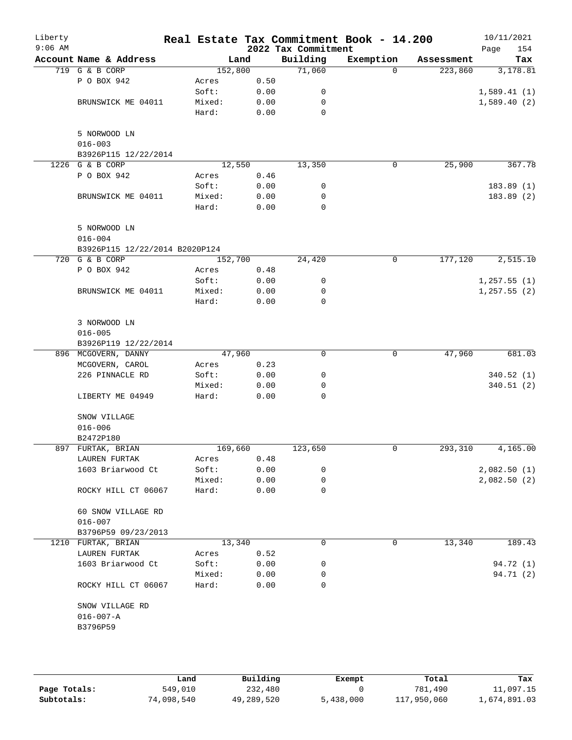# Real Estate Tax Commitment Book - 14.200

Liberty
9:06 AM

2022 Tax Commitment

10/11/2021

| Account Name & Address | Land | | Building | Exemption | Assessment | Tax |
|---|---|---|---|---|---|---|
| 719 G & B CORP | 152,800 | | 71,060 | 0 | 223,860 | 3,178.81 |
| P O BOX 942 | Acres | 0.50 | | | | |
| | Soft: | 0.00 | 0 | | | 1,589.41 (1) |
| BRUNSWICK ME 04011 | Mixed: | 0.00 | 0 | | | 1,589.40 (2) |
| | Hard: | 0.00 | 0 | | | |
| 5 NORWOOD LN | | | | | | |
| 016-003 | | | | | | |
| B3926P115 12/22/2014 | | | | | | |
| 1226 G & B CORP | 12,550 | | 13,350 | 0 | 25,900 | 367.78 |
| P O BOX 942 | Acres | 0.46 | | | | |
| | Soft: | 0.00 | 0 | | | 183.89 (1) |
| BRUNSWICK ME 04011 | Mixed: | 0.00 | 0 | | | 183.89 (2) |
| | Hard: | 0.00 | 0 | | | |
| 5 NORWOOD LN | | | | | | |
| 016-004 | | | | | | |
| B3926P115 12/22/2014 B2020P124 | | | | | | |
| 720 G & B CORP | 152,700 | | 24,420 | 0 | 177,120 | 2,515.10 |
| P O BOX 942 | Acres | 0.48 | | | | |
| | Soft: | 0.00 | 0 | | | 1,257.55 (1) |
| BRUNSWICK ME 04011 | Mixed: | 0.00 | 0 | | | 1,257.55 (2) |
| | Hard: | 0.00 | 0 | | | |
| 3 NORWOOD LN | | | | | | |
| 016-005 | | | | | | |
| B3926P119 12/22/2014 | | | | | | |
| 896 MCGOVERN, DANNY | 47,960 | | 0 | 0 | 47,960 | 681.03 |
| MCGOVERN, CAROL | Acres | 0.23 | | | | |
| 226 PINNACLE RD | Soft: | 0.00 | 0 | | | 340.52 (1) |
| | Mixed: | 0.00 | 0 | | | 340.51 (2) |
| LIBERTY ME 04949 | Hard: | 0.00 | 0 | | | |
| SNOW VILLAGE | | | | | | |
| 016-006 | | | | | | |
| B2472P180 | | | | | | |
| 897 FURTAK, BRIAN | 169,660 | | 123,650 | 0 | 293,310 | 4,165.00 |
| LAUREN FURTAK | Acres | 0.48 | | | | |
| 1603 Briarwood Ct | Soft: | 0.00 | 0 | | | 2,082.50 (1) |
| | Mixed: | 0.00 | 0 | | | 2,082.50 (2) |
| ROCKY HILL CT 06067 | Hard: | 0.00 | 0 | | | |
| 60 SNOW VILLAGE RD | | | | | | |
| 016-007 | | | | | | |
| B3796P59 09/23/2013 | | | | | | |
| 1210 FURTAK, BRIAN | 13,340 | | 0 | 0 | 13,340 | 189.43 |
| LAUREN FURTAK | Acres | 0.52 | | | | |
| 1603 Briarwood Ct | Soft: | 0.00 | 0 | | | 94.72 (1) |
| | Mixed: | 0.00 | 0 | | | 94.71 (2) |
| ROCKY HILL CT 06067 | Hard: | 0.00 | 0 | | | |
| SNOW VILLAGE RD | | | | | | |
| 016-007-A | | | | | | |
| B3796P59 | | | | | | |

| | Land | Building | Exempt | Total | Tax |
|---|---|---|---|---|---|
| Page Totals: | 549,010 | 232,480 | 0 | 781,490 | 11,097.15 |
| Subtotals: | 74,098,540 | 49,289,520 | 5,438,000 | 117,950,060 | 1,674,891.03 |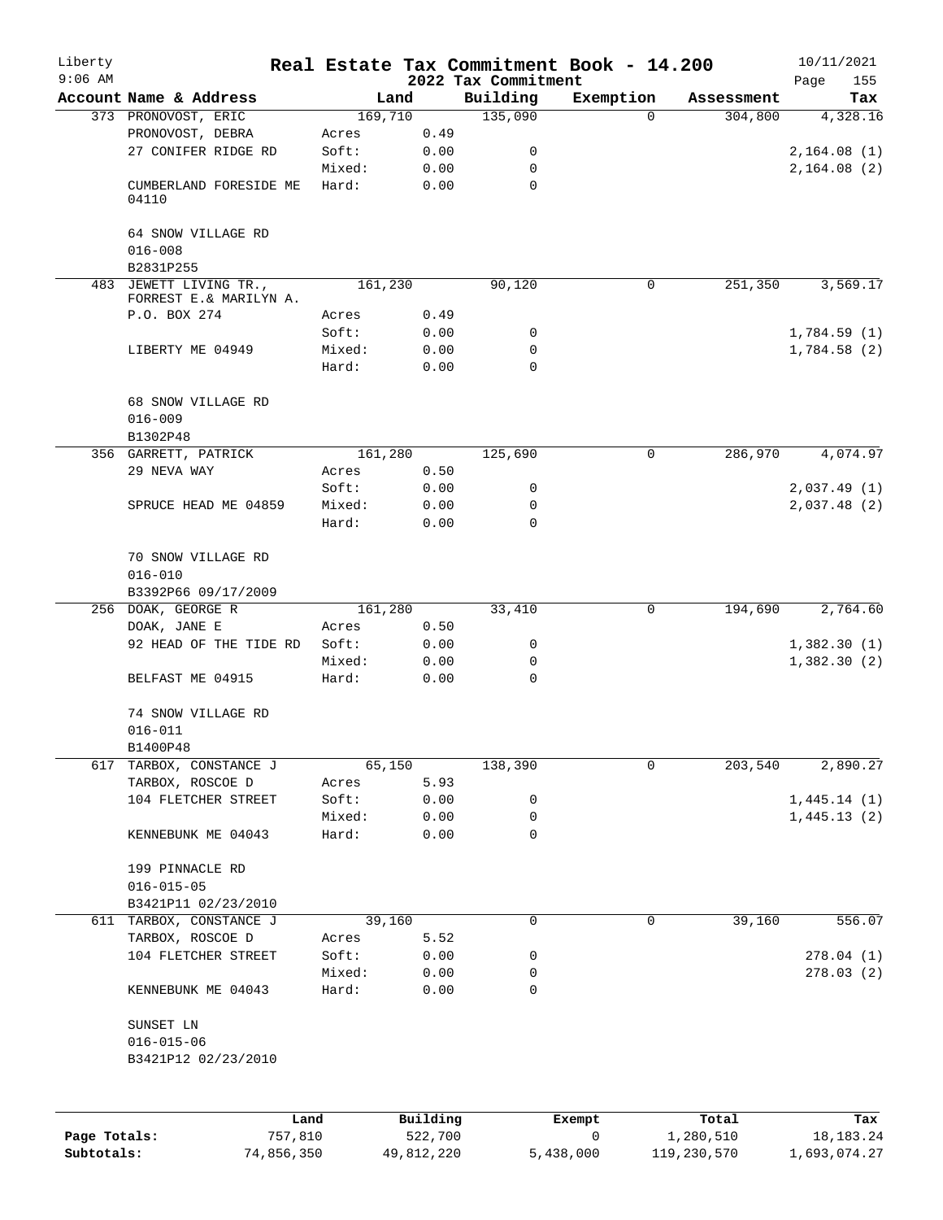# Real Estate Tax Commitment Book - 14.200

Liberty
9:06 AM

2022 Tax Commitment

10/11/2021

| Account | Name & Address | | Land | Building | Exemption | Assessment | Tax |
|---|---|---|---|---|---|---|---|
| 373 | PRONOVOST, ERIC | | 169,710 | 135,090 | 0 | 304,800 | 4,328.16 |
| | PRONOVOST, DEBRA | Acres | 0.49 | | | | |
| | 27 CONIFER RIDGE RD | Soft: | 0.00 | 0 | | | 2,164.08 (1) |
| | | Mixed: | 0.00 | 0 | | | 2,164.08 (2) |
| | CUMBERLAND FORESIDE ME 04110 | Hard: | 0.00 | 0 | | | |
| | 64 SNOW VILLAGE RD | | | | | | |
| | 016-008 | | | | | | |
| | B2831P255 | | | | | | |
| 483 | JEWETT LIVING TR., FORREST E.& MARILYN A. | | 161,230 | 90,120 | 0 | 251,350 | 3,569.17 |
| | P.O. BOX 274 | Acres | 0.49 | | | | |
| | | Soft: | 0.00 | 0 | | | 1,784.59 (1) |
| | LIBERTY ME 04949 | Mixed: | 0.00 | 0 | | | 1,784.58 (2) |
| | | Hard: | 0.00 | 0 | | | |
| | 68 SNOW VILLAGE RD | | | | | | |
| | 016-009 | | | | | | |
| | B1302P48 | | | | | | |
| 356 | GARRETT, PATRICK | | 161,280 | 125,690 | 0 | 286,970 | 4,074.97 |
| | 29 NEVA WAY | Acres | 0.50 | | | | |
| | | Soft: | 0.00 | 0 | | | 2,037.49 (1) |
| | SPRUCE HEAD ME 04859 | Mixed: | 0.00 | 0 | | | 2,037.48 (2) |
| | | Hard: | 0.00 | 0 | | | |
| | 70 SNOW VILLAGE RD | | | | | | |
| | 016-010 | | | | | | |
| | B3392P66 09/17/2009 | | | | | | |
| 256 | DOAK, GEORGE R | | 161,280 | 33,410 | 0 | 194,690 | 2,764.60 |
| | DOAK, JANE E | Acres | 0.50 | | | | |
| | 92 HEAD OF THE TIDE RD | Soft: | 0.00 | 0 | | | 1,382.30 (1) |
| | | Mixed: | 0.00 | 0 | | | 1,382.30 (2) |
| | BELFAST ME 04915 | Hard: | 0.00 | 0 | | | |
| | 74 SNOW VILLAGE RD | | | | | | |
| | 016-011 | | | | | | |
| | B1400P48 | | | | | | |
| 617 | TARBOX, CONSTANCE J | | 65,150 | 138,390 | 0 | 203,540 | 2,890.27 |
| | TARBOX, ROSCOE D | Acres | 5.93 | | | | |
| | 104 FLETCHER STREET | Soft: | 0.00 | 0 | | | 1,445.14 (1) |
| | | Mixed: | 0.00 | 0 | | | 1,445.13 (2) |
| | KENNEBUNK ME 04043 | Hard: | 0.00 | 0 | | | |
| | 199 PINNACLE RD | | | | | | |
| | 016-015-05 | | | | | | |
| | B3421P11 02/23/2010 | | | | | | |
| 611 | TARBOX, CONSTANCE J | | 39,160 | 0 | 0 | 39,160 | 556.07 |
| | TARBOX, ROSCOE D | Acres | 5.52 | | | | |
| | 104 FLETCHER STREET | Soft: | 0.00 | 0 | | | 278.04 (1) |
| | | Mixed: | 0.00 | 0 | | | 278.03 (2) |
| | KENNEBUNK ME 04043 | Hard: | 0.00 | 0 | | | |
| | SUNSET LN | | | | | | |
| | 016-015-06 | | | | | | |
| | B3421P12 02/23/2010 | | | | | | |

| | Land | Building | Exempt | Total | Tax |
|---|---|---|---|---|---|
| Page Totals: | 757,810 | 522,700 | 0 | 1,280,510 | 18,183.24 |
| Subtotals: | 74,856,350 | 49,812,220 | 5,438,000 | 119,230,570 | 1,693,074.27 |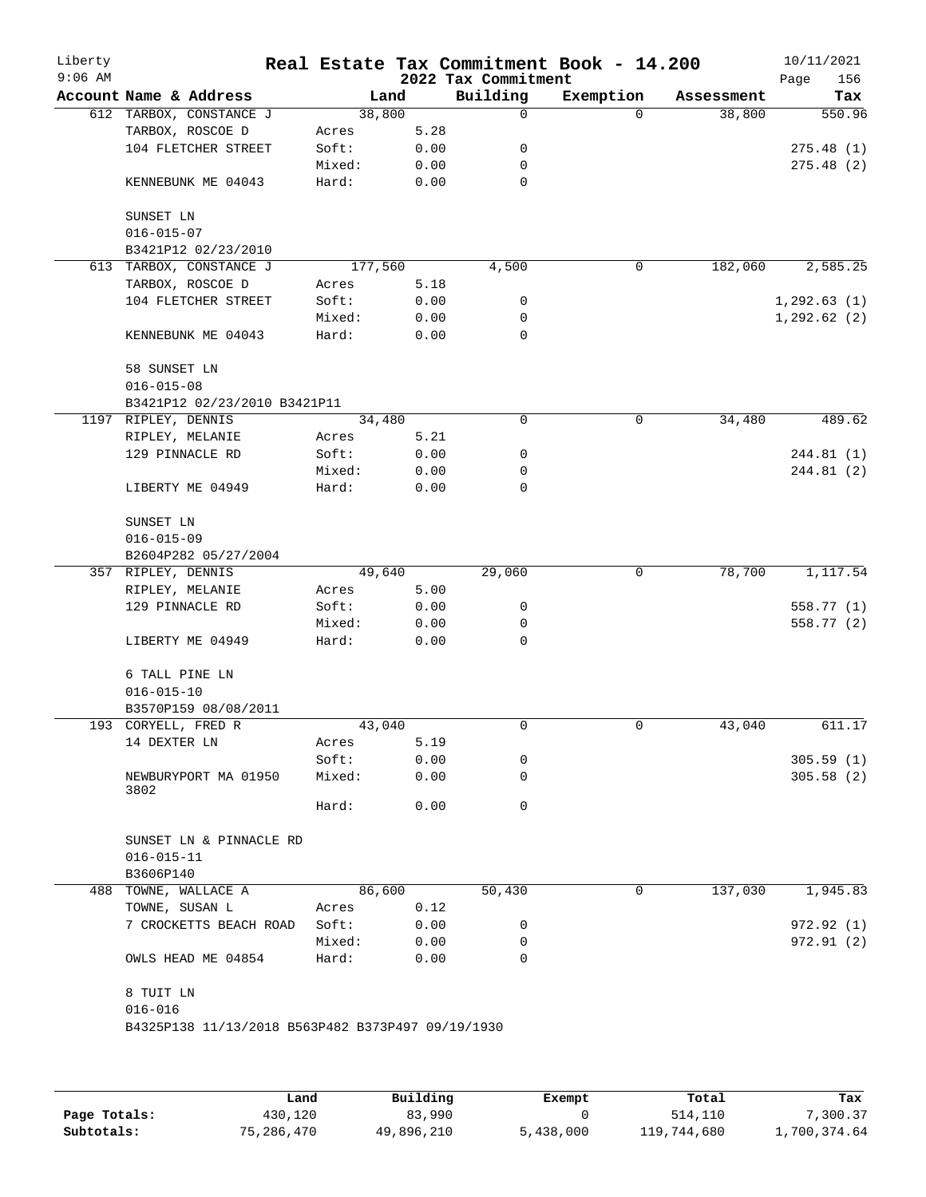# Real Estate Tax Commitment Book - 14.200

Liberty
9:06 AM

2022 Tax Commitment

10/11/2021

| Account | Name & Address | Land | | Building | Exemption | Assessment | Tax |
|---|---|---|---|---|---|---|---|
| 612 | TARBOX, CONSTANCE J | 38,800 | | 0 | 0 | 38,800 | 550.96 |
| | TARBOX, ROSCOE D | Acres | 5.28 | | | | |
| | 104 FLETCHER STREET | Soft: | 0.00 | 0 | | | 275.48 (1) |
| | | Mixed: | 0.00 | 0 | | | 275.48 (2) |
| | KENNEBUNK ME 04043 | Hard: | 0.00 | 0 | | | |
| | SUNSET LN | | | | | | |
| | 016-015-07 | | | | | | |
| | B3421P12 02/23/2010 | | | | | | |
| 613 | TARBOX, CONSTANCE J | 177,560 | | 4,500 | 0 | 182,060 | 2,585.25 |
| | TARBOX, ROSCOE D | Acres | 5.18 | | | | |
| | 104 FLETCHER STREET | Soft: | 0.00 | 0 | | | 1,292.63 (1) |
| | | Mixed: | 0.00 | 0 | | | 1,292.62 (2) |
| | KENNEBUNK ME 04043 | Hard: | 0.00 | 0 | | | |
| | 58 SUNSET LN | | | | | | |
| | 016-015-08 | | | | | | |
| | B3421P12 02/23/2010 B3421P11 | | | | | | |
| 1197 | RIPLEY, DENNIS | 34,480 | | 0 | 0 | 34,480 | 489.62 |
| | RIPLEY, MELANIE | Acres | 5.21 | | | | |
| | 129 PINNACLE RD | Soft: | 0.00 | 0 | | | 244.81 (1) |
| | | Mixed: | 0.00 | 0 | | | 244.81 (2) |
| | LIBERTY ME 04949 | Hard: | 0.00 | 0 | | | |
| | SUNSET LN | | | | | | |
| | 016-015-09 | | | | | | |
| | B2604P282 05/27/2004 | | | | | | |
| 357 | RIPLEY, DENNIS | 49,640 | | 29,060 | 0 | 78,700 | 1,117.54 |
| | RIPLEY, MELANIE | Acres | 5.00 | | | | |
| | 129 PINNACLE RD | Soft: | 0.00 | 0 | | | 558.77 (1) |
| | | Mixed: | 0.00 | 0 | | | 558.77 (2) |
| | LIBERTY ME 04949 | Hard: | 0.00 | 0 | | | |
| | 6 TALL PINE LN | | | | | | |
| | 016-015-10 | | | | | | |
| | B3570P159 08/08/2011 | | | | | | |
| 193 | CORYELL, FRED R | 43,040 | | 0 | 0 | 43,040 | 611.17 |
| | 14 DEXTER LN | Acres | 5.19 | | | | |
| | | Soft: | 0.00 | 0 | | | 305.59 (1) |
| | NEWBURYPORT MA 01950 3802 | Mixed: | 0.00 | 0 | | | 305.58 (2) |
| | | Hard: | 0.00 | 0 | | | |
| | SUNSET LN & PINNACLE RD | | | | | | |
| | 016-015-11 | | | | | | |
| | B3606P140 | | | | | | |
| 488 | TOWNE, WALLACE A | 86,600 | | 50,430 | 0 | 137,030 | 1,945.83 |
| | TOWNE, SUSAN L | Acres | 0.12 | | | | |
| | 7 CROCKETTS BEACH ROAD | Soft: | 0.00 | 0 | | | 972.92 (1) |
| | | Mixed: | 0.00 | 0 | | | 972.91 (2) |
| | OWLS HEAD ME 04854 | Hard: | 0.00 | 0 | | | |
| | 8 TUIT LN | | | | | | |
| | 016-016 | | | | | | |
| | B4325P138 11/13/2018 B563P482 B373P497 09/19/1930 | | | | | | |

| | Land | Building | Exempt | Total | Tax |
|---|---|---|---|---|---|
| Page Totals: | 430,120 | 83,990 | 0 | 514,110 | 7,300.37 |
| Subtotals: | 75,286,470 | 49,896,210 | 5,438,000 | 119,744,680 | 1,700,374.64 |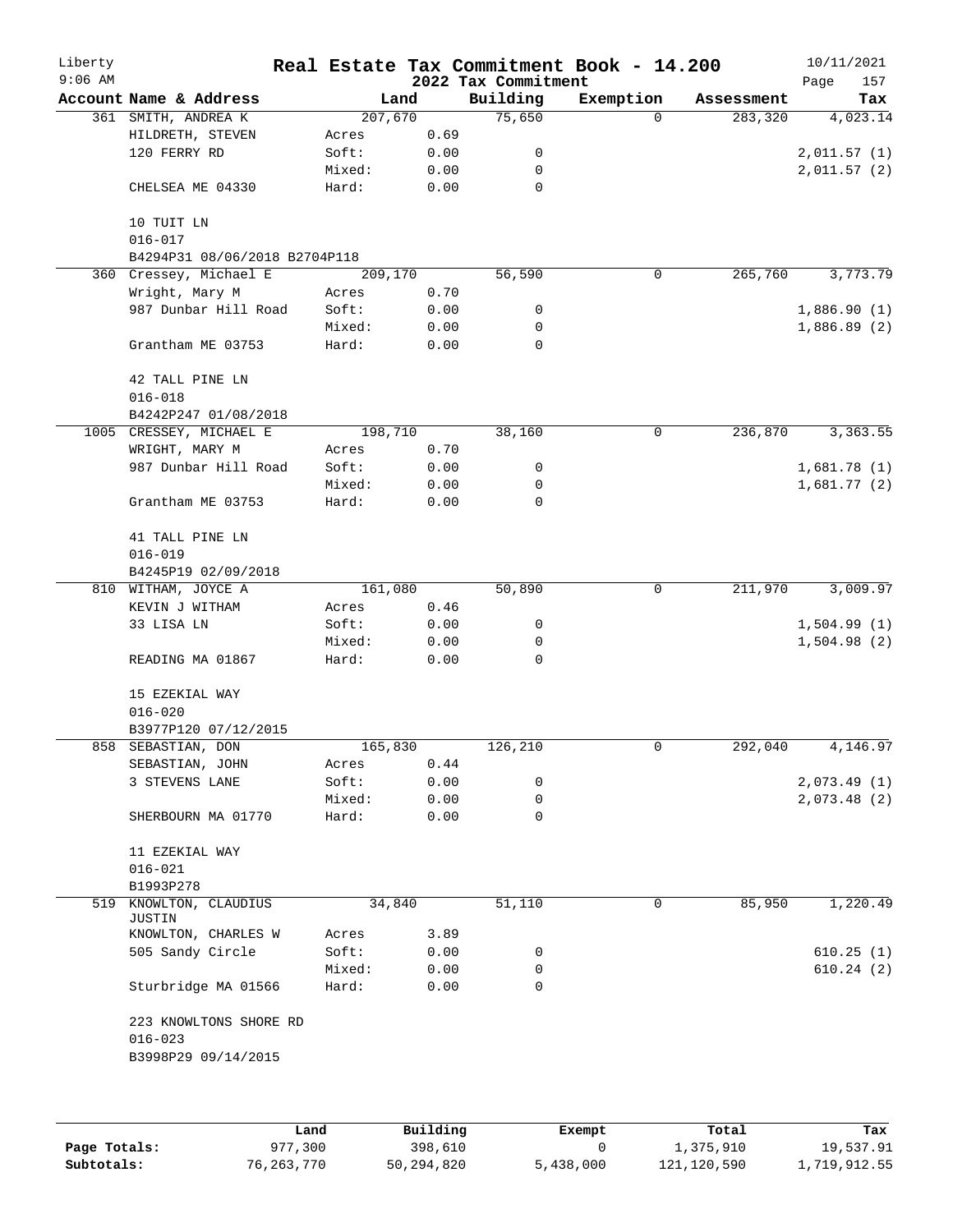# Real Estate Tax Commitment Book - 14.200

Liberty
9:06 AM

2022 Tax Commitment

10/11/2021

| Account | Name & Address | | Land | Building | Exemption | Assessment | Tax |
|---|---|---|---|---|---|---|---|
| 361 | SMITH, ANDREA K | | 207,670 | 75,650 | 0 | 283,320 | 4,023.14 |
| | HILDRETH, STEVEN | Acres | 0.69 | | | | |
| | 120 FERRY RD | Soft: | 0.00 | 0 | | | 2,011.57 (1) |
| | | Mixed: | 0.00 | 0 | | | 2,011.57 (2) |
| | CHELSEA ME 04330 | Hard: | 0.00 | 0 | | | |
| | 10 TUIT LN | | | | | | |
| | 016-017 | | | | | | |
| | B4294P31 08/06/2018 B2704P118 | | | | | | |
| 360 | Cressey, Michael E | | 209,170 | 56,590 | 0 | 265,760 | 3,773.79 |
| | Wright, Mary M | Acres | 0.70 | | | | |
| | 987 Dunbar Hill Road | Soft: | 0.00 | 0 | | | 1,886.90 (1) |
| | | Mixed: | 0.00 | 0 | | | 1,886.89 (2) |
| | Grantham ME 03753 | Hard: | 0.00 | 0 | | | |
| | 42 TALL PINE LN | | | | | | |
| | 016-018 | | | | | | |
| | B4242P247 01/08/2018 | | | | | | |
| 1005 | CRESSEY, MICHAEL E | | 198,710 | 38,160 | 0 | 236,870 | 3,363.55 |
| | WRIGHT, MARY M | Acres | 0.70 | | | | |
| | 987 Dunbar Hill Road | Soft: | 0.00 | 0 | | | 1,681.78 (1) |
| | | Mixed: | 0.00 | 0 | | | 1,681.77 (2) |
| | Grantham ME 03753 | Hard: | 0.00 | 0 | | | |
| | 41 TALL PINE LN | | | | | | |
| | 016-019 | | | | | | |
| | B4245P19 02/09/2018 | | | | | | |
| 810 | WITHAM, JOYCE A | | 161,080 | 50,890 | 0 | 211,970 | 3,009.97 |
| | KEVIN J WITHAM | Acres | 0.46 | | | | |
| | 33 LISA LN | Soft: | 0.00 | 0 | | | 1,504.99 (1) |
| | | Mixed: | 0.00 | 0 | | | 1,504.98 (2) |
| | READING MA 01867 | Hard: | 0.00 | 0 | | | |
| | 15 EZEKIAL WAY | | | | | | |
| | 016-020 | | | | | | |
| | B3977P120 07/12/2015 | | | | | | |
| 858 | SEBASTIAN, DON | | 165,830 | 126,210 | 0 | 292,040 | 4,146.97 |
| | SEBASTIAN, JOHN | Acres | 0.44 | | | | |
| | 3 STEVENS LANE | Soft: | 0.00 | 0 | | | 2,073.49 (1) |
| | | Mixed: | 0.00 | 0 | | | 2,073.48 (2) |
| | SHERBOURN MA 01770 | Hard: | 0.00 | 0 | | | |
| | 11 EZEKIAL WAY | | | | | | |
| | 016-021 | | | | | | |
| | B1993P278 | | | | | | |
| 519 | KNOWLTON, CLAUDIUS JUSTIN | | 34,840 | 51,110 | 0 | 85,950 | 1,220.49 |
| | KNOWLTON, CHARLES W | Acres | 3.89 | | | | |
| | 505 Sandy Circle | Soft: | 0.00 | 0 | | | 610.25 (1) |
| | | Mixed: | 0.00 | 0 | | | 610.24 (2) |
| | Sturbridge MA 01566 | Hard: | 0.00 | 0 | | | |
| | 223 KNOWLTONS SHORE RD | | | | | | |
| | 016-023 | | | | | | |
| | B3998P29 09/14/2015 | | | | | | |

| | Land | Building | Exempt | Total | Tax |
|---|---|---|---|---|---|
| Page Totals: | 977,300 | 398,610 | 0 | 1,375,910 | 19,537.91 |
| Subtotals: | 76,263,770 | 50,294,820 | 5,438,000 | 121,120,590 | 1,719,912.55 |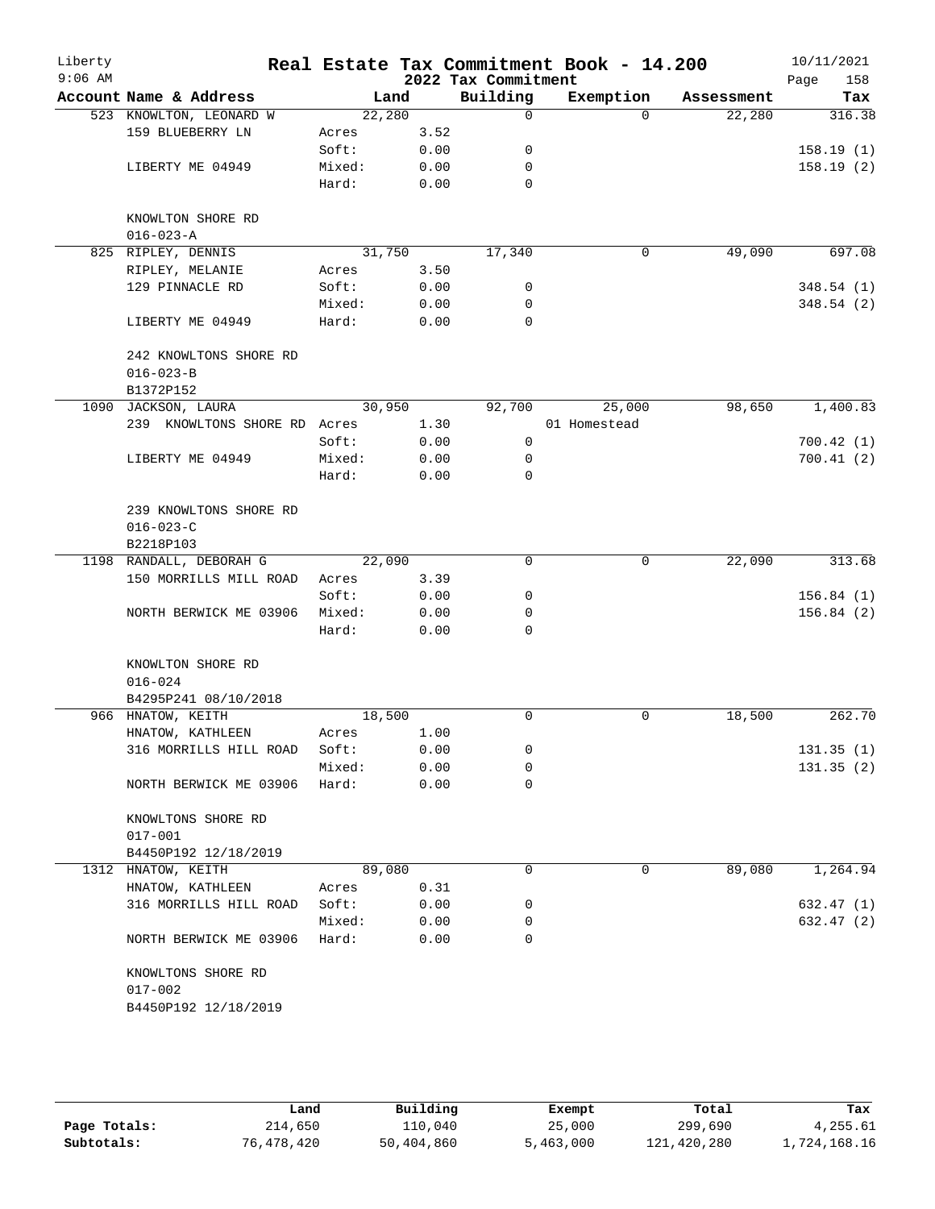# Real Estate Tax Commitment Book - 14.200

Liberty 9:06 AM — 2022 Tax Commitment — 10/11/2021

| Account Name & Address | Land | | Building | Exemption | Assessment | Tax |
|---|---|---|---|---|---|---|
| 523 KNOWLTON, LEONARD W | 22,280 | | 0 | 0 | 22,280 | 316.38 |
| 159 BLUEBERRY LN | Acres | 3.52 | | | | |
| | Soft: | 0.00 | 0 | | | 158.19 (1) |
| LIBERTY ME 04949 | Mixed: | 0.00 | 0 | | | 158.19 (2) |
| | Hard: | 0.00 | 0 | | | |
| KNOWLTON SHORE RD | | | | | | |
| 016-023-A | | | | | | |
| 825 RIPLEY, DENNIS | 31,750 | | 17,340 | 0 | 49,090 | 697.08 |
| RIPLEY, MELANIE | Acres | 3.50 | | | | |
| 129 PINNACLE RD | Soft: | 0.00 | 0 | | | 348.54 (1) |
| | Mixed: | 0.00 | 0 | | | 348.54 (2) |
| LIBERTY ME 04949 | Hard: | 0.00 | 0 | | | |
| 242 KNOWLTONS SHORE RD | | | | | | |
| 016-023-B | | | | | | |
| B1372P152 | | | | | | |
| 1090 JACKSON, LAURA | 30,950 | | 92,700 | 25,000 | 98,650 | 1,400.83 |
| 239 KNOWLTONS SHORE RD | Acres | 1.30 | | 01 Homestead | | |
| | Soft: | 0.00 | 0 | | | 700.42 (1) |
| LIBERTY ME 04949 | Mixed: | 0.00 | 0 | | | 700.41 (2) |
| | Hard: | 0.00 | 0 | | | |
| 239 KNOWLTONS SHORE RD | | | | | | |
| 016-023-C | | | | | | |
| B2218P103 | | | | | | |
| 1198 RANDALL, DEBORAH G | 22,090 | | 0 | 0 | 22,090 | 313.68 |
| 150 MORRILLS MILL ROAD | Acres | 3.39 | | | | |
| | Soft: | 0.00 | 0 | | | 156.84 (1) |
| NORTH BERWICK ME 03906 | Mixed: | 0.00 | 0 | | | 156.84 (2) |
| | Hard: | 0.00 | 0 | | | |
| KNOWLTON SHORE RD | | | | | | |
| 016-024 | | | | | | |
| B4295P241 08/10/2018 | | | | | | |
| 966 HNATOW, KEITH | 18,500 | | 0 | 0 | 18,500 | 262.70 |
| HNATOW, KATHLEEN | Acres | 1.00 | | | | |
| 316 MORRILLS HILL ROAD | Soft: | 0.00 | 0 | | | 131.35 (1) |
| | Mixed: | 0.00 | 0 | | | 131.35 (2) |
| NORTH BERWICK ME 03906 | Hard: | 0.00 | 0 | | | |
| KNOWLTONS SHORE RD | | | | | | |
| 017-001 | | | | | | |
| B4450P192 12/18/2019 | | | | | | |
| 1312 HNATOW, KEITH | 89,080 | | 0 | 0 | 89,080 | 1,264.94 |
| HNATOW, KATHLEEN | Acres | 0.31 | | | | |
| 316 MORRILLS HILL ROAD | Soft: | 0.00 | 0 | | | 632.47 (1) |
| | Mixed: | 0.00 | 0 | | | 632.47 (2) |
| NORTH BERWICK ME 03906 | Hard: | 0.00 | 0 | | | |
| KNOWLTONS SHORE RD | | | | | | |
| 017-002 | | | | | | |
| B4450P192 12/18/2019 | | | | | | |

| | Land | Building | Exempt | Total | Tax |
|---|---|---|---|---|---|
| Page Totals: | 214,650 | 110,040 | 25,000 | 299,690 | 4,255.61 |
| Subtotals: | 76,478,420 | 50,404,860 | 5,463,000 | 121,420,280 | 1,724,168.16 |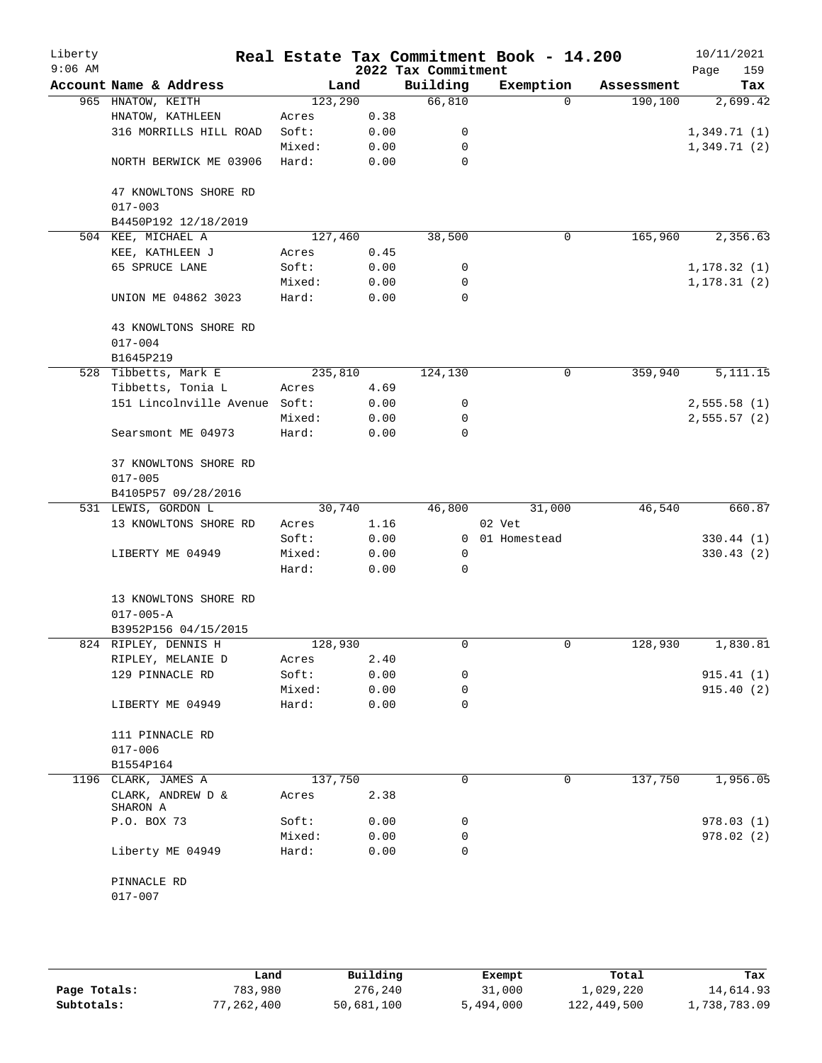# Real Estate Tax Commitment Book - 14.200

Liberty
9:06 AM

2022 Tax Commitment

10/11/2021

| Account Name & Address | Land | | Building | Exemption | Assessment | Tax |
|---|---|---|---|---|---|---|
| 965 HNATOW, KEITH | 123,290 | | 66,810 | 0 | 190,100 | 2,699.42 |
| HNATOW, KATHLEEN | Acres | 0.38 | | | | |
| 316 MORRILLS HILL ROAD | Soft: | 0.00 | 0 | | | 1,349.71 (1) |
| | Mixed: | 0.00 | 0 | | | 1,349.71 (2) |
| NORTH BERWICK ME 03906 | Hard: | 0.00 | 0 | | | |
| 47 KNOWLTONS SHORE RD | | | | | | |
| 017-003 | | | | | | |
| B4450P192 12/18/2019 | | | | | | |
| 504 KEE, MICHAEL A | 127,460 | | 38,500 | 0 | 165,960 | 2,356.63 |
| KEE, KATHLEEN J | Acres | 0.45 | | | | |
| 65 SPRUCE LANE | Soft: | 0.00 | 0 | | | 1,178.32 (1) |
| | Mixed: | 0.00 | 0 | | | 1,178.31 (2) |
| UNION ME 04862 3023 | Hard: | 0.00 | 0 | | | |
| 43 KNOWLTONS SHORE RD | | | | | | |
| 017-004 | | | | | | |
| B1645P219 | | | | | | |
| 528 Tibbetts, Mark E | 235,810 | | 124,130 | 0 | 359,940 | 5,111.15 |
| Tibbetts, Tonia L | Acres | 4.69 | | | | |
| 151 Lincolnville Avenue | Soft: | 0.00 | 0 | | | 2,555.58 (1) |
| | Mixed: | 0.00 | 0 | | | 2,555.57 (2) |
| Searsmont ME 04973 | Hard: | 0.00 | 0 | | | |
| 37 KNOWLTONS SHORE RD | | | | | | |
| 017-005 | | | | | | |
| B4105P57 09/28/2016 | | | | | | |
| 531 LEWIS, GORDON L | 30,740 | | 46,800 | 31,000 | 46,540 | 660.87 |
| 13 KNOWLTONS SHORE RD | Acres | 1.16 | | 02 Vet | | |
| | Soft: | 0.00 | 0 | 01 Homestead | | 330.44 (1) |
| LIBERTY ME 04949 | Mixed: | 0.00 | 0 | | | 330.43 (2) |
| | Hard: | 0.00 | 0 | | | |
| 13 KNOWLTONS SHORE RD | | | | | | |
| 017-005-A | | | | | | |
| B3952P156 04/15/2015 | | | | | | |
| 824 RIPLEY, DENNIS H | 128,930 | | 0 | 0 | 128,930 | 1,830.81 |
| RIPLEY, MELANIE D | Acres | 2.40 | | | | |
| 129 PINNACLE RD | Soft: | 0.00 | 0 | | | 915.41 (1) |
| | Mixed: | 0.00 | 0 | | | 915.40 (2) |
| LIBERTY ME 04949 | Hard: | 0.00 | 0 | | | |
| 111 PINNACLE RD | | | | | | |
| 017-006 | | | | | | |
| B1554P164 | | | | | | |
| 1196 CLARK, JAMES A | 137,750 | | 0 | 0 | 137,750 | 1,956.05 |
| CLARK, ANDREW D & SHARON A | Acres | 2.38 | | | | |
| P.O. BOX 73 | Soft: | 0.00 | 0 | | | 978.03 (1) |
| | Mixed: | 0.00 | 0 | | | 978.02 (2) |
| Liberty ME 04949 | Hard: | 0.00 | 0 | | | |
| PINNACLE RD | | | | | | |
| 017-007 | | | | | | |

| | Land | Building | Exempt | Total | Tax |
|---|---|---|---|---|---|
| Page Totals: | 783,980 | 276,240 | 31,000 | 1,029,220 | 14,614.93 |
| Subtotals: | 77,262,400 | 50,681,100 | 5,494,000 | 122,449,500 | 1,738,783.09 |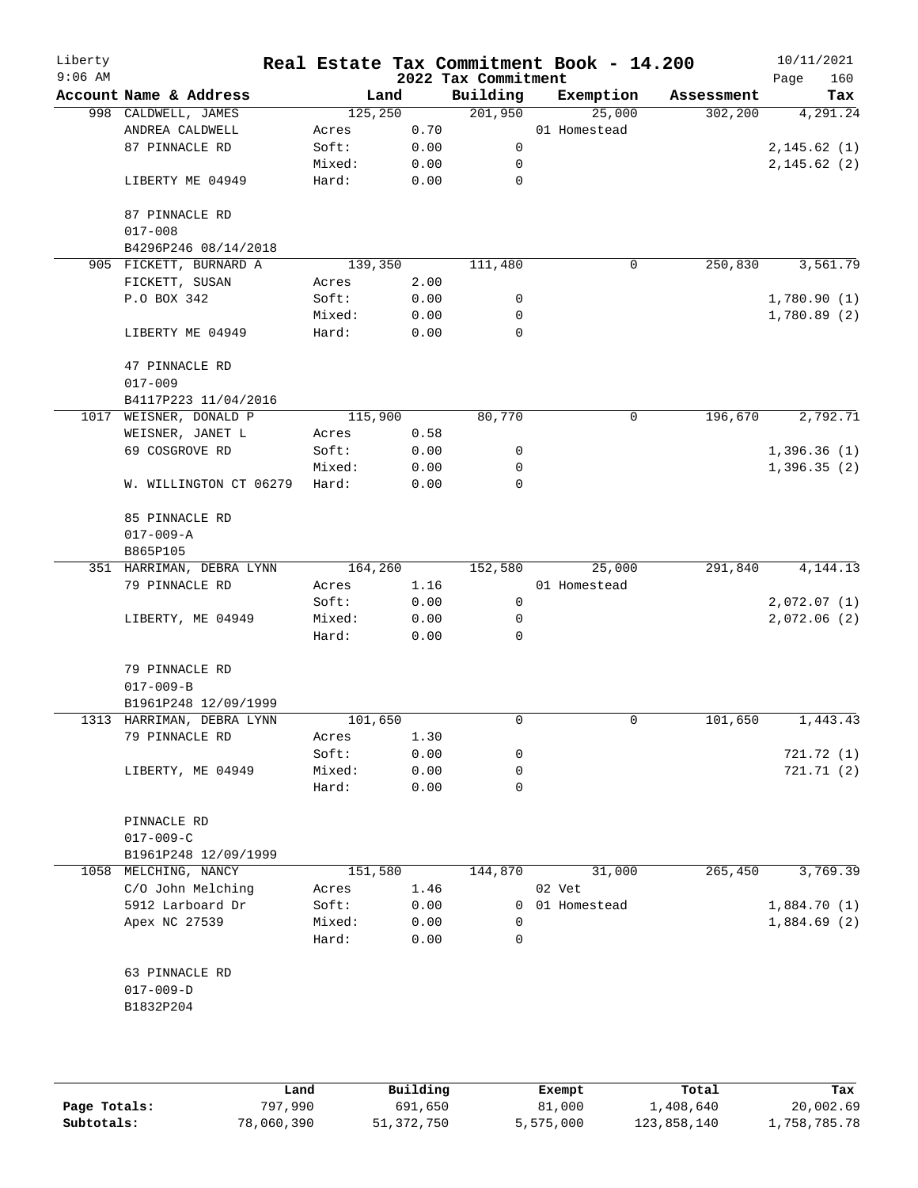# Real Estate Tax Commitment Book - 14.200

Liberty
9:06 AM

2022 Tax Commitment

10/11/2021

| Account Name & Address | Land | | Building | Exemption | Assessment | Tax |
|---|---|---|---|---|---|---|
| 998 CALDWELL, JAMES | 125,250 | | 201,950 | 25,000 | 302,200 | 4,291.24 |
| ANDREA CALDWELL | Acres | 0.70 | | 01 Homestead | | |
| 87 PINNACLE RD | Soft: | 0.00 | 0 | | | 2,145.62 (1) |
| | Mixed: | 0.00 | 0 | | | 2,145.62 (2) |
| LIBERTY ME 04949 | Hard: | 0.00 | 0 | | | |
| 87 PINNACLE RD | | | | | | |
| 017-008 | | | | | | |
| B4296P246 08/14/2018 | | | | | | |
| 905 FICKETT, BURNARD A | 139,350 | | 111,480 | 0 | 250,830 | 3,561.79 |
| FICKETT, SUSAN | Acres | 2.00 | | | | |
| P.O BOX 342 | Soft: | 0.00 | 0 | | | 1,780.90 (1) |
| | Mixed: | 0.00 | 0 | | | 1,780.89 (2) |
| LIBERTY ME 04949 | Hard: | 0.00 | 0 | | | |
| 47 PINNACLE RD | | | | | | |
| 017-009 | | | | | | |
| B4117P223 11/04/2016 | | | | | | |
| 1017 WEISNER, DONALD P | 115,900 | | 80,770 | 0 | 196,670 | 2,792.71 |
| WEISNER, JANET L | Acres | 0.58 | | | | |
| 69 COSGROVE RD | Soft: | 0.00 | 0 | | | 1,396.36 (1) |
| | Mixed: | 0.00 | 0 | | | 1,396.35 (2) |
| W. WILLINGTON CT 06279 | Hard: | 0.00 | 0 | | | |
| 85 PINNACLE RD | | | | | | |
| 017-009-A | | | | | | |
| B865P105 | | | | | | |
| 351 HARRIMAN, DEBRA LYNN | 164,260 | | 152,580 | 25,000 | 291,840 | 4,144.13 |
| 79 PINNACLE RD | Acres | 1.16 | | 01 Homestead | | |
| | Soft: | 0.00 | 0 | | | 2,072.07 (1) |
| LIBERTY, ME 04949 | Mixed: | 0.00 | 0 | | | 2,072.06 (2) |
| | Hard: | 0.00 | 0 | | | |
| 79 PINNACLE RD | | | | | | |
| 017-009-B | | | | | | |
| B1961P248 12/09/1999 | | | | | | |
| 1313 HARRIMAN, DEBRA LYNN | 101,650 | | 0 | 0 | 101,650 | 1,443.43 |
| 79 PINNACLE RD | Acres | 1.30 | | | | |
| | Soft: | 0.00 | 0 | | | 721.72 (1) |
| LIBERTY, ME 04949 | Mixed: | 0.00 | 0 | | | 721.71 (2) |
| | Hard: | 0.00 | 0 | | | |
| PINNACLE RD | | | | | | |
| 017-009-C | | | | | | |
| B1961P248 12/09/1999 | | | | | | |
| 1058 MELCHING, NANCY | 151,580 | | 144,870 | 31,000 | 265,450 | 3,769.39 |
| C/O John Melching | Acres | 1.46 | | 02 Vet | | |
| 5912 Larboard Dr | Soft: | 0.00 | 0 | 01 Homestead | | 1,884.70 (1) |
| Apex NC 27539 | Mixed: | 0.00 | 0 | | | 1,884.69 (2) |
| | Hard: | 0.00 | 0 | | | |
| 63 PINNACLE RD | | | | | | |
| 017-009-D | | | | | | |
| B1832P204 | | | | | | |

| | Land | Building | Exempt | Total | Tax |
|---|---|---|---|---|---|
| Page Totals: | 797,990 | 691,650 | 81,000 | 1,408,640 | 20,002.69 |
| Subtotals: | 78,060,390 | 51,372,750 | 5,575,000 | 123,858,140 | 1,758,785.78 |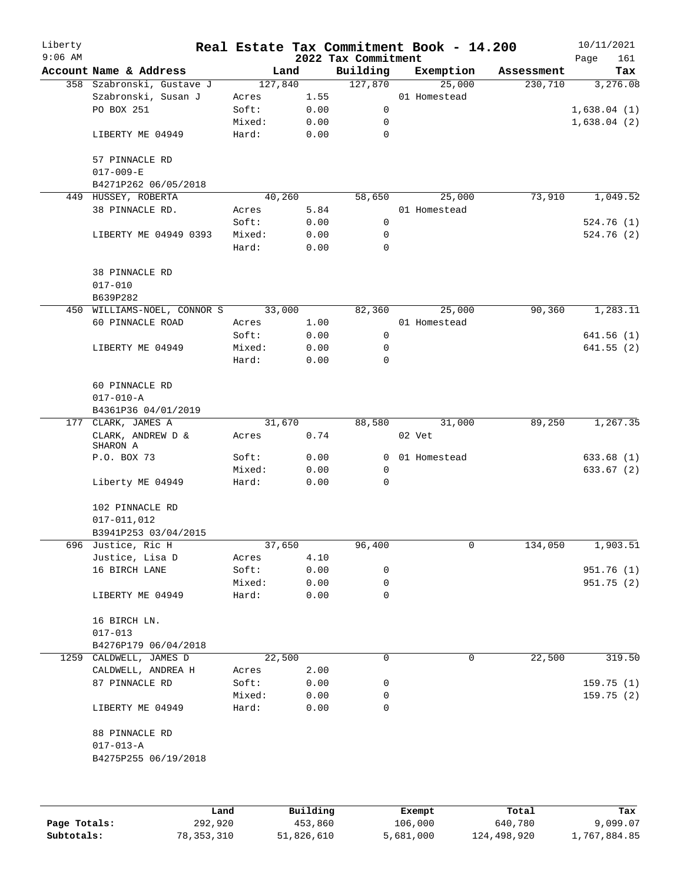Liberty 9:06 AM

# Real Estate Tax Commitment Book - 14.200

## 2022 Tax Commitment

10/11/2021

| Account Name & Address | Land | | Building | Exemption | Assessment | Tax |
|---|---|---|---|---|---|---|
| 358 Szabronski, Gustave J | 127,840 | | 127,870 | 25,000 | 230,710 | 3,276.08 |
| Szabronski, Susan J | Acres | 1.55 | | 01 Homestead | | |
| PO BOX 251 | Soft: | 0.00 | 0 | | | 1,638.04 (1) |
| | Mixed: | 0.00 | 0 | | | 1,638.04 (2) |
| LIBERTY ME 04949 | Hard: | 0.00 | 0 | | | |
| 57 PINNACLE RD | | | | | | |
| 017-009-E | | | | | | |
| B4271P262 06/05/2018 | | | | | | |
| 449 HUSSEY, ROBERTA | 40,260 | | 58,650 | 25,000 | 73,910 | 1,049.52 |
| 38 PINNACLE RD. | Acres | 5.84 | | 01 Homestead | | |
| | Soft: | 0.00 | 0 | | | 524.76 (1) |
| LIBERTY ME 04949 0393 | Mixed: | 0.00 | 0 | | | 524.76 (2) |
| | Hard: | 0.00 | 0 | | | |
| 38 PINNACLE RD | | | | | | |
| 017-010 | | | | | | |
| B639P282 | | | | | | |
| 450 WILLIAMS-NOEL, CONNOR S | 33,000 | | 82,360 | 25,000 | 90,360 | 1,283.11 |
| 60 PINNACLE ROAD | Acres | 1.00 | | 01 Homestead | | |
| | Soft: | 0.00 | 0 | | | 641.56 (1) |
| LIBERTY ME 04949 | Mixed: | 0.00 | 0 | | | 641.55 (2) |
| | Hard: | 0.00 | 0 | | | |
| 60 PINNACLE RD | | | | | | |
| 017-010-A | | | | | | |
| B4361P36 04/01/2019 | | | | | | |
| 177 CLARK, JAMES A | 31,670 | | 88,580 | 31,000 | 89,250 | 1,267.35 |
| CLARK, ANDREW D & SHARON A | Acres | 0.74 | | 02 Vet | | |
| P.O. BOX 73 | Soft: | 0.00 | 0 | 01 Homestead | | 633.68 (1) |
| | Mixed: | 0.00 | 0 | | | 633.67 (2) |
| Liberty ME 04949 | Hard: | 0.00 | 0 | | | |
| 102 PINNACLE RD | | | | | | |
| 017-011,012 | | | | | | |
| B3941P253 03/04/2015 | | | | | | |
| 696 Justice, Ric H | 37,650 | | 96,400 | 0 | 134,050 | 1,903.51 |
| Justice, Lisa D | Acres | 4.10 | | | | |
| 16 BIRCH LANE | Soft: | 0.00 | 0 | | | 951.76 (1) |
| | Mixed: | 0.00 | 0 | | | 951.75 (2) |
| LIBERTY ME 04949 | Hard: | 0.00 | 0 | | | |
| 16 BIRCH LN. | | | | | | |
| 017-013 | | | | | | |
| B4276P179 06/04/2018 | | | | | | |
| 1259 CALDWELL, JAMES D | 22,500 | | 0 | 0 | 22,500 | 319.50 |
| CALDWELL, ANDREA H | Acres | 2.00 | | | | |
| 87 PINNACLE RD | Soft: | 0.00 | 0 | | | 159.75 (1) |
| | Mixed: | 0.00 | 0 | | | 159.75 (2) |
| LIBERTY ME 04949 | Hard: | 0.00 | 0 | | | |
| 88 PINNACLE RD | | | | | | |
| 017-013-A | | | | | | |
| B4275P255 06/19/2018 | | | | | | |

| | Land | Building | Exempt | Total | Tax |
|---|---|---|---|---|---|
| Page Totals: | 292,920 | 453,860 | 106,000 | 640,780 | 9,099.07 |
| Subtotals: | 78,353,310 | 51,826,610 | 5,681,000 | 124,498,920 | 1,767,884.85 |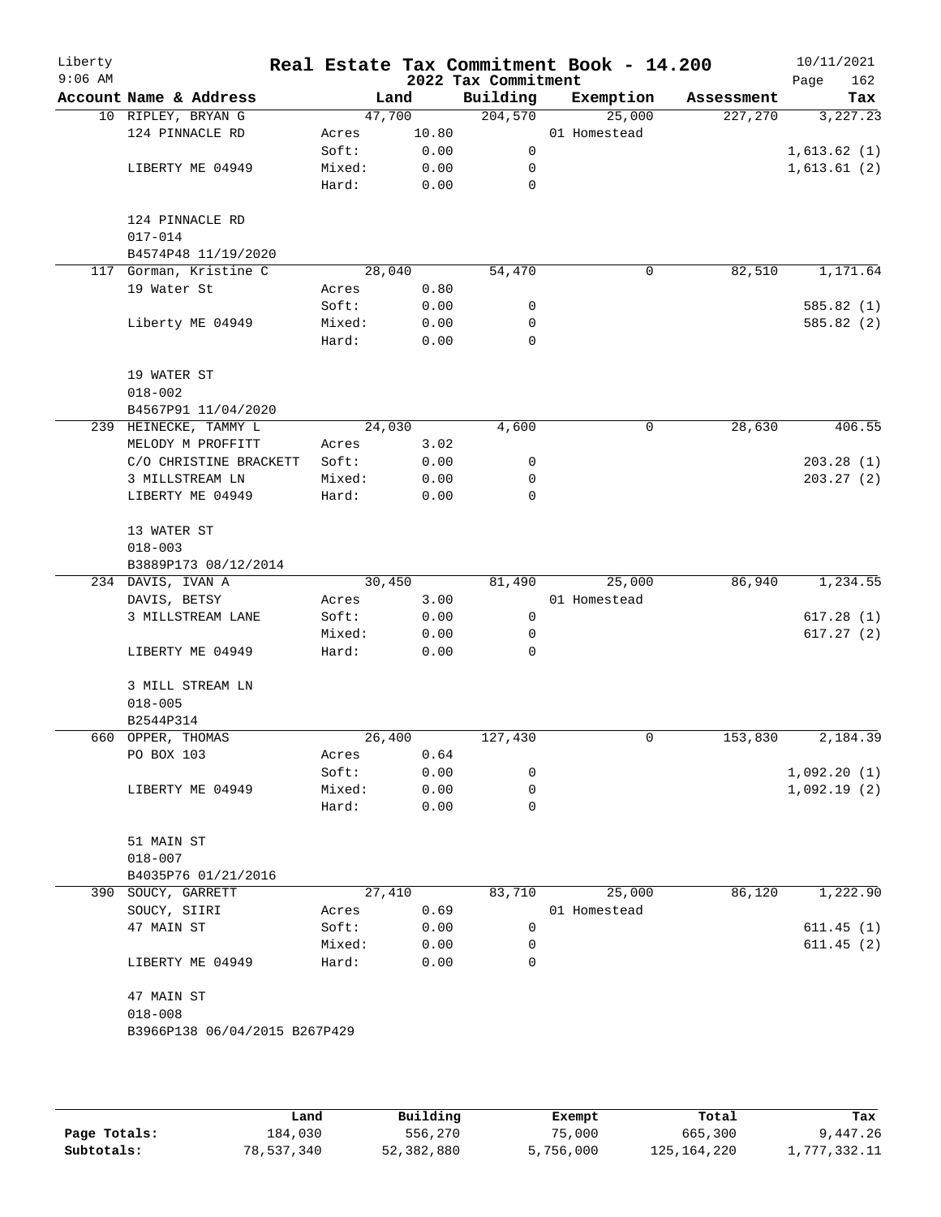# Real Estate Tax Commitment Book - 14.200

Liberty
9:06 AM

2022 Tax Commitment

10/11/2021

| Account Name & Address | | Land | Building | Exemption | Assessment | Tax |
|---|---|---|---|---|---|---|
| 10 RIPLEY, BRYAN G | | 47,700 | 204,570 | 25,000 | 227,270 | 3,227.23 |
| 124 PINNACLE RD | Acres | 10.80 | | 01 Homestead | | |
| | Soft: | 0.00 | 0 | | | 1,613.62 (1) |
| LIBERTY ME 04949 | Mixed: | 0.00 | 0 | | | 1,613.61 (2) |
| | Hard: | 0.00 | 0 | | | |
| 124 PINNACLE RD | | | | | | |
| 017-014 | | | | | | |
| B4574P48 11/19/2020 | | | | | | |
| 117 Gorman, Kristine C | | 28,040 | 54,470 | 0 | 82,510 | 1,171.64 |
| 19 Water St | Acres | 0.80 | | | | |
| | Soft: | 0.00 | 0 | | | 585.82 (1) |
| Liberty ME 04949 | Mixed: | 0.00 | 0 | | | 585.82 (2) |
| | Hard: | 0.00 | 0 | | | |
| 19 WATER ST | | | | | | |
| 018-002 | | | | | | |
| B4567P91 11/04/2020 | | | | | | |
| 239 HEINECKE, TAMMY L | | 24,030 | 4,600 | 0 | 28,630 | 406.55 |
| MELODY M PROFFITT | Acres | 3.02 | | | | |
| C/O CHRISTINE BRACKETT | Soft: | 0.00 | 0 | | | 203.28 (1) |
| 3 MILLSTREAM LN | Mixed: | 0.00 | 0 | | | 203.27 (2) |
| LIBERTY ME 04949 | Hard: | 0.00 | 0 | | | |
| 13 WATER ST | | | | | | |
| 018-003 | | | | | | |
| B3889P173 08/12/2014 | | | | | | |
| 234 DAVIS, IVAN A | | 30,450 | 81,490 | 25,000 | 86,940 | 1,234.55 |
| DAVIS, BETSY | Acres | 3.00 | | 01 Homestead | | |
| 3 MILLSTREAM LANE | Soft: | 0.00 | 0 | | | 617.28 (1) |
| | Mixed: | 0.00 | 0 | | | 617.27 (2) |
| LIBERTY ME 04949 | Hard: | 0.00 | 0 | | | |
| 3 MILL STREAM LN | | | | | | |
| 018-005 | | | | | | |
| B2544P314 | | | | | | |
| 660 OPPER, THOMAS | | 26,400 | 127,430 | 0 | 153,830 | 2,184.39 |
| PO BOX 103 | Acres | 0.64 | | | | |
| | Soft: | 0.00 | 0 | | | 1,092.20 (1) |
| LIBERTY ME 04949 | Mixed: | 0.00 | 0 | | | 1,092.19 (2) |
| | Hard: | 0.00 | 0 | | | |
| 51 MAIN ST | | | | | | |
| 018-007 | | | | | | |
| B4035P76 01/21/2016 | | | | | | |
| 390 SOUCY, GARRETT | | 27,410 | 83,710 | 25,000 | 86,120 | 1,222.90 |
| SOUCY, SIIRI | Acres | 0.69 | | 01 Homestead | | |
| 47 MAIN ST | Soft: | 0.00 | 0 | | | 611.45 (1) |
| | Mixed: | 0.00 | 0 | | | 611.45 (2) |
| LIBERTY ME 04949 | Hard: | 0.00 | 0 | | | |
| 47 MAIN ST | | | | | | |
| 018-008 | | | | | | |
| B3966P138 06/04/2015 B267P429 | | | | | | |

| | Land | Building | Exempt | Total | Tax |
|---|---|---|---|---|---|
| Page Totals: | 184,030 | 556,270 | 75,000 | 665,300 | 9,447.26 |
| Subtotals: | 78,537,340 | 52,382,880 | 5,756,000 | 125,164,220 | 1,777,332.11 |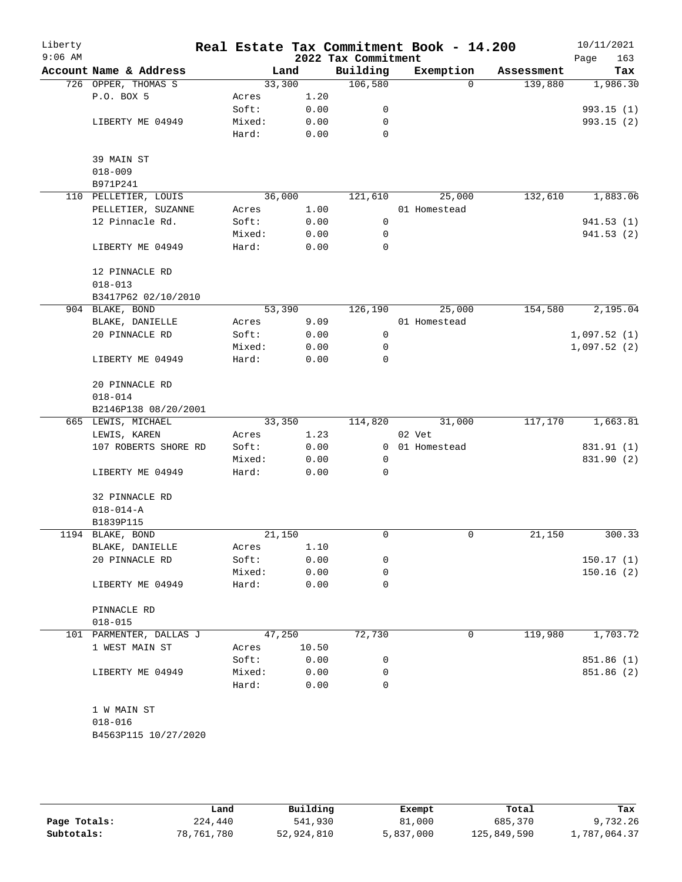# Real Estate Tax Commitment Book - 14.200

## 2022 Tax Commitment

Liberty, 9:06 AM, 10/11/2021

| Account Name & Address | Land | | Building | Exemption | Assessment | Tax |
|---|---|---|---|---|---|---|
| 726 OPPER, THOMAS S | 33,300 | | 106,580 | 0 | 139,880 | 1,986.30 |
| P.O. BOX 5 | Acres | 1.20 | | | | |
| | Soft: | 0.00 | 0 | | | 993.15 (1) |
| LIBERTY ME 04949 | Mixed: | 0.00 | 0 | | | 993.15 (2) |
| | Hard: | 0.00 | 0 | | | |
| 39 MAIN ST | | | | | | |
| 018-009 | | | | | | |
| B971P241 | | | | | | |
| 110 PELLETIER, LOUIS | 36,000 | | 121,610 | 25,000 | 132,610 | 1,883.06 |
| PELLETIER, SUZANNE | Acres | 1.00 | | 01 Homestead | | |
| 12 Pinnacle Rd. | Soft: | 0.00 | 0 | | | 941.53 (1) |
| | Mixed: | 0.00 | 0 | | | 941.53 (2) |
| LIBERTY ME 04949 | Hard: | 0.00 | 0 | | | |
| 12 PINNACLE RD | | | | | | |
| 018-013 | | | | | | |
| B3417P62 02/10/2010 | | | | | | |
| 904 BLAKE, BOND | 53,390 | | 126,190 | 25,000 | 154,580 | 2,195.04 |
| BLAKE, DANIELLE | Acres | 9.09 | | 01 Homestead | | |
| 20 PINNACLE RD | Soft: | 0.00 | 0 | | | 1,097.52 (1) |
| | Mixed: | 0.00 | 0 | | | 1,097.52 (2) |
| LIBERTY ME 04949 | Hard: | 0.00 | 0 | | | |
| 20 PINNACLE RD | | | | | | |
| 018-014 | | | | | | |
| B2146P138 08/20/2001 | | | | | | |
| 665 LEWIS, MICHAEL | 33,350 | | 114,820 | 31,000 | 117,170 | 1,663.81 |
| LEWIS, KAREN | Acres | 1.23 | | 02 Vet | | |
| 107 ROBERTS SHORE RD | Soft: | 0.00 | 0 | 01 Homestead | | 831.91 (1) |
| | Mixed: | 0.00 | 0 | | | 831.90 (2) |
| LIBERTY ME 04949 | Hard: | 0.00 | 0 | | | |
| 32 PINNACLE RD | | | | | | |
| 018-014-A | | | | | | |
| B1839P115 | | | | | | |
| 1194 BLAKE, BOND | 21,150 | | 0 | 0 | 21,150 | 300.33 |
| BLAKE, DANIELLE | Acres | 1.10 | | | | |
| 20 PINNACLE RD | Soft: | 0.00 | 0 | | | 150.17 (1) |
| | Mixed: | 0.00 | 0 | | | 150.16 (2) |
| LIBERTY ME 04949 | Hard: | 0.00 | 0 | | | |
| PINNACLE RD | | | | | | |
| 018-015 | | | | | | |
| 101 PARMENTER, DALLAS J | 47,250 | | 72,730 | 0 | 119,980 | 1,703.72 |
| 1 WEST MAIN ST | Acres | 10.50 | | | | |
| | Soft: | 0.00 | 0 | | | 851.86 (1) |
| LIBERTY ME 04949 | Mixed: | 0.00 | 0 | | | 851.86 (2) |
| | Hard: | 0.00 | 0 | | | |
| 1 W MAIN ST | | | | | | |
| 018-016 | | | | | | |
| B4563P115 10/27/2020 | | | | | | |

| | Land | Building | Exempt | Total | Tax |
|---|---|---|---|---|---|
| Page Totals: | 224,440 | 541,930 | 81,000 | 685,370 | 9,732.26 |
| Subtotals: | 78,761,780 | 52,924,810 | 5,837,000 | 125,849,590 | 1,787,064.37 |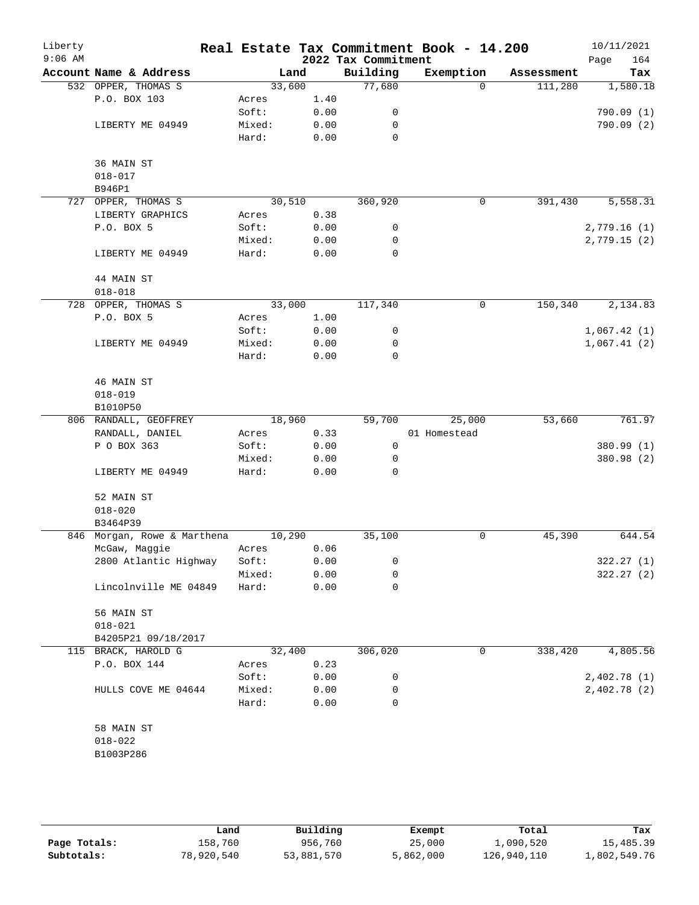# Real Estate Tax Commitment Book - 14.200

Liberty
9:06 AM

2022 Tax Commitment

10/11/2021

| Account Name & Address | | Land | Building | Exemption | Assessment | Tax |
|---|---|---|---|---|---|---|
| 532 OPPER, THOMAS S | | 33,600 | 77,680 | 0 | 111,280 | 1,580.18 |
| P.O. BOX 103 | Acres | 1.40 | | | | |
| | Soft: | 0.00 | 0 | | | 790.09 (1) |
| LIBERTY ME 04949 | Mixed: | 0.00 | 0 | | | 790.09 (2) |
| | Hard: | 0.00 | 0 | | | |
| 36 MAIN ST | | | | | | |
| 018-017 | | | | | | |
| B946P1 | | | | | | |
| 727 OPPER, THOMAS S | | 30,510 | 360,920 | 0 | 391,430 | 5,558.31 |
| LIBERTY GRAPHICS | Acres | 0.38 | | | | |
| P.O. BOX 5 | Soft: | 0.00 | 0 | | | 2,779.16 (1) |
| | Mixed: | 0.00 | 0 | | | 2,779.15 (2) |
| LIBERTY ME 04949 | Hard: | 0.00 | 0 | | | |
| 44 MAIN ST | | | | | | |
| 018-018 | | | | | | |
| 728 OPPER, THOMAS S | | 33,000 | 117,340 | 0 | 150,340 | 2,134.83 |
| P.O. BOX 5 | Acres | 1.00 | | | | |
| | Soft: | 0.00 | 0 | | | 1,067.42 (1) |
| LIBERTY ME 04949 | Mixed: | 0.00 | 0 | | | 1,067.41 (2) |
| | Hard: | 0.00 | 0 | | | |
| 46 MAIN ST | | | | | | |
| 018-019 | | | | | | |
| B1010P50 | | | | | | |
| 806 RANDALL, GEOFFREY | | 18,960 | 59,700 | 25,000 | 53,660 | 761.97 |
| RANDALL, DANIEL | Acres | 0.33 | | 01 Homestead | | |
| P O BOX 363 | Soft: | 0.00 | 0 | | | 380.99 (1) |
| | Mixed: | 0.00 | 0 | | | 380.98 (2) |
| LIBERTY ME 04949 | Hard: | 0.00 | 0 | | | |
| 52 MAIN ST | | | | | | |
| 018-020 | | | | | | |
| B3464P39 | | | | | | |
| 846 Morgan, Rowe & Marthena | | 10,290 | 35,100 | 0 | 45,390 | 644.54 |
| McGaw, Maggie | Acres | 0.06 | | | | |
| 2800 Atlantic Highway | Soft: | 0.00 | 0 | | | 322.27 (1) |
| | Mixed: | 0.00 | 0 | | | 322.27 (2) |
| Lincolnville ME 04849 | Hard: | 0.00 | 0 | | | |
| 56 MAIN ST | | | | | | |
| 018-021 | | | | | | |
| B4205P21 09/18/2017 | | | | | | |
| 115 BRACK, HAROLD G | | 32,400 | 306,020 | 0 | 338,420 | 4,805.56 |
| P.O. BOX 144 | Acres | 0.23 | | | | |
| | Soft: | 0.00 | 0 | | | 2,402.78 (1) |
| HULLS COVE ME 04644 | Mixed: | 0.00 | 0 | | | 2,402.78 (2) |
| | Hard: | 0.00 | 0 | | | |
| 58 MAIN ST | | | | | | |
| 018-022 | | | | | | |
| B1003P286 | | | | | | |

| | Land | Building | Exempt | Total | Tax |
|---|---|---|---|---|---|
| Page Totals: | 158,760 | 956,760 | 25,000 | 1,090,520 | 15,485.39 |
| Subtotals: | 78,920,540 | 53,881,570 | 5,862,000 | 126,940,110 | 1,802,549.76 |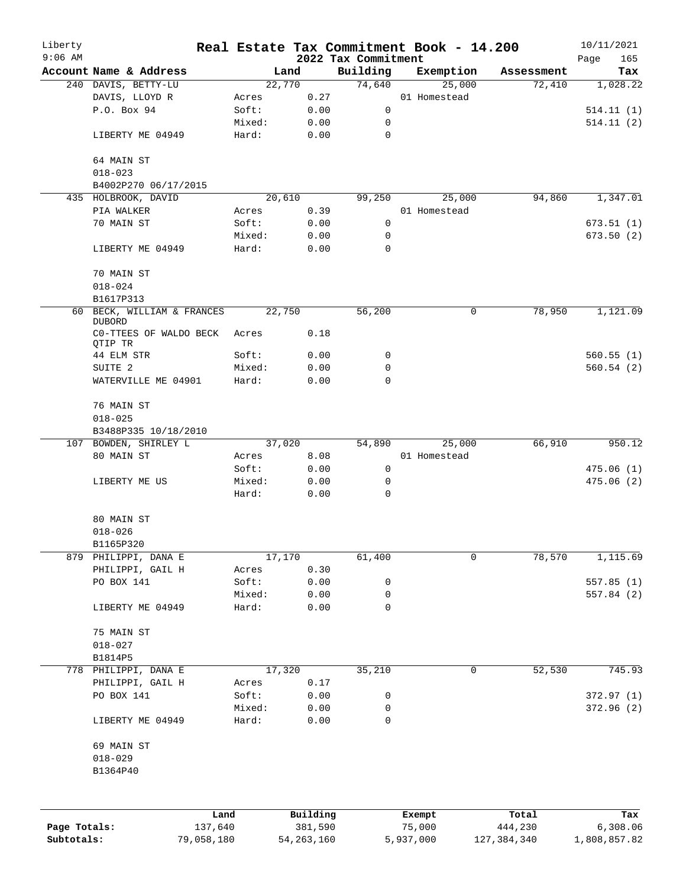Liberty
9:06 AM

# Real Estate Tax Commitment Book - 14.200

2022 Tax Commitment

10/11/2021

| Account | Name & Address | Land | | Building | Exemption | Assessment | Tax |
|---|---|---|---|---|---|---|---|
| 240 | DAVIS, BETTY-LU | 22,770 | | 74,640 | 25,000 | 72,410 | 1,028.22 |
| | DAVIS, LLOYD R | Acres | 0.27 | | 01 Homestead | | |
| | P.O. Box 94 | Soft: | 0.00 | 0 | | | 514.11 (1) |
| | | Mixed: | 0.00 | 0 | | | 514.11 (2) |
| | LIBERTY ME 04949 | Hard: | 0.00 | 0 | | | |
| | 64 MAIN ST | | | | | | |
| | 018-023 | | | | | | |
| | B4002P270 06/17/2015 | | | | | | |
| 435 | HOLBROOK, DAVID | 20,610 | | 99,250 | 25,000 | 94,860 | 1,347.01 |
| | PIA WALKER | Acres | 0.39 | | 01 Homestead | | |
| | 70 MAIN ST | Soft: | 0.00 | 0 | | | 673.51 (1) |
| | | Mixed: | 0.00 | 0 | | | 673.50 (2) |
| | LIBERTY ME 04949 | Hard: | 0.00 | 0 | | | |
| | 70 MAIN ST | | | | | | |
| | 018-024 | | | | | | |
| | B1617P313 | | | | | | |
| 60 | BECK, WILLIAM & FRANCES DUBORD | 22,750 | | 56,200 | 0 | 78,950 | 1,121.09 |
| | C0-TTEES OF WALDO BECK QTIP TR | Acres | 0.18 | | | | |
| | 44 ELM STR | Soft: | 0.00 | 0 | | | 560.55 (1) |
| | SUITE 2 | Mixed: | 0.00 | 0 | | | 560.54 (2) |
| | WATERVILLE ME 04901 | Hard: | 0.00 | 0 | | | |
| | 76 MAIN ST | | | | | | |
| | 018-025 | | | | | | |
| | B3488P335 10/18/2010 | | | | | | |
| 107 | BOWDEN, SHIRLEY L | 37,020 | | 54,890 | 25,000 | 66,910 | 950.12 |
| | 80 MAIN ST | Acres | 8.08 | | 01 Homestead | | |
| | | Soft: | 0.00 | 0 | | | 475.06 (1) |
| | LIBERTY ME US | Mixed: | 0.00 | 0 | | | 475.06 (2) |
| | | Hard: | 0.00 | 0 | | | |
| | 80 MAIN ST | | | | | | |
| | 018-026 | | | | | | |
| | B1165P320 | | | | | | |
| 879 | PHILIPPI, DANA E | 17,170 | | 61,400 | 0 | 78,570 | 1,115.69 |
| | PHILIPPI, GAIL H | Acres | 0.30 | | | | |
| | PO BOX 141 | Soft: | 0.00 | 0 | | | 557.85 (1) |
| | | Mixed: | 0.00 | 0 | | | 557.84 (2) |
| | LIBERTY ME 04949 | Hard: | 0.00 | 0 | | | |
| | 75 MAIN ST | | | | | | |
| | 018-027 | | | | | | |
| | B1814P5 | | | | | | |
| 778 | PHILIPPI, DANA E | 17,320 | | 35,210 | 0 | 52,530 | 745.93 |
| | PHILIPPI, GAIL H | Acres | 0.17 | | | | |
| | PO BOX 141 | Soft: | 0.00 | 0 | | | 372.97 (1) |
| | | Mixed: | 0.00 | 0 | | | 372.96 (2) |
| | LIBERTY ME 04949 | Hard: | 0.00 | 0 | | | |
| | 69 MAIN ST | | | | | | |
| | 018-029 | | | | | | |
| | B1364P40 | | | | | | |

| | Land | Building | Exempt | Total | Tax |
|---|---|---|---|---|---|
| Page Totals: | 137,640 | 381,590 | 75,000 | 444,230 | 6,308.06 |
| Subtotals: | 79,058,180 | 54,263,160 | 5,937,000 | 127,384,340 | 1,808,857.82 |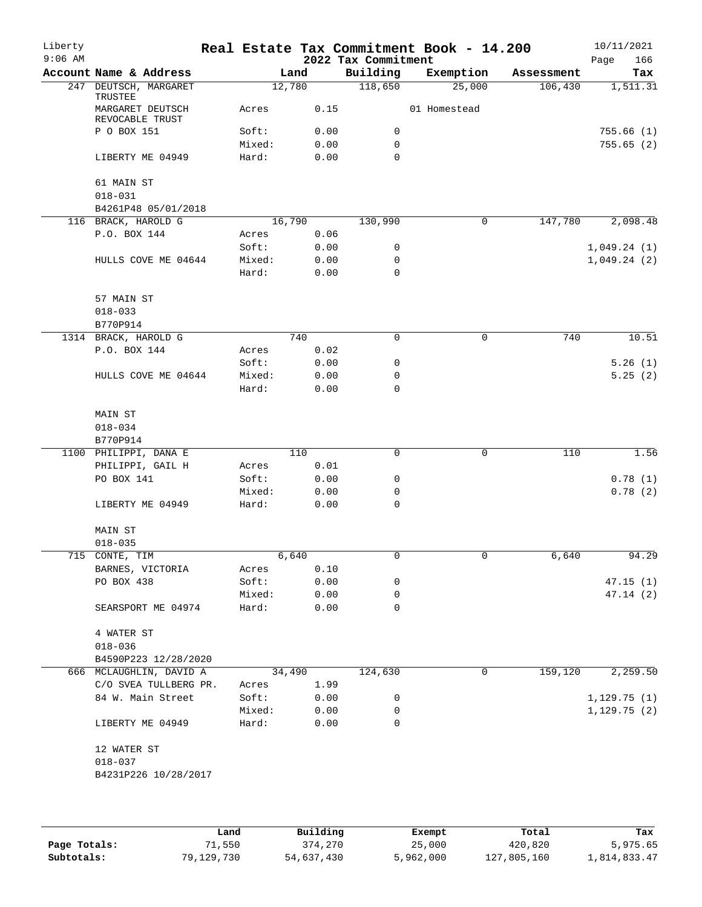# Real Estate Tax Commitment Book - 14.200

Liberty
9:06 AM

2022 Tax Commitment

10/11/2021

| Account Name & Address | | Land | Building | Exemption | Assessment | Tax |
|---|---|---|---|---|---|---|
| 247 DEUTSCH, MARGARET TRUSTEE | | 12,780 | 118,650 | 25,000 | 106,430 | 1,511.31 |
| MARGARET DEUTSCH REVOCABLE TRUST | Acres | 0.15 | | 01 Homestead | | |
| P O BOX 151 | Soft: | 0.00 | 0 | | | 755.66 (1) |
| | Mixed: | 0.00 | 0 | | | 755.65 (2) |
| LIBERTY ME 04949 | Hard: | 0.00 | 0 | | | |
| 61 MAIN ST | | | | | | |
| 018-031 | | | | | | |
| B4261P48 05/01/2018 | | | | | | |
| 116 BRACK, HAROLD G | | 16,790 | 130,990 | 0 | 147,780 | 2,098.48 |
| P.O. BOX 144 | Acres | 0.06 | | | | |
| | Soft: | 0.00 | 0 | | | 1,049.24 (1) |
| HULLS COVE ME 04644 | Mixed: | 0.00 | 0 | | | 1,049.24 (2) |
| | Hard: | 0.00 | 0 | | | |
| 57 MAIN ST | | | | | | |
| 018-033 | | | | | | |
| B770P914 | | | | | | |
| 1314 BRACK, HAROLD G | | 740 | 0 | 0 | 740 | 10.51 |
| P.O. BOX 144 | Acres | 0.02 | | | | |
| | Soft: | 0.00 | 0 | | | 5.26 (1) |
| HULLS COVE ME 04644 | Mixed: | 0.00 | 0 | | | 5.25 (2) |
| | Hard: | 0.00 | 0 | | | |
| MAIN ST | | | | | | |
| 018-034 | | | | | | |
| B770P914 | | | | | | |
| 1100 PHILIPPI, DANA E | | 110 | 0 | 0 | 110 | 1.56 |
| PHILIPPI, GAIL H | Acres | 0.01 | | | | |
| PO BOX 141 | Soft: | 0.00 | 0 | | | 0.78 (1) |
| | Mixed: | 0.00 | 0 | | | 0.78 (2) |
| LIBERTY ME 04949 | Hard: | 0.00 | 0 | | | |
| MAIN ST | | | | | | |
| 018-035 | | | | | | |
| 715 CONTE, TIM | | 6,640 | 0 | 0 | 6,640 | 94.29 |
| BARNES, VICTORIA | Acres | 0.10 | | | | |
| PO BOX 438 | Soft: | 0.00 | 0 | | | 47.15 (1) |
| | Mixed: | 0.00 | 0 | | | 47.14 (2) |
| SEARSPORT ME 04974 | Hard: | 0.00 | 0 | | | |
| 4 WATER ST | | | | | | |
| 018-036 | | | | | | |
| B4590P223 12/28/2020 | | | | | | |
| 666 MCLAUGHLIN, DAVID A | | 34,490 | 124,630 | 0 | 159,120 | 2,259.50 |
| C/O SVEA TULLBERG PR. | Acres | 1.99 | | | | |
| 84 W. Main Street | Soft: | 0.00 | 0 | | | 1,129.75 (1) |
| | Mixed: | 0.00 | 0 | | | 1,129.75 (2) |
| LIBERTY ME 04949 | Hard: | 0.00 | 0 | | | |
| 12 WATER ST | | | | | | |
| 018-037 | | | | | | |
| B4231P226 10/28/2017 | | | | | | |

| | Land | Building | Exempt | Total | Tax |
|---|---|---|---|---|---|
| Page Totals: | 71,550 | 374,270 | 25,000 | 420,820 | 5,975.65 |
| Subtotals: | 79,129,730 | 54,637,430 | 5,962,000 | 127,805,160 | 1,814,833.47 |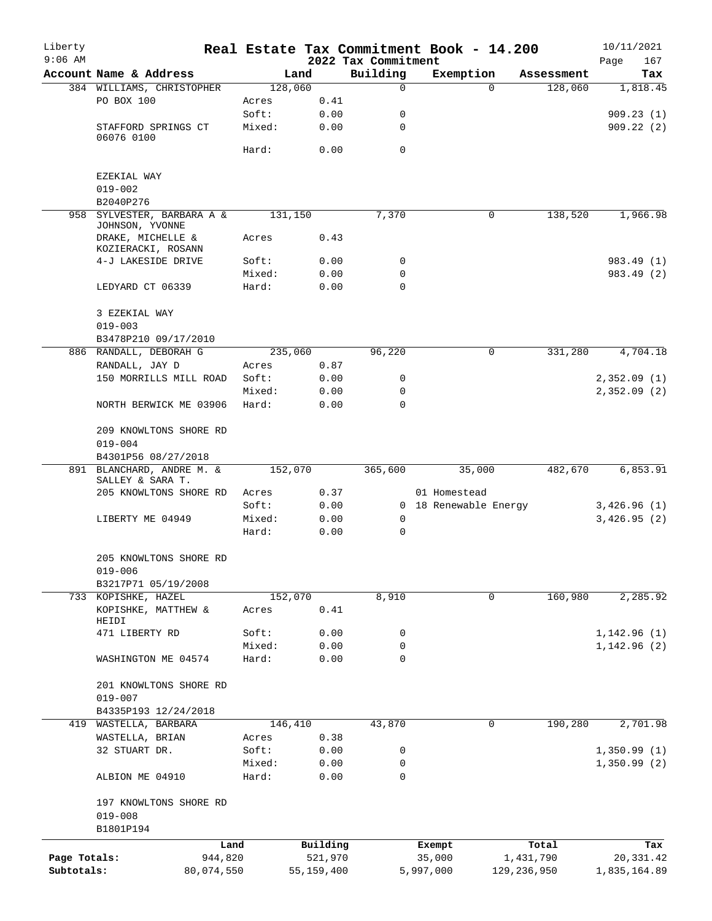# Liberty — Real Estate Tax Commitment Book - 14.200

9:06 AM — 2022 Tax Commitment — 10/11/2021

| Account Name & Address | Land | | Building | Exemption | Assessment | Tax |
|---|---|---|---|---|---|---|
| 384 WILLIAMS, CHRISTOPHER | 128,060 | | 0 | 0 | 128,060 | 1,818.45 |
| PO BOX 100 | Acres | 0.41 | | | | |
| | Soft: | 0.00 | 0 | | | 909.23 (1) |
| STAFFORD SPRINGS CT 06076 0100 | Mixed: | 0.00 | 0 | | | 909.22 (2) |
| | Hard: | 0.00 | 0 | | | |
| EZEKIAL WAY | | | | | | |
| 019-002 | | | | | | |
| B2040P276 | | | | | | |
| 958 SYLVESTER, BARBARA A & JOHNSON, YVONNE | 131,150 | | 7,370 | 0 | 138,520 | 1,966.98 |
| DRAKE, MICHELLE & KOZIERACKI, ROSANN | Acres | 0.43 | | | | |
| 4-J LAKESIDE DRIVE | Soft: | 0.00 | 0 | | | 983.49 (1) |
| | Mixed: | 0.00 | 0 | | | 983.49 (2) |
| LEDYARD CT 06339 | Hard: | 0.00 | 0 | | | |
| 3 EZEKIAL WAY | | | | | | |
| 019-003 | | | | | | |
| B3478P210 09/17/2010 | | | | | | |
| 886 RANDALL, DEBORAH G | 235,060 | | 96,220 | 0 | 331,280 | 4,704.18 |
| RANDALL, JAY D | Acres | 0.87 | | | | |
| 150 MORRILLS MILL ROAD | Soft: | 0.00 | 0 | | | 2,352.09 (1) |
| | Mixed: | 0.00 | 0 | | | 2,352.09 (2) |
| NORTH BERWICK ME 03906 | Hard: | 0.00 | 0 | | | |
| 209 KNOWLTONS SHORE RD | | | | | | |
| 019-004 | | | | | | |
| B4301P56 08/27/2018 | | | | | | |
| 891 BLANCHARD, ANDRE M. & SALLEY & SARA T. | 152,070 | | 365,600 | 35,000 | 482,670 | 6,853.91 |
| 205 KNOWLTONS SHORE RD | Acres | 0.37 | | 01 Homestead | | |
| | Soft: | 0.00 | 0 | 18 Renewable Energy | | 3,426.96 (1) |
| LIBERTY ME 04949 | Mixed: | 0.00 | 0 | | | 3,426.95 (2) |
| | Hard: | 0.00 | 0 | | | |
| 205 KNOWLTONS SHORE RD | | | | | | |
| 019-006 | | | | | | |
| B3217P71 05/19/2008 | | | | | | |
| 733 KOPISHKE, HAZEL | 152,070 | | 8,910 | 0 | 160,980 | 2,285.92 |
| KOPISHKE, MATTHEW & HEIDI | Acres | 0.41 | | | | |
| 471 LIBERTY RD | Soft: | 0.00 | 0 | | | 1,142.96 (1) |
| | Mixed: | 0.00 | 0 | | | 1,142.96 (2) |
| WASHINGTON ME 04574 | Hard: | 0.00 | 0 | | | |
| 201 KNOWLTONS SHORE RD | | | | | | |
| 019-007 | | | | | | |
| B4335P193 12/24/2018 | | | | | | |
| 419 WASTELLA, BARBARA | 146,410 | | 43,870 | 0 | 190,280 | 2,701.98 |
| WASTELLA, BRIAN | Acres | 0.38 | | | | |
| 32 STUART DR. | Soft: | 0.00 | 0 | | | 1,350.99 (1) |
| | Mixed: | 0.00 | 0 | | | 1,350.99 (2) |
| ALBION ME 04910 | Hard: | 0.00 | 0 | | | |
| 197 KNOWLTONS SHORE RD | | | | | | |
| 019-008 | | | | | | |
| B1801P194 | | | | | | |

| | Land | Building | Exempt | Total | Tax |
|---|---|---|---|---|---|
| Page Totals: | 944,820 | 521,970 | 35,000 | 1,431,790 | 20,331.42 |
| Subtotals: | 80,074,550 | 55,159,400 | 5,997,000 | 129,236,950 | 1,835,164.89 |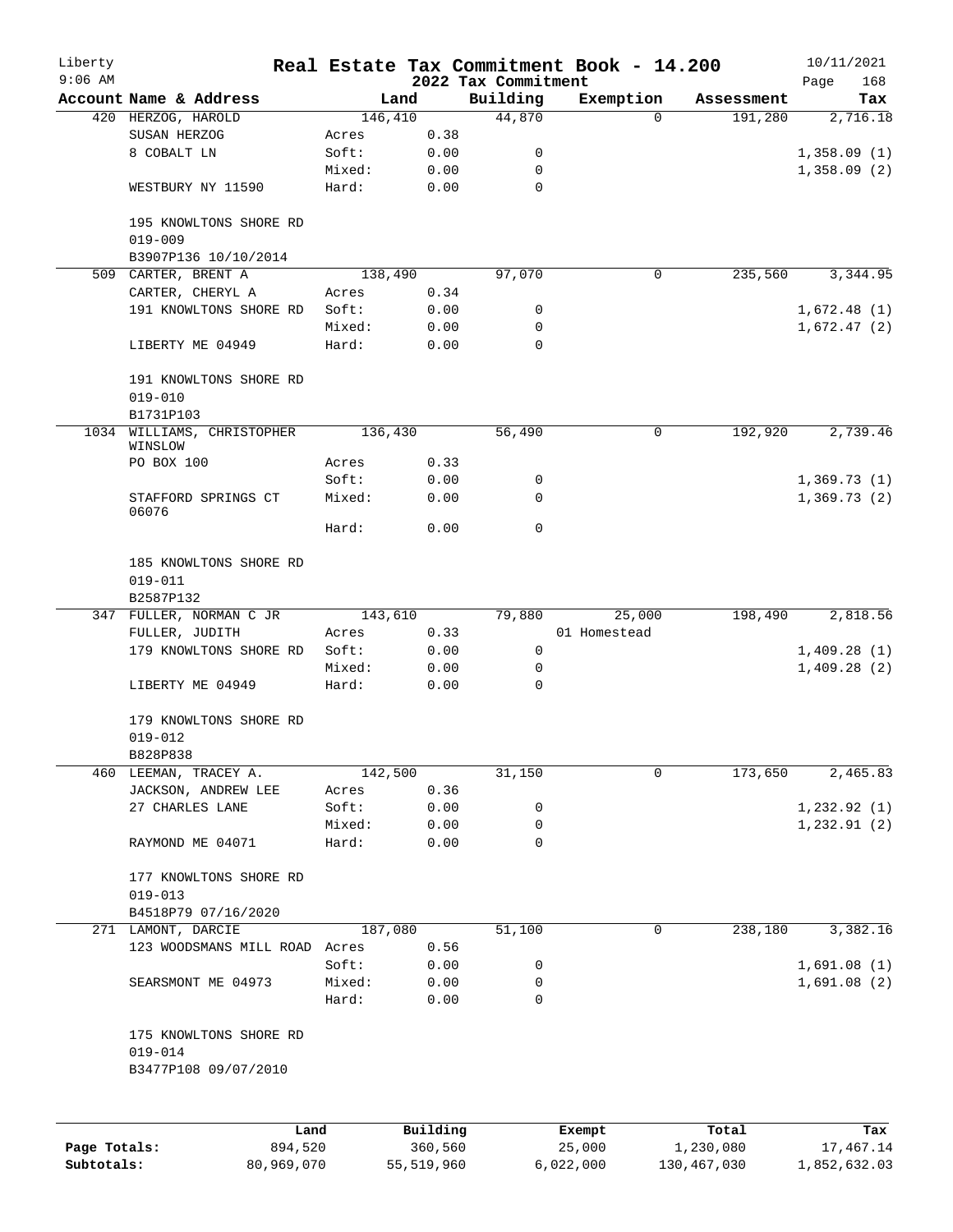# Real Estate Tax Commitment Book - 14.200

## 2022 Tax Commitment

Liberty 9:06 AM — 10/11/2021

| Account | Name & Address | | Land | Building | Exemption | Assessment | Tax |
|---|---|---|---|---|---|---|---|
| 420 | HERZOG, HAROLD | | 146,410 | 44,870 | 0 | 191,280 | 2,716.18 |
| | SUSAN HERZOG | Acres | 0.38 | | | | |
| | 8 COBALT LN | Soft: | 0.00 | 0 | | | 1,358.09 (1) |
| | | Mixed: | 0.00 | 0 | | | 1,358.09 (2) |
| | WESTBURY NY 11590 | Hard: | 0.00 | 0 | | | |
| | 195 KNOWLTONS SHORE RD | | | | | | |
| | 019-009 | | | | | | |
| | B3907P136 10/10/2014 | | | | | | |
| 509 | CARTER, BRENT A | | 138,490 | 97,070 | 0 | 235,560 | 3,344.95 |
| | CARTER, CHERYL A | Acres | 0.34 | | | | |
| | 191 KNOWLTONS SHORE RD | Soft: | 0.00 | 0 | | | 1,672.48 (1) |
| | | Mixed: | 0.00 | 0 | | | 1,672.47 (2) |
| | LIBERTY ME 04949 | Hard: | 0.00 | 0 | | | |
| | 191 KNOWLTONS SHORE RD | | | | | | |
| | 019-010 | | | | | | |
| | B1731P103 | | | | | | |
| 1034 | WILLIAMS, CHRISTOPHER WINSLOW | | 136,430 | 56,490 | 0 | 192,920 | 2,739.46 |
| | PO BOX 100 | Acres | 0.33 | | | | |
| | | Soft: | 0.00 | 0 | | | 1,369.73 (1) |
| | STAFFORD SPRINGS CT 06076 | Mixed: | 0.00 | 0 | | | 1,369.73 (2) |
| | | Hard: | 0.00 | 0 | | | |
| | 185 KNOWLTONS SHORE RD | | | | | | |
| | 019-011 | | | | | | |
| | B2587P132 | | | | | | |
| 347 | FULLER, NORMAN C JR | | 143,610 | 79,880 | 25,000 | 198,490 | 2,818.56 |
| | FULLER, JUDITH | Acres | 0.33 | | 01 Homestead | | |
| | 179 KNOWLTONS SHORE RD | Soft: | 0.00 | 0 | | | 1,409.28 (1) |
| | | Mixed: | 0.00 | 0 | | | 1,409.28 (2) |
| | LIBERTY ME 04949 | Hard: | 0.00 | 0 | | | |
| | 179 KNOWLTONS SHORE RD | | | | | | |
| | 019-012 | | | | | | |
| | B828P838 | | | | | | |
| 460 | LEEMAN, TRACEY A. | | 142,500 | 31,150 | 0 | 173,650 | 2,465.83 |
| | JACKSON, ANDREW LEE | Acres | 0.36 | | | | |
| | 27 CHARLES LANE | Soft: | 0.00 | 0 | | | 1,232.92 (1) |
| | | Mixed: | 0.00 | 0 | | | 1,232.91 (2) |
| | RAYMOND ME 04071 | Hard: | 0.00 | 0 | | | |
| | 177 KNOWLTONS SHORE RD | | | | | | |
| | 019-013 | | | | | | |
| | B4518P79 07/16/2020 | | | | | | |
| 271 | LAMONT, DARCIE | | 187,080 | 51,100 | 0 | 238,180 | 3,382.16 |
| | 123 WOODSMANS MILL ROAD | Acres | 0.56 | | | | |
| | | Soft: | 0.00 | 0 | | | 1,691.08 (1) |
| | SEARSMONT ME 04973 | Mixed: | 0.00 | 0 | | | 1,691.08 (2) |
| | | Hard: | 0.00 | 0 | | | |
| | 175 KNOWLTONS SHORE RD | | | | | | |
| | 019-014 | | | | | | |
| | B3477P108 09/07/2010 | | | | | | |

| | Land | Building | Exempt | Total | Tax |
|---|---|---|---|---|---|
| Page Totals: | 894,520 | 360,560 | 25,000 | 1,230,080 | 17,467.14 |
| Subtotals: | 80,969,070 | 55,519,960 | 6,022,000 | 130,467,030 | 1,852,632.03 |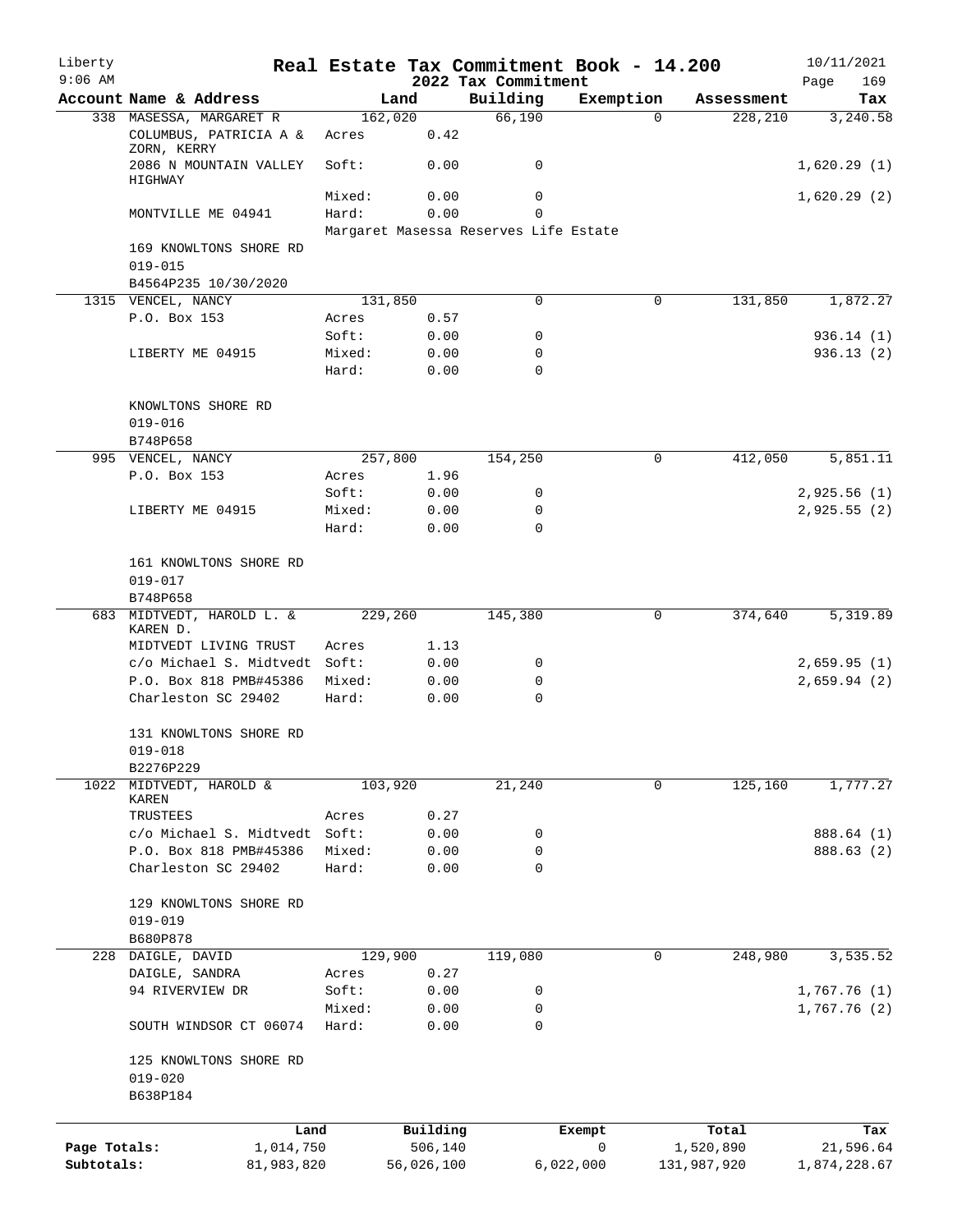# Real Estate Tax Commitment Book - 14.200

Liberty
9:06 AM

2022 Tax Commitment

10/11/2021

| Account | Name & Address | Land | | Building | Exemption | Assessment | Tax |
|---|---|---|---|---|---|---|---|
| 338 | MASESSA, MARGARET R | 162,020 | | 66,190 | 0 | 228,210 | 3,240.58 |
| | COLUMBUS, PATRICIA A & ZORN, KERRY | Acres | 0.42 | | | | |
| | 2086 N MOUNTAIN VALLEY HIGHWAY | Soft: | 0.00 | 0 | | | 1,620.29 (1) |
| | | Mixed: | 0.00 | 0 | | | 1,620.29 (2) |
| | MONTVILLE ME 04941 | Hard: | 0.00 | 0 | | | |
| | | Margaret Masessa Reserves Life Estate | | | | | |
| | 169 KNOWLTONS SHORE RD | | | | | | |
| | 019-015 | | | | | | |
| | B4564P235 10/30/2020 | | | | | | |
| 1315 | VENCEL, NANCY | 131,850 | | 0 | 0 | 131,850 | 1,872.27 |
| | P.O. Box 153 | Acres | 0.57 | | | | |
| | | Soft: | 0.00 | 0 | | | 936.14 (1) |
| | LIBERTY ME 04915 | Mixed: | 0.00 | 0 | | | 936.13 (2) |
| | | Hard: | 0.00 | 0 | | | |
| | KNOWLTONS SHORE RD | | | | | | |
| | 019-016 | | | | | | |
| | B748P658 | | | | | | |
| 995 | VENCEL, NANCY | 257,800 | | 154,250 | 0 | 412,050 | 5,851.11 |
| | P.O. Box 153 | Acres | 1.96 | | | | |
| | | Soft: | 0.00 | 0 | | | 2,925.56 (1) |
| | LIBERTY ME 04915 | Mixed: | 0.00 | 0 | | | 2,925.55 (2) |
| | | Hard: | 0.00 | 0 | | | |
| | 161 KNOWLTONS SHORE RD | | | | | | |
| | 019-017 | | | | | | |
| | B748P658 | | | | | | |
| 683 | MIDTVEDT, HAROLD L. & KAREN D. | 229,260 | | 145,380 | 0 | 374,640 | 5,319.89 |
| | MIDTVEDT LIVING TRUST | Acres | 1.13 | | | | |
| | c/o Michael S. Midtvedt | Soft: | 0.00 | 0 | | | 2,659.95 (1) |
| | P.O. Box 818 PMB#45386 | Mixed: | 0.00 | 0 | | | 2,659.94 (2) |
| | Charleston SC 29402 | Hard: | 0.00 | 0 | | | |
| | 131 KNOWLTONS SHORE RD | | | | | | |
| | 019-018 | | | | | | |
| | B2276P229 | | | | | | |
| 1022 | MIDTVEDT, HAROLD & KAREN | 103,920 | | 21,240 | 0 | 125,160 | 1,777.27 |
| | TRUSTEES | Acres | 0.27 | | | | |
| | c/o Michael S. Midtvedt | Soft: | 0.00 | 0 | | | 888.64 (1) |
| | P.O. Box 818 PMB#45386 | Mixed: | 0.00 | 0 | | | 888.63 (2) |
| | Charleston SC 29402 | Hard: | 0.00 | 0 | | | |
| | 129 KNOWLTONS SHORE RD | | | | | | |
| | 019-019 | | | | | | |
| | B680P878 | | | | | | |
| 228 | DAIGLE, DAVID | 129,900 | | 119,080 | 0 | 248,980 | 3,535.52 |
| | DAIGLE, SANDRA | Acres | 0.27 | | | | |
| | 94 RIVERVIEW DR | Soft: | 0.00 | 0 | | | 1,767.76 (1) |
| | | Mixed: | 0.00 | 0 | | | 1,767.76 (2) |
| | SOUTH WINDSOR CT 06074 | Hard: | 0.00 | 0 | | | |
| | 125 KNOWLTONS SHORE RD | | | | | | |
| | 019-020 | | | | | | |
| | B638P184 | | | | | | |

| | Land | Building | Exempt | Total | Tax |
|---|---|---|---|---|---|
| Page Totals: | 1,014,750 | 506,140 | 0 | 1,520,890 | 21,596.64 |
| Subtotals: | 81,983,820 | 56,026,100 | 6,022,000 | 131,987,920 | 1,874,228.67 |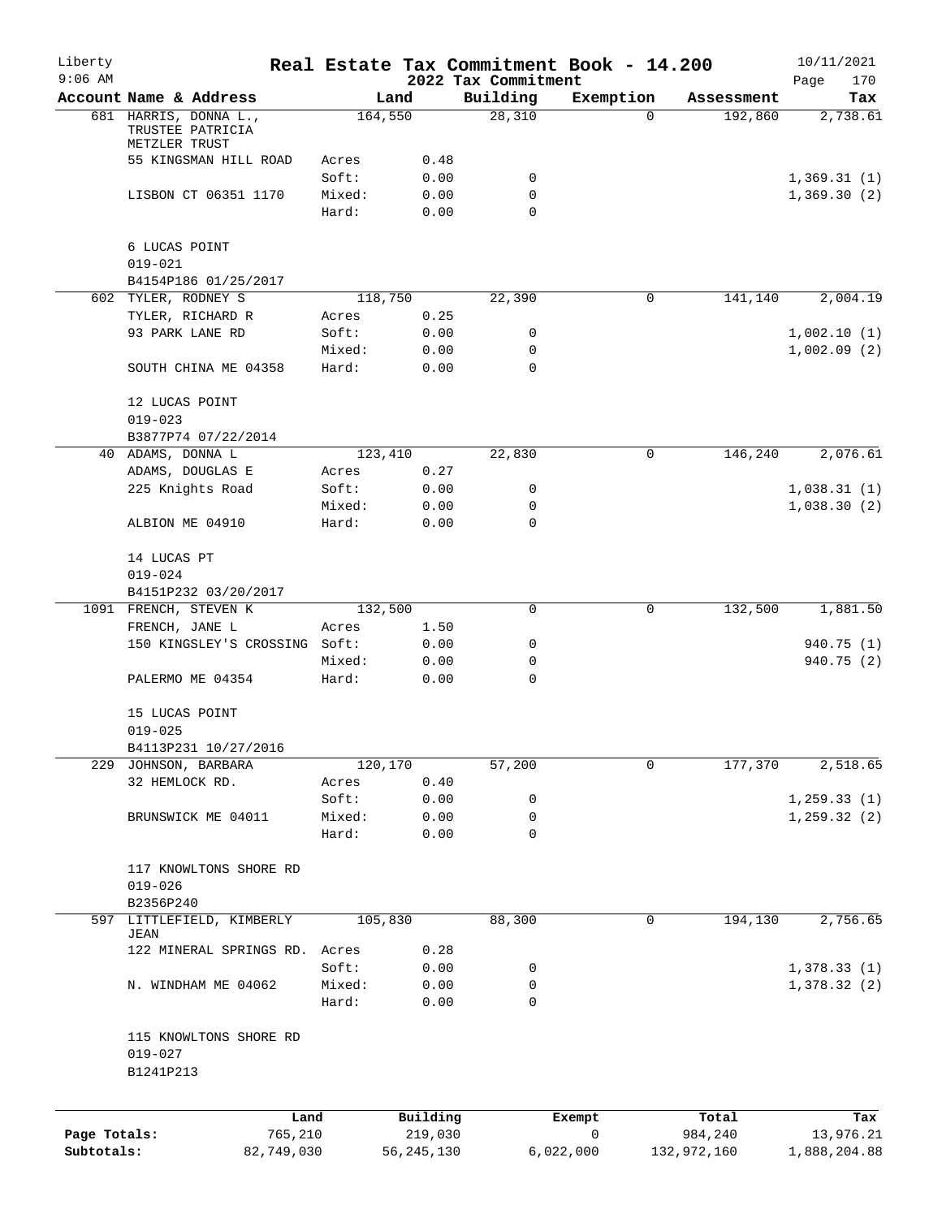Liberty
9:06 AM

# Real Estate Tax Commitment Book - 14.200

## 2022 Tax Commitment

10/11/2021

| Account Name & Address | Land | | Building | Exemption | Assessment | Tax |
|---|---|---|---|---|---|---|
| 681 HARRIS, DONNA L., TRUSTEE PATRICIA METZLER TRUST | 164,550 | | 28,310 | 0 | 192,860 | 2,738.61 |
| 55 KINGSMAN HILL ROAD | Acres | 0.48 | | | | |
| | Soft: | 0.00 | 0 | | | 1,369.31 (1) |
| LISBON CT 06351 1170 | Mixed: | 0.00 | 0 | | | 1,369.30 (2) |
| | Hard: | 0.00 | 0 | | | |
| 6 LUCAS POINT | | | | | | |
| 019-021 | | | | | | |
| B4154P186 01/25/2017 | | | | | | |
| 602 TYLER, RODNEY S | 118,750 | | 22,390 | 0 | 141,140 | 2,004.19 |
| TYLER, RICHARD R | Acres | 0.25 | | | | |
| 93 PARK LANE RD | Soft: | 0.00 | 0 | | | 1,002.10 (1) |
| | Mixed: | 0.00 | 0 | | | 1,002.09 (2) |
| SOUTH CHINA ME 04358 | Hard: | 0.00 | 0 | | | |
| 12 LUCAS POINT | | | | | | |
| 019-023 | | | | | | |
| B3877P74 07/22/2014 | | | | | | |
| 40 ADAMS, DONNA L | 123,410 | | 22,830 | 0 | 146,240 | 2,076.61 |
| ADAMS, DOUGLAS E | Acres | 0.27 | | | | |
| 225 Knights Road | Soft: | 0.00 | 0 | | | 1,038.31 (1) |
| | Mixed: | 0.00 | 0 | | | 1,038.30 (2) |
| ALBION ME 04910 | Hard: | 0.00 | 0 | | | |
| 14 LUCAS PT | | | | | | |
| 019-024 | | | | | | |
| B4151P232 03/20/2017 | | | | | | |
| 1091 FRENCH, STEVEN K | 132,500 | | 0 | 0 | 132,500 | 1,881.50 |
| FRENCH, JANE L | Acres | 1.50 | | | | |
| 150 KINGSLEY'S CROSSING | Soft: | 0.00 | 0 | | | 940.75 (1) |
| | Mixed: | 0.00 | 0 | | | 940.75 (2) |
| PALERMO ME 04354 | Hard: | 0.00 | 0 | | | |
| 15 LUCAS POINT | | | | | | |
| 019-025 | | | | | | |
| B4113P231 10/27/2016 | | | | | | |
| 229 JOHNSON, BARBARA | 120,170 | | 57,200 | 0 | 177,370 | 2,518.65 |
| 32 HEMLOCK RD. | Acres | 0.40 | | | | |
| | Soft: | 0.00 | 0 | | | 1,259.33 (1) |
| BRUNSWICK ME 04011 | Mixed: | 0.00 | 0 | | | 1,259.32 (2) |
| | Hard: | 0.00 | 0 | | | |
| 117 KNOWLTONS SHORE RD | | | | | | |
| 019-026 | | | | | | |
| B2356P240 | | | | | | |
| 597 LITTLEFIELD, KIMBERLY JEAN | 105,830 | | 88,300 | 0 | 194,130 | 2,756.65 |
| 122 MINERAL SPRINGS RD. | Acres | 0.28 | | | | |
| | Soft: | 0.00 | 0 | | | 1,378.33 (1) |
| N. WINDHAM ME 04062 | Mixed: | 0.00 | 0 | | | 1,378.32 (2) |
| | Hard: | 0.00 | 0 | | | |
| 115 KNOWLTONS SHORE RD | | | | | | |
| 019-027 | | | | | | |
| B1241P213 | | | | | | |

| | Land | Building | Exempt | Total | Tax |
|---|---|---|---|---|---|
| Page Totals: | 765,210 | 219,030 | 0 | 984,240 | 13,976.21 |
| Subtotals: | 82,749,030 | 56,245,130 | 6,022,000 | 132,972,160 | 1,888,204.88 |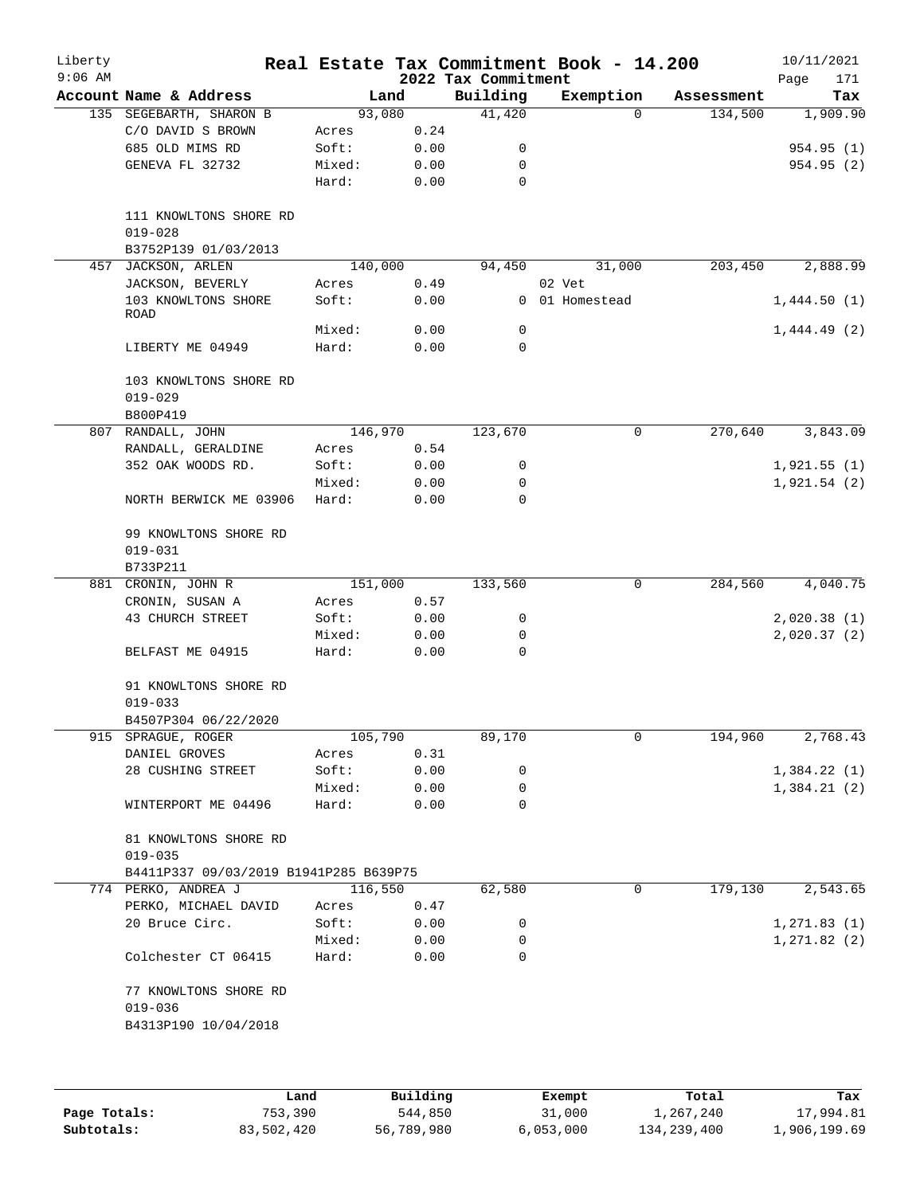# Real Estate Tax Commitment Book - 14.200

Liberty 9:06 AM — 2022 Tax Commitment — 10/11/2021

| Account | Name & Address | | Land | Building | Exemption | Assessment | Tax |
|---|---|---|---|---|---|---|---|
| 135 | SEGEBARTH, SHARON B | | 93,080 | 41,420 | 0 | 134,500 | 1,909.90 |
| | C/O DAVID S BROWN | Acres | 0.24 | | | | |
| | 685 OLD MIMS RD | Soft: | 0.00 | 0 | | | 954.95 (1) |
| | GENEVA FL 32732 | Mixed: | 0.00 | 0 | | | 954.95 (2) |
| | | Hard: | 0.00 | 0 | | | |
| | 111 KNOWLTONS SHORE RD | | | | | | |
| | 019-028 | | | | | | |
| | B3752P139 01/03/2013 | | | | | | |
| 457 | JACKSON, ARLEN | | 140,000 | 94,450 | 31,000 | 203,450 | 2,888.99 |
| | JACKSON, BEVERLY | Acres | 0.49 | | 02 Vet | | |
| | 103 KNOWLTONS SHORE ROAD | Soft: | 0.00 | 0 | 01 Homestead | | 1,444.50 (1) |
| | | Mixed: | 0.00 | 0 | | | 1,444.49 (2) |
| | LIBERTY ME 04949 | Hard: | 0.00 | 0 | | | |
| | 103 KNOWLTONS SHORE RD | | | | | | |
| | 019-029 | | | | | | |
| | B800P419 | | | | | | |
| 807 | RANDALL, JOHN | | 146,970 | 123,670 | 0 | 270,640 | 3,843.09 |
| | RANDALL, GERALDINE | Acres | 0.54 | | | | |
| | 352 OAK WOODS RD. | Soft: | 0.00 | 0 | | | 1,921.55 (1) |
| | | Mixed: | 0.00 | 0 | | | 1,921.54 (2) |
| | NORTH BERWICK ME 03906 | Hard: | 0.00 | 0 | | | |
| | 99 KNOWLTONS SHORE RD | | | | | | |
| | 019-031 | | | | | | |
| | B733P211 | | | | | | |
| 881 | CRONIN, JOHN R | | 151,000 | 133,560 | 0 | 284,560 | 4,040.75 |
| | CRONIN, SUSAN A | Acres | 0.57 | | | | |
| | 43 CHURCH STREET | Soft: | 0.00 | 0 | | | 2,020.38 (1) |
| | | Mixed: | 0.00 | 0 | | | 2,020.37 (2) |
| | BELFAST ME 04915 | Hard: | 0.00 | 0 | | | |
| | 91 KNOWLTONS SHORE RD | | | | | | |
| | 019-033 | | | | | | |
| | B4507P304 06/22/2020 | | | | | | |
| 915 | SPRAGUE, ROGER | | 105,790 | 89,170 | 0 | 194,960 | 2,768.43 |
| | DANIEL GROVES | Acres | 0.31 | | | | |
| | 28 CUSHING STREET | Soft: | 0.00 | 0 | | | 1,384.22 (1) |
| | | Mixed: | 0.00 | 0 | | | 1,384.21 (2) |
| | WINTERPORT ME 04496 | Hard: | 0.00 | 0 | | | |
| | 81 KNOWLTONS SHORE RD | | | | | | |
| | 019-035 | | | | | | |
| | B4411P337 09/03/2019 B1941P285 B639P75 | | | | | | |
| 774 | PERKO, ANDREA J | | 116,550 | 62,580 | 0 | 179,130 | 2,543.65 |
| | PERKO, MICHAEL DAVID | Acres | 0.47 | | | | |
| | 20 Bruce Circ. | Soft: | 0.00 | 0 | | | 1,271.83 (1) |
| | | Mixed: | 0.00 | 0 | | | 1,271.82 (2) |
| | Colchester CT 06415 | Hard: | 0.00 | 0 | | | |
| | 77 KNOWLTONS SHORE RD | | | | | | |
| | 019-036 | | | | | | |
| | B4313P190 10/04/2018 | | | | | | |

| | Land | Building | Exempt | Total | Tax |
|---|---|---|---|---|---|
| Page Totals: | 753,390 | 544,850 | 31,000 | 1,267,240 | 17,994.81 |
| Subtotals: | 83,502,420 | 56,789,980 | 6,053,000 | 134,239,400 | 1,906,199.69 |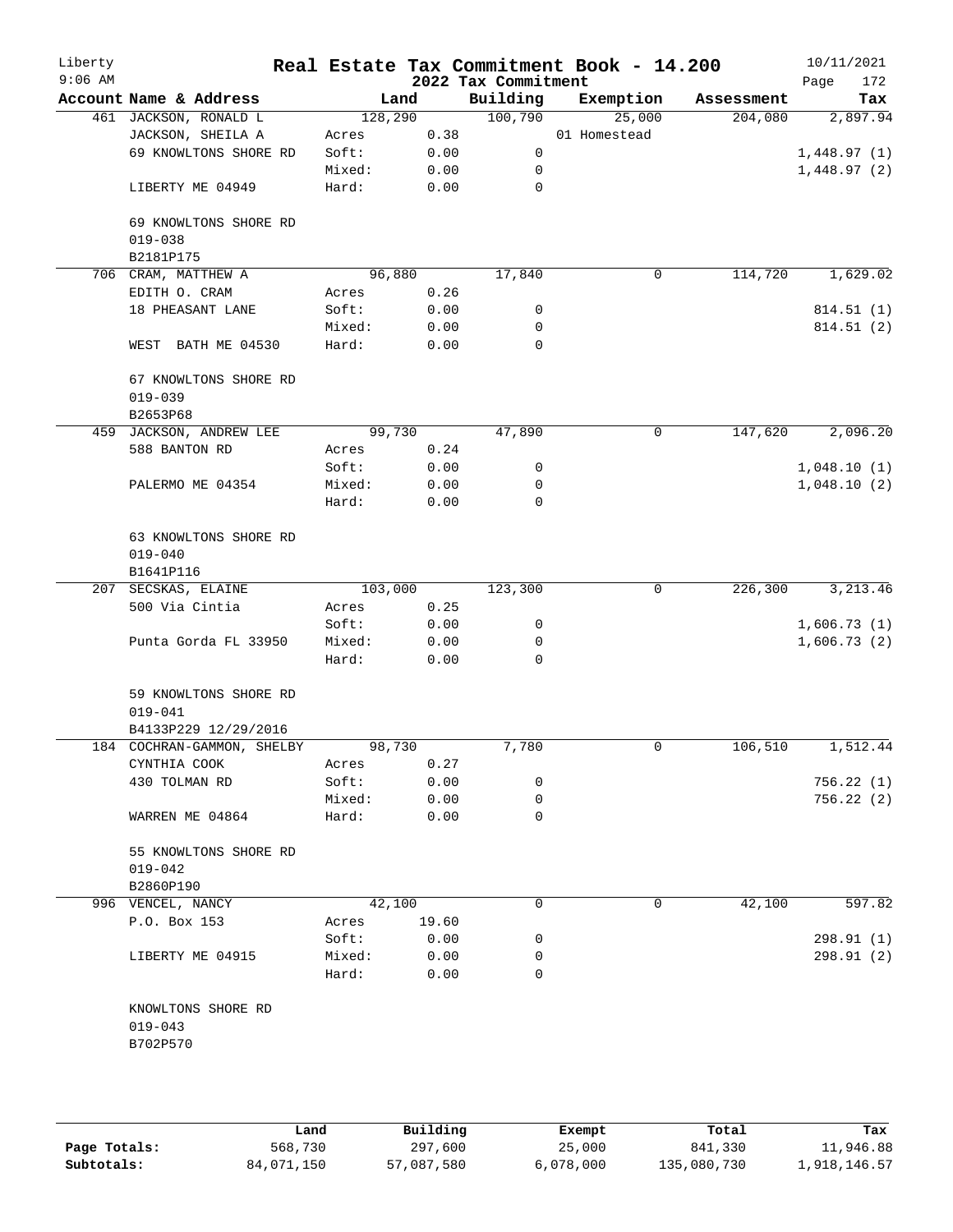# Real Estate Tax Commitment Book - 14.200

## 2022 Tax Commitment

Liberty 9:06 AM — 10/11/2021

| Account Name & Address | Land | | Building | Exemption | Assessment | Tax |
|---|---|---|---|---|---|---|
| 461 JACKSON, RONALD L | 128,290 | | 100,790 | 25,000 | 204,080 | 2,897.94 |
| JACKSON, SHEILA A | Acres | 0.38 | | 01 Homestead | | |
| 69 KNOWLTONS SHORE RD | Soft: | 0.00 | 0 | | | 1,448.97 (1) |
| | Mixed: | 0.00 | 0 | | | 1,448.97 (2) |
| LIBERTY ME 04949 | Hard: | 0.00 | 0 | | | |
| 69 KNOWLTONS SHORE RD | | | | | | |
| 019-038 | | | | | | |
| B2181P175 | | | | | | |
| 706 CRAM, MATTHEW A | 96,880 | | 17,840 | 0 | 114,720 | 1,629.02 |
| EDITH O. CRAM | Acres | 0.26 | | | | |
| 18 PHEASANT LANE | Soft: | 0.00 | 0 | | | 814.51 (1) |
| | Mixed: | 0.00 | 0 | | | 814.51 (2) |
| WEST BATH ME 04530 | Hard: | 0.00 | 0 | | | |
| 67 KNOWLTONS SHORE RD | | | | | | |
| 019-039 | | | | | | |
| B2653P68 | | | | | | |
| 459 JACKSON, ANDREW LEE | 99,730 | | 47,890 | 0 | 147,620 | 2,096.20 |
| 588 BANTON RD | Acres | 0.24 | | | | |
| | Soft: | 0.00 | 0 | | | 1,048.10 (1) |
| PALERMO ME 04354 | Mixed: | 0.00 | 0 | | | 1,048.10 (2) |
| | Hard: | 0.00 | 0 | | | |
| 63 KNOWLTONS SHORE RD | | | | | | |
| 019-040 | | | | | | |
| B1641P116 | | | | | | |
| 207 SECSKAS, ELAINE | 103,000 | | 123,300 | 0 | 226,300 | 3,213.46 |
| 500 Via Cintia | Acres | 0.25 | | | | |
| | Soft: | 0.00 | 0 | | | 1,606.73 (1) |
| Punta Gorda FL 33950 | Mixed: | 0.00 | 0 | | | 1,606.73 (2) |
| | Hard: | 0.00 | 0 | | | |
| 59 KNOWLTONS SHORE RD | | | | | | |
| 019-041 | | | | | | |
| B4133P229 12/29/2016 | | | | | | |
| 184 COCHRAN-GAMMON, SHELBY | 98,730 | | 7,780 | 0 | 106,510 | 1,512.44 |
| CYNTHIA COOK | Acres | 0.27 | | | | |
| 430 TOLMAN RD | Soft: | 0.00 | 0 | | | 756.22 (1) |
| | Mixed: | 0.00 | 0 | | | 756.22 (2) |
| WARREN ME 04864 | Hard: | 0.00 | 0 | | | |
| 55 KNOWLTONS SHORE RD | | | | | | |
| 019-042 | | | | | | |
| B2860P190 | | | | | | |
| 996 VENCEL, NANCY | 42,100 | | 0 | 0 | 42,100 | 597.82 |
| P.O. Box 153 | Acres | 19.60 | | | | |
| | Soft: | 0.00 | 0 | | | 298.91 (1) |
| LIBERTY ME 04915 | Mixed: | 0.00 | 0 | | | 298.91 (2) |
| | Hard: | 0.00 | 0 | | | |
| KNOWLTONS SHORE RD | | | | | | |
| 019-043 | | | | | | |
| B702P570 | | | | | | |

| | Land | Building | Exempt | Total | Tax |
|---|---|---|---|---|---|
| Page Totals: | 568,730 | 297,600 | 25,000 | 841,330 | 11,946.88 |
| Subtotals: | 84,071,150 | 57,087,580 | 6,078,000 | 135,080,730 | 1,918,146.57 |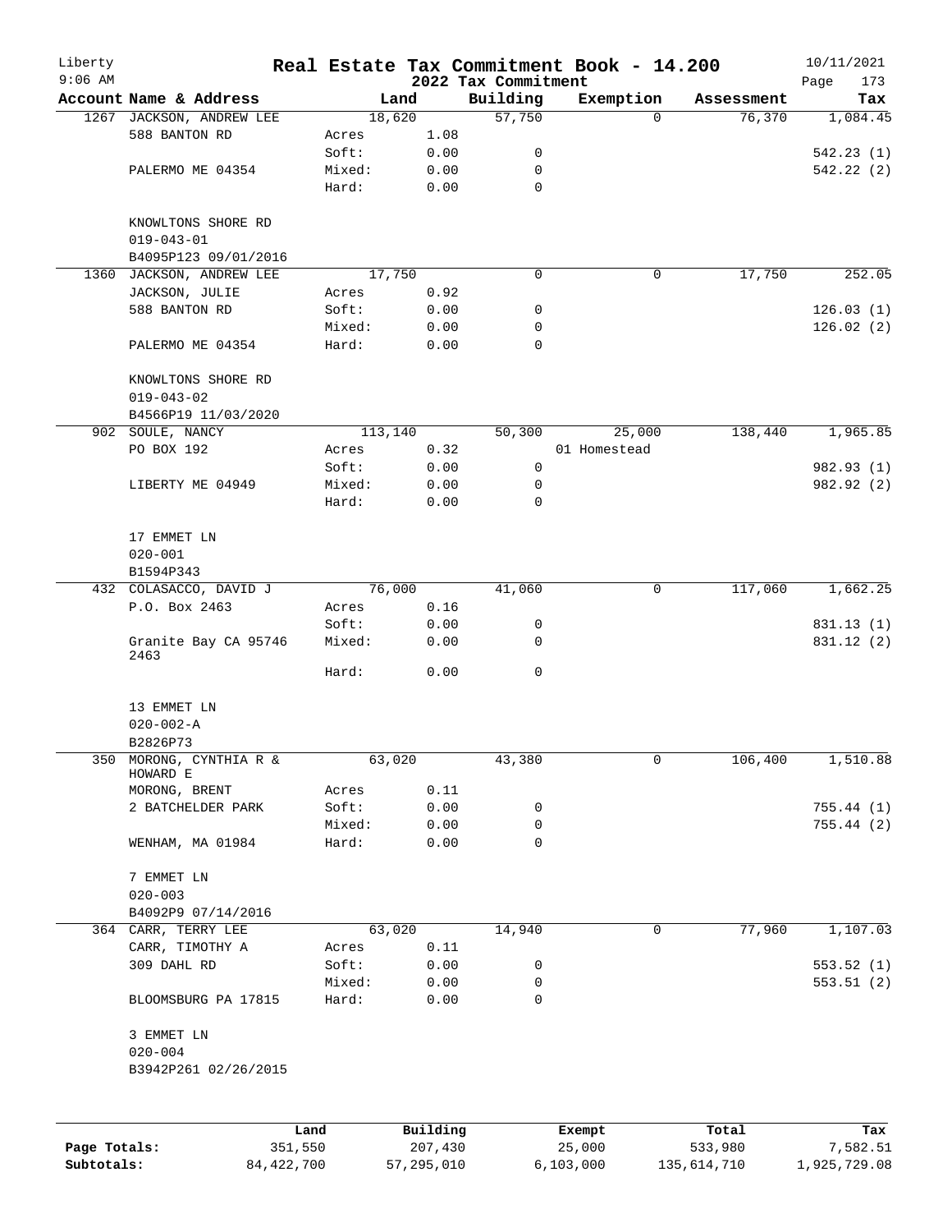# Liberty Real Estate Tax Commitment Book - 14.200

9:06 AM — 2022 Tax Commitment — 10/11/2021

| Account Name & Address | | Land | | Building | Exemption | Assessment | Tax |
|---|---|---|---|---|---|---|---|
| 1267 JACKSON, ANDREW LEE | | 18,620 | | 57,750 | 0 | 76,370 | 1,084.45 |
| 588 BANTON RD | Acres | | 1.08 | | | | |
| | Soft: | | 0.00 | 0 | | | 542.23 (1) |
| PALERMO ME 04354 | Mixed: | | 0.00 | 0 | | | 542.22 (2) |
| | Hard: | | 0.00 | 0 | | | |
| KNOWLTONS SHORE RD | | | | | | | |
| 019-043-01 | | | | | | | |
| B4095P123 09/01/2016 | | | | | | | |
| 1360 JACKSON, ANDREW LEE | | 17,750 | | 0 | 0 | 17,750 | 252.05 |
| JACKSON, JULIE | Acres | | 0.92 | | | | |
| 588 BANTON RD | Soft: | | 0.00 | 0 | | | 126.03 (1) |
| | Mixed: | | 0.00 | 0 | | | 126.02 (2) |
| PALERMO ME 04354 | Hard: | | 0.00 | 0 | | | |
| KNOWLTONS SHORE RD | | | | | | | |
| 019-043-02 | | | | | | | |
| B4566P19 11/03/2020 | | | | | | | |
| 902 SOULE, NANCY | | 113,140 | | 50,300 | 25,000 | 138,440 | 1,965.85 |
| PO BOX 192 | Acres | | 0.32 | | 01 Homestead | | |
| | Soft: | | 0.00 | 0 | | | 982.93 (1) |
| LIBERTY ME 04949 | Mixed: | | 0.00 | 0 | | | 982.92 (2) |
| | Hard: | | 0.00 | 0 | | | |
| 17 EMMET LN | | | | | | | |
| 020-001 | | | | | | | |
| B1594P343 | | | | | | | |
| 432 COLASACCO, DAVID J | | 76,000 | | 41,060 | 0 | 117,060 | 1,662.25 |
| P.O. Box 2463 | Acres | | 0.16 | | | | |
| | Soft: | | 0.00 | 0 | | | 831.13 (1) |
| Granite Bay CA 95746 2463 | Mixed: | | 0.00 | 0 | | | 831.12 (2) |
| | Hard: | | 0.00 | 0 | | | |
| 13 EMMET LN | | | | | | | |
| 020-002-A | | | | | | | |
| B2826P73 | | | | | | | |
| 350 MORONG, CYNTHIA R & HOWARD E | | 63,020 | | 43,380 | 0 | 106,400 | 1,510.88 |
| MORONG, BRENT | Acres | | 0.11 | | | | |
| 2 BATCHELDER PARK | Soft: | | 0.00 | 0 | | | 755.44 (1) |
| | Mixed: | | 0.00 | 0 | | | 755.44 (2) |
| WENHAM, MA 01984 | Hard: | | 0.00 | 0 | | | |
| 7 EMMET LN | | | | | | | |
| 020-003 | | | | | | | |
| B4092P9 07/14/2016 | | | | | | | |
| 364 CARR, TERRY LEE | | 63,020 | | 14,940 | 0 | 77,960 | 1,107.03 |
| CARR, TIMOTHY A | Acres | | 0.11 | | | | |
| 309 DAHL RD | Soft: | | 0.00 | 0 | | | 553.52 (1) |
| | Mixed: | | 0.00 | 0 | | | 553.51 (2) |
| BLOOMSBURG PA 17815 | Hard: | | 0.00 | 0 | | | |
| 3 EMMET LN | | | | | | | |
| 020-004 | | | | | | | |
| B3942P261 02/26/2015 | | | | | | | |

| | Land | Building | Exempt | Total | Tax |
|---|---|---|---|---|---|
| Page Totals: | 351,550 | 207,430 | 25,000 | 533,980 | 7,582.51 |
| Subtotals: | 84,422,700 | 57,295,010 | 6,103,000 | 135,614,710 | 1,925,729.08 |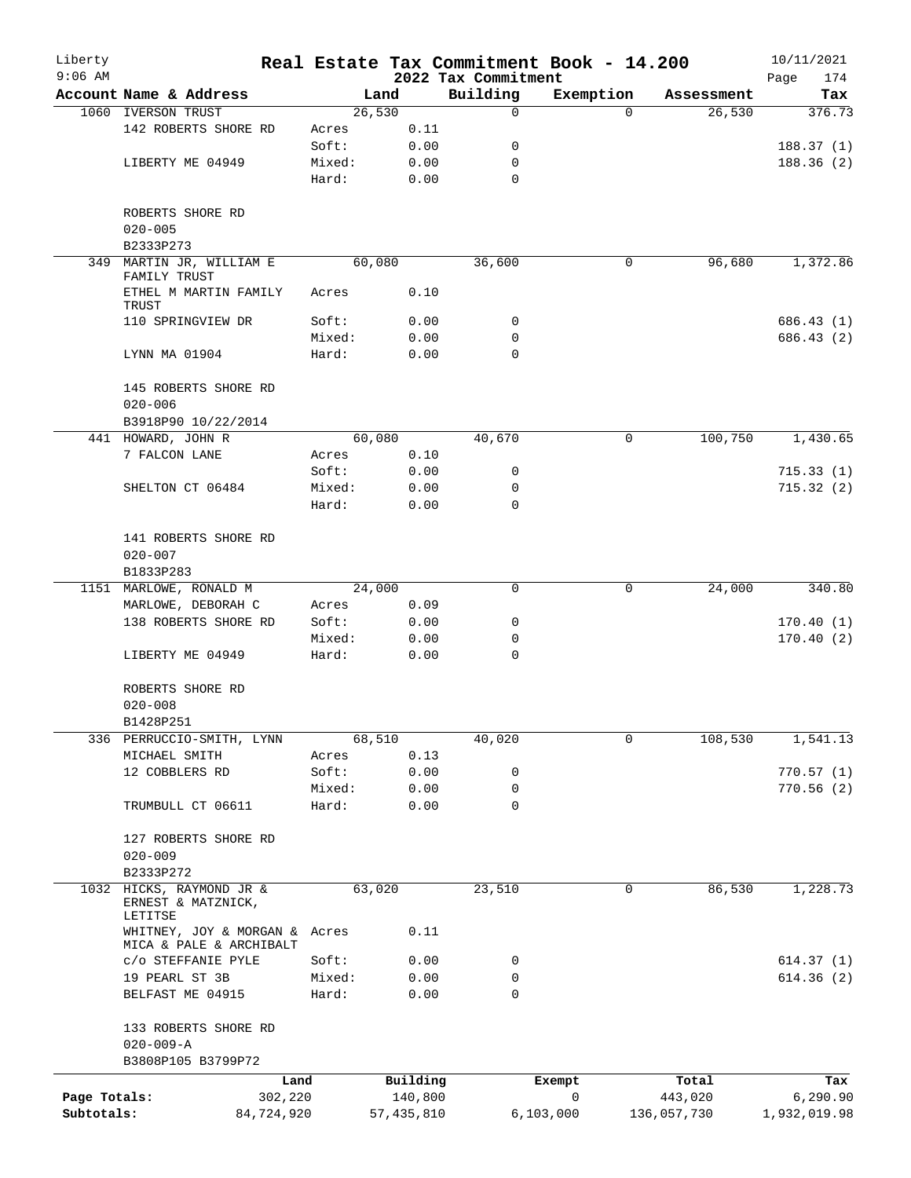Liberty
9:06 AM

# Real Estate Tax Commitment Book - 14.200

## 2022 Tax Commitment

10/11/2021

| Account | Name & Address | Land | | Building | Exemption | Assessment | Tax |
|---|---|---|---|---|---|---|---|
| 1060 | IVERSON TRUST | 26,530 | | 0 | 0 | 26,530 | 376.73 |
| | 142 ROBERTS SHORE RD | Acres | 0.11 | | | | |
| | | Soft: | 0.00 | 0 | | | 188.37 (1) |
| | LIBERTY ME 04949 | Mixed: | 0.00 | 0 | | | 188.36 (2) |
| | | Hard: | 0.00 | 0 | | | |
| | ROBERTS SHORE RD | | | | | | |
| | 020-005 | | | | | | |
| | B2333P273 | | | | | | |
| 349 | MARTIN JR, WILLIAM E FAMILY TRUST | 60,080 | | 36,600 | 0 | 96,680 | 1,372.86 |
| | ETHEL M MARTIN FAMILY TRUST | Acres | 0.10 | | | | |
| | 110 SPRINGVIEW DR | Soft: | 0.00 | 0 | | | 686.43 (1) |
| | | Mixed: | 0.00 | 0 | | | 686.43 (2) |
| | LYNN MA 01904 | Hard: | 0.00 | 0 | | | |
| | 145 ROBERTS SHORE RD | | | | | | |
| | 020-006 | | | | | | |
| | B3918P90 10/22/2014 | | | | | | |
| 441 | HOWARD, JOHN R | 60,080 | | 40,670 | 0 | 100,750 | 1,430.65 |
| | 7 FALCON LANE | Acres | 0.10 | | | | |
| | | Soft: | 0.00 | 0 | | | 715.33 (1) |
| | SHELTON CT 06484 | Mixed: | 0.00 | 0 | | | 715.32 (2) |
| | | Hard: | 0.00 | 0 | | | |
| | 141 ROBERTS SHORE RD | | | | | | |
| | 020-007 | | | | | | |
| | B1833P283 | | | | | | |
| 1151 | MARLOWE, RONALD M | 24,000 | | 0 | 0 | 24,000 | 340.80 |
| | MARLOWE, DEBORAH C | Acres | 0.09 | | | | |
| | 138 ROBERTS SHORE RD | Soft: | 0.00 | 0 | | | 170.40 (1) |
| | | Mixed: | 0.00 | 0 | | | 170.40 (2) |
| | LIBERTY ME 04949 | Hard: | 0.00 | 0 | | | |
| | ROBERTS SHORE RD | | | | | | |
| | 020-008 | | | | | | |
| | B1428P251 | | | | | | |
| 336 | PERRUCCIO-SMITH, LYNN | 68,510 | | 40,020 | 0 | 108,530 | 1,541.13 |
| | MICHAEL SMITH | Acres | 0.13 | | | | |
| | 12 COBBLERS RD | Soft: | 0.00 | 0 | | | 770.57 (1) |
| | | Mixed: | 0.00 | 0 | | | 770.56 (2) |
| | TRUMBULL CT 06611 | Hard: | 0.00 | 0 | | | |
| | 127 ROBERTS SHORE RD | | | | | | |
| | 020-009 | | | | | | |
| | B2333P272 | | | | | | |
| 1032 | HICKS, RAYMOND JR & ERNEST & MATZNICK, LETITSE | 63,020 | | 23,510 | 0 | 86,530 | 1,228.73 |
| | WHITNEY, JOY & MORGAN & MICA & PALE & ARCHIBALT | Acres | 0.11 | | | | |
| | c/o STEFFANIE PYLE | Soft: | 0.00 | 0 | | | 614.37 (1) |
| | 19 PEARL ST 3B | Mixed: | 0.00 | 0 | | | 614.36 (2) |
| | BELFAST ME 04915 | Hard: | 0.00 | 0 | | | |
| | 133 ROBERTS SHORE RD | | | | | | |
| | 020-009-A | | | | | | |
| | B3808P105 B3799P72 | | | | | | |

| | Land | Building | Exempt | Total | Tax |
|---|---|---|---|---|---|
| Page Totals: | 302,220 | 140,800 | 0 | 443,020 | 6,290.90 |
| Subtotals: | 84,724,920 | 57,435,810 | 6,103,000 | 136,057,730 | 1,932,019.98 |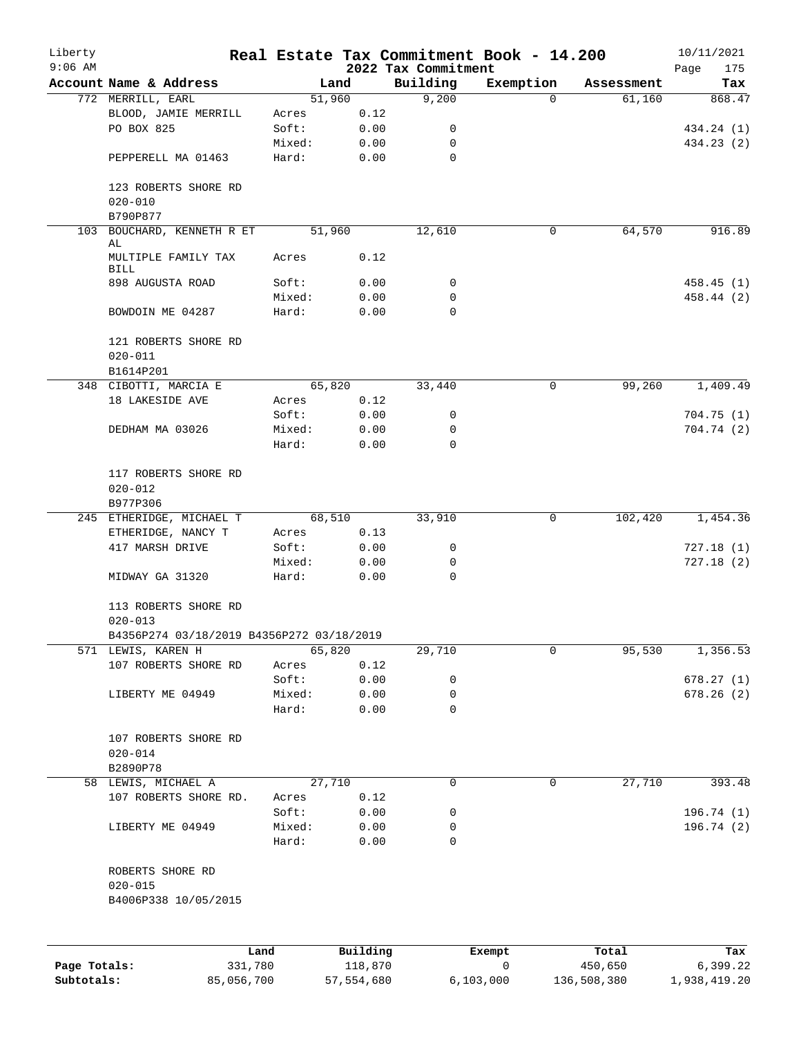Liberty
9:06 AM

# Real Estate Tax Commitment Book - 14.200

2022 Tax Commitment

10/11/2021

| Account Name & Address | Land | | Building | Exemption | Assessment | Tax |
|---|---|---|---|---|---|---|
| 772 MERRILL, EARL | 51,960 | | 9,200 | 0 | 61,160 | 868.47 |
| BLOOD, JAMIE MERRILL | Acres | 0.12 | | | | |
| PO BOX 825 | Soft: | 0.00 | 0 | | | 434.24 (1) |
| | Mixed: | 0.00 | 0 | | | 434.23 (2) |
| PEPPERELL MA 01463 | Hard: | 0.00 | 0 | | | |
| 123 ROBERTS SHORE RD | | | | | | |
| 020-010 | | | | | | |
| B790P877 | | | | | | |
| 103 BOUCHARD, KENNETH R ET AL | 51,960 | | 12,610 | 0 | 64,570 | 916.89 |
| MULTIPLE FAMILY TAX BILL | Acres | 0.12 | | | | |
| 898 AUGUSTA ROAD | Soft: | 0.00 | 0 | | | 458.45 (1) |
| | Mixed: | 0.00 | 0 | | | 458.44 (2) |
| BOWDOIN ME 04287 | Hard: | 0.00 | 0 | | | |
| 121 ROBERTS SHORE RD | | | | | | |
| 020-011 | | | | | | |
| B1614P201 | | | | | | |
| 348 CIBOTTI, MARCIA E | 65,820 | | 33,440 | 0 | 99,260 | 1,409.49 |
| 18 LAKESIDE AVE | Acres | 0.12 | | | | |
| | Soft: | 0.00 | 0 | | | 704.75 (1) |
| DEDHAM MA 03026 | Mixed: | 0.00 | 0 | | | 704.74 (2) |
| | Hard: | 0.00 | 0 | | | |
| 117 ROBERTS SHORE RD | | | | | | |
| 020-012 | | | | | | |
| B977P306 | | | | | | |
| 245 ETHERIDGE, MICHAEL T | 68,510 | | 33,910 | 0 | 102,420 | 1,454.36 |
| ETHERIDGE, NANCY T | Acres | 0.13 | | | | |
| 417 MARSH DRIVE | Soft: | 0.00 | 0 | | | 727.18 (1) |
| | Mixed: | 0.00 | 0 | | | 727.18 (2) |
| MIDWAY GA 31320 | Hard: | 0.00 | 0 | | | |
| 113 ROBERTS SHORE RD | | | | | | |
| 020-013 | | | | | | |
| B4356P274 03/18/2019 B4356P272 03/18/2019 | | | | | | |
| 571 LEWIS, KAREN H | 65,820 | | 29,710 | 0 | 95,530 | 1,356.53 |
| 107 ROBERTS SHORE RD | Acres | 0.12 | | | | |
| | Soft: | 0.00 | 0 | | | 678.27 (1) |
| LIBERTY ME 04949 | Mixed: | 0.00 | 0 | | | 678.26 (2) |
| | Hard: | 0.00 | 0 | | | |
| 107 ROBERTS SHORE RD | | | | | | |
| 020-014 | | | | | | |
| B2890P78 | | | | | | |
| 58 LEWIS, MICHAEL A | 27,710 | | 0 | 0 | 27,710 | 393.48 |
| 107 ROBERTS SHORE RD. | Acres | 0.12 | | | | |
| | Soft: | 0.00 | 0 | | | 196.74 (1) |
| LIBERTY ME 04949 | Mixed: | 0.00 | 0 | | | 196.74 (2) |
| | Hard: | 0.00 | 0 | | | |
| ROBERTS SHORE RD | | | | | | |
| 020-015 | | | | | | |
| B4006P338 10/05/2015 | | | | | | |

| | Land | Building | Exempt | Total | Tax |
|---|---|---|---|---|---|
| Page Totals: | 331,780 | 118,870 | 0 | 450,650 | 6,399.22 |
| Subtotals: | 85,056,700 | 57,554,680 | 6,103,000 | 136,508,380 | 1,938,419.20 |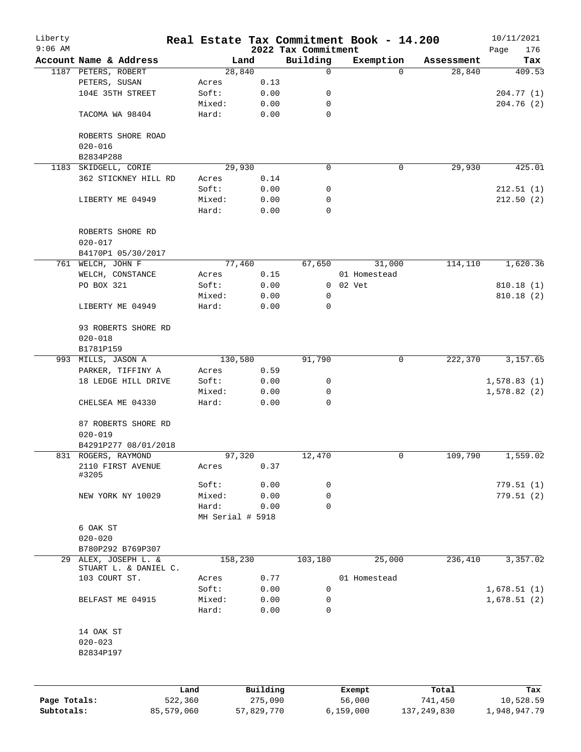# Real Estate Tax Commitment Book - 14.200

Liberty
9:06 AM

2022 Tax Commitment

10/11/2021

| Account Name & Address | Land | | Building | Exemption | Assessment | Tax |
|---|---|---|---|---|---|---|
| 1187 PETERS, ROBERT | 28,840 | | 0 | 0 | 28,840 | 409.53 |
| PETERS, SUSAN | Acres | 0.13 | | | | |
| 104E 35TH STREET | Soft: | 0.00 | 0 | | | 204.77 (1) |
| | Mixed: | 0.00 | 0 | | | 204.76 (2) |
| TACOMA WA 98404 | Hard: | 0.00 | 0 | | | |
| ROBERTS SHORE ROAD | | | | | | |
| 020-016 | | | | | | |
| B2834P288 | | | | | | |
| 1183 SKIDGELL, CORIE | 29,930 | | 0 | 0 | 29,930 | 425.01 |
| 362 STICKNEY HILL RD | Acres | 0.14 | | | | |
| | Soft: | 0.00 | 0 | | | 212.51 (1) |
| LIBERTY ME 04949 | Mixed: | 0.00 | 0 | | | 212.50 (2) |
| | Hard: | 0.00 | 0 | | | |
| ROBERTS SHORE RD | | | | | | |
| 020-017 | | | | | | |
| B4170P1 05/30/2017 | | | | | | |
| 761 WELCH, JOHN F | 77,460 | | 67,650 | 31,000 | 114,110 | 1,620.36 |
| WELCH, CONSTANCE | Acres | 0.15 | | 01 Homestead | | |
| PO BOX 321 | Soft: | 0.00 | 0 | 02 Vet | | 810.18 (1) |
| | Mixed: | 0.00 | 0 | | | 810.18 (2) |
| LIBERTY ME 04949 | Hard: | 0.00 | 0 | | | |
| 93 ROBERTS SHORE RD | | | | | | |
| 020-018 | | | | | | |
| B1781P159 | | | | | | |
| 993 MILLS, JASON A | 130,580 | | 91,790 | 0 | 222,370 | 3,157.65 |
| PARKER, TIFFINY A | Acres | 0.59 | | | | |
| 18 LEDGE HILL DRIVE | Soft: | 0.00 | 0 | | | 1,578.83 (1) |
| | Mixed: | 0.00 | 0 | | | 1,578.82 (2) |
| CHELSEA ME 04330 | Hard: | 0.00 | 0 | | | |
| 87 ROBERTS SHORE RD | | | | | | |
| 020-019 | | | | | | |
| B4291P277 08/01/2018 | | | | | | |
| 831 ROGERS, RAYMOND | 97,320 | | 12,470 | 0 | 109,790 | 1,559.02 |
| 2110 FIRST AVENUE #3205 | Acres | 0.37 | | | | |
| | Soft: | 0.00 | 0 | | | 779.51 (1) |
| NEW YORK NY 10029 | Mixed: | 0.00 | 0 | | | 779.51 (2) |
| | Hard: | 0.00 | 0 | | | |
| | MH Serial # 5918 | | | | | |
| 6 OAK ST | | | | | | |
| 020-020 | | | | | | |
| B780P292 B769P307 | | | | | | |
| 29 ALEX, JOSEPH L. & STUART L. & DANIEL C. | 158,230 | | 103,180 | 25,000 | 236,410 | 3,357.02 |
| 103 COURT ST. | Acres | 0.77 | | 01 Homestead | | |
| | Soft: | 0.00 | 0 | | | 1,678.51 (1) |
| BELFAST ME 04915 | Mixed: | 0.00 | 0 | | | 1,678.51 (2) |
| | Hard: | 0.00 | 0 | | | |
| 14 OAK ST | | | | | | |
| 020-023 | | | | | | |
| B2834P197 | | | | | | |

| | Land | Building | Exempt | Total | Tax |
|---|---|---|---|---|---|
| Page Totals: | 522,360 | 275,090 | 56,000 | 741,450 | 10,528.59 |
| Subtotals: | 85,579,060 | 57,829,770 | 6,159,000 | 137,249,830 | 1,948,947.79 |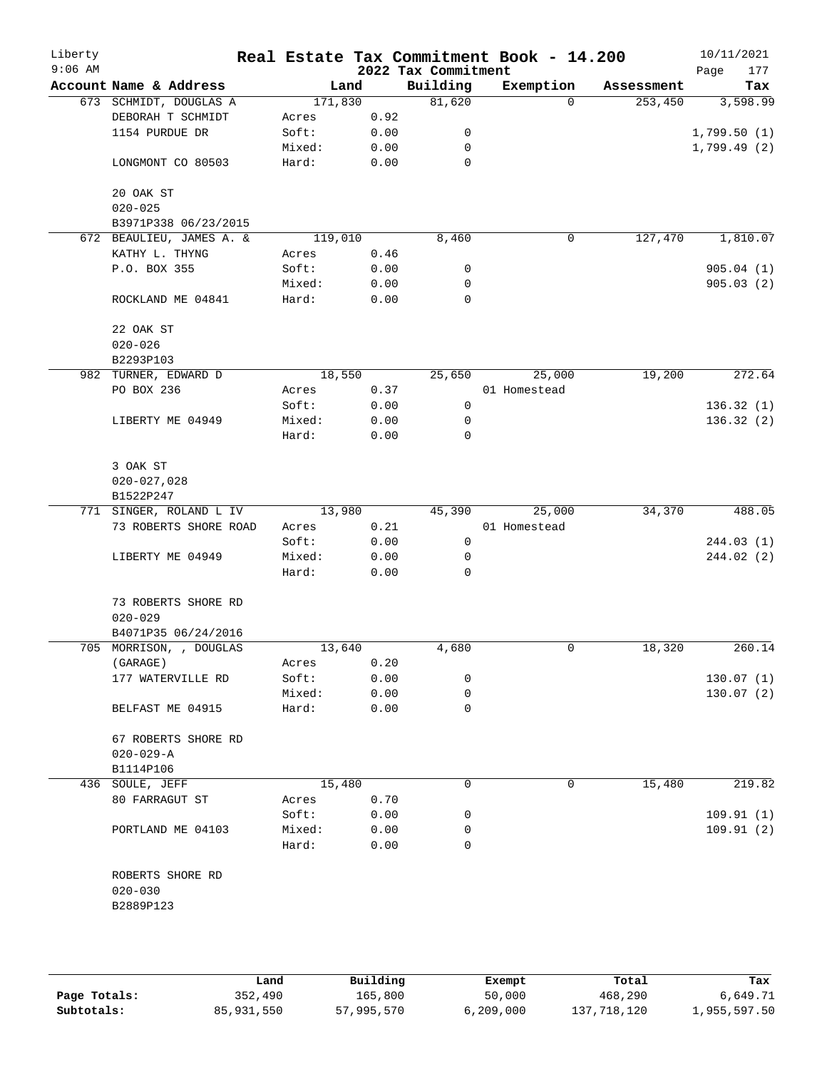# Real Estate Tax Commitment Book - 14.200

Liberty
9:06 AM

2022 Tax Commitment

10/11/2021

| Account Name & Address | Land | | Building | Exemption | Assessment | Tax |
|---|---|---|---|---|---|---|
| 673 SCHMIDT, DOUGLAS A | 171,830 | | 81,620 | 0 | 253,450 | 3,598.99 |
| DEBORAH T SCHMIDT | Acres | 0.92 | | | | |
| 1154 PURDUE DR | Soft: | 0.00 | 0 | | | 1,799.50 (1) |
| | Mixed: | 0.00 | 0 | | | 1,799.49 (2) |
| LONGMONT CO 80503 | Hard: | 0.00 | 0 | | | |
| 20 OAK ST | | | | | | |
| 020-025 | | | | | | |
| B3971P338 06/23/2015 | | | | | | |
| 672 BEAULIEU, JAMES A. & | 119,010 | | 8,460 | 0 | 127,470 | 1,810.07 |
| KATHY L. THYNG | Acres | 0.46 | | | | |
| P.O. BOX 355 | Soft: | 0.00 | 0 | | | 905.04 (1) |
| | Mixed: | 0.00 | 0 | | | 905.03 (2) |
| ROCKLAND ME 04841 | Hard: | 0.00 | 0 | | | |
| 22 OAK ST | | | | | | |
| 020-026 | | | | | | |
| B2293P103 | | | | | | |
| 982 TURNER, EDWARD D | 18,550 | | 25,650 | 25,000 | 19,200 | 272.64 |
| PO BOX 236 | Acres | 0.37 | | 01 Homestead | | |
| | Soft: | 0.00 | 0 | | | 136.32 (1) |
| LIBERTY ME 04949 | Mixed: | 0.00 | 0 | | | 136.32 (2) |
| | Hard: | 0.00 | 0 | | | |
| 3 OAK ST | | | | | | |
| 020-027,028 | | | | | | |
| B1522P247 | | | | | | |
| 771 SINGER, ROLAND L IV | 13,980 | | 45,390 | 25,000 | 34,370 | 488.05 |
| 73 ROBERTS SHORE ROAD | Acres | 0.21 | | 01 Homestead | | |
| | Soft: | 0.00 | 0 | | | 244.03 (1) |
| LIBERTY ME 04949 | Mixed: | 0.00 | 0 | | | 244.02 (2) |
| | Hard: | 0.00 | 0 | | | |
| 73 ROBERTS SHORE RD | | | | | | |
| 020-029 | | | | | | |
| B4071P35 06/24/2016 | | | | | | |
| 705 MORRISON, , DOUGLAS | 13,640 | | 4,680 | 0 | 18,320 | 260.14 |
| (GARAGE) | Acres | 0.20 | | | | |
| 177 WATERVILLE RD | Soft: | 0.00 | 0 | | | 130.07 (1) |
| | Mixed: | 0.00 | 0 | | | 130.07 (2) |
| BELFAST ME 04915 | Hard: | 0.00 | 0 | | | |
| 67 ROBERTS SHORE RD | | | | | | |
| 020-029-A | | | | | | |
| B1114P106 | | | | | | |
| 436 SOULE, JEFF | 15,480 | | 0 | 0 | 15,480 | 219.82 |
| 80 FARRAGUT ST | Acres | 0.70 | | | | |
| | Soft: | 0.00 | 0 | | | 109.91 (1) |
| PORTLAND ME 04103 | Mixed: | 0.00 | 0 | | | 109.91 (2) |
| | Hard: | 0.00 | 0 | | | |
| ROBERTS SHORE RD | | | | | | |
| 020-030 | | | | | | |
| B2889P123 | | | | | | |

| | Land | Building | Exempt | Total | Tax |
|---|---|---|---|---|---|
| Page Totals: | 352,490 | 165,800 | 50,000 | 468,290 | 6,649.71 |
| Subtotals: | 85,931,550 | 57,995,570 | 6,209,000 | 137,718,120 | 1,955,597.50 |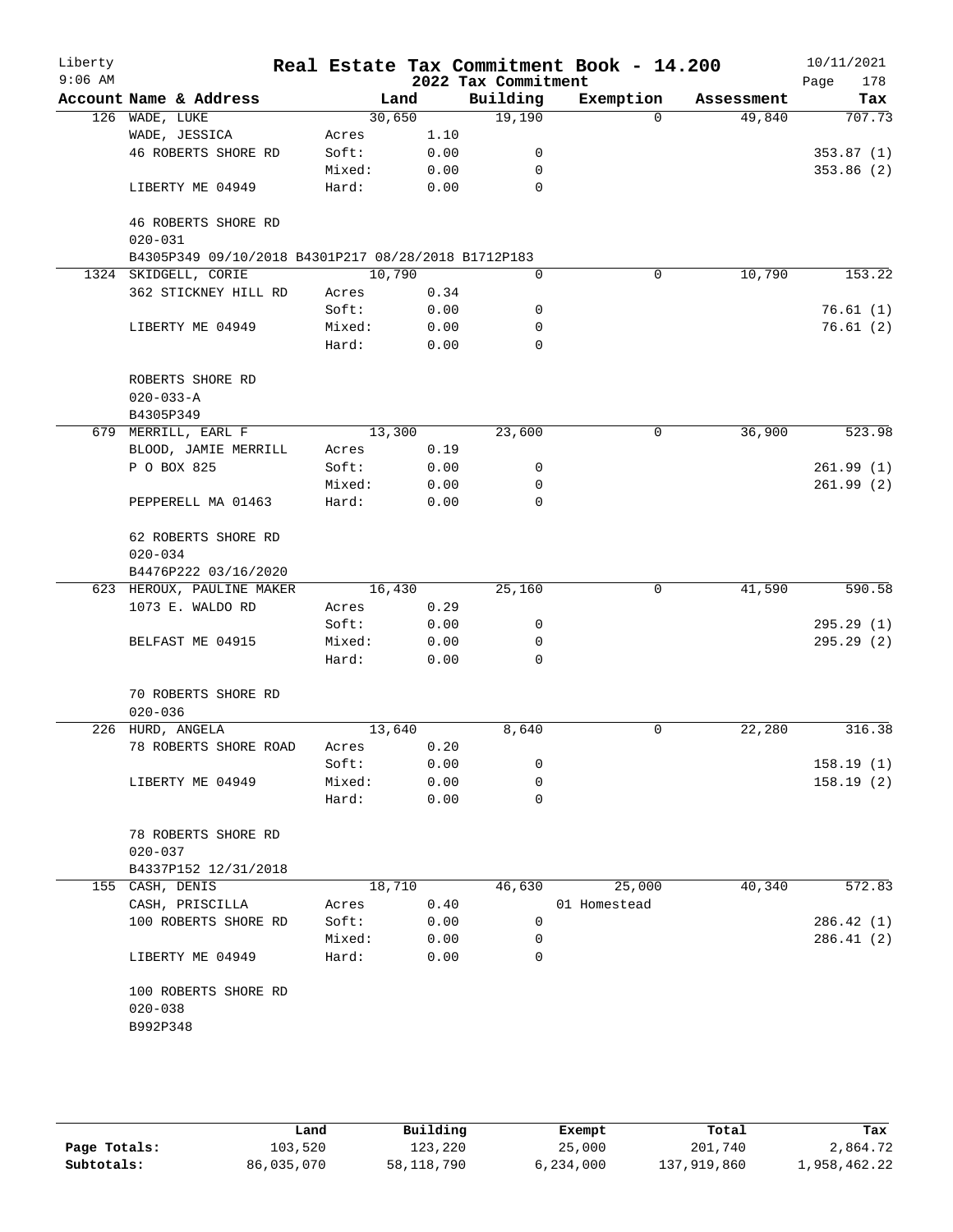# Real Estate Tax Commitment Book - 14.200

Liberty
9:06 AM

2022 Tax Commitment

10/11/2021

| Account Name & Address | | Land | Building | Exemption | Assessment | Tax |
|---|---|---|---|---|---|---|
| 126 WADE, LUKE | | 30,650 | 19,190 | 0 | 49,840 | 707.73 |
| WADE, JESSICA | Acres | 1.10 | | | | |
| 46 ROBERTS SHORE RD | Soft: | 0.00 | 0 | | | 353.87 (1) |
| | Mixed: | 0.00 | 0 | | | 353.86 (2) |
| LIBERTY ME 04949 | Hard: | 0.00 | 0 | | | |
| 46 ROBERTS SHORE RD | | | | | | |
| 020-031 | | | | | | |
| B4305P349 09/10/2018 B4301P217 08/28/2018 B1712P183 | | | | | | |
| 1324 SKIDGELL, CORIE | | 10,790 | 0 | 0 | 10,790 | 153.22 |
| 362 STICKNEY HILL RD | Acres | 0.34 | | | | |
| | Soft: | 0.00 | 0 | | | 76.61 (1) |
| LIBERTY ME 04949 | Mixed: | 0.00 | 0 | | | 76.61 (2) |
| | Hard: | 0.00 | 0 | | | |
| ROBERTS SHORE RD | | | | | | |
| 020-033-A | | | | | | |
| B4305P349 | | | | | | |
| 679 MERRILL, EARL F | | 13,300 | 23,600 | 0 | 36,900 | 523.98 |
| BLOOD, JAMIE MERRILL | Acres | 0.19 | | | | |
| P O BOX 825 | Soft: | 0.00 | 0 | | | 261.99 (1) |
| | Mixed: | 0.00 | 0 | | | 261.99 (2) |
| PEPPERELL MA 01463 | Hard: | 0.00 | 0 | | | |
| 62 ROBERTS SHORE RD | | | | | | |
| 020-034 | | | | | | |
| B4476P222 03/16/2020 | | | | | | |
| 623 HEROUX, PAULINE MAKER | | 16,430 | 25,160 | 0 | 41,590 | 590.58 |
| 1073 E. WALDO RD | Acres | 0.29 | | | | |
| | Soft: | 0.00 | 0 | | | 295.29 (1) |
| BELFAST ME 04915 | Mixed: | 0.00 | 0 | | | 295.29 (2) |
| | Hard: | 0.00 | 0 | | | |
| 70 ROBERTS SHORE RD | | | | | | |
| 020-036 | | | | | | |
| 226 HURD, ANGELA | | 13,640 | 8,640 | 0 | 22,280 | 316.38 |
| 78 ROBERTS SHORE ROAD | Acres | 0.20 | | | | |
| | Soft: | 0.00 | 0 | | | 158.19 (1) |
| LIBERTY ME 04949 | Mixed: | 0.00 | 0 | | | 158.19 (2) |
| | Hard: | 0.00 | 0 | | | |
| 78 ROBERTS SHORE RD | | | | | | |
| 020-037 | | | | | | |
| B4337P152 12/31/2018 | | | | | | |
| 155 CASH, DENIS | | 18,710 | 46,630 | 25,000 | 40,340 | 572.83 |
| CASH, PRISCILLA | Acres | 0.40 | | 01 Homestead | | |
| 100 ROBERTS SHORE RD | Soft: | 0.00 | 0 | | | 286.42 (1) |
| | Mixed: | 0.00 | 0 | | | 286.41 (2) |
| LIBERTY ME 04949 | Hard: | 0.00 | 0 | | | |
| 100 ROBERTS SHORE RD | | | | | | |
| 020-038 | | | | | | |
| B992P348 | | | | | | |

| | Land | Building | Exempt | Total | Tax |
|---|---|---|---|---|---|
| Page Totals: | 103,520 | 123,220 | 25,000 | 201,740 | 2,864.72 |
| Subtotals: | 86,035,070 | 58,118,790 | 6,234,000 | 137,919,860 | 1,958,462.22 |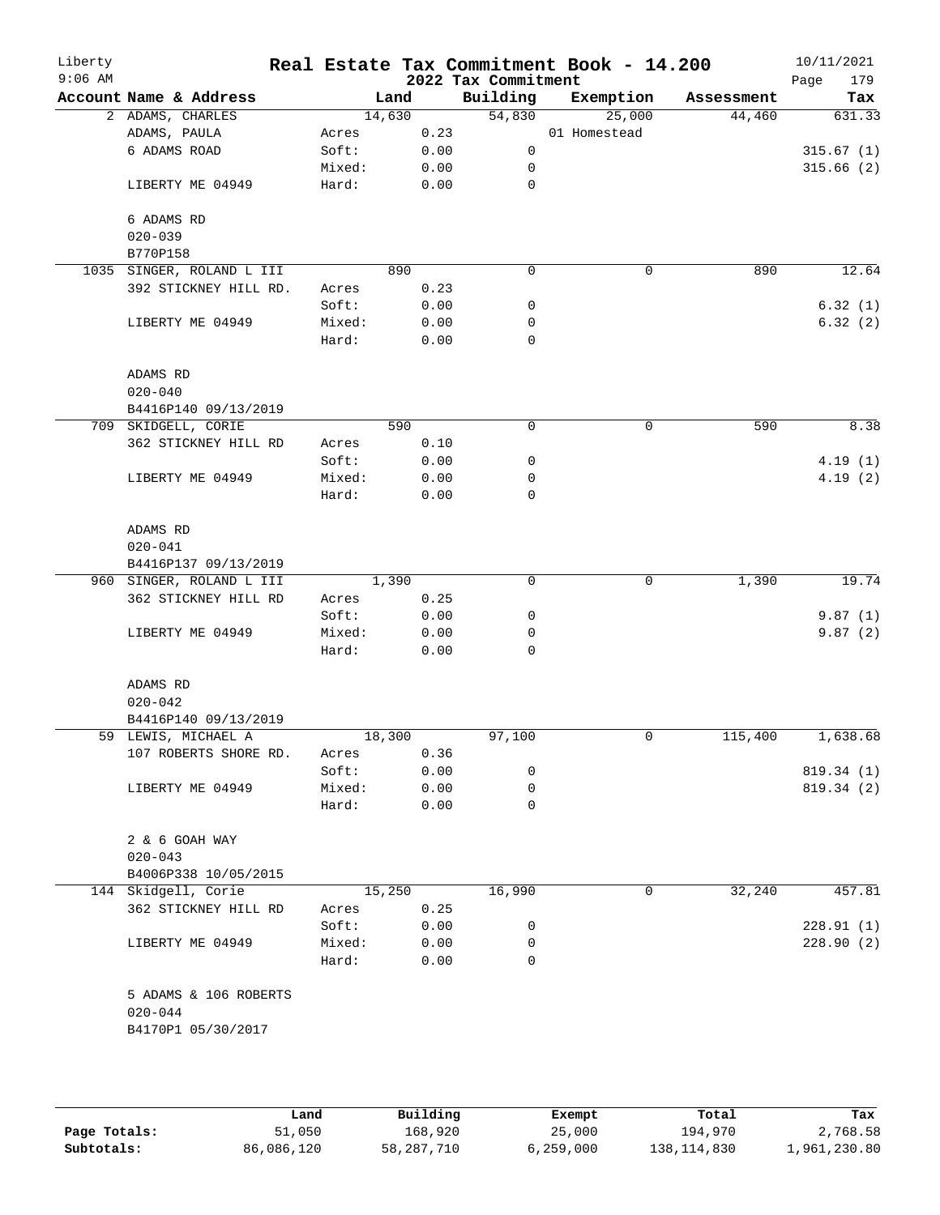Liberty 9:06 AM

# Real Estate Tax Commitment Book - 14.200

## 2022 Tax Commitment

10/11/2021

| Account | Name & Address | | Land | Building | Exemption | Assessment | Tax |
|---|---|---|---|---|---|---|---|
| 2 | ADAMS, CHARLES | | 14,630 | 54,830 | 25,000 | 44,460 | 631.33 |
| | ADAMS, PAULA | Acres | 0.23 | | 01 Homestead | | |
| | 6 ADAMS ROAD | Soft: | 0.00 | 0 | | | 315.67 (1) |
| | | Mixed: | 0.00 | 0 | | | 315.66 (2) |
| | LIBERTY ME 04949 | Hard: | 0.00 | 0 | | | |
| | 6 ADAMS RD | | | | | | |
| | 020-039 | | | | | | |
| | B770P158 | | | | | | |
| 1035 | SINGER, ROLAND L III | | 890 | 0 | 0 | 890 | 12.64 |
| | 392 STICKNEY HILL RD. | Acres | 0.23 | | | | |
| | | Soft: | 0.00 | 0 | | | 6.32 (1) |
| | LIBERTY ME 04949 | Mixed: | 0.00 | 0 | | | 6.32 (2) |
| | | Hard: | 0.00 | 0 | | | |
| | ADAMS RD | | | | | | |
| | 020-040 | | | | | | |
| | B4416P140 09/13/2019 | | | | | | |
| 709 | SKIDGELL, CORIE | | 590 | 0 | 0 | 590 | 8.38 |
| | 362 STICKNEY HILL RD | Acres | 0.10 | | | | |
| | | Soft: | 0.00 | 0 | | | 4.19 (1) |
| | LIBERTY ME 04949 | Mixed: | 0.00 | 0 | | | 4.19 (2) |
| | | Hard: | 0.00 | 0 | | | |
| | ADAMS RD | | | | | | |
| | 020-041 | | | | | | |
| | B4416P137 09/13/2019 | | | | | | |
| 960 | SINGER, ROLAND L III | | 1,390 | 0 | 0 | 1,390 | 19.74 |
| | 362 STICKNEY HILL RD | Acres | 0.25 | | | | |
| | | Soft: | 0.00 | 0 | | | 9.87 (1) |
| | LIBERTY ME 04949 | Mixed: | 0.00 | 0 | | | 9.87 (2) |
| | | Hard: | 0.00 | 0 | | | |
| | ADAMS RD | | | | | | |
| | 020-042 | | | | | | |
| | B4416P140 09/13/2019 | | | | | | |
| 59 | LEWIS, MICHAEL A | | 18,300 | 97,100 | 0 | 115,400 | 1,638.68 |
| | 107 ROBERTS SHORE RD. | Acres | 0.36 | | | | |
| | | Soft: | 0.00 | 0 | | | 819.34 (1) |
| | LIBERTY ME 04949 | Mixed: | 0.00 | 0 | | | 819.34 (2) |
| | | Hard: | 0.00 | 0 | | | |
| | 2 & 6 GOAH WAY | | | | | | |
| | 020-043 | | | | | | |
| | B4006P338 10/05/2015 | | | | | | |
| 144 | Skidgell, Corie | | 15,250 | 16,990 | 0 | 32,240 | 457.81 |
| | 362 STICKNEY HILL RD | Acres | 0.25 | | | | |
| | | Soft: | 0.00 | 0 | | | 228.91 (1) |
| | LIBERTY ME 04949 | Mixed: | 0.00 | 0 | | | 228.90 (2) |
| | | Hard: | 0.00 | 0 | | | |
| | 5 ADAMS & 106 ROBERTS | | | | | | |
| | 020-044 | | | | | | |
| | B4170P1 05/30/2017 | | | | | | |

| | Land | Building | Exempt | Total | Tax |
|---|---|---|---|---|---|
| Page Totals: | 51,050 | 168,920 | 25,000 | 194,970 | 2,768.58 |
| Subtotals: | 86,086,120 | 58,287,710 | 6,259,000 | 138,114,830 | 1,961,230.80 |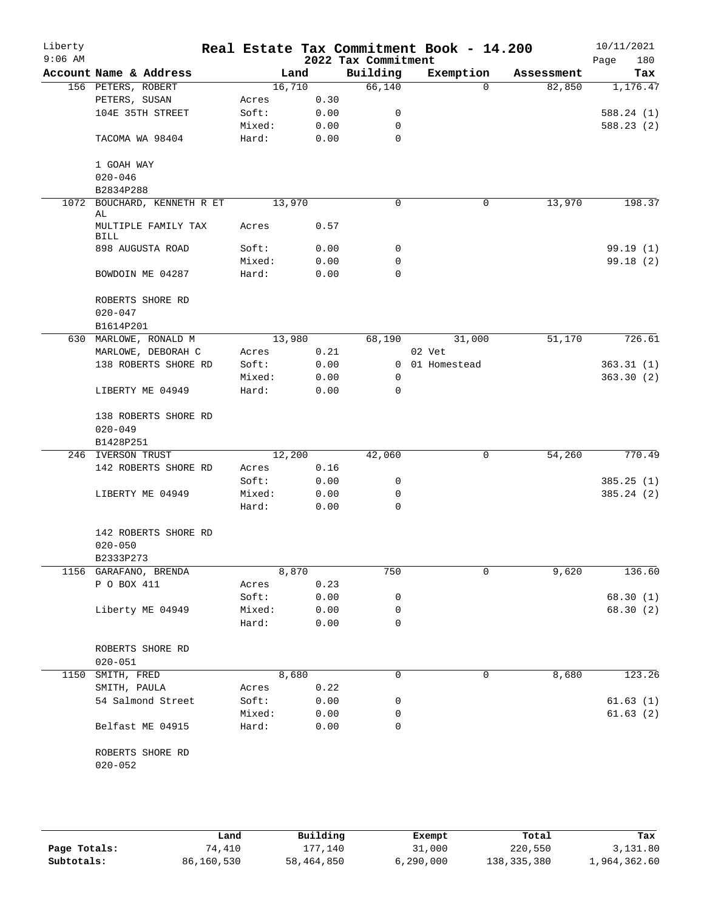Liberty
9:06 AM

# Real Estate Tax Commitment Book - 14.200

2022 Tax Commitment

10/11/2021

| Account | Name & Address | Land | | Building | Exemption | Assessment | Tax |
|---|---|---|---|---|---|---|---|
| 156 | PETERS, ROBERT | 16,710 | | 66,140 | 0 | 82,850 | 1,176.47 |
| | PETERS, SUSAN | Acres | 0.30 | | | | |
| | 104E 35TH STREET | Soft: | 0.00 | 0 | | | 588.24 (1) |
| | | Mixed: | 0.00 | 0 | | | 588.23 (2) |
| | TACOMA WA 98404 | Hard: | 0.00 | 0 | | | |
| | 1 GOAH WAY | | | | | | |
| | 020-046 | | | | | | |
| | B2834P288 | | | | | | |
| 1072 | BOUCHARD, KENNETH R ET AL | 13,970 | | 0 | 0 | 13,970 | 198.37 |
| | MULTIPLE FAMILY TAX BILL | Acres | 0.57 | | | | |
| | 898 AUGUSTA ROAD | Soft: | 0.00 | 0 | | | 99.19 (1) |
| | | Mixed: | 0.00 | 0 | | | 99.18 (2) |
| | BOWDOIN ME 04287 | Hard: | 0.00 | 0 | | | |
| | ROBERTS SHORE RD | | | | | | |
| | 020-047 | | | | | | |
| | B1614P201 | | | | | | |
| 630 | MARLOWE, RONALD M | 13,980 | | 68,190 | 31,000 | 51,170 | 726.61 |
| | MARLOWE, DEBORAH C | Acres | 0.21 | | 02 Vet | | |
| | 138 ROBERTS SHORE RD | Soft: | 0.00 | 0 | 01 Homestead | | 363.31 (1) |
| | | Mixed: | 0.00 | 0 | | | 363.30 (2) |
| | LIBERTY ME 04949 | Hard: | 0.00 | 0 | | | |
| | 138 ROBERTS SHORE RD | | | | | | |
| | 020-049 | | | | | | |
| | B1428P251 | | | | | | |
| 246 | IVERSON TRUST | 12,200 | | 42,060 | 0 | 54,260 | 770.49 |
| | 142 ROBERTS SHORE RD | Acres | 0.16 | | | | |
| | | Soft: | 0.00 | 0 | | | 385.25 (1) |
| | LIBERTY ME 04949 | Mixed: | 0.00 | 0 | | | 385.24 (2) |
| | | Hard: | 0.00 | 0 | | | |
| | 142 ROBERTS SHORE RD | | | | | | |
| | 020-050 | | | | | | |
| | B2333P273 | | | | | | |
| 1156 | GARAFANO, BRENDA | 8,870 | | 750 | 0 | 9,620 | 136.60 |
| | P O BOX 411 | Acres | 0.23 | | | | |
| | | Soft: | 0.00 | 0 | | | 68.30 (1) |
| | Liberty ME 04949 | Mixed: | 0.00 | 0 | | | 68.30 (2) |
| | | Hard: | 0.00 | 0 | | | |
| | ROBERTS SHORE RD | | | | | | |
| | 020-051 | | | | | | |
| 1150 | SMITH, FRED | 8,680 | | 0 | 0 | 8,680 | 123.26 |
| | SMITH, PAULA | Acres | 0.22 | | | | |
| | 54 Salmond Street | Soft: | 0.00 | 0 | | | 61.63 (1) |
| | | Mixed: | 0.00 | 0 | | | 61.63 (2) |
| | Belfast ME 04915 | Hard: | 0.00 | 0 | | | |
| | ROBERTS SHORE RD | | | | | | |
| | 020-052 | | | | | | |

| | Land | Building | Exempt | Total | Tax |
|---|---|---|---|---|---|
| Page Totals: | 74,410 | 177,140 | 31,000 | 220,550 | 3,131.80 |
| Subtotals: | 86,160,530 | 58,464,850 | 6,290,000 | 138,335,380 | 1,964,362.60 |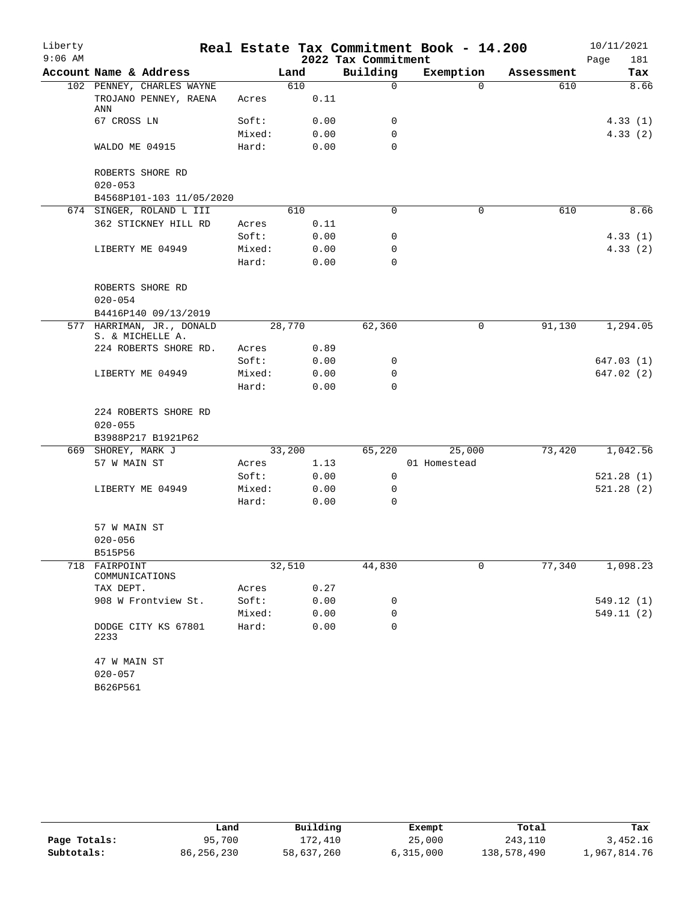Liberty 9:06 AM

# Real Estate Tax Commitment Book - 14.200

## 2022 Tax Commitment

10/11/2021

| Account | Name & Address | | Land | Building | Exemption | Assessment | Tax |
|---|---|---|---|---|---|---|---|
| 102 | PENNEY, CHARLES WAYNE | | 610 | 0 | 0 | 610 | 8.66 |
| | TROJANO PENNEY, RAENA ANN | Acres | 0.11 | | | | |
| | 67 CROSS LN | Soft: | 0.00 | 0 | | | 4.33 (1) |
| | | Mixed: | 0.00 | 0 | | | 4.33 (2) |
| | WALDO ME 04915 | Hard: | 0.00 | 0 | | | |
| | ROBERTS SHORE RD | | | | | | |
| | 020-053 | | | | | | |
| | B4568P101-103 11/05/2020 | | | | | | |
| 674 | SINGER, ROLAND L III | | 610 | 0 | 0 | 610 | 8.66 |
| | 362 STICKNEY HILL RD | Acres | 0.11 | | | | |
| | | Soft: | 0.00 | 0 | | | 4.33 (1) |
| | LIBERTY ME 04949 | Mixed: | 0.00 | 0 | | | 4.33 (2) |
| | | Hard: | 0.00 | 0 | | | |
| | ROBERTS SHORE RD | | | | | | |
| | 020-054 | | | | | | |
| | B4416P140 09/13/2019 | | | | | | |
| 577 | HARRIMAN, JR., DONALD S. & MICHELLE A. | | 28,770 | 62,360 | 0 | 91,130 | 1,294.05 |
| | 224 ROBERTS SHORE RD. | Acres | 0.89 | | | | |
| | | Soft: | 0.00 | 0 | | | 647.03 (1) |
| | LIBERTY ME 04949 | Mixed: | 0.00 | 0 | | | 647.02 (2) |
| | | Hard: | 0.00 | 0 | | | |
| | 224 ROBERTS SHORE RD | | | | | | |
| | 020-055 | | | | | | |
| | B3988P217 B1921P62 | | | | | | |
| 669 | SHOREY, MARK J | | 33,200 | 65,220 | 25,000 | 73,420 | 1,042.56 |
| | 57 W MAIN ST | Acres | 1.13 | | 01 Homestead | | |
| | | Soft: | 0.00 | 0 | | | 521.28 (1) |
| | LIBERTY ME 04949 | Mixed: | 0.00 | 0 | | | 521.28 (2) |
| | | Hard: | 0.00 | 0 | | | |
| | 57 W MAIN ST | | | | | | |
| | 020-056 | | | | | | |
| | B515P56 | | | | | | |
| 718 | FAIRPOINT COMMUNICATIONS | | 32,510 | 44,830 | 0 | 77,340 | 1,098.23 |
| | TAX DEPT. | Acres | 0.27 | | | | |
| | 908 W Frontview St. | Soft: | 0.00 | 0 | | | 549.12 (1) |
| | | Mixed: | 0.00 | 0 | | | 549.11 (2) |
| | DODGE CITY KS 67801 2233 | Hard: | 0.00 | 0 | | | |
| | 47 W MAIN ST | | | | | | |
| | 020-057 | | | | | | |
| | B626P561 | | | | | | |

| | Land | Building | Exempt | Total | Tax |
|---|---|---|---|---|---|
| Page Totals: | 95,700 | 172,410 | 25,000 | 243,110 | 3,452.16 |
| Subtotals: | 86,256,230 | 58,637,260 | 6,315,000 | 138,578,490 | 1,967,814.76 |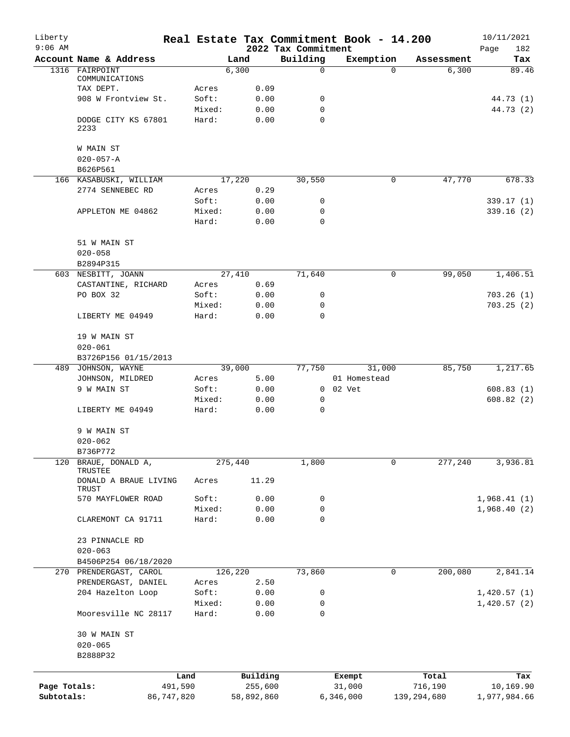# Real Estate Tax Commitment Book - 14.200

## 2022 Tax Commitment

Liberty 9:06 AM — 10/11/2021

| Account Name & Address | Land | | Building | Exemption | Assessment | Tax |
|---|---|---|---|---|---|---|
| 1316 FAIRPOINT COMMUNICATIONS | 6,300 | | 0 | 0 | 6,300 | 89.46 |
| TAX DEPT. | Acres | 0.09 | | | | |
| 908 W Frontview St. | Soft: | 0.00 | 0 | | | 44.73 (1) |
| | Mixed: | 0.00 | 0 | | | 44.73 (2) |
| DODGE CITY KS 67801 2233 | Hard: | 0.00 | 0 | | | |
| W MAIN ST | | | | | | |
| 020-057-A | | | | | | |
| B626P561 | | | | | | |
| 166 KASABUSKI, WILLIAM | 17,220 | | 30,550 | 0 | 47,770 | 678.33 |
| 2774 SENNEBEC RD | Acres | 0.29 | | | | |
| | Soft: | 0.00 | 0 | | | 339.17 (1) |
| APPLETON ME 04862 | Mixed: | 0.00 | 0 | | | 339.16 (2) |
| | Hard: | 0.00 | 0 | | | |
| 51 W MAIN ST | | | | | | |
| 020-058 | | | | | | |
| B2894P315 | | | | | | |
| 603 NESBITT, JOANN | 27,410 | | 71,640 | 0 | 99,050 | 1,406.51 |
| CASTANTINE, RICHARD | Acres | 0.69 | | | | |
| PO BOX 32 | Soft: | 0.00 | 0 | | | 703.26 (1) |
| | Mixed: | 0.00 | 0 | | | 703.25 (2) |
| LIBERTY ME 04949 | Hard: | 0.00 | 0 | | | |
| 19 W MAIN ST | | | | | | |
| 020-061 | | | | | | |
| B3726P156 01/15/2013 | | | | | | |
| 489 JOHNSON, WAYNE | 39,000 | | 77,750 | 31,000 | 85,750 | 1,217.65 |
| JOHNSON, MILDRED | Acres | 5.00 | | 01 Homestead | | |
| 9 W MAIN ST | Soft: | 0.00 | 0 | 02 Vet | | 608.83 (1) |
| | Mixed: | 0.00 | 0 | | | 608.82 (2) |
| LIBERTY ME 04949 | Hard: | 0.00 | 0 | | | |
| 9 W MAIN ST | | | | | | |
| 020-062 | | | | | | |
| B736P772 | | | | | | |
| 120 BRAUE, DONALD A, TRUSTEE | 275,440 | | 1,800 | 0 | 277,240 | 3,936.81 |
| DONALD A BRAUE LIVING TRUST | Acres | 11.29 | | | | |
| 570 MAYFLOWER ROAD | Soft: | 0.00 | 0 | | | 1,968.41 (1) |
| | Mixed: | 0.00 | 0 | | | 1,968.40 (2) |
| CLAREMONT CA 91711 | Hard: | 0.00 | 0 | | | |
| 23 PINNACLE RD | | | | | | |
| 020-063 | | | | | | |
| B4506P254 06/18/2020 | | | | | | |
| 270 PRENDERGAST, CAROL | 126,220 | | 73,860 | 0 | 200,080 | 2,841.14 |
| PRENDERGAST, DANIEL | Acres | 2.50 | | | | |
| 204 Hazelton Loop | Soft: | 0.00 | 0 | | | 1,420.57 (1) |
| | Mixed: | 0.00 | 0 | | | 1,420.57 (2) |
| Mooresville NC 28117 | Hard: | 0.00 | 0 | | | |
| 30 W MAIN ST | | | | | | |
| 020-065 | | | | | | |
| B2888P32 | | | | | | |

| | Land | Building | Exempt | Total | Tax |
|---|---|---|---|---|---|
| Page Totals: | 491,590 | 255,600 | 31,000 | 716,190 | 10,169.90 |
| Subtotals: | 86,747,820 | 58,892,860 | 6,346,000 | 139,294,680 | 1,977,984.66 |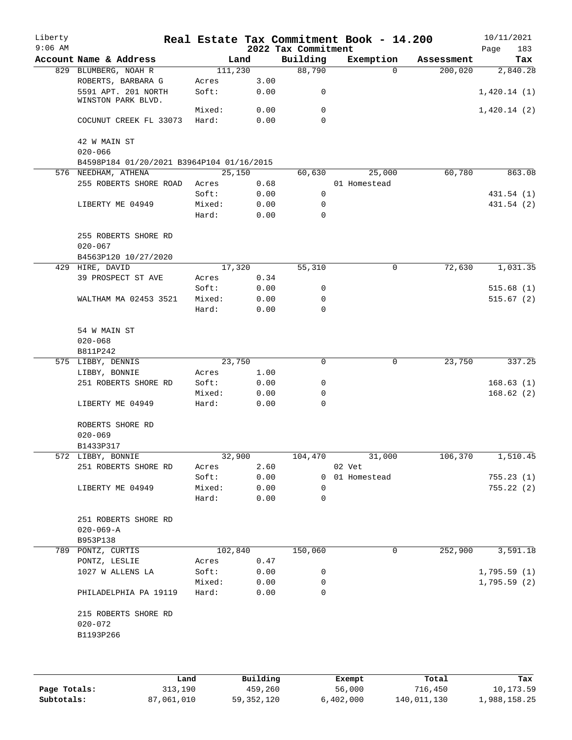# Real Estate Tax Commitment Book - 14.200

Liberty
9:06 AM

2022 Tax Commitment

10/11/2021

| Account | Name & Address | Land | | Building | Exemption | Assessment | Tax |
|---|---|---|---|---|---|---|---|
| 829 | BLUMBERG, NOAH R | 111,230 | | 88,790 | 0 | 200,020 | 2,840.28 |
| | ROBERTS, BARBARA G | Acres | 3.00 | | | | |
| | 5591 APT. 201 NORTH WINSTON PARK BLVD. | Soft: | 0.00 | 0 | | | 1,420.14 (1) |
| | | Mixed: | 0.00 | 0 | | | 1,420.14 (2) |
| | COCUNUT CREEK FL 33073 | Hard: | 0.00 | 0 | | | |
| | 42 W MAIN ST | | | | | | |
| | 020-066 | | | | | | |
| | B4598P184 01/20/2021 B3964P104 01/16/2015 | | | | | | |
| 576 | NEEDHAM, ATHENA | 25,150 | | 60,630 | 25,000 | 60,780 | 863.08 |
| | 255 ROBERTS SHORE ROAD | Acres | 0.68 | | 01 Homestead | | |
| | | Soft: | 0.00 | 0 | | | 431.54 (1) |
| | LIBERTY ME 04949 | Mixed: | 0.00 | 0 | | | 431.54 (2) |
| | | Hard: | 0.00 | 0 | | | |
| | 255 ROBERTS SHORE RD | | | | | | |
| | 020-067 | | | | | | |
| | B4563P120 10/27/2020 | | | | | | |
| 429 | HIRE, DAVID | 17,320 | | 55,310 | 0 | 72,630 | 1,031.35 |
| | 39 PROSPECT ST AVE | Acres | 0.34 | | | | |
| | | Soft: | 0.00 | 0 | | | 515.68 (1) |
| | WALTHAM MA 02453 3521 | Mixed: | 0.00 | 0 | | | 515.67 (2) |
| | | Hard: | 0.00 | 0 | | | |
| | 54 W MAIN ST | | | | | | |
| | 020-068 | | | | | | |
| | B811P242 | | | | | | |
| 575 | LIBBY, DENNIS | 23,750 | | 0 | 0 | 23,750 | 337.25 |
| | LIBBY, BONNIE | Acres | 1.00 | | | | |
| | 251 ROBERTS SHORE RD | Soft: | 0.00 | 0 | | | 168.63 (1) |
| | | Mixed: | 0.00 | 0 | | | 168.62 (2) |
| | LIBERTY ME 04949 | Hard: | 0.00 | 0 | | | |
| | ROBERTS SHORE RD | | | | | | |
| | 020-069 | | | | | | |
| | B1433P317 | | | | | | |
| 572 | LIBBY, BONNIE | 32,900 | | 104,470 | 31,000 | 106,370 | 1,510.45 |
| | 251 ROBERTS SHORE RD | Acres | 2.60 | | 02 Vet | | |
| | | Soft: | 0.00 | 0 | 01 Homestead | | 755.23 (1) |
| | LIBERTY ME 04949 | Mixed: | 0.00 | 0 | | | 755.22 (2) |
| | | Hard: | 0.00 | 0 | | | |
| | 251 ROBERTS SHORE RD | | | | | | |
| | 020-069-A | | | | | | |
| | B953P138 | | | | | | |
| 789 | PONTZ, CURTIS | 102,840 | | 150,060 | 0 | 252,900 | 3,591.18 |
| | PONTZ, LESLIE | Acres | 0.47 | | | | |
| | 1027 W ALLENS LA | Soft: | 0.00 | 0 | | | 1,795.59 (1) |
| | | Mixed: | 0.00 | 0 | | | 1,795.59 (2) |
| | PHILADELPHIA PA 19119 | Hard: | 0.00 | 0 | | | |
| | 215 ROBERTS SHORE RD | | | | | | |
| | 020-072 | | | | | | |
| | B1193P266 | | | | | | |

| | Land | Building | Exempt | Total | Tax |
|---|---|---|---|---|---|
| Page Totals: | 313,190 | 459,260 | 56,000 | 716,450 | 10,173.59 |
| Subtotals: | 87,061,010 | 59,352,120 | 6,402,000 | 140,011,130 | 1,988,158.25 |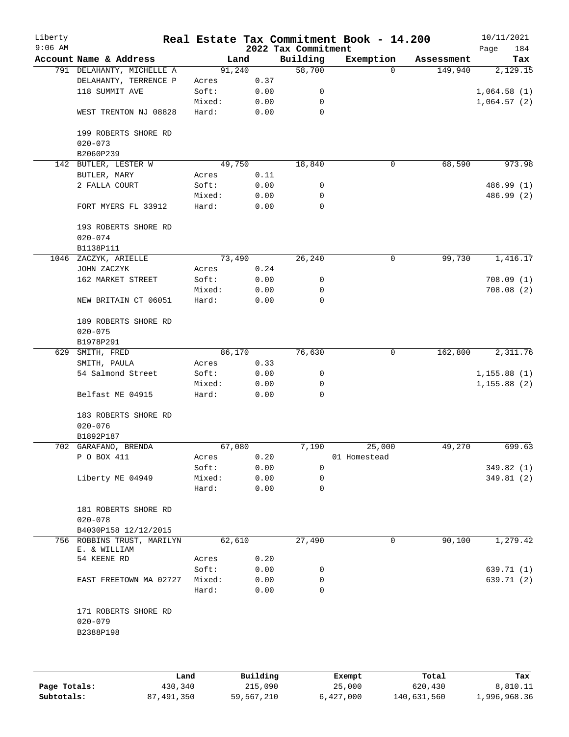# Real Estate Tax Commitment Book - 14.200

Liberty 9:06 AM — 2022 Tax Commitment — 10/11/2021

| Account Name & Address | Land | | Building | Exemption | Assessment | Tax |
|---|---|---|---|---|---|---|
| 791 DELAHANTY, MICHELLE A | 91,240 | | 58,700 | 0 | 149,940 | 2,129.15 |
| DELAHANTY, TERRENCE P | Acres | 0.37 | | | | |
| 118 SUMMIT AVE | Soft: | 0.00 | 0 | | | 1,064.58 (1) |
| | Mixed: | 0.00 | 0 | | | 1,064.57 (2) |
| WEST TRENTON NJ 08828 | Hard: | 0.00 | 0 | | | |
| 199 ROBERTS SHORE RD | | | | | | |
| 020-073 | | | | | | |
| B2060P239 | | | | | | |
| 142 BUTLER, LESTER W | 49,750 | | 18,840 | 0 | 68,590 | 973.98 |
| BUTLER, MARY | Acres | 0.11 | | | | |
| 2 FALLA COURT | Soft: | 0.00 | 0 | | | 486.99 (1) |
| | Mixed: | 0.00 | 0 | | | 486.99 (2) |
| FORT MYERS FL 33912 | Hard: | 0.00 | 0 | | | |
| 193 ROBERTS SHORE RD | | | | | | |
| 020-074 | | | | | | |
| B1138P111 | | | | | | |
| 1046 ZACZYK, ARIELLE | 73,490 | | 26,240 | 0 | 99,730 | 1,416.17 |
| JOHN ZACZYK | Acres | 0.24 | | | | |
| 162 MARKET STREET | Soft: | 0.00 | 0 | | | 708.09 (1) |
| | Mixed: | 0.00 | 0 | | | 708.08 (2) |
| NEW BRITAIN CT 06051 | Hard: | 0.00 | 0 | | | |
| 189 ROBERTS SHORE RD | | | | | | |
| 020-075 | | | | | | |
| B1978P291 | | | | | | |
| 629 SMITH, FRED | 86,170 | | 76,630 | 0 | 162,800 | 2,311.76 |
| SMITH, PAULA | Acres | 0.33 | | | | |
| 54 Salmond Street | Soft: | 0.00 | 0 | | | 1,155.88 (1) |
| | Mixed: | 0.00 | 0 | | | 1,155.88 (2) |
| Belfast ME 04915 | Hard: | 0.00 | 0 | | | |
| 183 ROBERTS SHORE RD | | | | | | |
| 020-076 | | | | | | |
| B1892P187 | | | | | | |
| 702 GARAFANO, BRENDA | 67,080 | | 7,190 | 25,000 | 49,270 | 699.63 |
| P O BOX 411 | Acres | 0.20 | | 01 Homestead | | |
| | Soft: | 0.00 | 0 | | | 349.82 (1) |
| Liberty ME 04949 | Mixed: | 0.00 | 0 | | | 349.81 (2) |
| | Hard: | 0.00 | 0 | | | |
| 181 ROBERTS SHORE RD | | | | | | |
| 020-078 | | | | | | |
| B4030P158 12/12/2015 | | | | | | |
| 756 ROBBINS TRUST, MARILYN E. & WILLIAM | 62,610 | | 27,490 | 0 | 90,100 | 1,279.42 |
| 54 KEENE RD | Acres | 0.20 | | | | |
| | Soft: | 0.00 | 0 | | | 639.71 (1) |
| EAST FREETOWN MA 02727 | Mixed: | 0.00 | 0 | | | 639.71 (2) |
| | Hard: | 0.00 | 0 | | | |
| 171 ROBERTS SHORE RD | | | | | | |
| 020-079 | | | | | | |
| B2388P198 | | | | | | |

| | Land | Building | Exempt | Total | Tax |
|---|---|---|---|---|---|
| Page Totals: | 430,340 | 215,090 | 25,000 | 620,430 | 8,810.11 |
| Subtotals: | 87,491,350 | 59,567,210 | 6,427,000 | 140,631,560 | 1,996,968.36 |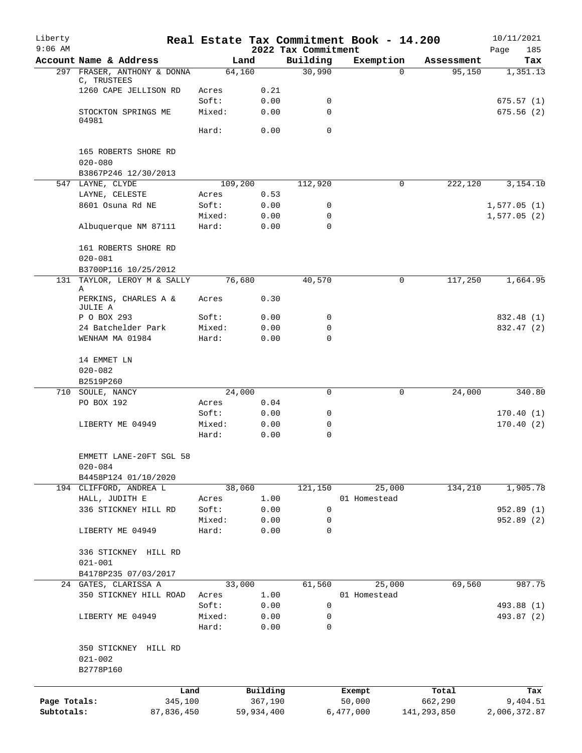# Real Estate Tax Commitment Book - 14.200

## 2022 Tax Commitment

Liberty 9:06 AM — 10/11/2021

| Account Name & Address | Land | | Building | Exemption | Assessment | Tax |
|---|---|---|---|---|---|---|
| 297 FRASER, ANTHONY & DONNA C, TRUSTEES | 64,160 | | 30,990 | 0 | 95,150 | 1,351.13 |
| 1260 CAPE JELLISON RD | Acres | 0.21 | | | | |
| | Soft: | 0.00 | 0 | | | 675.57 (1) |
| STOCKTON SPRINGS ME 04981 | Mixed: | 0.00 | 0 | | | 675.56 (2) |
| | Hard: | 0.00 | 0 | | | |
| 165 ROBERTS SHORE RD | | | | | | |
| 020-080 | | | | | | |
| B3867P246 12/30/2013 | | | | | | |
| 547 LAYNE, CLYDE | 109,200 | | 112,920 | 0 | 222,120 | 3,154.10 |
| LAYNE, CELESTE | Acres | 0.53 | | | | |
| 8601 Osuna Rd NE | Soft: | 0.00 | 0 | | | 1,577.05 (1) |
| | Mixed: | 0.00 | 0 | | | 1,577.05 (2) |
| Albuquerque NM 87111 | Hard: | 0.00 | 0 | | | |
| 161 ROBERTS SHORE RD | | | | | | |
| 020-081 | | | | | | |
| B3700P116 10/25/2012 | | | | | | |
| 131 TAYLOR, LEROY M & SALLY A | 76,680 | | 40,570 | 0 | 117,250 | 1,664.95 |
| PERKINS, CHARLES A & JULIE A | Acres | 0.30 | | | | |
| P O BOX 293 | Soft: | 0.00 | 0 | | | 832.48 (1) |
| 24 Batchelder Park | Mixed: | 0.00 | 0 | | | 832.47 (2) |
| WENHAM MA 01984 | Hard: | 0.00 | 0 | | | |
| 14 EMMET LN | | | | | | |
| 020-082 | | | | | | |
| B2519P260 | | | | | | |
| 710 SOULE, NANCY | 24,000 | | 0 | 0 | 24,000 | 340.80 |
| PO BOX 192 | Acres | 0.04 | | | | |
| | Soft: | 0.00 | 0 | | | 170.40 (1) |
| LIBERTY ME 04949 | Mixed: | 0.00 | 0 | | | 170.40 (2) |
| | Hard: | 0.00 | 0 | | | |
| EMMETT LANE-20FT SGL 58 | | | | | | |
| 020-084 | | | | | | |
| B4458P124 01/10/2020 | | | | | | |
| 194 CLIFFORD, ANDREA L | 38,060 | | 121,150 | 25,000 | 134,210 | 1,905.78 |
| HALL, JUDITH E | Acres | 1.00 | | 01 Homestead | | |
| 336 STICKNEY HILL RD | Soft: | 0.00 | 0 | | | 952.89 (1) |
| | Mixed: | 0.00 | 0 | | | 952.89 (2) |
| LIBERTY ME 04949 | Hard: | 0.00 | 0 | | | |
| 336 STICKNEY HILL RD | | | | | | |
| 021-001 | | | | | | |
| B4178P235 07/03/2017 | | | | | | |
| 24 GATES, CLARISSA A | 33,000 | | 61,560 | 25,000 | 69,560 | 987.75 |
| 350 STICKNEY HILL ROAD | Acres | 1.00 | | 01 Homestead | | |
| | Soft: | 0.00 | 0 | | | 493.88 (1) |
| LIBERTY ME 04949 | Mixed: | 0.00 | 0 | | | 493.87 (2) |
| | Hard: | 0.00 | 0 | | | |
| 350 STICKNEY HILL RD | | | | | | |
| 021-002 | | | | | | |
| B2778P160 | | | | | | |

| | Land | Building | Exempt | Total | Tax |
|---|---|---|---|---|---|
| Page Totals: | 345,100 | 367,190 | 50,000 | 662,290 | 9,404.51 |
| Subtotals: | 87,836,450 | 59,934,400 | 6,477,000 | 141,293,850 | 2,006,372.87 |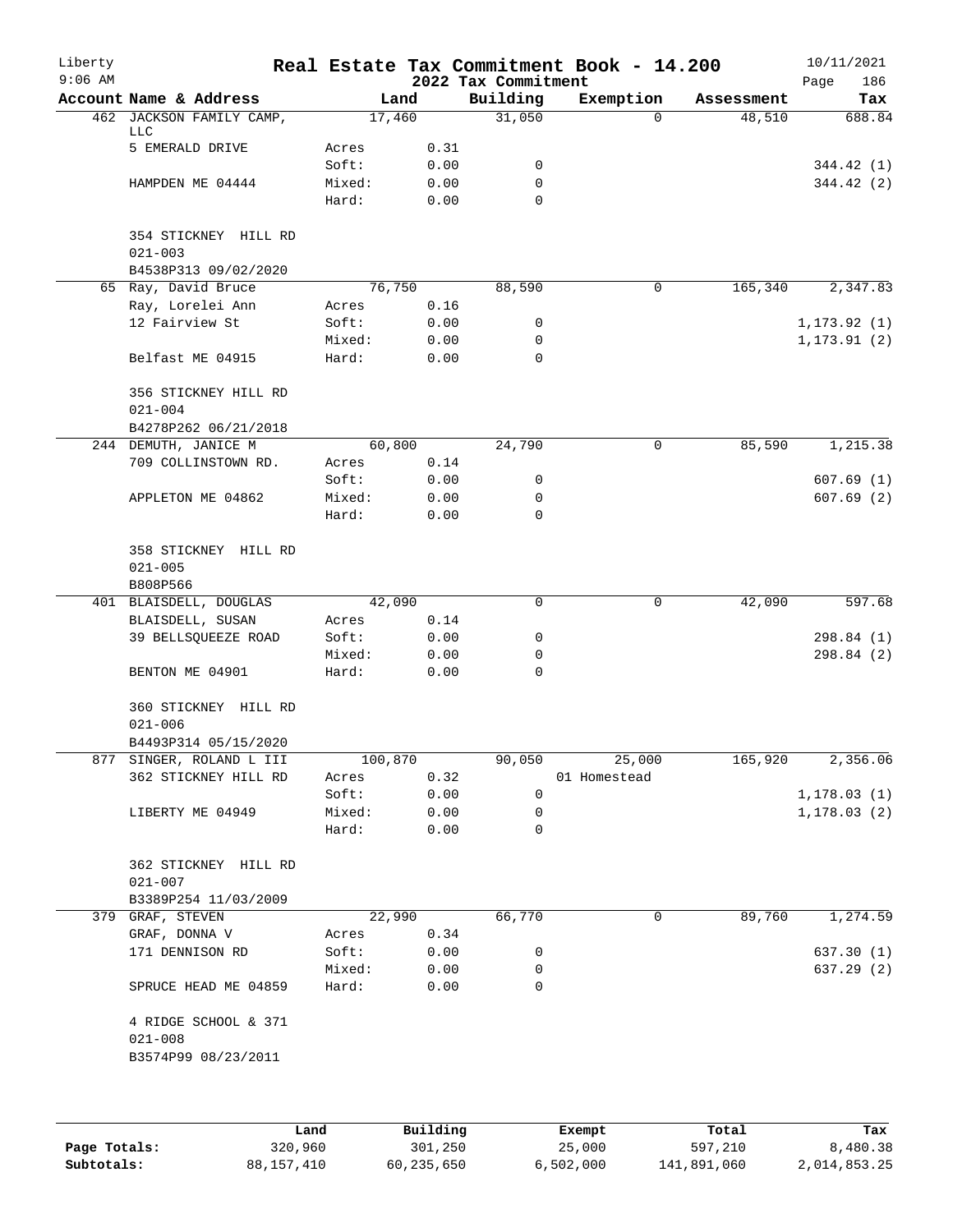# Real Estate Tax Commitment Book - 14.200

Liberty
9:06 AM

2022 Tax Commitment

10/11/2021

| Account Name & Address | Land | | Building | Exemption | Assessment | Tax |
|---|---|---|---|---|---|---|
| 462 JACKSON FAMILY CAMP, LLC | 17,460 | | 31,050 | 0 | 48,510 | 688.84 |
| 5 EMERALD DRIVE | Acres | 0.31 | | | | |
| | Soft: | 0.00 | 0 | | | 344.42 (1) |
| HAMPDEN ME 04444 | Mixed: | 0.00 | 0 | | | 344.42 (2) |
| | Hard: | 0.00 | 0 | | | |
| 354 STICKNEY HILL RD | | | | | | |
| 021-003 | | | | | | |
| B4538P313 09/02/2020 | | | | | | |
| 65 Ray, David Bruce | 76,750 | | 88,590 | 0 | 165,340 | 2,347.83 |
| Ray, Lorelei Ann | Acres | 0.16 | | | | |
| 12 Fairview St | Soft: | 0.00 | 0 | | | 1,173.92 (1) |
| | Mixed: | 0.00 | 0 | | | 1,173.91 (2) |
| Belfast ME 04915 | Hard: | 0.00 | 0 | | | |
| 356 STICKNEY HILL RD | | | | | | |
| 021-004 | | | | | | |
| B4278P262 06/21/2018 | | | | | | |
| 244 DEMUTH, JANICE M | 60,800 | | 24,790 | 0 | 85,590 | 1,215.38 |
| 709 COLLINSTOWN RD. | Acres | 0.14 | | | | |
| | Soft: | 0.00 | 0 | | | 607.69 (1) |
| APPLETON ME 04862 | Mixed: | 0.00 | 0 | | | 607.69 (2) |
| | Hard: | 0.00 | 0 | | | |
| 358 STICKNEY HILL RD | | | | | | |
| 021-005 | | | | | | |
| B808P566 | | | | | | |
| 401 BLAISDELL, DOUGLAS | 42,090 | | 0 | 0 | 42,090 | 597.68 |
| BLAISDELL, SUSAN | Acres | 0.14 | | | | |
| 39 BELLSQUEEZE ROAD | Soft: | 0.00 | 0 | | | 298.84 (1) |
| | Mixed: | 0.00 | 0 | | | 298.84 (2) |
| BENTON ME 04901 | Hard: | 0.00 | 0 | | | |
| 360 STICKNEY HILL RD | | | | | | |
| 021-006 | | | | | | |
| B4493P314 05/15/2020 | | | | | | |
| 877 SINGER, ROLAND L III | 100,870 | | 90,050 | 25,000 | 165,920 | 2,356.06 |
| 362 STICKNEY HILL RD | Acres | 0.32 | | 01 Homestead | | |
| | Soft: | 0.00 | 0 | | | 1,178.03 (1) |
| LIBERTY ME 04949 | Mixed: | 0.00 | 0 | | | 1,178.03 (2) |
| | Hard: | 0.00 | 0 | | | |
| 362 STICKNEY HILL RD | | | | | | |
| 021-007 | | | | | | |
| B3389P254 11/03/2009 | | | | | | |
| 379 GRAF, STEVEN | 22,990 | | 66,770 | 0 | 89,760 | 1,274.59 |
| GRAF, DONNA V | Acres | 0.34 | | | | |
| 171 DENNISON RD | Soft: | 0.00 | 0 | | | 637.30 (1) |
| | Mixed: | 0.00 | 0 | | | 637.29 (2) |
| SPRUCE HEAD ME 04859 | Hard: | 0.00 | 0 | | | |
| 4 RIDGE SCHOOL & 371 | | | | | | |
| 021-008 | | | | | | |
| B3574P99 08/23/2011 | | | | | | |

| | Land | Building | Exempt | Total | Tax |
|---|---|---|---|---|---|
| Page Totals: | 320,960 | 301,250 | 25,000 | 597,210 | 8,480.38 |
| Subtotals: | 88,157,410 | 60,235,650 | 6,502,000 | 141,891,060 | 2,014,853.25 |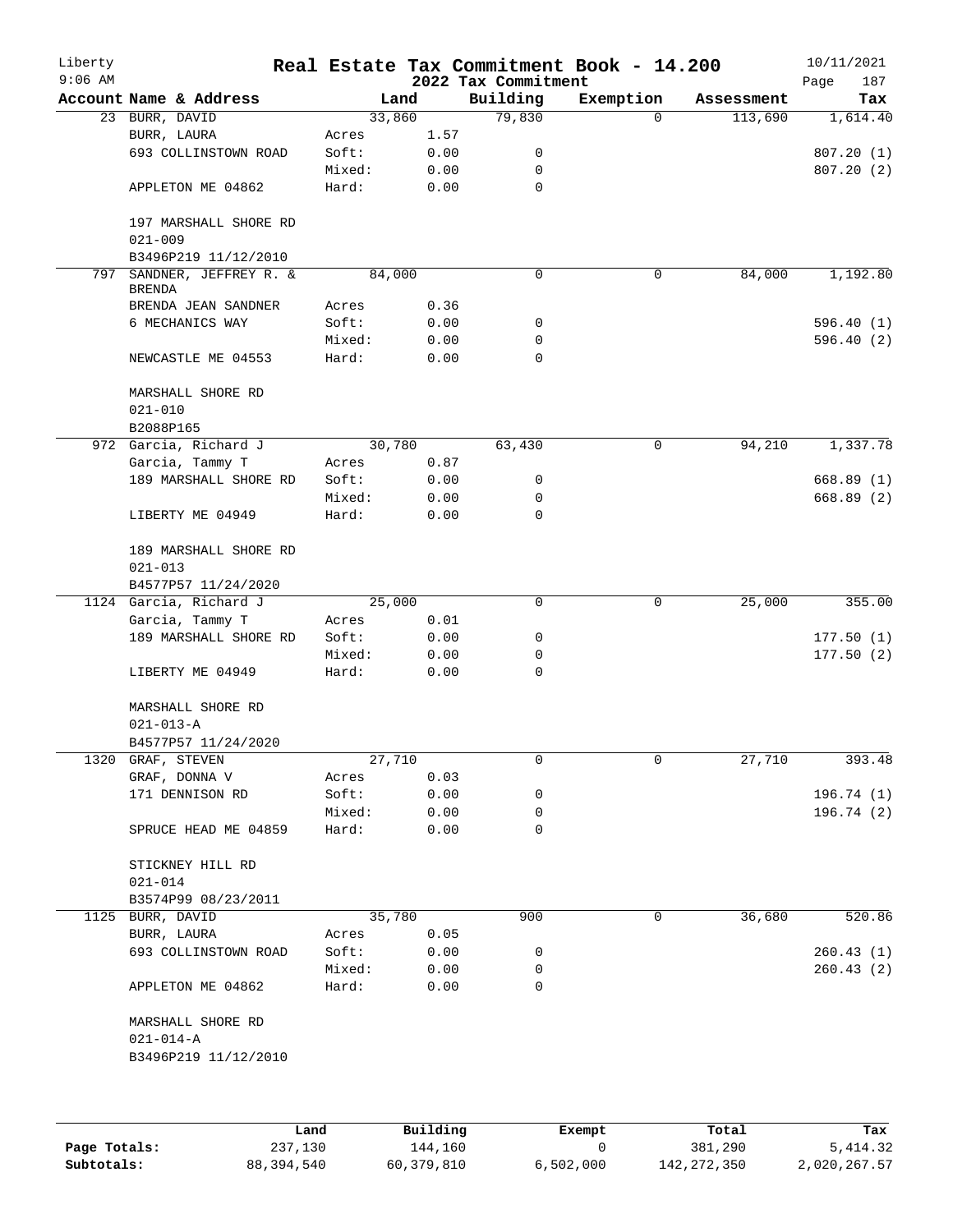# Real Estate Tax Commitment Book - 14.200

Liberty
9:06 AM

2022 Tax Commitment

10/11/2021

| Account | Name & Address | | Land | Building | Exemption | Assessment | Tax |
|---|---|---|---|---|---|---|---|
| 23 | BURR, DAVID | | 33,860 | 79,830 | 0 | 113,690 | 1,614.40 |
| | BURR, LAURA | Acres | 1.57 | | | | |
| | 693 COLLINSTOWN ROAD | Soft: | 0.00 | 0 | | | 807.20 (1) |
| | | Mixed: | 0.00 | 0 | | | 807.20 (2) |
| | APPLETON ME 04862 | Hard: | 0.00 | 0 | | | |
| | 197 MARSHALL SHORE RD | | | | | | |
| | 021-009 | | | | | | |
| | B3496P219 11/12/2010 | | | | | | |
| 797 | SANDNER, JEFFREY R. & BRENDA | | 84,000 | 0 | 0 | 84,000 | 1,192.80 |
| | BRENDA JEAN SANDNER | Acres | 0.36 | | | | |
| | 6 MECHANICS WAY | Soft: | 0.00 | 0 | | | 596.40 (1) |
| | | Mixed: | 0.00 | 0 | | | 596.40 (2) |
| | NEWCASTLE ME 04553 | Hard: | 0.00 | 0 | | | |
| | MARSHALL SHORE RD | | | | | | |
| | 021-010 | | | | | | |
| | B2088P165 | | | | | | |
| 972 | Garcia, Richard J | | 30,780 | 63,430 | 0 | 94,210 | 1,337.78 |
| | Garcia, Tammy T | Acres | 0.87 | | | | |
| | 189 MARSHALL SHORE RD | Soft: | 0.00 | 0 | | | 668.89 (1) |
| | | Mixed: | 0.00 | 0 | | | 668.89 (2) |
| | LIBERTY ME 04949 | Hard: | 0.00 | 0 | | | |
| | 189 MARSHALL SHORE RD | | | | | | |
| | 021-013 | | | | | | |
| | B4577P57 11/24/2020 | | | | | | |
| 1124 | Garcia, Richard J | | 25,000 | 0 | 0 | 25,000 | 355.00 |
| | Garcia, Tammy T | Acres | 0.01 | | | | |
| | 189 MARSHALL SHORE RD | Soft: | 0.00 | 0 | | | 177.50 (1) |
| | | Mixed: | 0.00 | 0 | | | 177.50 (2) |
| | LIBERTY ME 04949 | Hard: | 0.00 | 0 | | | |
| | MARSHALL SHORE RD | | | | | | |
| | 021-013-A | | | | | | |
| | B4577P57 11/24/2020 | | | | | | |
| 1320 | GRAF, STEVEN | | 27,710 | 0 | 0 | 27,710 | 393.48 |
| | GRAF, DONNA V | Acres | 0.03 | | | | |
| | 171 DENNISON RD | Soft: | 0.00 | 0 | | | 196.74 (1) |
| | | Mixed: | 0.00 | 0 | | | 196.74 (2) |
| | SPRUCE HEAD ME 04859 | Hard: | 0.00 | 0 | | | |
| | STICKNEY HILL RD | | | | | | |
| | 021-014 | | | | | | |
| | B3574P99 08/23/2011 | | | | | | |
| 1125 | BURR, DAVID | | 35,780 | 900 | 0 | 36,680 | 520.86 |
| | BURR, LAURA | Acres | 0.05 | | | | |
| | 693 COLLINSTOWN ROAD | Soft: | 0.00 | 0 | | | 260.43 (1) |
| | | Mixed: | 0.00 | 0 | | | 260.43 (2) |
| | APPLETON ME 04862 | Hard: | 0.00 | 0 | | | |
| | MARSHALL SHORE RD | | | | | | |
| | 021-014-A | | | | | | |
| | B3496P219 11/12/2010 | | | | | | |

| | Land | Building | Exempt | Total | Tax |
|---|---|---|---|---|---|
| Page Totals: | 237,130 | 144,160 | 0 | 381,290 | 5,414.32 |
| Subtotals: | 88,394,540 | 60,379,810 | 6,502,000 | 142,272,350 | 2,020,267.57 |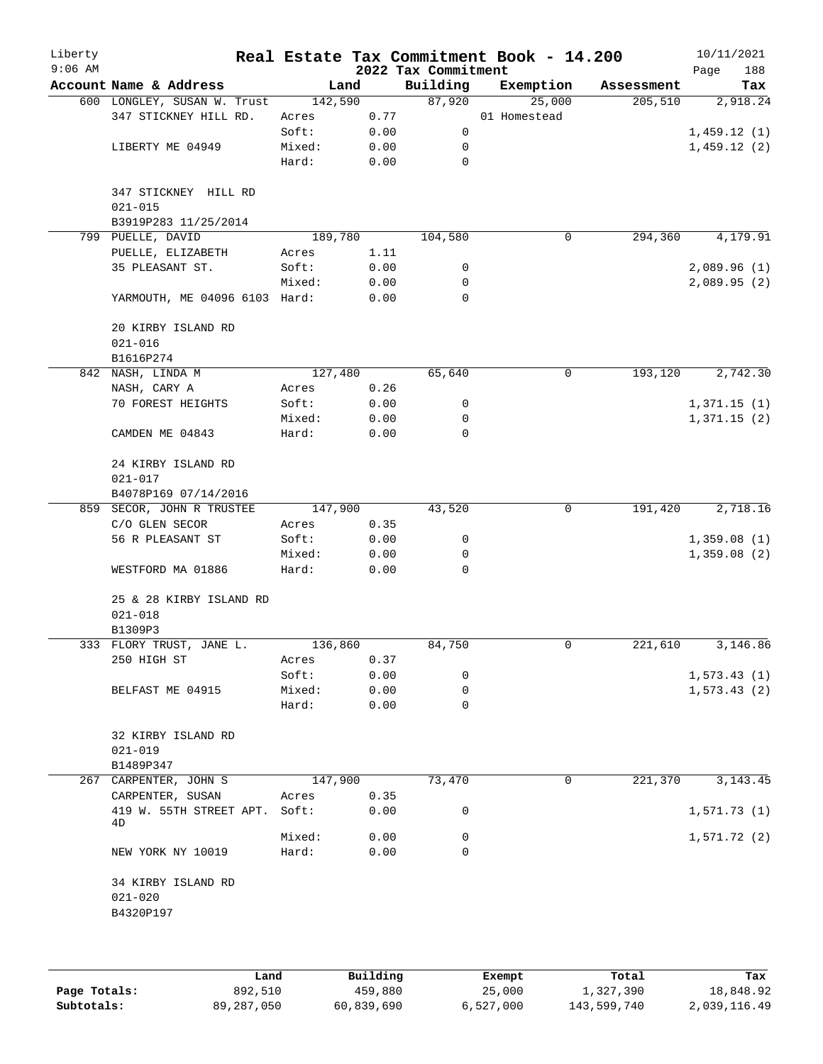# Real Estate Tax Commitment Book - 14.200

Liberty
9:06 AM

2022 Tax Commitment

10/11/2021

| Account Name & Address | Land | | Building | Exemption | Assessment | Tax |
|---|---|---|---|---|---|---|
| 600 LONGLEY, SUSAN W. Trust | 142,590 | | 87,920 | 25,000 | 205,510 | 2,918.24 |
| 347 STICKNEY HILL RD. | Acres | 0.77 | | 01 Homestead | | |
| | Soft: | 0.00 | 0 | | | 1,459.12 (1) |
| LIBERTY ME 04949 | Mixed: | 0.00 | 0 | | | 1,459.12 (2) |
| | Hard: | 0.00 | 0 | | | |
| 347 STICKNEY HILL RD | | | | | | |
| 021-015 | | | | | | |
| B3919P283 11/25/2014 | | | | | | |
| 799 PUELLE, DAVID | 189,780 | | 104,580 | 0 | 294,360 | 4,179.91 |
| PUELLE, ELIZABETH | Acres | 1.11 | | | | |
| 35 PLEASANT ST. | Soft: | 0.00 | 0 | | | 2,089.96 (1) |
| | Mixed: | 0.00 | 0 | | | 2,089.95 (2) |
| YARMOUTH, ME 04096 6103 | Hard: | 0.00 | 0 | | | |
| 20 KIRBY ISLAND RD | | | | | | |
| 021-016 | | | | | | |
| B1616P274 | | | | | | |
| 842 NASH, LINDA M | 127,480 | | 65,640 | 0 | 193,120 | 2,742.30 |
| NASH, CARY A | Acres | 0.26 | | | | |
| 70 FOREST HEIGHTS | Soft: | 0.00 | 0 | | | 1,371.15 (1) |
| | Mixed: | 0.00 | 0 | | | 1,371.15 (2) |
| CAMDEN ME 04843 | Hard: | 0.00 | 0 | | | |
| 24 KIRBY ISLAND RD | | | | | | |
| 021-017 | | | | | | |
| B4078P169 07/14/2016 | | | | | | |
| 859 SECOR, JOHN R TRUSTEE | 147,900 | | 43,520 | 0 | 191,420 | 2,718.16 |
| C/O GLEN SECOR | Acres | 0.35 | | | | |
| 56 R PLEASANT ST | Soft: | 0.00 | 0 | | | 1,359.08 (1) |
| | Mixed: | 0.00 | 0 | | | 1,359.08 (2) |
| WESTFORD MA 01886 | Hard: | 0.00 | 0 | | | |
| 25 & 28 KIRBY ISLAND RD | | | | | | |
| 021-018 | | | | | | |
| B1309P3 | | | | | | |
| 333 FLORY TRUST, JANE L. | 136,860 | | 84,750 | 0 | 221,610 | 3,146.86 |
| 250 HIGH ST | Acres | 0.37 | | | | |
| | Soft: | 0.00 | 0 | | | 1,573.43 (1) |
| BELFAST ME 04915 | Mixed: | 0.00 | 0 | | | 1,573.43 (2) |
| | Hard: | 0.00 | 0 | | | |
| 32 KIRBY ISLAND RD | | | | | | |
| 021-019 | | | | | | |
| B1489P347 | | | | | | |
| 267 CARPENTER, JOHN S | 147,900 | | 73,470 | 0 | 221,370 | 3,143.45 |
| CARPENTER, SUSAN | Acres | 0.35 | | | | |
| 419 W. 55TH STREET APT. 4D | Soft: | 0.00 | 0 | | | 1,571.73 (1) |
| | Mixed: | 0.00 | 0 | | | 1,571.72 (2) |
| NEW YORK NY 10019 | Hard: | 0.00 | 0 | | | |
| 34 KIRBY ISLAND RD | | | | | | |
| 021-020 | | | | | | |
| B4320P197 | | | | | | |

| | Land | Building | Exempt | Total | Tax |
|---|---|---|---|---|---|
| Page Totals: | 892,510 | 459,880 | 25,000 | 1,327,390 | 18,848.92 |
| Subtotals: | 89,287,050 | 60,839,690 | 6,527,000 | 143,599,740 | 2,039,116.49 |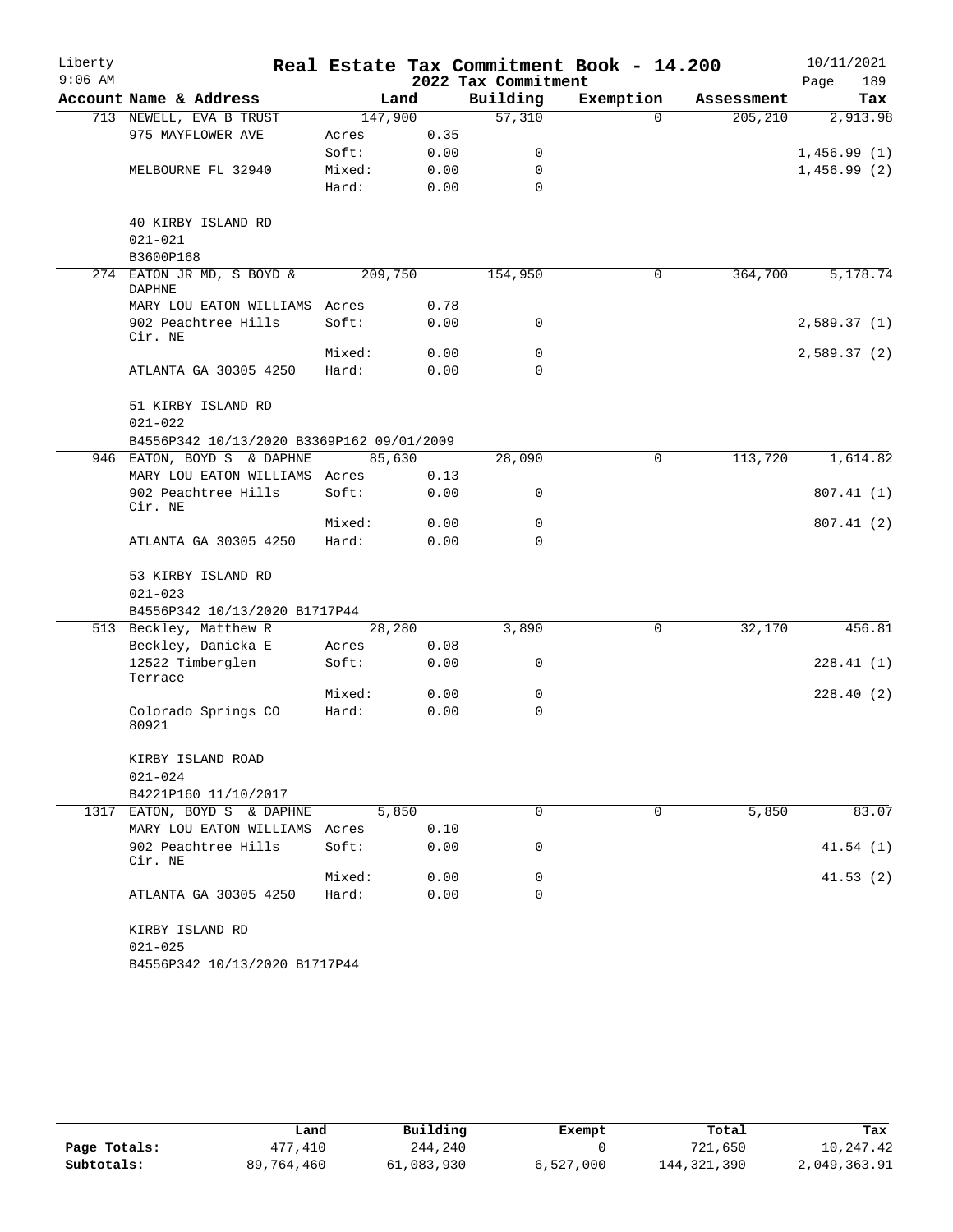# Real Estate Tax Commitment Book - 14.200

## 2022 Tax Commitment

Liberty 9:06 AM — 10/11/2021

| Account Name & Address | Land | | Building | Exemption | Assessment | Tax |
|---|---|---|---|---|---|---|
| 713 NEWELL, EVA B TRUST | 147,900 | | 57,310 | 0 | 205,210 | 2,913.98 |
| 975 MAYFLOWER AVE | Acres | 0.35 | | | | |
| | Soft: | 0.00 | 0 | | | 1,456.99 (1) |
| MELBOURNE FL 32940 | Mixed: | 0.00 | 0 | | | 1,456.99 (2) |
| | Hard: | 0.00 | 0 | | | |
| 40 KIRBY ISLAND RD | | | | | | |
| 021-021 | | | | | | |
| B3600P168 | | | | | | |
| 274 EATON JR MD, S BOYD & DAPHNE | 209,750 | | 154,950 | 0 | 364,700 | 5,178.74 |
| MARY LOU EATON WILLIAMS | Acres | 0.78 | | | | |
| 902 Peachtree Hills Cir. NE | Soft: | 0.00 | 0 | | | 2,589.37 (1) |
| | Mixed: | 0.00 | 0 | | | 2,589.37 (2) |
| ATLANTA GA 30305 4250 | Hard: | 0.00 | 0 | | | |
| 51 KIRBY ISLAND RD | | | | | | |
| 021-022 | | | | | | |
| B4556P342 10/13/2020 B3369P162 09/01/2009 | | | | | | |
| 946 EATON, BOYD S & DAPHNE | 85,630 | | 28,090 | 0 | 113,720 | 1,614.82 |
| MARY LOU EATON WILLIAMS | Acres | 0.13 | | | | |
| 902 Peachtree Hills Cir. NE | Soft: | 0.00 | 0 | | | 807.41 (1) |
| | Mixed: | 0.00 | 0 | | | 807.41 (2) |
| ATLANTA GA 30305 4250 | Hard: | 0.00 | 0 | | | |
| 53 KIRBY ISLAND RD | | | | | | |
| 021-023 | | | | | | |
| B4556P342 10/13/2020 B1717P44 | | | | | | |
| 513 Beckley, Matthew R | 28,280 | | 3,890 | 0 | 32,170 | 456.81 |
| Beckley, Danicka E | Acres | 0.08 | | | | |
| 12522 Timberglen Terrace | Soft: | 0.00 | 0 | | | 228.41 (1) |
| | Mixed: | 0.00 | 0 | | | 228.40 (2) |
| Colorado Springs CO 80921 | Hard: | 0.00 | 0 | | | |
| KIRBY ISLAND ROAD | | | | | | |
| 021-024 | | | | | | |
| B4221P160 11/10/2017 | | | | | | |
| 1317 EATON, BOYD S & DAPHNE | 5,850 | | 0 | 0 | 5,850 | 83.07 |
| MARY LOU EATON WILLIAMS | Acres | 0.10 | | | | |
| 902 Peachtree Hills Cir. NE | Soft: | 0.00 | 0 | | | 41.54 (1) |
| | Mixed: | 0.00 | 0 | | | 41.53 (2) |
| ATLANTA GA 30305 4250 | Hard: | 0.00 | 0 | | | |
| KIRBY ISLAND RD | | | | | | |
| 021-025 | | | | | | |
| B4556P342 10/13/2020 B1717P44 | | | | | | |

| | Land | Building | Exempt | Total | Tax |
|---|---|---|---|---|---|
| Page Totals: | 477,410 | 244,240 | 0 | 721,650 | 10,247.42 |
| Subtotals: | 89,764,460 | 61,083,930 | 6,527,000 | 144,321,390 | 2,049,363.91 |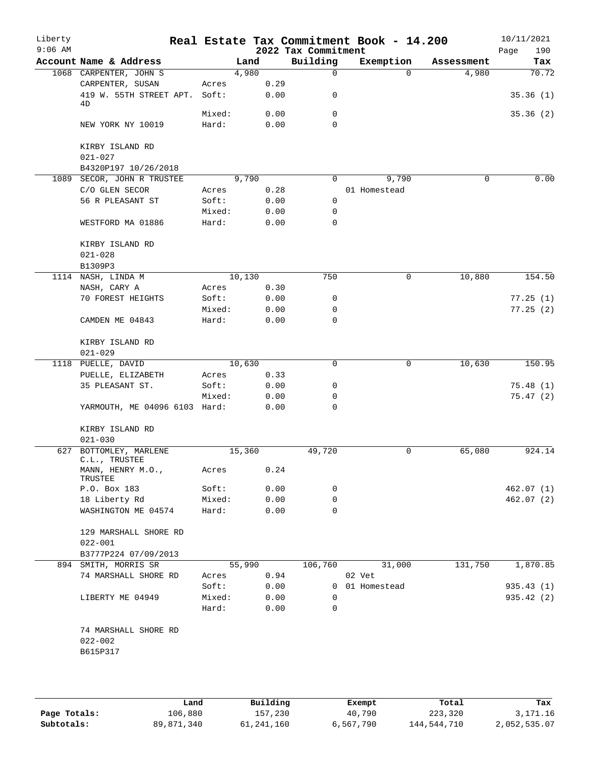# Real Estate Tax Commitment Book - 14.200

## 2022 Tax Commitment

| Account Name & Address | | Land | Building | Exemption | Assessment | Tax |
|---|---|---|---|---|---|---|
| 1068 CARPENTER, JOHN S | | 4,980 | 0 | 0 | 4,980 | 70.72 |
| CARPENTER, SUSAN | Acres | 0.29 | | | | |
| 419 W. 55TH STREET APT. 4D | Soft: | 0.00 | 0 | | | 35.36 (1) |
| | Mixed: | 0.00 | 0 | | | 35.36 (2) |
| NEW YORK NY 10019 | Hard: | 0.00 | 0 | | | |
| KIRBY ISLAND RD | | | | | | |
| 021-027 | | | | | | |
| B4320P197 10/26/2018 | | | | | | |
| 1089 SECOR, JOHN R TRUSTEE | | 9,790 | 0 | 9,790 | 0 | 0.00 |
| C/O GLEN SECOR | Acres | 0.28 | | 01 Homestead | | |
| 56 R PLEASANT ST | Soft: | 0.00 | 0 | | | |
| | Mixed: | 0.00 | 0 | | | |
| WESTFORD MA 01886 | Hard: | 0.00 | 0 | | | |
| KIRBY ISLAND RD | | | | | | |
| 021-028 | | | | | | |
| B1309P3 | | | | | | |
| 1114 NASH, LINDA M | | 10,130 | 750 | 0 | 10,880 | 154.50 |
| NASH, CARY A | Acres | 0.30 | | | | |
| 70 FOREST HEIGHTS | Soft: | 0.00 | 0 | | | 77.25 (1) |
| | Mixed: | 0.00 | 0 | | | 77.25 (2) |
| CAMDEN ME 04843 | Hard: | 0.00 | 0 | | | |
| KIRBY ISLAND RD | | | | | | |
| 021-029 | | | | | | |
| 1118 PUELLE, DAVID | | 10,630 | 0 | 0 | 10,630 | 150.95 |
| PUELLE, ELIZABETH | Acres | 0.33 | | | | |
| 35 PLEASANT ST. | Soft: | 0.00 | 0 | | | 75.48 (1) |
| | Mixed: | 0.00 | 0 | | | 75.47 (2) |
| YARMOUTH, ME 04096 6103 | Hard: | 0.00 | 0 | | | |
| KIRBY ISLAND RD | | | | | | |
| 021-030 | | | | | | |
| 627 BOTTOMLEY, MARLENE C.L., TRUSTEE | | 15,360 | 49,720 | 0 | 65,080 | 924.14 |
| MANN, HENRY M.O., TRUSTEE | Acres | 0.24 | | | | |
| P.O. Box 183 | Soft: | 0.00 | 0 | | | 462.07 (1) |
| 18 Liberty Rd | Mixed: | 0.00 | 0 | | | 462.07 (2) |
| WASHINGTON ME 04574 | Hard: | 0.00 | 0 | | | |
| 129 MARSHALL SHORE RD | | | | | | |
| 022-001 | | | | | | |
| B3777P224 07/09/2013 | | | | | | |
| 894 SMITH, MORRIS SR | | 55,990 | 106,760 | 31,000 | 131,750 | 1,870.85 |
| 74 MARSHALL SHORE RD | Acres | 0.94 | | 02 Vet | | |
| | Soft: | 0.00 | 0 | 01 Homestead | | 935.43 (1) |
| LIBERTY ME 04949 | Mixed: | 0.00 | 0 | | | 935.42 (2) |
| | Hard: | 0.00 | 0 | | | |
| 74 MARSHALL SHORE RD | | | | | | |
| 022-002 | | | | | | |
| B615P317 | | | | | | |

| | Land | Building | Exempt | Total | Tax |
|---|---|---|---|---|---|
| **Page Totals:** | 106,880 | 157,230 | 40,790 | 223,320 | 3,171.16 |
| **Subtotals:** | 89,871,340 | 61,241,160 | 6,567,790 | 144,544,710 | 2,052,535.07 |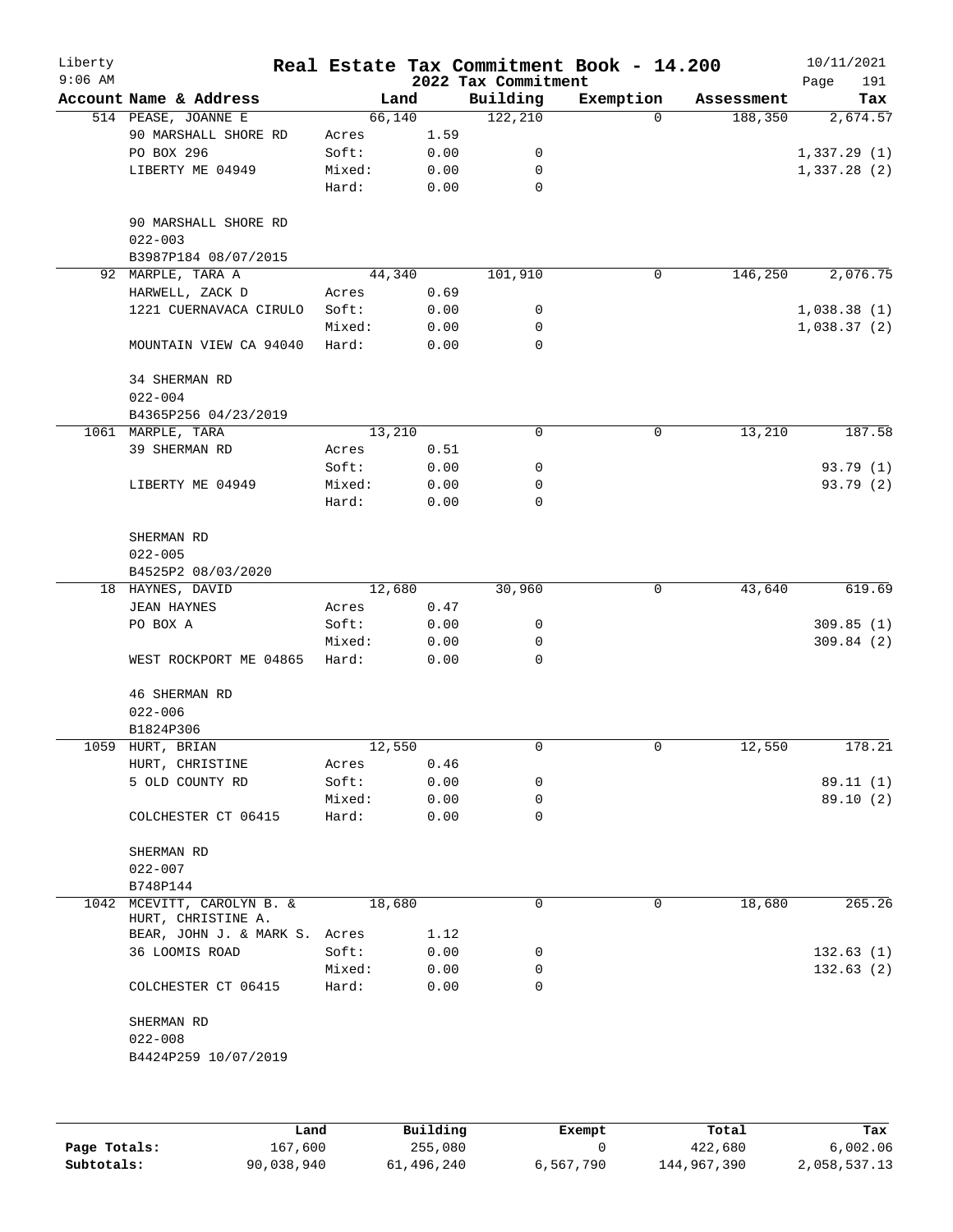Liberty 9:06 AM — **Real Estate Tax Commitment Book - 14.200** — 2022 Tax Commitment — 10/11/2021

| Account Name & Address | | Land | Building | Exemption | Assessment | Tax |
|---|---|---|---|---|---|---|
| 514 PEASE, JOANNE E | | 66,140 | 122,210 | 0 | 188,350 | 2,674.57 |
| 90 MARSHALL SHORE RD | Acres | 1.59 | | | | |
| PO BOX 296 | Soft: | 0.00 | 0 | | | 1,337.29 (1) |
| LIBERTY ME 04949 | Mixed: | 0.00 | 0 | | | 1,337.28 (2) |
| | Hard: | 0.00 | 0 | | | |
| 90 MARSHALL SHORE RD | | | | | | |
| 022-003 | | | | | | |
| B3987P184 08/07/2015 | | | | | | |
| 92 MARPLE, TARA A | | 44,340 | 101,910 | 0 | 146,250 | 2,076.75 |
| HARWELL, ZACK D | Acres | 0.69 | | | | |
| 1221 CUERNAVACA CIRULO | Soft: | 0.00 | 0 | | | 1,038.38 (1) |
| | Mixed: | 0.00 | 0 | | | 1,038.37 (2) |
| MOUNTAIN VIEW CA 94040 | Hard: | 0.00 | 0 | | | |
| 34 SHERMAN RD | | | | | | |
| 022-004 | | | | | | |
| B4365P256 04/23/2019 | | | | | | |
| 1061 MARPLE, TARA | | 13,210 | 0 | 0 | 13,210 | 187.58 |
| 39 SHERMAN RD | Acres | 0.51 | | | | |
| | Soft: | 0.00 | 0 | | | 93.79 (1) |
| LIBERTY ME 04949 | Mixed: | 0.00 | 0 | | | 93.79 (2) |
| | Hard: | 0.00 | 0 | | | |
| SHERMAN RD | | | | | | |
| 022-005 | | | | | | |
| B4525P2 08/03/2020 | | | | | | |
| 18 HAYNES, DAVID | | 12,680 | 30,960 | 0 | 43,640 | 619.69 |
| JEAN HAYNES | Acres | 0.47 | | | | |
| PO BOX A | Soft: | 0.00 | 0 | | | 309.85 (1) |
| | Mixed: | 0.00 | 0 | | | 309.84 (2) |
| WEST ROCKPORT ME 04865 | Hard: | 0.00 | 0 | | | |
| 46 SHERMAN RD | | | | | | |
| 022-006 | | | | | | |
| B1824P306 | | | | | | |
| 1059 HURT, BRIAN | | 12,550 | 0 | 0 | 12,550 | 178.21 |
| HURT, CHRISTINE | Acres | 0.46 | | | | |
| 5 OLD COUNTY RD | Soft: | 0.00 | 0 | | | 89.11 (1) |
| | Mixed: | 0.00 | 0 | | | 89.10 (2) |
| COLCHESTER CT 06415 | Hard: | 0.00 | 0 | | | |
| SHERMAN RD | | | | | | |
| 022-007 | | | | | | |
| B748P144 | | | | | | |
| 1042 MCEVITT, CAROLYN B. & HURT, CHRISTINE A. | | 18,680 | 0 | 0 | 18,680 | 265.26 |
| BEAR, JOHN J. & MARK S. | Acres | 1.12 | | | | |
| 36 LOOMIS ROAD | Soft: | 0.00 | 0 | | | 132.63 (1) |
| | Mixed: | 0.00 | 0 | | | 132.63 (2) |
| COLCHESTER CT 06415 | Hard: | 0.00 | 0 | | | |
| SHERMAN RD | | | | | | |
| 022-008 | | | | | | |
| B4424P259 10/07/2019 | | | | | | |

| | Land | Building | Exempt | Total | Tax |
|---|---|---|---|---|---|
| Page Totals: | 167,600 | 255,080 | 0 | 422,680 | 6,002.06 |
| Subtotals: | 90,038,940 | 61,496,240 | 6,567,790 | 144,967,390 | 2,058,537.13 |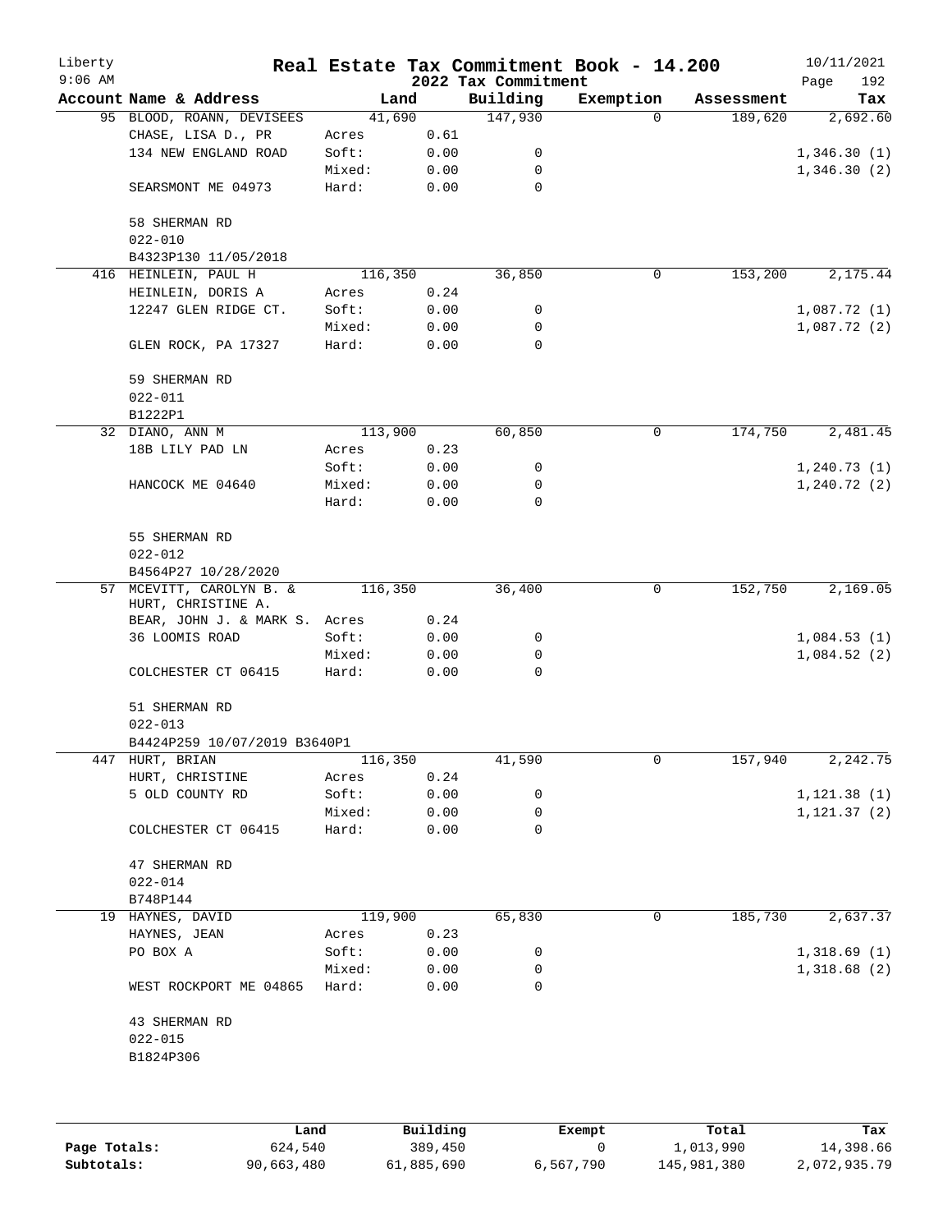Liberty 9:06 AM

# Real Estate Tax Commitment Book - 14.200

## 2022 Tax Commitment

10/11/2021

| Account Name & Address | | Land | Building | Exemption | Assessment | Tax |
|---|---|---|---|---|---|---|
| 95 BLOOD, ROANN, DEVISEES | | 41,690 | 147,930 | 0 | 189,620 | 2,692.60 |
| CHASE, LISA D., PR | Acres | 0.61 | | | | |
| 134 NEW ENGLAND ROAD | Soft: | 0.00 | 0 | | | 1,346.30 (1) |
| | Mixed: | 0.00 | 0 | | | 1,346.30 (2) |
| SEARSMONT ME 04973 | Hard: | 0.00 | 0 | | | |
| 58 SHERMAN RD | | | | | | |
| 022-010 | | | | | | |
| B4323P130 11/05/2018 | | | | | | |
| 416 HEINLEIN, PAUL H | | 116,350 | 36,850 | 0 | 153,200 | 2,175.44 |
| HEINLEIN, DORIS A | Acres | 0.24 | | | | |
| 12247 GLEN RIDGE CT. | Soft: | 0.00 | 0 | | | 1,087.72 (1) |
| | Mixed: | 0.00 | 0 | | | 1,087.72 (2) |
| GLEN ROCK, PA 17327 | Hard: | 0.00 | 0 | | | |
| 59 SHERMAN RD | | | | | | |
| 022-011 | | | | | | |
| B1222P1 | | | | | | |
| 32 DIANO, ANN M | | 113,900 | 60,850 | 0 | 174,750 | 2,481.45 |
| 18B LILY PAD LN | Acres | 0.23 | | | | |
| | Soft: | 0.00 | 0 | | | 1,240.73 (1) |
| HANCOCK ME 04640 | Mixed: | 0.00 | 0 | | | 1,240.72 (2) |
| | Hard: | 0.00 | 0 | | | |
| 55 SHERMAN RD | | | | | | |
| 022-012 | | | | | | |
| B4564P27 10/28/2020 | | | | | | |
| 57 MCEVITT, CAROLYN B. & HURT, CHRISTINE A. | | 116,350 | 36,400 | 0 | 152,750 | 2,169.05 |
| BEAR, JOHN J. & MARK S. | Acres | 0.24 | | | | |
| 36 LOOMIS ROAD | Soft: | 0.00 | 0 | | | 1,084.53 (1) |
| | Mixed: | 0.00 | 0 | | | 1,084.52 (2) |
| COLCHESTER CT 06415 | Hard: | 0.00 | 0 | | | |
| 51 SHERMAN RD | | | | | | |
| 022-013 | | | | | | |
| B4424P259 10/07/2019 B3640P1 | | | | | | |
| 447 HURT, BRIAN | | 116,350 | 41,590 | 0 | 157,940 | 2,242.75 |
| HURT, CHRISTINE | Acres | 0.24 | | | | |
| 5 OLD COUNTY RD | Soft: | 0.00 | 0 | | | 1,121.38 (1) |
| | Mixed: | 0.00 | 0 | | | 1,121.37 (2) |
| COLCHESTER CT 06415 | Hard: | 0.00 | 0 | | | |
| 47 SHERMAN RD | | | | | | |
| 022-014 | | | | | | |
| B748P144 | | | | | | |
| 19 HAYNES, DAVID | | 119,900 | 65,830 | 0 | 185,730 | 2,637.37 |
| HAYNES, JEAN | Acres | 0.23 | | | | |
| PO BOX A | Soft: | 0.00 | 0 | | | 1,318.69 (1) |
| | Mixed: | 0.00 | 0 | | | 1,318.68 (2) |
| WEST ROCKPORT ME 04865 | Hard: | 0.00 | 0 | | | |
| 43 SHERMAN RD | | | | | | |
| 022-015 | | | | | | |
| B1824P306 | | | | | | |

| | Land | Building | Exempt | Total | Tax |
|---|---|---|---|---|---|
| **Page Totals:** | 624,540 | 389,450 | 0 | 1,013,990 | 14,398.66 |
| **Subtotals:** | 90,663,480 | 61,885,690 | 6,567,790 | 145,981,380 | 2,072,935.79 |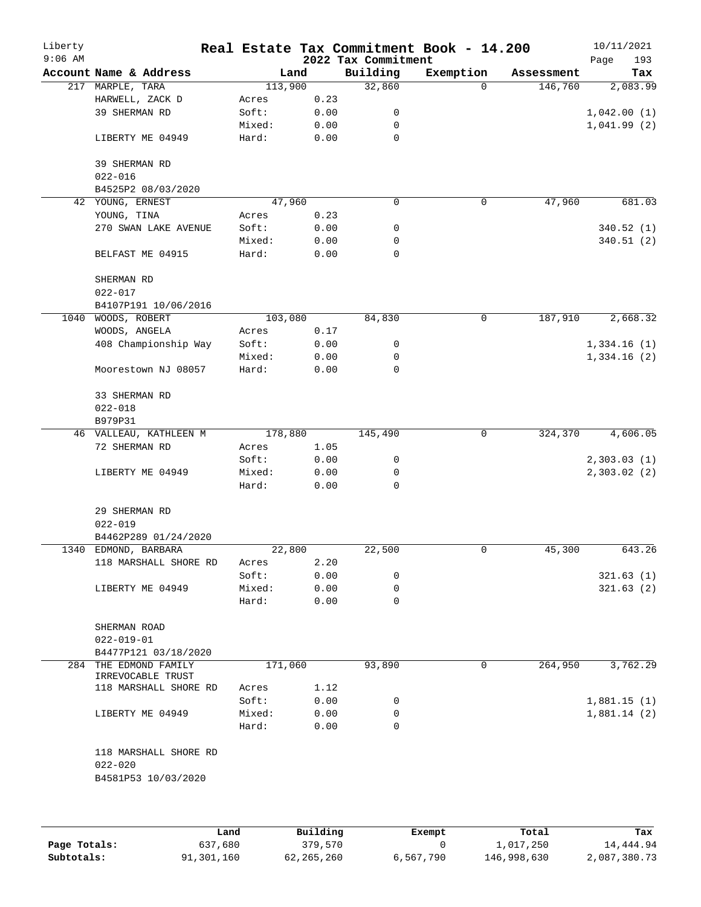# Real Estate Tax Commitment Book - 14.200

Liberty
9:06 AM

2022 Tax Commitment

10/11/2021

| Account Name & Address | Land | | Building | Exemption | Assessment | Tax |
|---|---|---|---|---|---|---|
| 217 MARPLE, TARA | 113,900 | | 32,860 | 0 | 146,760 | 2,083.99 |
| HARWELL, ZACK D | Acres | 0.23 | | | | |
| 39 SHERMAN RD | Soft: | 0.00 | 0 | | | 1,042.00 (1) |
| | Mixed: | 0.00 | 0 | | | 1,041.99 (2) |
| LIBERTY ME 04949 | Hard: | 0.00 | 0 | | | |
| 39 SHERMAN RD | | | | | | |
| 022-016 | | | | | | |
| B4525P2 08/03/2020 | | | | | | |
| 42 YOUNG, ERNEST | 47,960 | | 0 | 0 | 47,960 | 681.03 |
| YOUNG, TINA | Acres | 0.23 | | | | |
| 270 SWAN LAKE AVENUE | Soft: | 0.00 | 0 | | | 340.52 (1) |
| | Mixed: | 0.00 | 0 | | | 340.51 (2) |
| BELFAST ME 04915 | Hard: | 0.00 | 0 | | | |
| SHERMAN RD | | | | | | |
| 022-017 | | | | | | |
| B4107P191 10/06/2016 | | | | | | |
| 1040 WOODS, ROBERT | 103,080 | | 84,830 | 0 | 187,910 | 2,668.32 |
| WOODS, ANGELA | Acres | 0.17 | | | | |
| 408 Championship Way | Soft: | 0.00 | 0 | | | 1,334.16 (1) |
| | Mixed: | 0.00 | 0 | | | 1,334.16 (2) |
| Moorestown NJ 08057 | Hard: | 0.00 | 0 | | | |
| 33 SHERMAN RD | | | | | | |
| 022-018 | | | | | | |
| B979P31 | | | | | | |
| 46 VALLEAU, KATHLEEN M | 178,880 | | 145,490 | 0 | 324,370 | 4,606.05 |
| 72 SHERMAN RD | Acres | 1.05 | | | | |
| | Soft: | 0.00 | 0 | | | 2,303.03 (1) |
| LIBERTY ME 04949 | Mixed: | 0.00 | 0 | | | 2,303.02 (2) |
| | Hard: | 0.00 | 0 | | | |
| 29 SHERMAN RD | | | | | | |
| 022-019 | | | | | | |
| B4462P289 01/24/2020 | | | | | | |
| 1340 EDMOND, BARBARA | 22,800 | | 22,500 | 0 | 45,300 | 643.26 |
| 118 MARSHALL SHORE RD | Acres | 2.20 | | | | |
| | Soft: | 0.00 | 0 | | | 321.63 (1) |
| LIBERTY ME 04949 | Mixed: | 0.00 | 0 | | | 321.63 (2) |
| | Hard: | 0.00 | 0 | | | |
| SHERMAN ROAD | | | | | | |
| 022-019-01 | | | | | | |
| B4477P121 03/18/2020 | | | | | | |
| 284 THE EDMOND FAMILY IRREVOCABLE TRUST | 171,060 | | 93,890 | 0 | 264,950 | 3,762.29 |
| 118 MARSHALL SHORE RD | Acres | 1.12 | | | | |
| | Soft: | 0.00 | 0 | | | 1,881.15 (1) |
| LIBERTY ME 04949 | Mixed: | 0.00 | 0 | | | 1,881.14 (2) |
| | Hard: | 0.00 | 0 | | | |
| 118 MARSHALL SHORE RD | | | | | | |
| 022-020 | | | | | | |
| B4581P53 10/03/2020 | | | | | | |

| | Land | Building | Exempt | Total | Tax |
|---|---|---|---|---|---|
| Page Totals: | 637,680 | 379,570 | 0 | 1,017,250 | 14,444.94 |
| Subtotals: | 91,301,160 | 62,265,260 | 6,567,790 | 146,998,630 | 2,087,380.73 |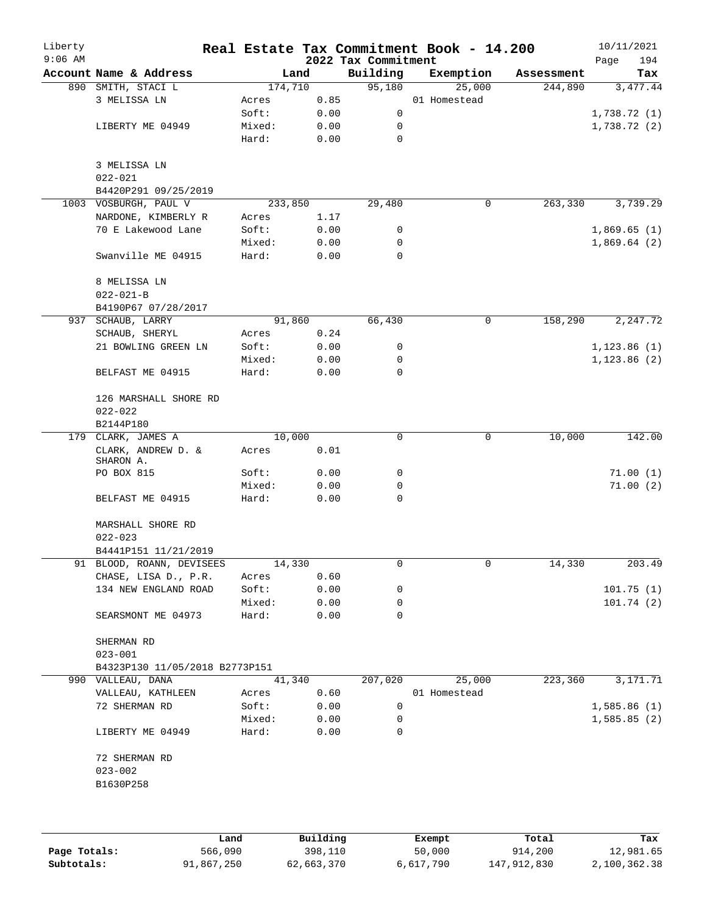# Liberty Real Estate Tax Commitment Book - 14.200

9:06 AM — 2022 Tax Commitment — 10/11/2021

| Account Name & Address | Land | | Building | Exemption | Assessment | Tax |
|---|---|---|---|---|---|---|
| 890 SMITH, STACI L | 174,710 | | 95,180 | 25,000 | 244,890 | 3,477.44 |
| 3 MELISSA LN | Acres | 0.85 | | 01 Homestead | | |
| | Soft: | 0.00 | 0 | | | 1,738.72 (1) |
| LIBERTY ME 04949 | Mixed: | 0.00 | 0 | | | 1,738.72 (2) |
| | Hard: | 0.00 | 0 | | | |
| 3 MELISSA LN | | | | | | |
| 022-021 | | | | | | |
| B4420P291 09/25/2019 | | | | | | |
| 1003 VOSBURGH, PAUL V | 233,850 | | 29,480 | 0 | 263,330 | 3,739.29 |
| NARDONE, KIMBERLY R | Acres | 1.17 | | | | |
| 70 E Lakewood Lane | Soft: | 0.00 | 0 | | | 1,869.65 (1) |
| | Mixed: | 0.00 | 0 | | | 1,869.64 (2) |
| Swanville ME 04915 | Hard: | 0.00 | 0 | | | |
| 8 MELISSA LN | | | | | | |
| 022-021-B | | | | | | |
| B4190P67 07/28/2017 | | | | | | |
| 937 SCHAUB, LARRY | 91,860 | | 66,430 | 0 | 158,290 | 2,247.72 |
| SCHAUB, SHERYL | Acres | 0.24 | | | | |
| 21 BOWLING GREEN LN | Soft: | 0.00 | 0 | | | 1,123.86 (1) |
| | Mixed: | 0.00 | 0 | | | 1,123.86 (2) |
| BELFAST ME 04915 | Hard: | 0.00 | 0 | | | |
| 126 MARSHALL SHORE RD | | | | | | |
| 022-022 | | | | | | |
| B2144P180 | | | | | | |
| 179 CLARK, JAMES A | 10,000 | | 0 | 0 | 10,000 | 142.00 |
| CLARK, ANDREW D. & SHARON A. | Acres | 0.01 | | | | |
| PO BOX 815 | Soft: | 0.00 | 0 | | | 71.00 (1) |
| | Mixed: | 0.00 | 0 | | | 71.00 (2) |
| BELFAST ME 04915 | Hard: | 0.00 | 0 | | | |
| MARSHALL SHORE RD | | | | | | |
| 022-023 | | | | | | |
| B4441P151 11/21/2019 | | | | | | |
| 91 BLOOD, ROANN, DEVISEES | 14,330 | | 0 | 0 | 14,330 | 203.49 |
| CHASE, LISA D., P.R. | Acres | 0.60 | | | | |
| 134 NEW ENGLAND ROAD | Soft: | 0.00 | 0 | | | 101.75 (1) |
| | Mixed: | 0.00 | 0 | | | 101.74 (2) |
| SEARSMONT ME 04973 | Hard: | 0.00 | 0 | | | |
| SHERMAN RD | | | | | | |
| 023-001 | | | | | | |
| B4323P130 11/05/2018 B2773P151 | | | | | | |
| 990 VALLEAU, DANA | 41,340 | | 207,020 | 25,000 | 223,360 | 3,171.71 |
| VALLEAU, KATHLEEN | Acres | 0.60 | | 01 Homestead | | |
| 72 SHERMAN RD | Soft: | 0.00 | 0 | | | 1,585.86 (1) |
| | Mixed: | 0.00 | 0 | | | 1,585.85 (2) |
| LIBERTY ME 04949 | Hard: | 0.00 | 0 | | | |
| 72 SHERMAN RD | | | | | | |
| 023-002 | | | | | | |
| B1630P258 | | | | | | |

| | Land | Building | Exempt | Total | Tax |
|---|---|---|---|---|---|
| Page Totals: | 566,090 | 398,110 | 50,000 | 914,200 | 12,981.65 |
| Subtotals: | 91,867,250 | 62,663,370 | 6,617,790 | 147,912,830 | 2,100,362.38 |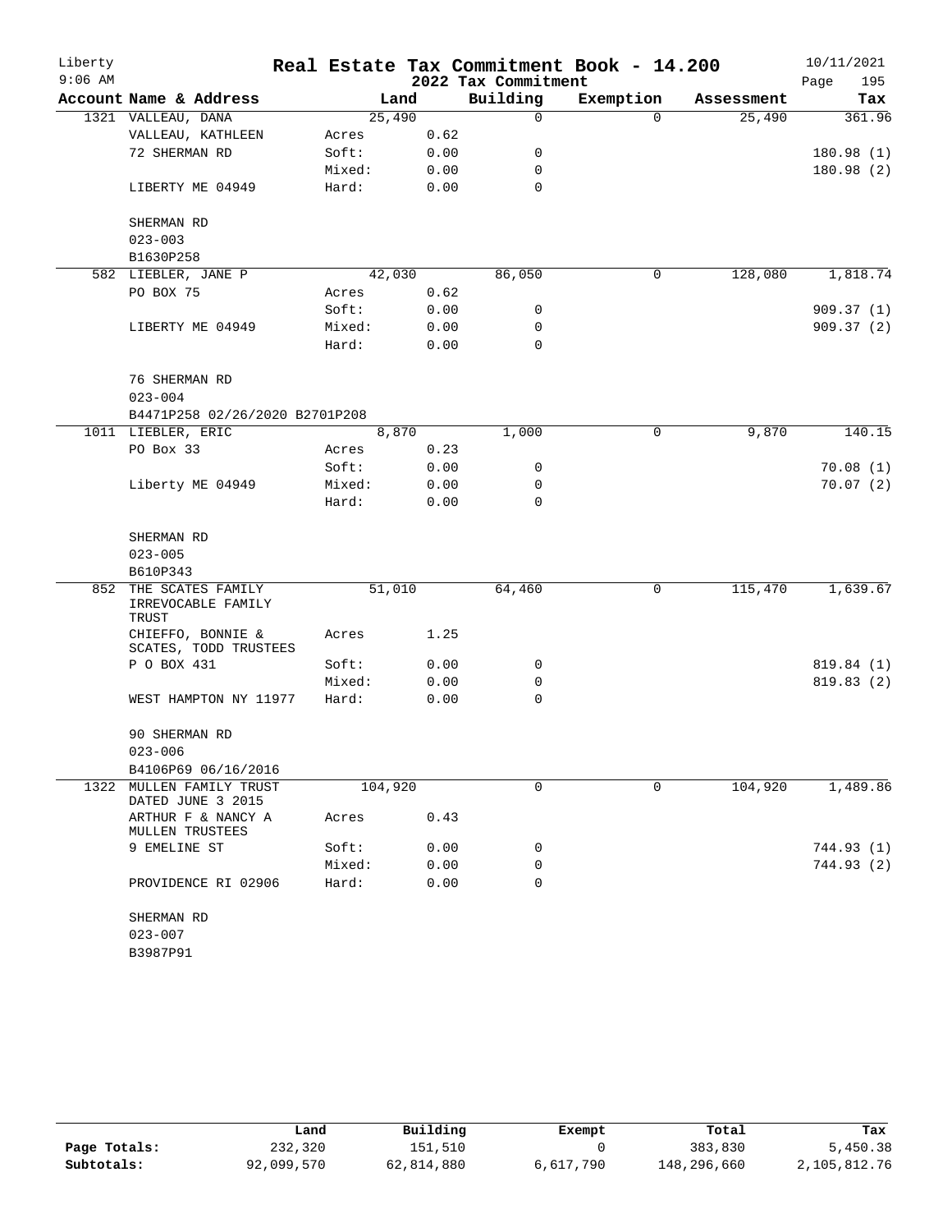# Real Estate Tax Commitment Book - 14.200

Liberty
9:06 AM

2022 Tax Commitment

10/11/2021

| Account | Name & Address | | Land | Building | Exemption | Assessment | Tax |
|---|---|---|---|---|---|---|---|
| 1321 | VALLEAU, DANA | | 25,490 | 0 | 0 | 25,490 | 361.96 |
| | VALLEAU, KATHLEEN | Acres | 0.62 | | | | |
| | 72 SHERMAN RD | Soft: | 0.00 | 0 | | | 180.98 (1) |
| | | Mixed: | 0.00 | 0 | | | 180.98 (2) |
| | LIBERTY ME 04949 | Hard: | 0.00 | 0 | | | |
| | SHERMAN RD | | | | | | |
| | 023-003 | | | | | | |
| | B1630P258 | | | | | | |
| 582 | LIEBLER, JANE P | | 42,030 | 86,050 | 0 | 128,080 | 1,818.74 |
| | PO BOX 75 | Acres | 0.62 | | | | |
| | | Soft: | 0.00 | 0 | | | 909.37 (1) |
| | LIBERTY ME 04949 | Mixed: | 0.00 | 0 | | | 909.37 (2) |
| | | Hard: | 0.00 | 0 | | | |
| | 76 SHERMAN RD | | | | | | |
| | 023-004 | | | | | | |
| | B4471P258 02/26/2020 B2701P208 | | | | | | |
| 1011 | LIEBLER, ERIC | | 8,870 | 1,000 | 0 | 9,870 | 140.15 |
| | PO Box 33 | Acres | 0.23 | | | | |
| | | Soft: | 0.00 | 0 | | | 70.08 (1) |
| | Liberty ME 04949 | Mixed: | 0.00 | 0 | | | 70.07 (2) |
| | | Hard: | 0.00 | 0 | | | |
| | SHERMAN RD | | | | | | |
| | 023-005 | | | | | | |
| | B610P343 | | | | | | |
| 852 | THE SCATES FAMILY IRREVOCABLE FAMILY TRUST | | 51,010 | 64,460 | 0 | 115,470 | 1,639.67 |
| | CHIEFFO, BONNIE & SCATES, TODD TRUSTEES | Acres | 1.25 | | | | |
| | P O BOX 431 | Soft: | 0.00 | 0 | | | 819.84 (1) |
| | | Mixed: | 0.00 | 0 | | | 819.83 (2) |
| | WEST HAMPTON NY 11977 | Hard: | 0.00 | 0 | | | |
| | 90 SHERMAN RD | | | | | | |
| | 023-006 | | | | | | |
| | B4106P69 06/16/2016 | | | | | | |
| 1322 | MULLEN FAMILY TRUST DATED JUNE 3 2015 | | 104,920 | 0 | 0 | 104,920 | 1,489.86 |
| | ARTHUR F & NANCY A MULLEN TRUSTEES | Acres | 0.43 | | | | |
| | 9 EMELINE ST | Soft: | 0.00 | 0 | | | 744.93 (1) |
| | | Mixed: | 0.00 | 0 | | | 744.93 (2) |
| | PROVIDENCE RI 02906 | Hard: | 0.00 | 0 | | | |
| | SHERMAN RD | | | | | | |
| | 023-007 | | | | | | |
| | B3987P91 | | | | | | |

| | Land | Building | Exempt | Total | Tax |
|---|---|---|---|---|---|
| **Page Totals:** | 232,320 | 151,510 | 0 | 383,830 | 5,450.38 |
| **Subtotals:** | 92,099,570 | 62,814,880 | 6,617,790 | 148,296,660 | 2,105,812.76 |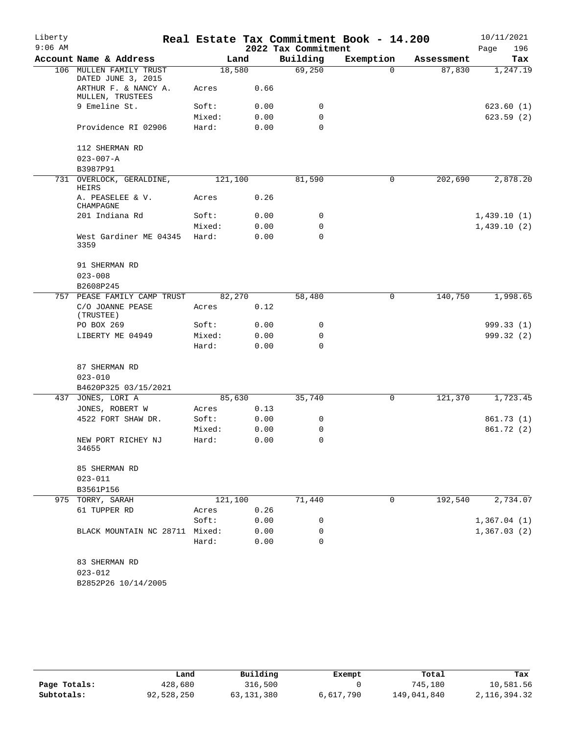Liberty 9:06 AM

# Real Estate Tax Commitment Book - 14.200

## 2022 Tax Commitment

10/11/2021

| Account Name & Address | | Land | Building | Exemption | Assessment | Tax |
|---|---|---|---|---|---|---|
| 106 MULLEN FAMILY TRUST DATED JUNE 3, 2015 | | 18,580 | 69,250 | 0 | 87,830 | 1,247.19 |
| ARTHUR F. & NANCY A. MULLEN, TRUSTEES | Acres | 0.66 | | | | |
| 9 Emeline St. | Soft: | 0.00 | 0 | | | 623.60 (1) |
| | Mixed: | 0.00 | 0 | | | 623.59 (2) |
| Providence RI 02906 | Hard: | 0.00 | 0 | | | |
| 112 SHERMAN RD | | | | | | |
| 023-007-A | | | | | | |
| B3987P91 | | | | | | |
| 731 OVERLOCK, GERALDINE, HEIRS | | 121,100 | 81,590 | 0 | 202,690 | 2,878.20 |
| A. PEASELEE & V. CHAMPAGNE | Acres | 0.26 | | | | |
| 201 Indiana Rd | Soft: | 0.00 | 0 | | | 1,439.10 (1) |
| | Mixed: | 0.00 | 0 | | | 1,439.10 (2) |
| West Gardiner ME 04345 3359 | Hard: | 0.00 | 0 | | | |
| 91 SHERMAN RD | | | | | | |
| 023-008 | | | | | | |
| B2608P245 | | | | | | |
| 757 PEASE FAMILY CAMP TRUST | | 82,270 | 58,480 | 0 | 140,750 | 1,998.65 |
| C/O JOANNE PEASE (TRUSTEE) | Acres | 0.12 | | | | |
| PO BOX 269 | Soft: | 0.00 | 0 | | | 999.33 (1) |
| LIBERTY ME 04949 | Mixed: | 0.00 | 0 | | | 999.32 (2) |
| | Hard: | 0.00 | 0 | | | |
| 87 SHERMAN RD | | | | | | |
| 023-010 | | | | | | |
| B4620P325 03/15/2021 | | | | | | |
| 437 JONES, LORI A | | 85,630 | 35,740 | 0 | 121,370 | 1,723.45 |
| JONES, ROBERT W | Acres | 0.13 | | | | |
| 4522 FORT SHAW DR. | Soft: | 0.00 | 0 | | | 861.73 (1) |
| | Mixed: | 0.00 | 0 | | | 861.72 (2) |
| NEW PORT RICHEY NJ 34655 | Hard: | 0.00 | 0 | | | |
| 85 SHERMAN RD | | | | | | |
| 023-011 | | | | | | |
| B3561P156 | | | | | | |
| 975 TORRY, SARAH | | 121,100 | 71,440 | 0 | 192,540 | 2,734.07 |
| 61 TUPPER RD | Acres | 0.26 | | | | |
| | Soft: | 0.00 | 0 | | | 1,367.04 (1) |
| BLACK MOUNTAIN NC 28711 | Mixed: | 0.00 | 0 | | | 1,367.03 (2) |
| | Hard: | 0.00 | 0 | | | |
| 83 SHERMAN RD | | | | | | |
| 023-012 | | | | | | |
| B2852P26 10/14/2005 | | | | | | |

| | Land | Building | Exempt | Total | Tax |
|---|---|---|---|---|---|
| Page Totals: | 428,680 | 316,500 | 0 | 745,180 | 10,581.56 |
| Subtotals: | 92,528,250 | 63,131,380 | 6,617,790 | 149,041,840 | 2,116,394.32 |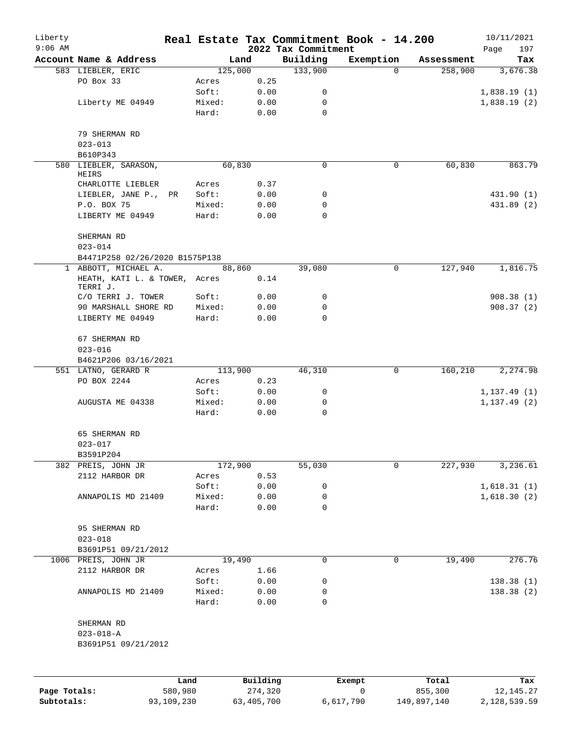# Real Estate Tax Commitment Book - 14.200

## 2022 Tax Commitment

| Account Name & Address | Land | | Building | Exemption | Assessment | Tax |
|---|---|---|---|---|---|---|
| 583 LIEBLER, ERIC | 125,000 | | 133,900 | 0 | 258,900 | 3,676.38 |
| PO Box 33 | Acres | 0.25 | | | | |
| | Soft: | 0.00 | 0 | | | 1,838.19 (1) |
| Liberty ME 04949 | Mixed: | 0.00 | 0 | | | 1,838.19 (2) |
| | Hard: | 0.00 | 0 | | | |
| 79 SHERMAN RD | | | | | | |
| 023-013 | | | | | | |
| B610P343 | | | | | | |
| 580 LIEBLER, SARASON, HEIRS | 60,830 | | 0 | 0 | 60,830 | 863.79 |
| CHARLOTTE LIEBLER | Acres | 0.37 | | | | |
| LIEBLER, JANE P., PR | Soft: | 0.00 | 0 | | | 431.90 (1) |
| P.O. BOX 75 | Mixed: | 0.00 | 0 | | | 431.89 (2) |
| LIBERTY ME 04949 | Hard: | 0.00 | 0 | | | |
| SHERMAN RD | | | | | | |
| 023-014 | | | | | | |
| B4471P258 02/26/2020 B1575P138 | | | | | | |
| 1 ABBOTT, MICHAEL A. | 88,860 | | 39,080 | 0 | 127,940 | 1,816.75 |
| HEATH, KATI L. & TOWER, TERRI J. | Acres | 0.14 | | | | |
| C/O TERRI J. TOWER | Soft: | 0.00 | 0 | | | 908.38 (1) |
| 90 MARSHALL SHORE RD | Mixed: | 0.00 | 0 | | | 908.37 (2) |
| LIBERTY ME 04949 | Hard: | 0.00 | 0 | | | |
| 67 SHERMAN RD | | | | | | |
| 023-016 | | | | | | |
| B4621P206 03/16/2021 | | | | | | |
| 551 LATNO, GERARD R | 113,900 | | 46,310 | 0 | 160,210 | 2,274.98 |
| PO BOX 2244 | Acres | 0.23 | | | | |
| | Soft: | 0.00 | 0 | | | 1,137.49 (1) |
| AUGUSTA ME 04338 | Mixed: | 0.00 | 0 | | | 1,137.49 (2) |
| | Hard: | 0.00 | 0 | | | |
| 65 SHERMAN RD | | | | | | |
| 023-017 | | | | | | |
| B3591P204 | | | | | | |
| 382 PREIS, JOHN JR | 172,900 | | 55,030 | 0 | 227,930 | 3,236.61 |
| 2112 HARBOR DR | Acres | 0.53 | | | | |
| | Soft: | 0.00 | 0 | | | 1,618.31 (1) |
| ANNAPOLIS MD 21409 | Mixed: | 0.00 | 0 | | | 1,618.30 (2) |
| | Hard: | 0.00 | 0 | | | |
| 95 SHERMAN RD | | | | | | |
| 023-018 | | | | | | |
| B3691P51 09/21/2012 | | | | | | |
| 1006 PREIS, JOHN JR | 19,490 | | 0 | 0 | 19,490 | 276.76 |
| 2112 HARBOR DR | Acres | 1.66 | | | | |
| | Soft: | 0.00 | 0 | | | 138.38 (1) |
| ANNAPOLIS MD 21409 | Mixed: | 0.00 | 0 | | | 138.38 (2) |
| | Hard: | 0.00 | 0 | | | |
| SHERMAN RD | | | | | | |
| 023-018-A | | | | | | |
| B3691P51 09/21/2012 | | | | | | |

| | Land | Building | Exempt | Total | Tax |
|---|---|---|---|---|---|
| Page Totals: | 580,980 | 274,320 | 0 | 855,300 | 12,145.27 |
| Subtotals: | 93,109,230 | 63,405,700 | 6,617,790 | 149,897,140 | 2,128,539.59 |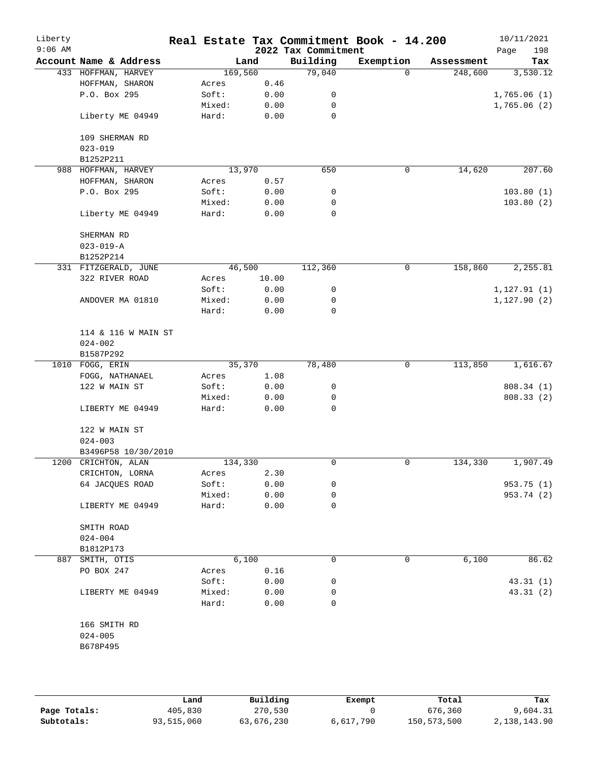# Real Estate Tax Commitment Book - 14.200

Liberty
9:06 AM

2022 Tax Commitment

10/11/2021

| Account | Name & Address | | Land | Building | Exemption | Assessment | Tax |
|---|---|---|---|---|---|---|---|
| 433 | HOFFMAN, HARVEY | | 169,560 | 79,040 | 0 | 248,600 | 3,530.12 |
| | HOFFMAN, SHARON | Acres | 0.46 | | | | |
| | P.O. Box 295 | Soft: | 0.00 | 0 | | | 1,765.06 (1) |
| | | Mixed: | 0.00 | 0 | | | 1,765.06 (2) |
| | Liberty ME 04949 | Hard: | 0.00 | 0 | | | |
| | 109 SHERMAN RD | | | | | | |
| | 023-019 | | | | | | |
| | B1252P211 | | | | | | |
| 988 | HOFFMAN, HARVEY | | 13,970 | 650 | 0 | 14,620 | 207.60 |
| | HOFFMAN, SHARON | Acres | 0.57 | | | | |
| | P.O. Box 295 | Soft: | 0.00 | 0 | | | 103.80 (1) |
| | | Mixed: | 0.00 | 0 | | | 103.80 (2) |
| | Liberty ME 04949 | Hard: | 0.00 | 0 | | | |
| | SHERMAN RD | | | | | | |
| | 023-019-A | | | | | | |
| | B1252P214 | | | | | | |
| 331 | FITZGERALD, JUNE | | 46,500 | 112,360 | 0 | 158,860 | 2,255.81 |
| | 322 RIVER ROAD | Acres | 10.00 | | | | |
| | | Soft: | 0.00 | 0 | | | 1,127.91 (1) |
| | ANDOVER MA 01810 | Mixed: | 0.00 | 0 | | | 1,127.90 (2) |
| | | Hard: | 0.00 | 0 | | | |
| | 114 & 116 W MAIN ST | | | | | | |
| | 024-002 | | | | | | |
| | B1587P292 | | | | | | |
| 1010 | FOGG, ERIN | | 35,370 | 78,480 | 0 | 113,850 | 1,616.67 |
| | FOGG, NATHANAEL | Acres | 1.08 | | | | |
| | 122 W MAIN ST | Soft: | 0.00 | 0 | | | 808.34 (1) |
| | | Mixed: | 0.00 | 0 | | | 808.33 (2) |
| | LIBERTY ME 04949 | Hard: | 0.00 | 0 | | | |
| | 122 W MAIN ST | | | | | | |
| | 024-003 | | | | | | |
| | B3496P58 10/30/2010 | | | | | | |
| 1200 | CRICHTON, ALAN | | 134,330 | 0 | 0 | 134,330 | 1,907.49 |
| | CRICHTON, LORNA | Acres | 2.30 | | | | |
| | 64 JACQUES ROAD | Soft: | 0.00 | 0 | | | 953.75 (1) |
| | | Mixed: | 0.00 | 0 | | | 953.74 (2) |
| | LIBERTY ME 04949 | Hard: | 0.00 | 0 | | | |
| | SMITH ROAD | | | | | | |
| | 024-004 | | | | | | |
| | B1812P173 | | | | | | |
| 887 | SMITH, OTIS | | 6,100 | 0 | 0 | 6,100 | 86.62 |
| | PO BOX 247 | Acres | 0.16 | | | | |
| | | Soft: | 0.00 | 0 | | | 43.31 (1) |
| | LIBERTY ME 04949 | Mixed: | 0.00 | 0 | | | 43.31 (2) |
| | | Hard: | 0.00 | 0 | | | |
| | 166 SMITH RD | | | | | | |
| | 024-005 | | | | | | |
| | B678P495 | | | | | | |

| | Land | Building | Exempt | Total | Tax |
|---|---|---|---|---|---|
| Page Totals: | 405,830 | 270,530 | 0 | 676,360 | 9,604.31 |
| Subtotals: | 93,515,060 | 63,676,230 | 6,617,790 | 150,573,500 | 2,138,143.90 |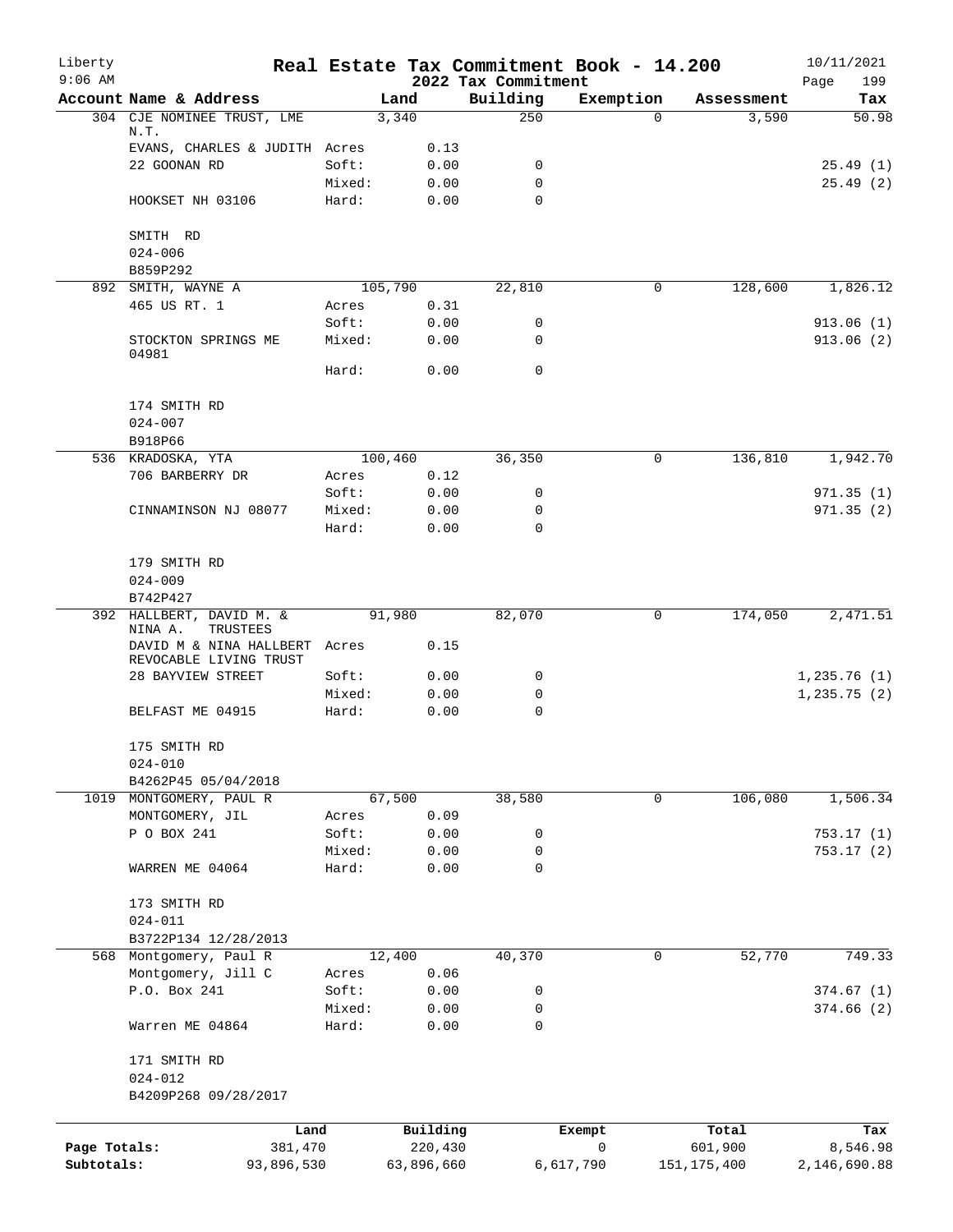# Real Estate Tax Commitment Book - 14.200

## 2022 Tax Commitment

Liberty 9:06 AM — 10/11/2021

| Account Name & Address | | Land | Building | Exemption | Assessment | Tax |
|---|---|---|---|---|---|---|
| 304 CJE NOMINEE TRUST, LME N.T. | | 3,340 | 250 | 0 | 3,590 | 50.98 |
| EVANS, CHARLES & JUDITH | Acres | 0.13 | | | | |
| 22 GOONAN RD | Soft: | 0.00 | 0 | | | 25.49 (1) |
| | Mixed: | 0.00 | 0 | | | 25.49 (2) |
| HOOKSET NH 03106 | Hard: | 0.00 | 0 | | | |
| SMITH RD | | | | | | |
| 024-006 | | | | | | |
| B859P292 | | | | | | |
| 892 SMITH, WAYNE A | | 105,790 | 22,810 | 0 | 128,600 | 1,826.12 |
| 465 US RT. 1 | Acres | 0.31 | | | | |
| | Soft: | 0.00 | 0 | | | 913.06 (1) |
| STOCKTON SPRINGS ME 04981 | Mixed: | 0.00 | 0 | | | 913.06 (2) |
| | Hard: | 0.00 | 0 | | | |
| 174 SMITH RD | | | | | | |
| 024-007 | | | | | | |
| B918P66 | | | | | | |
| 536 KRADOSKA, YTA | | 100,460 | 36,350 | 0 | 136,810 | 1,942.70 |
| 706 BARBERRY DR | Acres | 0.12 | | | | |
| | Soft: | 0.00 | 0 | | | 971.35 (1) |
| CINNAMINSON NJ 08077 | Mixed: | 0.00 | 0 | | | 971.35 (2) |
| | Hard: | 0.00 | 0 | | | |
| 179 SMITH RD | | | | | | |
| 024-009 | | | | | | |
| B742P427 | | | | | | |
| 392 HALLBERT, DAVID M. & NINA A. TRUSTEES | | 91,980 | 82,070 | 0 | 174,050 | 2,471.51 |
| DAVID M & NINA HALLBERT REVOCABLE LIVING TRUST | Acres | 0.15 | | | | |
| 28 BAYVIEW STREET | Soft: | 0.00 | 0 | | | 1,235.76 (1) |
| | Mixed: | 0.00 | 0 | | | 1,235.75 (2) |
| BELFAST ME 04915 | Hard: | 0.00 | 0 | | | |
| 175 SMITH RD | | | | | | |
| 024-010 | | | | | | |
| B4262P45 05/04/2018 | | | | | | |
| 1019 MONTGOMERY, PAUL R | | 67,500 | 38,580 | 0 | 106,080 | 1,506.34 |
| MONTGOMERY, JIL | Acres | 0.09 | | | | |
| P O BOX 241 | Soft: | 0.00 | 0 | | | 753.17 (1) |
| | Mixed: | 0.00 | 0 | | | 753.17 (2) |
| WARREN ME 04064 | Hard: | 0.00 | 0 | | | |
| 173 SMITH RD | | | | | | |
| 024-011 | | | | | | |
| B3722P134 12/28/2013 | | | | | | |
| 568 Montgomery, Paul R | | 12,400 | 40,370 | 0 | 52,770 | 749.33 |
| Montgomery, Jill C | Acres | 0.06 | | | | |
| P.O. Box 241 | Soft: | 0.00 | 0 | | | 374.67 (1) |
| | Mixed: | 0.00 | 0 | | | 374.66 (2) |
| Warren ME 04864 | Hard: | 0.00 | 0 | | | |
| 171 SMITH RD | | | | | | |
| 024-012 | | | | | | |
| B4209P268 09/28/2017 | | | | | | |

| | Land | Building | Exempt | Total | Tax |
|---|---|---|---|---|---|
| Page Totals: | 381,470 | 220,430 | 0 | 601,900 | 8,546.98 |
| Subtotals: | 93,896,530 | 63,896,660 | 6,617,790 | 151,175,400 | 2,146,690.88 |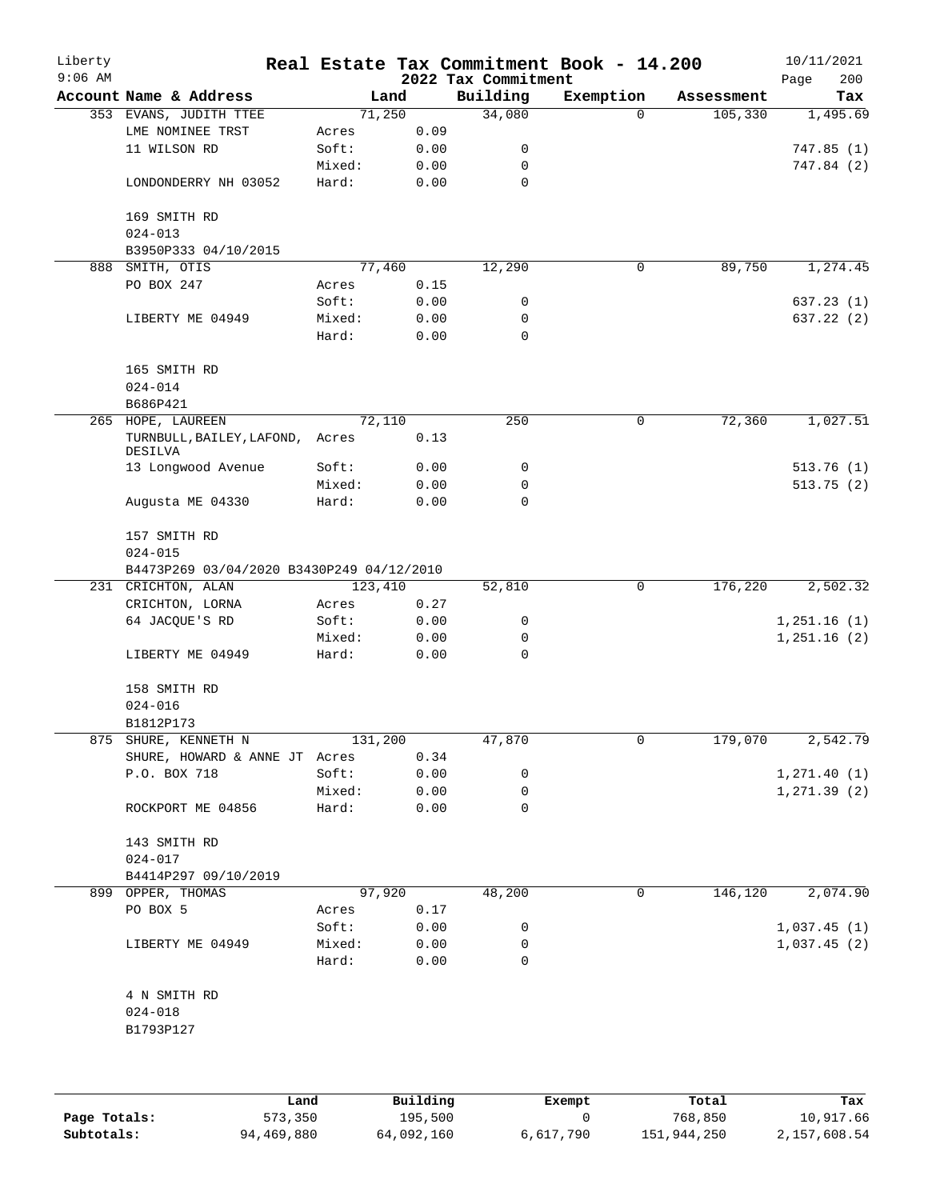# Real Estate Tax Commitment Book - 14.200

Liberty
9:06 AM

2022 Tax Commitment

10/11/2021

| Account Name & Address | | Land | Building | Exemption | Assessment | Tax |
|---|---|---|---|---|---|---|
| 353 EVANS, JUDITH TTEE | | 71,250 | 34,080 | 0 | 105,330 | 1,495.69 |
| LME NOMINEE TRST | Acres | 0.09 | | | | |
| 11 WILSON RD | Soft: | 0.00 | 0 | | | 747.85 (1) |
| | Mixed: | 0.00 | 0 | | | 747.84 (2) |
| LONDONDERRY NH 03052 | Hard: | 0.00 | 0 | | | |
| 169 SMITH RD | | | | | | |
| 024-013 | | | | | | |
| B3950P333 04/10/2015 | | | | | | |
| 888 SMITH, OTIS | | 77,460 | 12,290 | 0 | 89,750 | 1,274.45 |
| PO BOX 247 | Acres | 0.15 | | | | |
| | Soft: | 0.00 | 0 | | | 637.23 (1) |
| LIBERTY ME 04949 | Mixed: | 0.00 | 0 | | | 637.22 (2) |
| | Hard: | 0.00 | 0 | | | |
| 165 SMITH RD | | | | | | |
| 024-014 | | | | | | |
| B686P421 | | | | | | |
| 265 HOPE, LAUREEN | | 72,110 | 250 | 0 | 72,360 | 1,027.51 |
| TURNBULL, BAILEY, LAFOND, DESILVA | Acres | 0.13 | | | | |
| 13 Longwood Avenue | Soft: | 0.00 | 0 | | | 513.76 (1) |
| | Mixed: | 0.00 | 0 | | | 513.75 (2) |
| Augusta ME 04330 | Hard: | 0.00 | 0 | | | |
| 157 SMITH RD | | | | | | |
| 024-015 | | | | | | |
| B4473P269 03/04/2020 B3430P249 04/12/2010 | | | | | | |
| 231 CRICHTON, ALAN | | 123,410 | 52,810 | 0 | 176,220 | 2,502.32 |
| CRICHTON, LORNA | Acres | 0.27 | | | | |
| 64 JACQUE'S RD | Soft: | 0.00 | 0 | | | 1,251.16 (1) |
| | Mixed: | 0.00 | 0 | | | 1,251.16 (2) |
| LIBERTY ME 04949 | Hard: | 0.00 | 0 | | | |
| 158 SMITH RD | | | | | | |
| 024-016 | | | | | | |
| B1812P173 | | | | | | |
| 875 SHURE, KENNETH N | | 131,200 | 47,870 | 0 | 179,070 | 2,542.79 |
| SHURE, HOWARD & ANNE JT | Acres | 0.34 | | | | |
| P.O. BOX 718 | Soft: | 0.00 | 0 | | | 1,271.40 (1) |
| | Mixed: | 0.00 | 0 | | | 1,271.39 (2) |
| ROCKPORT ME 04856 | Hard: | 0.00 | 0 | | | |
| 143 SMITH RD | | | | | | |
| 024-017 | | | | | | |
| B4414P297 09/10/2019 | | | | | | |
| 899 OPPER, THOMAS | | 97,920 | 48,200 | 0 | 146,120 | 2,074.90 |
| PO BOX 5 | Acres | 0.17 | | | | |
| | Soft: | 0.00 | 0 | | | 1,037.45 (1) |
| LIBERTY ME 04949 | Mixed: | 0.00 | 0 | | | 1,037.45 (2) |
| | Hard: | 0.00 | 0 | | | |
| 4 N SMITH RD | | | | | | |
| 024-018 | | | | | | |
| B1793P127 | | | | | | |

| | Land | Building | Exempt | Total | Tax |
|---|---|---|---|---|---|
| Page Totals: | 573,350 | 195,500 | 0 | 768,850 | 10,917.66 |
| Subtotals: | 94,469,880 | 64,092,160 | 6,617,790 | 151,944,250 | 2,157,608.54 |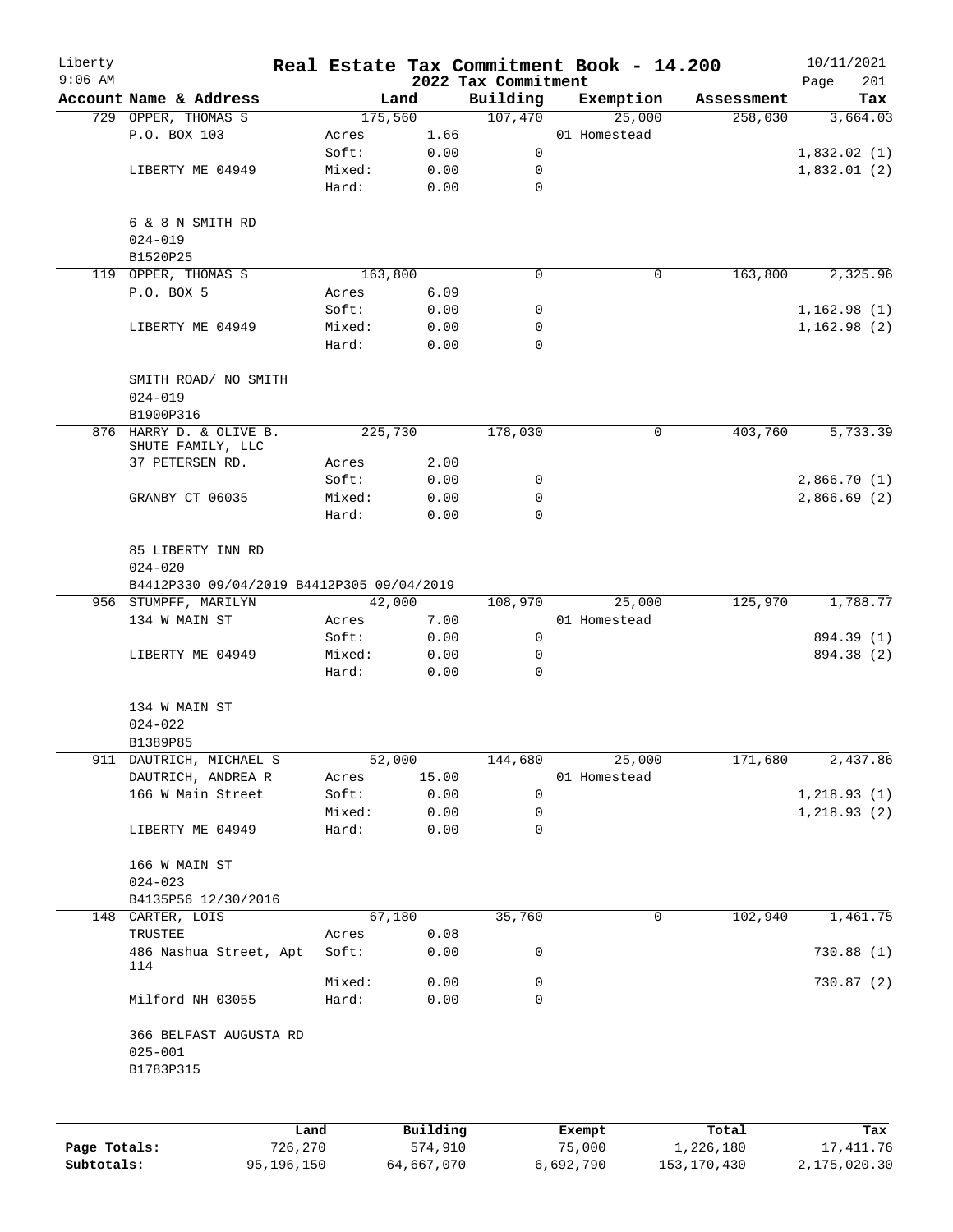# Real Estate Tax Commitment Book - 14.200

Liberty
9:06 AM

2022 Tax Commitment

10/11/2021

| Account Name & Address | Land | | Building | Exemption | Assessment | Tax |
|---|---|---|---|---|---|---|
| 729 OPPER, THOMAS S | 175,560 | | 107,470 | 25,000 | 258,030 | 3,664.03 |
| P.O. BOX 103 | Acres | 1.66 | | 01 Homestead | | |
| | Soft: | 0.00 | 0 | | | 1,832.02 (1) |
| LIBERTY ME 04949 | Mixed: | 0.00 | 0 | | | 1,832.01 (2) |
| | Hard: | 0.00 | 0 | | | |
| 6 & 8 N SMITH RD | | | | | | |
| 024-019 | | | | | | |
| B1520P25 | | | | | | |
| 119 OPPER, THOMAS S | 163,800 | | 0 | 0 | 163,800 | 2,325.96 |
| P.O. BOX 5 | Acres | 6.09 | | | | |
| | Soft: | 0.00 | 0 | | | 1,162.98 (1) |
| LIBERTY ME 04949 | Mixed: | 0.00 | 0 | | | 1,162.98 (2) |
| | Hard: | 0.00 | 0 | | | |
| SMITH ROAD/ NO SMITH | | | | | | |
| 024-019 | | | | | | |
| B1900P316 | | | | | | |
| 876 HARRY D. & OLIVE B. SHUTE FAMILY, LLC | 225,730 | | 178,030 | 0 | 403,760 | 5,733.39 |
| 37 PETERSEN RD. | Acres | 2.00 | | | | |
| | Soft: | 0.00 | 0 | | | 2,866.70 (1) |
| GRANBY CT 06035 | Mixed: | 0.00 | 0 | | | 2,866.69 (2) |
| | Hard: | 0.00 | 0 | | | |
| 85 LIBERTY INN RD | | | | | | |
| 024-020 | | | | | | |
| B4412P330 09/04/2019 B4412P305 09/04/2019 | | | | | | |
| 956 STUMPFF, MARILYN | 42,000 | | 108,970 | 25,000 | 125,970 | 1,788.77 |
| 134 W MAIN ST | Acres | 7.00 | | 01 Homestead | | |
| | Soft: | 0.00 | 0 | | | 894.39 (1) |
| LIBERTY ME 04949 | Mixed: | 0.00 | 0 | | | 894.38 (2) |
| | Hard: | 0.00 | 0 | | | |
| 134 W MAIN ST | | | | | | |
| 024-022 | | | | | | |
| B1389P85 | | | | | | |
| 911 DAUTRICH, MICHAEL S | 52,000 | | 144,680 | 25,000 | 171,680 | 2,437.86 |
| DAUTRICH, ANDREA R | Acres | 15.00 | | 01 Homestead | | |
| 166 W Main Street | Soft: | 0.00 | 0 | | | 1,218.93 (1) |
| | Mixed: | 0.00 | 0 | | | 1,218.93 (2) |
| LIBERTY ME 04949 | Hard: | 0.00 | 0 | | | |
| 166 W MAIN ST | | | | | | |
| 024-023 | | | | | | |
| B4135P56 12/30/2016 | | | | | | |
| 148 CARTER, LOIS | 67,180 | | 35,760 | 0 | 102,940 | 1,461.75 |
| TRUSTEE | Acres | 0.08 | | | | |
| 486 Nashua Street, Apt 114 | Soft: | 0.00 | 0 | | | 730.88 (1) |
| | Mixed: | 0.00 | 0 | | | 730.87 (2) |
| Milford NH 03055 | Hard: | 0.00 | 0 | | | |
| 366 BELFAST AUGUSTA RD | | | | | | |
| 025-001 | | | | | | |
| B1783P315 | | | | | | |

| | Land | Building | Exempt | Total | Tax |
|---|---|---|---|---|---|
| Page Totals: | 726,270 | 574,910 | 75,000 | 1,226,180 | 17,411.76 |
| Subtotals: | 95,196,150 | 64,667,070 | 6,692,790 | 153,170,430 | 2,175,020.30 |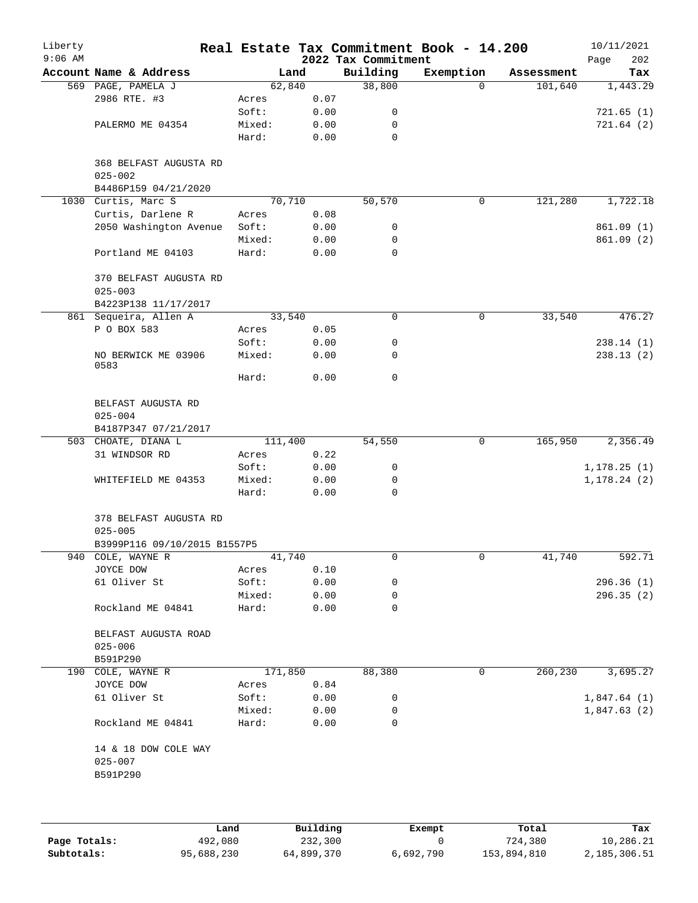# Liberty — Real Estate Tax Commitment Book - 14.200

2022 Tax Commitment

| Account | Name & Address | | Land | Building | Exemption | Assessment | Tax |
|---|---|---|---|---|---|---|---|
| 569 | PAGE, PAMELA J | | 62,840 | 38,800 | 0 | 101,640 | 1,443.29 |
| | 2986 RTE. #3 | Acres | 0.07 | | | | |
| | | Soft: | 0.00 | 0 | | | 721.65 (1) |
| | PALERMO ME 04354 | Mixed: | 0.00 | 0 | | | 721.64 (2) |
| | | Hard: | 0.00 | 0 | | | |
| | 368 BELFAST AUGUSTA RD | | | | | | |
| | 025-002 | | | | | | |
| | B4486P159 04/21/2020 | | | | | | |
| 1030 | Curtis, Marc S | | 70,710 | 50,570 | 0 | 121,280 | 1,722.18 |
| | Curtis, Darlene R | Acres | 0.08 | | | | |
| | 2050 Washington Avenue | Soft: | 0.00 | 0 | | | 861.09 (1) |
| | | Mixed: | 0.00 | 0 | | | 861.09 (2) |
| | Portland ME 04103 | Hard: | 0.00 | 0 | | | |
| | 370 BELFAST AUGUSTA RD | | | | | | |
| | 025-003 | | | | | | |
| | B4223P138 11/17/2017 | | | | | | |
| 861 | Sequeira, Allen A | | 33,540 | 0 | 0 | 33,540 | 476.27 |
| | P O BOX 583 | Acres | 0.05 | | | | |
| | | Soft: | 0.00 | 0 | | | 238.14 (1) |
| | NO BERWICK ME 03906 0583 | Mixed: | 0.00 | 0 | | | 238.13 (2) |
| | | Hard: | 0.00 | 0 | | | |
| | BELFAST AUGUSTA RD | | | | | | |
| | 025-004 | | | | | | |
| | B4187P347 07/21/2017 | | | | | | |
| 503 | CHOATE, DIANA L | | 111,400 | 54,550 | 0 | 165,950 | 2,356.49 |
| | 31 WINDSOR RD | Acres | 0.22 | | | | |
| | | Soft: | 0.00 | 0 | | | 1,178.25 (1) |
| | WHITEFIELD ME 04353 | Mixed: | 0.00 | 0 | | | 1,178.24 (2) |
| | | Hard: | 0.00 | 0 | | | |
| | 378 BELFAST AUGUSTA RD | | | | | | |
| | 025-005 | | | | | | |
| | B3999P116 09/10/2015 B1557P5 | | | | | | |
| 940 | COLE, WAYNE R | | 41,740 | 0 | 0 | 41,740 | 592.71 |
| | JOYCE DOW | Acres | 0.10 | | | | |
| | 61 Oliver St | Soft: | 0.00 | 0 | | | 296.36 (1) |
| | | Mixed: | 0.00 | 0 | | | 296.35 (2) |
| | Rockland ME 04841 | Hard: | 0.00 | 0 | | | |
| | BELFAST AUGUSTA ROAD | | | | | | |
| | 025-006 | | | | | | |
| | B591P290 | | | | | | |
| 190 | COLE, WAYNE R | | 171,850 | 88,380 | 0 | 260,230 | 3,695.27 |
| | JOYCE DOW | Acres | 0.84 | | | | |
| | 61 Oliver St | Soft: | 0.00 | 0 | | | 1,847.64 (1) |
| | | Mixed: | 0.00 | 0 | | | 1,847.63 (2) |
| | Rockland ME 04841 | Hard: | 0.00 | 0 | | | |
| | 14 & 18 DOW COLE WAY | | | | | | |
| | 025-007 | | | | | | |
| | B591P290 | | | | | | |

| | Land | Building | Exempt | Total | Tax |
|---|---|---|---|---|---|
| Page Totals: | 492,080 | 232,300 | 0 | 724,380 | 10,286.21 |
| Subtotals: | 95,688,230 | 64,899,370 | 6,692,790 | 153,894,810 | 2,185,306.51 |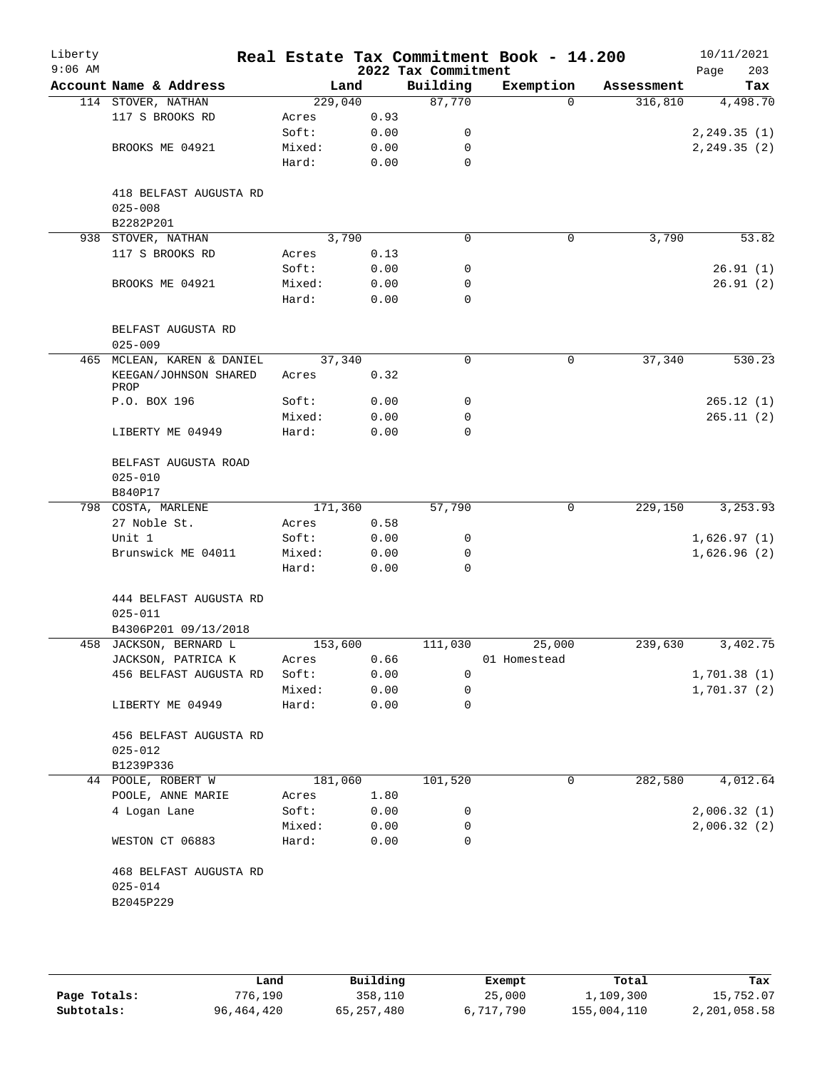# Real Estate Tax Commitment Book - 14.200

Liberty
9:06 AM

2022 Tax Commitment

10/11/2021

| Account Name & Address | Land | | Building | Exemption | Assessment | Tax |
|---|---|---|---|---|---|---|
| 114 STOVER, NATHAN | 229,040 | | 87,770 | 0 | 316,810 | 4,498.70 |
| 117 S BROOKS RD | Acres | 0.93 | | | | |
| | Soft: | 0.00 | 0 | | | 2,249.35 (1) |
| BROOKS ME 04921 | Mixed: | 0.00 | 0 | | | 2,249.35 (2) |
| | Hard: | 0.00 | 0 | | | |
| 418 BELFAST AUGUSTA RD | | | | | | |
| 025-008 | | | | | | |
| B2282P201 | | | | | | |
| 938 STOVER, NATHAN | 3,790 | | 0 | 0 | 3,790 | 53.82 |
| 117 S BROOKS RD | Acres | 0.13 | | | | |
| | Soft: | 0.00 | 0 | | | 26.91 (1) |
| BROOKS ME 04921 | Mixed: | 0.00 | 0 | | | 26.91 (2) |
| | Hard: | 0.00 | 0 | | | |
| BELFAST AUGUSTA RD | | | | | | |
| 025-009 | | | | | | |
| 465 MCLEAN, KAREN & DANIEL | 37,340 | | 0 | 0 | 37,340 | 530.23 |
| KEEGAN/JOHNSON SHARED PROP | Acres | 0.32 | | | | |
| P.O. BOX 196 | Soft: | 0.00 | 0 | | | 265.12 (1) |
| | Mixed: | 0.00 | 0 | | | 265.11 (2) |
| LIBERTY ME 04949 | Hard: | 0.00 | 0 | | | |
| BELFAST AUGUSTA ROAD | | | | | | |
| 025-010 | | | | | | |
| B840P17 | | | | | | |
| 798 COSTA, MARLENE | 171,360 | | 57,790 | 0 | 229,150 | 3,253.93 |
| 27 Noble St. | Acres | 0.58 | | | | |
| Unit 1 | Soft: | 0.00 | 0 | | | 1,626.97 (1) |
| Brunswick ME 04011 | Mixed: | 0.00 | 0 | | | 1,626.96 (2) |
| | Hard: | 0.00 | 0 | | | |
| 444 BELFAST AUGUSTA RD | | | | | | |
| 025-011 | | | | | | |
| B4306P201 09/13/2018 | | | | | | |
| 458 JACKSON, BERNARD L | 153,600 | | 111,030 | 25,000 | 239,630 | 3,402.75 |
| JACKSON, PATRICA K | Acres | 0.66 | | 01 Homestead | | |
| 456 BELFAST AUGUSTA RD | Soft: | 0.00 | 0 | | | 1,701.38 (1) |
| | Mixed: | 0.00 | 0 | | | 1,701.37 (2) |
| LIBERTY ME 04949 | Hard: | 0.00 | 0 | | | |
| 456 BELFAST AUGUSTA RD | | | | | | |
| 025-012 | | | | | | |
| B1239P336 | | | | | | |
| 44 POOLE, ROBERT W | 181,060 | | 101,520 | 0 | 282,580 | 4,012.64 |
| POOLE, ANNE MARIE | Acres | 1.80 | | | | |
| 4 Logan Lane | Soft: | 0.00 | 0 | | | 2,006.32 (1) |
| | Mixed: | 0.00 | 0 | | | 2,006.32 (2) |
| WESTON CT 06883 | Hard: | 0.00 | 0 | | | |
| 468 BELFAST AUGUSTA RD | | | | | | |
| 025-014 | | | | | | |
| B2045P229 | | | | | | |

| | Land | Building | Exempt | Total | Tax |
|---|---|---|---|---|---|
| Page Totals: | 776,190 | 358,110 | 25,000 | 1,109,300 | 15,752.07 |
| Subtotals: | 96,464,420 | 65,257,480 | 6,717,790 | 155,004,110 | 2,201,058.58 |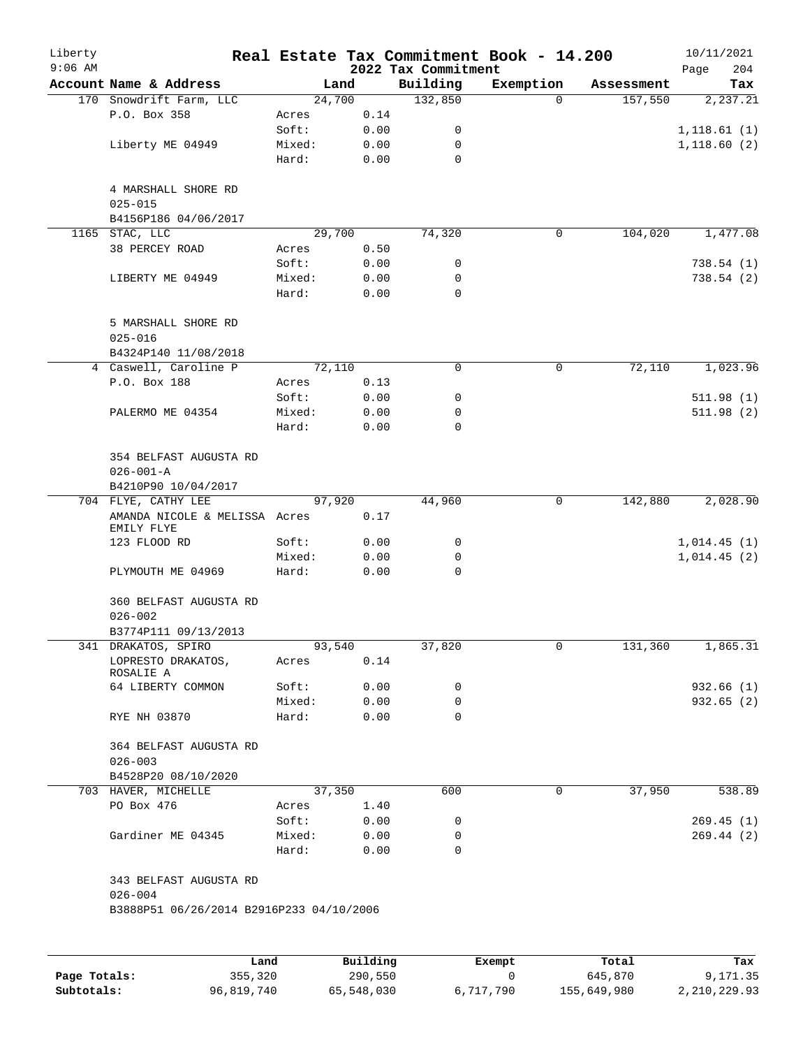# Real Estate Tax Commitment Book - 14.200

Liberty
9:06 AM

2022 Tax Commitment

10/11/2021

| Account Name & Address | | Land | Building | Exemption | Assessment | Tax |
|---|---|---|---|---|---|---|
| 170 Snowdrift Farm, LLC | | 24,700 | 132,850 | 0 | 157,550 | 2,237.21 |
| P.O. Box 358 | Acres | 0.14 | | | | |
| | Soft: | 0.00 | 0 | | | 1,118.61 (1) |
| Liberty ME 04949 | Mixed: | 0.00 | 0 | | | 1,118.60 (2) |
| | Hard: | 0.00 | 0 | | | |
| 4 MARSHALL SHORE RD | | | | | | |
| 025-015 | | | | | | |
| B4156P186 04/06/2017 | | | | | | |
| 1165 STAC, LLC | | 29,700 | 74,320 | 0 | 104,020 | 1,477.08 |
| 38 PERCEY ROAD | Acres | 0.50 | | | | |
| | Soft: | 0.00 | 0 | | | 738.54 (1) |
| LIBERTY ME 04949 | Mixed: | 0.00 | 0 | | | 738.54 (2) |
| | Hard: | 0.00 | 0 | | | |
| 5 MARSHALL SHORE RD | | | | | | |
| 025-016 | | | | | | |
| B4324P140 11/08/2018 | | | | | | |
| 4 Caswell, Caroline P | | 72,110 | 0 | 0 | 72,110 | 1,023.96 |
| P.O. Box 188 | Acres | 0.13 | | | | |
| | Soft: | 0.00 | 0 | | | 511.98 (1) |
| PALERMO ME 04354 | Mixed: | 0.00 | 0 | | | 511.98 (2) |
| | Hard: | 0.00 | 0 | | | |
| 354 BELFAST AUGUSTA RD | | | | | | |
| 026-001-A | | | | | | |
| B4210P90 10/04/2017 | | | | | | |
| 704 FLYE, CATHY LEE | | 97,920 | 44,960 | 0 | 142,880 | 2,028.90 |
| AMANDA NICOLE & MELISSA EMILY FLYE | Acres | 0.17 | | | | |
| 123 FLOOD RD | Soft: | 0.00 | 0 | | | 1,014.45 (1) |
| | Mixed: | 0.00 | 0 | | | 1,014.45 (2) |
| PLYMOUTH ME 04969 | Hard: | 0.00 | 0 | | | |
| 360 BELFAST AUGUSTA RD | | | | | | |
| 026-002 | | | | | | |
| B3774P111 09/13/2013 | | | | | | |
| 341 DRAKATOS, SPIRO | | 93,540 | 37,820 | 0 | 131,360 | 1,865.31 |
| LOPRESTO DRAKATOS, ROSALIE A | Acres | 0.14 | | | | |
| 64 LIBERTY COMMON | Soft: | 0.00 | 0 | | | 932.66 (1) |
| | Mixed: | 0.00 | 0 | | | 932.65 (2) |
| RYE NH 03870 | Hard: | 0.00 | 0 | | | |
| 364 BELFAST AUGUSTA RD | | | | | | |
| 026-003 | | | | | | |
| B4528P20 08/10/2020 | | | | | | |
| 703 HAVER, MICHELLE | | 37,350 | 600 | 0 | 37,950 | 538.89 |
| PO Box 476 | Acres | 1.40 | | | | |
| | Soft: | 0.00 | 0 | | | 269.45 (1) |
| Gardiner ME 04345 | Mixed: | 0.00 | 0 | | | 269.44 (2) |
| | Hard: | 0.00 | 0 | | | |
| 343 BELFAST AUGUSTA RD | | | | | | |
| 026-004 | | | | | | |
| B3888P51 06/26/2014 B2916P233 04/10/2006 | | | | | | |

| | Land | Building | Exempt | Total | Tax |
|---|---|---|---|---|---|
| Page Totals: | 355,320 | 290,550 | 0 | 645,870 | 9,171.35 |
| Subtotals: | 96,819,740 | 65,548,030 | 6,717,790 | 155,649,980 | 2,210,229.93 |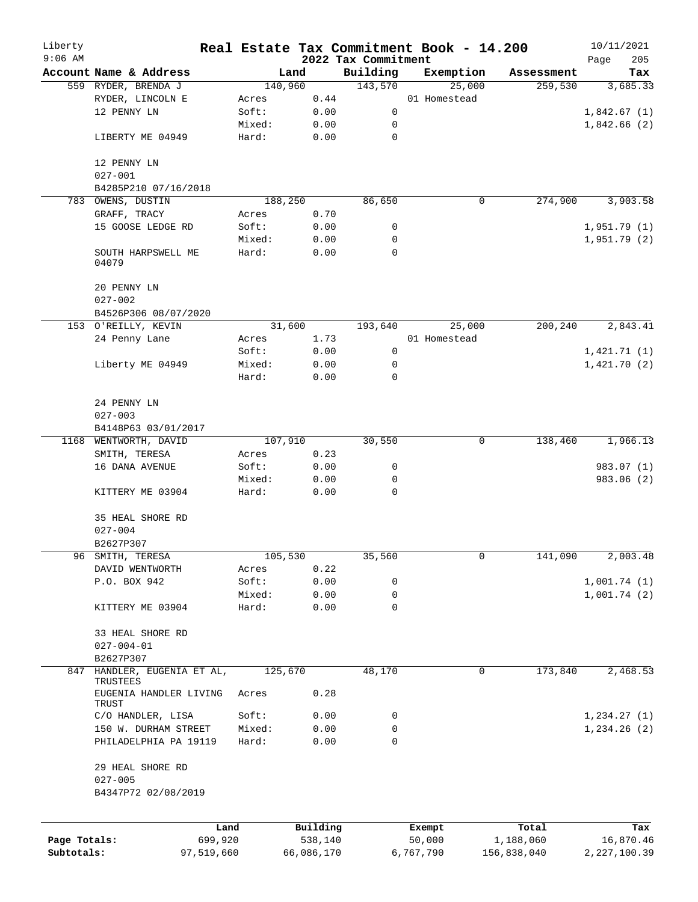# Real Estate Tax Commitment Book - 14.200

Liberty
9:06 AM

2022 Tax Commitment

10/11/2021

| Account | Name & Address | Land | | Building | Exemption | Assessment | Tax |
|---|---|---|---|---|---|---|---|
| 559 | RYDER, BRENDA J | 140,960 | | 143,570 | 25,000 | 259,530 | 3,685.33 |
| | RYDER, LINCOLN E | Acres | 0.44 | | 01 Homestead | | |
| | 12 PENNY LN | Soft: | 0.00 | 0 | | | 1,842.67 (1) |
| | | Mixed: | 0.00 | 0 | | | 1,842.66 (2) |
| | LIBERTY ME 04949 | Hard: | 0.00 | 0 | | | |
| | 12 PENNY LN | | | | | | |
| | 027-001 | | | | | | |
| | B4285P210 07/16/2018 | | | | | | |
| 783 | OWENS, DUSTIN | 188,250 | | 86,650 | 0 | 274,900 | 3,903.58 |
| | GRAFF, TRACY | Acres | 0.70 | | | | |
| | 15 GOOSE LEDGE RD | Soft: | 0.00 | 0 | | | 1,951.79 (1) |
| | | Mixed: | 0.00 | 0 | | | 1,951.79 (2) |
| | SOUTH HARPSWELL ME 04079 | Hard: | 0.00 | 0 | | | |
| | 20 PENNY LN | | | | | | |
| | 027-002 | | | | | | |
| | B4526P306 08/07/2020 | | | | | | |
| 153 | O'REILLY, KEVIN | 31,600 | | 193,640 | 25,000 | 200,240 | 2,843.41 |
| | 24 Penny Lane | Acres | 1.73 | | 01 Homestead | | |
| | | Soft: | 0.00 | 0 | | | 1,421.71 (1) |
| | Liberty ME 04949 | Mixed: | 0.00 | 0 | | | 1,421.70 (2) |
| | | Hard: | 0.00 | 0 | | | |
| | 24 PENNY LN | | | | | | |
| | 027-003 | | | | | | |
| | B4148P63 03/01/2017 | | | | | | |
| 1168 | WENTWORTH, DAVID | 107,910 | | 30,550 | 0 | 138,460 | 1,966.13 |
| | SMITH, TERESA | Acres | 0.23 | | | | |
| | 16 DANA AVENUE | Soft: | 0.00 | 0 | | | 983.07 (1) |
| | | Mixed: | 0.00 | 0 | | | 983.06 (2) |
| | KITTERY ME 03904 | Hard: | 0.00 | 0 | | | |
| | 35 HEAL SHORE RD | | | | | | |
| | 027-004 | | | | | | |
| | B2627P307 | | | | | | |
| 96 | SMITH, TERESA | 105,530 | | 35,560 | 0 | 141,090 | 2,003.48 |
| | DAVID WENTWORTH | Acres | 0.22 | | | | |
| | P.O. BOX 942 | Soft: | 0.00 | 0 | | | 1,001.74 (1) |
| | | Mixed: | 0.00 | 0 | | | 1,001.74 (2) |
| | KITTERY ME 03904 | Hard: | 0.00 | 0 | | | |
| | 33 HEAL SHORE RD | | | | | | |
| | 027-004-01 | | | | | | |
| | B2627P307 | | | | | | |
| 847 | HANDLER, EUGENIA ET AL, TRUSTEES | 125,670 | | 48,170 | 0 | 173,840 | 2,468.53 |
| | EUGENIA HANDLER LIVING TRUST | Acres | 0.28 | | | | |
| | C/O HANDLER, LISA | Soft: | 0.00 | 0 | | | 1,234.27 (1) |
| | 150 W. DURHAM STREET | Mixed: | 0.00 | 0 | | | 1,234.26 (2) |
| | PHILADELPHIA PA 19119 | Hard: | 0.00 | 0 | | | |
| | 29 HEAL SHORE RD | | | | | | |
| | 027-005 | | | | | | |
| | B4347P72 02/08/2019 | | | | | | |

| | Land | Building | Exempt | Total | Tax |
|---|---|---|---|---|---|
| Page Totals: | 699,920 | 538,140 | 50,000 | 1,188,060 | 16,870.46 |
| Subtotals: | 97,519,660 | 66,086,170 | 6,767,790 | 156,838,040 | 2,227,100.39 |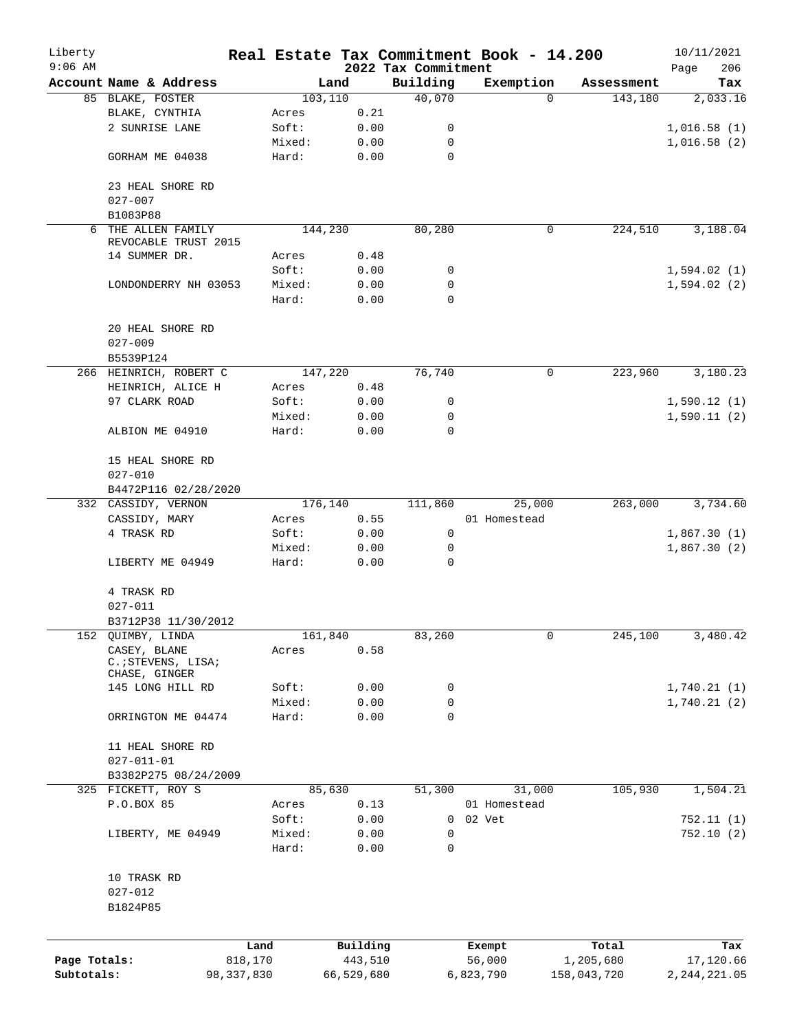# Real Estate Tax Commitment Book - 14.200

Liberty
9:06 AM

2022 Tax Commitment

10/11/2021

| Account Name & Address | Land | | Building | Exemption | Assessment | Tax |
|---|---|---|---|---|---|---|
| 85 BLAKE, FOSTER | 103,110 | | 40,070 | 0 | 143,180 | 2,033.16 |
| BLAKE, CYNTHIA | Acres | 0.21 | | | | |
| 2 SUNRISE LANE | Soft: | 0.00 | 0 | | | 1,016.58 (1) |
| | Mixed: | 0.00 | 0 | | | 1,016.58 (2) |
| GORHAM ME 04038 | Hard: | 0.00 | 0 | | | |
| 23 HEAL SHORE RD | | | | | | |
| 027-007 | | | | | | |
| B1083P88 | | | | | | |
| 6 THE ALLEN FAMILY REVOCABLE TRUST 2015 | 144,230 | | 80,280 | 0 | 224,510 | 3,188.04 |
| 14 SUMMER DR. | Acres | 0.48 | | | | |
| | Soft: | 0.00 | 0 | | | 1,594.02 (1) |
| LONDONDERRY NH 03053 | Mixed: | 0.00 | 0 | | | 1,594.02 (2) |
| | Hard: | 0.00 | 0 | | | |
| 20 HEAL SHORE RD | | | | | | |
| 027-009 | | | | | | |
| B5539P124 | | | | | | |
| 266 HEINRICH, ROBERT C | 147,220 | | 76,740 | 0 | 223,960 | 3,180.23 |
| HEINRICH, ALICE H | Acres | 0.48 | | | | |
| 97 CLARK ROAD | Soft: | 0.00 | 0 | | | 1,590.12 (1) |
| | Mixed: | 0.00 | 0 | | | 1,590.11 (2) |
| ALBION ME 04910 | Hard: | 0.00 | 0 | | | |
| 15 HEAL SHORE RD | | | | | | |
| 027-010 | | | | | | |
| B4472P116 02/28/2020 | | | | | | |
| 332 CASSIDY, VERNON | 176,140 | | 111,860 | 25,000 | 263,000 | 3,734.60 |
| CASSIDY, MARY | Acres | 0.55 | | 01 Homestead | | |
| 4 TRASK RD | Soft: | 0.00 | 0 | | | 1,867.30 (1) |
| | Mixed: | 0.00 | 0 | | | 1,867.30 (2) |
| LIBERTY ME 04949 | Hard: | 0.00 | 0 | | | |
| 4 TRASK RD | | | | | | |
| 027-011 | | | | | | |
| B3712P38 11/30/2012 | | | | | | |
| 152 QUIMBY, LINDA | 161,840 | | 83,260 | 0 | 245,100 | 3,480.42 |
| CASEY, BLANE C.;STEVENS, LISA; CHASE, GINGER | Acres | 0.58 | | | | |
| 145 LONG HILL RD | Soft: | 0.00 | 0 | | | 1,740.21 (1) |
| | Mixed: | 0.00 | 0 | | | 1,740.21 (2) |
| ORRINGTON ME 04474 | Hard: | 0.00 | 0 | | | |
| 11 HEAL SHORE RD | | | | | | |
| 027-011-01 | | | | | | |
| B3382P275 08/24/2009 | | | | | | |
| 325 FICKETT, ROY S | 85,630 | | 51,300 | 31,000 | 105,930 | 1,504.21 |
| P.O.BOX 85 | Acres | 0.13 | | 01 Homestead | | |
| | Soft: | 0.00 | 0 | 02 Vet | | 752.11 (1) |
| LIBERTY, ME 04949 | Mixed: | 0.00 | 0 | | | 752.10 (2) |
| | Hard: | 0.00 | 0 | | | |
| 10 TRASK RD | | | | | | |
| 027-012 | | | | | | |
| B1824P85 | | | | | | |

| | Land | Building | Exempt | Total | Tax |
|---|---|---|---|---|---|
| Page Totals: | 818,170 | 443,510 | 56,000 | 1,205,680 | 17,120.66 |
| Subtotals: | 98,337,830 | 66,529,680 | 6,823,790 | 158,043,720 | 2,244,221.05 |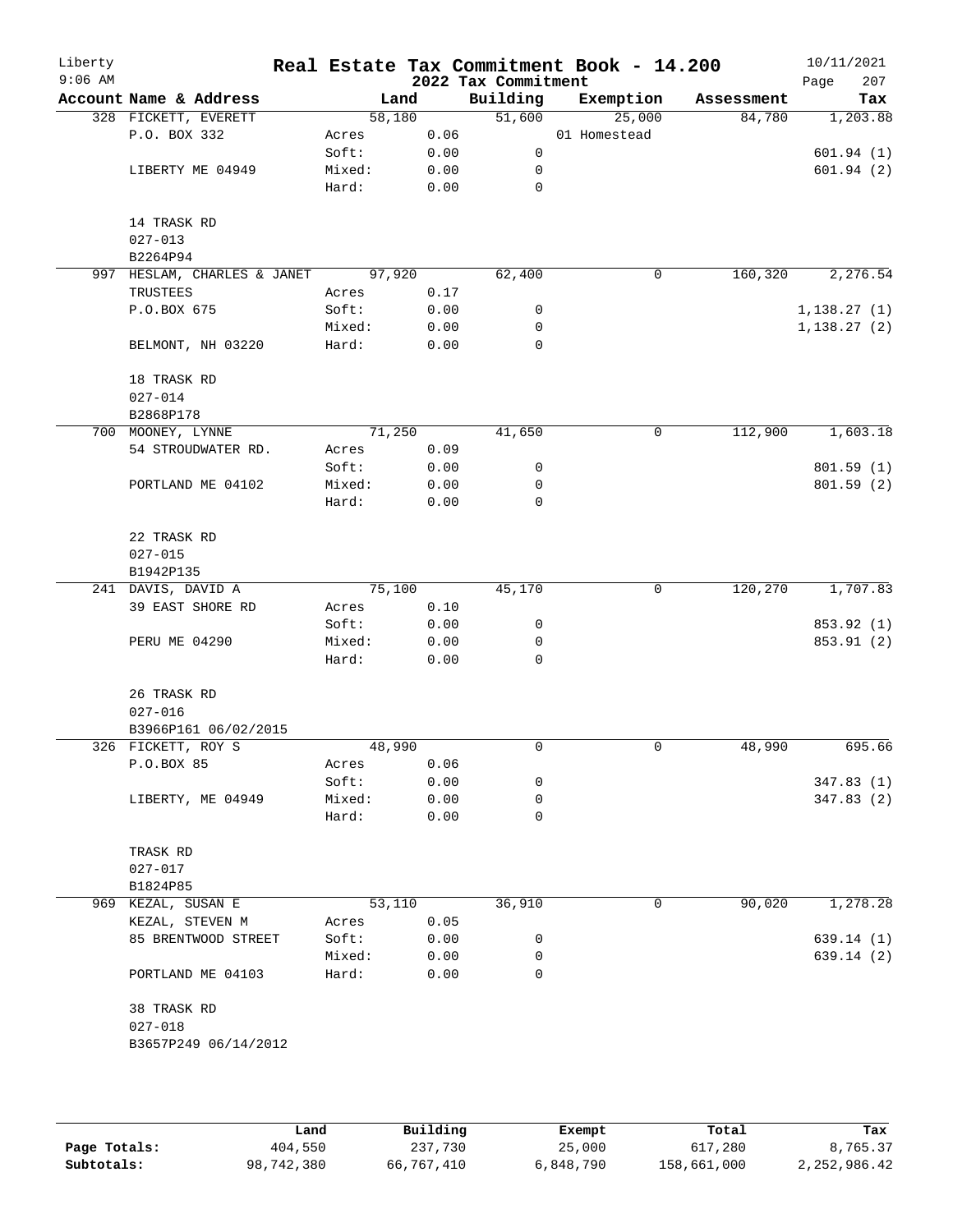# Real Estate Tax Commitment Book - 14.200

## 2022 Tax Commitment

Liberty 9:06 AM — 10/11/2021

| Account Name & Address | Land | | Building | Exemption | Assessment | Tax |
|---|---|---|---|---|---|---|
| 328 FICKETT, EVERETT | 58,180 | | 51,600 | 25,000 | 84,780 | 1,203.88 |
| P.O. BOX 332 | Acres | 0.06 | | 01 Homestead | | |
| | Soft: | 0.00 | 0 | | | 601.94 (1) |
| LIBERTY ME 04949 | Mixed: | 0.00 | 0 | | | 601.94 (2) |
| | Hard: | 0.00 | 0 | | | |
| 14 TRASK RD | | | | | | |
| 027-013 | | | | | | |
| B2264P94 | | | | | | |
| 997 HESLAM, CHARLES & JANET | 97,920 | | 62,400 | 0 | 160,320 | 2,276.54 |
| TRUSTEES | Acres | 0.17 | | | | |
| P.O.BOX 675 | Soft: | 0.00 | 0 | | | 1,138.27 (1) |
| | Mixed: | 0.00 | 0 | | | 1,138.27 (2) |
| BELMONT, NH 03220 | Hard: | 0.00 | 0 | | | |
| 18 TRASK RD | | | | | | |
| 027-014 | | | | | | |
| B2868P178 | | | | | | |
| 700 MOONEY, LYNNE | 71,250 | | 41,650 | 0 | 112,900 | 1,603.18 |
| 54 STROUDWATER RD. | Acres | 0.09 | | | | |
| | Soft: | 0.00 | 0 | | | 801.59 (1) |
| PORTLAND ME 04102 | Mixed: | 0.00 | 0 | | | 801.59 (2) |
| | Hard: | 0.00 | 0 | | | |
| 22 TRASK RD | | | | | | |
| 027-015 | | | | | | |
| B1942P135 | | | | | | |
| 241 DAVIS, DAVID A | 75,100 | | 45,170 | 0 | 120,270 | 1,707.83 |
| 39 EAST SHORE RD | Acres | 0.10 | | | | |
| | Soft: | 0.00 | 0 | | | 853.92 (1) |
| PERU ME 04290 | Mixed: | 0.00 | 0 | | | 853.91 (2) |
| | Hard: | 0.00 | 0 | | | |
| 26 TRASK RD | | | | | | |
| 027-016 | | | | | | |
| B3966P161 06/02/2015 | | | | | | |
| 326 FICKETT, ROY S | 48,990 | | 0 | 0 | 48,990 | 695.66 |
| P.O.BOX 85 | Acres | 0.06 | | | | |
| | Soft: | 0.00 | 0 | | | 347.83 (1) |
| LIBERTY, ME 04949 | Mixed: | 0.00 | 0 | | | 347.83 (2) |
| | Hard: | 0.00 | 0 | | | |
| TRASK RD | | | | | | |
| 027-017 | | | | | | |
| B1824P85 | | | | | | |
| 969 KEZAL, SUSAN E | 53,110 | | 36,910 | 0 | 90,020 | 1,278.28 |
| KEZAL, STEVEN M | Acres | 0.05 | | | | |
| 85 BRENTWOOD STREET | Soft: | 0.00 | 0 | | | 639.14 (1) |
| | Mixed: | 0.00 | 0 | | | 639.14 (2) |
| PORTLAND ME 04103 | Hard: | 0.00 | 0 | | | |
| 38 TRASK RD | | | | | | |
| 027-018 | | | | | | |
| B3657P249 06/14/2012 | | | | | | |

| | Land | Building | Exempt | Total | Tax |
|---|---|---|---|---|---|
| Page Totals: | 404,550 | 237,730 | 25,000 | 617,280 | 8,765.37 |
| Subtotals: | 98,742,380 | 66,767,410 | 6,848,790 | 158,661,000 | 2,252,986.42 |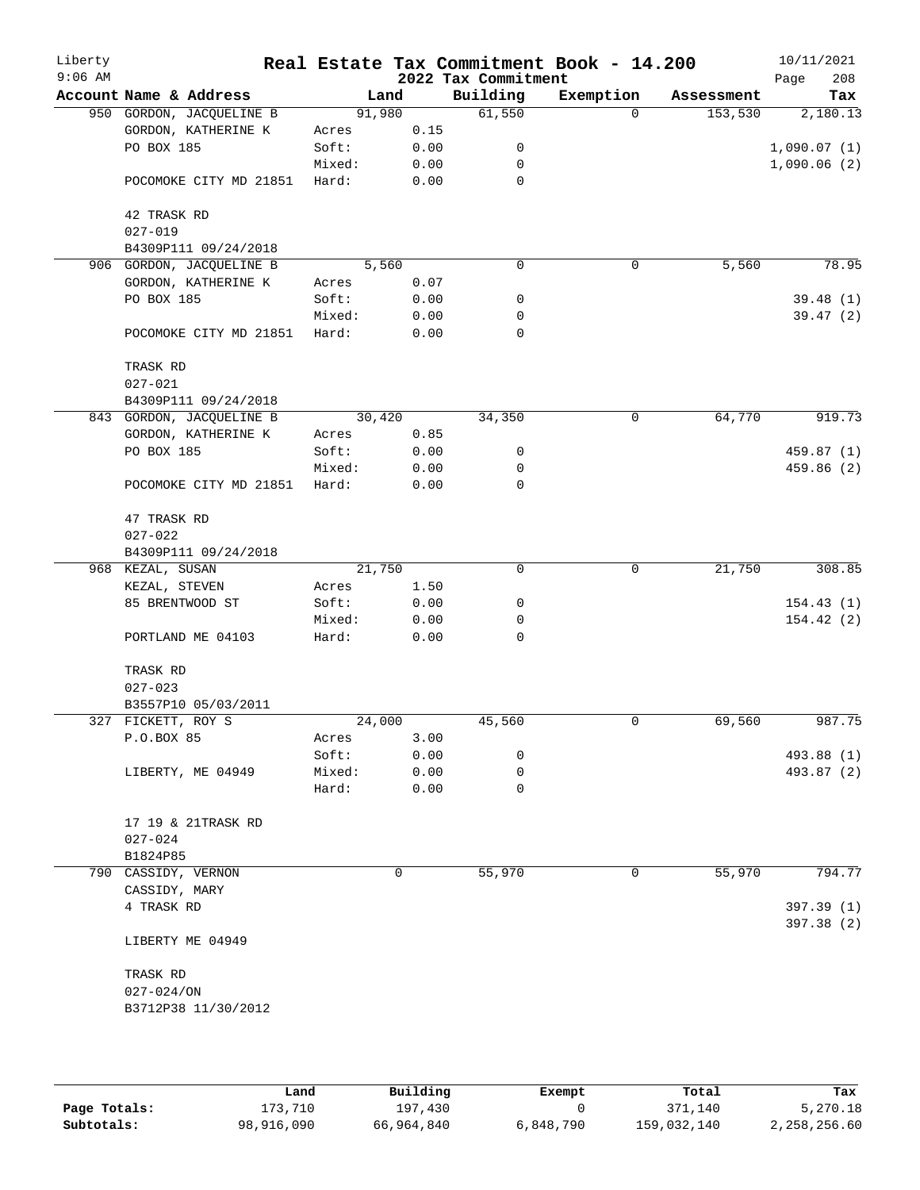# Real Estate Tax Commitment Book - 14.200

Liberty
9:06 AM

2022 Tax Commitment

10/11/2021

| Account Name & Address | Land | | Building | Exemption | Assessment | Tax |
|---|---|---|---|---|---|---|
| 950 GORDON, JACQUELINE B | 91,980 | | 61,550 | 0 | 153,530 | 2,180.13 |
| GORDON, KATHERINE K | Acres | 0.15 | | | | |
| PO BOX 185 | Soft: | 0.00 | 0 | | | 1,090.07 (1) |
| | Mixed: | 0.00 | 0 | | | 1,090.06 (2) |
| POCOMOKE CITY MD 21851 | Hard: | 0.00 | 0 | | | |
| 42 TRASK RD | | | | | | |
| 027-019 | | | | | | |
| B4309P111 09/24/2018 | | | | | | |
| 906 GORDON, JACQUELINE B | 5,560 | | 0 | 0 | 5,560 | 78.95 |
| GORDON, KATHERINE K | Acres | 0.07 | | | | |
| PO BOX 185 | Soft: | 0.00 | 0 | | | 39.48 (1) |
| | Mixed: | 0.00 | 0 | | | 39.47 (2) |
| POCOMOKE CITY MD 21851 | Hard: | 0.00 | 0 | | | |
| TRASK RD | | | | | | |
| 027-021 | | | | | | |
| B4309P111 09/24/2018 | | | | | | |
| 843 GORDON, JACQUELINE B | 30,420 | | 34,350 | 0 | 64,770 | 919.73 |
| GORDON, KATHERINE K | Acres | 0.85 | | | | |
| PO BOX 185 | Soft: | 0.00 | 0 | | | 459.87 (1) |
| | Mixed: | 0.00 | 0 | | | 459.86 (2) |
| POCOMOKE CITY MD 21851 | Hard: | 0.00 | 0 | | | |
| 47 TRASK RD | | | | | | |
| 027-022 | | | | | | |
| B4309P111 09/24/2018 | | | | | | |
| 968 KEZAL, SUSAN | 21,750 | | 0 | 0 | 21,750 | 308.85 |
| KEZAL, STEVEN | Acres | 1.50 | | | | |
| 85 BRENTWOOD ST | Soft: | 0.00 | 0 | | | 154.43 (1) |
| | Mixed: | 0.00 | 0 | | | 154.42 (2) |
| PORTLAND ME 04103 | Hard: | 0.00 | 0 | | | |
| TRASK RD | | | | | | |
| 027-023 | | | | | | |
| B3557P10 05/03/2011 | | | | | | |
| 327 FICKETT, ROY S | 24,000 | | 45,560 | 0 | 69,560 | 987.75 |
| P.O.BOX 85 | Acres | 3.00 | | | | |
| | Soft: | 0.00 | 0 | | | 493.88 (1) |
| LIBERTY, ME 04949 | Mixed: | 0.00 | 0 | | | 493.87 (2) |
| | Hard: | 0.00 | 0 | | | |
| 17 19 & 21TRASK RD | | | | | | |
| 027-024 | | | | | | |
| B1824P85 | | | | | | |
| 790 CASSIDY, VERNON | 0 | | 55,970 | 0 | 55,970 | 794.77 |
| CASSIDY, MARY | | | | | | |
| 4 TRASK RD | | | | | | 397.39 (1) |
| | | | | | | 397.38 (2) |
| LIBERTY ME 04949 | | | | | | |
| TRASK RD | | | | | | |
| 027-024/ON | | | | | | |
| B3712P38 11/30/2012 | | | | | | |

| | Land | Building | Exempt | Total | Tax |
|---|---|---|---|---|---|
| Page Totals: | 173,710 | 197,430 | 0 | 371,140 | 5,270.18 |
| Subtotals: | 98,916,090 | 66,964,840 | 6,848,790 | 159,032,140 | 2,258,256.60 |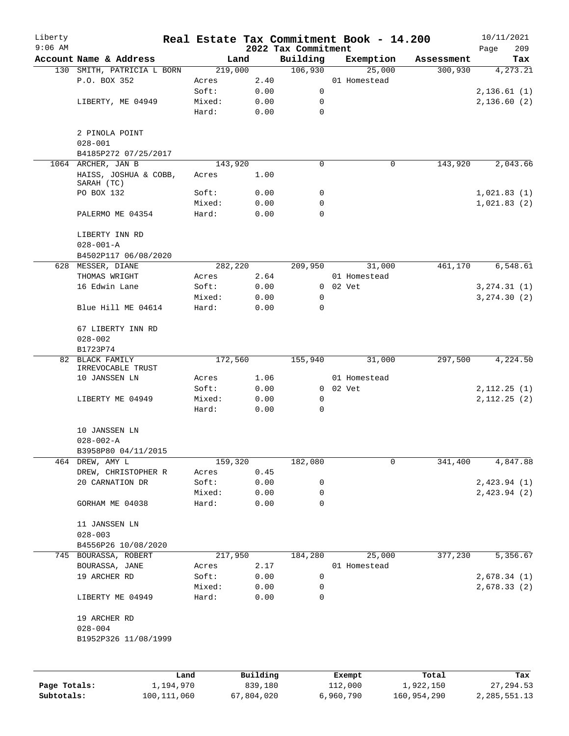# Real Estate Tax Commitment Book - 14.200

Liberty
9:06 AM

2022 Tax Commitment

10/11/2021

| Account Name & Address | Land | | Building | Exemption | Assessment | Tax |
|---|---|---|---|---|---|---|
| 130 SMITH, PATRICIA L BORN | 219,000 | | 106,930 | 25,000 | 300,930 | 4,273.21 |
| P.O. BOX 352 | Acres | 2.40 | | 01 Homestead | | |
| | Soft: | 0.00 | 0 | | | 2,136.61 (1) |
| LIBERTY, ME 04949 | Mixed: | 0.00 | 0 | | | 2,136.60 (2) |
| | Hard: | 0.00 | 0 | | | |
| 2 PINOLA POINT | | | | | | |
| 028-001 | | | | | | |
| B4185P272 07/25/2017 | | | | | | |
| 1064 ARCHER, JAN B | 143,920 | | 0 | 0 | 143,920 | 2,043.66 |
| HAISS, JOSHUA & COBB, SARAH (TC) | Acres | 1.00 | | | | |
| PO BOX 132 | Soft: | 0.00 | 0 | | | 1,021.83 (1) |
| | Mixed: | 0.00 | 0 | | | 1,021.83 (2) |
| PALERMO ME 04354 | Hard: | 0.00 | 0 | | | |
| LIBERTY INN RD | | | | | | |
| 028-001-A | | | | | | |
| B4502P117 06/08/2020 | | | | | | |
| 628 MESSER, DIANE | 282,220 | | 209,950 | 31,000 | 461,170 | 6,548.61 |
| THOMAS WRIGHT | Acres | 2.64 | | 01 Homestead | | |
| 16 Edwin Lane | Soft: | 0.00 | 0 | 02 Vet | | 3,274.31 (1) |
| | Mixed: | 0.00 | 0 | | | 3,274.30 (2) |
| Blue Hill ME 04614 | Hard: | 0.00 | 0 | | | |
| 67 LIBERTY INN RD | | | | | | |
| 028-002 | | | | | | |
| B1723P74 | | | | | | |
| 82 BLACK FAMILY IRREVOCABLE TRUST | 172,560 | | 155,940 | 31,000 | 297,500 | 4,224.50 |
| 10 JANSSEN LN | Acres | 1.06 | | 01 Homestead | | |
| | Soft: | 0.00 | 0 | 02 Vet | | 2,112.25 (1) |
| LIBERTY ME 04949 | Mixed: | 0.00 | 0 | | | 2,112.25 (2) |
| | Hard: | 0.00 | 0 | | | |
| 10 JANSSEN LN | | | | | | |
| 028-002-A | | | | | | |
| B3958P80 04/11/2015 | | | | | | |
| 464 DREW, AMY L | 159,320 | | 182,080 | 0 | 341,400 | 4,847.88 |
| DREW, CHRISTOPHER R | Acres | 0.45 | | | | |
| 20 CARNATION DR | Soft: | 0.00 | 0 | | | 2,423.94 (1) |
| | Mixed: | 0.00 | 0 | | | 2,423.94 (2) |
| GORHAM ME 04038 | Hard: | 0.00 | 0 | | | |
| 11 JANSSEN LN | | | | | | |
| 028-003 | | | | | | |
| B4556P26 10/08/2020 | | | | | | |
| 745 BOURASSA, ROBERT | 217,950 | | 184,280 | 25,000 | 377,230 | 5,356.67 |
| BOURASSA, JANE | Acres | 2.17 | | 01 Homestead | | |
| 19 ARCHER RD | Soft: | 0.00 | 0 | | | 2,678.34 (1) |
| | Mixed: | 0.00 | 0 | | | 2,678.33 (2) |
| LIBERTY ME 04949 | Hard: | 0.00 | 0 | | | |
| 19 ARCHER RD | | | | | | |
| 028-004 | | | | | | |
| B1952P326 11/08/1999 | | | | | | |

| | Land | Building | Exempt | Total | Tax |
|---|---|---|---|---|---|
| Page Totals: | 1,194,970 | 839,180 | 112,000 | 1,922,150 | 27,294.53 |
| Subtotals: | 100,111,060 | 67,804,020 | 6,960,790 | 160,954,290 | 2,285,551.13 |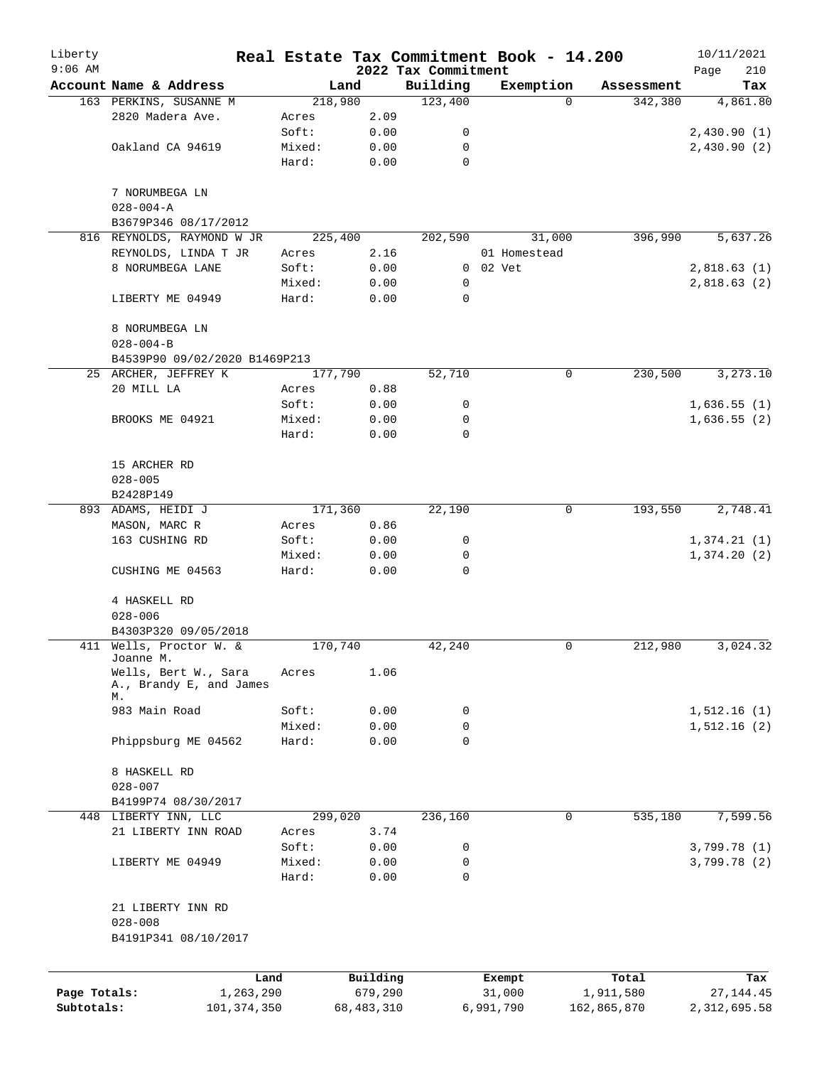Liberty 9:06 AM

# Real Estate Tax Commitment Book - 14.200

2022 Tax Commitment

10/11/2021 Page 210

| Account Name & Address | Land | | Building | Exemption | Assessment | Tax |
|---|---|---|---|---|---|---|
| 163 PERKINS, SUSANNE M | 218,980 | | 123,400 | 0 | 342,380 | 4,861.80 |
| 2820 Madera Ave. | Acres | 2.09 | | | | |
| | Soft: | 0.00 | 0 | | | 2,430.90 (1) |
| Oakland CA 94619 | Mixed: | 0.00 | 0 | | | 2,430.90 (2) |
| | Hard: | 0.00 | 0 | | | |
| 7 NORUMBEGA LN | | | | | | |
| 028-004-A | | | | | | |
| B3679P346 08/17/2012 | | | | | | |
| 816 REYNOLDS, RAYMOND W JR | 225,400 | | 202,590 | 31,000 | 396,990 | 5,637.26 |
| REYNOLDS, LINDA T JR | Acres | 2.16 | | 01 Homestead | | |
| 8 NORUMBEGA LANE | Soft: | 0.00 | 0 | 02 Vet | | 2,818.63 (1) |
| | Mixed: | 0.00 | 0 | | | 2,818.63 (2) |
| LIBERTY ME 04949 | Hard: | 0.00 | 0 | | | |
| 8 NORUMBEGA LN | | | | | | |
| 028-004-B | | | | | | |
| B4539P90 09/02/2020 B1469P213 | | | | | | |
| 25 ARCHER, JEFFREY K | 177,790 | | 52,710 | 0 | 230,500 | 3,273.10 |
| 20 MILL LA | Acres | 0.88 | | | | |
| | Soft: | 0.00 | 0 | | | 1,636.55 (1) |
| BROOKS ME 04921 | Mixed: | 0.00 | 0 | | | 1,636.55 (2) |
| | Hard: | 0.00 | 0 | | | |
| 15 ARCHER RD | | | | | | |
| 028-005 | | | | | | |
| B2428P149 | | | | | | |
| 893 ADAMS, HEIDI J | 171,360 | | 22,190 | 0 | 193,550 | 2,748.41 |
| MASON, MARC R | Acres | 0.86 | | | | |
| 163 CUSHING RD | Soft: | 0.00 | 0 | | | 1,374.21 (1) |
| | Mixed: | 0.00 | 0 | | | 1,374.20 (2) |
| CUSHING ME 04563 | Hard: | 0.00 | 0 | | | |
| 4 HASKELL RD | | | | | | |
| 028-006 | | | | | | |
| B4303P320 09/05/2018 | | | | | | |
| 411 Wells, Proctor W. & Joanne M. | 170,740 | | 42,240 | 0 | 212,980 | 3,024.32 |
| Wells, Bert W., Sara A., Brandy E, and James M. | Acres | 1.06 | | | | |
| 983 Main Road | Soft: | 0.00 | 0 | | | 1,512.16 (1) |
| | Mixed: | 0.00 | 0 | | | 1,512.16 (2) |
| Phippsburg ME 04562 | Hard: | 0.00 | 0 | | | |
| 8 HASKELL RD | | | | | | |
| 028-007 | | | | | | |
| B4199P74 08/30/2017 | | | | | | |
| 448 LIBERTY INN, LLC | 299,020 | | 236,160 | 0 | 535,180 | 7,599.56 |
| 21 LIBERTY INN ROAD | Acres | 3.74 | | | | |
| | Soft: | 0.00 | 0 | | | 3,799.78 (1) |
| LIBERTY ME 04949 | Mixed: | 0.00 | 0 | | | 3,799.78 (2) |
| | Hard: | 0.00 | 0 | | | |
| 21 LIBERTY INN RD | | | | | | |
| 028-008 | | | | | | |
| B4191P341 08/10/2017 | | | | | | |

| | Land | Building | Exempt | Total | Tax |
|---|---|---|---|---|---|
| Page Totals: | 1,263,290 | 679,290 | 31,000 | 1,911,580 | 27,144.45 |
| Subtotals: | 101,374,350 | 68,483,310 | 6,991,790 | 162,865,870 | 2,312,695.58 |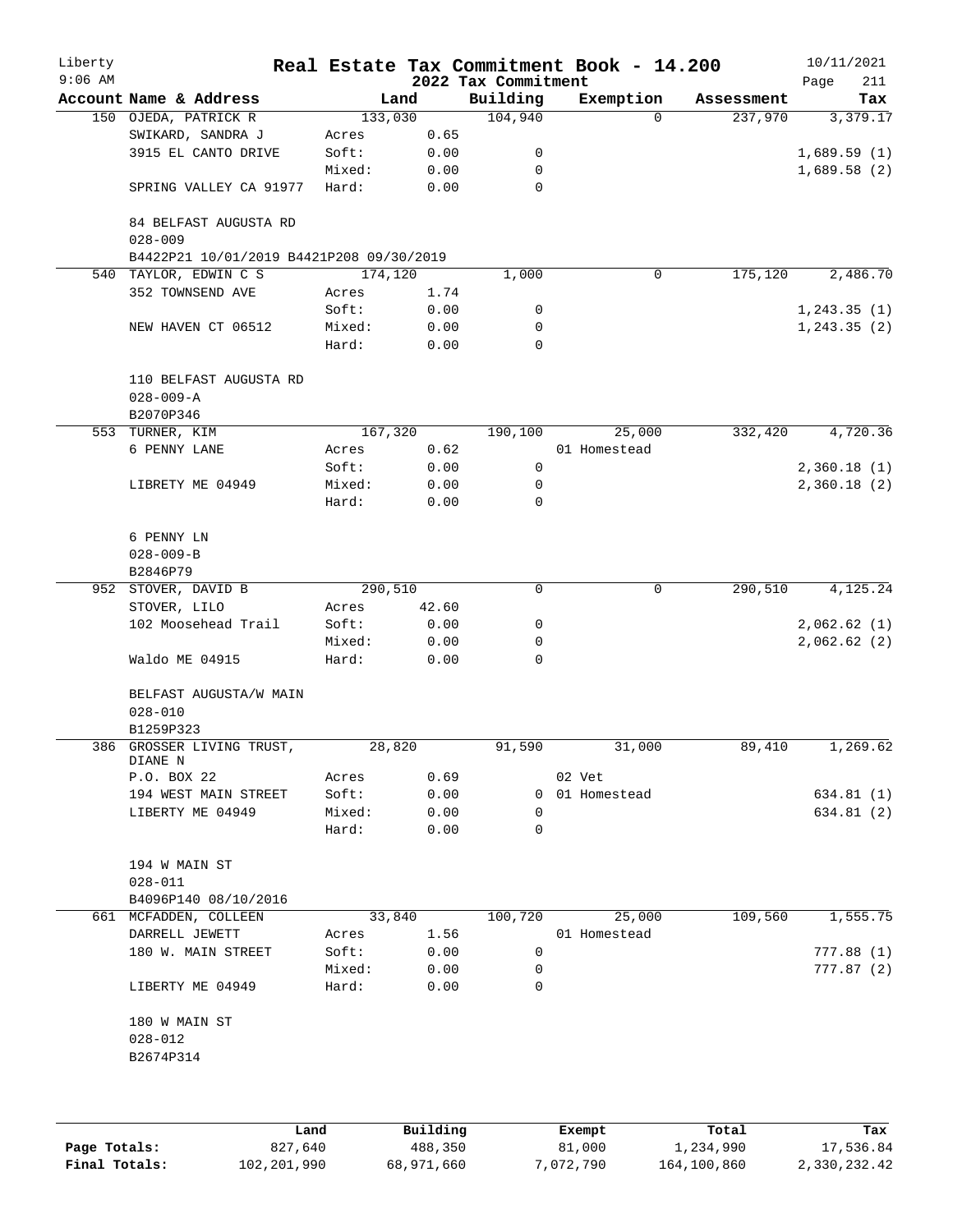# Real Estate Tax Commitment Book - 14.200

Liberty
9:06 AM

2022 Tax Commitment

10/11/2021

| Account Name & Address | Land | | Building | Exemption | Assessment | Tax |
|---|---|---|---|---|---|---|
| 150 OJEDA, PATRICK R | 133,030 | | 104,940 | 0 | 237,970 | 3,379.17 |
| SWIKARD, SANDRA J | Acres | 0.65 | | | | |
| 3915 EL CANTO DRIVE | Soft: | 0.00 | 0 | | | 1,689.59 (1) |
| | Mixed: | 0.00 | 0 | | | 1,689.58 (2) |
| SPRING VALLEY CA 91977 | Hard: | 0.00 | 0 | | | |
| 84 BELFAST AUGUSTA RD | | | | | | |
| 028-009 | | | | | | |
| B4422P21 10/01/2019 B4421P208 09/30/2019 | | | | | | |
| 540 TAYLOR, EDWIN C S | 174,120 | | 1,000 | 0 | 175,120 | 2,486.70 |
| 352 TOWNSEND AVE | Acres | 1.74 | | | | |
| | Soft: | 0.00 | 0 | | | 1,243.35 (1) |
| NEW HAVEN CT 06512 | Mixed: | 0.00 | 0 | | | 1,243.35 (2) |
| | Hard: | 0.00 | 0 | | | |
| 110 BELFAST AUGUSTA RD | | | | | | |
| 028-009-A | | | | | | |
| B2070P346 | | | | | | |
| 553 TURNER, KIM | 167,320 | | 190,100 | 25,000 | 332,420 | 4,720.36 |
| 6 PENNY LANE | Acres | 0.62 | | 01 Homestead | | |
| | Soft: | 0.00 | 0 | | | 2,360.18 (1) |
| LIBRETY ME 04949 | Mixed: | 0.00 | 0 | | | 2,360.18 (2) |
| | Hard: | 0.00 | 0 | | | |
| 6 PENNY LN | | | | | | |
| 028-009-B | | | | | | |
| B2846P79 | | | | | | |
| 952 STOVER, DAVID B | 290,510 | | 0 | 0 | 290,510 | 4,125.24 |
| STOVER, LILO | Acres | 42.60 | | | | |
| 102 Moosehead Trail | Soft: | 0.00 | 0 | | | 2,062.62 (1) |
| | Mixed: | 0.00 | 0 | | | 2,062.62 (2) |
| Waldo ME 04915 | Hard: | 0.00 | 0 | | | |
| BELFAST AUGUSTA/W MAIN | | | | | | |
| 028-010 | | | | | | |
| B1259P323 | | | | | | |
| 386 GROSSER LIVING TRUST, DIANE N | 28,820 | | 91,590 | 31,000 | 89,410 | 1,269.62 |
| P.O. BOX 22 | Acres | 0.69 | | 02 Vet | | |
| 194 WEST MAIN STREET | Soft: | 0.00 | 0 | 01 Homestead | | 634.81 (1) |
| LIBERTY ME 04949 | Mixed: | 0.00 | 0 | | | 634.81 (2) |
| | Hard: | 0.00 | 0 | | | |
| 194 W MAIN ST | | | | | | |
| 028-011 | | | | | | |
| B4096P140 08/10/2016 | | | | | | |
| 661 MCFADDEN, COLLEEN | 33,840 | | 100,720 | 25,000 | 109,560 | 1,555.75 |
| DARRELL JEWETT | Acres | 1.56 | | 01 Homestead | | |
| 180 W. MAIN STREET | Soft: | 0.00 | 0 | | | 777.88 (1) |
| | Mixed: | 0.00 | 0 | | | 777.87 (2) |
| LIBERTY ME 04949 | Hard: | 0.00 | 0 | | | |
| 180 W MAIN ST | | | | | | |
| 028-012 | | | | | | |
| B2674P314 | | | | | | |

| | Land | Building | Exempt | Total | Tax |
|---|---|---|---|---|---|
| Page Totals: | 827,640 | 488,350 | 81,000 | 1,234,990 | 17,536.84 |
| Final Totals: | 102,201,990 | 68,971,660 | 7,072,790 | 164,100,860 | 2,330,232.42 |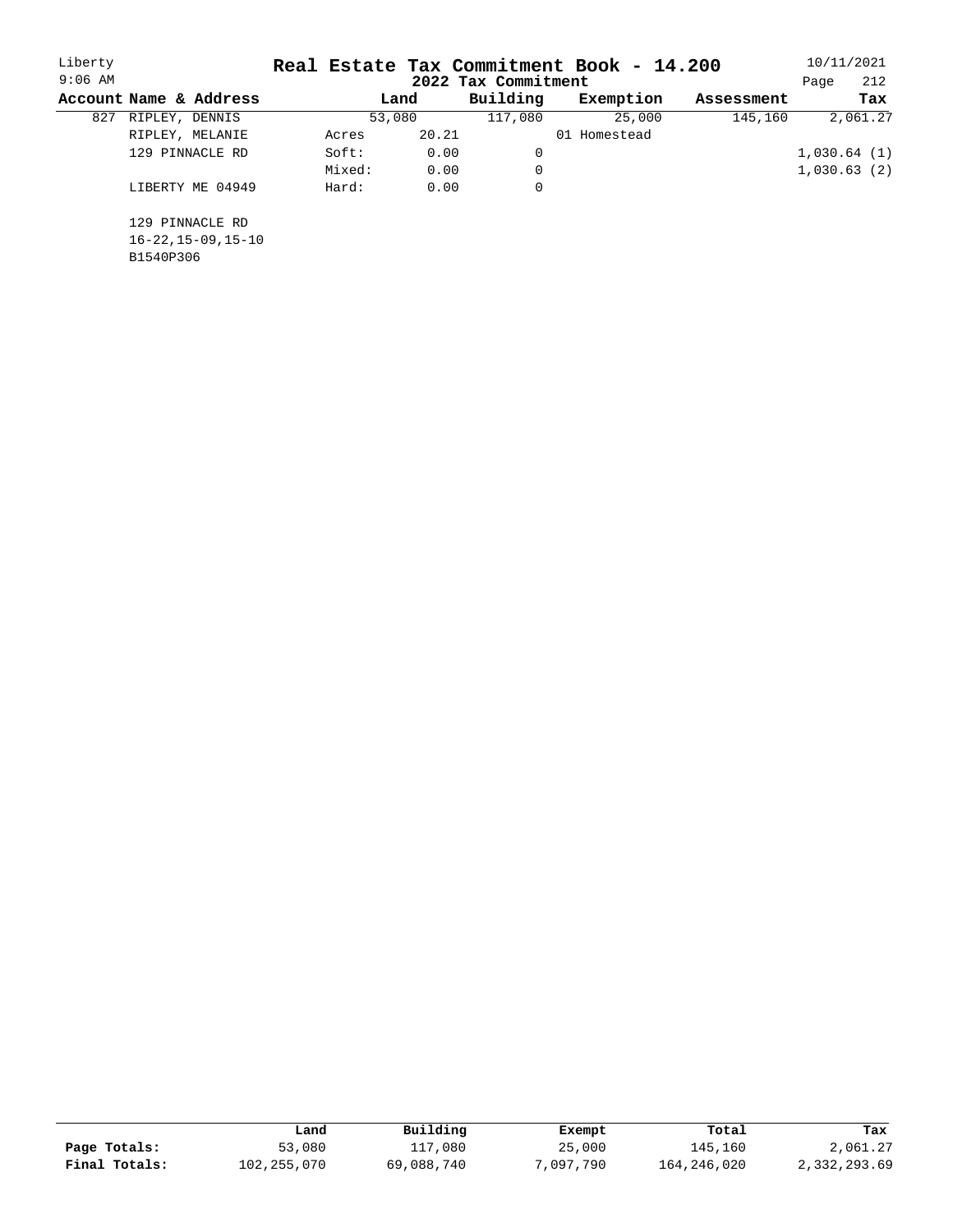# Real Estate Tax Commitment Book - 14.200

## 2022 Tax Commitment

Liberty
9:06 AM
10/11/2021

| Account | Name & Address | | Land | Building | Exemption | Assessment | Tax |
|---|---|---|---|---|---|---|---|
| 827 | RIPLEY, DENNIS | | 53,080 | 117,080 | 25,000 | 145,160 | 2,061.27 |
| | RIPLEY, MELANIE | Acres | 20.21 | | 01 Homestead | | |
| | 129 PINNACLE RD | Soft: | 0.00 | 0 | | | 1,030.64 (1) |
| | | Mixed: | 0.00 | 0 | | | 1,030.63 (2) |
| | LIBERTY ME 04949 | Hard: | 0.00 | 0 | | | |
| | 129 PINNACLE RD | | | | | | |
| | 16-22,15-09,15-10 | | | | | | |
| | B1540P306 | | | | | | |

| | Land | Building | Exempt | Total | Tax |
|---|---|---|---|---|---|
| **Page Totals:** | 53,080 | 117,080 | 25,000 | 145,160 | 2,061.27 |
| **Final Totals:** | 102,255,070 | 69,088,740 | 7,097,790 | 164,246,020 | 2,332,293.69 |